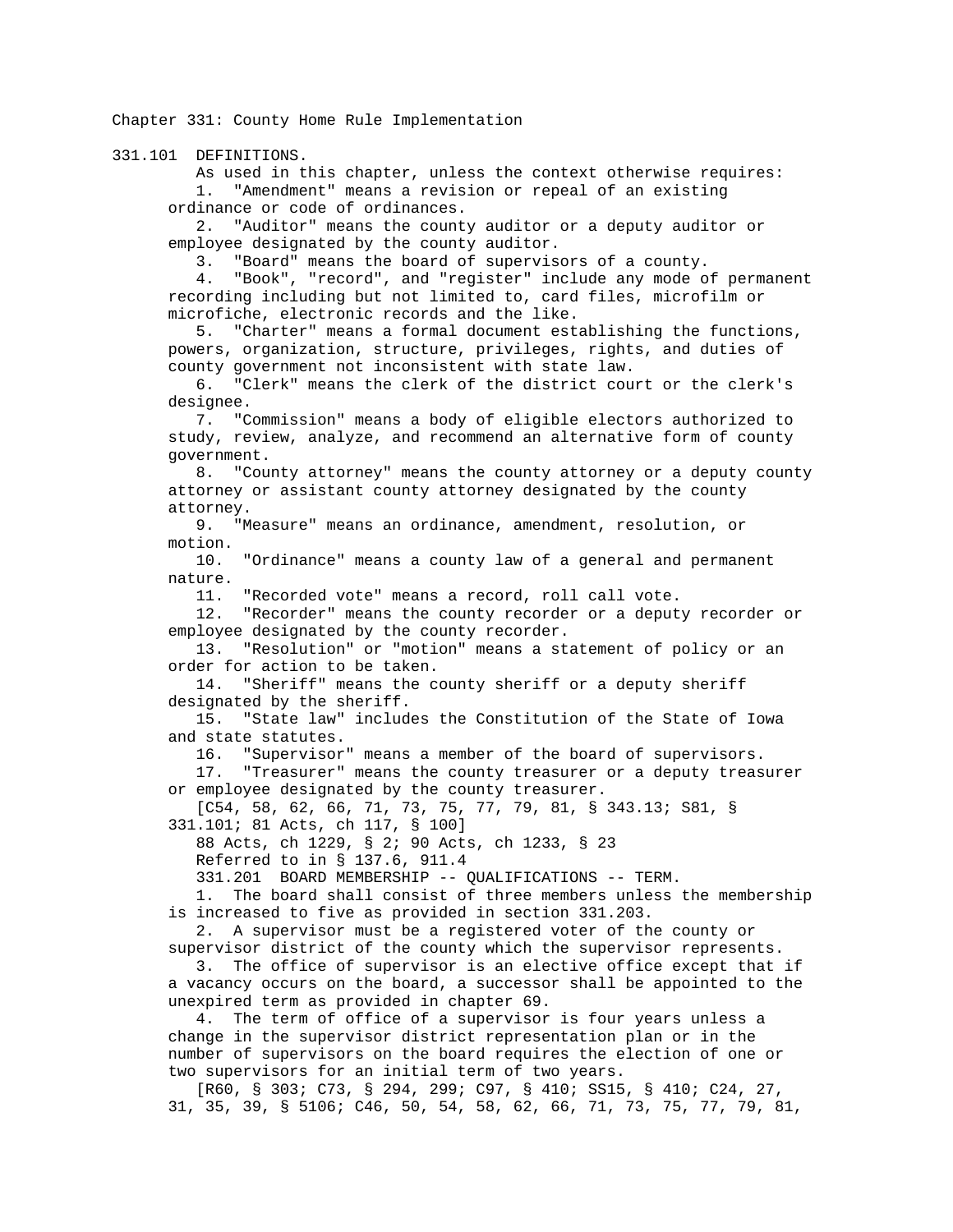# Chapter 331: County Home Rule Implementation

## 331.101 DEFINITIONS.

As used in this chapter, unless the context otherwise requires:

1. "Amendment" means a revision or repeal of an existing ordinance or code of ordinances.
2. "Auditor" means the county auditor or a deputy auditor or employee designated by the county auditor.
3. "Board" means the board of supervisors of a county.
4. "Book", "record", and "register" include any mode of permanent recording including but not limited to, card files, microfilm or microfiche, electronic records and the like.
5. "Charter" means a formal document establishing the functions, powers, organization, structure, privileges, rights, and duties of county government not inconsistent with state law.
6. "Clerk" means the clerk of the district court or the clerk's designee.
7. "Commission" means a body of eligible electors authorized to study, review, analyze, and recommend an alternative form of county government.
8. "County attorney" means the county attorney or a deputy county attorney or assistant county attorney designated by the county attorney.
9. "Measure" means an ordinance, amendment, resolution, or motion.
10. "Ordinance" means a county law of a general and permanent nature.
11. "Recorded vote" means a record, roll call vote.
12. "Recorder" means the county recorder or a deputy recorder or employee designated by the county recorder.
13. "Resolution" or "motion" means a statement of policy or an order for action to be taken.
14. "Sheriff" means the county sheriff or a deputy sheriff designated by the sheriff.
15. "State law" includes the Constitution of the State of Iowa and state statutes.
16. "Supervisor" means a member of the board of supervisors.
17. "Treasurer" means the county treasurer or a deputy treasurer or employee designated by the county treasurer.

[C54, 58, 62, 66, 71, 73, 75, 77, 79, 81, § 343.13; S81, § 331.101; 81 Acts, ch 117, § 100]

88 Acts, ch 1229, § 2; 90 Acts, ch 1233, § 23

Referred to in § 137.6, 911.4

## 331.201 BOARD MEMBERSHIP -- QUALIFICATIONS -- TERM.

1. The board shall consist of three members unless the membership is increased to five as provided in section 331.203.
2. A supervisor must be a registered voter of the county or supervisor district of the county which the supervisor represents.
3. The office of supervisor is an elective office except that if a vacancy occurs on the board, a successor shall be appointed to the unexpired term as provided in chapter 69.
4. The term of office of a supervisor is four years unless a change in the supervisor district representation plan or in the number of supervisors on the board requires the election of one or two supervisors for an initial term of two years.

[R60, § 303; C73, § 294, 299; C97, § 410; SS15, § 410; C24, 27, 31, 35, 39, § 5106; C46, 50, 54, 58, 62, 66, 71, 73, 75, 77, 79, 81,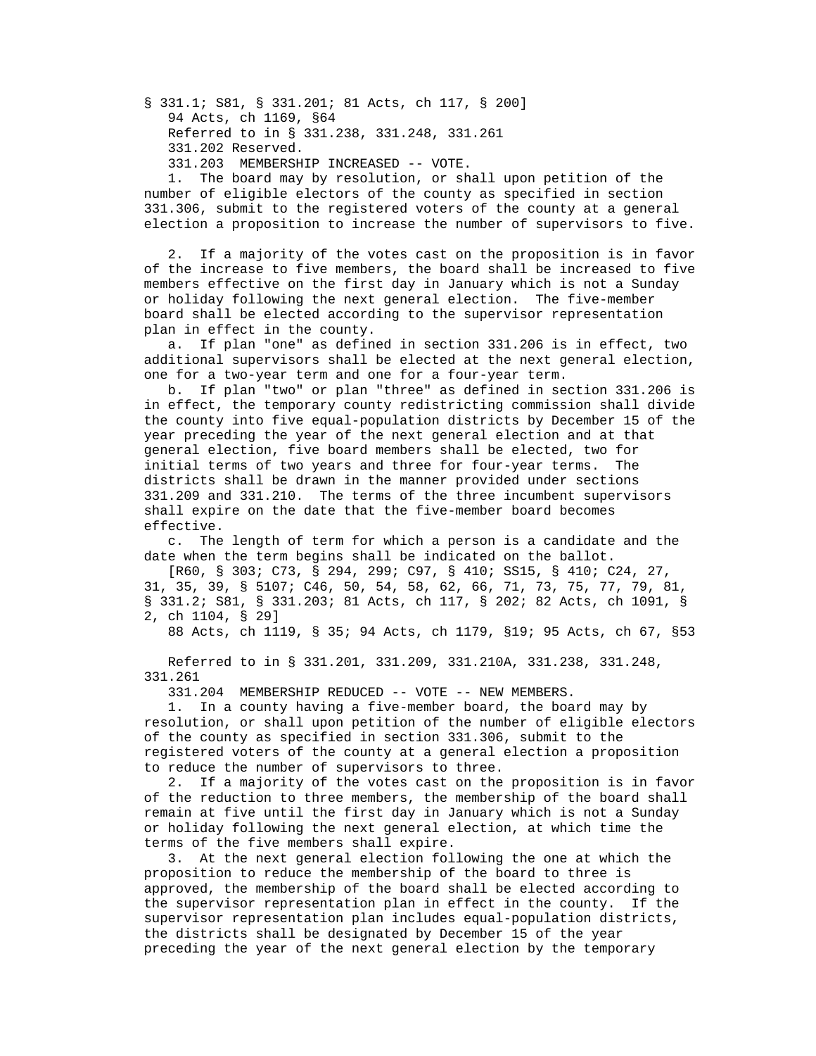§ 331.1; S81, § 331.201; 81 Acts, ch 117, § 200]

94 Acts, ch 1169, §64

Referred to in § 331.238, 331.248, 331.261

331.202 Reserved.

331.203 MEMBERSHIP INCREASED -- VOTE.

1. The board may by resolution, or shall upon petition of the number of eligible electors of the county as specified in section 331.306, submit to the registered voters of the county at a general election a proposition to increase the number of supervisors to five.

2. If a majority of the votes cast on the proposition is in favor of the increase to five members, the board shall be increased to five members effective on the first day in January which is not a Sunday or holiday following the next general election. The five-member board shall be elected according to the supervisor representation plan in effect in the county.

a. If plan "one" as defined in section 331.206 is in effect, two additional supervisors shall be elected at the next general election, one for a two-year term and one for a four-year term.

b. If plan "two" or plan "three" as defined in section 331.206 is in effect, the temporary county redistricting commission shall divide the county into five equal-population districts by December 15 of the year preceding the year of the next general election and at that general election, five board members shall be elected, two for initial terms of two years and three for four-year terms. The districts shall be drawn in the manner provided under sections 331.209 and 331.210. The terms of the three incumbent supervisors shall expire on the date that the five-member board becomes effective.

c. The length of term for which a person is a candidate and the date when the term begins shall be indicated on the ballot.

[R60, § 303; C73, § 294, 299; C97, § 410; SS15, § 410; C24, 27, 31, 35, 39, § 5107; C46, 50, 54, 58, 62, 66, 71, 73, 75, 77, 79, 81, § 331.2; S81, § 331.203; 81 Acts, ch 117, § 202; 82 Acts, ch 1091, § 2, ch 1104, § 29]

88 Acts, ch 1119, § 35; 94 Acts, ch 1179, §19; 95 Acts, ch 67, §53

Referred to in § 331.201, 331.209, 331.210A, 331.238, 331.248, 331.261

331.204 MEMBERSHIP REDUCED -- VOTE -- NEW MEMBERS.

1. In a county having a five-member board, the board may by resolution, or shall upon petition of the number of eligible electors of the county as specified in section 331.306, submit to the registered voters of the county at a general election a proposition to reduce the number of supervisors to three.

2. If a majority of the votes cast on the proposition is in favor of the reduction to three members, the membership of the board shall remain at five until the first day in January which is not a Sunday or holiday following the next general election, at which time the terms of the five members shall expire.

3. At the next general election following the one at which the proposition to reduce the membership of the board to three is approved, the membership of the board shall be elected according to the supervisor representation plan in effect in the county. If the supervisor representation plan includes equal-population districts, the districts shall be designated by December 15 of the year preceding the year of the next general election by the temporary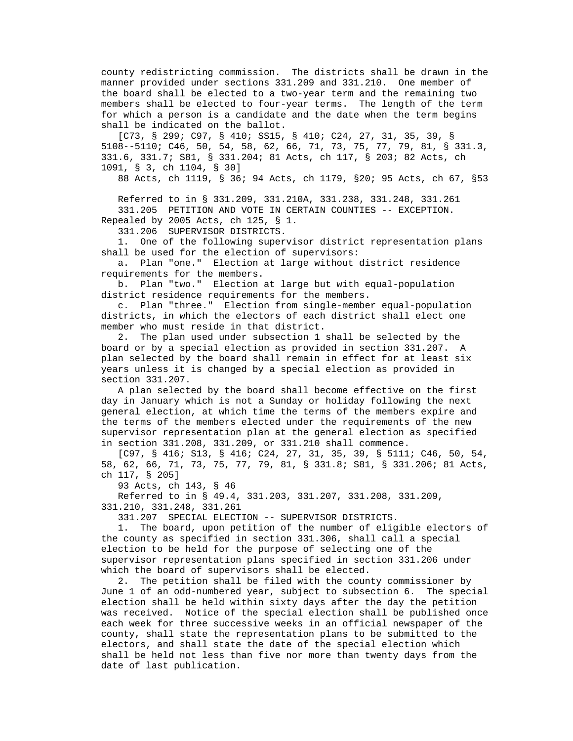county redistricting commission. The districts shall be drawn in the manner provided under sections 331.209 and 331.210. One member of the board shall be elected to a two-year term and the remaining two members shall be elected to four-year terms. The length of the term for which a person is a candidate and the date when the term begins shall be indicated on the ballot.

[C73, § 299; C97, § 410; SS15, § 410; C24, 27, 31, 35, 39, § 5108--5110; C46, 50, 54, 58, 62, 66, 71, 73, 75, 77, 79, 81, § 331.3, 331.6, 331.7; S81, § 331.204; 81 Acts, ch 117, § 203; 82 Acts, ch 1091, § 3, ch 1104, § 30]

88 Acts, ch 1119, § 36; 94 Acts, ch 1179, §20; 95 Acts, ch 67, §53

Referred to in § 331.209, 331.210A, 331.238, 331.248, 331.261

331.205 PETITION AND VOTE IN CERTAIN COUNTIES -- EXCEPTION. Repealed by 2005 Acts, ch 125, § 1.

331.206 SUPERVISOR DISTRICTS.

1. One of the following supervisor district representation plans shall be used for the election of supervisors:

a. Plan "one." Election at large without district residence requirements for the members.

b. Plan "two." Election at large but with equal-population district residence requirements for the members.

c. Plan "three." Election from single-member equal-population districts, in which the electors of each district shall elect one member who must reside in that district.

2. The plan used under subsection 1 shall be selected by the board or by a special election as provided in section 331.207. A plan selected by the board shall remain in effect for at least six years unless it is changed by a special election as provided in section 331.207.

A plan selected by the board shall become effective on the first day in January which is not a Sunday or holiday following the next general election, at which time the terms of the members expire and the terms of the members elected under the requirements of the new supervisor representation plan at the general election as specified in section 331.208, 331.209, or 331.210 shall commence.

[C97, § 416; S13, § 416; C24, 27, 31, 35, 39, § 5111; C46, 50, 54, 58, 62, 66, 71, 73, 75, 77, 79, 81, § 331.8; S81, § 331.206; 81 Acts, ch 117, § 205]

93 Acts, ch 143, § 46

Referred to in § 49.4, 331.203, 331.207, 331.208, 331.209, 331.210, 331.248, 331.261

331.207 SPECIAL ELECTION -- SUPERVISOR DISTRICTS.

1. The board, upon petition of the number of eligible electors of the county as specified in section 331.306, shall call a special election to be held for the purpose of selecting one of the supervisor representation plans specified in section 331.206 under which the board of supervisors shall be elected.

2. The petition shall be filed with the county commissioner by June 1 of an odd-numbered year, subject to subsection 6. The special election shall be held within sixty days after the day the petition was received. Notice of the special election shall be published once each week for three successive weeks in an official newspaper of the county, shall state the representation plans to be submitted to the electors, and shall state the date of the special election which shall be held not less than five nor more than twenty days from the date of last publication.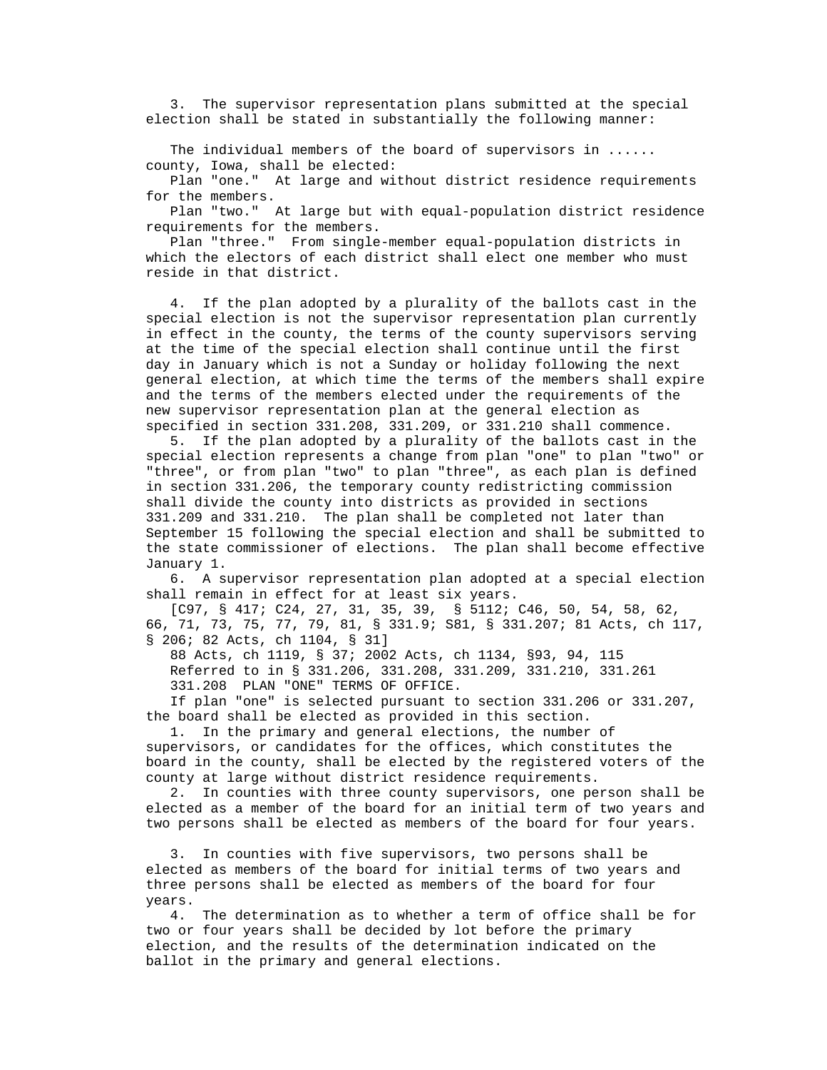3. The supervisor representation plans submitted at the special election shall be stated in substantially the following manner:

The individual members of the board of supervisors in ...... county, Iowa, shall be elected:

Plan "one." At large and without district residence requirements for the members.

Plan "two." At large but with equal-population district residence requirements for the members.

Plan "three." From single-member equal-population districts in which the electors of each district shall elect one member who must reside in that district.

4. If the plan adopted by a plurality of the ballots cast in the special election is not the supervisor representation plan currently in effect in the county, the terms of the county supervisors serving at the time of the special election shall continue until the first day in January which is not a Sunday or holiday following the next general election, at which time the terms of the members shall expire and the terms of the members elected under the requirements of the new supervisor representation plan at the general election as specified in section 331.208, 331.209, or 331.210 shall commence.

5. If the plan adopted by a plurality of the ballots cast in the special election represents a change from plan "one" to plan "two" or "three", or from plan "two" to plan "three", as each plan is defined in section 331.206, the temporary county redistricting commission shall divide the county into districts as provided in sections 331.209 and 331.210. The plan shall be completed not later than September 15 following the special election and shall be submitted to the state commissioner of elections. The plan shall become effective January 1.

6. A supervisor representation plan adopted at a special election shall remain in effect for at least six years.

[C97, § 417; C24, 27, 31, 35, 39, § 5112; C46, 50, 54, 58, 62, 66, 71, 73, 75, 77, 79, 81, § 331.9; S81, § 331.207; 81 Acts, ch 117, § 206; 82 Acts, ch 1104, § 31]

88 Acts, ch 1119, § 37; 2002 Acts, ch 1134, §93, 94, 115

Referred to in § 331.206, 331.208, 331.209, 331.210, 331.261

331.208 PLAN "ONE" TERMS OF OFFICE.

If plan "one" is selected pursuant to section 331.206 or 331.207, the board shall be elected as provided in this section.

1. In the primary and general elections, the number of supervisors, or candidates for the offices, which constitutes the board in the county, shall be elected by the registered voters of the county at large without district residence requirements.

2. In counties with three county supervisors, one person shall be elected as a member of the board for an initial term of two years and two persons shall be elected as members of the board for four years.

3. In counties with five supervisors, two persons shall be elected as members of the board for initial terms of two years and three persons shall be elected as members of the board for four years.

4. The determination as to whether a term of office shall be for two or four years shall be decided by lot before the primary election, and the results of the determination indicated on the ballot in the primary and general elections.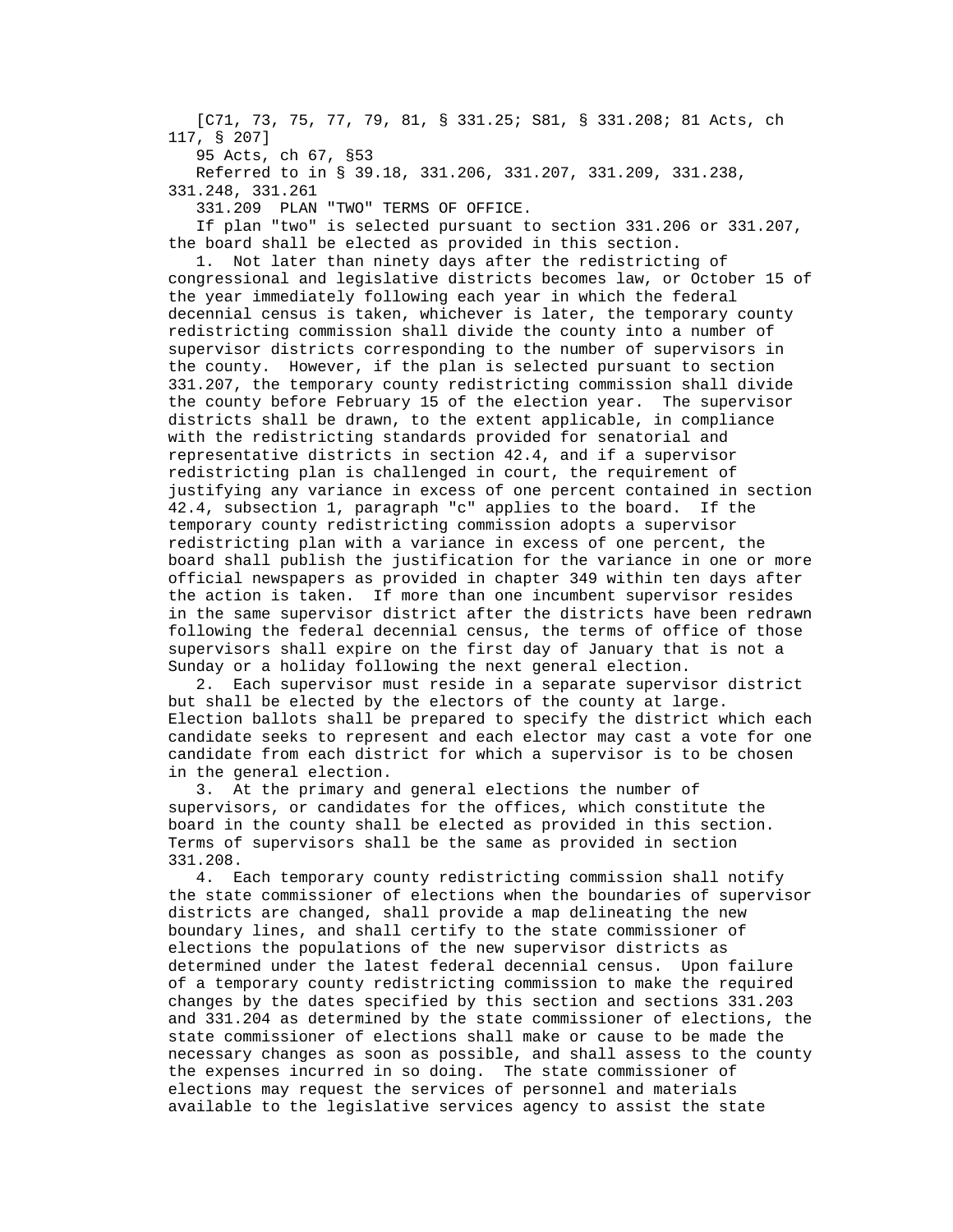[C71, 73, 75, 77, 79, 81, § 331.25; S81, § 331.208; 81 Acts, ch 117, § 207]

95 Acts, ch 67, §53

Referred to in § 39.18, 331.206, 331.207, 331.209, 331.238, 331.248, 331.261

331.209 PLAN "TWO" TERMS OF OFFICE.

If plan "two" is selected pursuant to section 331.206 or 331.207, the board shall be elected as provided in this section.

1. Not later than ninety days after the redistricting of congressional and legislative districts becomes law, or October 15 of the year immediately following each year in which the federal decennial census is taken, whichever is later, the temporary county redistricting commission shall divide the county into a number of supervisor districts corresponding to the number of supervisors in the county. However, if the plan is selected pursuant to section 331.207, the temporary county redistricting commission shall divide the county before February 15 of the election year. The supervisor districts shall be drawn, to the extent applicable, in compliance with the redistricting standards provided for senatorial and representative districts in section 42.4, and if a supervisor redistricting plan is challenged in court, the requirement of justifying any variance in excess of one percent contained in section 42.4, subsection 1, paragraph "c" applies to the board. If the temporary county redistricting commission adopts a supervisor redistricting plan with a variance in excess of one percent, the board shall publish the justification for the variance in one or more official newspapers as provided in chapter 349 within ten days after the action is taken. If more than one incumbent supervisor resides in the same supervisor district after the districts have been redrawn following the federal decennial census, the terms of office of those supervisors shall expire on the first day of January that is not a Sunday or a holiday following the next general election.

2. Each supervisor must reside in a separate supervisor district but shall be elected by the electors of the county at large. Election ballots shall be prepared to specify the district which each candidate seeks to represent and each elector may cast a vote for one candidate from each district for which a supervisor is to be chosen in the general election.

3. At the primary and general elections the number of supervisors, or candidates for the offices, which constitute the board in the county shall be elected as provided in this section. Terms of supervisors shall be the same as provided in section 331.208.

4. Each temporary county redistricting commission shall notify the state commissioner of elections when the boundaries of supervisor districts are changed, shall provide a map delineating the new boundary lines, and shall certify to the state commissioner of elections the populations of the new supervisor districts as determined under the latest federal decennial census. Upon failure of a temporary county redistricting commission to make the required changes by the dates specified by this section and sections 331.203 and 331.204 as determined by the state commissioner of elections, the state commissioner of elections shall make or cause to be made the necessary changes as soon as possible, and shall assess to the county the expenses incurred in so doing. The state commissioner of elections may request the services of personnel and materials available to the legislative services agency to assist the state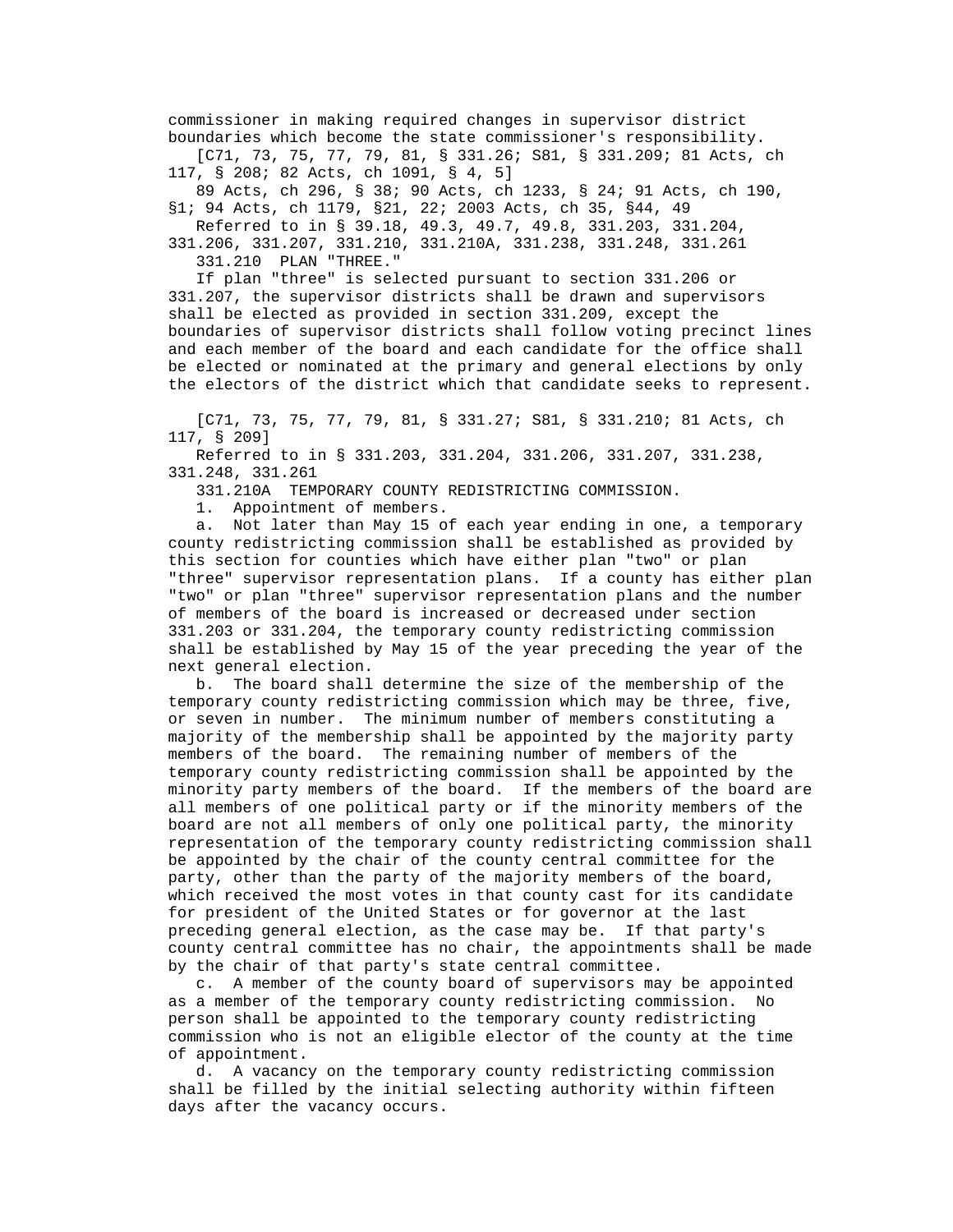commissioner in making required changes in supervisor district boundaries which become the state commissioner's responsibility.

[C71, 73, 75, 77, 79, 81, § 331.26; S81, § 331.209; 81 Acts, ch 117, § 208; 82 Acts, ch 1091, § 4, 5]

89 Acts, ch 296, § 38; 90 Acts, ch 1233, § 24; 91 Acts, ch 190, §1; 94 Acts, ch 1179, §21, 22; 2003 Acts, ch 35, §44, 49

Referred to in § 39.18, 49.3, 49.7, 49.8, 331.203, 331.204, 331.206, 331.207, 331.210, 331.210A, 331.238, 331.248, 331.261

331.210 PLAN "THREE."

If plan "three" is selected pursuant to section 331.206 or 331.207, the supervisor districts shall be drawn and supervisors shall be elected as provided in section 331.209, except the boundaries of supervisor districts shall follow voting precinct lines and each member of the board and each candidate for the office shall be elected or nominated at the primary and general elections by only the electors of the district which that candidate seeks to represent.

[C71, 73, 75, 77, 79, 81, § 331.27; S81, § 331.210; 81 Acts, ch 117, § 209]

Referred to in § 331.203, 331.204, 331.206, 331.207, 331.238, 331.248, 331.261

331.210A TEMPORARY COUNTY REDISTRICTING COMMISSION.

1. Appointment of members.

a. Not later than May 15 of each year ending in one, a temporary county redistricting commission shall be established as provided by this section for counties which have either plan "two" or plan "three" supervisor representation plans. If a county has either plan "two" or plan "three" supervisor representation plans and the number of members of the board is increased or decreased under section 331.203 or 331.204, the temporary county redistricting commission shall be established by May 15 of the year preceding the year of the next general election.

b. The board shall determine the size of the membership of the temporary county redistricting commission which may be three, five, or seven in number. The minimum number of members constituting a majority of the membership shall be appointed by the majority party members of the board. The remaining number of members of the temporary county redistricting commission shall be appointed by the minority party members of the board. If the members of the board are all members of one political party or if the minority members of the board are not all members of only one political party, the minority representation of the temporary county redistricting commission shall be appointed by the chair of the county central committee for the party, other than the party of the majority members of the board, which received the most votes in that county cast for its candidate for president of the United States or for governor at the last preceding general election, as the case may be. If that party's county central committee has no chair, the appointments shall be made by the chair of that party's state central committee.

c. A member of the county board of supervisors may be appointed as a member of the temporary county redistricting commission. No person shall be appointed to the temporary county redistricting commission who is not an eligible elector of the county at the time of appointment.

d. A vacancy on the temporary county redistricting commission shall be filled by the initial selecting authority within fifteen days after the vacancy occurs.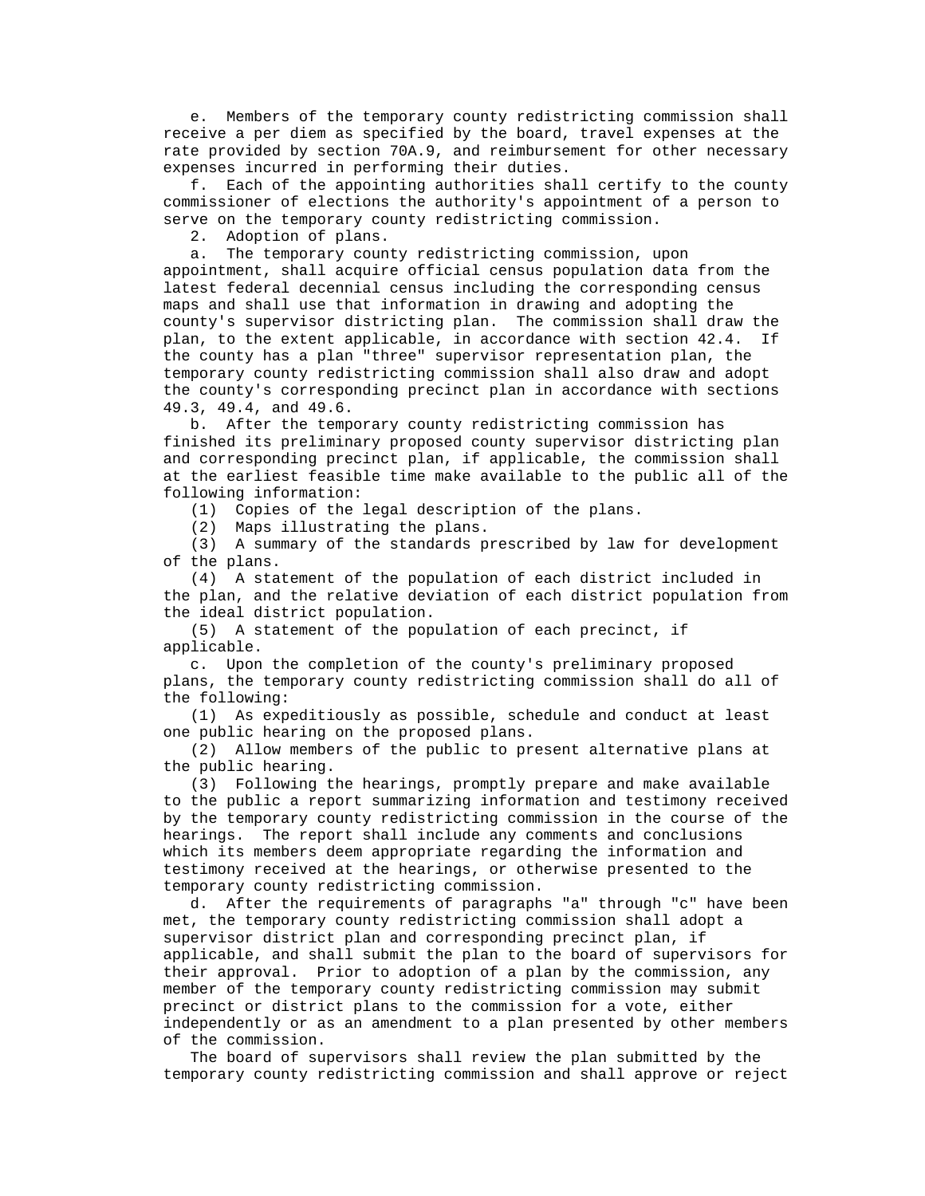e. Members of the temporary county redistricting commission shall receive a per diem as specified by the board, travel expenses at the rate provided by section 70A.9, and reimbursement for other necessary expenses incurred in performing their duties.

f. Each of the appointing authorities shall certify to the county commissioner of elections the authority's appointment of a person to serve on the temporary county redistricting commission.

2. Adoption of plans.

a. The temporary county redistricting commission, upon appointment, shall acquire official census population data from the latest federal decennial census including the corresponding census maps and shall use that information in drawing and adopting the county's supervisor districting plan. The commission shall draw the plan, to the extent applicable, in accordance with section 42.4. If the county has a plan "three" supervisor representation plan, the temporary county redistricting commission shall also draw and adopt the county's corresponding precinct plan in accordance with sections 49.3, 49.4, and 49.6.

b. After the temporary county redistricting commission has finished its preliminary proposed county supervisor districting plan and corresponding precinct plan, if applicable, the commission shall at the earliest feasible time make available to the public all of the following information:

(1) Copies of the legal description of the plans.

(2) Maps illustrating the plans.

(3) A summary of the standards prescribed by law for development of the plans.

(4) A statement of the population of each district included in the plan, and the relative deviation of each district population from the ideal district population.

(5) A statement of the population of each precinct, if applicable.

c. Upon the completion of the county's preliminary proposed plans, the temporary county redistricting commission shall do all of the following:

(1) As expeditiously as possible, schedule and conduct at least one public hearing on the proposed plans.

(2) Allow members of the public to present alternative plans at the public hearing.

(3) Following the hearings, promptly prepare and make available to the public a report summarizing information and testimony received by the temporary county redistricting commission in the course of the hearings. The report shall include any comments and conclusions which its members deem appropriate regarding the information and testimony received at the hearings, or otherwise presented to the temporary county redistricting commission.

d. After the requirements of paragraphs "a" through "c" have been met, the temporary county redistricting commission shall adopt a supervisor district plan and corresponding precinct plan, if applicable, and shall submit the plan to the board of supervisors for their approval. Prior to adoption of a plan by the commission, any member of the temporary county redistricting commission may submit precinct or district plans to the commission for a vote, either independently or as an amendment to a plan presented by other members of the commission.

The board of supervisors shall review the plan submitted by the temporary county redistricting commission and shall approve or reject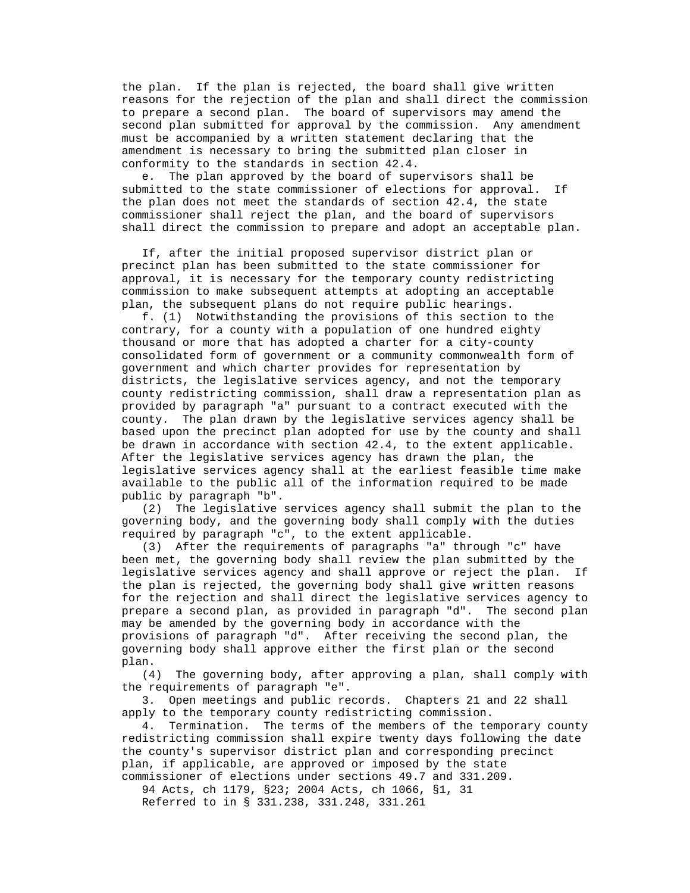the plan. If the plan is rejected, the board shall give written reasons for the rejection of the plan and shall direct the commission to prepare a second plan. The board of supervisors may amend the second plan submitted for approval by the commission. Any amendment must be accompanied by a written statement declaring that the amendment is necessary to bring the submitted plan closer in conformity to the standards in section 42.4.

e. The plan approved by the board of supervisors shall be submitted to the state commissioner of elections for approval. If the plan does not meet the standards of section 42.4, the state commissioner shall reject the plan, and the board of supervisors shall direct the commission to prepare and adopt an acceptable plan.

If, after the initial proposed supervisor district plan or precinct plan has been submitted to the state commissioner for approval, it is necessary for the temporary county redistricting commission to make subsequent attempts at adopting an acceptable plan, the subsequent plans do not require public hearings.

f. (1) Notwithstanding the provisions of this section to the contrary, for a county with a population of one hundred eighty thousand or more that has adopted a charter for a city-county consolidated form of government or a community commonwealth form of government and which charter provides for representation by districts, the legislative services agency, and not the temporary county redistricting commission, shall draw a representation plan as provided by paragraph "a" pursuant to a contract executed with the county. The plan drawn by the legislative services agency shall be based upon the precinct plan adopted for use by the county and shall be drawn in accordance with section 42.4, to the extent applicable. After the legislative services agency has drawn the plan, the legislative services agency shall at the earliest feasible time make available to the public all of the information required to be made public by paragraph "b".

(2) The legislative services agency shall submit the plan to the governing body, and the governing body shall comply with the duties required by paragraph "c", to the extent applicable.

(3) After the requirements of paragraphs "a" through "c" have been met, the governing body shall review the plan submitted by the legislative services agency and shall approve or reject the plan. If the plan is rejected, the governing body shall give written reasons for the rejection and shall direct the legislative services agency to prepare a second plan, as provided in paragraph "d". The second plan may be amended by the governing body in accordance with the provisions of paragraph "d". After receiving the second plan, the governing body shall approve either the first plan or the second plan.

(4) The governing body, after approving a plan, shall comply with the requirements of paragraph "e".

3. Open meetings and public records. Chapters 21 and 22 shall apply to the temporary county redistricting commission.

4. Termination. The terms of the members of the temporary county redistricting commission shall expire twenty days following the date the county's supervisor district plan and corresponding precinct plan, if applicable, are approved or imposed by the state commissioner of elections under sections 49.7 and 331.209.

94 Acts, ch 1179, §23; 2004 Acts, ch 1066, §1, 31

Referred to in § 331.238, 331.248, 331.261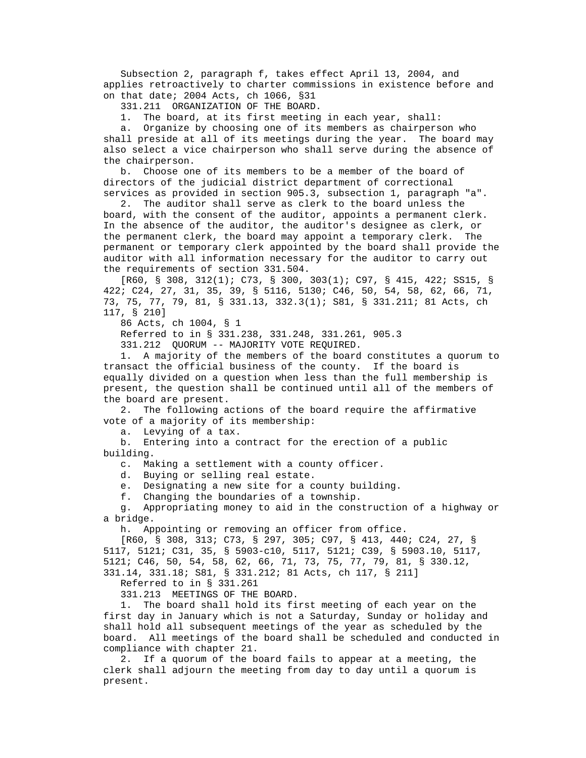Subsection 2, paragraph f, takes effect April 13, 2004, and applies retroactively to charter commissions in existence before and on that date; 2004 Acts, ch 1066, §31

331.211 ORGANIZATION OF THE BOARD.

1. The board, at its first meeting in each year, shall:

a. Organize by choosing one of its members as chairperson who shall preside at all of its meetings during the year. The board may also select a vice chairperson who shall serve during the absence of the chairperson.

b. Choose one of its members to be a member of the board of directors of the judicial district department of correctional services as provided in section 905.3, subsection 1, paragraph "a".

2. The auditor shall serve as clerk to the board unless the board, with the consent of the auditor, appoints a permanent clerk. In the absence of the auditor, the auditor's designee as clerk, or the permanent clerk, the board may appoint a temporary clerk. The permanent or temporary clerk appointed by the board shall provide the auditor with all information necessary for the auditor to carry out the requirements of section 331.504.

[R60, § 308, 312(1); C73, § 300, 303(1); C97, § 415, 422; SS15, § 422; C24, 27, 31, 35, 39, § 5116, 5130; C46, 50, 54, 58, 62, 66, 71, 73, 75, 77, 79, 81, § 331.13, 332.3(1); S81, § 331.211; 81 Acts, ch 117, § 210]

86 Acts, ch 1004, § 1

Referred to in § 331.238, 331.248, 331.261, 905.3

331.212 QUORUM -- MAJORITY VOTE REQUIRED.

1. A majority of the members of the board constitutes a quorum to transact the official business of the county. If the board is equally divided on a question when less than the full membership is present, the question shall be continued until all of the members of the board are present.

2. The following actions of the board require the affirmative vote of a majority of its membership:

a. Levying of a tax.

b. Entering into a contract for the erection of a public building.

c. Making a settlement with a county officer.

d. Buying or selling real estate.

e. Designating a new site for a county building.

f. Changing the boundaries of a township.

g. Appropriating money to aid in the construction of a highway or a bridge.

h. Appointing or removing an officer from office.

[R60, § 308, 313; C73, § 297, 305; C97, § 413, 440; C24, 27, § 5117, 5121; C31, 35, § 5903-c10, 5117, 5121; C39, § 5903.10, 5117, 5121; C46, 50, 54, 58, 62, 66, 71, 73, 75, 77, 79, 81, § 330.12, 331.14, 331.18; S81, § 331.212; 81 Acts, ch 117, § 211]

Referred to in § 331.261

331.213 MEETINGS OF THE BOARD.

1. The board shall hold its first meeting of each year on the first day in January which is not a Saturday, Sunday or holiday and shall hold all subsequent meetings of the year as scheduled by the board. All meetings of the board shall be scheduled and conducted in compliance with chapter 21.

2. If a quorum of the board fails to appear at a meeting, the clerk shall adjourn the meeting from day to day until a quorum is present.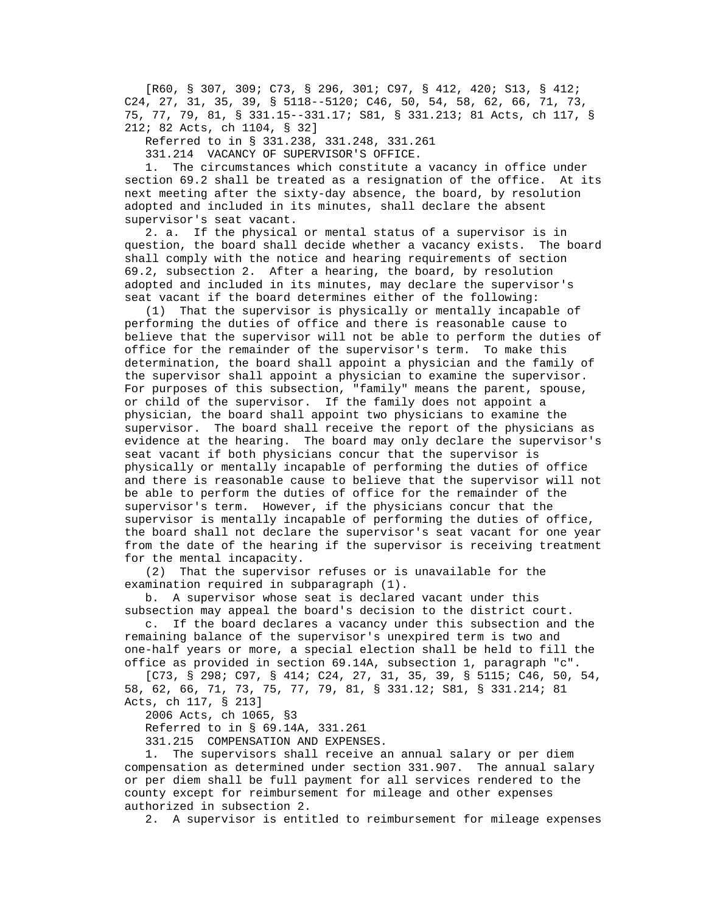[R60, § 307, 309; C73, § 296, 301; C97, § 412, 420; S13, § 412; C24, 27, 31, 35, 39, § 5118--5120; C46, 50, 54, 58, 62, 66, 71, 73, 75, 77, 79, 81, § 331.15--331.17; S81, § 331.213; 81 Acts, ch 117, § 212; 82 Acts, ch 1104, § 32]

Referred to in § 331.238, 331.248, 331.261

331.214 VACANCY OF SUPERVISOR'S OFFICE.

1. The circumstances which constitute a vacancy in office under section 69.2 shall be treated as a resignation of the office. At its next meeting after the sixty-day absence, the board, by resolution adopted and included in its minutes, shall declare the absent supervisor's seat vacant.

2. a. If the physical or mental status of a supervisor is in question, the board shall decide whether a vacancy exists. The board shall comply with the notice and hearing requirements of section 69.2, subsection 2. After a hearing, the board, by resolution adopted and included in its minutes, may declare the supervisor's seat vacant if the board determines either of the following:

(1) That the supervisor is physically or mentally incapable of performing the duties of office and there is reasonable cause to believe that the supervisor will not be able to perform the duties of office for the remainder of the supervisor's term. To make this determination, the board shall appoint a physician and the family of the supervisor shall appoint a physician to examine the supervisor. For purposes of this subsection, "family" means the parent, spouse, or child of the supervisor. If the family does not appoint a physician, the board shall appoint two physicians to examine the supervisor. The board shall receive the report of the physicians as evidence at the hearing. The board may only declare the supervisor's seat vacant if both physicians concur that the supervisor is physically or mentally incapable of performing the duties of office and there is reasonable cause to believe that the supervisor will not be able to perform the duties of office for the remainder of the supervisor's term. However, if the physicians concur that the supervisor is mentally incapable of performing the duties of office, the board shall not declare the supervisor's seat vacant for one year from the date of the hearing if the supervisor is receiving treatment for the mental incapacity.

(2) That the supervisor refuses or is unavailable for the examination required in subparagraph (1).

b. A supervisor whose seat is declared vacant under this subsection may appeal the board's decision to the district court.

c. If the board declares a vacancy under this subsection and the remaining balance of the supervisor's unexpired term is two and one-half years or more, a special election shall be held to fill the office as provided in section 69.14A, subsection 1, paragraph "c".

[C73, § 298; C97, § 414; C24, 27, 31, 35, 39, § 5115; C46, 50, 54, 58, 62, 66, 71, 73, 75, 77, 79, 81, § 331.12; S81, § 331.214; 81 Acts, ch 117, § 213]

2006 Acts, ch 1065, §3

Referred to in § 69.14A, 331.261

331.215 COMPENSATION AND EXPENSES.

1. The supervisors shall receive an annual salary or per diem compensation as determined under section 331.907. The annual salary or per diem shall be full payment for all services rendered to the county except for reimbursement for mileage and other expenses authorized in subsection 2.

2. A supervisor is entitled to reimbursement for mileage expenses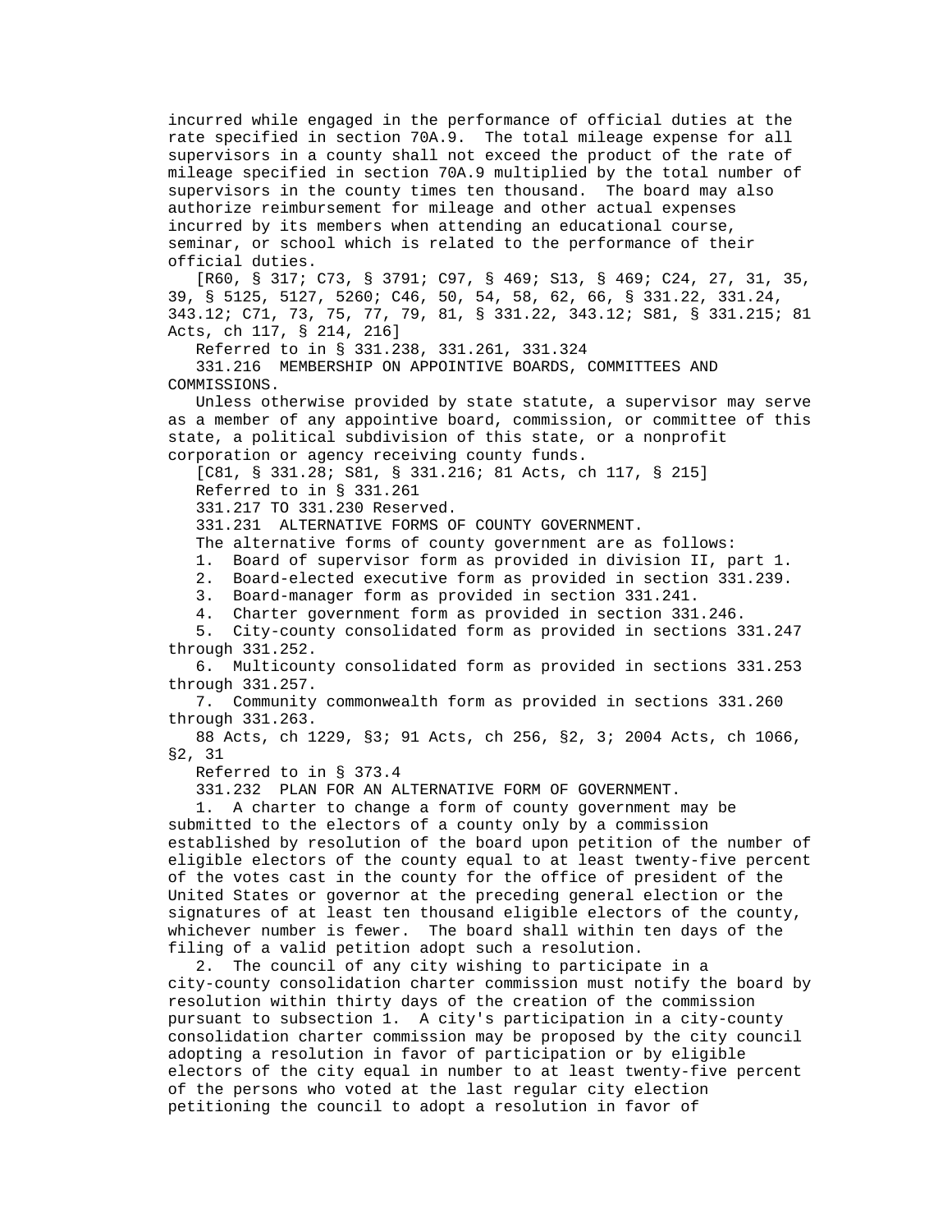incurred while engaged in the performance of official duties at the rate specified in section 70A.9. The total mileage expense for all supervisors in a county shall not exceed the product of the rate of mileage specified in section 70A.9 multiplied by the total number of supervisors in the county times ten thousand. The board may also authorize reimbursement for mileage and other actual expenses incurred by its members when attending an educational course, seminar, or school which is related to the performance of their official duties.

[R60, § 317; C73, § 3791; C97, § 469; S13, § 469; C24, 27, 31, 35, 39, § 5125, 5127, 5260; C46, 50, 54, 58, 62, 66, § 331.22, 331.24, 343.12; C71, 73, 75, 77, 79, 81, § 331.22, 343.12; S81, § 331.215; 81 Acts, ch 117, § 214, 216]

Referred to in § 331.238, 331.261, 331.324

331.216 MEMBERSHIP ON APPOINTIVE BOARDS, COMMITTEES AND COMMISSIONS.

Unless otherwise provided by state statute, a supervisor may serve as a member of any appointive board, commission, or committee of this state, a political subdivision of this state, or a nonprofit corporation or agency receiving county funds.

[C81, § 331.28; S81, § 331.216; 81 Acts, ch 117, § 215]

Referred to in § 331.261

331.217 TO 331.230 Reserved.

331.231 ALTERNATIVE FORMS OF COUNTY GOVERNMENT.

The alternative forms of county government are as follows:

1. Board of supervisor form as provided in division II, part 1.
2. Board-elected executive form as provided in section 331.239.
3. Board-manager form as provided in section 331.241.
4. Charter government form as provided in section 331.246.
5. City-county consolidated form as provided in sections 331.247 through 331.252.
6. Multicounty consolidated form as provided in sections 331.253 through 331.257.
7. Community commonwealth form as provided in sections 331.260 through 331.263.

88 Acts, ch 1229, §3; 91 Acts, ch 256, §2, 3; 2004 Acts, ch 1066, §2, 31

Referred to in § 373.4

331.232 PLAN FOR AN ALTERNATIVE FORM OF GOVERNMENT.

1. A charter to change a form of county government may be submitted to the electors of a county only by a commission established by resolution of the board upon petition of the number of eligible electors of the county equal to at least twenty-five percent of the votes cast in the county for the office of president of the United States or governor at the preceding general election or the signatures of at least ten thousand eligible electors of the county, whichever number is fewer. The board shall within ten days of the filing of a valid petition adopt such a resolution.

2. The council of any city wishing to participate in a city-county consolidation charter commission must notify the board by resolution within thirty days of the creation of the commission pursuant to subsection 1. A city's participation in a city-county consolidation charter commission may be proposed by the city council adopting a resolution in favor of participation or by eligible electors of the city equal in number to at least twenty-five percent of the persons who voted at the last regular city election petitioning the council to adopt a resolution in favor of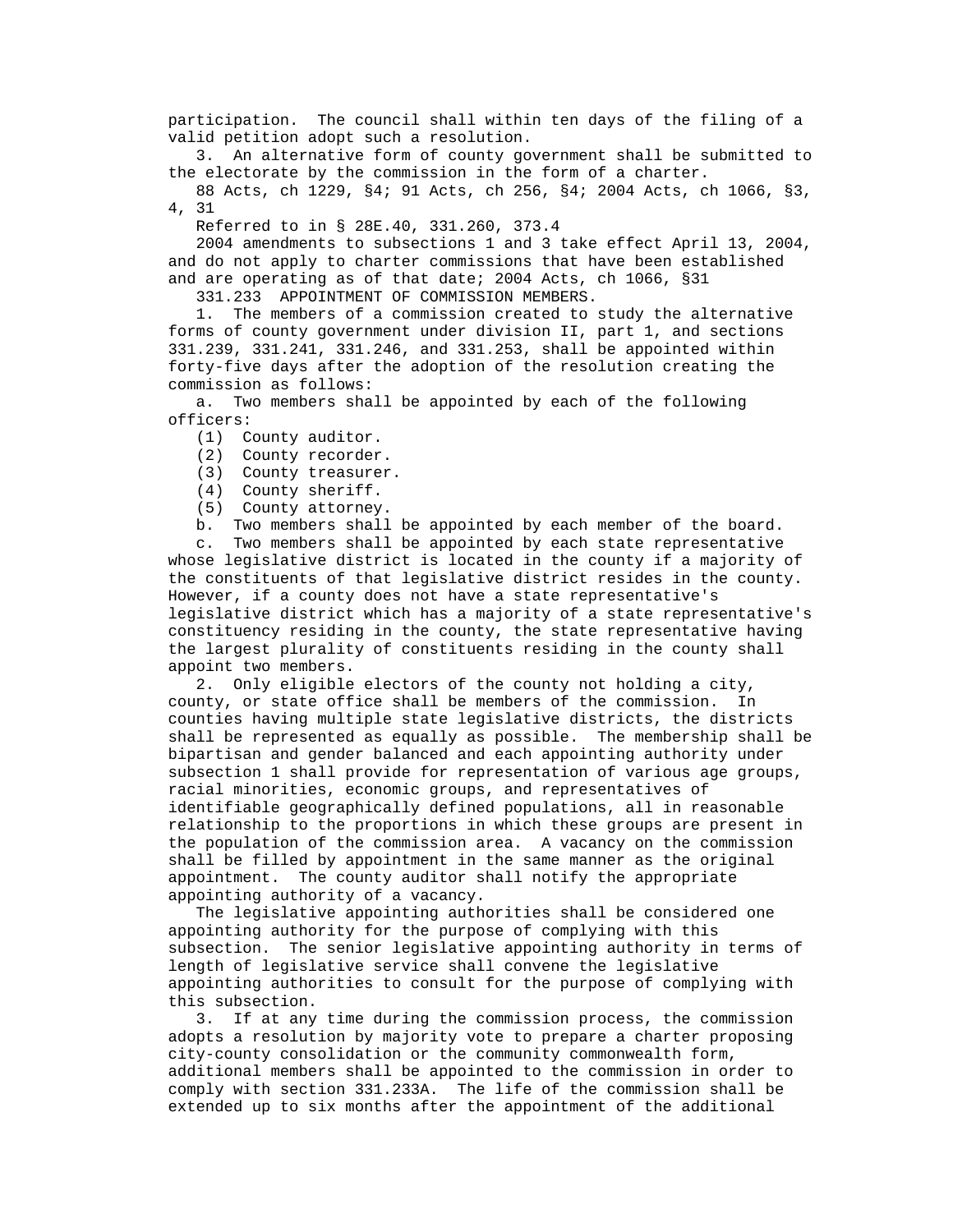participation. The council shall within ten days of the filing of a valid petition adopt such a resolution.

3. An alternative form of county government shall be submitted to the electorate by the commission in the form of a charter.

88 Acts, ch 1229, §4; 91 Acts, ch 256, §4; 2004 Acts, ch 1066, §3, 4, 31

Referred to in § 28E.40, 331.260, 373.4

2004 amendments to subsections 1 and 3 take effect April 13, 2004, and do not apply to charter commissions that have been established and are operating as of that date; 2004 Acts, ch 1066, §31

331.233 APPOINTMENT OF COMMISSION MEMBERS.

1. The members of a commission created to study the alternative forms of county government under division II, part 1, and sections 331.239, 331.241, 331.246, and 331.253, shall be appointed within forty-five days after the adoption of the resolution creating the commission as follows:

a. Two members shall be appointed by each of the following officers:

(1) County auditor.

(2) County recorder.

(3) County treasurer.

(4) County sheriff.

(5) County attorney.

b. Two members shall be appointed by each member of the board.

c. Two members shall be appointed by each state representative whose legislative district is located in the county if a majority of the constituents of that legislative district resides in the county. However, if a county does not have a state representative's legislative district which has a majority of a state representative's constituency residing in the county, the state representative having the largest plurality of constituents residing in the county shall appoint two members.

2. Only eligible electors of the county not holding a city, county, or state office shall be members of the commission. In counties having multiple state legislative districts, the districts shall be represented as equally as possible. The membership shall be bipartisan and gender balanced and each appointing authority under subsection 1 shall provide for representation of various age groups, racial minorities, economic groups, and representatives of identifiable geographically defined populations, all in reasonable relationship to the proportions in which these groups are present in the population of the commission area. A vacancy on the commission shall be filled by appointment in the same manner as the original appointment. The county auditor shall notify the appropriate appointing authority of a vacancy.

The legislative appointing authorities shall be considered one appointing authority for the purpose of complying with this subsection. The senior legislative appointing authority in terms of length of legislative service shall convene the legislative appointing authorities to consult for the purpose of complying with this subsection.

3. If at any time during the commission process, the commission adopts a resolution by majority vote to prepare a charter proposing city-county consolidation or the community commonwealth form, additional members shall be appointed to the commission in order to comply with section 331.233A. The life of the commission shall be extended up to six months after the appointment of the additional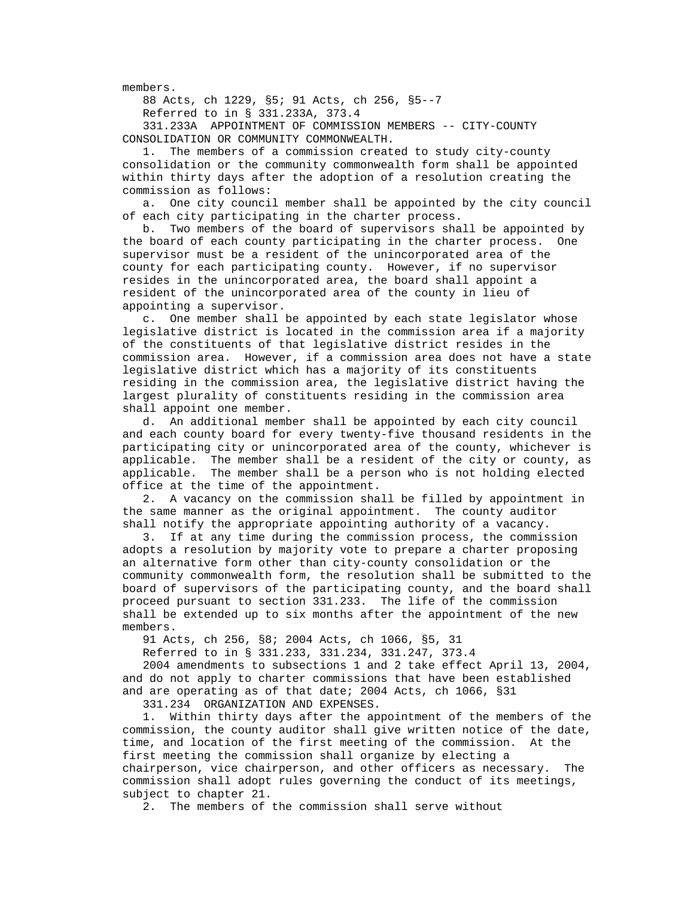members.

88 Acts, ch 1229, §5; 91 Acts, ch 256, §5--7

Referred to in § 331.233A, 373.4

331.233A APPOINTMENT OF COMMISSION MEMBERS -- CITY-COUNTY CONSOLIDATION OR COMMUNITY COMMONWEALTH.

1. The members of a commission created to study city-county consolidation or the community commonwealth form shall be appointed within thirty days after the adoption of a resolution creating the commission as follows:

a. One city council member shall be appointed by the city council of each city participating in the charter process.

b. Two members of the board of supervisors shall be appointed by the board of each county participating in the charter process. One supervisor must be a resident of the unincorporated area of the county for each participating county. However, if no supervisor resides in the unincorporated area, the board shall appoint a resident of the unincorporated area of the county in lieu of appointing a supervisor.

c. One member shall be appointed by each state legislator whose legislative district is located in the commission area if a majority of the constituents of that legislative district resides in the commission area. However, if a commission area does not have a state legislative district which has a majority of its constituents residing in the commission area, the legislative district having the largest plurality of constituents residing in the commission area shall appoint one member.

d. An additional member shall be appointed by each city council and each county board for every twenty-five thousand residents in the participating city or unincorporated area of the county, whichever is applicable. The member shall be a resident of the city or county, as applicable. The member shall be a person who is not holding elected office at the time of the appointment.

2. A vacancy on the commission shall be filled by appointment in the same manner as the original appointment. The county auditor shall notify the appropriate appointing authority of a vacancy.

3. If at any time during the commission process, the commission adopts a resolution by majority vote to prepare a charter proposing an alternative form other than city-county consolidation or the community commonwealth form, the resolution shall be submitted to the board of supervisors of the participating county, and the board shall proceed pursuant to section 331.233. The life of the commission shall be extended up to six months after the appointment of the new members.

91 Acts, ch 256, §8; 2004 Acts, ch 1066, §5, 31

Referred to in § 331.233, 331.234, 331.247, 373.4

2004 amendments to subsections 1 and 2 take effect April 13, 2004, and do not apply to charter commissions that have been established and are operating as of that date; 2004 Acts, ch 1066, §31

331.234 ORGANIZATION AND EXPENSES.

1. Within thirty days after the appointment of the members of the commission, the county auditor shall give written notice of the date, time, and location of the first meeting of the commission. At the first meeting the commission shall organize by electing a chairperson, vice chairperson, and other officers as necessary. The commission shall adopt rules governing the conduct of its meetings, subject to chapter 21.

2. The members of the commission shall serve without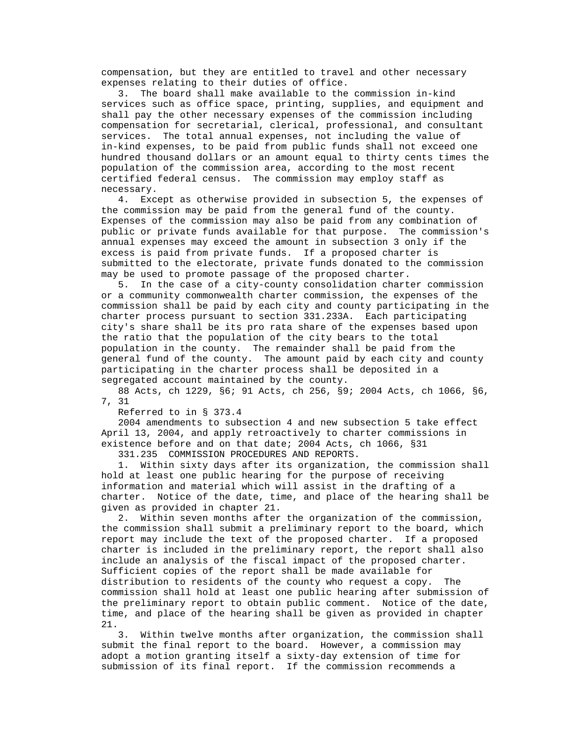compensation, but they are entitled to travel and other necessary expenses relating to their duties of office.

3. The board shall make available to the commission in-kind services such as office space, printing, supplies, and equipment and shall pay the other necessary expenses of the commission including compensation for secretarial, clerical, professional, and consultant services. The total annual expenses, not including the value of in-kind expenses, to be paid from public funds shall not exceed one hundred thousand dollars or an amount equal to thirty cents times the population of the commission area, according to the most recent certified federal census. The commission may employ staff as necessary.

4. Except as otherwise provided in subsection 5, the expenses of the commission may be paid from the general fund of the county. Expenses of the commission may also be paid from any combination of public or private funds available for that purpose. The commission's annual expenses may exceed the amount in subsection 3 only if the excess is paid from private funds. If a proposed charter is submitted to the electorate, private funds donated to the commission may be used to promote passage of the proposed charter.

5. In the case of a city-county consolidation charter commission or a community commonwealth charter commission, the expenses of the commission shall be paid by each city and county participating in the charter process pursuant to section 331.233A. Each participating city's share shall be its pro rata share of the expenses based upon the ratio that the population of the city bears to the total population in the county. The remainder shall be paid from the general fund of the county. The amount paid by each city and county participating in the charter process shall be deposited in a segregated account maintained by the county.

88 Acts, ch 1229, §6; 91 Acts, ch 256, §9; 2004 Acts, ch 1066, §6, 7, 31

Referred to in § 373.4

2004 amendments to subsection 4 and new subsection 5 take effect April 13, 2004, and apply retroactively to charter commissions in existence before and on that date; 2004 Acts, ch 1066, §31

331.235 COMMISSION PROCEDURES AND REPORTS.

1. Within sixty days after its organization, the commission shall hold at least one public hearing for the purpose of receiving information and material which will assist in the drafting of a charter. Notice of the date, time, and place of the hearing shall be given as provided in chapter 21.

2. Within seven months after the organization of the commission, the commission shall submit a preliminary report to the board, which report may include the text of the proposed charter. If a proposed charter is included in the preliminary report, the report shall also include an analysis of the fiscal impact of the proposed charter. Sufficient copies of the report shall be made available for distribution to residents of the county who request a copy. The commission shall hold at least one public hearing after submission of the preliminary report to obtain public comment. Notice of the date, time, and place of the hearing shall be given as provided in chapter 21.

3. Within twelve months after organization, the commission shall submit the final report to the board. However, a commission may adopt a motion granting itself a sixty-day extension of time for submission of its final report. If the commission recommends a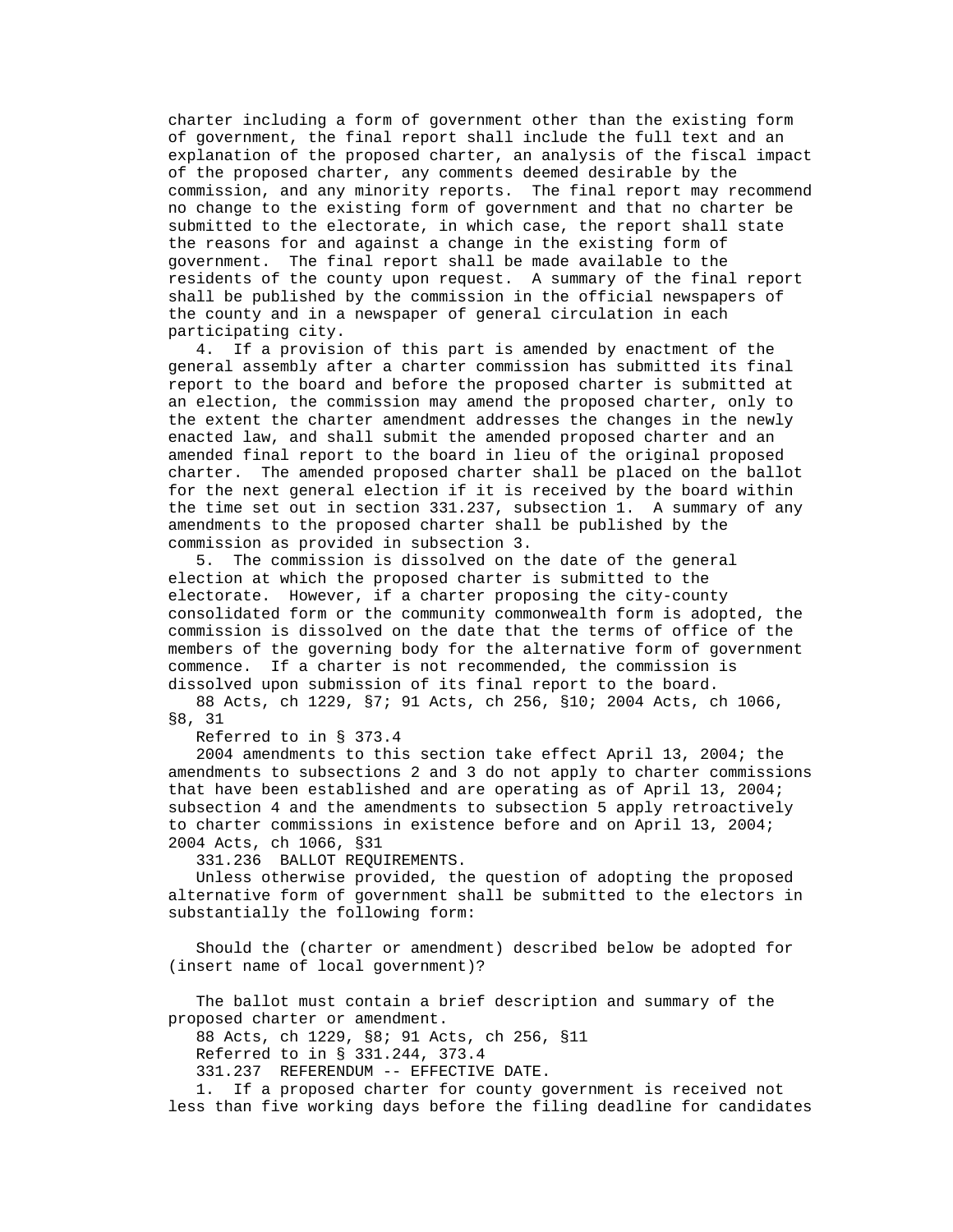charter including a form of government other than the existing form of government, the final report shall include the full text and an explanation of the proposed charter, an analysis of the fiscal impact of the proposed charter, any comments deemed desirable by the commission, and any minority reports. The final report may recommend no change to the existing form of government and that no charter be submitted to the electorate, in which case, the report shall state the reasons for and against a change in the existing form of government. The final report shall be made available to the residents of the county upon request. A summary of the final report shall be published by the commission in the official newspapers of the county and in a newspaper of general circulation in each participating city.

4. If a provision of this part is amended by enactment of the general assembly after a charter commission has submitted its final report to the board and before the proposed charter is submitted at an election, the commission may amend the proposed charter, only to the extent the charter amendment addresses the changes in the newly enacted law, and shall submit the amended proposed charter and an amended final report to the board in lieu of the original proposed charter. The amended proposed charter shall be placed on the ballot for the next general election if it is received by the board within the time set out in section 331.237, subsection 1. A summary of any amendments to the proposed charter shall be published by the commission as provided in subsection 3.

5. The commission is dissolved on the date of the general election at which the proposed charter is submitted to the electorate. However, if a charter proposing the city-county consolidated form or the community commonwealth form is adopted, the commission is dissolved on the date that the terms of office of the members of the governing body for the alternative form of government commence. If a charter is not recommended, the commission is dissolved upon submission of its final report to the board.

88 Acts, ch 1229, §7; 91 Acts, ch 256, §10; 2004 Acts, ch 1066, §8, 31

Referred to in § 373.4

2004 amendments to this section take effect April 13, 2004; the amendments to subsections 2 and 3 do not apply to charter commissions that have been established and are operating as of April 13, 2004; subsection 4 and the amendments to subsection 5 apply retroactively to charter commissions in existence before and on April 13, 2004; 2004 Acts, ch 1066, §31

331.236 BALLOT REQUIREMENTS.

Unless otherwise provided, the question of adopting the proposed alternative form of government shall be submitted to the electors in substantially the following form:

Should the (charter or amendment) described below be adopted for (insert name of local government)?

The ballot must contain a brief description and summary of the proposed charter or amendment.

88 Acts, ch 1229, §8; 91 Acts, ch 256, §11

Referred to in § 331.244, 373.4

331.237 REFERENDUM -- EFFECTIVE DATE.

1. If a proposed charter for county government is received not less than five working days before the filing deadline for candidates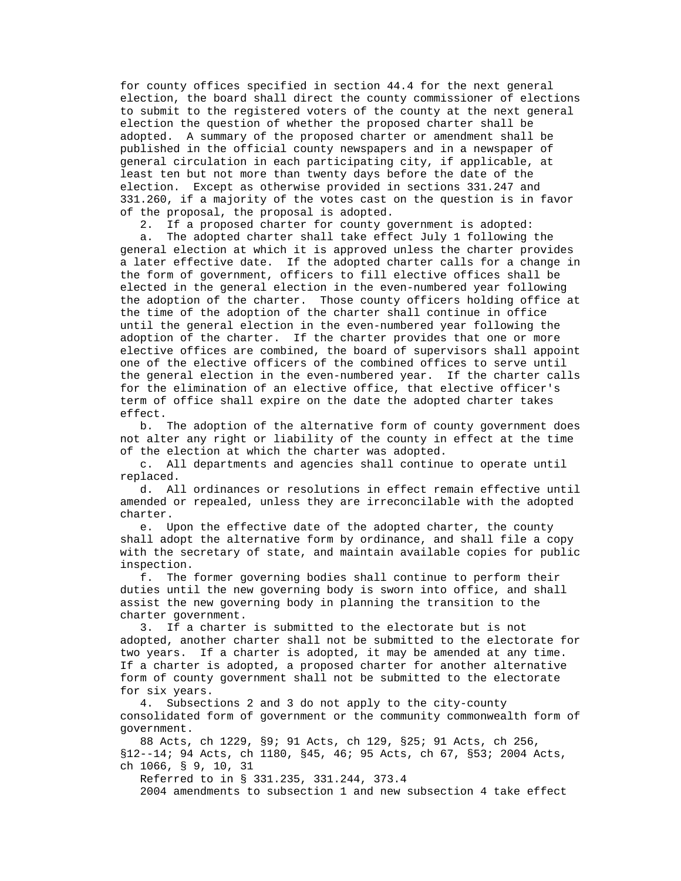for county offices specified in section 44.4 for the next general election, the board shall direct the county commissioner of elections to submit to the registered voters of the county at the next general election the question of whether the proposed charter shall be adopted. A summary of the proposed charter or amendment shall be published in the official county newspapers and in a newspaper of general circulation in each participating city, if applicable, at least ten but not more than twenty days before the date of the election. Except as otherwise provided in sections 331.247 and 331.260, if a majority of the votes cast on the question is in favor of the proposal, the proposal is adopted.

2. If a proposed charter for county government is adopted:

a. The adopted charter shall take effect July 1 following the general election at which it is approved unless the charter provides a later effective date. If the adopted charter calls for a change in the form of government, officers to fill elective offices shall be elected in the general election in the even-numbered year following the adoption of the charter. Those county officers holding office at the time of the adoption of the charter shall continue in office until the general election in the even-numbered year following the adoption of the charter. If the charter provides that one or more elective offices are combined, the board of supervisors shall appoint one of the elective officers of the combined offices to serve until the general election in the even-numbered year. If the charter calls for the elimination of an elective office, that elective officer's term of office shall expire on the date the adopted charter takes effect.

b. The adoption of the alternative form of county government does not alter any right or liability of the county in effect at the time of the election at which the charter was adopted.

c. All departments and agencies shall continue to operate until replaced.

d. All ordinances or resolutions in effect remain effective until amended or repealed, unless they are irreconcilable with the adopted charter.

e. Upon the effective date of the adopted charter, the county shall adopt the alternative form by ordinance, and shall file a copy with the secretary of state, and maintain available copies for public inspection.

f. The former governing bodies shall continue to perform their duties until the new governing body is sworn into office, and shall assist the new governing body in planning the transition to the charter government.

3. If a charter is submitted to the electorate but is not adopted, another charter shall not be submitted to the electorate for two years. If a charter is adopted, it may be amended at any time. If a charter is adopted, a proposed charter for another alternative form of county government shall not be submitted to the electorate for six years.

4. Subsections 2 and 3 do not apply to the city-county consolidated form of government or the community commonwealth form of government.

88 Acts, ch 1229, §9; 91 Acts, ch 129, §25; 91 Acts, ch 256, §12--14; 94 Acts, ch 1180, §45, 46; 95 Acts, ch 67, §53; 2004 Acts, ch 1066, § 9, 10, 31

Referred to in § 331.235, 331.244, 373.4

2004 amendments to subsection 1 and new subsection 4 take effect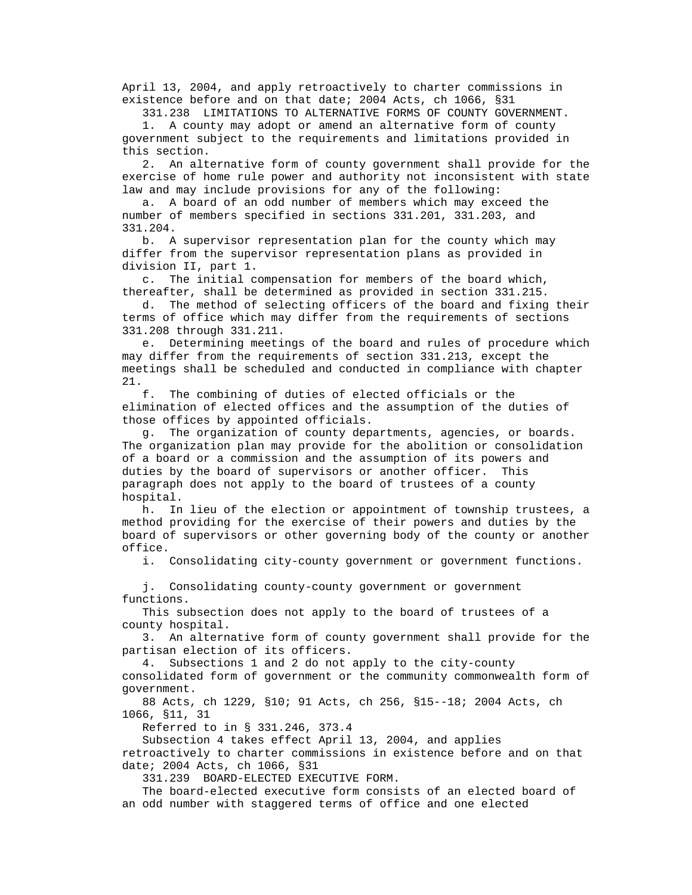April 13, 2004, and apply retroactively to charter commissions in existence before and on that date; 2004 Acts, ch 1066, §31

331.238 LIMITATIONS TO ALTERNATIVE FORMS OF COUNTY GOVERNMENT.

1. A county may adopt or amend an alternative form of county government subject to the requirements and limitations provided in this section.

2. An alternative form of county government shall provide for the exercise of home rule power and authority not inconsistent with state law and may include provisions for any of the following:

a. A board of an odd number of members which may exceed the number of members specified in sections 331.201, 331.203, and 331.204.

b. A supervisor representation plan for the county which may differ from the supervisor representation plans as provided in division II, part 1.

c. The initial compensation for members of the board which, thereafter, shall be determined as provided in section 331.215.

d. The method of selecting officers of the board and fixing their terms of office which may differ from the requirements of sections 331.208 through 331.211.

e. Determining meetings of the board and rules of procedure which may differ from the requirements of section 331.213, except the meetings shall be scheduled and conducted in compliance with chapter 21.

f. The combining of duties of elected officials or the elimination of elected offices and the assumption of the duties of those offices by appointed officials.

g. The organization of county departments, agencies, or boards. The organization plan may provide for the abolition or consolidation of a board or a commission and the assumption of its powers and duties by the board of supervisors or another officer. This paragraph does not apply to the board of trustees of a county hospital.

h. In lieu of the election or appointment of township trustees, a method providing for the exercise of their powers and duties by the board of supervisors or other governing body of the county or another office.

i. Consolidating city-county government or government functions.

j. Consolidating county-county government or government functions.

This subsection does not apply to the board of trustees of a county hospital.

3. An alternative form of county government shall provide for the partisan election of its officers.

4. Subsections 1 and 2 do not apply to the city-county consolidated form of government or the community commonwealth form of government.

88 Acts, ch 1229, §10; 91 Acts, ch 256, §15--18; 2004 Acts, ch 1066, §11, 31

Referred to in § 331.246, 373.4

Subsection 4 takes effect April 13, 2004, and applies retroactively to charter commissions in existence before and on that date; 2004 Acts, ch 1066, §31

331.239 BOARD-ELECTED EXECUTIVE FORM.

The board-elected executive form consists of an elected board of an odd number with staggered terms of office and one elected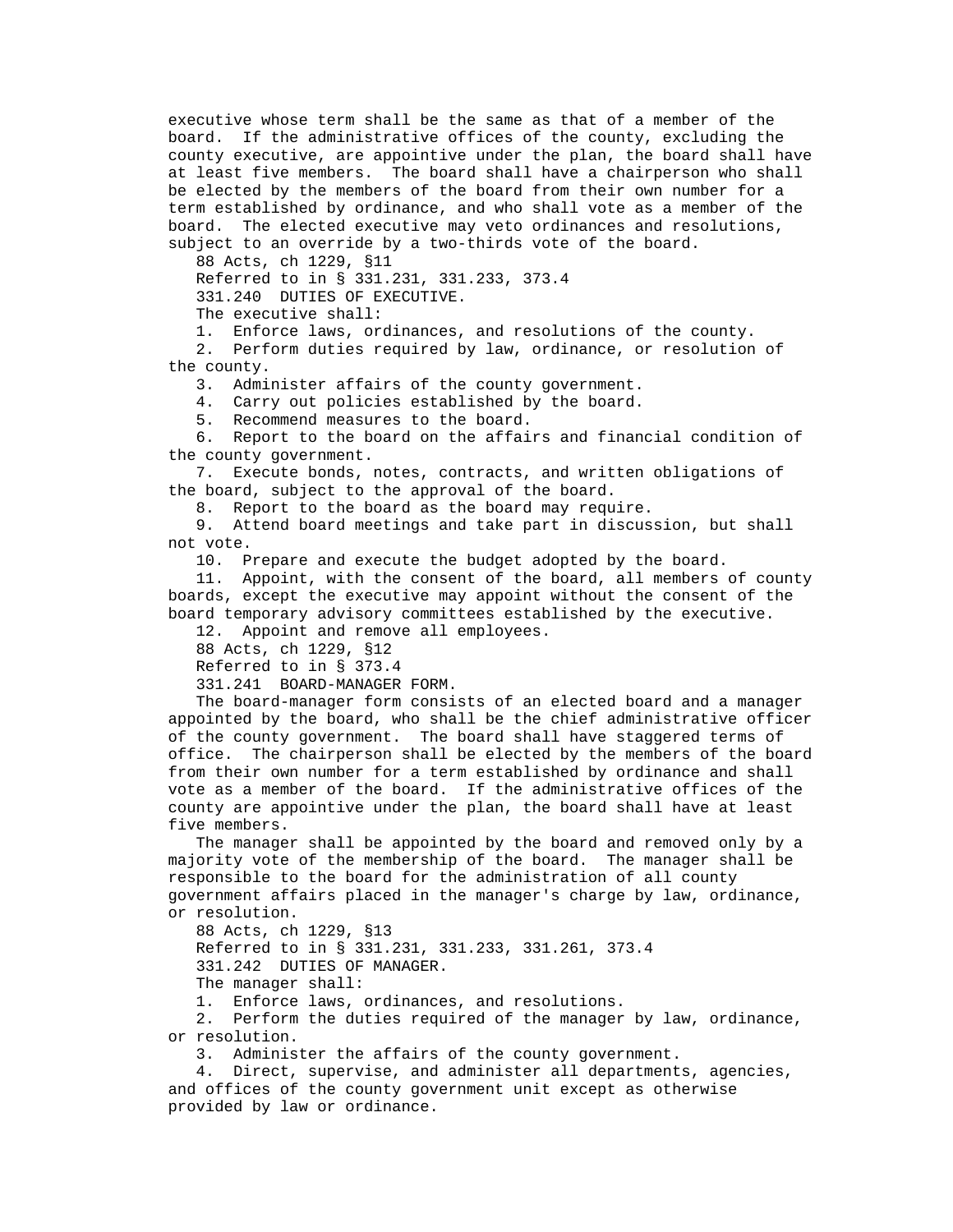executive whose term shall be the same as that of a member of the board. If the administrative offices of the county, excluding the county executive, are appointive under the plan, the board shall have at least five members. The board shall have a chairperson who shall be elected by the members of the board from their own number for a term established by ordinance, and who shall vote as a member of the board. The elected executive may veto ordinances and resolutions, subject to an override by a two-thirds vote of the board.

88 Acts, ch 1229, §11

Referred to in § 331.231, 331.233, 373.4

331.240 DUTIES OF EXECUTIVE.

The executive shall:

1. Enforce laws, ordinances, and resolutions of the county.
2. Perform duties required by law, ordinance, or resolution of the county.
3. Administer affairs of the county government.
4. Carry out policies established by the board.
5. Recommend measures to the board.
6. Report to the board on the affairs and financial condition of the county government.
7. Execute bonds, notes, contracts, and written obligations of the board, subject to the approval of the board.
8. Report to the board as the board may require.
9. Attend board meetings and take part in discussion, but shall not vote.
10. Prepare and execute the budget adopted by the board.
11. Appoint, with the consent of the board, all members of county boards, except the executive may appoint without the consent of the board temporary advisory committees established by the executive.
12. Appoint and remove all employees.

88 Acts, ch 1229, §12

Referred to in § 373.4

331.241 BOARD-MANAGER FORM.

The board-manager form consists of an elected board and a manager appointed by the board, who shall be the chief administrative officer of the county government. The board shall have staggered terms of office. The chairperson shall be elected by the members of the board from their own number for a term established by ordinance and shall vote as a member of the board. If the administrative offices of the county are appointive under the plan, the board shall have at least five members.

The manager shall be appointed by the board and removed only by a majority vote of the membership of the board. The manager shall be responsible to the board for the administration of all county government affairs placed in the manager's charge by law, ordinance, or resolution.

88 Acts, ch 1229, §13

Referred to in § 331.231, 331.233, 331.261, 373.4

331.242 DUTIES OF MANAGER.

The manager shall:

1. Enforce laws, ordinances, and resolutions.
2. Perform the duties required of the manager by law, ordinance, or resolution.
3. Administer the affairs of the county government.
4. Direct, supervise, and administer all departments, agencies, and offices of the county government unit except as otherwise provided by law or ordinance.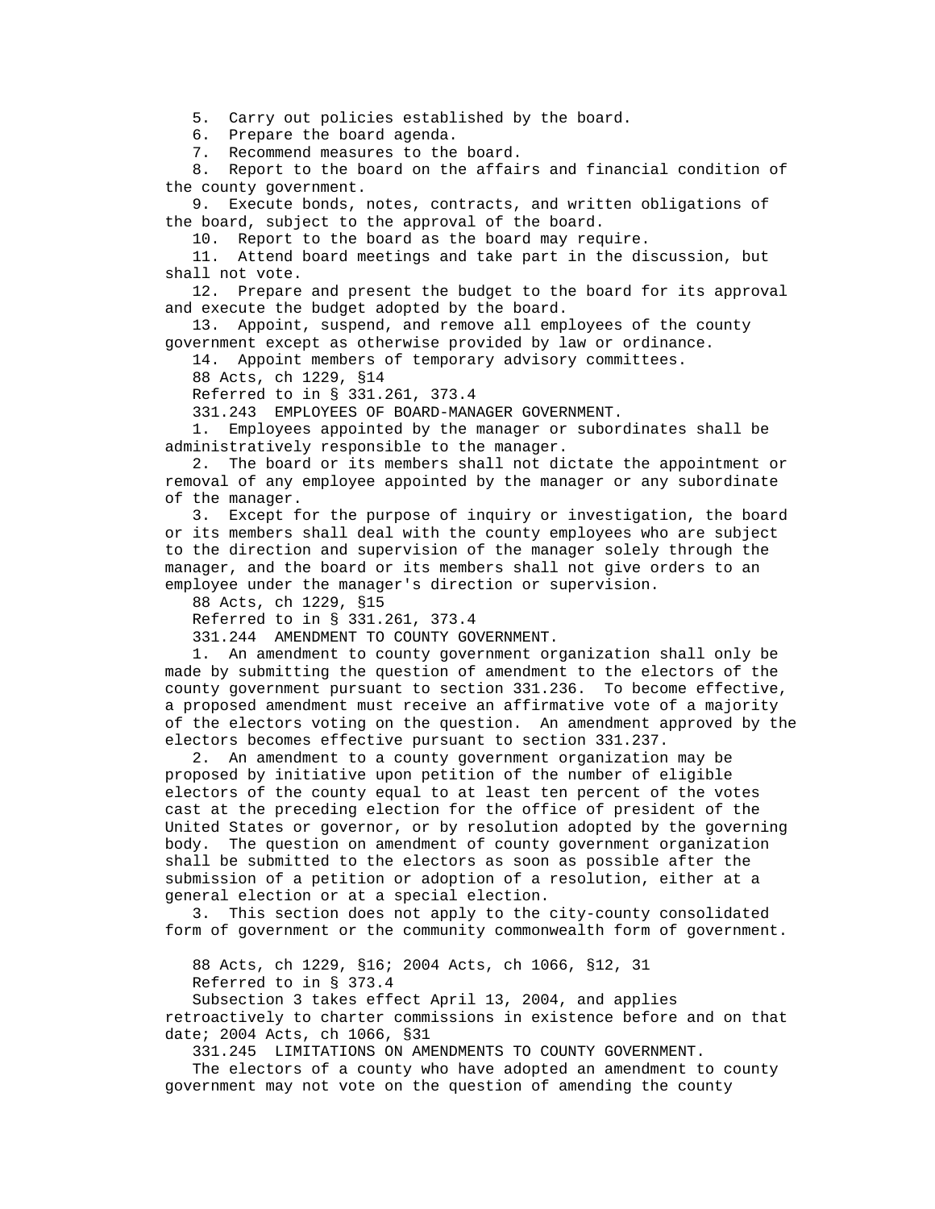5. Carry out policies established by the board.
6. Prepare the board agenda.
7. Recommend measures to the board.
8. Report to the board on the affairs and financial condition of the county government.
9. Execute bonds, notes, contracts, and written obligations of the board, subject to the approval of the board.
10. Report to the board as the board may require.
11. Attend board meetings and take part in the discussion, but shall not vote.
12. Prepare and present the budget to the board for its approval and execute the budget adopted by the board.
13. Appoint, suspend, and remove all employees of the county government except as otherwise provided by law or ordinance.
14. Appoint members of temporary advisory committees.

88 Acts, ch 1229, §14

Referred to in § 331.261, 373.4

331.243 EMPLOYEES OF BOARD-MANAGER GOVERNMENT.

1. Employees appointed by the manager or subordinates shall be administratively responsible to the manager.
2. The board or its members shall not dictate the appointment or removal of any employee appointed by the manager or any subordinate of the manager.
3. Except for the purpose of inquiry or investigation, the board or its members shall deal with the county employees who are subject to the direction and supervision of the manager solely through the manager, and the board or its members shall not give orders to an employee under the manager's direction or supervision.

88 Acts, ch 1229, §15

Referred to in § 331.261, 373.4

331.244 AMENDMENT TO COUNTY GOVERNMENT.

1. An amendment to county government organization shall only be made by submitting the question of amendment to the electors of the county government pursuant to section 331.236. To become effective, a proposed amendment must receive an affirmative vote of a majority of the electors voting on the question. An amendment approved by the electors becomes effective pursuant to section 331.237.
2. An amendment to a county government organization may be proposed by initiative upon petition of the number of eligible electors of the county equal to at least ten percent of the votes cast at the preceding election for the office of president of the United States or governor, or by resolution adopted by the governing body. The question on amendment of county government organization shall be submitted to the electors as soon as possible after the submission of a petition or adoption of a resolution, either at a general election or at a special election.
3. This section does not apply to the city-county consolidated form of government or the community commonwealth form of government.

88 Acts, ch 1229, §16; 2004 Acts, ch 1066, §12, 31

Referred to in § 373.4

Subsection 3 takes effect April 13, 2004, and applies retroactively to charter commissions in existence before and on that date; 2004 Acts, ch 1066, §31

331.245 LIMITATIONS ON AMENDMENTS TO COUNTY GOVERNMENT.

The electors of a county who have adopted an amendment to county government may not vote on the question of amending the county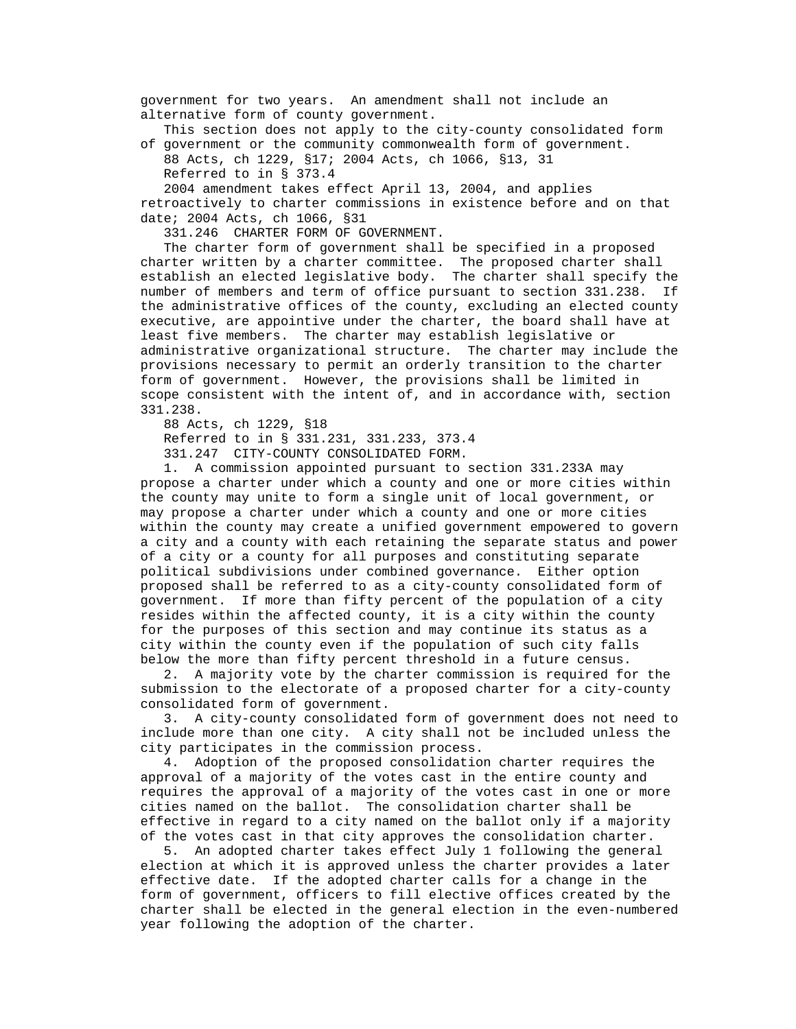government for two years. An amendment shall not include an alternative form of county government.

This section does not apply to the city-county consolidated form of government or the community commonwealth form of government.

88 Acts, ch 1229, §17; 2004 Acts, ch 1066, §13, 31

Referred to in § 373.4

2004 amendment takes effect April 13, 2004, and applies retroactively to charter commissions in existence before and on that date; 2004 Acts, ch 1066, §31

331.246 CHARTER FORM OF GOVERNMENT.

The charter form of government shall be specified in a proposed charter written by a charter committee. The proposed charter shall establish an elected legislative body. The charter shall specify the number of members and term of office pursuant to section 331.238. If the administrative offices of the county, excluding an elected county executive, are appointive under the charter, the board shall have at least five members. The charter may establish legislative or administrative organizational structure. The charter may include the provisions necessary to permit an orderly transition to the charter form of government. However, the provisions shall be limited in scope consistent with the intent of, and in accordance with, section 331.238.

88 Acts, ch 1229, §18

Referred to in § 331.231, 331.233, 373.4

331.247 CITY-COUNTY CONSOLIDATED FORM.

1. A commission appointed pursuant to section 331.233A may propose a charter under which a county and one or more cities within the county may unite to form a single unit of local government, or may propose a charter under which a county and one or more cities within the county may create a unified government empowered to govern a city and a county with each retaining the separate status and power of a city or a county for all purposes and constituting separate political subdivisions under combined governance. Either option proposed shall be referred to as a city-county consolidated form of government. If more than fifty percent of the population of a city resides within the affected county, it is a city within the county for the purposes of this section and may continue its status as a city within the county even if the population of such city falls below the more than fifty percent threshold in a future census.

2. A majority vote by the charter commission is required for the submission to the electorate of a proposed charter for a city-county consolidated form of government.

3. A city-county consolidated form of government does not need to include more than one city. A city shall not be included unless the city participates in the commission process.

4. Adoption of the proposed consolidation charter requires the approval of a majority of the votes cast in the entire county and requires the approval of a majority of the votes cast in one or more cities named on the ballot. The consolidation charter shall be effective in regard to a city named on the ballot only if a majority of the votes cast in that city approves the consolidation charter.

5. An adopted charter takes effect July 1 following the general election at which it is approved unless the charter provides a later effective date. If the adopted charter calls for a change in the form of government, officers to fill elective offices created by the charter shall be elected in the general election in the even-numbered year following the adoption of the charter.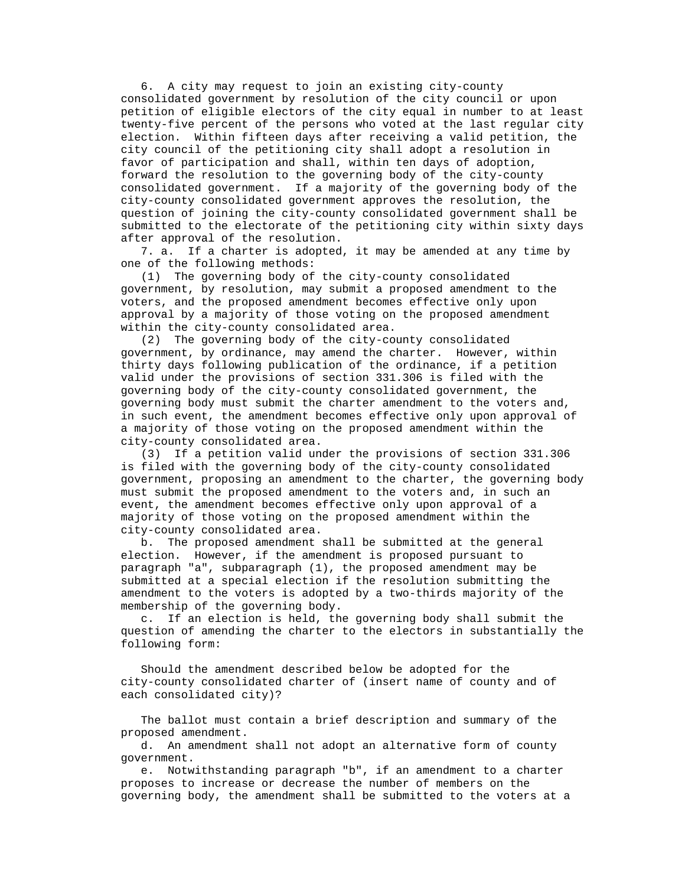6. A city may request to join an existing city-county consolidated government by resolution of the city council or upon petition of eligible electors of the city equal in number to at least twenty-five percent of the persons who voted at the last regular city election. Within fifteen days after receiving a valid petition, the city council of the petitioning city shall adopt a resolution in favor of participation and shall, within ten days of adoption, forward the resolution to the governing body of the city-county consolidated government. If a majority of the governing body of the city-county consolidated government approves the resolution, the question of joining the city-county consolidated government shall be submitted to the electorate of the petitioning city within sixty days after approval of the resolution.

7. a. If a charter is adopted, it may be amended at any time by one of the following methods:

(1) The governing body of the city-county consolidated government, by resolution, may submit a proposed amendment to the voters, and the proposed amendment becomes effective only upon approval by a majority of those voting on the proposed amendment within the city-county consolidated area.

(2) The governing body of the city-county consolidated government, by ordinance, may amend the charter. However, within thirty days following publication of the ordinance, if a petition valid under the provisions of section 331.306 is filed with the governing body of the city-county consolidated government, the governing body must submit the charter amendment to the voters and, in such event, the amendment becomes effective only upon approval of a majority of those voting on the proposed amendment within the city-county consolidated area.

(3) If a petition valid under the provisions of section 331.306 is filed with the governing body of the city-county consolidated government, proposing an amendment to the charter, the governing body must submit the proposed amendment to the voters and, in such an event, the amendment becomes effective only upon approval of a majority of those voting on the proposed amendment within the city-county consolidated area.

b. The proposed amendment shall be submitted at the general election. However, if the amendment is proposed pursuant to paragraph "a", subparagraph (1), the proposed amendment may be submitted at a special election if the resolution submitting the amendment to the voters is adopted by a two-thirds majority of the membership of the governing body.

c. If an election is held, the governing body shall submit the question of amending the charter to the electors in substantially the following form:

Should the amendment described below be adopted for the city-county consolidated charter of (insert name of county and of each consolidated city)?

The ballot must contain a brief description and summary of the proposed amendment.

d. An amendment shall not adopt an alternative form of county government.

e. Notwithstanding paragraph "b", if an amendment to a charter proposes to increase or decrease the number of members on the governing body, the amendment shall be submitted to the voters at a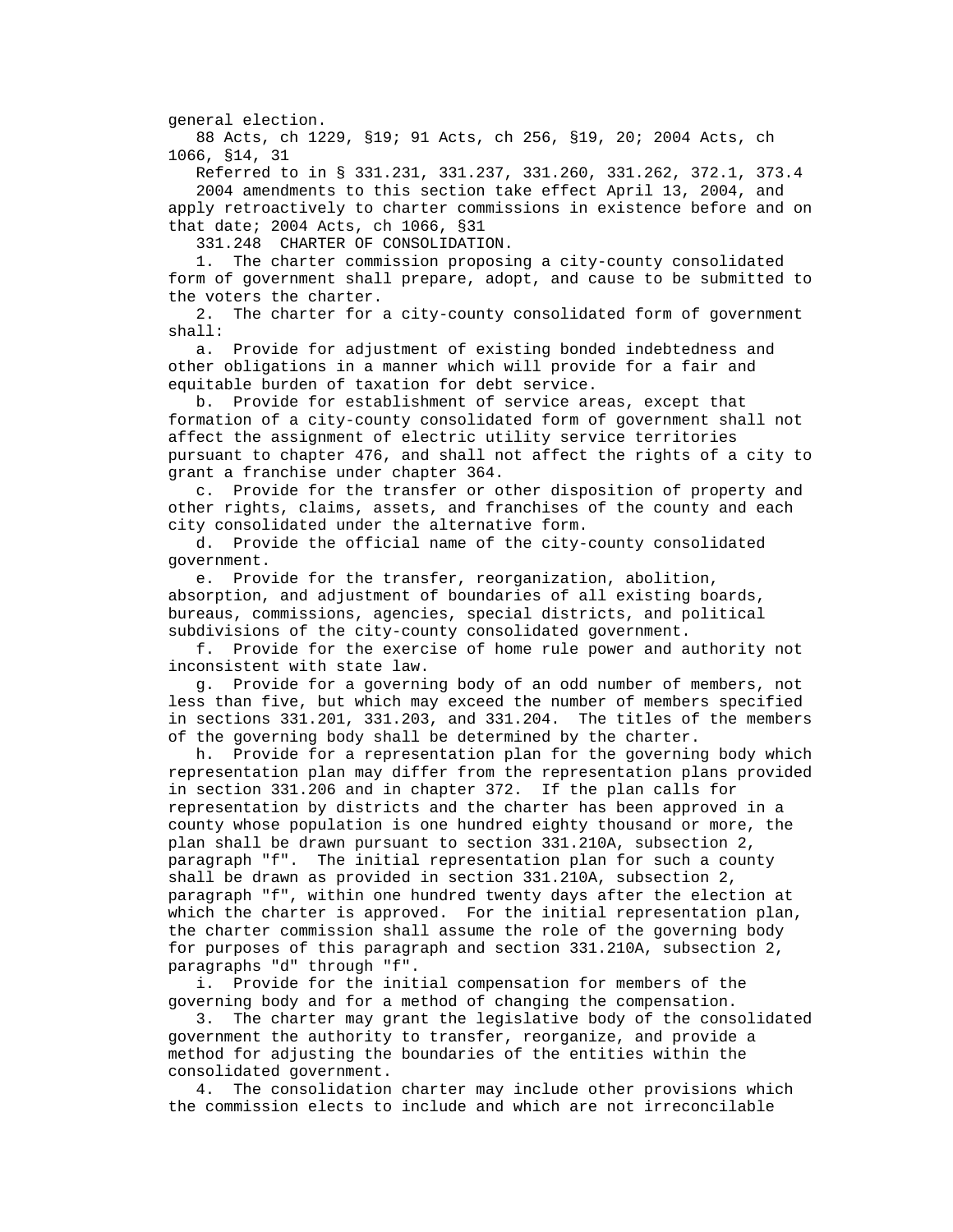general election.

88 Acts, ch 1229, §19; 91 Acts, ch 256, §19, 20; 2004 Acts, ch 1066, §14, 31

Referred to in § 331.231, 331.237, 331.260, 331.262, 372.1, 373.4

2004 amendments to this section take effect April 13, 2004, and apply retroactively to charter commissions in existence before and on that date; 2004 Acts, ch 1066, §31

331.248 CHARTER OF CONSOLIDATION.

1. The charter commission proposing a city-county consolidated form of government shall prepare, adopt, and cause to be submitted to the voters the charter.

2. The charter for a city-county consolidated form of government shall:

a. Provide for adjustment of existing bonded indebtedness and other obligations in a manner which will provide for a fair and equitable burden of taxation for debt service.

b. Provide for establishment of service areas, except that formation of a city-county consolidated form of government shall not affect the assignment of electric utility service territories pursuant to chapter 476, and shall not affect the rights of a city to grant a franchise under chapter 364.

c. Provide for the transfer or other disposition of property and other rights, claims, assets, and franchises of the county and each city consolidated under the alternative form.

d. Provide the official name of the city-county consolidated government.

e. Provide for the transfer, reorganization, abolition, absorption, and adjustment of boundaries of all existing boards, bureaus, commissions, agencies, special districts, and political subdivisions of the city-county consolidated government.

f. Provide for the exercise of home rule power and authority not inconsistent with state law.

g. Provide for a governing body of an odd number of members, not less than five, but which may exceed the number of members specified in sections 331.201, 331.203, and 331.204. The titles of the members of the governing body shall be determined by the charter.

h. Provide for a representation plan for the governing body which representation plan may differ from the representation plans provided in section 331.206 and in chapter 372. If the plan calls for representation by districts and the charter has been approved in a county whose population is one hundred eighty thousand or more, the plan shall be drawn pursuant to section 331.210A, subsection 2, paragraph "f". The initial representation plan for such a county shall be drawn as provided in section 331.210A, subsection 2, paragraph "f", within one hundred twenty days after the election at which the charter is approved. For the initial representation plan, the charter commission shall assume the role of the governing body for purposes of this paragraph and section 331.210A, subsection 2, paragraphs "d" through "f".

i. Provide for the initial compensation for members of the governing body and for a method of changing the compensation.

3. The charter may grant the legislative body of the consolidated government the authority to transfer, reorganize, and provide a method for adjusting the boundaries of the entities within the consolidated government.

4. The consolidation charter may include other provisions which the commission elects to include and which are not irreconcilable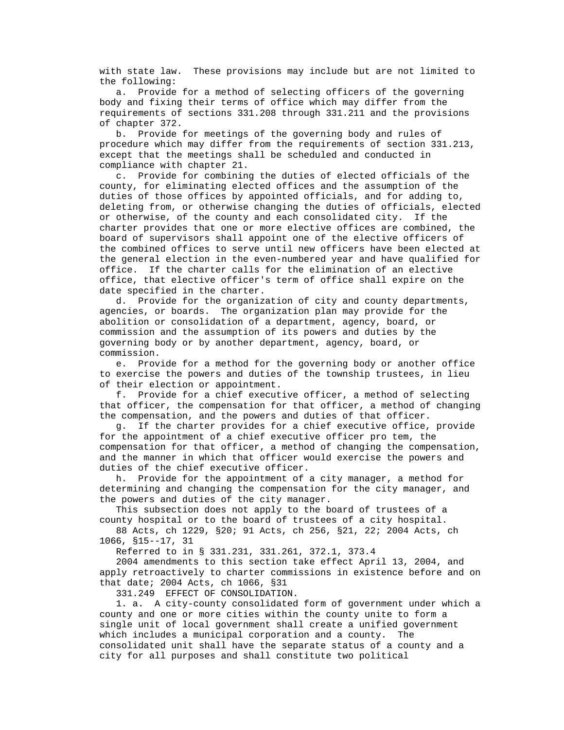with state law. These provisions may include but are not limited to the following:

a. Provide for a method of selecting officers of the governing body and fixing their terms of office which may differ from the requirements of sections 331.208 through 331.211 and the provisions of chapter 372.

b. Provide for meetings of the governing body and rules of procedure which may differ from the requirements of section 331.213, except that the meetings shall be scheduled and conducted in compliance with chapter 21.

c. Provide for combining the duties of elected officials of the county, for eliminating elected offices and the assumption of the duties of those offices by appointed officials, and for adding to, deleting from, or otherwise changing the duties of officials, elected or otherwise, of the county and each consolidated city. If the charter provides that one or more elective offices are combined, the board of supervisors shall appoint one of the elective officers of the combined offices to serve until new officers have been elected at the general election in the even-numbered year and have qualified for office. If the charter calls for the elimination of an elective office, that elective officer's term of office shall expire on the date specified in the charter.

d. Provide for the organization of city and county departments, agencies, or boards. The organization plan may provide for the abolition or consolidation of a department, agency, board, or commission and the assumption of its powers and duties by the governing body or by another department, agency, board, or commission.

e. Provide for a method for the governing body or another office to exercise the powers and duties of the township trustees, in lieu of their election or appointment.

f. Provide for a chief executive officer, a method of selecting that officer, the compensation for that officer, a method of changing the compensation, and the powers and duties of that officer.

g. If the charter provides for a chief executive office, provide for the appointment of a chief executive officer pro tem, the compensation for that officer, a method of changing the compensation, and the manner in which that officer would exercise the powers and duties of the chief executive officer.

h. Provide for the appointment of a city manager, a method for determining and changing the compensation for the city manager, and the powers and duties of the city manager.

This subsection does not apply to the board of trustees of a county hospital or to the board of trustees of a city hospital.

88 Acts, ch 1229, §20; 91 Acts, ch 256, §21, 22; 2004 Acts, ch 1066, §15--17, 31

Referred to in § 331.231, 331.261, 372.1, 373.4

2004 amendments to this section take effect April 13, 2004, and apply retroactively to charter commissions in existence before and on that date; 2004 Acts, ch 1066, §31

331.249 EFFECT OF CONSOLIDATION.

1. a. A city-county consolidated form of government under which a county and one or more cities within the county unite to form a single unit of local government shall create a unified government which includes a municipal corporation and a county. The consolidated unit shall have the separate status of a county and a city for all purposes and shall constitute two political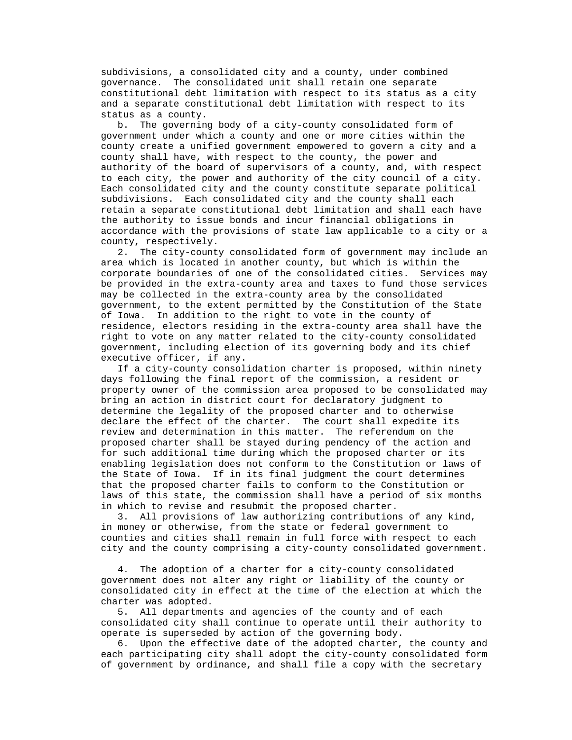subdivisions, a consolidated city and a county, under combined governance. The consolidated unit shall retain one separate constitutional debt limitation with respect to its status as a city and a separate constitutional debt limitation with respect to its status as a county.

b. The governing body of a city-county consolidated form of government under which a county and one or more cities within the county create a unified government empowered to govern a city and a county shall have, with respect to the county, the power and authority of the board of supervisors of a county, and, with respect to each city, the power and authority of the city council of a city. Each consolidated city and the county constitute separate political subdivisions. Each consolidated city and the county shall each retain a separate constitutional debt limitation and shall each have the authority to issue bonds and incur financial obligations in accordance with the provisions of state law applicable to a city or a county, respectively.

2. The city-county consolidated form of government may include an area which is located in another county, but which is within the corporate boundaries of one of the consolidated cities. Services may be provided in the extra-county area and taxes to fund those services may be collected in the extra-county area by the consolidated government, to the extent permitted by the Constitution of the State of Iowa. In addition to the right to vote in the county of residence, electors residing in the extra-county area shall have the right to vote on any matter related to the city-county consolidated government, including election of its governing body and its chief executive officer, if any.

If a city-county consolidation charter is proposed, within ninety days following the final report of the commission, a resident or property owner of the commission area proposed to be consolidated may bring an action in district court for declaratory judgment to determine the legality of the proposed charter and to otherwise declare the effect of the charter. The court shall expedite its review and determination in this matter. The referendum on the proposed charter shall be stayed during pendency of the action and for such additional time during which the proposed charter or its enabling legislation does not conform to the Constitution or laws of the State of Iowa. If in its final judgment the court determines that the proposed charter fails to conform to the Constitution or laws of this state, the commission shall have a period of six months in which to revise and resubmit the proposed charter.

3. All provisions of law authorizing contributions of any kind, in money or otherwise, from the state or federal government to counties and cities shall remain in full force with respect to each city and the county comprising a city-county consolidated government.

4. The adoption of a charter for a city-county consolidated government does not alter any right or liability of the county or consolidated city in effect at the time of the election at which the charter was adopted.

5. All departments and agencies of the county and of each consolidated city shall continue to operate until their authority to operate is superseded by action of the governing body.

6. Upon the effective date of the adopted charter, the county and each participating city shall adopt the city-county consolidated form of government by ordinance, and shall file a copy with the secretary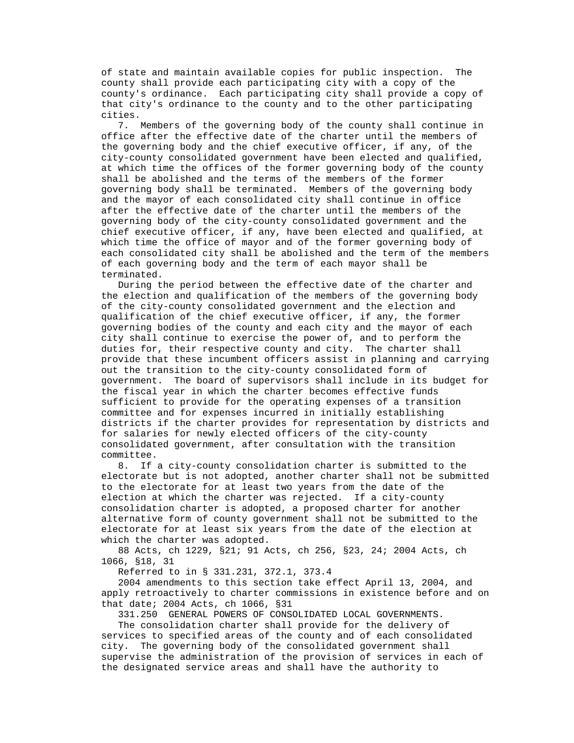of state and maintain available copies for public inspection. The county shall provide each participating city with a copy of the county's ordinance. Each participating city shall provide a copy of that city's ordinance to the county and to the other participating cities.

7. Members of the governing body of the county shall continue in office after the effective date of the charter until the members of the governing body and the chief executive officer, if any, of the city-county consolidated government have been elected and qualified, at which time the offices of the former governing body of the county shall be abolished and the terms of the members of the former governing body shall be terminated. Members of the governing body and the mayor of each consolidated city shall continue in office after the effective date of the charter until the members of the governing body of the city-county consolidated government and the chief executive officer, if any, have been elected and qualified, at which time the office of mayor and of the former governing body of each consolidated city shall be abolished and the term of the members of each governing body and the term of each mayor shall be terminated.

During the period between the effective date of the charter and the election and qualification of the members of the governing body of the city-county consolidated government and the election and qualification of the chief executive officer, if any, the former governing bodies of the county and each city and the mayor of each city shall continue to exercise the power of, and to perform the duties for, their respective county and city. The charter shall provide that these incumbent officers assist in planning and carrying out the transition to the city-county consolidated form of government. The board of supervisors shall include in its budget for the fiscal year in which the charter becomes effective funds sufficient to provide for the operating expenses of a transition committee and for expenses incurred in initially establishing districts if the charter provides for representation by districts and for salaries for newly elected officers of the city-county consolidated government, after consultation with the transition committee.

8. If a city-county consolidation charter is submitted to the electorate but is not adopted, another charter shall not be submitted to the electorate for at least two years from the date of the election at which the charter was rejected. If a city-county consolidation charter is adopted, a proposed charter for another alternative form of county government shall not be submitted to the electorate for at least six years from the date of the election at which the charter was adopted.

88 Acts, ch 1229, §21; 91 Acts, ch 256, §23, 24; 2004 Acts, ch 1066, §18, 31

Referred to in § 331.231, 372.1, 373.4

2004 amendments to this section take effect April 13, 2004, and apply retroactively to charter commissions in existence before and on that date; 2004 Acts, ch 1066, §31

331.250 GENERAL POWERS OF CONSOLIDATED LOCAL GOVERNMENTS.

The consolidation charter shall provide for the delivery of services to specified areas of the county and of each consolidated city. The governing body of the consolidated government shall supervise the administration of the provision of services in each of the designated service areas and shall have the authority to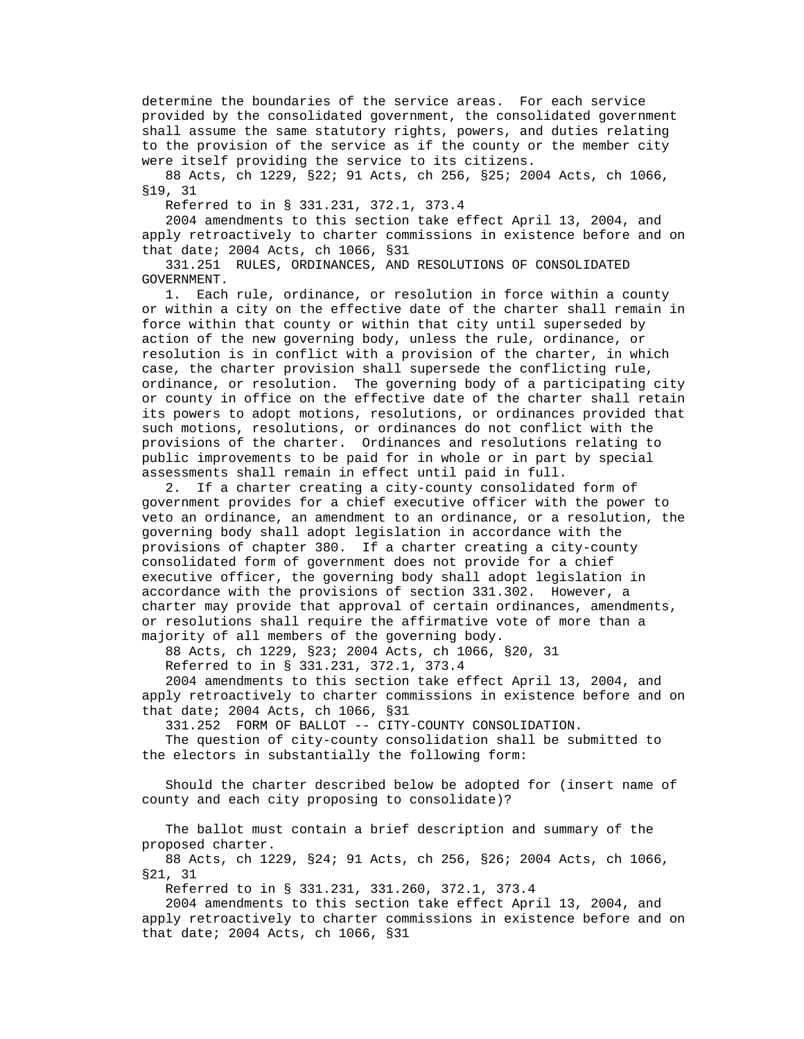determine the boundaries of the service areas. For each service provided by the consolidated government, the consolidated government shall assume the same statutory rights, powers, and duties relating to the provision of the service as if the county or the member city were itself providing the service to its citizens.

88 Acts, ch 1229, §22; 91 Acts, ch 256, §25; 2004 Acts, ch 1066, §19, 31

Referred to in § 331.231, 372.1, 373.4

2004 amendments to this section take effect April 13, 2004, and apply retroactively to charter commissions in existence before and on that date; 2004 Acts, ch 1066, §31

331.251 RULES, ORDINANCES, AND RESOLUTIONS OF CONSOLIDATED GOVERNMENT.

1. Each rule, ordinance, or resolution in force within a county or within a city on the effective date of the charter shall remain in force within that county or within that city until superseded by action of the new governing body, unless the rule, ordinance, or resolution is in conflict with a provision of the charter, in which case, the charter provision shall supersede the conflicting rule, ordinance, or resolution. The governing body of a participating city or county in office on the effective date of the charter shall retain its powers to adopt motions, resolutions, or ordinances provided that such motions, resolutions, or ordinances do not conflict with the provisions of the charter. Ordinances and resolutions relating to public improvements to be paid for in whole or in part by special assessments shall remain in effect until paid in full.

2. If a charter creating a city-county consolidated form of government provides for a chief executive officer with the power to veto an ordinance, an amendment to an ordinance, or a resolution, the governing body shall adopt legislation in accordance with the provisions of chapter 380. If a charter creating a city-county consolidated form of government does not provide for a chief executive officer, the governing body shall adopt legislation in accordance with the provisions of section 331.302. However, a charter may provide that approval of certain ordinances, amendments, or resolutions shall require the affirmative vote of more than a majority of all members of the governing body.

88 Acts, ch 1229, §23; 2004 Acts, ch 1066, §20, 31

Referred to in § 331.231, 372.1, 373.4

2004 amendments to this section take effect April 13, 2004, and apply retroactively to charter commissions in existence before and on that date; 2004 Acts, ch 1066, §31

331.252 FORM OF BALLOT -- CITY-COUNTY CONSOLIDATION.

The question of city-county consolidation shall be submitted to the electors in substantially the following form:

Should the charter described below be adopted for (insert name of county and each city proposing to consolidate)?

The ballot must contain a brief description and summary of the proposed charter.

88 Acts, ch 1229, §24; 91 Acts, ch 256, §26; 2004 Acts, ch 1066, §21, 31

Referred to in § 331.231, 331.260, 372.1, 373.4

2004 amendments to this section take effect April 13, 2004, and apply retroactively to charter commissions in existence before and on that date; 2004 Acts, ch 1066, §31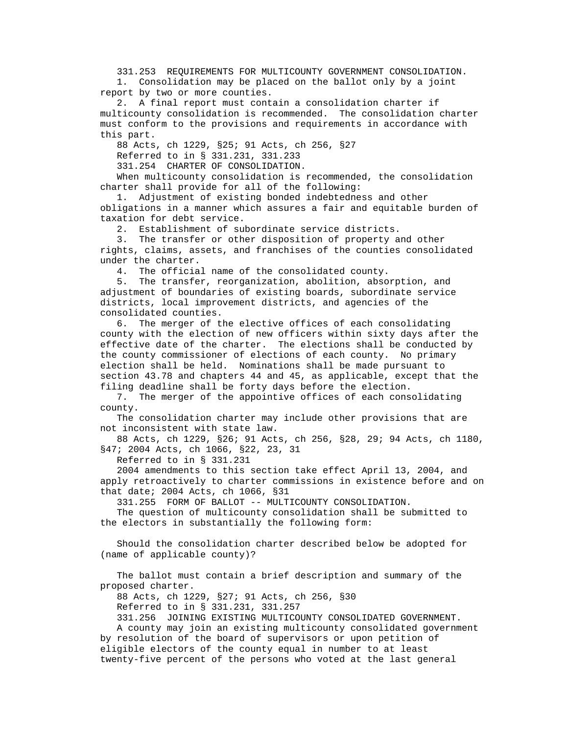331.253 REQUIREMENTS FOR MULTICOUNTY GOVERNMENT CONSOLIDATION.

1. Consolidation may be placed on the ballot only by a joint report by two or more counties.

2. A final report must contain a consolidation charter if multicounty consolidation is recommended. The consolidation charter must conform to the provisions and requirements in accordance with this part.

88 Acts, ch 1229, §25; 91 Acts, ch 256, §27

Referred to in § 331.231, 331.233

331.254 CHARTER OF CONSOLIDATION.

When multicounty consolidation is recommended, the consolidation charter shall provide for all of the following:

1. Adjustment of existing bonded indebtedness and other obligations in a manner which assures a fair and equitable burden of taxation for debt service.

2. Establishment of subordinate service districts.

3. The transfer or other disposition of property and other rights, claims, assets, and franchises of the counties consolidated under the charter.

4. The official name of the consolidated county.

5. The transfer, reorganization, abolition, absorption, and adjustment of boundaries of existing boards, subordinate service districts, local improvement districts, and agencies of the consolidated counties.

6. The merger of the elective offices of each consolidating county with the election of new officers within sixty days after the effective date of the charter. The elections shall be conducted by the county commissioner of elections of each county. No primary election shall be held. Nominations shall be made pursuant to section 43.78 and chapters 44 and 45, as applicable, except that the filing deadline shall be forty days before the election.

7. The merger of the appointive offices of each consolidating county.

The consolidation charter may include other provisions that are not inconsistent with state law.

88 Acts, ch 1229, §26; 91 Acts, ch 256, §28, 29; 94 Acts, ch 1180, §47; 2004 Acts, ch 1066, §22, 23, 31

Referred to in § 331.231

2004 amendments to this section take effect April 13, 2004, and apply retroactively to charter commissions in existence before and on that date; 2004 Acts, ch 1066, §31

331.255 FORM OF BALLOT -- MULTICOUNTY CONSOLIDATION.

The question of multicounty consolidation shall be submitted to the electors in substantially the following form:

Should the consolidation charter described below be adopted for (name of applicable county)?

The ballot must contain a brief description and summary of the proposed charter.

88 Acts, ch 1229, §27; 91 Acts, ch 256, §30

Referred to in § 331.231, 331.257

331.256 JOINING EXISTING MULTICOUNTY CONSOLIDATED GOVERNMENT.

A county may join an existing multicounty consolidated government by resolution of the board of supervisors or upon petition of eligible electors of the county equal in number to at least twenty-five percent of the persons who voted at the last general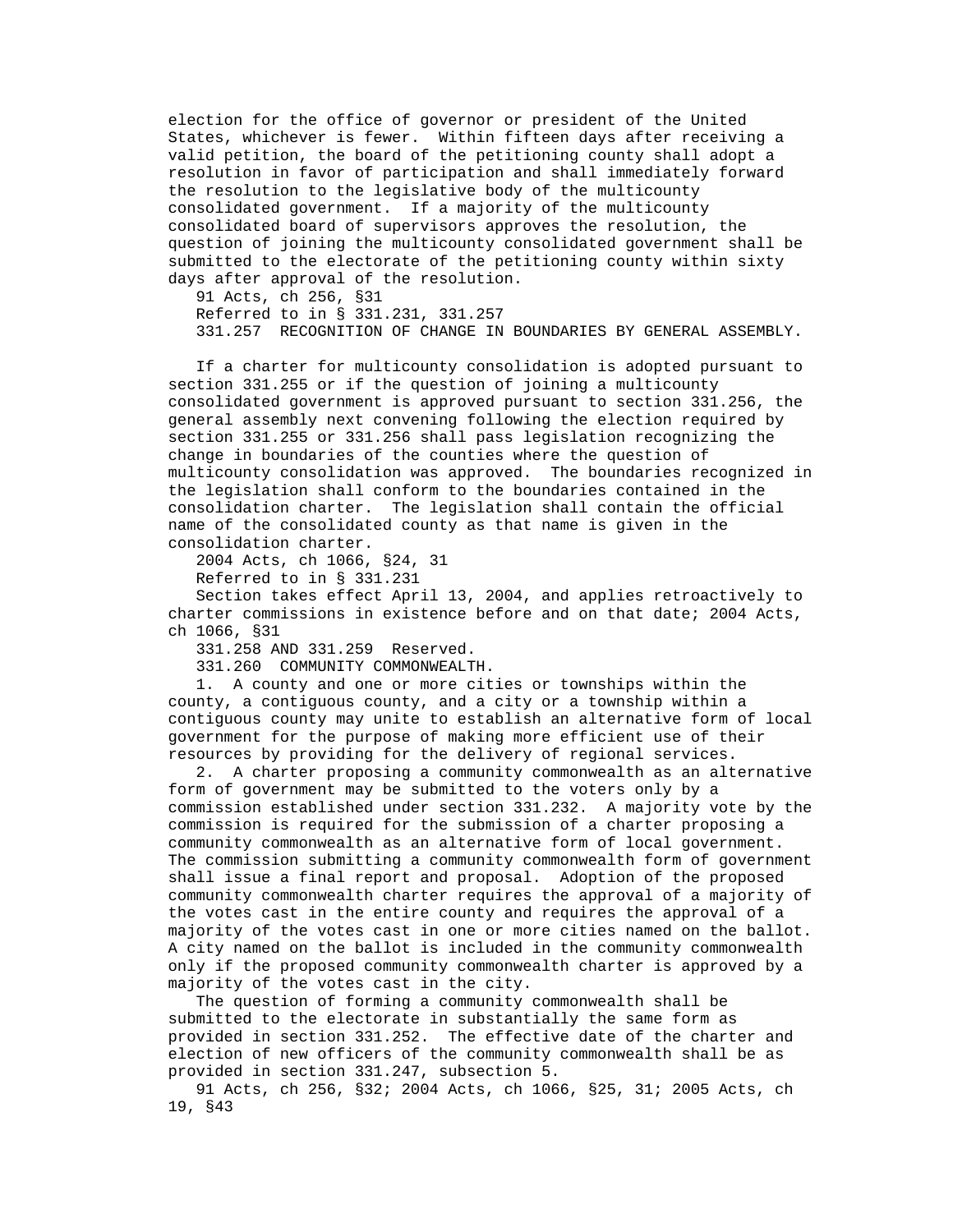election for the office of governor or president of the United States, whichever is fewer. Within fifteen days after receiving a valid petition, the board of the petitioning county shall adopt a resolution in favor of participation and shall immediately forward the resolution to the legislative body of the multicounty consolidated government. If a majority of the multicounty consolidated board of supervisors approves the resolution, the question of joining the multicounty consolidated government shall be submitted to the electorate of the petitioning county within sixty days after approval of the resolution.

91 Acts, ch 256, §31

Referred to in § 331.231, 331.257

331.257 RECOGNITION OF CHANGE IN BOUNDARIES BY GENERAL ASSEMBLY.

If a charter for multicounty consolidation is adopted pursuant to section 331.255 or if the question of joining a multicounty consolidated government is approved pursuant to section 331.256, the general assembly next convening following the election required by section 331.255 or 331.256 shall pass legislation recognizing the change in boundaries of the counties where the question of multicounty consolidation was approved. The boundaries recognized in the legislation shall conform to the boundaries contained in the consolidation charter. The legislation shall contain the official name of the consolidated county as that name is given in the consolidation charter.

2004 Acts, ch 1066, §24, 31

Referred to in § 331.231

Section takes effect April 13, 2004, and applies retroactively to charter commissions in existence before and on that date; 2004 Acts, ch 1066, §31

331.258 AND 331.259 Reserved.

331.260 COMMUNITY COMMONWEALTH.

1. A county and one or more cities or townships within the county, a contiguous county, and a city or a township within a contiguous county may unite to establish an alternative form of local government for the purpose of making more efficient use of their resources by providing for the delivery of regional services.

2. A charter proposing a community commonwealth as an alternative form of government may be submitted to the voters only by a commission established under section 331.232. A majority vote by the commission is required for the submission of a charter proposing a community commonwealth as an alternative form of local government. The commission submitting a community commonwealth form of government shall issue a final report and proposal. Adoption of the proposed community commonwealth charter requires the approval of a majority of the votes cast in the entire county and requires the approval of a majority of the votes cast in one or more cities named on the ballot. A city named on the ballot is included in the community commonwealth only if the proposed community commonwealth charter is approved by a majority of the votes cast in the city.

The question of forming a community commonwealth shall be submitted to the electorate in substantially the same form as provided in section 331.252. The effective date of the charter and election of new officers of the community commonwealth shall be as provided in section 331.247, subsection 5.

91 Acts, ch 256, §32; 2004 Acts, ch 1066, §25, 31; 2005 Acts, ch 19, §43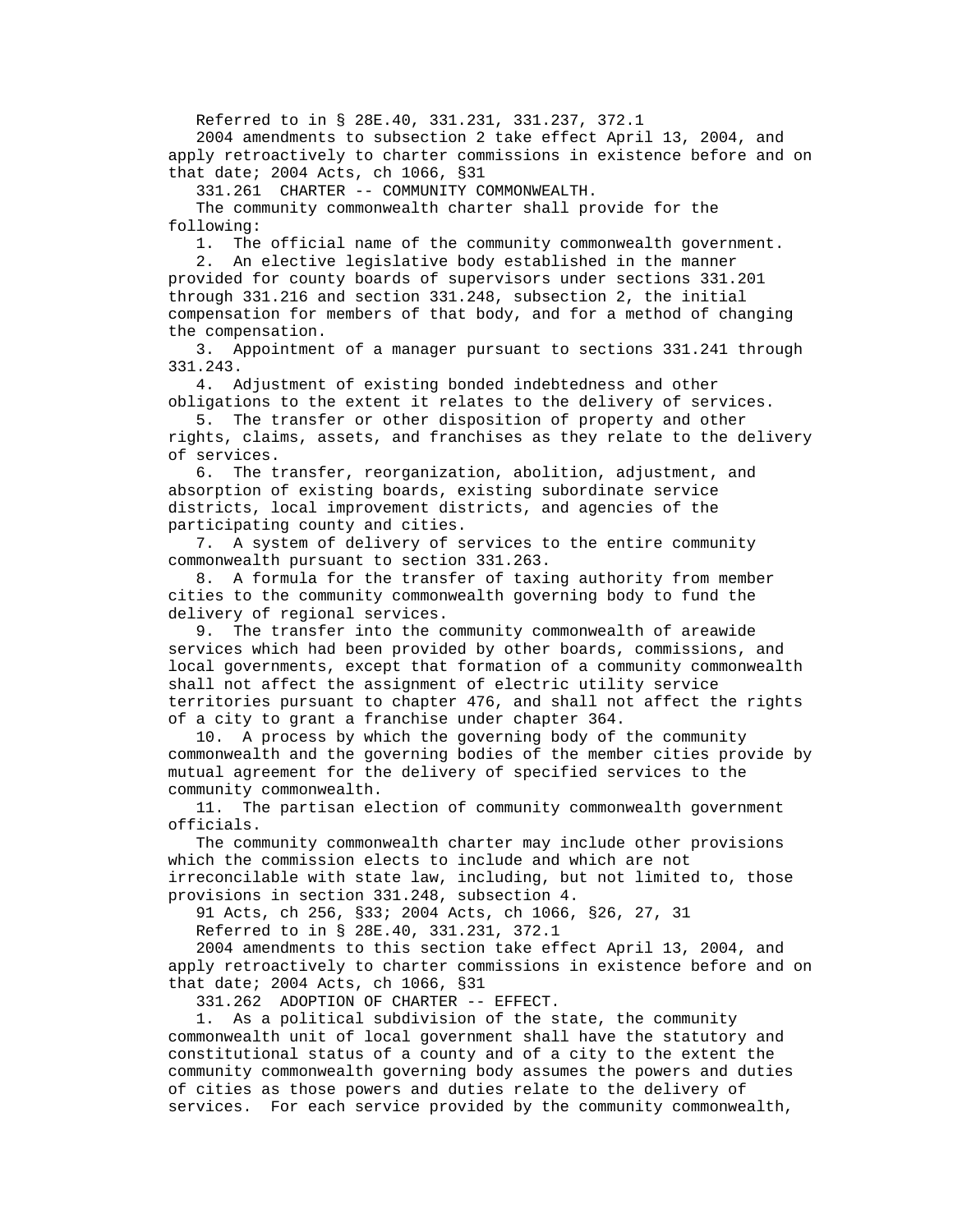Referred to in § 28E.40, 331.231, 331.237, 372.1

2004 amendments to subsection 2 take effect April 13, 2004, and apply retroactively to charter commissions in existence before and on that date; 2004 Acts, ch 1066, §31

331.261 CHARTER -- COMMUNITY COMMONWEALTH.

The community commonwealth charter shall provide for the following:

1. The official name of the community commonwealth government.
2. An elective legislative body established in the manner provided for county boards of supervisors under sections 331.201 through 331.216 and section 331.248, subsection 2, the initial compensation for members of that body, and for a method of changing the compensation.
3. Appointment of a manager pursuant to sections 331.241 through 331.243.
4. Adjustment of existing bonded indebtedness and other obligations to the extent it relates to the delivery of services.
5. The transfer or other disposition of property and other rights, claims, assets, and franchises as they relate to the delivery of services.
6. The transfer, reorganization, abolition, adjustment, and absorption of existing boards, existing subordinate service districts, local improvement districts, and agencies of the participating county and cities.
7. A system of delivery of services to the entire community commonwealth pursuant to section 331.263.
8. A formula for the transfer of taxing authority from member cities to the community commonwealth governing body to fund the delivery of regional services.
9. The transfer into the community commonwealth of areawide services which had been provided by other boards, commissions, and local governments, except that formation of a community commonwealth shall not affect the assignment of electric utility service territories pursuant to chapter 476, and shall not affect the rights of a city to grant a franchise under chapter 364.
10. A process by which the governing body of the community commonwealth and the governing bodies of the member cities provide by mutual agreement for the delivery of specified services to the community commonwealth.
11. The partisan election of community commonwealth government officials.

The community commonwealth charter may include other provisions which the commission elects to include and which are not irreconcilable with state law, including, but not limited to, those provisions in section 331.248, subsection 4.

91 Acts, ch 256, §33; 2004 Acts, ch 1066, §26, 27, 31

Referred to in § 28E.40, 331.231, 372.1

2004 amendments to this section take effect April 13, 2004, and apply retroactively to charter commissions in existence before and on that date; 2004 Acts, ch 1066, §31

331.262 ADOPTION OF CHARTER -- EFFECT.

1. As a political subdivision of the state, the community commonwealth unit of local government shall have the statutory and constitutional status of a county and of a city to the extent the community commonwealth governing body assumes the powers and duties of cities as those powers and duties relate to the delivery of services. For each service provided by the community commonwealth,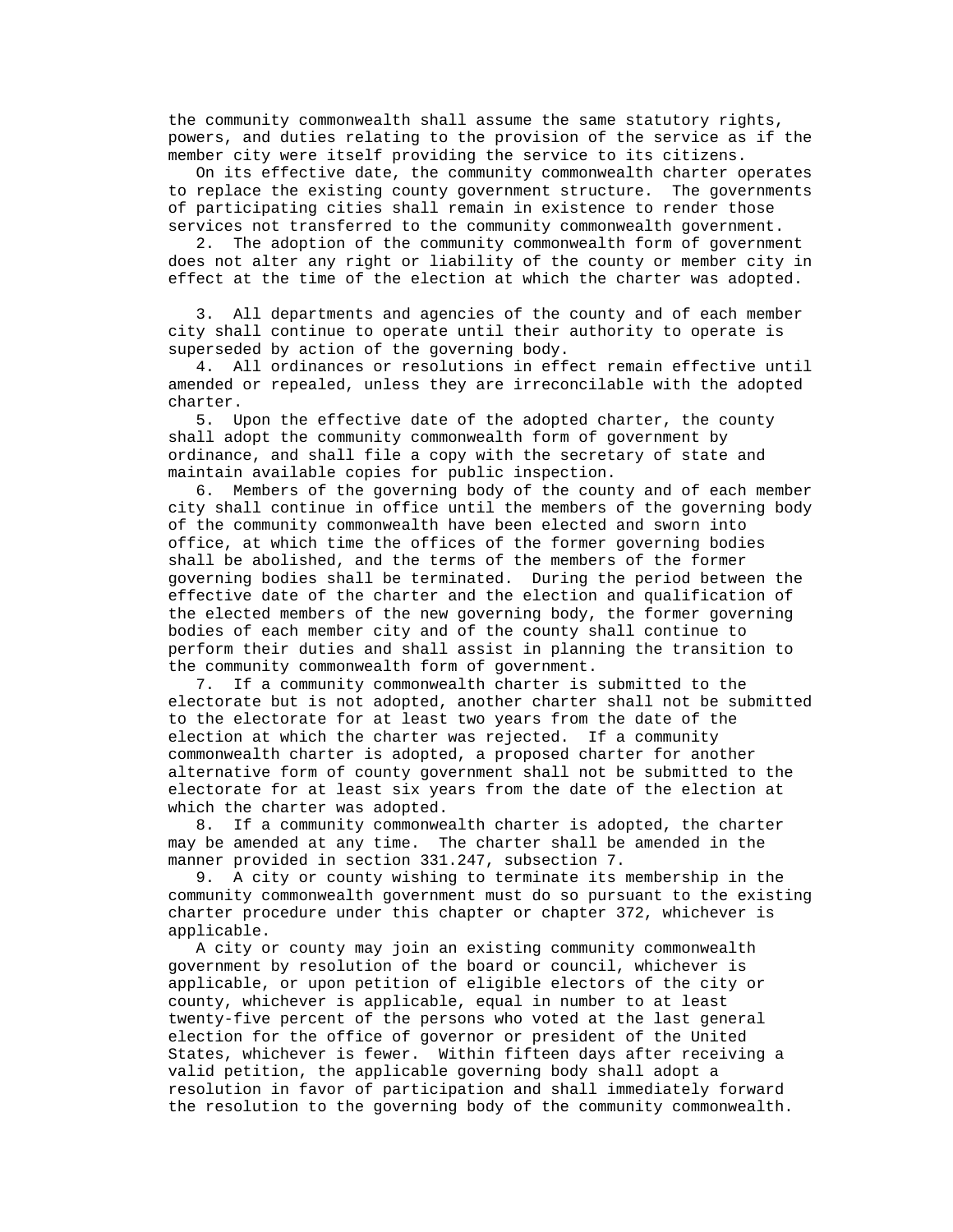the community commonwealth shall assume the same statutory rights, powers, and duties relating to the provision of the service as if the member city were itself providing the service to its citizens.

On its effective date, the community commonwealth charter operates to replace the existing county government structure. The governments of participating cities shall remain in existence to render those services not transferred to the community commonwealth government.

2. The adoption of the community commonwealth form of government does not alter any right or liability of the county or member city in effect at the time of the election at which the charter was adopted.

3. All departments and agencies of the county and of each member city shall continue to operate until their authority to operate is superseded by action of the governing body.

4. All ordinances or resolutions in effect remain effective until amended or repealed, unless they are irreconcilable with the adopted charter.

5. Upon the effective date of the adopted charter, the county shall adopt the community commonwealth form of government by ordinance, and shall file a copy with the secretary of state and maintain available copies for public inspection.

6. Members of the governing body of the county and of each member city shall continue in office until the members of the governing body of the community commonwealth have been elected and sworn into office, at which time the offices of the former governing bodies shall be abolished, and the terms of the members of the former governing bodies shall be terminated. During the period between the effective date of the charter and the election and qualification of the elected members of the new governing body, the former governing bodies of each member city and of the county shall continue to perform their duties and shall assist in planning the transition to the community commonwealth form of government.

7. If a community commonwealth charter is submitted to the electorate but is not adopted, another charter shall not be submitted to the electorate for at least two years from the date of the election at which the charter was rejected. If a community commonwealth charter is adopted, a proposed charter for another alternative form of county government shall not be submitted to the electorate for at least six years from the date of the election at which the charter was adopted.

8. If a community commonwealth charter is adopted, the charter may be amended at any time. The charter shall be amended in the manner provided in section 331.247, subsection 7.

9. A city or county wishing to terminate its membership in the community commonwealth government must do so pursuant to the existing charter procedure under this chapter or chapter 372, whichever is applicable.

A city or county may join an existing community commonwealth government by resolution of the board or council, whichever is applicable, or upon petition of eligible electors of the city or county, whichever is applicable, equal in number to at least twenty-five percent of the persons who voted at the last general election for the office of governor or president of the United States, whichever is fewer. Within fifteen days after receiving a valid petition, the applicable governing body shall adopt a resolution in favor of participation and shall immediately forward the resolution to the governing body of the community commonwealth.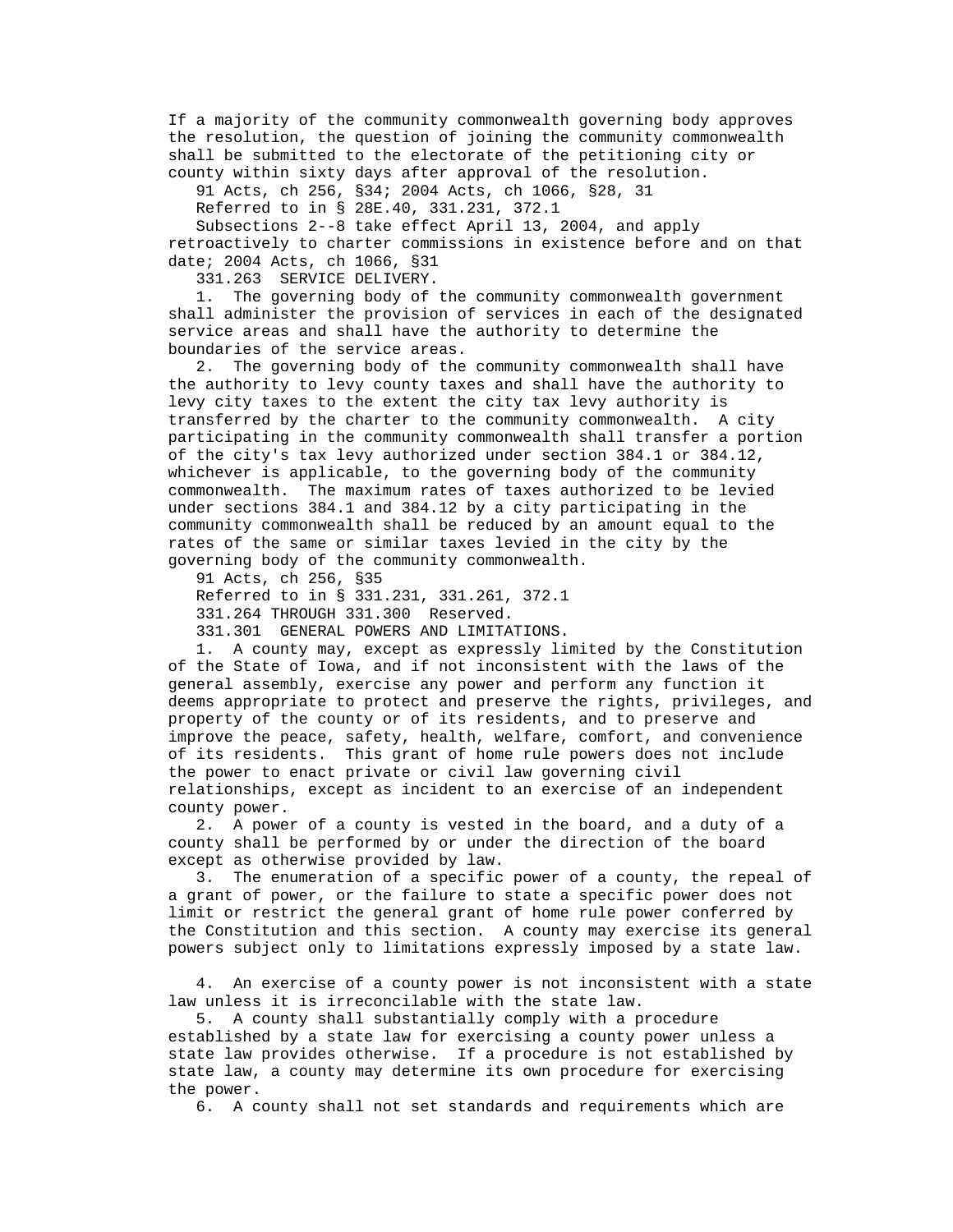If a majority of the community commonwealth governing body approves the resolution, the question of joining the community commonwealth shall be submitted to the electorate of the petitioning city or county within sixty days after approval of the resolution.

91 Acts, ch 256, §34; 2004 Acts, ch 1066, §28, 31

Referred to in § 28E.40, 331.231, 372.1

Subsections 2--8 take effect April 13, 2004, and apply retroactively to charter commissions in existence before and on that date; 2004 Acts, ch 1066, §31

331.263 SERVICE DELIVERY.

1. The governing body of the community commonwealth government shall administer the provision of services in each of the designated service areas and shall have the authority to determine the boundaries of the service areas.

2. The governing body of the community commonwealth shall have the authority to levy county taxes and shall have the authority to levy city taxes to the extent the city tax levy authority is transferred by the charter to the community commonwealth. A city participating in the community commonwealth shall transfer a portion of the city's tax levy authorized under section 384.1 or 384.12, whichever is applicable, to the governing body of the community commonwealth. The maximum rates of taxes authorized to be levied under sections 384.1 and 384.12 by a city participating in the community commonwealth shall be reduced by an amount equal to the rates of the same or similar taxes levied in the city by the governing body of the community commonwealth.

91 Acts, ch 256, §35

Referred to in § 331.231, 331.261, 372.1

331.264 THROUGH 331.300 Reserved.

331.301 GENERAL POWERS AND LIMITATIONS.

1. A county may, except as expressly limited by the Constitution of the State of Iowa, and if not inconsistent with the laws of the general assembly, exercise any power and perform any function it deems appropriate to protect and preserve the rights, privileges, and property of the county or of its residents, and to preserve and improve the peace, safety, health, welfare, comfort, and convenience of its residents. This grant of home rule powers does not include the power to enact private or civil law governing civil relationships, except as incident to an exercise of an independent county power.

2. A power of a county is vested in the board, and a duty of a county shall be performed by or under the direction of the board except as otherwise provided by law.

3. The enumeration of a specific power of a county, the repeal of a grant of power, or the failure to state a specific power does not limit or restrict the general grant of home rule power conferred by the Constitution and this section. A county may exercise its general powers subject only to limitations expressly imposed by a state law.

4. An exercise of a county power is not inconsistent with a state law unless it is irreconcilable with the state law.

5. A county shall substantially comply with a procedure established by a state law for exercising a county power unless a state law provides otherwise. If a procedure is not established by state law, a county may determine its own procedure for exercising the power.

6. A county shall not set standards and requirements which are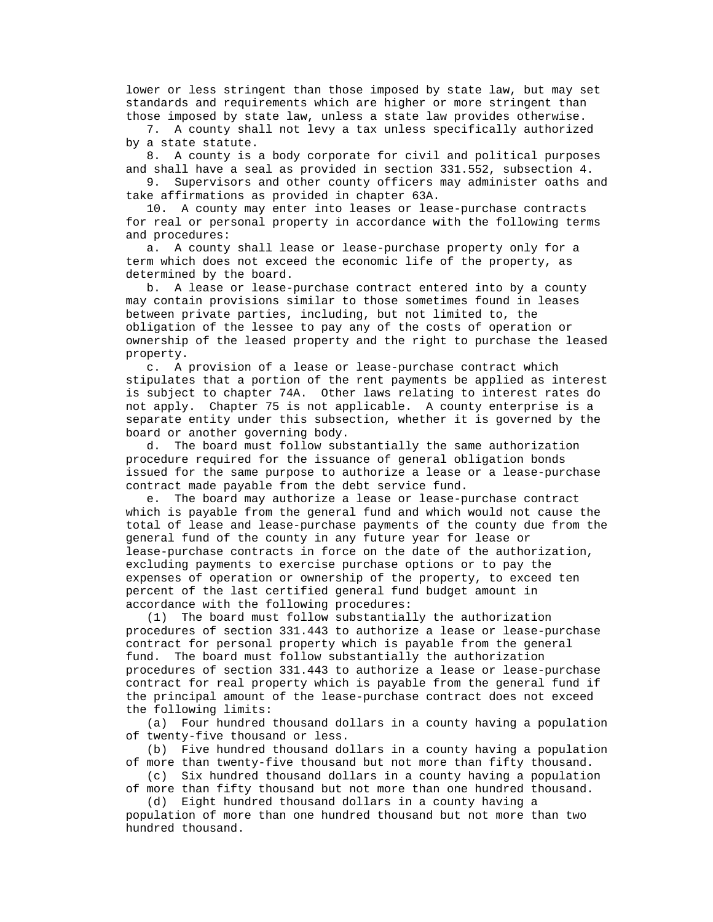lower or less stringent than those imposed by state law, but may set standards and requirements which are higher or more stringent than those imposed by state law, unless a state law provides otherwise.

7. A county shall not levy a tax unless specifically authorized by a state statute.

8. A county is a body corporate for civil and political purposes and shall have a seal as provided in section 331.552, subsection 4.

9. Supervisors and other county officers may administer oaths and take affirmations as provided in chapter 63A.

10. A county may enter into leases or lease-purchase contracts for real or personal property in accordance with the following terms and procedures:

a. A county shall lease or lease-purchase property only for a term which does not exceed the economic life of the property, as determined by the board.

b. A lease or lease-purchase contract entered into by a county may contain provisions similar to those sometimes found in leases between private parties, including, but not limited to, the obligation of the lessee to pay any of the costs of operation or ownership of the leased property and the right to purchase the leased property.

c. A provision of a lease or lease-purchase contract which stipulates that a portion of the rent payments be applied as interest is subject to chapter 74A. Other laws relating to interest rates do not apply. Chapter 75 is not applicable. A county enterprise is a separate entity under this subsection, whether it is governed by the board or another governing body.

d. The board must follow substantially the same authorization procedure required for the issuance of general obligation bonds issued for the same purpose to authorize a lease or a lease-purchase contract made payable from the debt service fund.

e. The board may authorize a lease or lease-purchase contract which is payable from the general fund and which would not cause the total of lease and lease-purchase payments of the county due from the general fund of the county in any future year for lease or lease-purchase contracts in force on the date of the authorization, excluding payments to exercise purchase options or to pay the expenses of operation or ownership of the property, to exceed ten percent of the last certified general fund budget amount in accordance with the following procedures:

(1) The board must follow substantially the authorization procedures of section 331.443 to authorize a lease or lease-purchase contract for personal property which is payable from the general fund. The board must follow substantially the authorization procedures of section 331.443 to authorize a lease or lease-purchase contract for real property which is payable from the general fund if the principal amount of the lease-purchase contract does not exceed the following limits:

(a) Four hundred thousand dollars in a county having a population of twenty-five thousand or less.

(b) Five hundred thousand dollars in a county having a population of more than twenty-five thousand but not more than fifty thousand.

(c) Six hundred thousand dollars in a county having a population of more than fifty thousand but not more than one hundred thousand.

(d) Eight hundred thousand dollars in a county having a population of more than one hundred thousand but not more than two hundred thousand.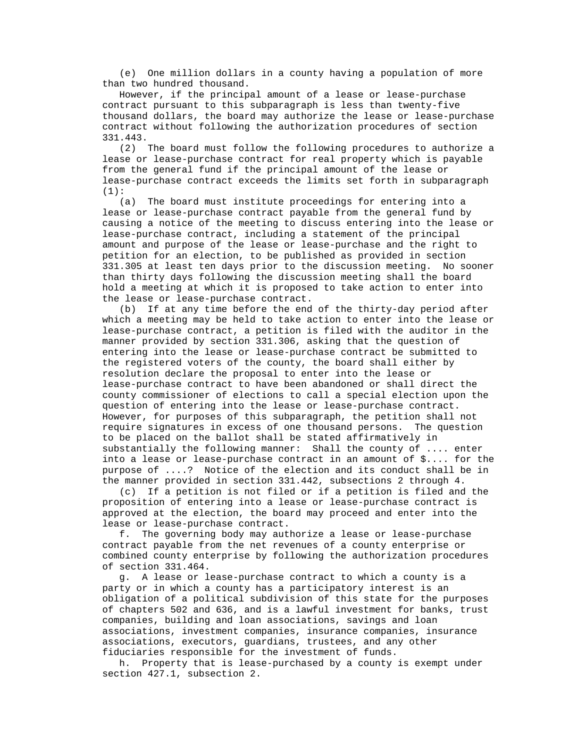(e) One million dollars in a county having a population of more than two hundred thousand.

However, if the principal amount of a lease or lease-purchase contract pursuant to this subparagraph is less than twenty-five thousand dollars, the board may authorize the lease or lease-purchase contract without following the authorization procedures of section 331.443.

(2) The board must follow the following procedures to authorize a lease or lease-purchase contract for real property which is payable from the general fund if the principal amount of the lease or lease-purchase contract exceeds the limits set forth in subparagraph (1):

(a) The board must institute proceedings for entering into a lease or lease-purchase contract payable from the general fund by causing a notice of the meeting to discuss entering into the lease or lease-purchase contract, including a statement of the principal amount and purpose of the lease or lease-purchase and the right to petition for an election, to be published as provided in section 331.305 at least ten days prior to the discussion meeting. No sooner than thirty days following the discussion meeting shall the board hold a meeting at which it is proposed to take action to enter into the lease or lease-purchase contract.

(b) If at any time before the end of the thirty-day period after which a meeting may be held to take action to enter into the lease or lease-purchase contract, a petition is filed with the auditor in the manner provided by section 331.306, asking that the question of entering into the lease or lease-purchase contract be submitted to the registered voters of the county, the board shall either by resolution declare the proposal to enter into the lease or lease-purchase contract to have been abandoned or shall direct the county commissioner of elections to call a special election upon the question of entering into the lease or lease-purchase contract. However, for purposes of this subparagraph, the petition shall not require signatures in excess of one thousand persons. The question to be placed on the ballot shall be stated affirmatively in substantially the following manner: Shall the county of .... enter into a lease or lease-purchase contract in an amount of $.... for the purpose of ....? Notice of the election and its conduct shall be in the manner provided in section 331.442, subsections 2 through 4.

(c) If a petition is not filed or if a petition is filed and the proposition of entering into a lease or lease-purchase contract is approved at the election, the board may proceed and enter into the lease or lease-purchase contract.

f. The governing body may authorize a lease or lease-purchase contract payable from the net revenues of a county enterprise or combined county enterprise by following the authorization procedures of section 331.464.

g. A lease or lease-purchase contract to which a county is a party or in which a county has a participatory interest is an obligation of a political subdivision of this state for the purposes of chapters 502 and 636, and is a lawful investment for banks, trust companies, building and loan associations, savings and loan associations, investment companies, insurance companies, insurance associations, executors, guardians, trustees, and any other fiduciaries responsible for the investment of funds.

h. Property that is lease-purchased by a county is exempt under section 427.1, subsection 2.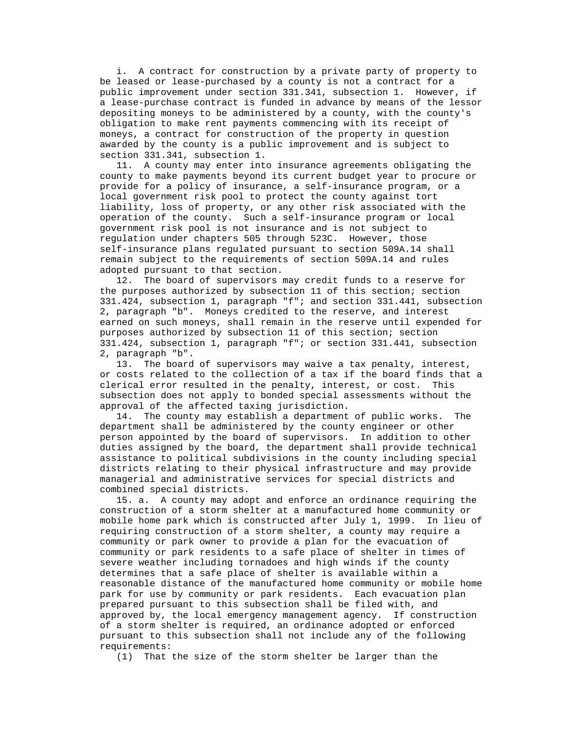i. A contract for construction by a private party of property to be leased or lease-purchased by a county is not a contract for a public improvement under section 331.341, subsection 1. However, if a lease-purchase contract is funded in advance by means of the lessor depositing moneys to be administered by a county, with the county's obligation to make rent payments commencing with its receipt of moneys, a contract for construction of the property in question awarded by the county is a public improvement and is subject to section 331.341, subsection 1.

11. A county may enter into insurance agreements obligating the county to make payments beyond its current budget year to procure or provide for a policy of insurance, a self-insurance program, or a local government risk pool to protect the county against tort liability, loss of property, or any other risk associated with the operation of the county. Such a self-insurance program or local government risk pool is not insurance and is not subject to regulation under chapters 505 through 523C. However, those self-insurance plans regulated pursuant to section 509A.14 shall remain subject to the requirements of section 509A.14 and rules adopted pursuant to that section.

12. The board of supervisors may credit funds to a reserve for the purposes authorized by subsection 11 of this section; section 331.424, subsection 1, paragraph "f"; and section 331.441, subsection 2, paragraph "b". Moneys credited to the reserve, and interest earned on such moneys, shall remain in the reserve until expended for purposes authorized by subsection 11 of this section; section 331.424, subsection 1, paragraph "f"; or section 331.441, subsection 2, paragraph "b".

13. The board of supervisors may waive a tax penalty, interest, or costs related to the collection of a tax if the board finds that a clerical error resulted in the penalty, interest, or cost. This subsection does not apply to bonded special assessments without the approval of the affected taxing jurisdiction.

14. The county may establish a department of public works. The department shall be administered by the county engineer or other person appointed by the board of supervisors. In addition to other duties assigned by the board, the department shall provide technical assistance to political subdivisions in the county including special districts relating to their physical infrastructure and may provide managerial and administrative services for special districts and combined special districts.

15. a. A county may adopt and enforce an ordinance requiring the construction of a storm shelter at a manufactured home community or mobile home park which is constructed after July 1, 1999. In lieu of requiring construction of a storm shelter, a county may require a community or park owner to provide a plan for the evacuation of community or park residents to a safe place of shelter in times of severe weather including tornadoes and high winds if the county determines that a safe place of shelter is available within a reasonable distance of the manufactured home community or mobile home park for use by community or park residents. Each evacuation plan prepared pursuant to this subsection shall be filed with, and approved by, the local emergency management agency. If construction of a storm shelter is required, an ordinance adopted or enforced pursuant to this subsection shall not include any of the following requirements:

(1) That the size of the storm shelter be larger than the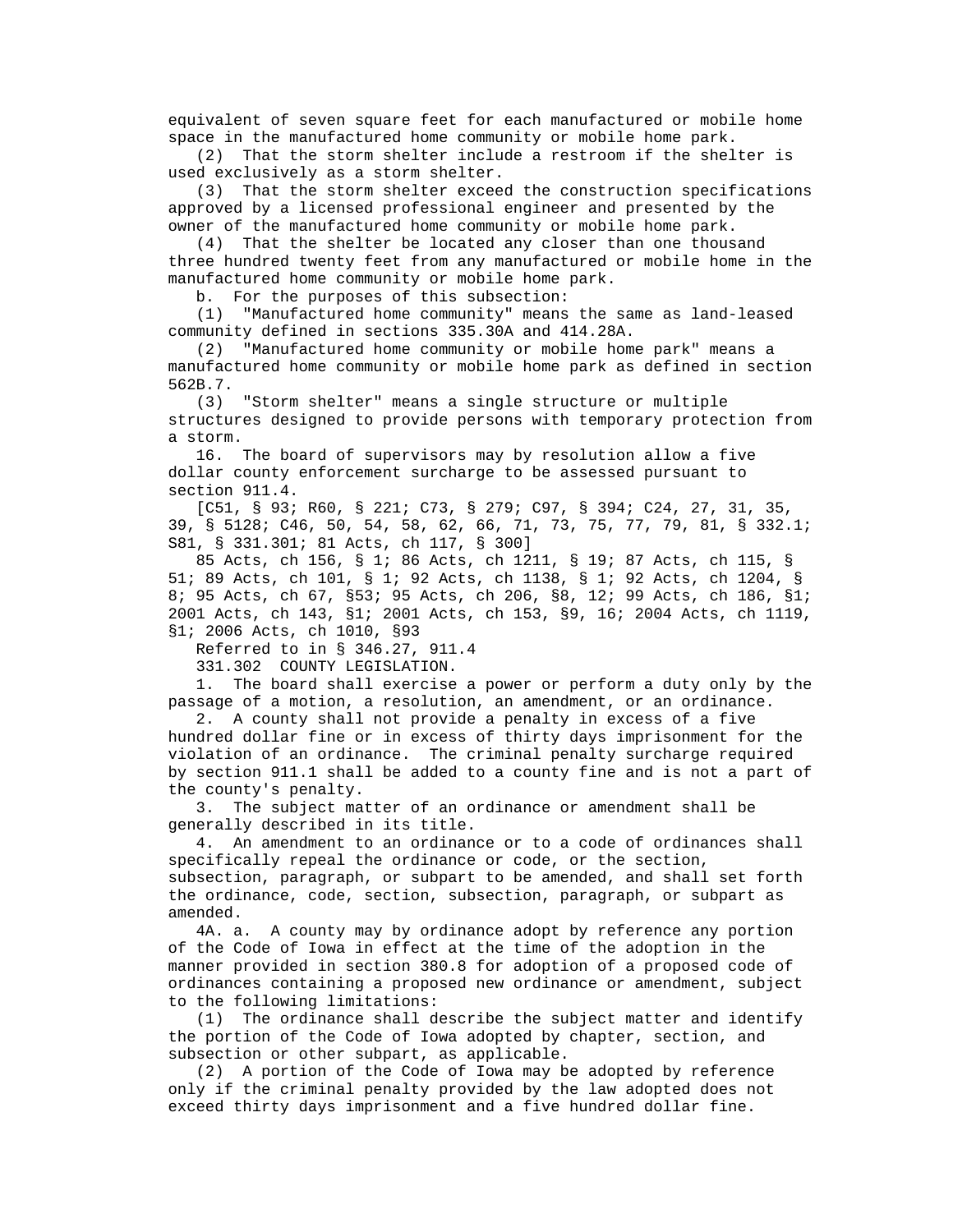equivalent of seven square feet for each manufactured or mobile home space in the manufactured home community or mobile home park.

(2) That the storm shelter include a restroom if the shelter is used exclusively as a storm shelter.

(3) That the storm shelter exceed the construction specifications approved by a licensed professional engineer and presented by the owner of the manufactured home community or mobile home park.

(4) That the shelter be located any closer than one thousand three hundred twenty feet from any manufactured or mobile home in the manufactured home community or mobile home park.

b. For the purposes of this subsection:

(1) "Manufactured home community" means the same as land-leased community defined in sections 335.30A and 414.28A.

(2) "Manufactured home community or mobile home park" means a manufactured home community or mobile home park as defined in section 562B.7.

(3) "Storm shelter" means a single structure or multiple structures designed to provide persons with temporary protection from a storm.

16. The board of supervisors may by resolution allow a five dollar county enforcement surcharge to be assessed pursuant to section 911.4.

[C51, § 93; R60, § 221; C73, § 279; C97, § 394; C24, 27, 31, 35, 39, § 5128; C46, 50, 54, 58, 62, 66, 71, 73, 75, 77, 79, 81, § 332.1; S81, § 331.301; 81 Acts, ch 117, § 300]

85 Acts, ch 156, § 1; 86 Acts, ch 1211, § 19; 87 Acts, ch 115, § 51; 89 Acts, ch 101, § 1; 92 Acts, ch 1138, § 1; 92 Acts, ch 1204, § 8; 95 Acts, ch 67, §53; 95 Acts, ch 206, §8, 12; 99 Acts, ch 186, §1; 2001 Acts, ch 143, §1; 2001 Acts, ch 153, §9, 16; 2004 Acts, ch 1119, §1; 2006 Acts, ch 1010, §93

Referred to in § 346.27, 911.4

331.302 COUNTY LEGISLATION.

1. The board shall exercise a power or perform a duty only by the passage of a motion, a resolution, an amendment, or an ordinance.

2. A county shall not provide a penalty in excess of a five hundred dollar fine or in excess of thirty days imprisonment for the violation of an ordinance. The criminal penalty surcharge required by section 911.1 shall be added to a county fine and is not a part of the county's penalty.

3. The subject matter of an ordinance or amendment shall be generally described in its title.

4. An amendment to an ordinance or to a code of ordinances shall specifically repeal the ordinance or code, or the section, subsection, paragraph, or subpart to be amended, and shall set forth the ordinance, code, section, subsection, paragraph, or subpart as amended.

4A. a. A county may by ordinance adopt by reference any portion of the Code of Iowa in effect at the time of the adoption in the manner provided in section 380.8 for adoption of a proposed code of ordinances containing a proposed new ordinance or amendment, subject to the following limitations:

(1) The ordinance shall describe the subject matter and identify the portion of the Code of Iowa adopted by chapter, section, and subsection or other subpart, as applicable.

(2) A portion of the Code of Iowa may be adopted by reference only if the criminal penalty provided by the law adopted does not exceed thirty days imprisonment and a five hundred dollar fine.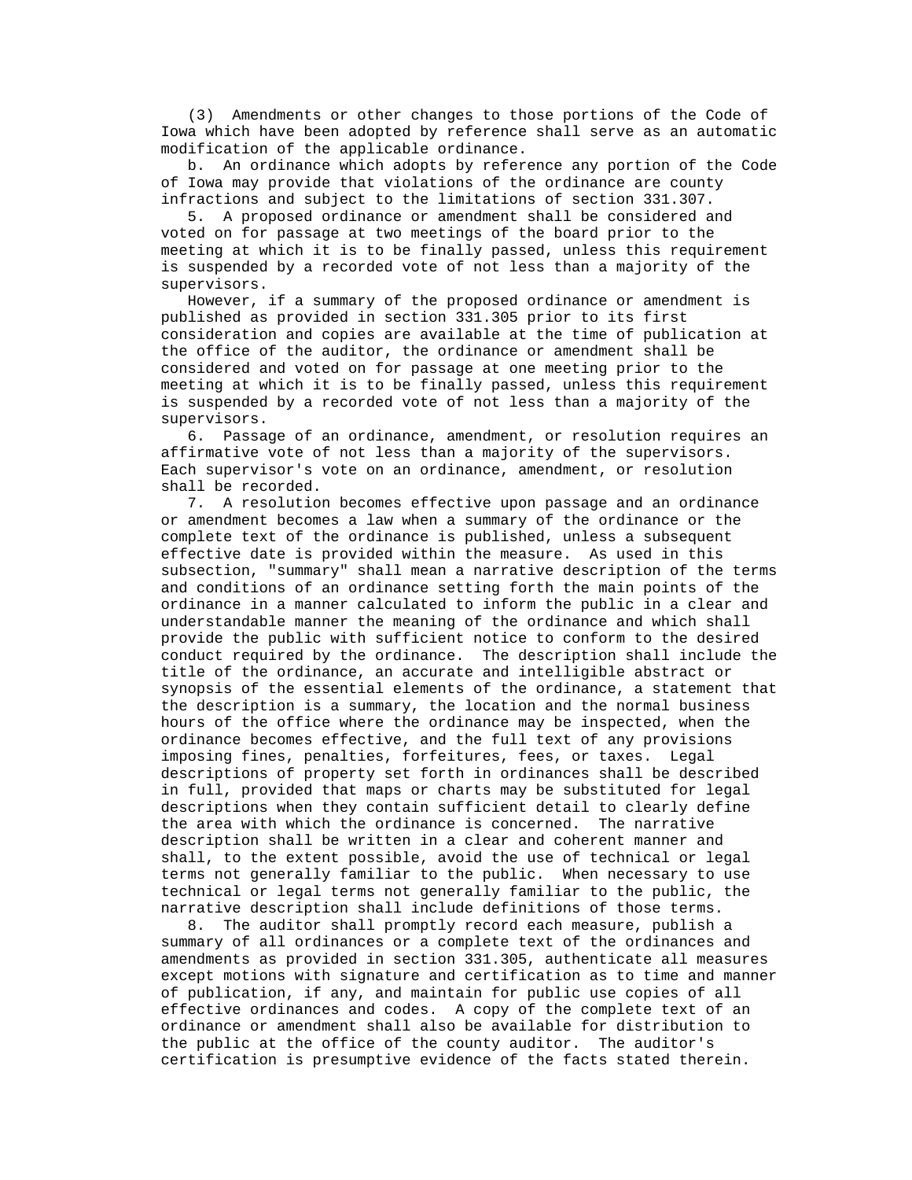(3) Amendments or other changes to those portions of the Code of Iowa which have been adopted by reference shall serve as an automatic modification of the applicable ordinance.

b. An ordinance which adopts by reference any portion of the Code of Iowa may provide that violations of the ordinance are county infractions and subject to the limitations of section 331.307.

5. A proposed ordinance or amendment shall be considered and voted on for passage at two meetings of the board prior to the meeting at which it is to be finally passed, unless this requirement is suspended by a recorded vote of not less than a majority of the supervisors.

However, if a summary of the proposed ordinance or amendment is published as provided in section 331.305 prior to its first consideration and copies are available at the time of publication at the office of the auditor, the ordinance or amendment shall be considered and voted on for passage at one meeting prior to the meeting at which it is to be finally passed, unless this requirement is suspended by a recorded vote of not less than a majority of the supervisors.

6. Passage of an ordinance, amendment, or resolution requires an affirmative vote of not less than a majority of the supervisors. Each supervisor's vote on an ordinance, amendment, or resolution shall be recorded.

7. A resolution becomes effective upon passage and an ordinance or amendment becomes a law when a summary of the ordinance or the complete text of the ordinance is published, unless a subsequent effective date is provided within the measure. As used in this subsection, "summary" shall mean a narrative description of the terms and conditions of an ordinance setting forth the main points of the ordinance in a manner calculated to inform the public in a clear and understandable manner the meaning of the ordinance and which shall provide the public with sufficient notice to conform to the desired conduct required by the ordinance. The description shall include the title of the ordinance, an accurate and intelligible abstract or synopsis of the essential elements of the ordinance, a statement that the description is a summary, the location and the normal business hours of the office where the ordinance may be inspected, when the ordinance becomes effective, and the full text of any provisions imposing fines, penalties, forfeitures, fees, or taxes. Legal descriptions of property set forth in ordinances shall be described in full, provided that maps or charts may be substituted for legal descriptions when they contain sufficient detail to clearly define the area with which the ordinance is concerned. The narrative description shall be written in a clear and coherent manner and shall, to the extent possible, avoid the use of technical or legal terms not generally familiar to the public. When necessary to use technical or legal terms not generally familiar to the public, the narrative description shall include definitions of those terms.

8. The auditor shall promptly record each measure, publish a summary of all ordinances or a complete text of the ordinances and amendments as provided in section 331.305, authenticate all measures except motions with signature and certification as to time and manner of publication, if any, and maintain for public use copies of all effective ordinances and codes. A copy of the complete text of an ordinance or amendment shall also be available for distribution to the public at the office of the county auditor. The auditor's certification is presumptive evidence of the facts stated therein.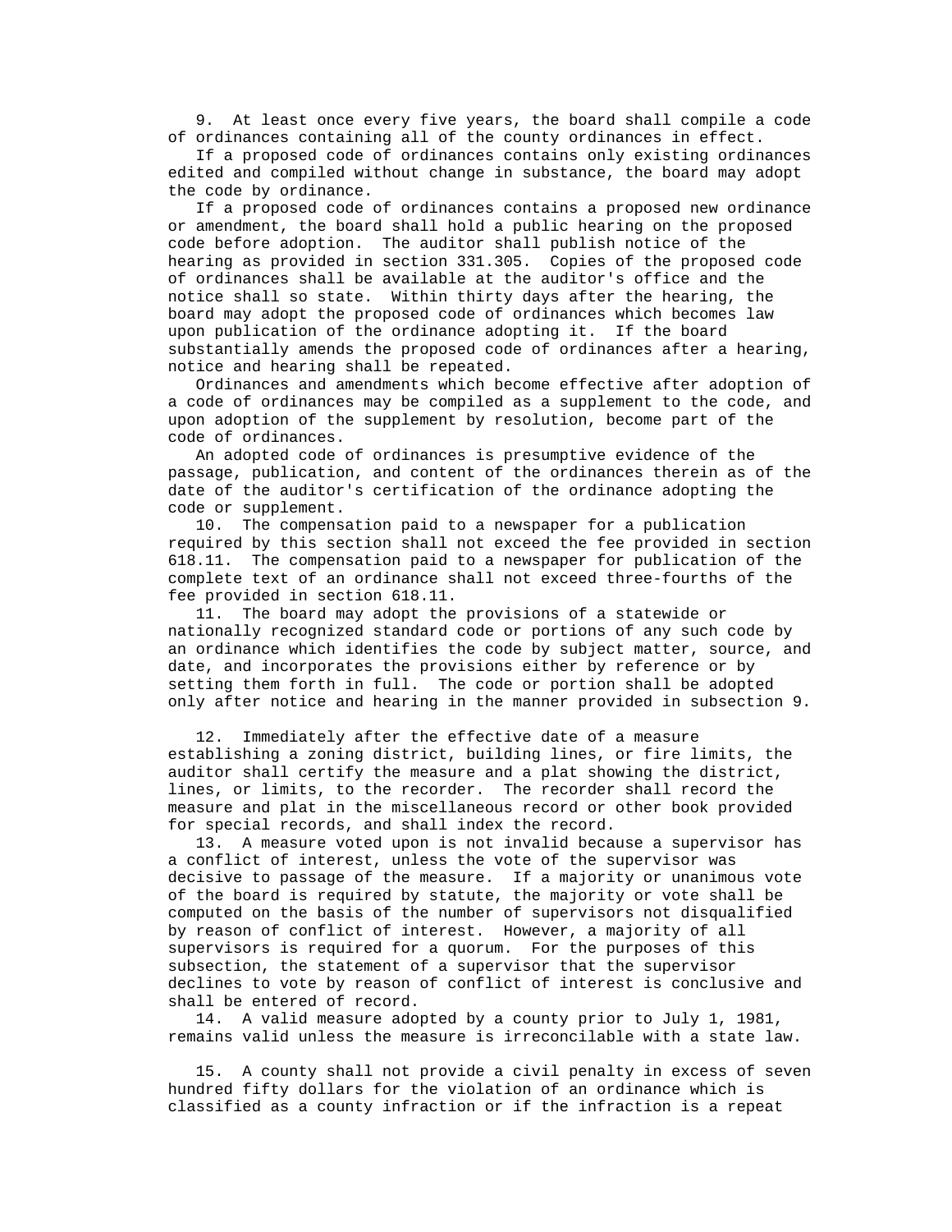9. At least once every five years, the board shall compile a code of ordinances containing all of the county ordinances in effect.

If a proposed code of ordinances contains only existing ordinances edited and compiled without change in substance, the board may adopt the code by ordinance.

If a proposed code of ordinances contains a proposed new ordinance or amendment, the board shall hold a public hearing on the proposed code before adoption. The auditor shall publish notice of the hearing as provided in section 331.305. Copies of the proposed code of ordinances shall be available at the auditor's office and the notice shall so state. Within thirty days after the hearing, the board may adopt the proposed code of ordinances which becomes law upon publication of the ordinance adopting it. If the board substantially amends the proposed code of ordinances after a hearing, notice and hearing shall be repeated.

Ordinances and amendments which become effective after adoption of a code of ordinances may be compiled as a supplement to the code, and upon adoption of the supplement by resolution, become part of the code of ordinances.

An adopted code of ordinances is presumptive evidence of the passage, publication, and content of the ordinances therein as of the date of the auditor's certification of the ordinance adopting the code or supplement.

10. The compensation paid to a newspaper for a publication required by this section shall not exceed the fee provided in section 618.11. The compensation paid to a newspaper for publication of the complete text of an ordinance shall not exceed three-fourths of the fee provided in section 618.11.

11. The board may adopt the provisions of a statewide or nationally recognized standard code or portions of any such code by an ordinance which identifies the code by subject matter, source, and date, and incorporates the provisions either by reference or by setting them forth in full. The code or portion shall be adopted only after notice and hearing in the manner provided in subsection 9.

12. Immediately after the effective date of a measure establishing a zoning district, building lines, or fire limits, the auditor shall certify the measure and a plat showing the district, lines, or limits, to the recorder. The recorder shall record the measure and plat in the miscellaneous record or other book provided for special records, and shall index the record.

13. A measure voted upon is not invalid because a supervisor has a conflict of interest, unless the vote of the supervisor was decisive to passage of the measure. If a majority or unanimous vote of the board is required by statute, the majority or vote shall be computed on the basis of the number of supervisors not disqualified by reason of conflict of interest. However, a majority of all supervisors is required for a quorum. For the purposes of this subsection, the statement of a supervisor that the supervisor declines to vote by reason of conflict of interest is conclusive and shall be entered of record.

14. A valid measure adopted by a county prior to July 1, 1981, remains valid unless the measure is irreconcilable with a state law.

15. A county shall not provide a civil penalty in excess of seven hundred fifty dollars for the violation of an ordinance which is classified as a county infraction or if the infraction is a repeat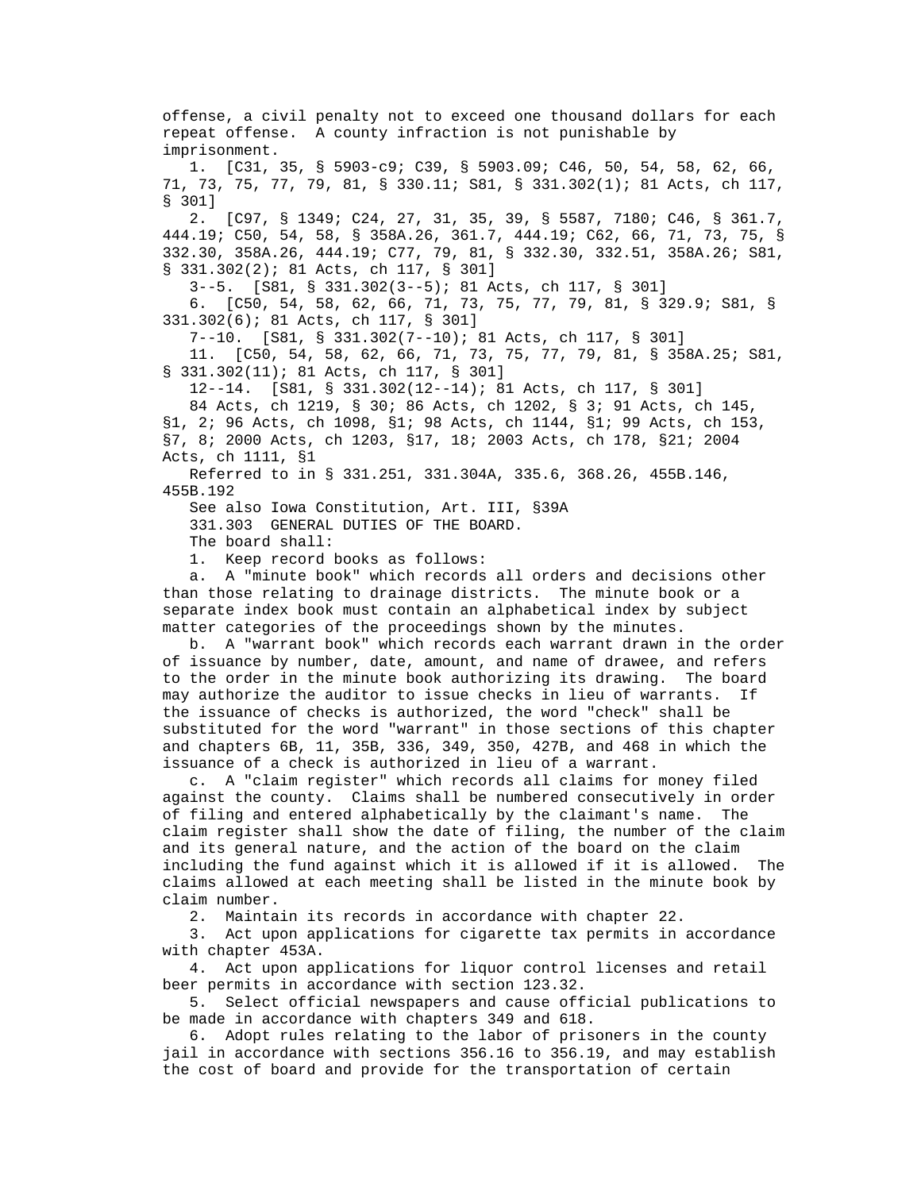offense, a civil penalty not to exceed one thousand dollars for each repeat offense. A county infraction is not punishable by imprisonment.

1. [C31, 35, § 5903-c9; C39, § 5903.09; C46, 50, 54, 58, 62, 66, 71, 73, 75, 77, 79, 81, § 330.11; S81, § 331.302(1); 81 Acts, ch 117, § 301]

2. [C97, § 1349; C24, 27, 31, 35, 39, § 5587, 7180; C46, § 361.7, 444.19; C50, 54, 58, § 358A.26, 361.7, 444.19; C62, 66, 71, 73, 75, § 332.30, 358A.26, 444.19; C77, 79, 81, § 332.30, 332.51, 358A.26; S81, § 331.302(2); 81 Acts, ch 117, § 301]

3--5. [S81, § 331.302(3--5); 81 Acts, ch 117, § 301]

6. [C50, 54, 58, 62, 66, 71, 73, 75, 77, 79, 81, § 329.9; S81, § 331.302(6); 81 Acts, ch 117, § 301]

7--10. [S81, § 331.302(7--10); 81 Acts, ch 117, § 301]

11. [C50, 54, 58, 62, 66, 71, 73, 75, 77, 79, 81, § 358A.25; S81, § 331.302(11); 81 Acts, ch 117, § 301]

12--14. [S81, § 331.302(12--14); 81 Acts, ch 117, § 301]

84 Acts, ch 1219, § 30; 86 Acts, ch 1202, § 3; 91 Acts, ch 145, §1, 2; 96 Acts, ch 1098, §1; 98 Acts, ch 1144, §1; 99 Acts, ch 153, §7, 8; 2000 Acts, ch 1203, §17, 18; 2003 Acts, ch 178, §21; 2004 Acts, ch 1111, §1

Referred to in § 331.251, 331.304A, 335.6, 368.26, 455B.146, 455B.192

See also Iowa Constitution, Art. III, §39A

331.303 GENERAL DUTIES OF THE BOARD.

The board shall:

1. Keep record books as follows:

a. A "minute book" which records all orders and decisions other than those relating to drainage districts. The minute book or a separate index book must contain an alphabetical index by subject matter categories of the proceedings shown by the minutes.

b. A "warrant book" which records each warrant drawn in the order of issuance by number, date, amount, and name of drawee, and refers to the order in the minute book authorizing its drawing. The board may authorize the auditor to issue checks in lieu of warrants. If the issuance of checks is authorized, the word "check" shall be substituted for the word "warrant" in those sections of this chapter and chapters 6B, 11, 35B, 336, 349, 350, 427B, and 468 in which the issuance of a check is authorized in lieu of a warrant.

c. A "claim register" which records all claims for money filed against the county. Claims shall be numbered consecutively in order of filing and entered alphabetically by the claimant's name. The claim register shall show the date of filing, the number of the claim and its general nature, and the action of the board on the claim including the fund against which it is allowed if it is allowed. The claims allowed at each meeting shall be listed in the minute book by claim number.

2. Maintain its records in accordance with chapter 22.

3. Act upon applications for cigarette tax permits in accordance with chapter 453A.

4. Act upon applications for liquor control licenses and retail beer permits in accordance with section 123.32.

5. Select official newspapers and cause official publications to be made in accordance with chapters 349 and 618.

6. Adopt rules relating to the labor of prisoners in the county jail in accordance with sections 356.16 to 356.19, and may establish the cost of board and provide for the transportation of certain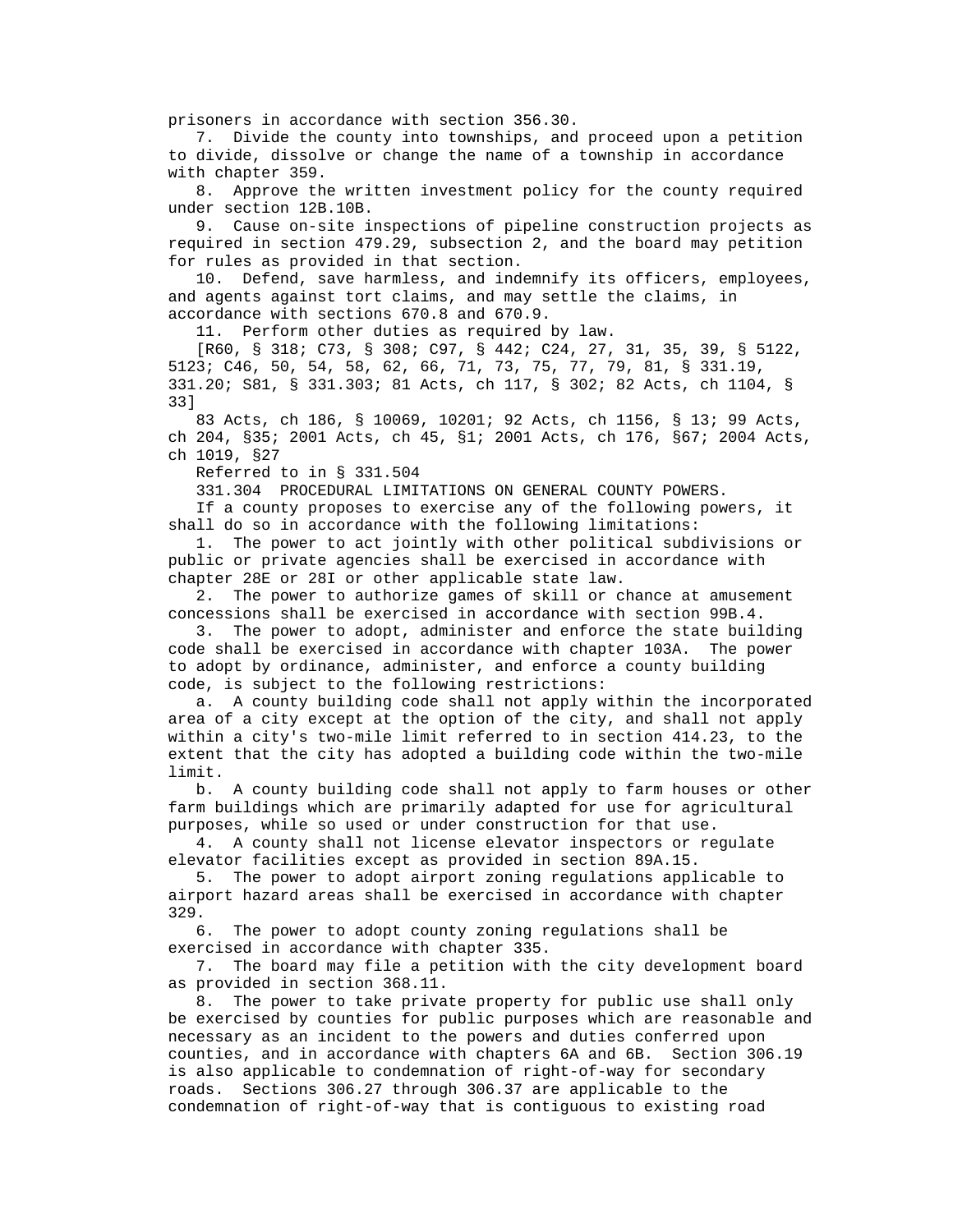prisoners in accordance with section 356.30.

7. Divide the county into townships, and proceed upon a petition to divide, dissolve or change the name of a township in accordance with chapter 359.

8. Approve the written investment policy for the county required under section 12B.10B.

9. Cause on-site inspections of pipeline construction projects as required in section 479.29, subsection 2, and the board may petition for rules as provided in that section.

10. Defend, save harmless, and indemnify its officers, employees, and agents against tort claims, and may settle the claims, in accordance with sections 670.8 and 670.9.

11. Perform other duties as required by law.

[R60, § 318; C73, § 308; C97, § 442; C24, 27, 31, 35, 39, § 5122, 5123; C46, 50, 54, 58, 62, 66, 71, 73, 75, 77, 79, 81, § 331.19, 331.20; S81, § 331.303; 81 Acts, ch 117, § 302; 82 Acts, ch 1104, § 33]

83 Acts, ch 186, § 10069, 10201; 92 Acts, ch 1156, § 13; 99 Acts, ch 204, §35; 2001 Acts, ch 45, §1; 2001 Acts, ch 176, §67; 2004 Acts, ch 1019, §27

Referred to in § 331.504

331.304 PROCEDURAL LIMITATIONS ON GENERAL COUNTY POWERS.

If a county proposes to exercise any of the following powers, it shall do so in accordance with the following limitations:

1. The power to act jointly with other political subdivisions or public or private agencies shall be exercised in accordance with chapter 28E or 28I or other applicable state law.

2. The power to authorize games of skill or chance at amusement concessions shall be exercised in accordance with section 99B.4.

3. The power to adopt, administer and enforce the state building code shall be exercised in accordance with chapter 103A. The power to adopt by ordinance, administer, and enforce a county building code, is subject to the following restrictions:

a. A county building code shall not apply within the incorporated area of a city except at the option of the city, and shall not apply within a city's two-mile limit referred to in section 414.23, to the extent that the city has adopted a building code within the two-mile limit.

b. A county building code shall not apply to farm houses or other farm buildings which are primarily adapted for use for agricultural purposes, while so used or under construction for that use.

4. A county shall not license elevator inspectors or regulate elevator facilities except as provided in section 89A.15.

5. The power to adopt airport zoning regulations applicable to airport hazard areas shall be exercised in accordance with chapter 329.

6. The power to adopt county zoning regulations shall be exercised in accordance with chapter 335.

7. The board may file a petition with the city development board as provided in section 368.11.

8. The power to take private property for public use shall only be exercised by counties for public purposes which are reasonable and necessary as an incident to the powers and duties conferred upon counties, and in accordance with chapters 6A and 6B. Section 306.19 is also applicable to condemnation of right-of-way for secondary roads. Sections 306.27 through 306.37 are applicable to the condemnation of right-of-way that is contiguous to existing road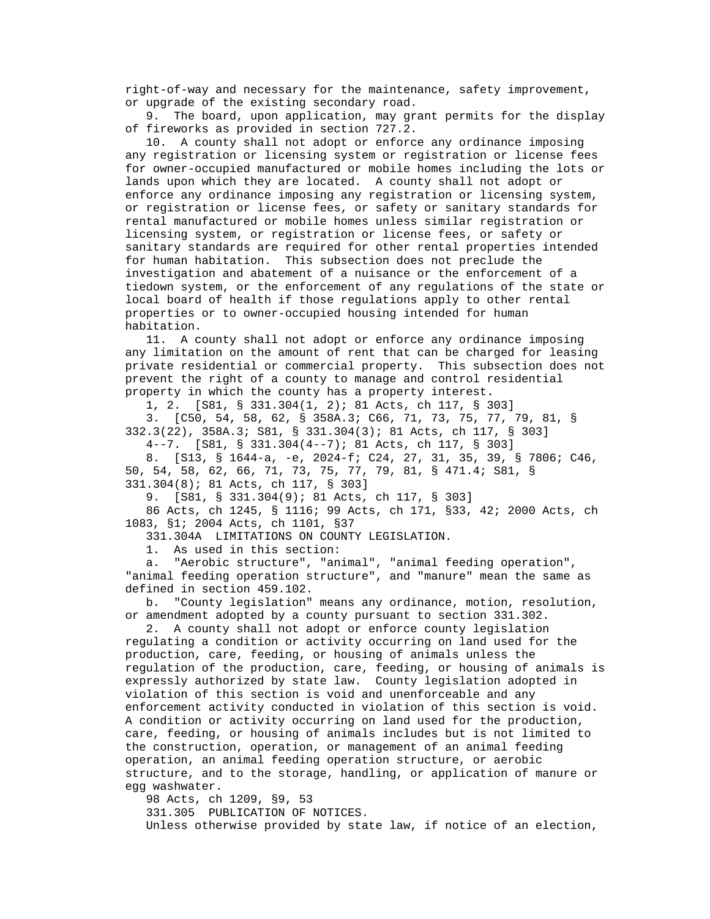right-of-way and necessary for the maintenance, safety improvement, or upgrade of the existing secondary road.

9. The board, upon application, may grant permits for the display of fireworks as provided in section 727.2.

10. A county shall not adopt or enforce any ordinance imposing any registration or licensing system or registration or license fees for owner-occupied manufactured or mobile homes including the lots or lands upon which they are located. A county shall not adopt or enforce any ordinance imposing any registration or licensing system, or registration or license fees, or safety or sanitary standards for rental manufactured or mobile homes unless similar registration or licensing system, or registration or license fees, or safety or sanitary standards are required for other rental properties intended for human habitation. This subsection does not preclude the investigation and abatement of a nuisance or the enforcement of a tiedown system, or the enforcement of any regulations of the state or local board of health if those regulations apply to other rental properties or to owner-occupied housing intended for human habitation.

11. A county shall not adopt or enforce any ordinance imposing any limitation on the amount of rent that can be charged for leasing private residential or commercial property. This subsection does not prevent the right of a county to manage and control residential property in which the county has a property interest.

1, 2. [S81, § 331.304(1, 2); 81 Acts, ch 117, § 303]

3. [C50, 54, 58, 62, § 358A.3; C66, 71, 73, 75, 77, 79, 81, § 332.3(22), 358A.3; S81, § 331.304(3); 81 Acts, ch 117, § 303]

4--7. [S81, § 331.304(4--7); 81 Acts, ch 117, § 303]

8. [S13, § 1644-a, -e, 2024-f; C24, 27, 31, 35, 39, § 7806; C46, 50, 54, 58, 62, 66, 71, 73, 75, 77, 79, 81, § 471.4; S81, § 331.304(8); 81 Acts, ch 117, § 303]

9. [S81, § 331.304(9); 81 Acts, ch 117, § 303]

86 Acts, ch 1245, § 1116; 99 Acts, ch 171, §33, 42; 2000 Acts, ch 1083, §1; 2004 Acts, ch 1101, §37

331.304A LIMITATIONS ON COUNTY LEGISLATION.

1. As used in this section:

a. "Aerobic structure", "animal", "animal feeding operation", "animal feeding operation structure", and "manure" mean the same as defined in section 459.102.

b. "County legislation" means any ordinance, motion, resolution, or amendment adopted by a county pursuant to section 331.302.

2. A county shall not adopt or enforce county legislation regulating a condition or activity occurring on land used for the production, care, feeding, or housing of animals unless the regulation of the production, care, feeding, or housing of animals is expressly authorized by state law. County legislation adopted in violation of this section is void and unenforceable and any enforcement activity conducted in violation of this section is void. A condition or activity occurring on land used for the production, care, feeding, or housing of animals includes but is not limited to the construction, operation, or management of an animal feeding operation, an animal feeding operation structure, or aerobic structure, and to the storage, handling, or application of manure or egg washwater.

98 Acts, ch 1209, §9, 53

331.305 PUBLICATION OF NOTICES.

Unless otherwise provided by state law, if notice of an election,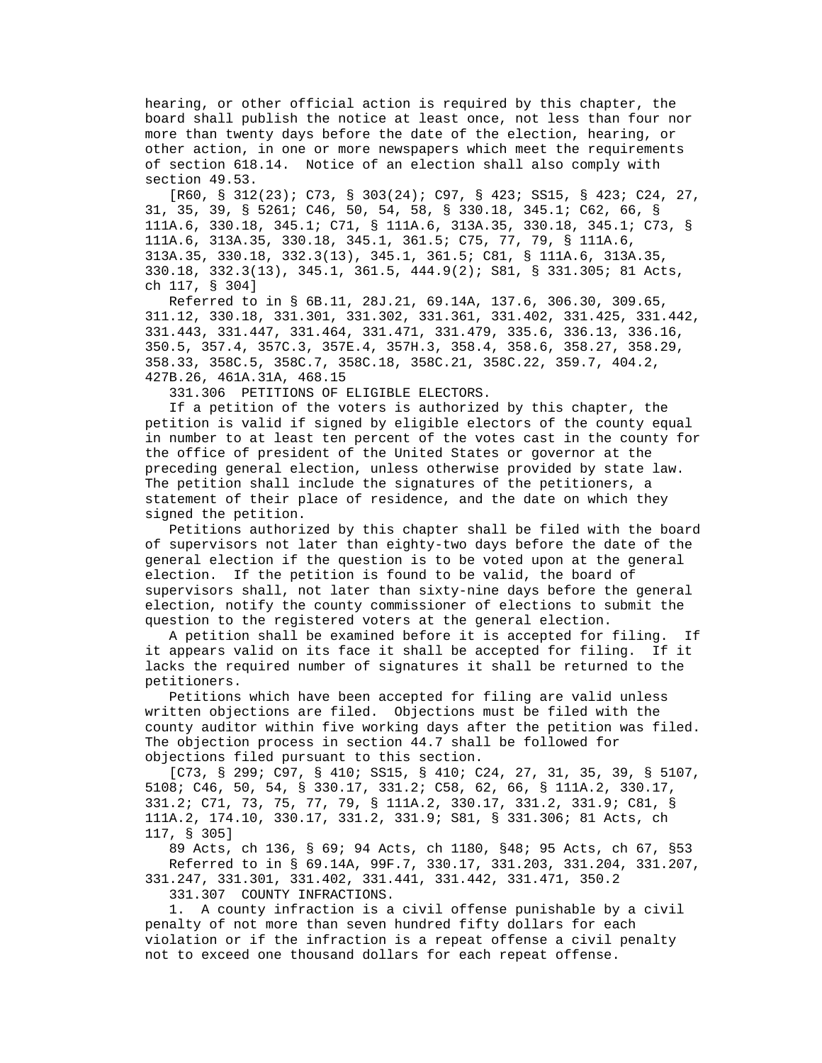hearing, or other official action is required by this chapter, the board shall publish the notice at least once, not less than four nor more than twenty days before the date of the election, hearing, or other action, in one or more newspapers which meet the requirements of section 618.14. Notice of an election shall also comply with section 49.53.

[R60, § 312(23); C73, § 303(24); C97, § 423; SS15, § 423; C24, 27, 31, 35, 39, § 5261; C46, 50, 54, 58, § 330.18, 345.1; C62, 66, § 111A.6, 330.18, 345.1; C71, § 111A.6, 313A.35, 330.18, 345.1; C73, § 111A.6, 313A.35, 330.18, 345.1, 361.5; C75, 77, 79, § 111A.6, 313A.35, 330.18, 332.3(13), 345.1, 361.5; C81, § 111A.6, 313A.35, 330.18, 332.3(13), 345.1, 361.5, 444.9(2); S81, § 331.305; 81 Acts, ch 117, § 304]

Referred to in § 6B.11, 28J.21, 69.14A, 137.6, 306.30, 309.65, 311.12, 330.18, 331.301, 331.302, 331.361, 331.402, 331.425, 331.442, 331.443, 331.447, 331.464, 331.471, 331.479, 335.6, 336.13, 336.16, 350.5, 357.4, 357C.3, 357E.4, 357H.3, 358.4, 358.6, 358.27, 358.29, 358.33, 358C.5, 358C.7, 358C.18, 358C.21, 358C.22, 359.7, 404.2, 427B.26, 461A.31A, 468.15

331.306 PETITIONS OF ELIGIBLE ELECTORS.

If a petition of the voters is authorized by this chapter, the petition is valid if signed by eligible electors of the county equal in number to at least ten percent of the votes cast in the county for the office of president of the United States or governor at the preceding general election, unless otherwise provided by state law. The petition shall include the signatures of the petitioners, a statement of their place of residence, and the date on which they signed the petition.

Petitions authorized by this chapter shall be filed with the board of supervisors not later than eighty-two days before the date of the general election if the question is to be voted upon at the general election. If the petition is found to be valid, the board of supervisors shall, not later than sixty-nine days before the general election, notify the county commissioner of elections to submit the question to the registered voters at the general election.

A petition shall be examined before it is accepted for filing. If it appears valid on its face it shall be accepted for filing. If it lacks the required number of signatures it shall be returned to the petitioners.

Petitions which have been accepted for filing are valid unless written objections are filed. Objections must be filed with the county auditor within five working days after the petition was filed. The objection process in section 44.7 shall be followed for objections filed pursuant to this section.

[C73, § 299; C97, § 410; SS15, § 410; C24, 27, 31, 35, 39, § 5107, 5108; C46, 50, 54, § 330.17, 331.2; C58, 62, 66, § 111A.2, 330.17, 331.2; C71, 73, 75, 77, 79, § 111A.2, 330.17, 331.2, 331.9; C81, § 111A.2, 174.10, 330.17, 331.2, 331.9; S81, § 331.306; 81 Acts, ch 117, § 305]

89 Acts, ch 136, § 69; 94 Acts, ch 1180, §48; 95 Acts, ch 67, §53

Referred to in § 69.14A, 99F.7, 330.17, 331.203, 331.204, 331.207, 331.247, 331.301, 331.402, 331.441, 331.442, 331.471, 350.2

331.307 COUNTY INFRACTIONS.

1. A county infraction is a civil offense punishable by a civil penalty of not more than seven hundred fifty dollars for each violation or if the infraction is a repeat offense a civil penalty not to exceed one thousand dollars for each repeat offense.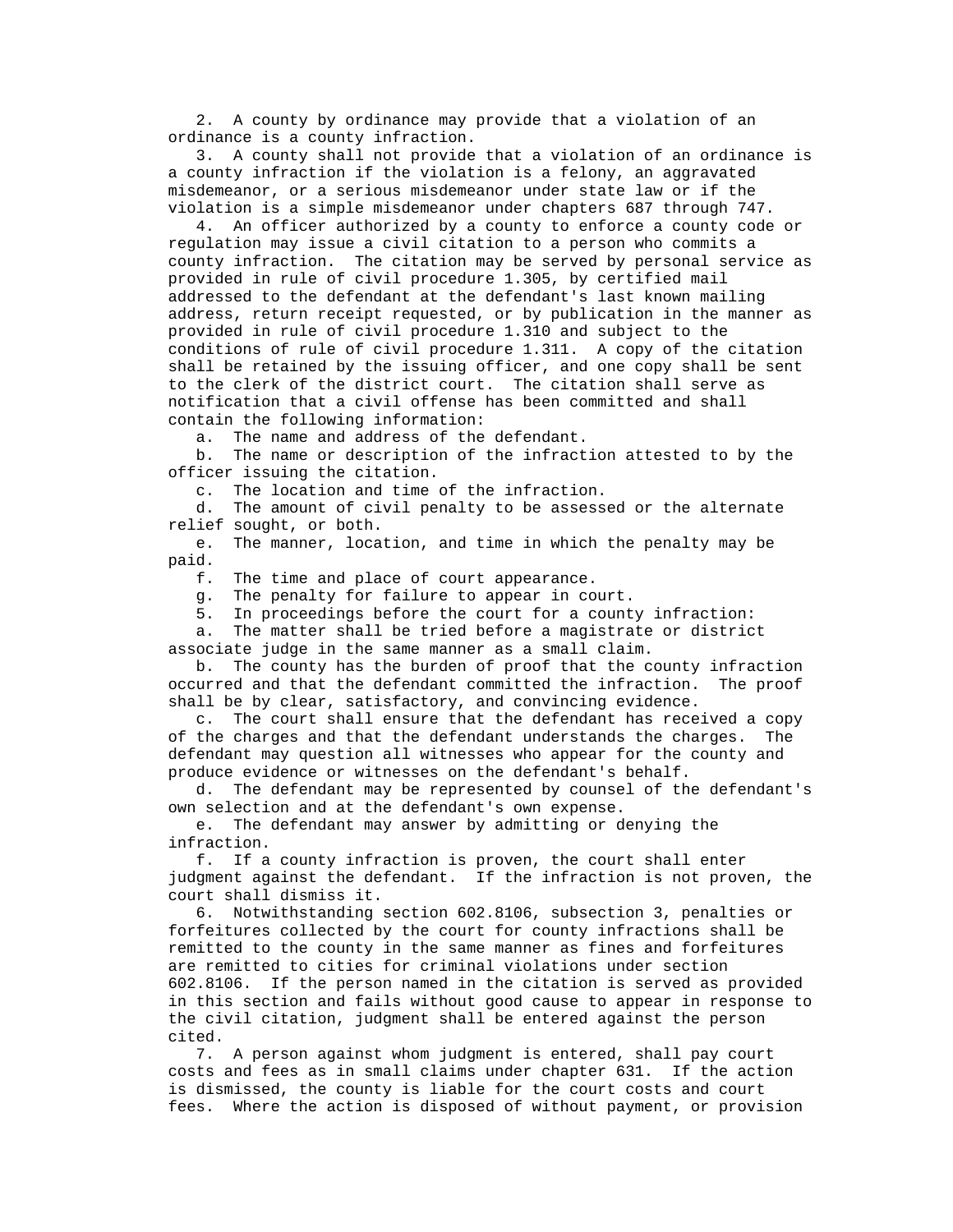2. A county by ordinance may provide that a violation of an ordinance is a county infraction.

3. A county shall not provide that a violation of an ordinance is a county infraction if the violation is a felony, an aggravated misdemeanor, or a serious misdemeanor under state law or if the violation is a simple misdemeanor under chapters 687 through 747.

4. An officer authorized by a county to enforce a county code or regulation may issue a civil citation to a person who commits a county infraction. The citation may be served by personal service as provided in rule of civil procedure 1.305, by certified mail addressed to the defendant at the defendant's last known mailing address, return receipt requested, or by publication in the manner as provided in rule of civil procedure 1.310 and subject to the conditions of rule of civil procedure 1.311. A copy of the citation shall be retained by the issuing officer, and one copy shall be sent to the clerk of the district court. The citation shall serve as notification that a civil offense has been committed and shall contain the following information:

a. The name and address of the defendant.

b. The name or description of the infraction attested to by the officer issuing the citation.

c. The location and time of the infraction.

d. The amount of civil penalty to be assessed or the alternate relief sought, or both.

e. The manner, location, and time in which the penalty may be paid.

f. The time and place of court appearance.

g. The penalty for failure to appear in court.

5. In proceedings before the court for a county infraction:

a. The matter shall be tried before a magistrate or district associate judge in the same manner as a small claim.

b. The county has the burden of proof that the county infraction occurred and that the defendant committed the infraction. The proof shall be by clear, satisfactory, and convincing evidence.

c. The court shall ensure that the defendant has received a copy of the charges and that the defendant understands the charges. The defendant may question all witnesses who appear for the county and produce evidence or witnesses on the defendant's behalf.

d. The defendant may be represented by counsel of the defendant's own selection and at the defendant's own expense.

e. The defendant may answer by admitting or denying the infraction.

f. If a county infraction is proven, the court shall enter judgment against the defendant. If the infraction is not proven, the court shall dismiss it.

6. Notwithstanding section 602.8106, subsection 3, penalties or forfeitures collected by the court for county infractions shall be remitted to the county in the same manner as fines and forfeitures are remitted to cities for criminal violations under section 602.8106. If the person named in the citation is served as provided in this section and fails without good cause to appear in response to the civil citation, judgment shall be entered against the person cited.

7. A person against whom judgment is entered, shall pay court costs and fees as in small claims under chapter 631. If the action is dismissed, the county is liable for the court costs and court fees. Where the action is disposed of without payment, or provision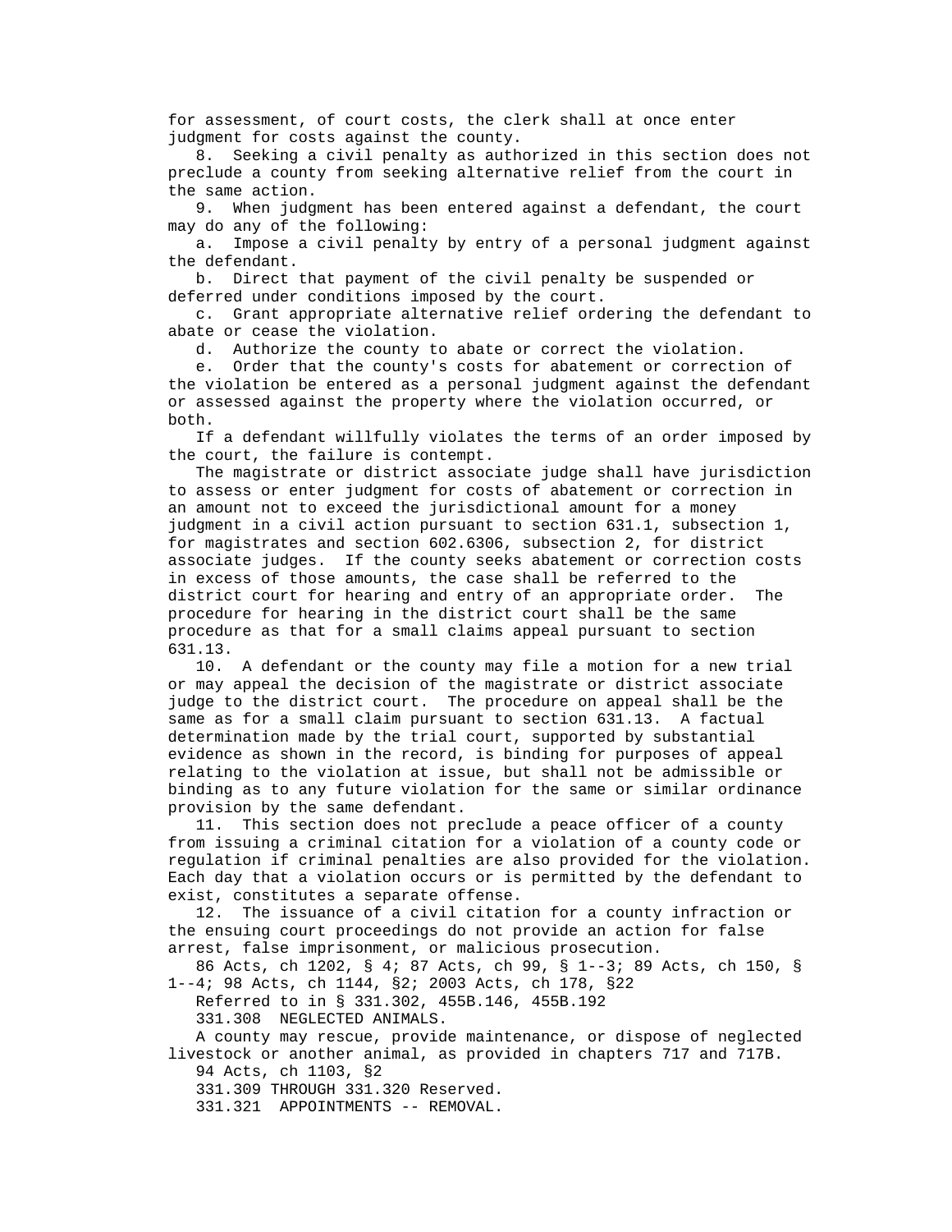for assessment, of court costs, the clerk shall at once enter judgment for costs against the county.

8. Seeking a civil penalty as authorized in this section does not preclude a county from seeking alternative relief from the court in the same action.

9. When judgment has been entered against a defendant, the court may do any of the following:

a. Impose a civil penalty by entry of a personal judgment against the defendant.

b. Direct that payment of the civil penalty be suspended or deferred under conditions imposed by the court.

c. Grant appropriate alternative relief ordering the defendant to abate or cease the violation.

d. Authorize the county to abate or correct the violation.

e. Order that the county's costs for abatement or correction of the violation be entered as a personal judgment against the defendant or assessed against the property where the violation occurred, or both.

If a defendant willfully violates the terms of an order imposed by the court, the failure is contempt.

The magistrate or district associate judge shall have jurisdiction to assess or enter judgment for costs of abatement or correction in an amount not to exceed the jurisdictional amount for a money judgment in a civil action pursuant to section 631.1, subsection 1, for magistrates and section 602.6306, subsection 2, for district associate judges. If the county seeks abatement or correction costs in excess of those amounts, the case shall be referred to the district court for hearing and entry of an appropriate order. The procedure for hearing in the district court shall be the same procedure as that for a small claims appeal pursuant to section 631.13.

10. A defendant or the county may file a motion for a new trial or may appeal the decision of the magistrate or district associate judge to the district court. The procedure on appeal shall be the same as for a small claim pursuant to section 631.13. A factual determination made by the trial court, supported by substantial evidence as shown in the record, is binding for purposes of appeal relating to the violation at issue, but shall not be admissible or binding as to any future violation for the same or similar ordinance provision by the same defendant.

11. This section does not preclude a peace officer of a county from issuing a criminal citation for a violation of a county code or regulation if criminal penalties are also provided for the violation. Each day that a violation occurs or is permitted by the defendant to exist, constitutes a separate offense.

12. The issuance of a civil citation for a county infraction or the ensuing court proceedings do not provide an action for false arrest, false imprisonment, or malicious prosecution.

86 Acts, ch 1202, § 4; 87 Acts, ch 99, § 1--3; 89 Acts, ch 150, § 1--4; 98 Acts, ch 1144, §2; 2003 Acts, ch 178, §22

Referred to in § 331.302, 455B.146, 455B.192

331.308 NEGLECTED ANIMALS.

A county may rescue, provide maintenance, or dispose of neglected livestock or another animal, as provided in chapters 717 and 717B.

94 Acts, ch 1103, §2

331.309 THROUGH 331.320 Reserved.

331.321 APPOINTMENTS -- REMOVAL.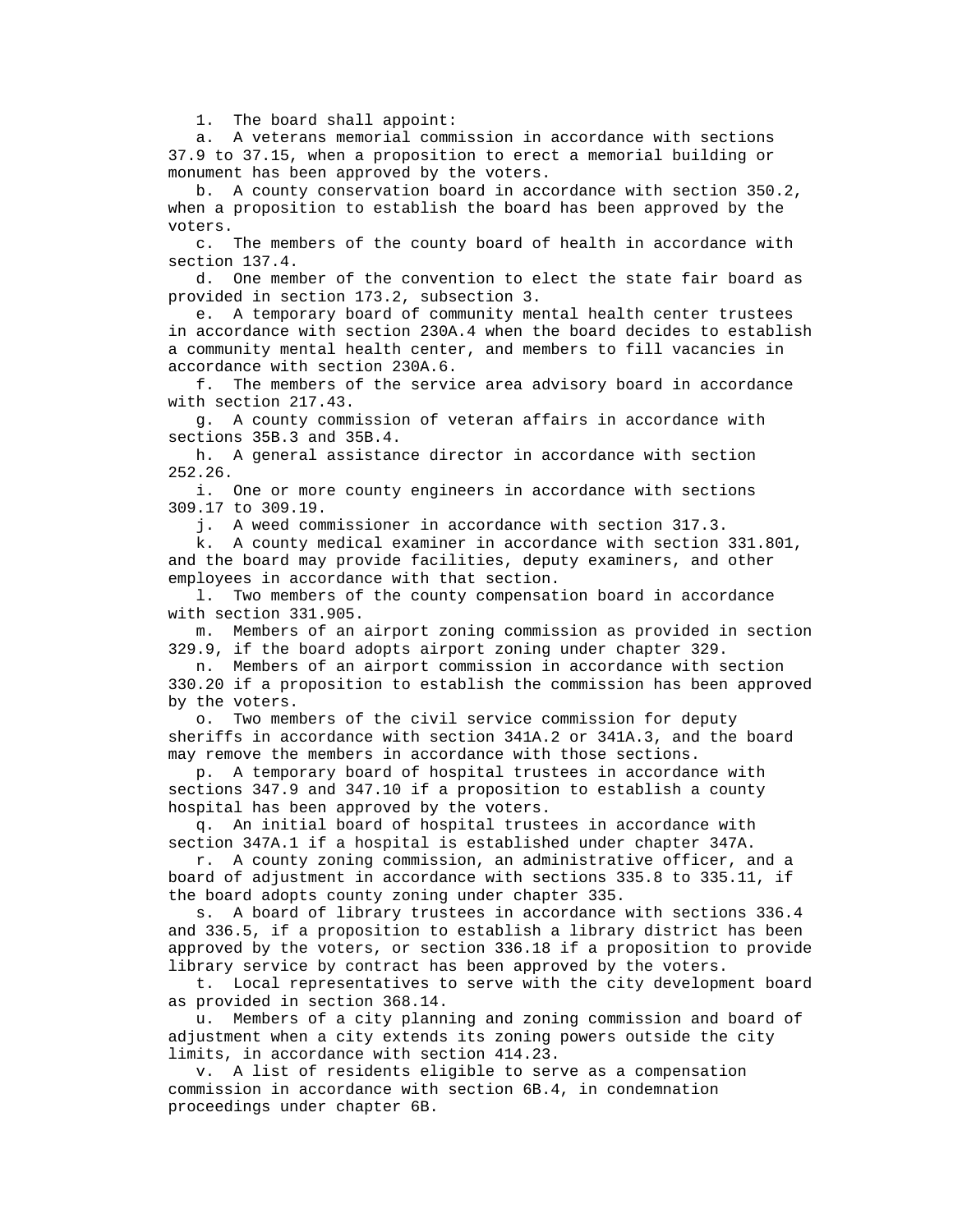1. The board shall appoint:

a. A veterans memorial commission in accordance with sections 37.9 to 37.15, when a proposition to erect a memorial building or monument has been approved by the voters.

b. A county conservation board in accordance with section 350.2, when a proposition to establish the board has been approved by the voters.

c. The members of the county board of health in accordance with section 137.4.

d. One member of the convention to elect the state fair board as provided in section 173.2, subsection 3.

e. A temporary board of community mental health center trustees in accordance with section 230A.4 when the board decides to establish a community mental health center, and members to fill vacancies in accordance with section 230A.6.

f. The members of the service area advisory board in accordance with section 217.43.

g. A county commission of veteran affairs in accordance with sections 35B.3 and 35B.4.

h. A general assistance director in accordance with section 252.26.

i. One or more county engineers in accordance with sections 309.17 to 309.19.

j. A weed commissioner in accordance with section 317.3.

k. A county medical examiner in accordance with section 331.801, and the board may provide facilities, deputy examiners, and other employees in accordance with that section.

l. Two members of the county compensation board in accordance with section 331.905.

m. Members of an airport zoning commission as provided in section 329.9, if the board adopts airport zoning under chapter 329.

n. Members of an airport commission in accordance with section 330.20 if a proposition to establish the commission has been approved by the voters.

o. Two members of the civil service commission for deputy sheriffs in accordance with section 341A.2 or 341A.3, and the board may remove the members in accordance with those sections.

p. A temporary board of hospital trustees in accordance with sections 347.9 and 347.10 if a proposition to establish a county hospital has been approved by the voters.

q. An initial board of hospital trustees in accordance with section 347A.1 if a hospital is established under chapter 347A.

r. A county zoning commission, an administrative officer, and a board of adjustment in accordance with sections 335.8 to 335.11, if the board adopts county zoning under chapter 335.

s. A board of library trustees in accordance with sections 336.4 and 336.5, if a proposition to establish a library district has been approved by the voters, or section 336.18 if a proposition to provide library service by contract has been approved by the voters.

t. Local representatives to serve with the city development board as provided in section 368.14.

u. Members of a city planning and zoning commission and board of adjustment when a city extends its zoning powers outside the city limits, in accordance with section 414.23.

v. A list of residents eligible to serve as a compensation commission in accordance with section 6B.4, in condemnation proceedings under chapter 6B.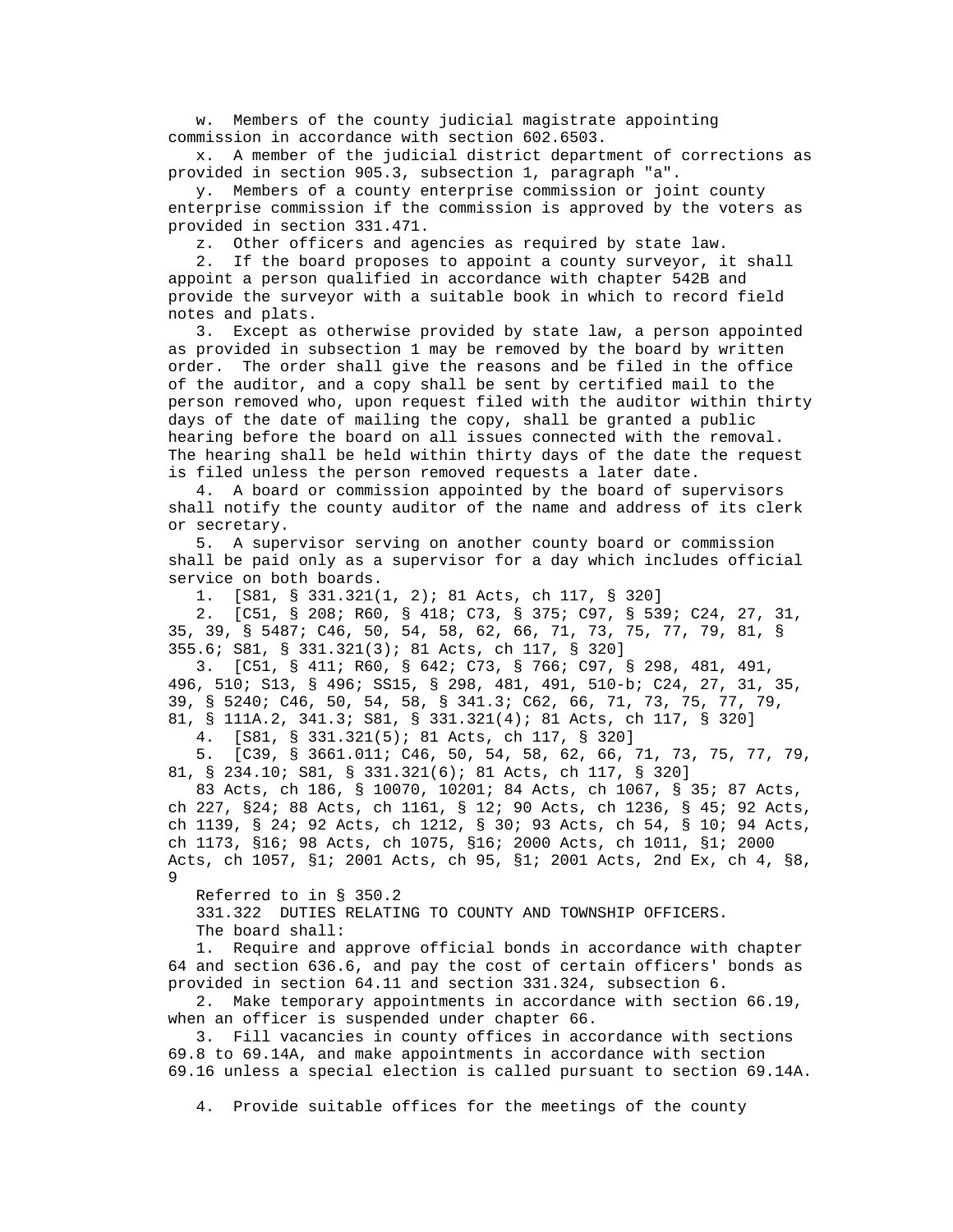w. Members of the county judicial magistrate appointing commission in accordance with section 602.6503.

x. A member of the judicial district department of corrections as provided in section 905.3, subsection 1, paragraph "a".

y. Members of a county enterprise commission or joint county enterprise commission if the commission is approved by the voters as provided in section 331.471.

z. Other officers and agencies as required by state law.

2. If the board proposes to appoint a county surveyor, it shall appoint a person qualified in accordance with chapter 542B and provide the surveyor with a suitable book in which to record field notes and plats.

3. Except as otherwise provided by state law, a person appointed as provided in subsection 1 may be removed by the board by written order. The order shall give the reasons and be filed in the office of the auditor, and a copy shall be sent by certified mail to the person removed who, upon request filed with the auditor within thirty days of the date of mailing the copy, shall be granted a public hearing before the board on all issues connected with the removal. The hearing shall be held within thirty days of the date the request is filed unless the person removed requests a later date.

4. A board or commission appointed by the board of supervisors shall notify the county auditor of the name and address of its clerk or secretary.

5. A supervisor serving on another county board or commission shall be paid only as a supervisor for a day which includes official service on both boards.

1. [S81, § 331.321(1, 2); 81 Acts, ch 117, § 320]

2. [C51, § 208; R60, § 418; C73, § 375; C97, § 539; C24, 27, 31, 35, 39, § 5487; C46, 50, 54, 58, 62, 66, 71, 73, 75, 77, 79, 81, § 355.6; S81, § 331.321(3); 81 Acts, ch 117, § 320]

3. [C51, § 411; R60, § 642; C73, § 766; C97, § 298, 481, 491, 496, 510; S13, § 496; SS15, § 298, 481, 491, 510-b; C24, 27, 31, 35, 39, § 5240; C46, 50, 54, 58, § 341.3; C62, 66, 71, 73, 75, 77, 79, 81, § 111A.2, 341.3; S81, § 331.321(4); 81 Acts, ch 117, § 320]

4. [S81, § 331.321(5); 81 Acts, ch 117, § 320]

5. [C39, § 3661.011; C46, 50, 54, 58, 62, 66, 71, 73, 75, 77, 79, 81, § 234.10; S81, § 331.321(6); 81 Acts, ch 117, § 320]

83 Acts, ch 186, § 10070, 10201; 84 Acts, ch 1067, § 35; 87 Acts, ch 227, §24; 88 Acts, ch 1161, § 12; 90 Acts, ch 1236, § 45; 92 Acts, ch 1139, § 24; 92 Acts, ch 1212, § 30; 93 Acts, ch 54, § 10; 94 Acts, ch 1173, §16; 98 Acts, ch 1075, §16; 2000 Acts, ch 1011, §1; 2000 Acts, ch 1057, §1; 2001 Acts, ch 95, §1; 2001 Acts, 2nd Ex, ch 4, §8, 9

Referred to in § 350.2

331.322 DUTIES RELATING TO COUNTY AND TOWNSHIP OFFICERS.

The board shall:

1. Require and approve official bonds in accordance with chapter 64 and section 636.6, and pay the cost of certain officers' bonds as provided in section 64.11 and section 331.324, subsection 6.

2. Make temporary appointments in accordance with section 66.19, when an officer is suspended under chapter 66.

3. Fill vacancies in county offices in accordance with sections 69.8 to 69.14A, and make appointments in accordance with section 69.16 unless a special election is called pursuant to section 69.14A.

4. Provide suitable offices for the meetings of the county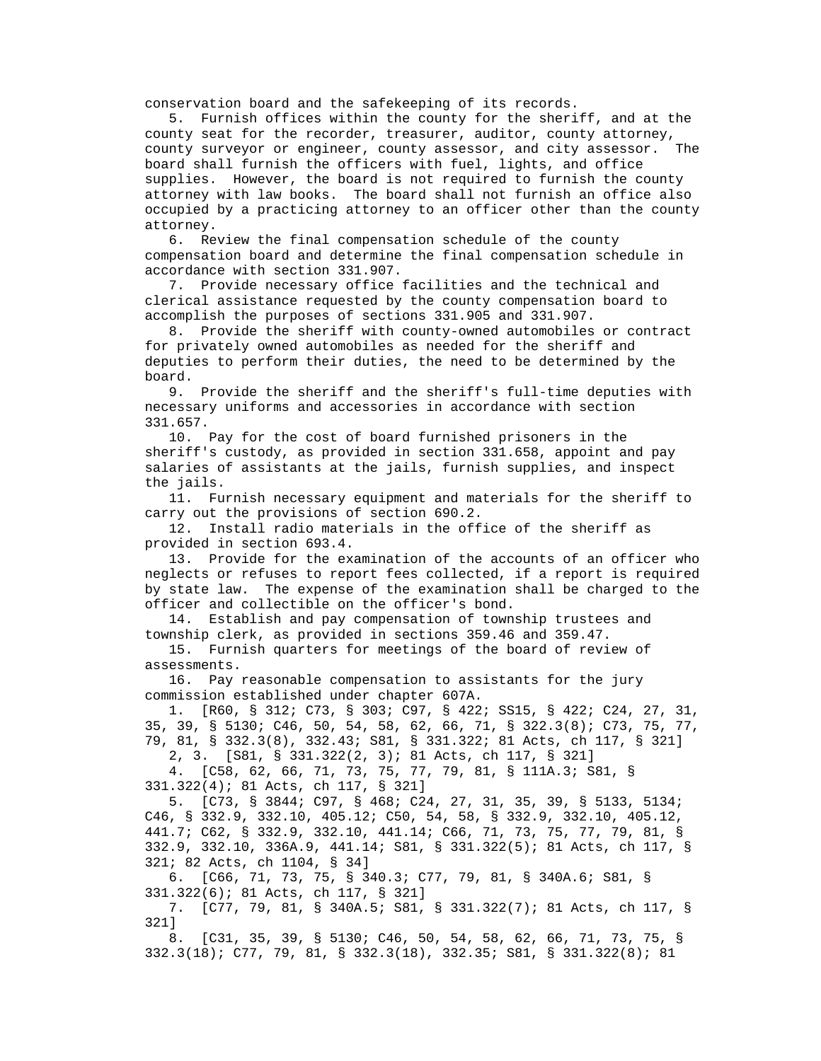conservation board and the safekeeping of its records.

5. Furnish offices within the county for the sheriff, and at the county seat for the recorder, treasurer, auditor, county attorney, county surveyor or engineer, county assessor, and city assessor. The board shall furnish the officers with fuel, lights, and office supplies. However, the board is not required to furnish the county attorney with law books. The board shall not furnish an office also occupied by a practicing attorney to an officer other than the county attorney.

6. Review the final compensation schedule of the county compensation board and determine the final compensation schedule in accordance with section 331.907.

7. Provide necessary office facilities and the technical and clerical assistance requested by the county compensation board to accomplish the purposes of sections 331.905 and 331.907.

8. Provide the sheriff with county-owned automobiles or contract for privately owned automobiles as needed for the sheriff and deputies to perform their duties, the need to be determined by the board.

9. Provide the sheriff and the sheriff's full-time deputies with necessary uniforms and accessories in accordance with section 331.657.

10. Pay for the cost of board furnished prisoners in the sheriff's custody, as provided in section 331.658, appoint and pay salaries of assistants at the jails, furnish supplies, and inspect the jails.

11. Furnish necessary equipment and materials for the sheriff to carry out the provisions of section 690.2.

12. Install radio materials in the office of the sheriff as provided in section 693.4.

13. Provide for the examination of the accounts of an officer who neglects or refuses to report fees collected, if a report is required by state law. The expense of the examination shall be charged to the officer and collectible on the officer's bond.

14. Establish and pay compensation of township trustees and township clerk, as provided in sections 359.46 and 359.47.

15. Furnish quarters for meetings of the board of review of assessments.

16. Pay reasonable compensation to assistants for the jury commission established under chapter 607A.

1. [R60, § 312; C73, § 303; C97, § 422; SS15, § 422; C24, 27, 31, 35, 39, § 5130; C46, 50, 54, 58, 62, 66, 71, § 322.3(8); C73, 75, 77, 79, 81, § 332.3(8), 332.43; S81, § 331.322; 81 Acts, ch 117, § 321]

2, 3. [S81, § 331.322(2, 3); 81 Acts, ch 117, § 321]

4. [C58, 62, 66, 71, 73, 75, 77, 79, 81, § 111A.3; S81, § 331.322(4); 81 Acts, ch 117, § 321]

5. [C73, § 3844; C97, § 468; C24, 27, 31, 35, 39, § 5133, 5134; C46, § 332.9, 332.10, 405.12; C50, 54, 58, § 332.9, 332.10, 405.12, 441.7; C62, § 332.9, 332.10, 441.14; C66, 71, 73, 75, 77, 79, 81, § 332.9, 332.10, 336A.9, 441.14; S81, § 331.322(5); 81 Acts, ch 117, § 321; 82 Acts, ch 1104, § 34]

6. [C66, 71, 73, 75, § 340.3; C77, 79, 81, § 340A.6; S81, § 331.322(6); 81 Acts, ch 117, § 321]

7. [C77, 79, 81, § 340A.5; S81, § 331.322(7); 81 Acts, ch 117, § 321]

8. [C31, 35, 39, § 5130; C46, 50, 54, 58, 62, 66, 71, 73, 75, § 332.3(18); C77, 79, 81, § 332.3(18), 332.35; S81, § 331.322(8); 81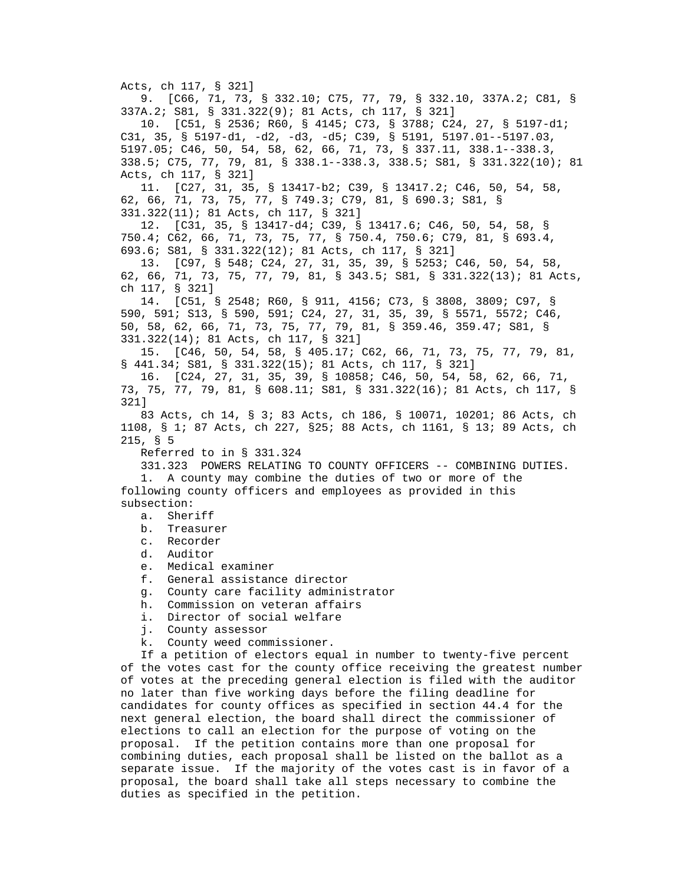Acts, ch 117, § 321]

9. [C66, 71, 73, § 332.10; C75, 77, 79, § 332.10, 337A.2; C81, § 337A.2; S81, § 331.322(9); 81 Acts, ch 117, § 321]

10. [C51, § 2536; R60, § 4145; C73, § 3788; C24, 27, § 5197-d1; C31, 35, § 5197-d1, -d2, -d3, -d5; C39, § 5191, 5197.01--5197.03, 5197.05; C46, 50, 54, 58, 62, 66, 71, 73, § 337.11, 338.1--338.3, 338.5; C75, 77, 79, 81, § 338.1--338.3, 338.5; S81, § 331.322(10); 81 Acts, ch 117, § 321]

11. [C27, 31, 35, § 13417-b2; C39, § 13417.2; C46, 50, 54, 58, 62, 66, 71, 73, 75, 77, § 749.3; C79, 81, § 690.3; S81, § 331.322(11); 81 Acts, ch 117, § 321]

12. [C31, 35, § 13417-d4; C39, § 13417.6; C46, 50, 54, 58, § 750.4; C62, 66, 71, 73, 75, 77, § 750.4, 750.6; C79, 81, § 693.4, 693.6; S81, § 331.322(12); 81 Acts, ch 117, § 321]

13. [C97, § 548; C24, 27, 31, 35, 39, § 5253; C46, 50, 54, 58, 62, 66, 71, 73, 75, 77, 79, 81, § 343.5; S81, § 331.322(13); 81 Acts, ch 117, § 321]

14. [C51, § 2548; R60, § 911, 4156; C73, § 3808, 3809; C97, § 590, 591; S13, § 590, 591; C24, 27, 31, 35, 39, § 5571, 5572; C46, 50, 58, 62, 66, 71, 73, 75, 77, 79, 81, § 359.46, 359.47; S81, § 331.322(14); 81 Acts, ch 117, § 321]

15. [C46, 50, 54, 58, § 405.17; C62, 66, 71, 73, 75, 77, 79, 81, § 441.34; S81, § 331.322(15); 81 Acts, ch 117, § 321]

16. [C24, 27, 31, 35, 39, § 10858; C46, 50, 54, 58, 62, 66, 71, 73, 75, 77, 79, 81, § 608.11; S81, § 331.322(16); 81 Acts, ch 117, § 321]

83 Acts, ch 14, § 3; 83 Acts, ch 186, § 10071, 10201; 86 Acts, ch 1108, § 1; 87 Acts, ch 227, §25; 88 Acts, ch 1161, § 13; 89 Acts, ch 215, § 5

Referred to in § 331.324

331.323 POWERS RELATING TO COUNTY OFFICERS -- COMBINING DUTIES.

1. A county may combine the duties of two or more of the following county officers and employees as provided in this subsection:

a. Sheriff
b. Treasurer
c. Recorder
d. Auditor
e. Medical examiner
f. General assistance director
g. County care facility administrator
h. Commission on veteran affairs
i. Director of social welfare
j. County assessor
k. County weed commissioner.

If a petition of electors equal in number to twenty-five percent of the votes cast for the county office receiving the greatest number of votes at the preceding general election is filed with the auditor no later than five working days before the filing deadline for candidates for county offices as specified in section 44.4 for the next general election, the board shall direct the commissioner of elections to call an election for the purpose of voting on the proposal. If the petition contains more than one proposal for combining duties, each proposal shall be listed on the ballot as a separate issue. If the majority of the votes cast is in favor of a proposal, the board shall take all steps necessary to combine the duties as specified in the petition.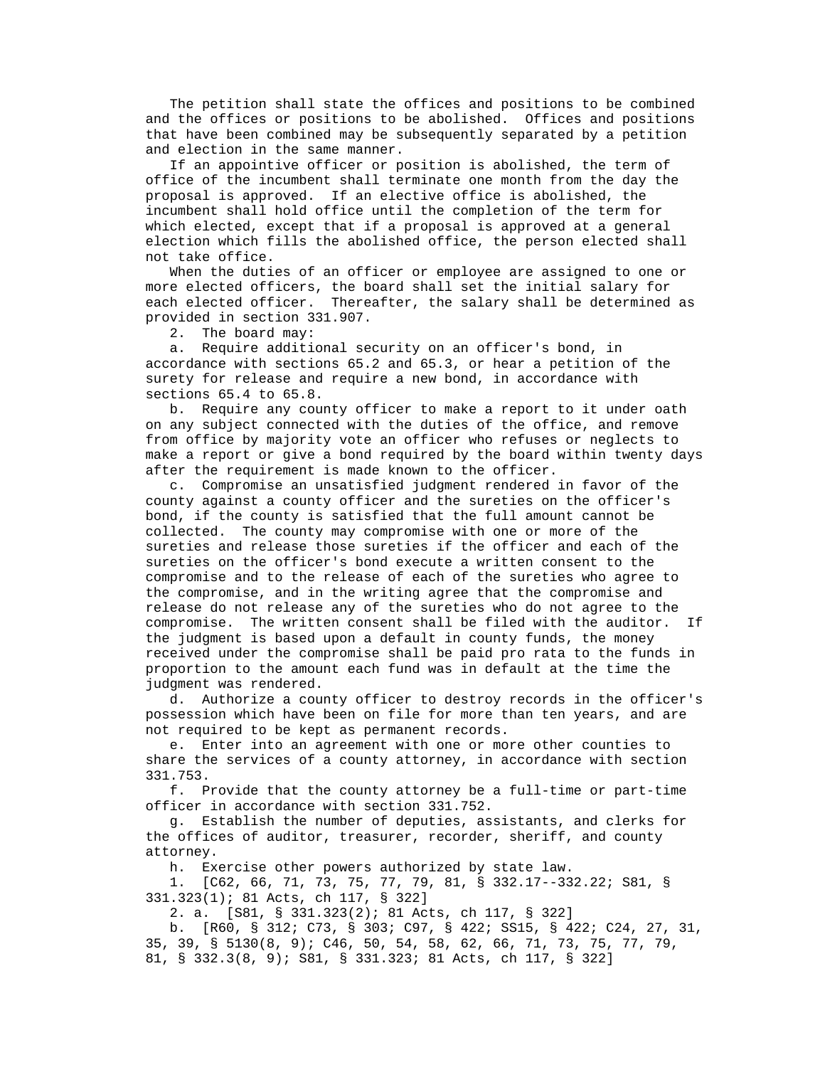The petition shall state the offices and positions to be combined and the offices or positions to be abolished.  Offices and positions that have been combined may be subsequently separated by a petition and election in the same manner.

If an appointive officer or position is abolished, the term of office of the incumbent shall terminate one month from the day the proposal is approved.  If an elective office is abolished, the incumbent shall hold office until the completion of the term for which elected, except that if a proposal is approved at a general election which fills the abolished office, the person elected shall not take office.

When the duties of an officer or employee are assigned to one or more elected officers, the board shall set the initial salary for each elected officer.  Thereafter, the salary shall be determined as provided in section 331.907.

2.  The board may:

a.  Require additional security on an officer's bond, in accordance with sections 65.2 and 65.3, or hear a petition of the surety for release and require a new bond, in accordance with sections 65.4 to 65.8.

b.  Require any county officer to make a report to it under oath on any subject connected with the duties of the office, and remove from office by majority vote an officer who refuses or neglects to make a report or give a bond required by the board within twenty days after the requirement is made known to the officer.

c.  Compromise an unsatisfied judgment rendered in favor of the county against a county officer and the sureties on the officer's bond, if the county is satisfied that the full amount cannot be collected.  The county may compromise with one or more of the sureties and release those sureties if the officer and each of the sureties on the officer's bond execute a written consent to the compromise and to the release of each of the sureties who agree to the compromise, and in the writing agree that the compromise and release do not release any of the sureties who do not agree to the compromise.  The written consent shall be filed with the auditor.  If the judgment is based upon a default in county funds, the money received under the compromise shall be paid pro rata to the funds in proportion to the amount each fund was in default at the time the judgment was rendered.

d.  Authorize a county officer to destroy records in the officer's possession which have been on file for more than ten years, and are not required to be kept as permanent records.

e.  Enter into an agreement with one or more other counties to share the services of a county attorney, in accordance with section 331.753.

f.  Provide that the county attorney be a full-time or part-time officer in accordance with section 331.752.

g.  Establish the number of deputies, assistants, and clerks for the offices of auditor, treasurer, recorder, sheriff, and county attorney.

h.  Exercise other powers authorized by state law.

1.  [C62, 66, 71, 73, 75, 77, 79, 81, § 332.17--332.22; S81, § 331.323(1); 81 Acts, ch 117, § 322]

2. a.  [S81, § 331.323(2); 81 Acts, ch 117, § 322]

b.  [R60, § 312; C73, § 303; C97, § 422; SS15, § 422; C24, 27, 31, 35, 39, § 5130(8, 9); C46, 50, 54, 58, 62, 66, 71, 73, 75, 77, 79, 81, § 332.3(8, 9); S81, § 331.323; 81 Acts, ch 117, § 322]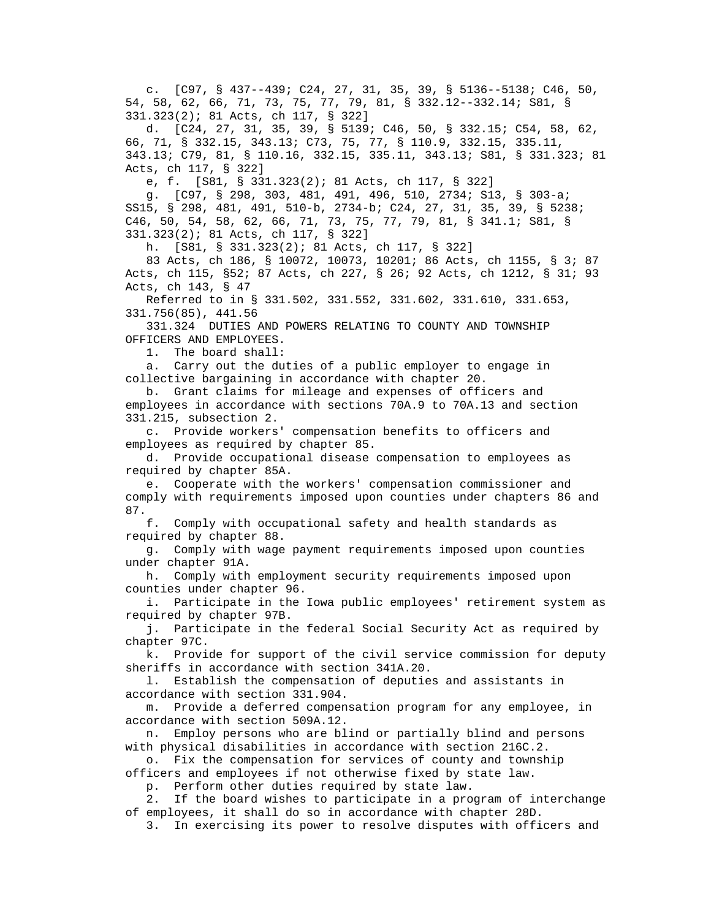c. [C97, § 437--439; C24, 27, 31, 35, 39, § 5136--5138; C46, 50, 54, 58, 62, 66, 71, 73, 75, 77, 79, 81, § 332.12--332.14; S81, § 331.323(2); 81 Acts, ch 117, § 322]

d. [C24, 27, 31, 35, 39, § 5139; C46, 50, § 332.15; C54, 58, 62, 66, 71, § 332.15, 343.13; C73, 75, 77, § 110.9, 332.15, 335.11, 343.13; C79, 81, § 110.16, 332.15, 335.11, 343.13; S81, § 331.323; 81 Acts, ch 117, § 322]

e, f. [S81, § 331.323(2); 81 Acts, ch 117, § 322]

g. [C97, § 298, 303, 481, 491, 496, 510, 2734; S13, § 303-a; SS15, § 298, 481, 491, 510-b, 2734-b; C24, 27, 31, 35, 39, § 5238; C46, 50, 54, 58, 62, 66, 71, 73, 75, 77, 79, 81, § 341.1; S81, § 331.323(2); 81 Acts, ch 117, § 322]

h. [S81, § 331.323(2); 81 Acts, ch 117, § 322]

83 Acts, ch 186, § 10072, 10073, 10201; 86 Acts, ch 1155, § 3; 87 Acts, ch 115, §52; 87 Acts, ch 227, § 26; 92 Acts, ch 1212, § 31; 93 Acts, ch 143, § 47

Referred to in § 331.502, 331.552, 331.602, 331.610, 331.653, 331.756(85), 441.56

331.324 DUTIES AND POWERS RELATING TO COUNTY AND TOWNSHIP OFFICERS AND EMPLOYEES.

1. The board shall:

a. Carry out the duties of a public employer to engage in collective bargaining in accordance with chapter 20.

b. Grant claims for mileage and expenses of officers and employees in accordance with sections 70A.9 to 70A.13 and section 331.215, subsection 2.

c. Provide workers' compensation benefits to officers and employees as required by chapter 85.

d. Provide occupational disease compensation to employees as required by chapter 85A.

e. Cooperate with the workers' compensation commissioner and comply with requirements imposed upon counties under chapters 86 and 87.

f. Comply with occupational safety and health standards as required by chapter 88.

g. Comply with wage payment requirements imposed upon counties under chapter 91A.

h. Comply with employment security requirements imposed upon counties under chapter 96.

i. Participate in the Iowa public employees' retirement system as required by chapter 97B.

j. Participate in the federal Social Security Act as required by chapter 97C.

k. Provide for support of the civil service commission for deputy sheriffs in accordance with section 341A.20.

l. Establish the compensation of deputies and assistants in accordance with section 331.904.

m. Provide a deferred compensation program for any employee, in accordance with section 509A.12.

n. Employ persons who are blind or partially blind and persons with physical disabilities in accordance with section 216C.2.

o. Fix the compensation for services of county and township officers and employees if not otherwise fixed by state law.

p. Perform other duties required by state law.

2. If the board wishes to participate in a program of interchange of employees, it shall do so in accordance with chapter 28D.

3. In exercising its power to resolve disputes with officers and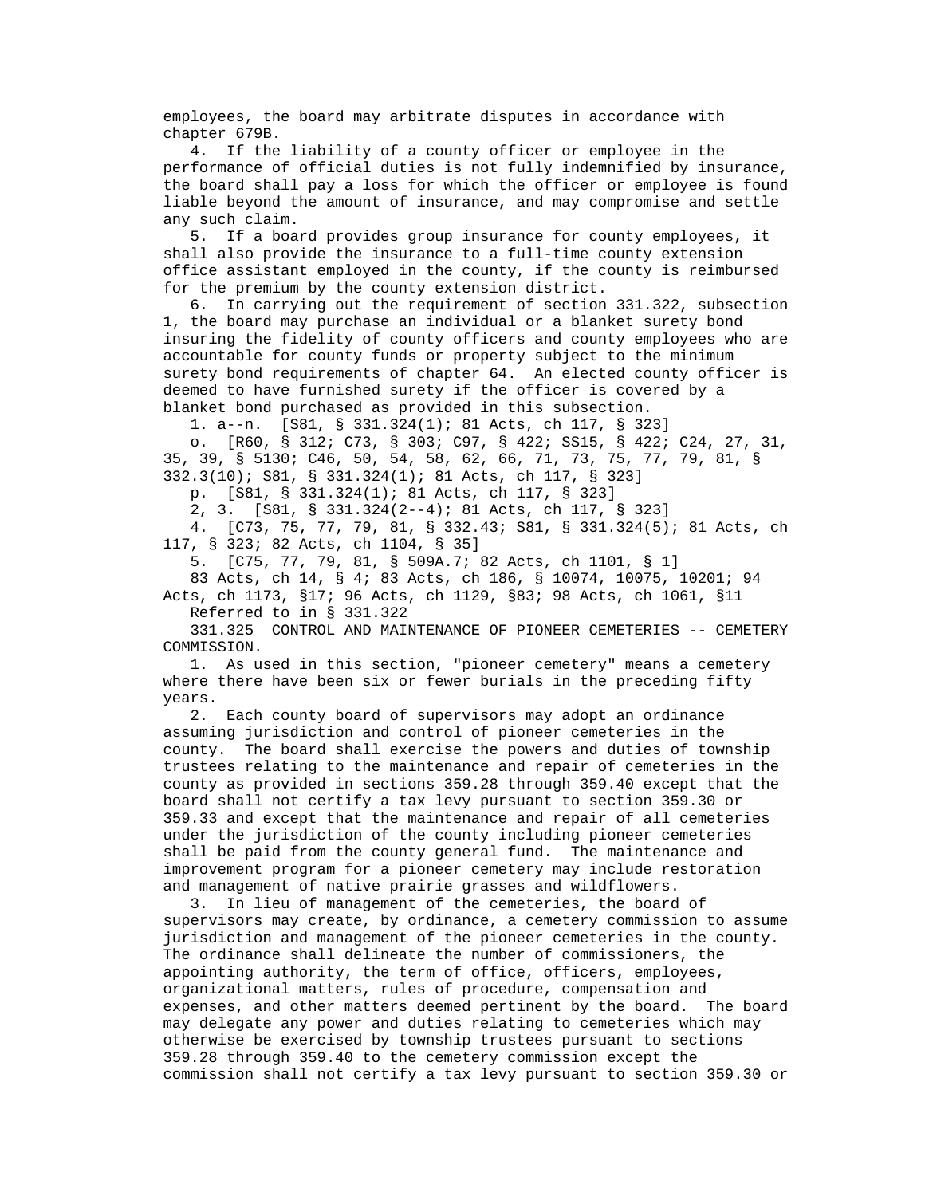employees, the board may arbitrate disputes in accordance with chapter 679B.

4. If the liability of a county officer or employee in the performance of official duties is not fully indemnified by insurance, the board shall pay a loss for which the officer or employee is found liable beyond the amount of insurance, and may compromise and settle any such claim.

5. If a board provides group insurance for county employees, it shall also provide the insurance to a full-time county extension office assistant employed in the county, if the county is reimbursed for the premium by the county extension district.

6. In carrying out the requirement of section 331.322, subsection 1, the board may purchase an individual or a blanket surety bond insuring the fidelity of county officers and county employees who are accountable for county funds or property subject to the minimum surety bond requirements of chapter 64. An elected county officer is deemed to have furnished surety if the officer is covered by a blanket bond purchased as provided in this subsection.

1. a--n. [S81, § 331.324(1); 81 Acts, ch 117, § 323]

o. [R60, § 312; C73, § 303; C97, § 422; SS15, § 422; C24, 27, 31, 35, 39, § 5130; C46, 50, 54, 58, 62, 66, 71, 73, 75, 77, 79, 81, § 332.3(10); S81, § 331.324(1); 81 Acts, ch 117, § 323]

p. [S81, § 331.324(1); 81 Acts, ch 117, § 323]

2, 3. [S81, § 331.324(2--4); 81 Acts, ch 117, § 323]

4. [C73, 75, 77, 79, 81, § 332.43; S81, § 331.324(5); 81 Acts, ch 117, § 323; 82 Acts, ch 1104, § 35]

5. [C75, 77, 79, 81, § 509A.7; 82 Acts, ch 1101, § 1]

83 Acts, ch 14, § 4; 83 Acts, ch 186, § 10074, 10075, 10201; 94 Acts, ch 1173, §17; 96 Acts, ch 1129, §83; 98 Acts, ch 1061, §11

Referred to in § 331.322

331.325 CONTROL AND MAINTENANCE OF PIONEER CEMETERIES -- CEMETERY COMMISSION.

1. As used in this section, "pioneer cemetery" means a cemetery where there have been six or fewer burials in the preceding fifty years.

2. Each county board of supervisors may adopt an ordinance assuming jurisdiction and control of pioneer cemeteries in the county. The board shall exercise the powers and duties of township trustees relating to the maintenance and repair of cemeteries in the county as provided in sections 359.28 through 359.40 except that the board shall not certify a tax levy pursuant to section 359.30 or 359.33 and except that the maintenance and repair of all cemeteries under the jurisdiction of the county including pioneer cemeteries shall be paid from the county general fund. The maintenance and improvement program for a pioneer cemetery may include restoration and management of native prairie grasses and wildflowers.

3. In lieu of management of the cemeteries, the board of supervisors may create, by ordinance, a cemetery commission to assume jurisdiction and management of the pioneer cemeteries in the county. The ordinance shall delineate the number of commissioners, the appointing authority, the term of office, officers, employees, organizational matters, rules of procedure, compensation and expenses, and other matters deemed pertinent by the board. The board may delegate any power and duties relating to cemeteries which may otherwise be exercised by township trustees pursuant to sections 359.28 through 359.40 to the cemetery commission except the commission shall not certify a tax levy pursuant to section 359.30 or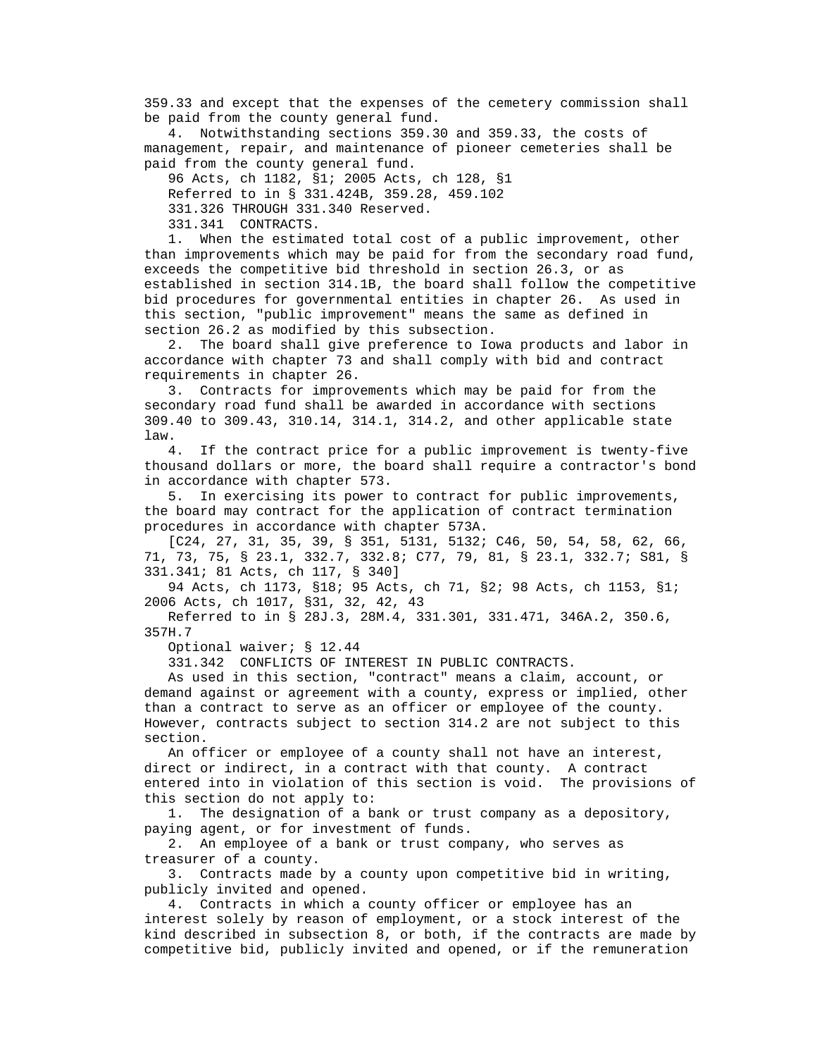359.33 and except that the expenses of the cemetery commission shall be paid from the county general fund.

4. Notwithstanding sections 359.30 and 359.33, the costs of management, repair, and maintenance of pioneer cemeteries shall be paid from the county general fund.

96 Acts, ch 1182, §1; 2005 Acts, ch 128, §1

Referred to in § 331.424B, 359.28, 459.102

331.326 THROUGH 331.340 Reserved.

331.341 CONTRACTS.

1. When the estimated total cost of a public improvement, other than improvements which may be paid for from the secondary road fund, exceeds the competitive bid threshold in section 26.3, or as established in section 314.1B, the board shall follow the competitive bid procedures for governmental entities in chapter 26. As used in this section, "public improvement" means the same as defined in section 26.2 as modified by this subsection.

2. The board shall give preference to Iowa products and labor in accordance with chapter 73 and shall comply with bid and contract requirements in chapter 26.

3. Contracts for improvements which may be paid for from the secondary road fund shall be awarded in accordance with sections 309.40 to 309.43, 310.14, 314.1, 314.2, and other applicable state law.

4. If the contract price for a public improvement is twenty-five thousand dollars or more, the board shall require a contractor's bond in accordance with chapter 573.

5. In exercising its power to contract for public improvements, the board may contract for the application of contract termination procedures in accordance with chapter 573A.

[C24, 27, 31, 35, 39, § 351, 5131, 5132; C46, 50, 54, 58, 62, 66, 71, 73, 75, § 23.1, 332.7, 332.8; C77, 79, 81, § 23.1, 332.7; S81, § 331.341; 81 Acts, ch 117, § 340]

94 Acts, ch 1173, §18; 95 Acts, ch 71, §2; 98 Acts, ch 1153, §1; 2006 Acts, ch 1017, §31, 32, 42, 43

Referred to in § 28J.3, 28M.4, 331.301, 331.471, 346A.2, 350.6, 357H.7

Optional waiver; § 12.44

331.342 CONFLICTS OF INTEREST IN PUBLIC CONTRACTS.

As used in this section, "contract" means a claim, account, or demand against or agreement with a county, express or implied, other than a contract to serve as an officer or employee of the county. However, contracts subject to section 314.2 are not subject to this section.

An officer or employee of a county shall not have an interest, direct or indirect, in a contract with that county. A contract entered into in violation of this section is void. The provisions of this section do not apply to:

1. The designation of a bank or trust company as a depository, paying agent, or for investment of funds.

2. An employee of a bank or trust company, who serves as treasurer of a county.

3. Contracts made by a county upon competitive bid in writing, publicly invited and opened.

4. Contracts in which a county officer or employee has an interest solely by reason of employment, or a stock interest of the kind described in subsection 8, or both, if the contracts are made by competitive bid, publicly invited and opened, or if the remuneration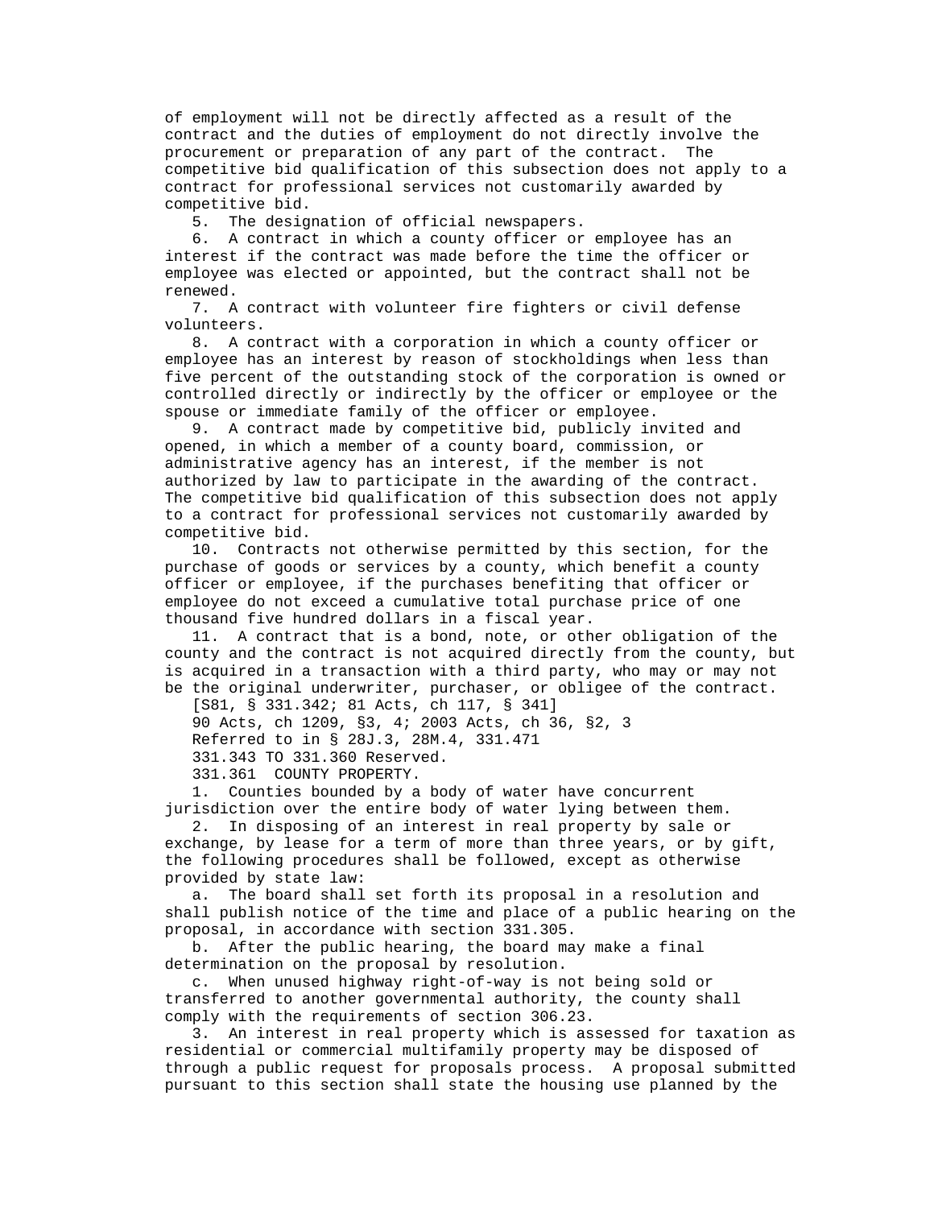of employment will not be directly affected as a result of the contract and the duties of employment do not directly involve the procurement or preparation of any part of the contract. The competitive bid qualification of this subsection does not apply to a contract for professional services not customarily awarded by competitive bid.

5. The designation of official newspapers.

6. A contract in which a county officer or employee has an interest if the contract was made before the time the officer or employee was elected or appointed, but the contract shall not be renewed.

7. A contract with volunteer fire fighters or civil defense volunteers.

8. A contract with a corporation in which a county officer or employee has an interest by reason of stockholdings when less than five percent of the outstanding stock of the corporation is owned or controlled directly or indirectly by the officer or employee or the spouse or immediate family of the officer or employee.

9. A contract made by competitive bid, publicly invited and opened, in which a member of a county board, commission, or administrative agency has an interest, if the member is not authorized by law to participate in the awarding of the contract. The competitive bid qualification of this subsection does not apply to a contract for professional services not customarily awarded by competitive bid.

10. Contracts not otherwise permitted by this section, for the purchase of goods or services by a county, which benefit a county officer or employee, if the purchases benefiting that officer or employee do not exceed a cumulative total purchase price of one thousand five hundred dollars in a fiscal year.

11. A contract that is a bond, note, or other obligation of the county and the contract is not acquired directly from the county, but is acquired in a transaction with a third party, who may or may not be the original underwriter, purchaser, or obligee of the contract.

[S81, § 331.342; 81 Acts, ch 117, § 341]

90 Acts, ch 1209, §3, 4; 2003 Acts, ch 36, §2, 3

Referred to in § 28J.3, 28M.4, 331.471

331.343 TO 331.360 Reserved.

331.361 COUNTY PROPERTY.

1. Counties bounded by a body of water have concurrent jurisdiction over the entire body of water lying between them.

2. In disposing of an interest in real property by sale or exchange, by lease for a term of more than three years, or by gift, the following procedures shall be followed, except as otherwise provided by state law:

a. The board shall set forth its proposal in a resolution and shall publish notice of the time and place of a public hearing on the proposal, in accordance with section 331.305.

b. After the public hearing, the board may make a final determination on the proposal by resolution.

c. When unused highway right-of-way is not being sold or transferred to another governmental authority, the county shall comply with the requirements of section 306.23.

3. An interest in real property which is assessed for taxation as residential or commercial multifamily property may be disposed of through a public request for proposals process. A proposal submitted pursuant to this section shall state the housing use planned by the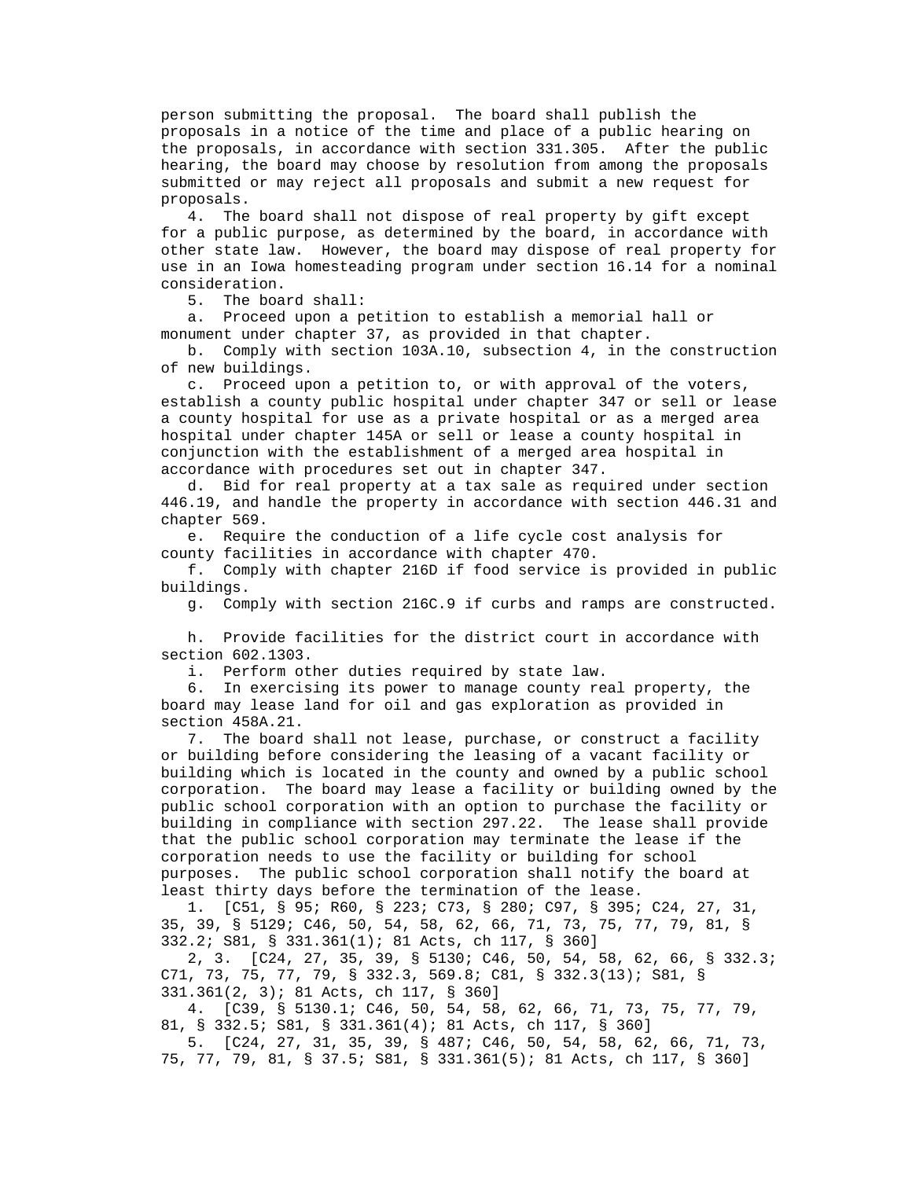person submitting the proposal. The board shall publish the proposals in a notice of the time and place of a public hearing on the proposals, in accordance with section 331.305. After the public hearing, the board may choose by resolution from among the proposals submitted or may reject all proposals and submit a new request for proposals.

4. The board shall not dispose of real property by gift except for a public purpose, as determined by the board, in accordance with other state law. However, the board may dispose of real property for use in an Iowa homesteading program under section 16.14 for a nominal consideration.

5. The board shall:

a. Proceed upon a petition to establish a memorial hall or monument under chapter 37, as provided in that chapter.

b. Comply with section 103A.10, subsection 4, in the construction of new buildings.

c. Proceed upon a petition to, or with approval of the voters, establish a county public hospital under chapter 347 or sell or lease a county hospital for use as a private hospital or as a merged area hospital under chapter 145A or sell or lease a county hospital in conjunction with the establishment of a merged area hospital in accordance with procedures set out in chapter 347.

d. Bid for real property at a tax sale as required under section 446.19, and handle the property in accordance with section 446.31 and chapter 569.

e. Require the conduction of a life cycle cost analysis for county facilities in accordance with chapter 470.

f. Comply with chapter 216D if food service is provided in public buildings.

g. Comply with section 216C.9 if curbs and ramps are constructed.

h. Provide facilities for the district court in accordance with section 602.1303.

i. Perform other duties required by state law.

6. In exercising its power to manage county real property, the board may lease land for oil and gas exploration as provided in section 458A.21.

7. The board shall not lease, purchase, or construct a facility or building before considering the leasing of a vacant facility or building which is located in the county and owned by a public school corporation. The board may lease a facility or building owned by the public school corporation with an option to purchase the facility or building in compliance with section 297.22. The lease shall provide that the public school corporation may terminate the lease if the corporation needs to use the facility or building for school purposes. The public school corporation shall notify the board at least thirty days before the termination of the lease.

1. [C51, § 95; R60, § 223; C73, § 280; C97, § 395; C24, 27, 31, 35, 39, § 5129; C46, 50, 54, 58, 62, 66, 71, 73, 75, 77, 79, 81, § 332.2; S81, § 331.361(1); 81 Acts, ch 117, § 360]

2, 3. [C24, 27, 35, 39, § 5130; C46, 50, 54, 58, 62, 66, § 332.3; C71, 73, 75, 77, 79, § 332.3, 569.8; C81, § 332.3(13); S81, § 331.361(2, 3); 81 Acts, ch 117, § 360]

4. [C39, § 5130.1; C46, 50, 54, 58, 62, 66, 71, 73, 75, 77, 79, 81, § 332.5; S81, § 331.361(4); 81 Acts, ch 117, § 360]

5. [C24, 27, 31, 35, 39, § 487; C46, 50, 54, 58, 62, 66, 71, 73, 75, 77, 79, 81, § 37.5; S81, § 331.361(5); 81 Acts, ch 117, § 360]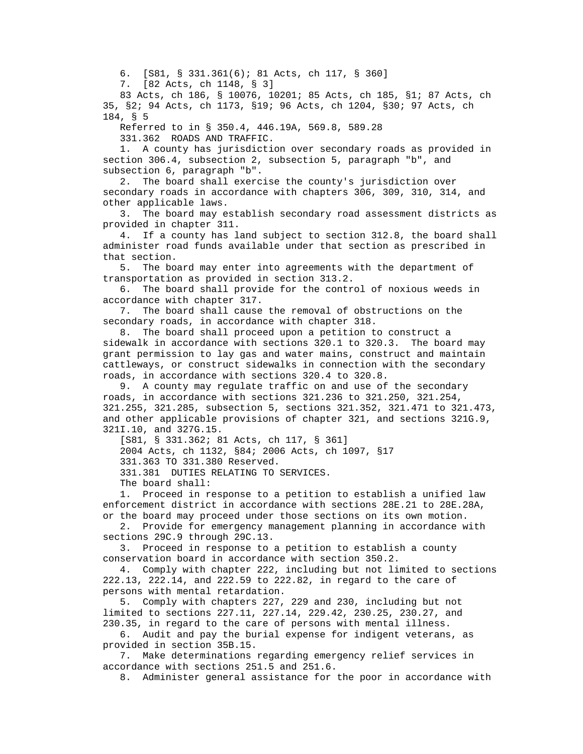6. [S81, § 331.361(6); 81 Acts, ch 117, § 360]

7. [82 Acts, ch 1148, § 3]

83 Acts, ch 186, § 10076, 10201; 85 Acts, ch 185, §1; 87 Acts, ch 35, §2; 94 Acts, ch 1173, §19; 96 Acts, ch 1204, §30; 97 Acts, ch 184, § 5

Referred to in § 350.4, 446.19A, 569.8, 589.28

331.362 ROADS AND TRAFFIC.

1. A county has jurisdiction over secondary roads as provided in section 306.4, subsection 2, subsection 5, paragraph "b", and subsection 6, paragraph "b".

2. The board shall exercise the county's jurisdiction over secondary roads in accordance with chapters 306, 309, 310, 314, and other applicable laws.

3. The board may establish secondary road assessment districts as provided in chapter 311.

4. If a county has land subject to section 312.8, the board shall administer road funds available under that section as prescribed in that section.

5. The board may enter into agreements with the department of transportation as provided in section 313.2.

6. The board shall provide for the control of noxious weeds in accordance with chapter 317.

7. The board shall cause the removal of obstructions on the secondary roads, in accordance with chapter 318.

8. The board shall proceed upon a petition to construct a sidewalk in accordance with sections 320.1 to 320.3. The board may grant permission to lay gas and water mains, construct and maintain cattleways, or construct sidewalks in connection with the secondary roads, in accordance with sections 320.4 to 320.8.

9. A county may regulate traffic on and use of the secondary roads, in accordance with sections 321.236 to 321.250, 321.254, 321.255, 321.285, subsection 5, sections 321.352, 321.471 to 321.473, and other applicable provisions of chapter 321, and sections 321G.9, 321I.10, and 327G.15.

[S81, § 331.362; 81 Acts, ch 117, § 361]

2004 Acts, ch 1132, §84; 2006 Acts, ch 1097, §17

331.363 TO 331.380 Reserved.

331.381 DUTIES RELATING TO SERVICES.

The board shall:

1. Proceed in response to a petition to establish a unified law enforcement district in accordance with sections 28E.21 to 28E.28A, or the board may proceed under those sections on its own motion.

2. Provide for emergency management planning in accordance with sections 29C.9 through 29C.13.

3. Proceed in response to a petition to establish a county conservation board in accordance with section 350.2.

4. Comply with chapter 222, including but not limited to sections 222.13, 222.14, and 222.59 to 222.82, in regard to the care of persons with mental retardation.

5. Comply with chapters 227, 229 and 230, including but not limited to sections 227.11, 227.14, 229.42, 230.25, 230.27, and 230.35, in regard to the care of persons with mental illness.

6. Audit and pay the burial expense for indigent veterans, as provided in section 35B.15.

7. Make determinations regarding emergency relief services in accordance with sections 251.5 and 251.6.

8. Administer general assistance for the poor in accordance with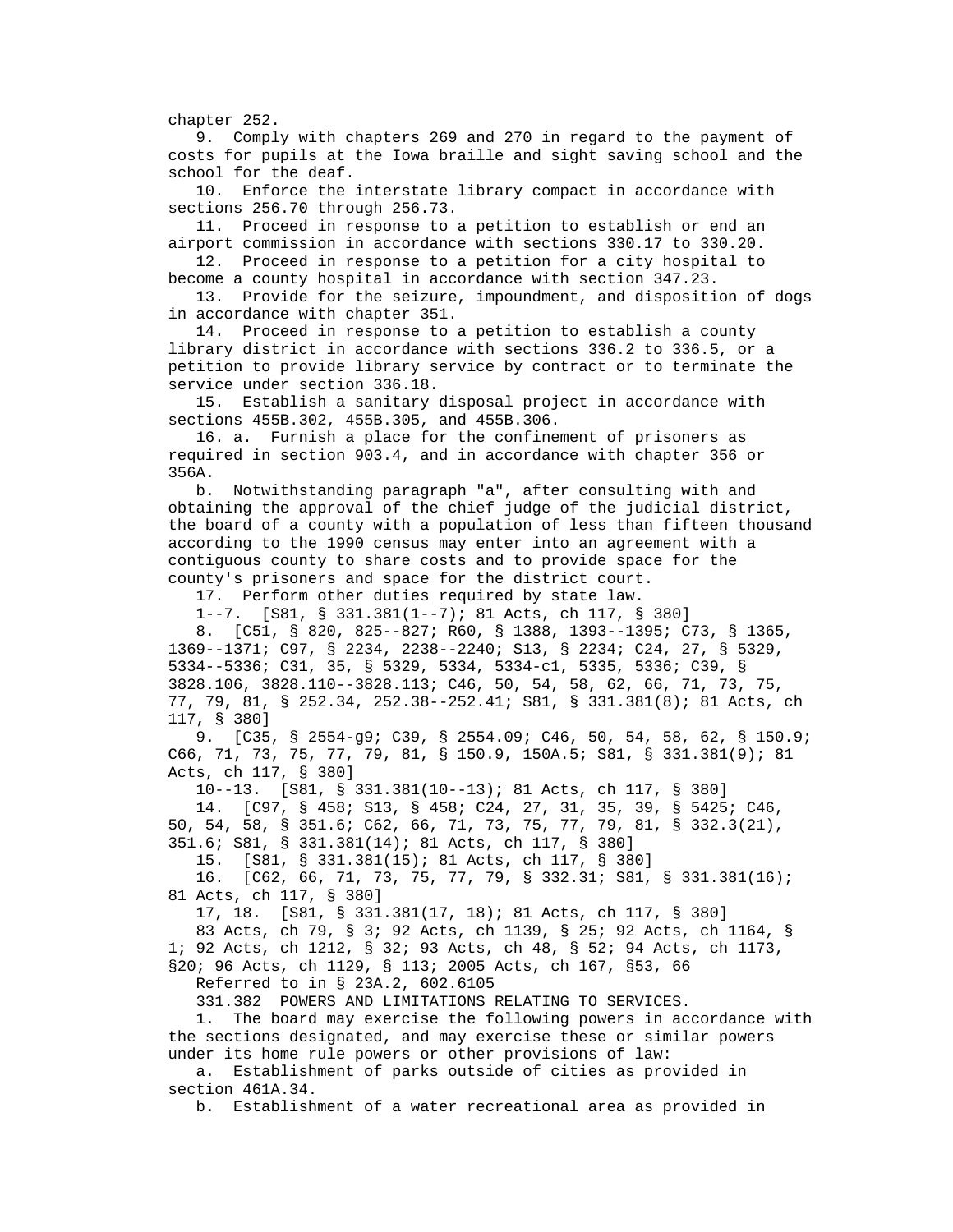chapter 252.

9. Comply with chapters 269 and 270 in regard to the payment of costs for pupils at the Iowa braille and sight saving school and the school for the deaf.

10. Enforce the interstate library compact in accordance with sections 256.70 through 256.73.

11. Proceed in response to a petition to establish or end an airport commission in accordance with sections 330.17 to 330.20.

12. Proceed in response to a petition for a city hospital to become a county hospital in accordance with section 347.23.

13. Provide for the seizure, impoundment, and disposition of dogs in accordance with chapter 351.

14. Proceed in response to a petition to establish a county library district in accordance with sections 336.2 to 336.5, or a petition to provide library service by contract or to terminate the service under section 336.18.

15. Establish a sanitary disposal project in accordance with sections 455B.302, 455B.305, and 455B.306.

16. a. Furnish a place for the confinement of prisoners as required in section 903.4, and in accordance with chapter 356 or 356A.

b. Notwithstanding paragraph "a", after consulting with and obtaining the approval of the chief judge of the judicial district, the board of a county with a population of less than fifteen thousand according to the 1990 census may enter into an agreement with a contiguous county to share costs and to provide space for the county's prisoners and space for the district court.

17. Perform other duties required by state law.

1--7. [S81, § 331.381(1--7); 81 Acts, ch 117, § 380]

8. [C51, § 820, 825--827; R60, § 1388, 1393--1395; C73, § 1365, 1369--1371; C97, § 2234, 2238--2240; S13, § 2234; C24, 27, § 5329, 5334--5336; C31, 35, § 5329, 5334, 5334-c1, 5335, 5336; C39, § 3828.106, 3828.110--3828.113; C46, 50, 54, 58, 62, 66, 71, 73, 75, 77, 79, 81, § 252.34, 252.38--252.41; S81, § 331.381(8); 81 Acts, ch 117, § 380]

9. [C35, § 2554-g9; C39, § 2554.09; C46, 50, 54, 58, 62, § 150.9; C66, 71, 73, 75, 77, 79, 81, § 150.9, 150A.5; S81, § 331.381(9); 81 Acts, ch 117, § 380]

10--13. [S81, § 331.381(10--13); 81 Acts, ch 117, § 380]

14. [C97, § 458; S13, § 458; C24, 27, 31, 35, 39, § 5425; C46, 50, 54, 58, § 351.6; C62, 66, 71, 73, 75, 77, 79, 81, § 332.3(21), 351.6; S81, § 331.381(14); 81 Acts, ch 117, § 380]

15. [S81, § 331.381(15); 81 Acts, ch 117, § 380]

16. [C62, 66, 71, 73, 75, 77, 79, § 332.31; S81, § 331.381(16); 81 Acts, ch 117, § 380]

17, 18. [S81, § 331.381(17, 18); 81 Acts, ch 117, § 380]

83 Acts, ch 79, § 3; 92 Acts, ch 1139, § 25; 92 Acts, ch 1164, § 1; 92 Acts, ch 1212, § 32; 93 Acts, ch 48, § 52; 94 Acts, ch 1173, §20; 96 Acts, ch 1129, § 113; 2005 Acts, ch 167, §53, 66

Referred to in § 23A.2, 602.6105

331.382 POWERS AND LIMITATIONS RELATING TO SERVICES.

1. The board may exercise the following powers in accordance with the sections designated, and may exercise these or similar powers under its home rule powers or other provisions of law:

a. Establishment of parks outside of cities as provided in section 461A.34.

b. Establishment of a water recreational area as provided in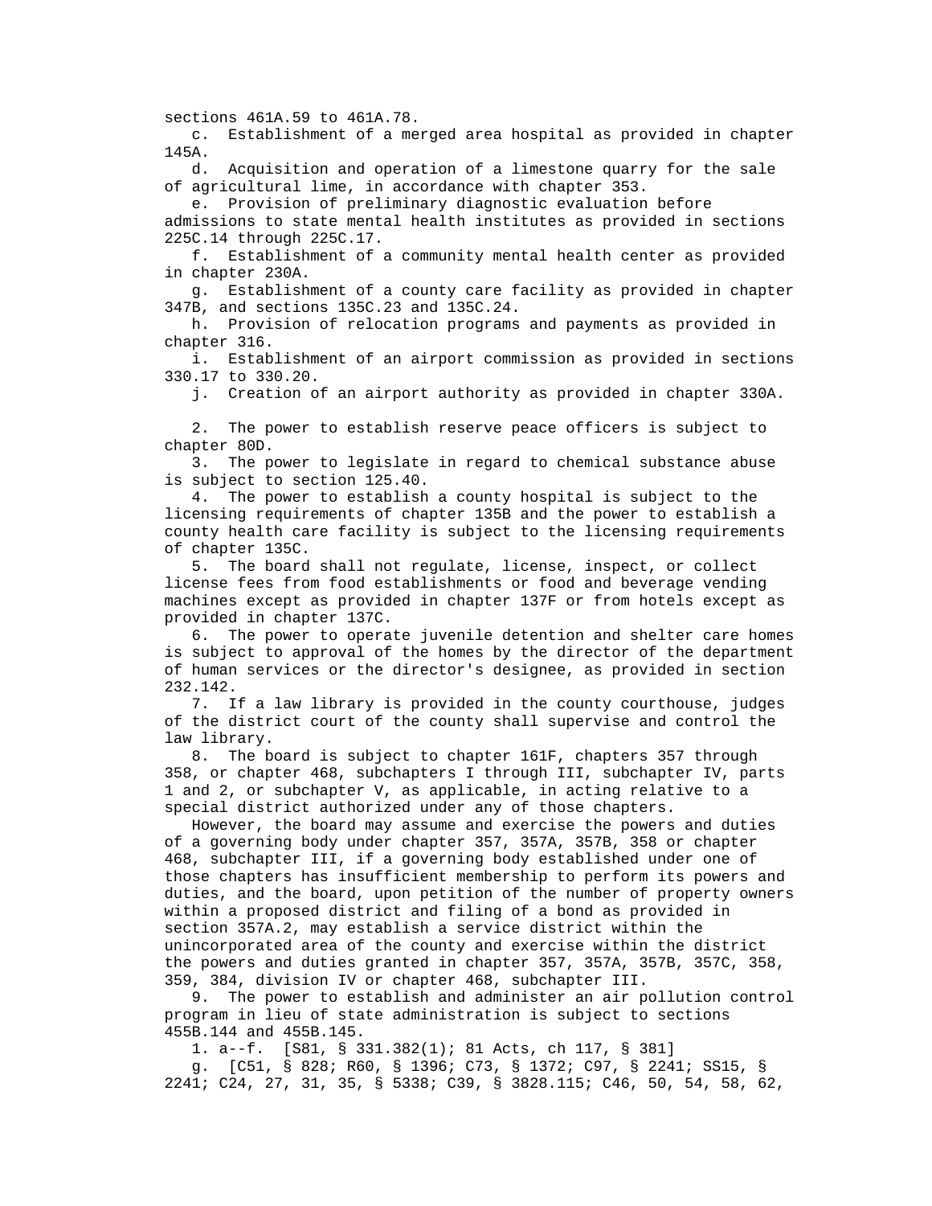sections 461A.59 to 461A.78.

c. Establishment of a merged area hospital as provided in chapter 145A.

d. Acquisition and operation of a limestone quarry for the sale of agricultural lime, in accordance with chapter 353.

e. Provision of preliminary diagnostic evaluation before admissions to state mental health institutes as provided in sections 225C.14 through 225C.17.

f. Establishment of a community mental health center as provided in chapter 230A.

g. Establishment of a county care facility as provided in chapter 347B, and sections 135C.23 and 135C.24.

h. Provision of relocation programs and payments as provided in chapter 316.

i. Establishment of an airport commission as provided in sections 330.17 to 330.20.

j. Creation of an airport authority as provided in chapter 330A.

2. The power to establish reserve peace officers is subject to chapter 80D.

3. The power to legislate in regard to chemical substance abuse is subject to section 125.40.

4. The power to establish a county hospital is subject to the licensing requirements of chapter 135B and the power to establish a county health care facility is subject to the licensing requirements of chapter 135C.

5. The board shall not regulate, license, inspect, or collect license fees from food establishments or food and beverage vending machines except as provided in chapter 137F or from hotels except as provided in chapter 137C.

6. The power to operate juvenile detention and shelter care homes is subject to approval of the homes by the director of the department of human services or the director's designee, as provided in section 232.142.

7. If a law library is provided in the county courthouse, judges of the district court of the county shall supervise and control the law library.

8. The board is subject to chapter 161F, chapters 357 through 358, or chapter 468, subchapters I through III, subchapter IV, parts 1 and 2, or subchapter V, as applicable, in acting relative to a special district authorized under any of those chapters.

However, the board may assume and exercise the powers and duties of a governing body under chapter 357, 357A, 357B, 358 or chapter 468, subchapter III, if a governing body established under one of those chapters has insufficient membership to perform its powers and duties, and the board, upon petition of the number of property owners within a proposed district and filing of a bond as provided in section 357A.2, may establish a service district within the unincorporated area of the county and exercise within the district the powers and duties granted in chapter 357, 357A, 357B, 357C, 358, 359, 384, division IV or chapter 468, subchapter III.

9. The power to establish and administer an air pollution control program in lieu of state administration is subject to sections 455B.144 and 455B.145.

1. a--f. [S81, § 331.382(1); 81 Acts, ch 117, § 381]

g. [C51, § 828; R60, § 1396; C73, § 1372; C97, § 2241; SS15, § 2241; C24, 27, 31, 35, § 5338; C39, § 3828.115; C46, 50, 54, 58, 62,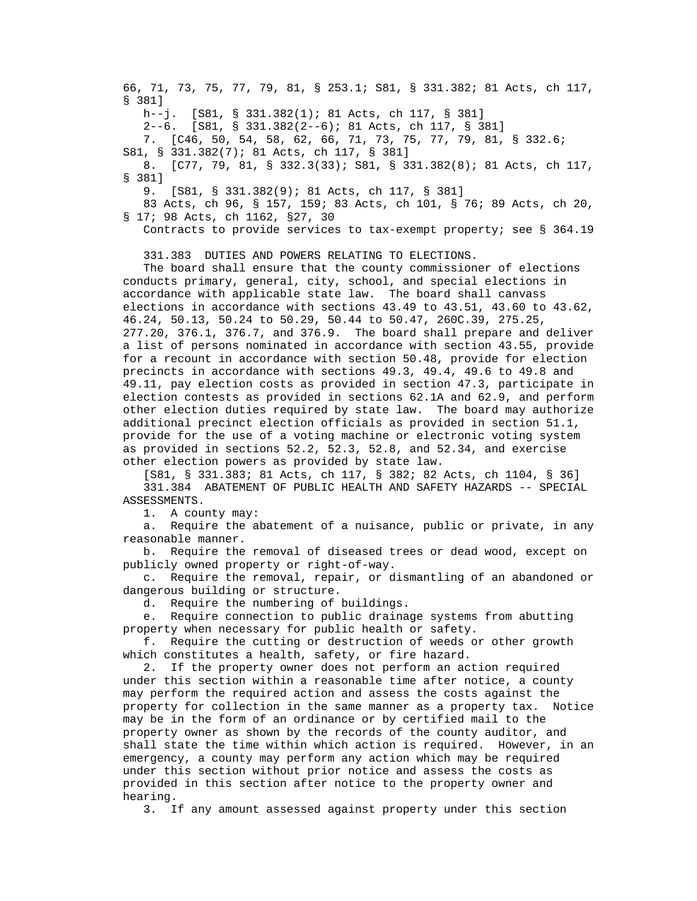66, 71, 73, 75, 77, 79, 81, § 253.1; S81, § 331.382; 81 Acts, ch 117, § 381]

h--j. [S81, § 331.382(1); 81 Acts, ch 117, § 381]

2--6. [S81, § 331.382(2--6); 81 Acts, ch 117, § 381]

7. [C46, 50, 54, 58, 62, 66, 71, 73, 75, 77, 79, 81, § 332.6; S81, § 331.382(7); 81 Acts, ch 117, § 381]

8. [C77, 79, 81, § 332.3(33); S81, § 331.382(8); 81 Acts, ch 117, § 381]

9. [S81, § 331.382(9); 81 Acts, ch 117, § 381]

83 Acts, ch 96, § 157, 159; 83 Acts, ch 101, § 76; 89 Acts, ch 20, § 17; 98 Acts, ch 1162, §27, 30

Contracts to provide services to tax-exempt property; see § 364.19

331.383 DUTIES AND POWERS RELATING TO ELECTIONS.

The board shall ensure that the county commissioner of elections conducts primary, general, city, school, and special elections in accordance with applicable state law. The board shall canvass elections in accordance with sections 43.49 to 43.51, 43.60 to 43.62, 46.24, 50.13, 50.24 to 50.29, 50.44 to 50.47, 260C.39, 275.25, 277.20, 376.1, 376.7, and 376.9. The board shall prepare and deliver a list of persons nominated in accordance with section 43.55, provide for a recount in accordance with section 50.48, provide for election precincts in accordance with sections 49.3, 49.4, 49.6 to 49.8 and 49.11, pay election costs as provided in section 47.3, participate in election contests as provided in sections 62.1A and 62.9, and perform other election duties required by state law. The board may authorize additional precinct election officials as provided in section 51.1, provide for the use of a voting machine or electronic voting system as provided in sections 52.2, 52.3, 52.8, and 52.34, and exercise other election powers as provided by state law.

[S81, § 331.383; 81 Acts, ch 117, § 382; 82 Acts, ch 1104, § 36]

331.384 ABATEMENT OF PUBLIC HEALTH AND SAFETY HAZARDS -- SPECIAL ASSESSMENTS.

1. A county may:

a. Require the abatement of a nuisance, public or private, in any reasonable manner.

b. Require the removal of diseased trees or dead wood, except on publicly owned property or right-of-way.

c. Require the removal, repair, or dismantling of an abandoned or dangerous building or structure.

d. Require the numbering of buildings.

e. Require connection to public drainage systems from abutting property when necessary for public health or safety.

f. Require the cutting or destruction of weeds or other growth which constitutes a health, safety, or fire hazard.

2. If the property owner does not perform an action required under this section within a reasonable time after notice, a county may perform the required action and assess the costs against the property for collection in the same manner as a property tax. Notice may be in the form of an ordinance or by certified mail to the property owner as shown by the records of the county auditor, and shall state the time within which action is required. However, in an emergency, a county may perform any action which may be required under this section without prior notice and assess the costs as provided in this section after notice to the property owner and hearing.

3. If any amount assessed against property under this section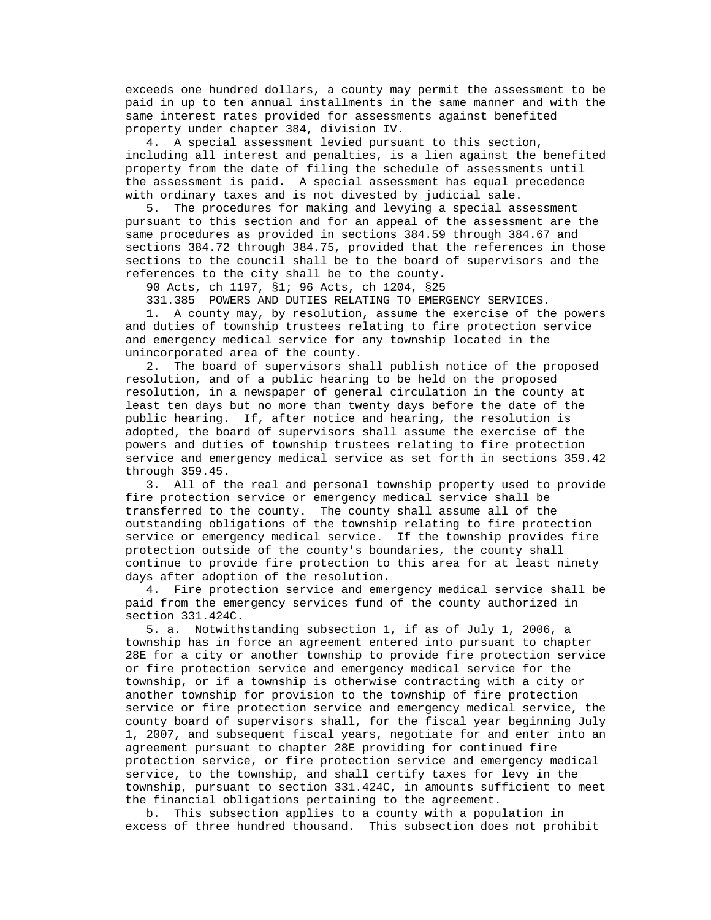exceeds one hundred dollars, a county may permit the assessment to be paid in up to ten annual installments in the same manner and with the same interest rates provided for assessments against benefited property under chapter 384, division IV.

4. A special assessment levied pursuant to this section, including all interest and penalties, is a lien against the benefited property from the date of filing the schedule of assessments until the assessment is paid. A special assessment has equal precedence with ordinary taxes and is not divested by judicial sale.

5. The procedures for making and levying a special assessment pursuant to this section and for an appeal of the assessment are the same procedures as provided in sections 384.59 through 384.67 and sections 384.72 through 384.75, provided that the references in those sections to the council shall be to the board of supervisors and the references to the city shall be to the county.

90 Acts, ch 1197, §1; 96 Acts, ch 1204, §25

331.385 POWERS AND DUTIES RELATING TO EMERGENCY SERVICES.

1. A county may, by resolution, assume the exercise of the powers and duties of township trustees relating to fire protection service and emergency medical service for any township located in the unincorporated area of the county.

2. The board of supervisors shall publish notice of the proposed resolution, and of a public hearing to be held on the proposed resolution, in a newspaper of general circulation in the county at least ten days but no more than twenty days before the date of the public hearing. If, after notice and hearing, the resolution is adopted, the board of supervisors shall assume the exercise of the powers and duties of township trustees relating to fire protection service and emergency medical service as set forth in sections 359.42 through 359.45.

3. All of the real and personal township property used to provide fire protection service or emergency medical service shall be transferred to the county. The county shall assume all of the outstanding obligations of the township relating to fire protection service or emergency medical service. If the township provides fire protection outside of the county's boundaries, the county shall continue to provide fire protection to this area for at least ninety days after adoption of the resolution.

4. Fire protection service and emergency medical service shall be paid from the emergency services fund of the county authorized in section 331.424C.

5. a. Notwithstanding subsection 1, if as of July 1, 2006, a township has in force an agreement entered into pursuant to chapter 28E for a city or another township to provide fire protection service or fire protection service and emergency medical service for the township, or if a township is otherwise contracting with a city or another township for provision to the township of fire protection service or fire protection service and emergency medical service, the county board of supervisors shall, for the fiscal year beginning July 1, 2007, and subsequent fiscal years, negotiate for and enter into an agreement pursuant to chapter 28E providing for continued fire protection service, or fire protection service and emergency medical service, to the township, and shall certify taxes for levy in the township, pursuant to section 331.424C, in amounts sufficient to meet the financial obligations pertaining to the agreement.

b. This subsection applies to a county with a population in excess of three hundred thousand. This subsection does not prohibit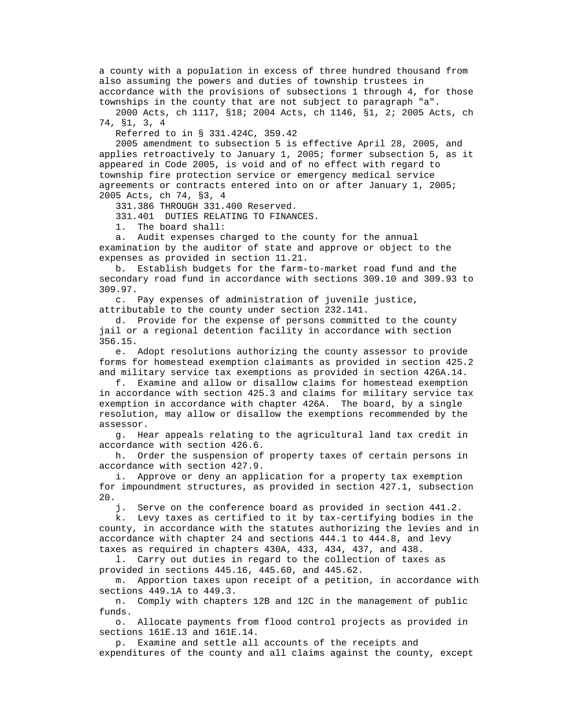a county with a population in excess of three hundred thousand from also assuming the powers and duties of township trustees in accordance with the provisions of subsections 1 through 4, for those townships in the county that are not subject to paragraph "a".

2000 Acts, ch 1117, §18; 2004 Acts, ch 1146, §1, 2; 2005 Acts, ch 74, §1, 3, 4

Referred to in § 331.424C, 359.42

2005 amendment to subsection 5 is effective April 28, 2005, and applies retroactively to January 1, 2005; former subsection 5, as it appeared in Code 2005, is void and of no effect with regard to township fire protection service or emergency medical service agreements or contracts entered into on or after January 1, 2005; 2005 Acts, ch 74, §3, 4

331.386 THROUGH 331.400 Reserved.

331.401 DUTIES RELATING TO FINANCES.

1. The board shall:

a. Audit expenses charged to the county for the annual examination by the auditor of state and approve or object to the expenses as provided in section 11.21.

b. Establish budgets for the farm-to-market road fund and the secondary road fund in accordance with sections 309.10 and 309.93 to 309.97.

c. Pay expenses of administration of juvenile justice, attributable to the county under section 232.141.

d. Provide for the expense of persons committed to the county jail or a regional detention facility in accordance with section 356.15.

e. Adopt resolutions authorizing the county assessor to provide forms for homestead exemption claimants as provided in section 425.2 and military service tax exemptions as provided in section 426A.14.

f. Examine and allow or disallow claims for homestead exemption in accordance with section 425.3 and claims for military service tax exemption in accordance with chapter 426A. The board, by a single resolution, may allow or disallow the exemptions recommended by the assessor.

g. Hear appeals relating to the agricultural land tax credit in accordance with section 426.6.

h. Order the suspension of property taxes of certain persons in accordance with section 427.9.

i. Approve or deny an application for a property tax exemption for impoundment structures, as provided in section 427.1, subsection 20.

j. Serve on the conference board as provided in section 441.2.

k. Levy taxes as certified to it by tax-certifying bodies in the county, in accordance with the statutes authorizing the levies and in accordance with chapter 24 and sections 444.1 to 444.8, and levy taxes as required in chapters 430A, 433, 434, 437, and 438.

l. Carry out duties in regard to the collection of taxes as provided in sections 445.16, 445.60, and 445.62.

m. Apportion taxes upon receipt of a petition, in accordance with sections 449.1A to 449.3.

n. Comply with chapters 12B and 12C in the management of public funds.

o. Allocate payments from flood control projects as provided in sections 161E.13 and 161E.14.

p. Examine and settle all accounts of the receipts and expenditures of the county and all claims against the county, except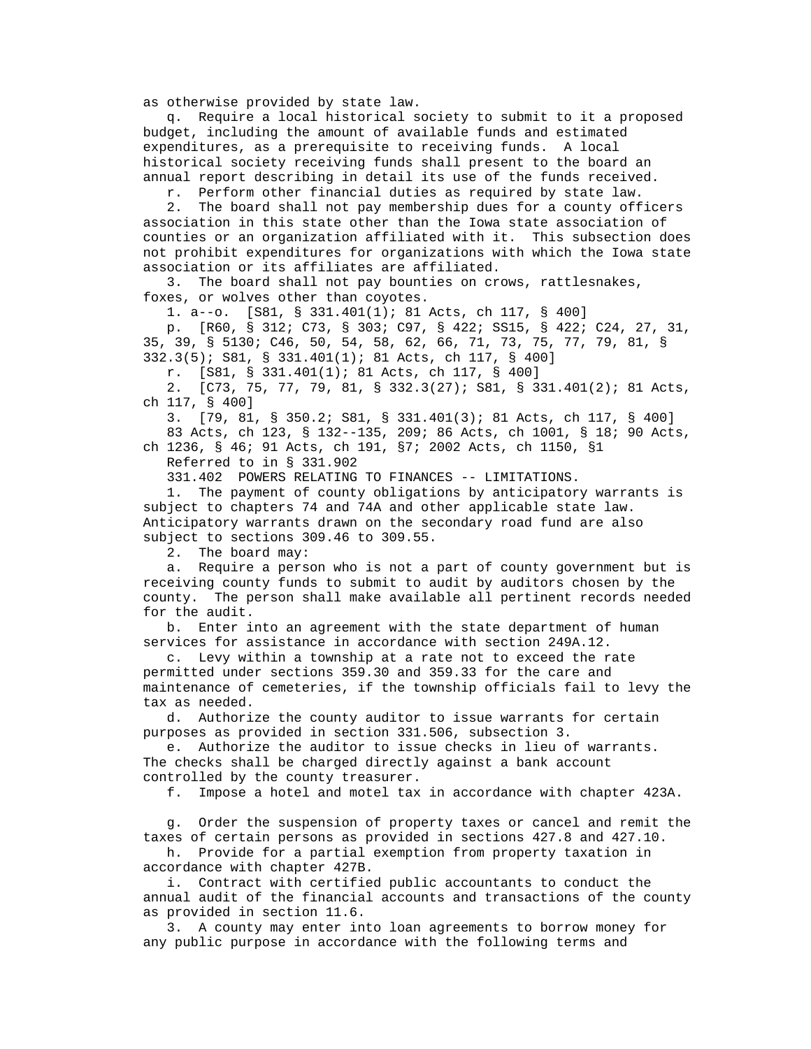as otherwise provided by state law.

q. Require a local historical society to submit to it a proposed budget, including the amount of available funds and estimated expenditures, as a prerequisite to receiving funds. A local historical society receiving funds shall present to the board an annual report describing in detail its use of the funds received.

r. Perform other financial duties as required by state law.

2. The board shall not pay membership dues for a county officers association in this state other than the Iowa state association of counties or an organization affiliated with it. This subsection does not prohibit expenditures for organizations with which the Iowa state association or its affiliates are affiliated.

3. The board shall not pay bounties on crows, rattlesnakes, foxes, or wolves other than coyotes.

1. a--o. [S81, § 331.401(1); 81 Acts, ch 117, § 400]

p. [R60, § 312; C73, § 303; C97, § 422; SS15, § 422; C24, 27, 31, 35, 39, § 5130; C46, 50, 54, 58, 62, 66, 71, 73, 75, 77, 79, 81, § 332.3(5); S81, § 331.401(1); 81 Acts, ch 117, § 400]

r. [S81, § 331.401(1); 81 Acts, ch 117, § 400]

2. [C73, 75, 77, 79, 81, § 332.3(27); S81, § 331.401(2); 81 Acts, ch 117, § 400]

3. [79, 81, § 350.2; S81, § 331.401(3); 81 Acts, ch 117, § 400]

83 Acts, ch 123, § 132--135, 209; 86 Acts, ch 1001, § 18; 90 Acts, ch 1236, § 46; 91 Acts, ch 191, §7; 2002 Acts, ch 1150, §1

Referred to in § 331.902

331.402 POWERS RELATING TO FINANCES -- LIMITATIONS.

1. The payment of county obligations by anticipatory warrants is subject to chapters 74 and 74A and other applicable state law. Anticipatory warrants drawn on the secondary road fund are also subject to sections 309.46 to 309.55.

2. The board may:

a. Require a person who is not a part of county government but is receiving county funds to submit to audit by auditors chosen by the county. The person shall make available all pertinent records needed for the audit.

b. Enter into an agreement with the state department of human services for assistance in accordance with section 249A.12.

c. Levy within a township at a rate not to exceed the rate permitted under sections 359.30 and 359.33 for the care and maintenance of cemeteries, if the township officials fail to levy the tax as needed.

d. Authorize the county auditor to issue warrants for certain purposes as provided in section 331.506, subsection 3.

e. Authorize the auditor to issue checks in lieu of warrants. The checks shall be charged directly against a bank account controlled by the county treasurer.

f. Impose a hotel and motel tax in accordance with chapter 423A.

g. Order the suspension of property taxes or cancel and remit the taxes of certain persons as provided in sections 427.8 and 427.10.

h. Provide for a partial exemption from property taxation in accordance with chapter 427B.

i. Contract with certified public accountants to conduct the annual audit of the financial accounts and transactions of the county as provided in section 11.6.

3. A county may enter into loan agreements to borrow money for any public purpose in accordance with the following terms and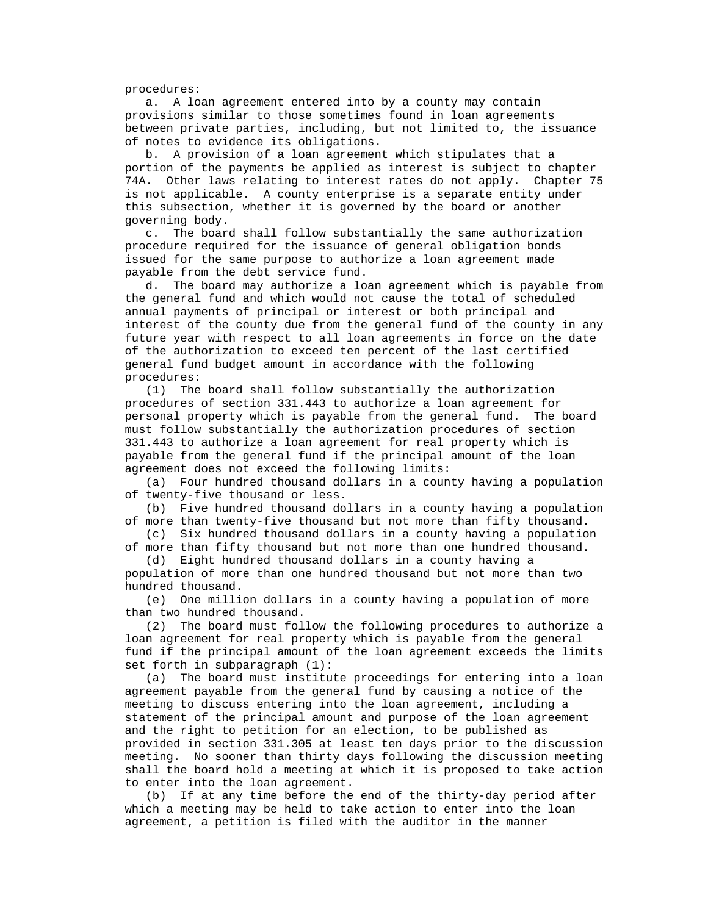procedures:

a. A loan agreement entered into by a county may contain provisions similar to those sometimes found in loan agreements between private parties, including, but not limited to, the issuance of notes to evidence its obligations.

b. A provision of a loan agreement which stipulates that a portion of the payments be applied as interest is subject to chapter 74A. Other laws relating to interest rates do not apply. Chapter 75 is not applicable. A county enterprise is a separate entity under this subsection, whether it is governed by the board or another governing body.

c. The board shall follow substantially the same authorization procedure required for the issuance of general obligation bonds issued for the same purpose to authorize a loan agreement made payable from the debt service fund.

d. The board may authorize a loan agreement which is payable from the general fund and which would not cause the total of scheduled annual payments of principal or interest or both principal and interest of the county due from the general fund of the county in any future year with respect to all loan agreements in force on the date of the authorization to exceed ten percent of the last certified general fund budget amount in accordance with the following procedures:

(1) The board shall follow substantially the authorization procedures of section 331.443 to authorize a loan agreement for personal property which is payable from the general fund. The board must follow substantially the authorization procedures of section 331.443 to authorize a loan agreement for real property which is payable from the general fund if the principal amount of the loan agreement does not exceed the following limits:

(a) Four hundred thousand dollars in a county having a population of twenty-five thousand or less.

(b) Five hundred thousand dollars in a county having a population of more than twenty-five thousand but not more than fifty thousand.

(c) Six hundred thousand dollars in a county having a population of more than fifty thousand but not more than one hundred thousand.

(d) Eight hundred thousand dollars in a county having a population of more than one hundred thousand but not more than two hundred thousand.

(e) One million dollars in a county having a population of more than two hundred thousand.

(2) The board must follow the following procedures to authorize a loan agreement for real property which is payable from the general fund if the principal amount of the loan agreement exceeds the limits set forth in subparagraph (1):

(a) The board must institute proceedings for entering into a loan agreement payable from the general fund by causing a notice of the meeting to discuss entering into the loan agreement, including a statement of the principal amount and purpose of the loan agreement and the right to petition for an election, to be published as provided in section 331.305 at least ten days prior to the discussion meeting. No sooner than thirty days following the discussion meeting shall the board hold a meeting at which it is proposed to take action to enter into the loan agreement.

(b) If at any time before the end of the thirty-day period after which a meeting may be held to take action to enter into the loan agreement, a petition is filed with the auditor in the manner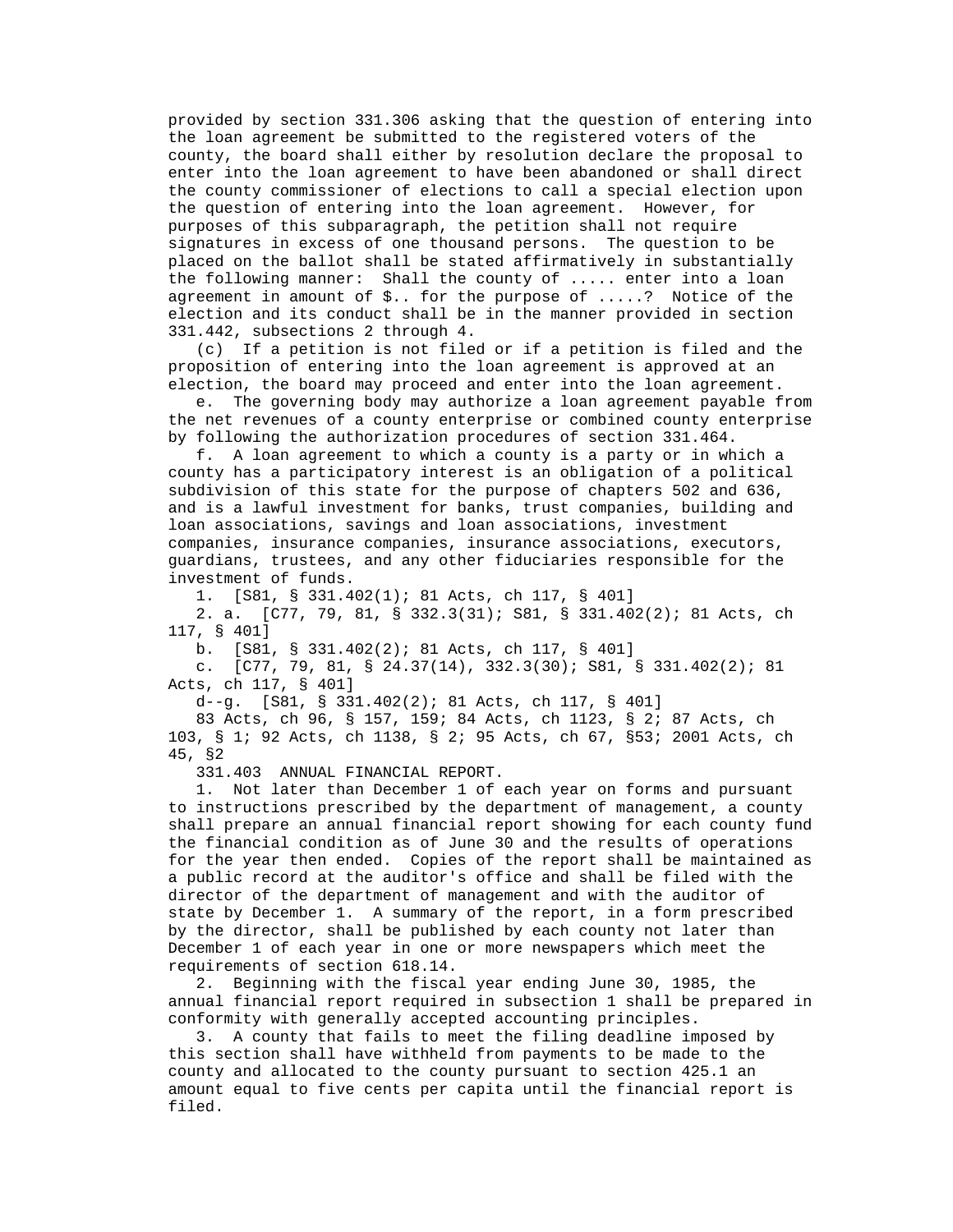provided by section 331.306 asking that the question of entering into the loan agreement be submitted to the registered voters of the county, the board shall either by resolution declare the proposal to enter into the loan agreement to have been abandoned or shall direct the county commissioner of elections to call a special election upon the question of entering into the loan agreement. However, for purposes of this subparagraph, the petition shall not require signatures in excess of one thousand persons. The question to be placed on the ballot shall be stated affirmatively in substantially the following manner: Shall the county of ..... enter into a loan agreement in amount of $.. for the purpose of .....? Notice of the election and its conduct shall be in the manner provided in section 331.442, subsections 2 through 4.

(c) If a petition is not filed or if a petition is filed and the proposition of entering into the loan agreement is approved at an election, the board may proceed and enter into the loan agreement.

e. The governing body may authorize a loan agreement payable from the net revenues of a county enterprise or combined county enterprise by following the authorization procedures of section 331.464.

f. A loan agreement to which a county is a party or in which a county has a participatory interest is an obligation of a political subdivision of this state for the purpose of chapters 502 and 636, and is a lawful investment for banks, trust companies, building and loan associations, savings and loan associations, investment companies, insurance companies, insurance associations, executors, guardians, trustees, and any other fiduciaries responsible for the investment of funds.

1. [S81, § 331.402(1); 81 Acts, ch 117, § 401]

2. a. [C77, 79, 81, § 332.3(31); S81, § 331.402(2); 81 Acts, ch 117, § 401]

b. [S81, § 331.402(2); 81 Acts, ch 117, § 401]

c. [C77, 79, 81, § 24.37(14), 332.3(30); S81, § 331.402(2); 81 Acts, ch 117, § 401]

d--g. [S81, § 331.402(2); 81 Acts, ch 117, § 401]

83 Acts, ch 96, § 157, 159; 84 Acts, ch 1123, § 2; 87 Acts, ch 103, § 1; 92 Acts, ch 1138, § 2; 95 Acts, ch 67, §53; 2001 Acts, ch 45, §2

331.403 ANNUAL FINANCIAL REPORT.

1. Not later than December 1 of each year on forms and pursuant to instructions prescribed by the department of management, a county shall prepare an annual financial report showing for each county fund the financial condition as of June 30 and the results of operations for the year then ended. Copies of the report shall be maintained as a public record at the auditor's office and shall be filed with the director of the department of management and with the auditor of state by December 1. A summary of the report, in a form prescribed by the director, shall be published by each county not later than December 1 of each year in one or more newspapers which meet the requirements of section 618.14.

2. Beginning with the fiscal year ending June 30, 1985, the annual financial report required in subsection 1 shall be prepared in conformity with generally accepted accounting principles.

3. A county that fails to meet the filing deadline imposed by this section shall have withheld from payments to be made to the county and allocated to the county pursuant to section 425.1 an amount equal to five cents per capita until the financial report is filed.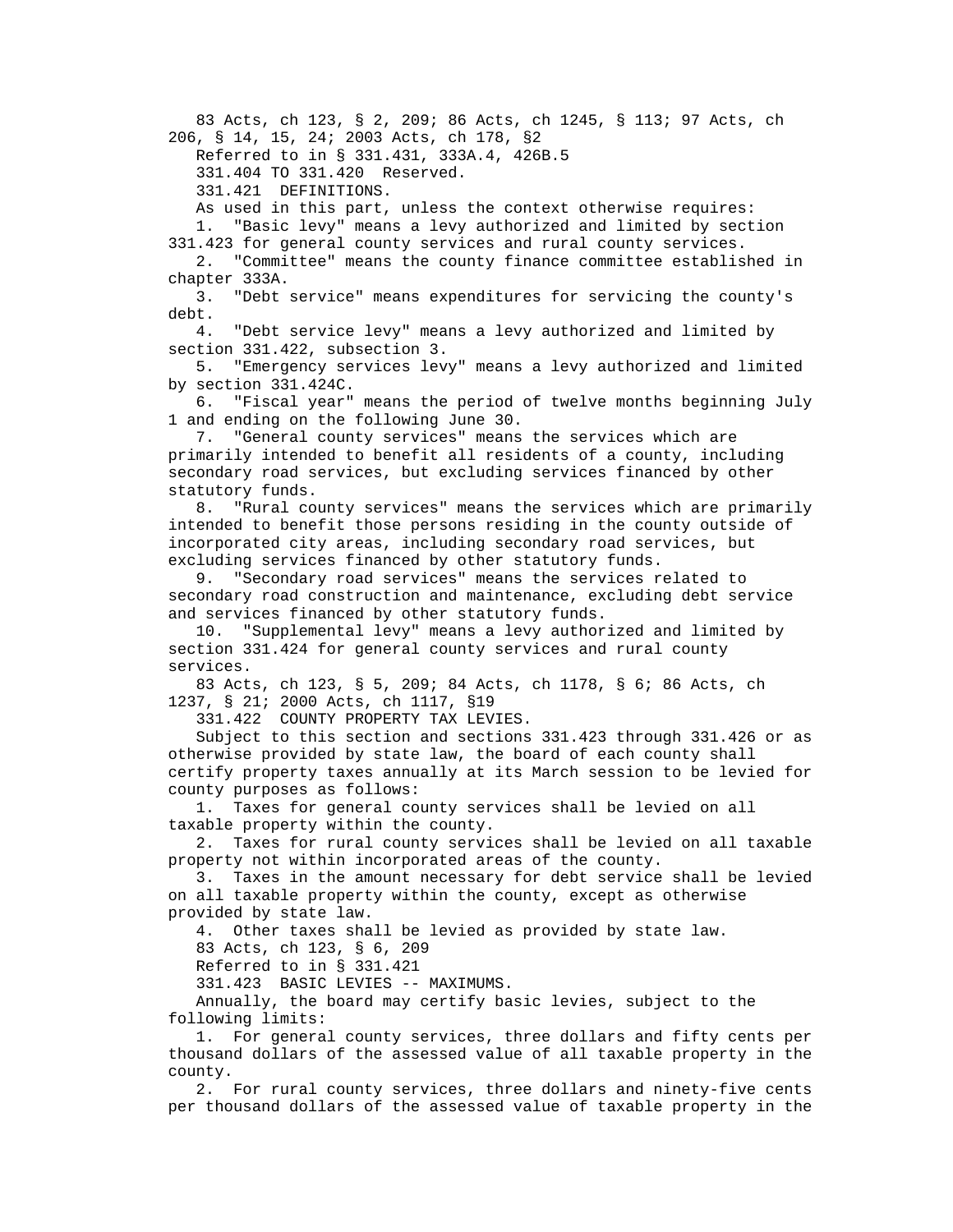83 Acts, ch 123, § 2, 209; 86 Acts, ch 1245, § 113; 97 Acts, ch 206, § 14, 15, 24; 2003 Acts, ch 178, §2

Referred to in § 331.431, 333A.4, 426B.5

331.404 TO 331.420 Reserved.

331.421 DEFINITIONS.

As used in this part, unless the context otherwise requires:

1. "Basic levy" means a levy authorized and limited by section 331.423 for general county services and rural county services.

2. "Committee" means the county finance committee established in chapter 333A.

3. "Debt service" means expenditures for servicing the county's debt.

4. "Debt service levy" means a levy authorized and limited by section 331.422, subsection 3.

5. "Emergency services levy" means a levy authorized and limited by section 331.424C.

6. "Fiscal year" means the period of twelve months beginning July 1 and ending on the following June 30.

7. "General county services" means the services which are primarily intended to benefit all residents of a county, including secondary road services, but excluding services financed by other statutory funds.

8. "Rural county services" means the services which are primarily intended to benefit those persons residing in the county outside of incorporated city areas, including secondary road services, but excluding services financed by other statutory funds.

9. "Secondary road services" means the services related to secondary road construction and maintenance, excluding debt service and services financed by other statutory funds.

10. "Supplemental levy" means a levy authorized and limited by section 331.424 for general county services and rural county services.

83 Acts, ch 123, § 5, 209; 84 Acts, ch 1178, § 6; 86 Acts, ch 1237, § 21; 2000 Acts, ch 1117, §19

331.422 COUNTY PROPERTY TAX LEVIES.

Subject to this section and sections 331.423 through 331.426 or as otherwise provided by state law, the board of each county shall certify property taxes annually at its March session to be levied for county purposes as follows:

1. Taxes for general county services shall be levied on all taxable property within the county.

2. Taxes for rural county services shall be levied on all taxable property not within incorporated areas of the county.

3. Taxes in the amount necessary for debt service shall be levied on all taxable property within the county, except as otherwise provided by state law.

4. Other taxes shall be levied as provided by state law.

83 Acts, ch 123, § 6, 209

Referred to in § 331.421

331.423 BASIC LEVIES -- MAXIMUMS.

Annually, the board may certify basic levies, subject to the following limits:

1. For general county services, three dollars and fifty cents per thousand dollars of the assessed value of all taxable property in the county.

2. For rural county services, three dollars and ninety-five cents per thousand dollars of the assessed value of taxable property in the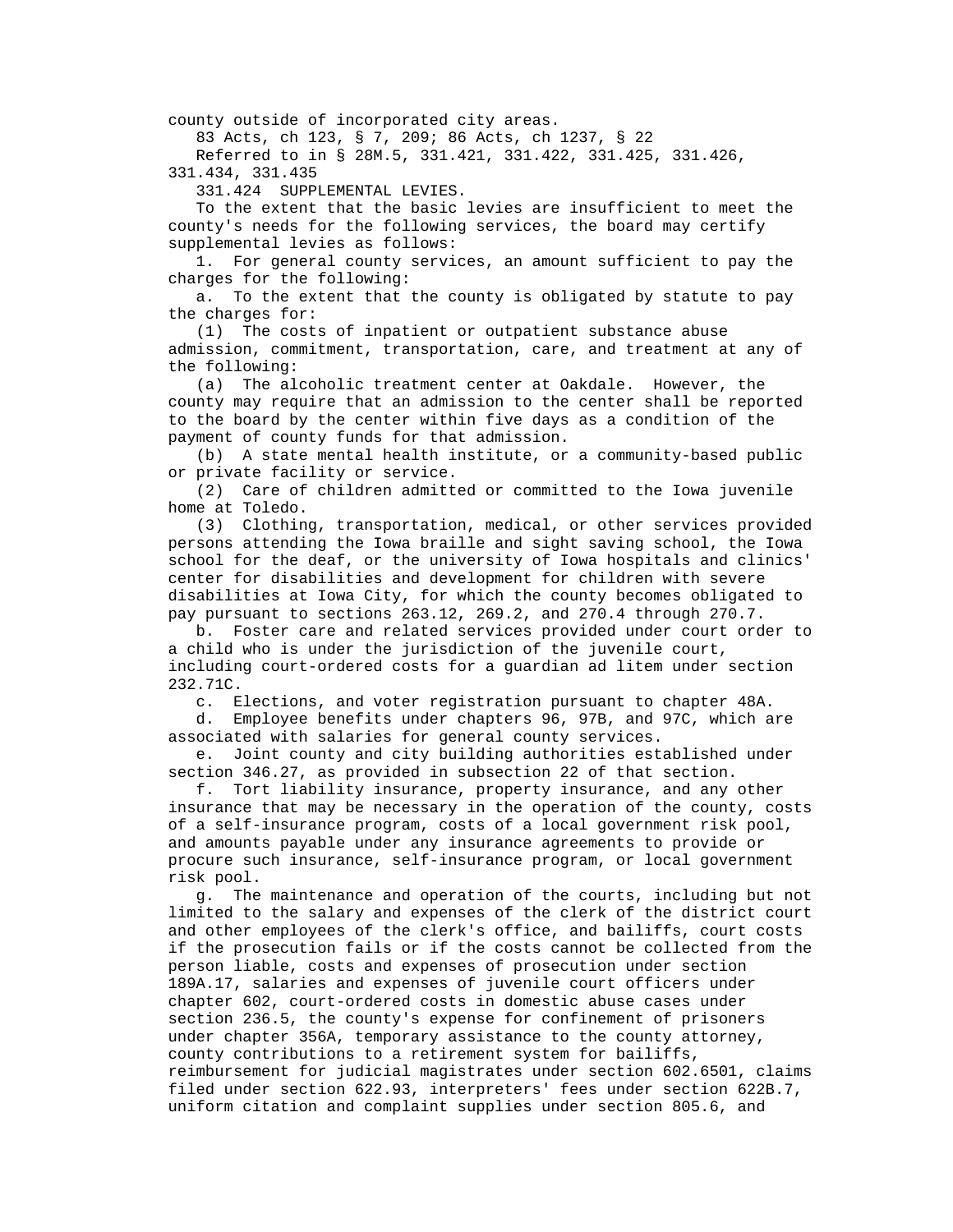county outside of incorporated city areas.

83 Acts, ch 123, § 7, 209; 86 Acts, ch 1237, § 22

Referred to in § 28M.5, 331.421, 331.422, 331.425, 331.426, 331.434, 331.435

331.424 SUPPLEMENTAL LEVIES.

To the extent that the basic levies are insufficient to meet the county's needs for the following services, the board may certify supplemental levies as follows:

1. For general county services, an amount sufficient to pay the charges for the following:

a. To the extent that the county is obligated by statute to pay the charges for:

(1) The costs of inpatient or outpatient substance abuse admission, commitment, transportation, care, and treatment at any of the following:

(a) The alcoholic treatment center at Oakdale. However, the county may require that an admission to the center shall be reported to the board by the center within five days as a condition of the payment of county funds for that admission.

(b) A state mental health institute, or a community-based public or private facility or service.

(2) Care of children admitted or committed to the Iowa juvenile home at Toledo.

(3) Clothing, transportation, medical, or other services provided persons attending the Iowa braille and sight saving school, the Iowa school for the deaf, or the university of Iowa hospitals and clinics' center for disabilities and development for children with severe disabilities at Iowa City, for which the county becomes obligated to pay pursuant to sections 263.12, 269.2, and 270.4 through 270.7.

b. Foster care and related services provided under court order to a child who is under the jurisdiction of the juvenile court, including court-ordered costs for a guardian ad litem under section 232.71C.

c. Elections, and voter registration pursuant to chapter 48A.

d. Employee benefits under chapters 96, 97B, and 97C, which are associated with salaries for general county services.

e. Joint county and city building authorities established under section 346.27, as provided in subsection 22 of that section.

f. Tort liability insurance, property insurance, and any other insurance that may be necessary in the operation of the county, costs of a self-insurance program, costs of a local government risk pool, and amounts payable under any insurance agreements to provide or procure such insurance, self-insurance program, or local government risk pool.

g. The maintenance and operation of the courts, including but not limited to the salary and expenses of the clerk of the district court and other employees of the clerk's office, and bailiffs, court costs if the prosecution fails or if the costs cannot be collected from the person liable, costs and expenses of prosecution under section 189A.17, salaries and expenses of juvenile court officers under chapter 602, court-ordered costs in domestic abuse cases under section 236.5, the county's expense for confinement of prisoners under chapter 356A, temporary assistance to the county attorney, county contributions to a retirement system for bailiffs, reimbursement for judicial magistrates under section 602.6501, claims filed under section 622.93, interpreters' fees under section 622B.7, uniform citation and complaint supplies under section 805.6, and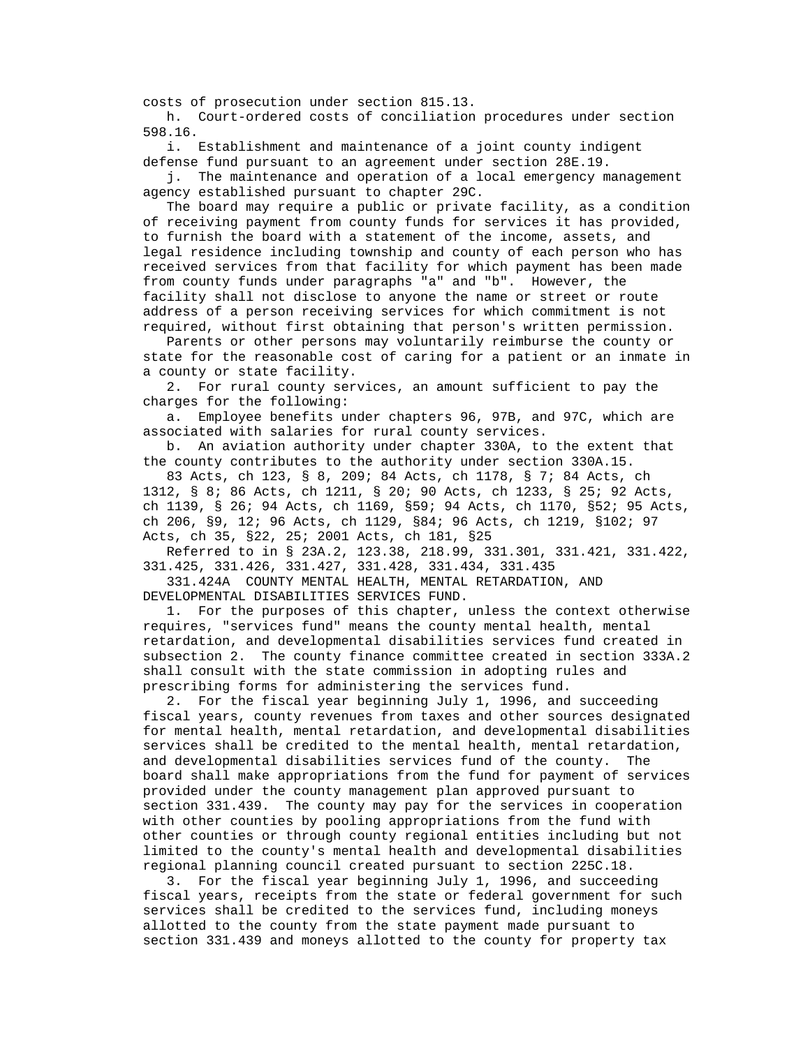costs of prosecution under section 815.13.

h. Court-ordered costs of conciliation procedures under section 598.16.

i. Establishment and maintenance of a joint county indigent defense fund pursuant to an agreement under section 28E.19.

j. The maintenance and operation of a local emergency management agency established pursuant to chapter 29C.

The board may require a public or private facility, as a condition of receiving payment from county funds for services it has provided, to furnish the board with a statement of the income, assets, and legal residence including township and county of each person who has received services from that facility for which payment has been made from county funds under paragraphs "a" and "b". However, the facility shall not disclose to anyone the name or street or route address of a person receiving services for which commitment is not required, without first obtaining that person's written permission.

Parents or other persons may voluntarily reimburse the county or state for the reasonable cost of caring for a patient or an inmate in a county or state facility.

2. For rural county services, an amount sufficient to pay the charges for the following:

a. Employee benefits under chapters 96, 97B, and 97C, which are associated with salaries for rural county services.

b. An aviation authority under chapter 330A, to the extent that the county contributes to the authority under section 330A.15.

83 Acts, ch 123, § 8, 209; 84 Acts, ch 1178, § 7; 84 Acts, ch 1312, § 8; 86 Acts, ch 1211, § 20; 90 Acts, ch 1233, § 25; 92 Acts, ch 1139, § 26; 94 Acts, ch 1169, §59; 94 Acts, ch 1170, §52; 95 Acts, ch 206, §9, 12; 96 Acts, ch 1129, §84; 96 Acts, ch 1219, §102; 97 Acts, ch 35, §22, 25; 2001 Acts, ch 181, §25

Referred to in § 23A.2, 123.38, 218.99, 331.301, 331.421, 331.422, 331.425, 331.426, 331.427, 331.428, 331.434, 331.435

331.424A COUNTY MENTAL HEALTH, MENTAL RETARDATION, AND DEVELOPMENTAL DISABILITIES SERVICES FUND.

1. For the purposes of this chapter, unless the context otherwise requires, "services fund" means the county mental health, mental retardation, and developmental disabilities services fund created in subsection 2. The county finance committee created in section 333A.2 shall consult with the state commission in adopting rules and prescribing forms for administering the services fund.

2. For the fiscal year beginning July 1, 1996, and succeeding fiscal years, county revenues from taxes and other sources designated for mental health, mental retardation, and developmental disabilities services shall be credited to the mental health, mental retardation, and developmental disabilities services fund of the county. The board shall make appropriations from the fund for payment of services provided under the county management plan approved pursuant to section 331.439. The county may pay for the services in cooperation with other counties by pooling appropriations from the fund with other counties or through county regional entities including but not limited to the county's mental health and developmental disabilities regional planning council created pursuant to section 225C.18.

3. For the fiscal year beginning July 1, 1996, and succeeding fiscal years, receipts from the state or federal government for such services shall be credited to the services fund, including moneys allotted to the county from the state payment made pursuant to section 331.439 and moneys allotted to the county for property tax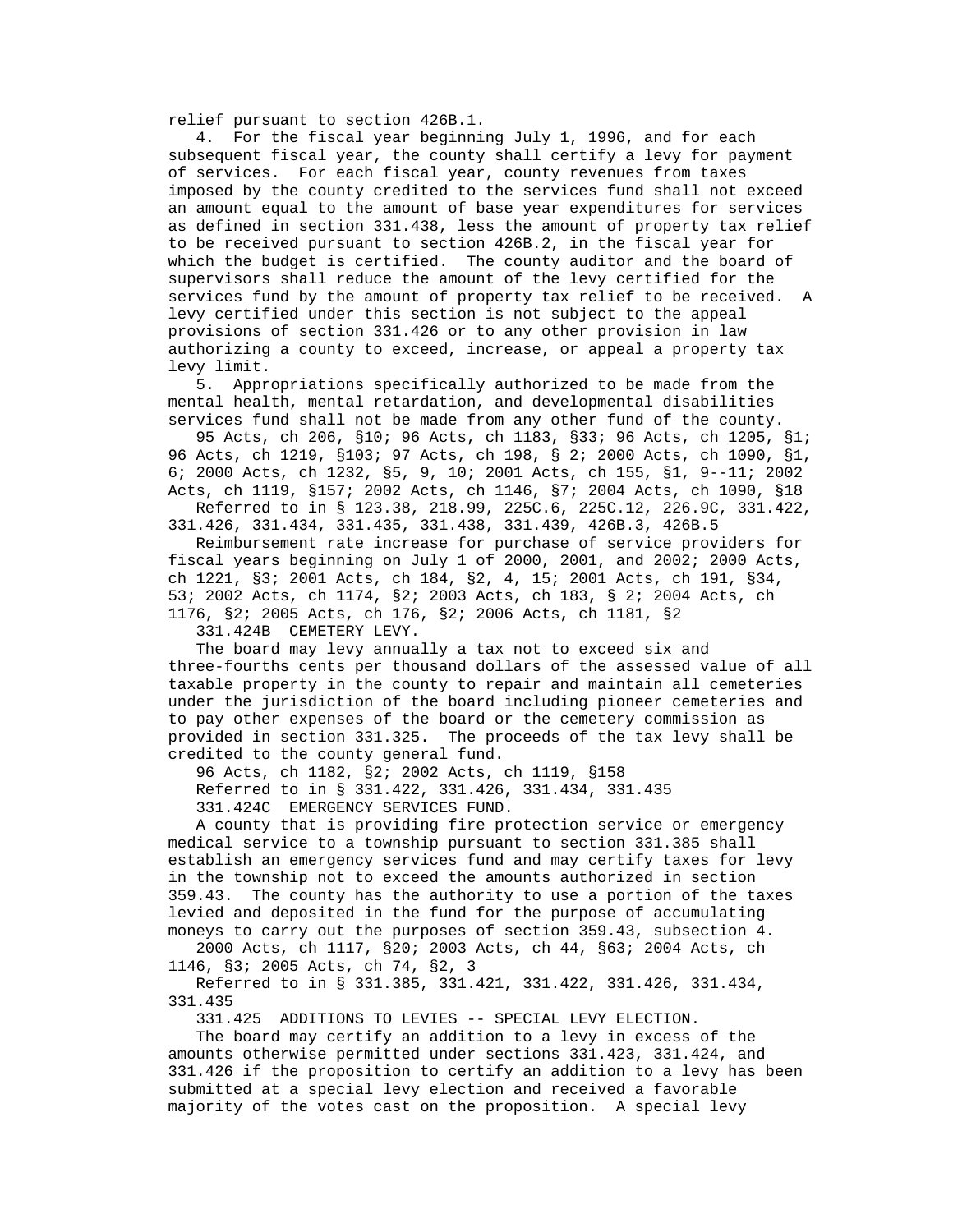relief pursuant to section 426B.1.

4. For the fiscal year beginning July 1, 1996, and for each subsequent fiscal year, the county shall certify a levy for payment of services. For each fiscal year, county revenues from taxes imposed by the county credited to the services fund shall not exceed an amount equal to the amount of base year expenditures for services as defined in section 331.438, less the amount of property tax relief to be received pursuant to section 426B.2, in the fiscal year for which the budget is certified. The county auditor and the board of supervisors shall reduce the amount of the levy certified for the services fund by the amount of property tax relief to be received. A levy certified under this section is not subject to the appeal provisions of section 331.426 or to any other provision in law authorizing a county to exceed, increase, or appeal a property tax levy limit.

5. Appropriations specifically authorized to be made from the mental health, mental retardation, and developmental disabilities services fund shall not be made from any other fund of the county.

95 Acts, ch 206, §10; 96 Acts, ch 1183, §33; 96 Acts, ch 1205, §1; 96 Acts, ch 1219, §103; 97 Acts, ch 198, § 2; 2000 Acts, ch 1090, §1, 6; 2000 Acts, ch 1232, §5, 9, 10; 2001 Acts, ch 155, §1, 9--11; 2002 Acts, ch 1119, §157; 2002 Acts, ch 1146, §7; 2004 Acts, ch 1090, §18

Referred to in § 123.38, 218.99, 225C.6, 225C.12, 226.9C, 331.422, 331.426, 331.434, 331.435, 331.438, 331.439, 426B.3, 426B.5

Reimbursement rate increase for purchase of service providers for fiscal years beginning on July 1 of 2000, 2001, and 2002; 2000 Acts, ch 1221, §3; 2001 Acts, ch 184, §2, 4, 15; 2001 Acts, ch 191, §34, 53; 2002 Acts, ch 1174, §2; 2003 Acts, ch 183, § 2; 2004 Acts, ch 1176, §2; 2005 Acts, ch 176, §2; 2006 Acts, ch 1181, §2

331.424B CEMETERY LEVY.

The board may levy annually a tax not to exceed six and three-fourths cents per thousand dollars of the assessed value of all taxable property in the county to repair and maintain all cemeteries under the jurisdiction of the board including pioneer cemeteries and to pay other expenses of the board or the cemetery commission as provided in section 331.325. The proceeds of the tax levy shall be credited to the county general fund.

96 Acts, ch 1182, §2; 2002 Acts, ch 1119, §158

Referred to in § 331.422, 331.426, 331.434, 331.435

331.424C EMERGENCY SERVICES FUND.

A county that is providing fire protection service or emergency medical service to a township pursuant to section 331.385 shall establish an emergency services fund and may certify taxes for levy in the township not to exceed the amounts authorized in section 359.43. The county has the authority to use a portion of the taxes levied and deposited in the fund for the purpose of accumulating moneys to carry out the purposes of section 359.43, subsection 4.

2000 Acts, ch 1117, §20; 2003 Acts, ch 44, §63; 2004 Acts, ch 1146, §3; 2005 Acts, ch 74, §2, 3

Referred to in § 331.385, 331.421, 331.422, 331.426, 331.434, 331.435

331.425 ADDITIONS TO LEVIES -- SPECIAL LEVY ELECTION.

The board may certify an addition to a levy in excess of the amounts otherwise permitted under sections 331.423, 331.424, and 331.426 if the proposition to certify an addition to a levy has been submitted at a special levy election and received a favorable majority of the votes cast on the proposition. A special levy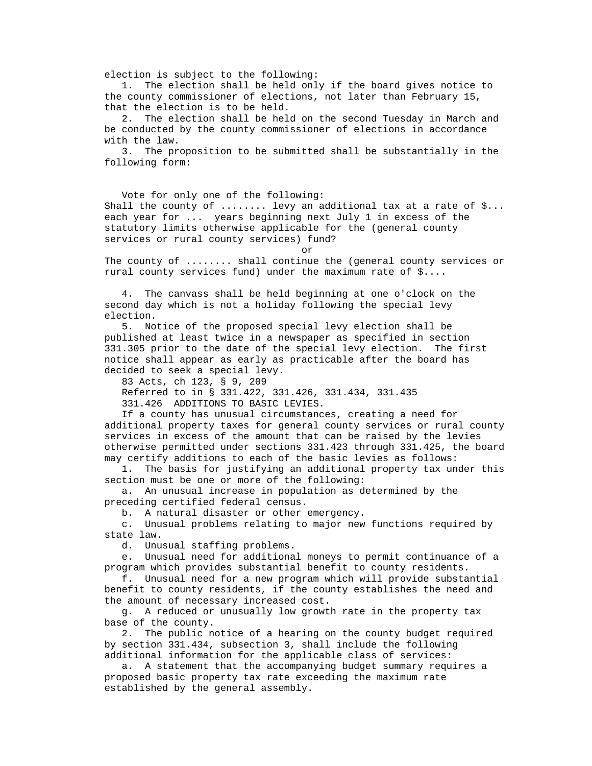election is subject to the following:

1. The election shall be held only if the board gives notice to the county commissioner of elections, not later than February 15, that the election is to be held.

2. The election shall be held on the second Tuesday in March and be conducted by the county commissioner of elections in accordance with the law.

3. The proposition to be submitted shall be substantially in the following form:

Vote for only one of the following:
Shall the county of ........ levy an additional tax at a rate of $... each year for ... years beginning next July 1 in excess of the statutory limits otherwise applicable for the (general county services or rural county services) fund?

or

The county of ........ shall continue the (general county services or rural county services fund) under the maximum rate of $....

4. The canvass shall be held beginning at one o'clock on the second day which is not a holiday following the special levy election.

5. Notice of the proposed special levy election shall be published at least twice in a newspaper as specified in section 331.305 prior to the date of the special levy election. The first notice shall appear as early as practicable after the board has decided to seek a special levy.

83 Acts, ch 123, § 9, 209

Referred to in § 331.422, 331.426, 331.434, 331.435

331.426 ADDITIONS TO BASIC LEVIES.

If a county has unusual circumstances, creating a need for additional property taxes for general county services or rural county services in excess of the amount that can be raised by the levies otherwise permitted under sections 331.423 through 331.425, the board may certify additions to each of the basic levies as follows:

1. The basis for justifying an additional property tax under this section must be one or more of the following:

a. An unusual increase in population as determined by the preceding certified federal census.

b. A natural disaster or other emergency.

c. Unusual problems relating to major new functions required by state law.

d. Unusual staffing problems.

e. Unusual need for additional moneys to permit continuance of a program which provides substantial benefit to county residents.

f. Unusual need for a new program which will provide substantial benefit to county residents, if the county establishes the need and the amount of necessary increased cost.

g. A reduced or unusually low growth rate in the property tax base of the county.

2. The public notice of a hearing on the county budget required by section 331.434, subsection 3, shall include the following additional information for the applicable class of services:

a. A statement that the accompanying budget summary requires a proposed basic property tax rate exceeding the maximum rate established by the general assembly.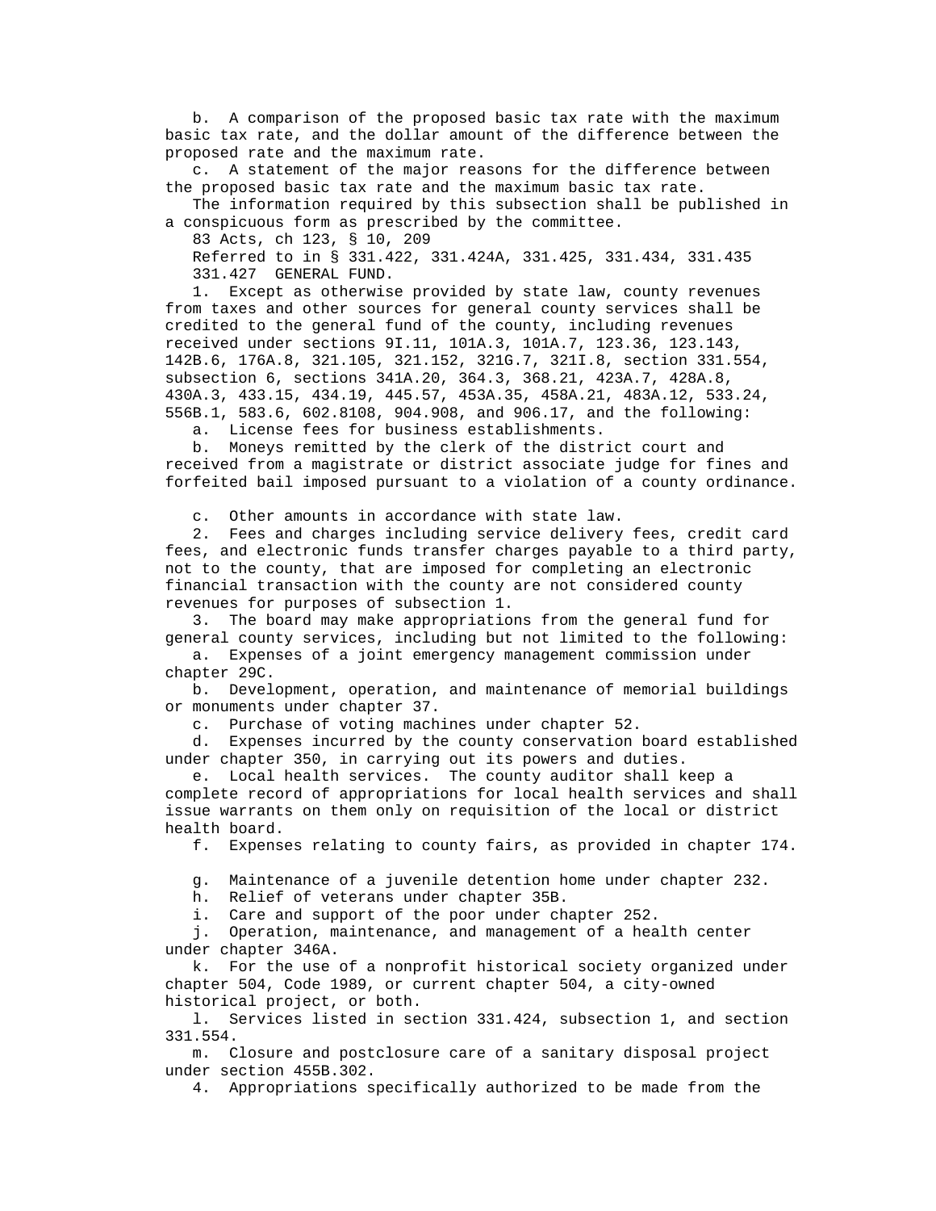b. A comparison of the proposed basic tax rate with the maximum basic tax rate, and the dollar amount of the difference between the proposed rate and the maximum rate.

c. A statement of the major reasons for the difference between the proposed basic tax rate and the maximum basic tax rate.

The information required by this subsection shall be published in a conspicuous form as prescribed by the committee.

83 Acts, ch 123, § 10, 209

Referred to in § 331.422, 331.424A, 331.425, 331.434, 331.435

331.427 GENERAL FUND.

1. Except as otherwise provided by state law, county revenues from taxes and other sources for general county services shall be credited to the general fund of the county, including revenues received under sections 9I.11, 101A.3, 101A.7, 123.36, 123.143, 142B.6, 176A.8, 321.105, 321.152, 321G.7, 321I.8, section 331.554, subsection 6, sections 341A.20, 364.3, 368.21, 423A.7, 428A.8, 430A.3, 433.15, 434.19, 445.57, 453A.35, 458A.21, 483A.12, 533.24, 556B.1, 583.6, 602.8108, 904.908, and 906.17, and the following:

a. License fees for business establishments.

b. Moneys remitted by the clerk of the district court and received from a magistrate or district associate judge for fines and forfeited bail imposed pursuant to a violation of a county ordinance.

c. Other amounts in accordance with state law.

2. Fees and charges including service delivery fees, credit card fees, and electronic funds transfer charges payable to a third party, not to the county, that are imposed for completing an electronic financial transaction with the county are not considered county revenues for purposes of subsection 1.

3. The board may make appropriations from the general fund for general county services, including but not limited to the following:

a. Expenses of a joint emergency management commission under chapter 29C.

b. Development, operation, and maintenance of memorial buildings or monuments under chapter 37.

c. Purchase of voting machines under chapter 52.

d. Expenses incurred by the county conservation board established under chapter 350, in carrying out its powers and duties.

e. Local health services. The county auditor shall keep a complete record of appropriations for local health services and shall issue warrants on them only on requisition of the local or district health board.

f. Expenses relating to county fairs, as provided in chapter 174.

g. Maintenance of a juvenile detention home under chapter 232.

h. Relief of veterans under chapter 35B.

i. Care and support of the poor under chapter 252.

j. Operation, maintenance, and management of a health center under chapter 346A.

k. For the use of a nonprofit historical society organized under chapter 504, Code 1989, or current chapter 504, a city-owned historical project, or both.

l. Services listed in section 331.424, subsection 1, and section 331.554.

m. Closure and postclosure care of a sanitary disposal project under section 455B.302.

4. Appropriations specifically authorized to be made from the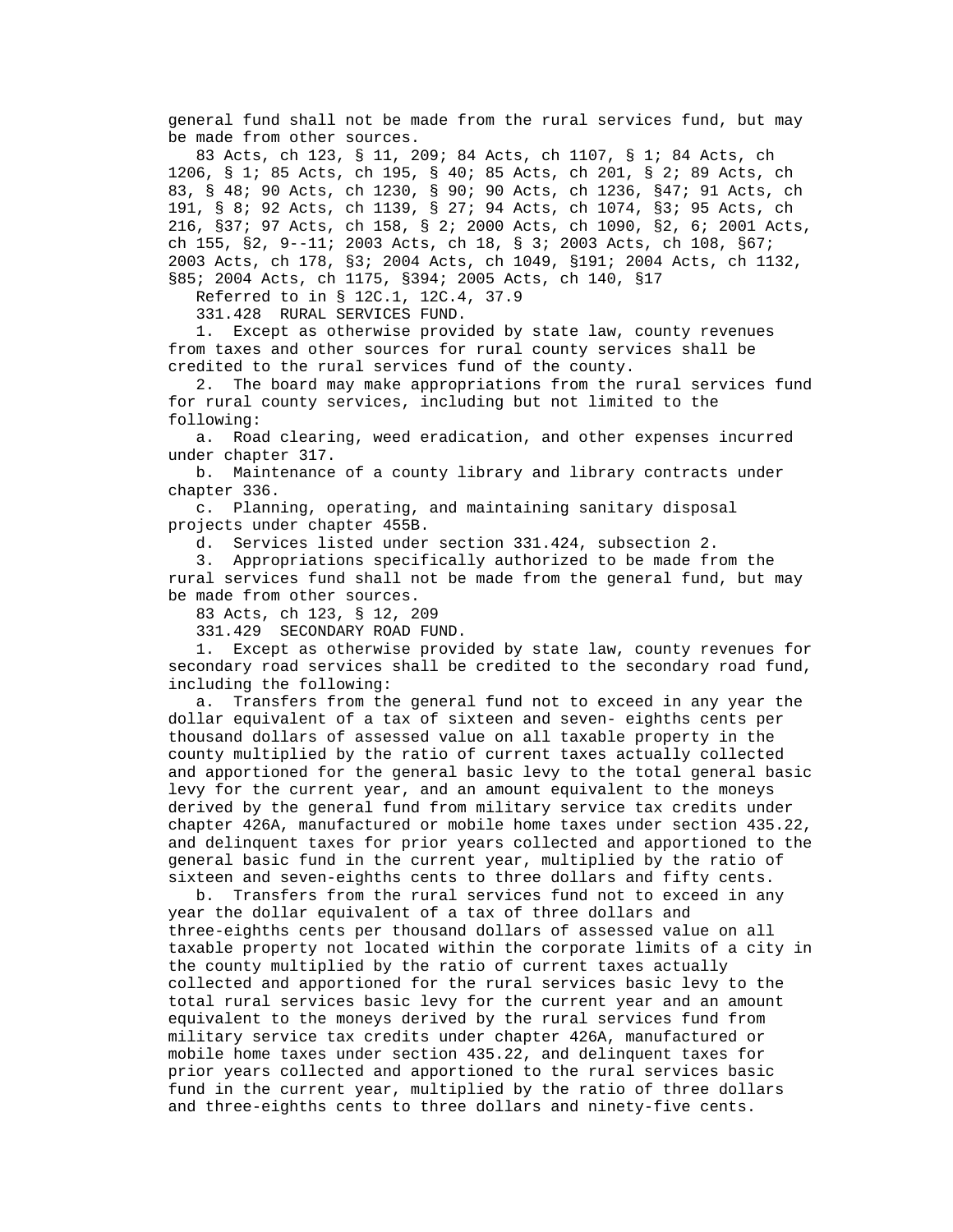general fund shall not be made from the rural services fund, but may be made from other sources.

83 Acts, ch 123, § 11, 209; 84 Acts, ch 1107, § 1; 84 Acts, ch 1206, § 1; 85 Acts, ch 195, § 40; 85 Acts, ch 201, § 2; 89 Acts, ch 83, § 48; 90 Acts, ch 1230, § 90; 90 Acts, ch 1236, §47; 91 Acts, ch 191, § 8; 92 Acts, ch 1139, § 27; 94 Acts, ch 1074, §3; 95 Acts, ch 216, §37; 97 Acts, ch 158, § 2; 2000 Acts, ch 1090, §2, 6; 2001 Acts, ch 155, §2, 9--11; 2003 Acts, ch 18, § 3; 2003 Acts, ch 108, §67; 2003 Acts, ch 178, §3; 2004 Acts, ch 1049, §191; 2004 Acts, ch 1132, §85; 2004 Acts, ch 1175, §394; 2005 Acts, ch 140, §17

Referred to in § 12C.1, 12C.4, 37.9

331.428 RURAL SERVICES FUND.

1. Except as otherwise provided by state law, county revenues from taxes and other sources for rural county services shall be credited to the rural services fund of the county.

2. The board may make appropriations from the rural services fund for rural county services, including but not limited to the following:

a. Road clearing, weed eradication, and other expenses incurred under chapter 317.

b. Maintenance of a county library and library contracts under chapter 336.

c. Planning, operating, and maintaining sanitary disposal projects under chapter 455B.

d. Services listed under section 331.424, subsection 2.

3. Appropriations specifically authorized to be made from the rural services fund shall not be made from the general fund, but may be made from other sources.

83 Acts, ch 123, § 12, 209

331.429 SECONDARY ROAD FUND.

1. Except as otherwise provided by state law, county revenues for secondary road services shall be credited to the secondary road fund, including the following:

a. Transfers from the general fund not to exceed in any year the dollar equivalent of a tax of sixteen and seven- eighths cents per thousand dollars of assessed value on all taxable property in the county multiplied by the ratio of current taxes actually collected and apportioned for the general basic levy to the total general basic levy for the current year, and an amount equivalent to the moneys derived by the general fund from military service tax credits under chapter 426A, manufactured or mobile home taxes under section 435.22, and delinquent taxes for prior years collected and apportioned to the general basic fund in the current year, multiplied by the ratio of sixteen and seven-eighths cents to three dollars and fifty cents.

b. Transfers from the rural services fund not to exceed in any year the dollar equivalent of a tax of three dollars and three-eighths cents per thousand dollars of assessed value on all taxable property not located within the corporate limits of a city in the county multiplied by the ratio of current taxes actually collected and apportioned for the rural services basic levy to the total rural services basic levy for the current year and an amount equivalent to the moneys derived by the rural services fund from military service tax credits under chapter 426A, manufactured or mobile home taxes under section 435.22, and delinquent taxes for prior years collected and apportioned to the rural services basic fund in the current year, multiplied by the ratio of three dollars and three-eighths cents to three dollars and ninety-five cents.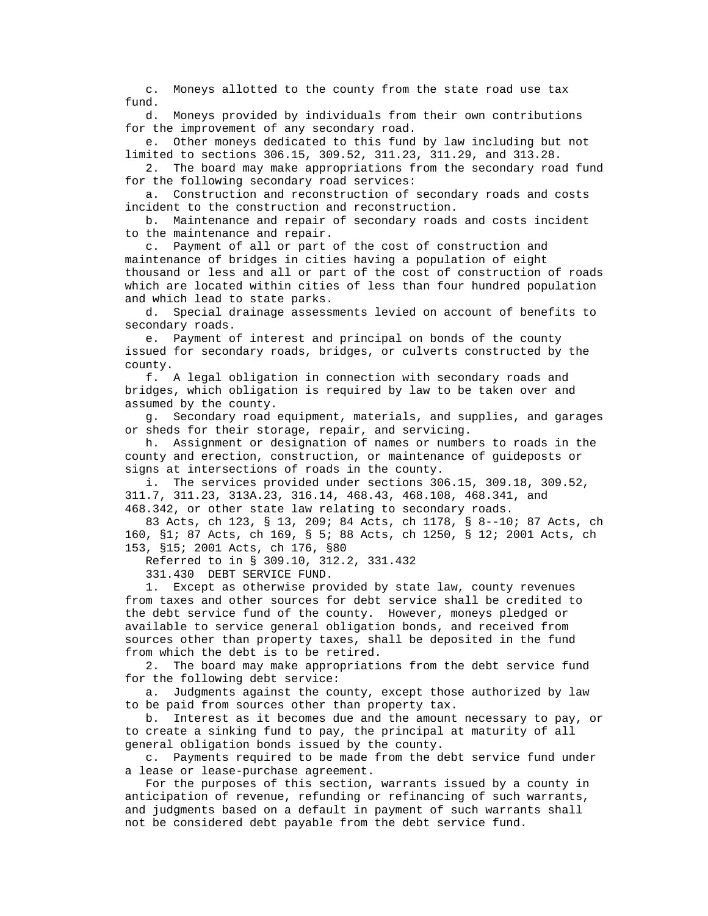c. Moneys allotted to the county from the state road use tax fund.

d. Moneys provided by individuals from their own contributions for the improvement of any secondary road.

e. Other moneys dedicated to this fund by law including but not limited to sections 306.15, 309.52, 311.23, 311.29, and 313.28.

2. The board may make appropriations from the secondary road fund for the following secondary road services:

a. Construction and reconstruction of secondary roads and costs incident to the construction and reconstruction.

b. Maintenance and repair of secondary roads and costs incident to the maintenance and repair.

c. Payment of all or part of the cost of construction and maintenance of bridges in cities having a population of eight thousand or less and all or part of the cost of construction of roads which are located within cities of less than four hundred population and which lead to state parks.

d. Special drainage assessments levied on account of benefits to secondary roads.

e. Payment of interest and principal on bonds of the county issued for secondary roads, bridges, or culverts constructed by the county.

f. A legal obligation in connection with secondary roads and bridges, which obligation is required by law to be taken over and assumed by the county.

g. Secondary road equipment, materials, and supplies, and garages or sheds for their storage, repair, and servicing.

h. Assignment or designation of names or numbers to roads in the county and erection, construction, or maintenance of guideposts or signs at intersections of roads in the county.

i. The services provided under sections 306.15, 309.18, 309.52, 311.7, 311.23, 313A.23, 316.14, 468.43, 468.108, 468.341, and 468.342, or other state law relating to secondary roads.

83 Acts, ch 123, § 13, 209; 84 Acts, ch 1178, § 8--10; 87 Acts, ch 160, §1; 87 Acts, ch 169, § 5; 88 Acts, ch 1250, § 12; 2001 Acts, ch 153, §15; 2001 Acts, ch 176, §80

Referred to in § 309.10, 312.2, 331.432

331.430 DEBT SERVICE FUND.

1. Except as otherwise provided by state law, county revenues from taxes and other sources for debt service shall be credited to the debt service fund of the county. However, moneys pledged or available to service general obligation bonds, and received from sources other than property taxes, shall be deposited in the fund from which the debt is to be retired.

2. The board may make appropriations from the debt service fund for the following debt service:

a. Judgments against the county, except those authorized by law to be paid from sources other than property tax.

b. Interest as it becomes due and the amount necessary to pay, or to create a sinking fund to pay, the principal at maturity of all general obligation bonds issued by the county.

c. Payments required to be made from the debt service fund under a lease or lease-purchase agreement.

For the purposes of this section, warrants issued by a county in anticipation of revenue, refunding or refinancing of such warrants, and judgments based on a default in payment of such warrants shall not be considered debt payable from the debt service fund.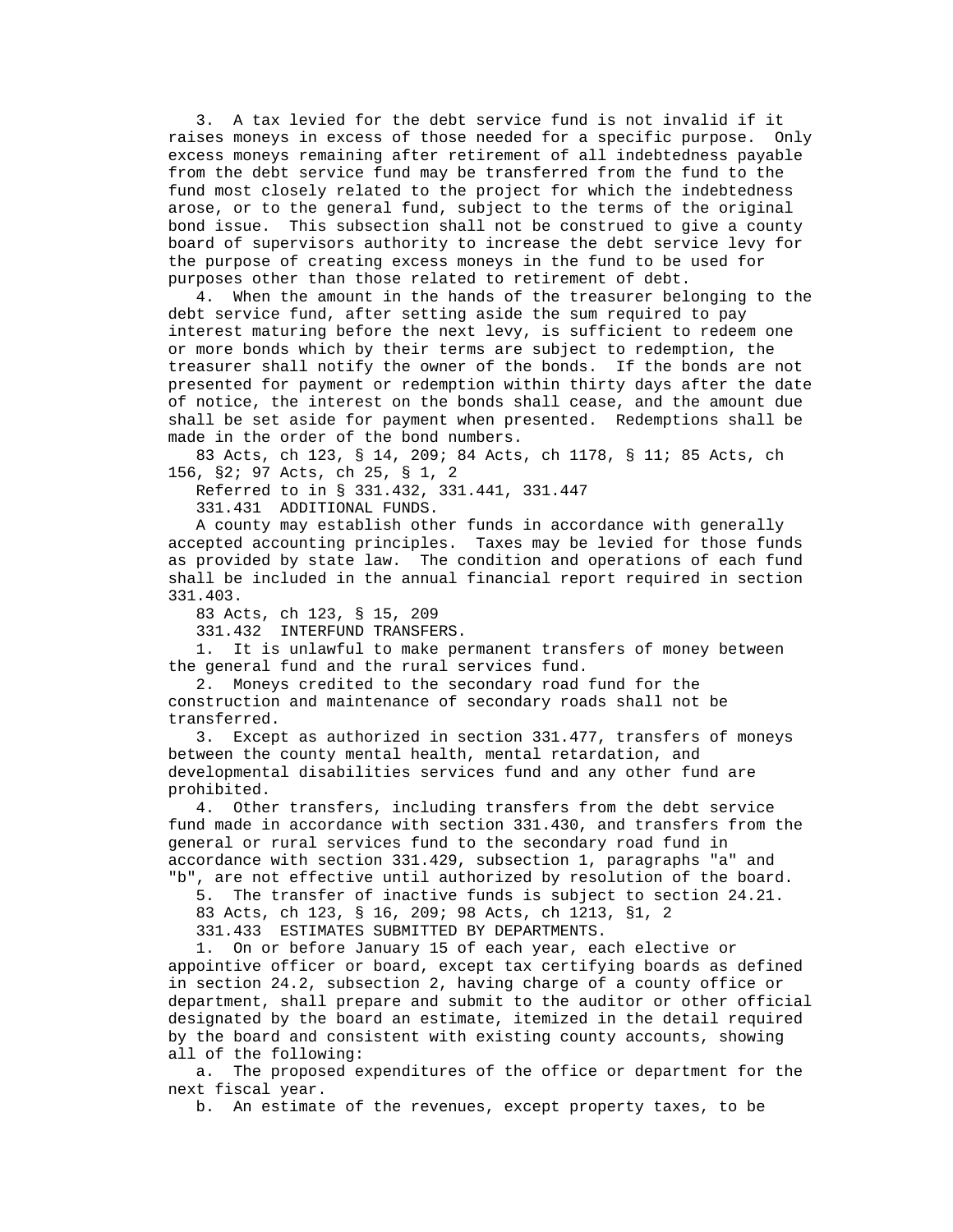3. A tax levied for the debt service fund is not invalid if it raises moneys in excess of those needed for a specific purpose. Only excess moneys remaining after retirement of all indebtedness payable from the debt service fund may be transferred from the fund to the fund most closely related to the project for which the indebtedness arose, or to the general fund, subject to the terms of the original bond issue. This subsection shall not be construed to give a county board of supervisors authority to increase the debt service levy for the purpose of creating excess moneys in the fund to be used for purposes other than those related to retirement of debt.

4. When the amount in the hands of the treasurer belonging to the debt service fund, after setting aside the sum required to pay interest maturing before the next levy, is sufficient to redeem one or more bonds which by their terms are subject to redemption, the treasurer shall notify the owner of the bonds. If the bonds are not presented for payment or redemption within thirty days after the date of notice, the interest on the bonds shall cease, and the amount due shall be set aside for payment when presented. Redemptions shall be made in the order of the bond numbers.

83 Acts, ch 123, § 14, 209; 84 Acts, ch 1178, § 11; 85 Acts, ch 156, §2; 97 Acts, ch 25, § 1, 2

Referred to in § 331.432, 331.441, 331.447

331.431 ADDITIONAL FUNDS.

A county may establish other funds in accordance with generally accepted accounting principles. Taxes may be levied for those funds as provided by state law. The condition and operations of each fund shall be included in the annual financial report required in section 331.403.

83 Acts, ch 123, § 15, 209

331.432 INTERFUND TRANSFERS.

1. It is unlawful to make permanent transfers of money between the general fund and the rural services fund.

2. Moneys credited to the secondary road fund for the construction and maintenance of secondary roads shall not be transferred.

3. Except as authorized in section 331.477, transfers of moneys between the county mental health, mental retardation, and developmental disabilities services fund and any other fund are prohibited.

4. Other transfers, including transfers from the debt service fund made in accordance with section 331.430, and transfers from the general or rural services fund to the secondary road fund in accordance with section 331.429, subsection 1, paragraphs "a" and "b", are not effective until authorized by resolution of the board.

5. The transfer of inactive funds is subject to section 24.21.

83 Acts, ch 123, § 16, 209; 98 Acts, ch 1213, §1, 2

331.433 ESTIMATES SUBMITTED BY DEPARTMENTS.

1. On or before January 15 of each year, each elective or appointive officer or board, except tax certifying boards as defined in section 24.2, subsection 2, having charge of a county office or department, shall prepare and submit to the auditor or other official designated by the board an estimate, itemized in the detail required by the board and consistent with existing county accounts, showing all of the following:

a. The proposed expenditures of the office or department for the next fiscal year.

b. An estimate of the revenues, except property taxes, to be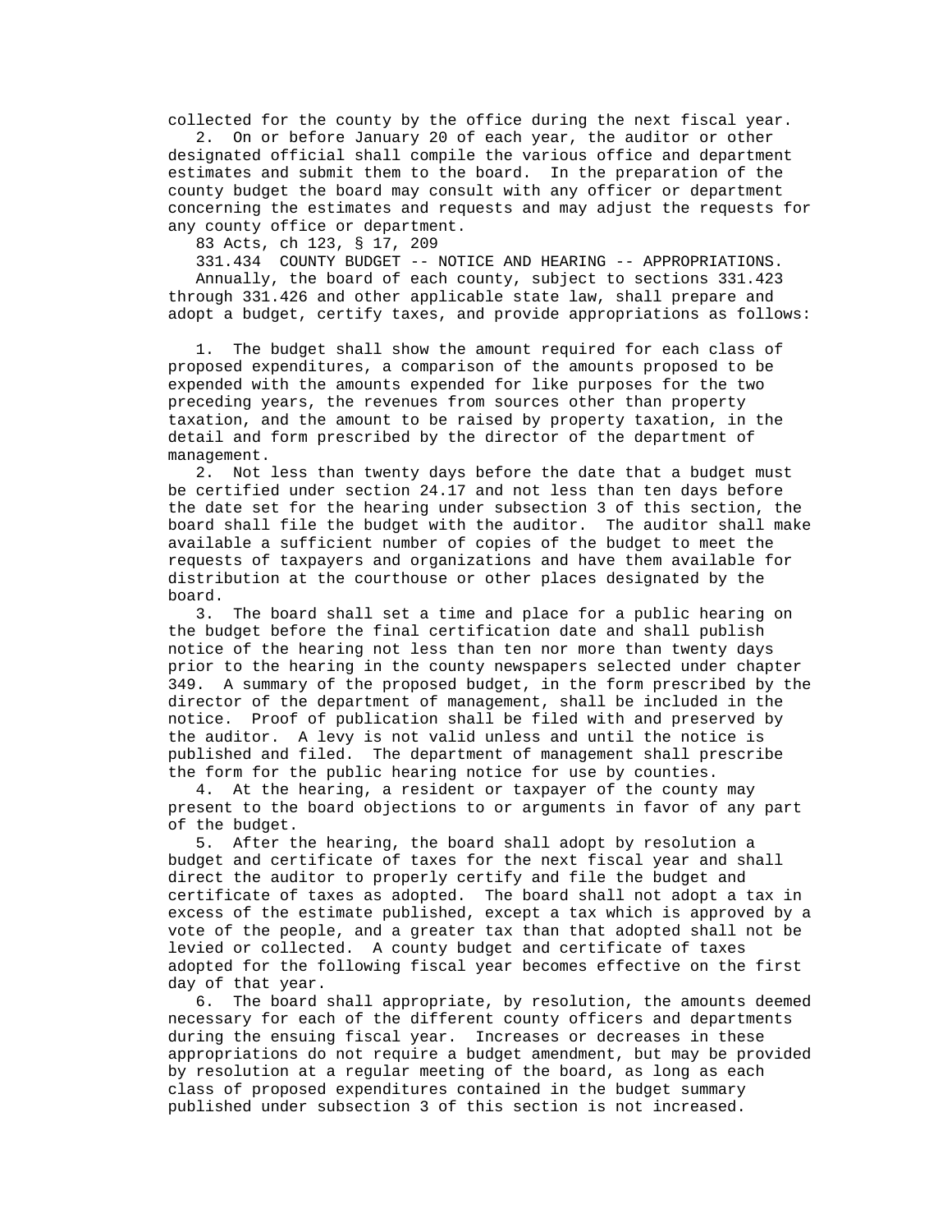collected for the county by the office during the next fiscal year.

2. On or before January 20 of each year, the auditor or other designated official shall compile the various office and department estimates and submit them to the board. In the preparation of the county budget the board may consult with any officer or department concerning the estimates and requests and may adjust the requests for any county office or department.

83 Acts, ch 123, § 17, 209

331.434 COUNTY BUDGET -- NOTICE AND HEARING -- APPROPRIATIONS.

Annually, the board of each county, subject to sections 331.423 through 331.426 and other applicable state law, shall prepare and adopt a budget, certify taxes, and provide appropriations as follows:

1. The budget shall show the amount required for each class of proposed expenditures, a comparison of the amounts proposed to be expended with the amounts expended for like purposes for the two preceding years, the revenues from sources other than property taxation, and the amount to be raised by property taxation, in the detail and form prescribed by the director of the department of management.

2. Not less than twenty days before the date that a budget must be certified under section 24.17 and not less than ten days before the date set for the hearing under subsection 3 of this section, the board shall file the budget with the auditor. The auditor shall make available a sufficient number of copies of the budget to meet the requests of taxpayers and organizations and have them available for distribution at the courthouse or other places designated by the board.

3. The board shall set a time and place for a public hearing on the budget before the final certification date and shall publish notice of the hearing not less than ten nor more than twenty days prior to the hearing in the county newspapers selected under chapter 349. A summary of the proposed budget, in the form prescribed by the director of the department of management, shall be included in the notice. Proof of publication shall be filed with and preserved by the auditor. A levy is not valid unless and until the notice is published and filed. The department of management shall prescribe the form for the public hearing notice for use by counties.

4. At the hearing, a resident or taxpayer of the county may present to the board objections to or arguments in favor of any part of the budget.

5. After the hearing, the board shall adopt by resolution a budget and certificate of taxes for the next fiscal year and shall direct the auditor to properly certify and file the budget and certificate of taxes as adopted. The board shall not adopt a tax in excess of the estimate published, except a tax which is approved by a vote of the people, and a greater tax than that adopted shall not be levied or collected. A county budget and certificate of taxes adopted for the following fiscal year becomes effective on the first day of that year.

6. The board shall appropriate, by resolution, the amounts deemed necessary for each of the different county officers and departments during the ensuing fiscal year. Increases or decreases in these appropriations do not require a budget amendment, but may be provided by resolution at a regular meeting of the board, as long as each class of proposed expenditures contained in the budget summary published under subsection 3 of this section is not increased.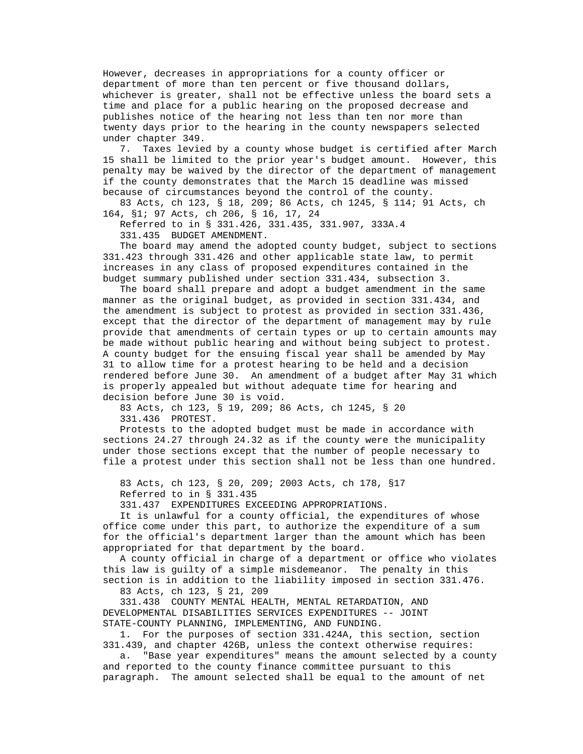However, decreases in appropriations for a county officer or department of more than ten percent or five thousand dollars, whichever is greater, shall not be effective unless the board sets a time and place for a public hearing on the proposed decrease and publishes notice of the hearing not less than ten nor more than twenty days prior to the hearing in the county newspapers selected under chapter 349.

7. Taxes levied by a county whose budget is certified after March 15 shall be limited to the prior year's budget amount. However, this penalty may be waived by the director of the department of management if the county demonstrates that the March 15 deadline was missed because of circumstances beyond the control of the county.

83 Acts, ch 123, § 18, 209; 86 Acts, ch 1245, § 114; 91 Acts, ch 164, §1; 97 Acts, ch 206, § 16, 17, 24

Referred to in § 331.426, 331.435, 331.907, 333A.4

331.435 BUDGET AMENDMENT.

The board may amend the adopted county budget, subject to sections 331.423 through 331.426 and other applicable state law, to permit increases in any class of proposed expenditures contained in the budget summary published under section 331.434, subsection 3.

The board shall prepare and adopt a budget amendment in the same manner as the original budget, as provided in section 331.434, and the amendment is subject to protest as provided in section 331.436, except that the director of the department of management may by rule provide that amendments of certain types or up to certain amounts may be made without public hearing and without being subject to protest. A county budget for the ensuing fiscal year shall be amended by May 31 to allow time for a protest hearing to be held and a decision rendered before June 30. An amendment of a budget after May 31 which is properly appealed but without adequate time for hearing and decision before June 30 is void.

83 Acts, ch 123, § 19, 209; 86 Acts, ch 1245, § 20

331.436 PROTEST.

Protests to the adopted budget must be made in accordance with sections 24.27 through 24.32 as if the county were the municipality under those sections except that the number of people necessary to file a protest under this section shall not be less than one hundred.

83 Acts, ch 123, § 20, 209; 2003 Acts, ch 178, §17

Referred to in § 331.435

331.437 EXPENDITURES EXCEEDING APPROPRIATIONS.

It is unlawful for a county official, the expenditures of whose office come under this part, to authorize the expenditure of a sum for the official's department larger than the amount which has been appropriated for that department by the board.

A county official in charge of a department or office who violates this law is guilty of a simple misdemeanor. The penalty in this section is in addition to the liability imposed in section 331.476.

83 Acts, ch 123, § 21, 209

331.438 COUNTY MENTAL HEALTH, MENTAL RETARDATION, AND DEVELOPMENTAL DISABILITIES SERVICES EXPENDITURES -- JOINT STATE-COUNTY PLANNING, IMPLEMENTING, AND FUNDING.

1. For the purposes of section 331.424A, this section, section 331.439, and chapter 426B, unless the context otherwise requires:

a. "Base year expenditures" means the amount selected by a county and reported to the county finance committee pursuant to this paragraph. The amount selected shall be equal to the amount of net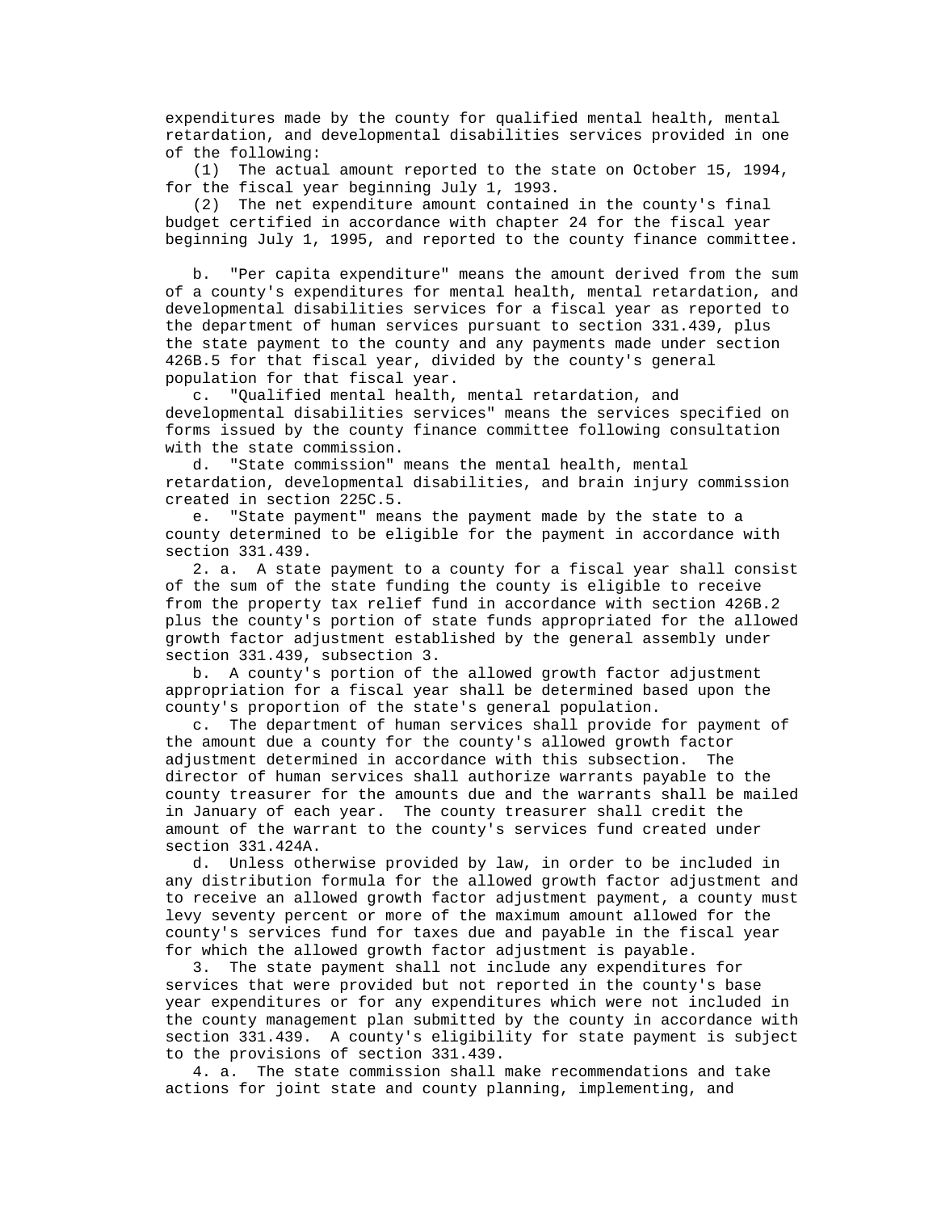expenditures made by the county for qualified mental health, mental retardation, and developmental disabilities services provided in one of the following:

(1) The actual amount reported to the state on October 15, 1994, for the fiscal year beginning July 1, 1993.

(2) The net expenditure amount contained in the county's final budget certified in accordance with chapter 24 for the fiscal year beginning July 1, 1995, and reported to the county finance committee.

b. "Per capita expenditure" means the amount derived from the sum of a county's expenditures for mental health, mental retardation, and developmental disabilities services for a fiscal year as reported to the department of human services pursuant to section 331.439, plus the state payment to the county and any payments made under section 426B.5 for that fiscal year, divided by the county's general population for that fiscal year.

c. "Qualified mental health, mental retardation, and developmental disabilities services" means the services specified on forms issued by the county finance committee following consultation with the state commission.

d. "State commission" means the mental health, mental retardation, developmental disabilities, and brain injury commission created in section 225C.5.

e. "State payment" means the payment made by the state to a county determined to be eligible for the payment in accordance with section 331.439.

2. a. A state payment to a county for a fiscal year shall consist of the sum of the state funding the county is eligible to receive from the property tax relief fund in accordance with section 426B.2 plus the county's portion of state funds appropriated for the allowed growth factor adjustment established by the general assembly under section 331.439, subsection 3.

b. A county's portion of the allowed growth factor adjustment appropriation for a fiscal year shall be determined based upon the county's proportion of the state's general population.

c. The department of human services shall provide for payment of the amount due a county for the county's allowed growth factor adjustment determined in accordance with this subsection. The director of human services shall authorize warrants payable to the county treasurer for the amounts due and the warrants shall be mailed in January of each year. The county treasurer shall credit the amount of the warrant to the county's services fund created under section 331.424A.

d. Unless otherwise provided by law, in order to be included in any distribution formula for the allowed growth factor adjustment and to receive an allowed growth factor adjustment payment, a county must levy seventy percent or more of the maximum amount allowed for the county's services fund for taxes due and payable in the fiscal year for which the allowed growth factor adjustment is payable.

3. The state payment shall not include any expenditures for services that were provided but not reported in the county's base year expenditures or for any expenditures which were not included in the county management plan submitted by the county in accordance with section 331.439. A county's eligibility for state payment is subject to the provisions of section 331.439.

4. a. The state commission shall make recommendations and take actions for joint state and county planning, implementing, and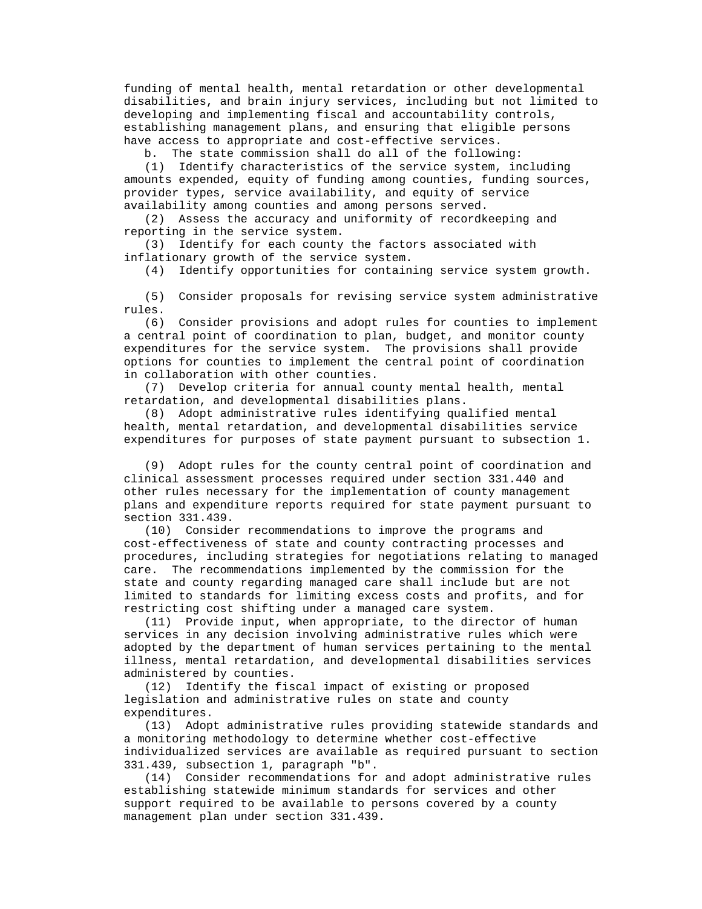funding of mental health, mental retardation or other developmental disabilities, and brain injury services, including but not limited to developing and implementing fiscal and accountability controls, establishing management plans, and ensuring that eligible persons have access to appropriate and cost-effective services.

b. The state commission shall do all of the following:

(1) Identify characteristics of the service system, including amounts expended, equity of funding among counties, funding sources, provider types, service availability, and equity of service availability among counties and among persons served.

(2) Assess the accuracy and uniformity of recordkeeping and reporting in the service system.

(3) Identify for each county the factors associated with inflationary growth of the service system.

(4) Identify opportunities for containing service system growth.

(5) Consider proposals for revising service system administrative rules.

(6) Consider provisions and adopt rules for counties to implement a central point of coordination to plan, budget, and monitor county expenditures for the service system. The provisions shall provide options for counties to implement the central point of coordination in collaboration with other counties.

(7) Develop criteria for annual county mental health, mental retardation, and developmental disabilities plans.

(8) Adopt administrative rules identifying qualified mental health, mental retardation, and developmental disabilities service expenditures for purposes of state payment pursuant to subsection 1.

(9) Adopt rules for the county central point of coordination and clinical assessment processes required under section 331.440 and other rules necessary for the implementation of county management plans and expenditure reports required for state payment pursuant to section 331.439.

(10) Consider recommendations to improve the programs and cost-effectiveness of state and county contracting processes and procedures, including strategies for negotiations relating to managed care. The recommendations implemented by the commission for the state and county regarding managed care shall include but are not limited to standards for limiting excess costs and profits, and for restricting cost shifting under a managed care system.

(11) Provide input, when appropriate, to the director of human services in any decision involving administrative rules which were adopted by the department of human services pertaining to the mental illness, mental retardation, and developmental disabilities services administered by counties.

(12) Identify the fiscal impact of existing or proposed legislation and administrative rules on state and county expenditures.

(13) Adopt administrative rules providing statewide standards and a monitoring methodology to determine whether cost-effective individualized services are available as required pursuant to section 331.439, subsection 1, paragraph "b".

(14) Consider recommendations for and adopt administrative rules establishing statewide minimum standards for services and other support required to be available to persons covered by a county management plan under section 331.439.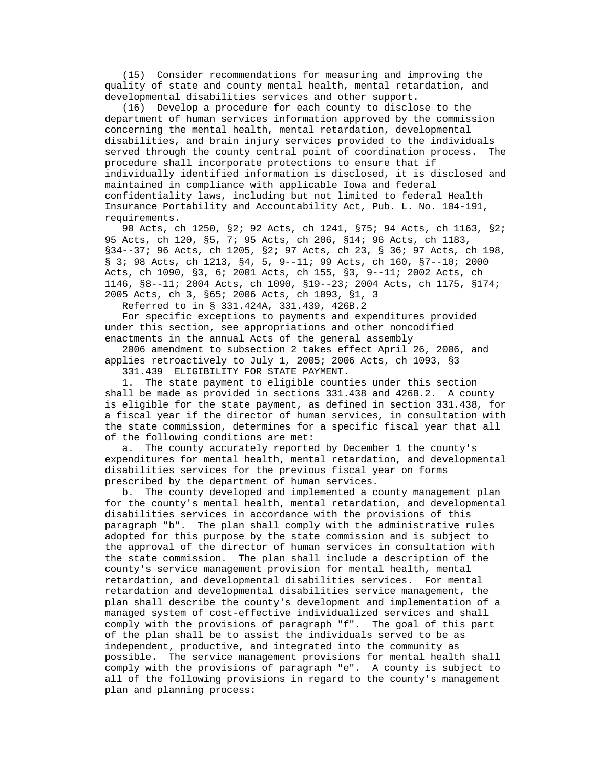(15) Consider recommendations for measuring and improving the quality of state and county mental health, mental retardation, and developmental disabilities services and other support.

(16) Develop a procedure for each county to disclose to the department of human services information approved by the commission concerning the mental health, mental retardation, developmental disabilities, and brain injury services provided to the individuals served through the county central point of coordination process. The procedure shall incorporate protections to ensure that if individually identified information is disclosed, it is disclosed and maintained in compliance with applicable Iowa and federal confidentiality laws, including but not limited to federal Health Insurance Portability and Accountability Act, Pub. L. No. 104-191, requirements.

90 Acts, ch 1250, §2; 92 Acts, ch 1241, §75; 94 Acts, ch 1163, §2; 95 Acts, ch 120, §5, 7; 95 Acts, ch 206, §14; 96 Acts, ch 1183, §34--37; 96 Acts, ch 1205, §2; 97 Acts, ch 23, § 36; 97 Acts, ch 198, § 3; 98 Acts, ch 1213, §4, 5, 9--11; 99 Acts, ch 160, §7--10; 2000 Acts, ch 1090, §3, 6; 2001 Acts, ch 155, §3, 9--11; 2002 Acts, ch 1146, §8--11; 2004 Acts, ch 1090, §19--23; 2004 Acts, ch 1175, §174; 2005 Acts, ch 3, §65; 2006 Acts, ch 1093, §1, 3

Referred to in § 331.424A, 331.439, 426B.2

For specific exceptions to payments and expenditures provided under this section, see appropriations and other noncodified enactments in the annual Acts of the general assembly

2006 amendment to subsection 2 takes effect April 26, 2006, and applies retroactively to July 1, 2005; 2006 Acts, ch 1093, §3

331.439 ELIGIBILITY FOR STATE PAYMENT.

1. The state payment to eligible counties under this section shall be made as provided in sections 331.438 and 426B.2. A county is eligible for the state payment, as defined in section 331.438, for a fiscal year if the director of human services, in consultation with the state commission, determines for a specific fiscal year that all of the following conditions are met:

a. The county accurately reported by December 1 the county's expenditures for mental health, mental retardation, and developmental disabilities services for the previous fiscal year on forms prescribed by the department of human services.

b. The county developed and implemented a county management plan for the county's mental health, mental retardation, and developmental disabilities services in accordance with the provisions of this paragraph "b". The plan shall comply with the administrative rules adopted for this purpose by the state commission and is subject to the approval of the director of human services in consultation with the state commission. The plan shall include a description of the county's service management provision for mental health, mental retardation, and developmental disabilities services. For mental retardation and developmental disabilities service management, the plan shall describe the county's development and implementation of a managed system of cost-effective individualized services and shall comply with the provisions of paragraph "f". The goal of this part of the plan shall be to assist the individuals served to be as independent, productive, and integrated into the community as possible. The service management provisions for mental health shall comply with the provisions of paragraph "e". A county is subject to all of the following provisions in regard to the county's management plan and planning process: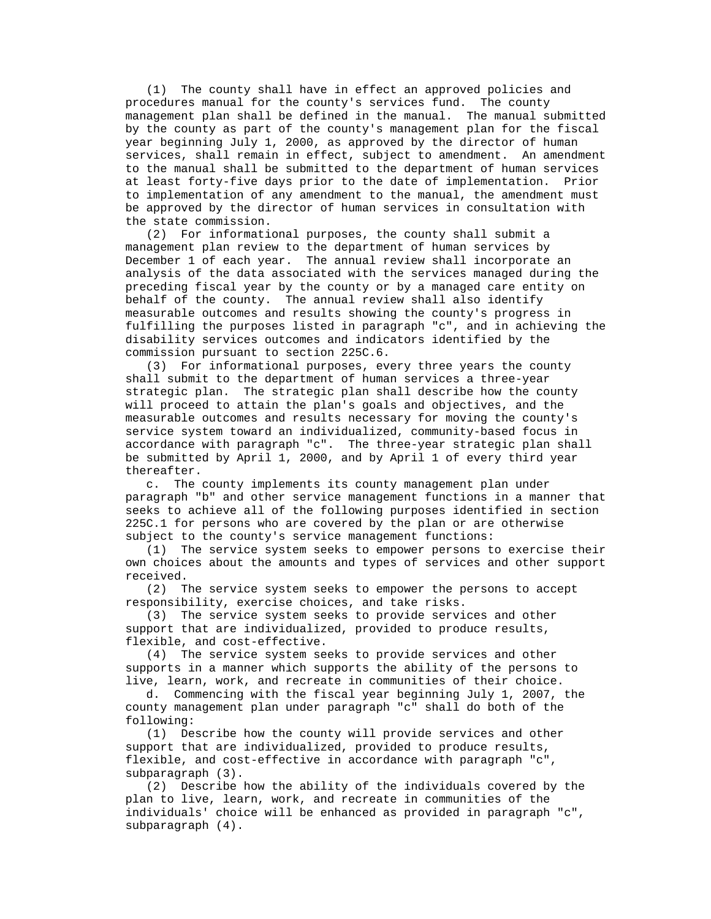(1) The county shall have in effect an approved policies and procedures manual for the county's services fund. The county management plan shall be defined in the manual. The manual submitted by the county as part of the county's management plan for the fiscal year beginning July 1, 2000, as approved by the director of human services, shall remain in effect, subject to amendment. An amendment to the manual shall be submitted to the department of human services at least forty-five days prior to the date of implementation. Prior to implementation of any amendment to the manual, the amendment must be approved by the director of human services in consultation with the state commission.

(2) For informational purposes, the county shall submit a management plan review to the department of human services by December 1 of each year. The annual review shall incorporate an analysis of the data associated with the services managed during the preceding fiscal year by the county or by a managed care entity on behalf of the county. The annual review shall also identify measurable outcomes and results showing the county's progress in fulfilling the purposes listed in paragraph "c", and in achieving the disability services outcomes and indicators identified by the commission pursuant to section 225C.6.

(3) For informational purposes, every three years the county shall submit to the department of human services a three-year strategic plan. The strategic plan shall describe how the county will proceed to attain the plan's goals and objectives, and the measurable outcomes and results necessary for moving the county's service system toward an individualized, community-based focus in accordance with paragraph "c". The three-year strategic plan shall be submitted by April 1, 2000, and by April 1 of every third year thereafter.

c. The county implements its county management plan under paragraph "b" and other service management functions in a manner that seeks to achieve all of the following purposes identified in section 225C.1 for persons who are covered by the plan or are otherwise subject to the county's service management functions:

(1) The service system seeks to empower persons to exercise their own choices about the amounts and types of services and other support received.

(2) The service system seeks to empower the persons to accept responsibility, exercise choices, and take risks.

(3) The service system seeks to provide services and other support that are individualized, provided to produce results, flexible, and cost-effective.

(4) The service system seeks to provide services and other supports in a manner which supports the ability of the persons to live, learn, work, and recreate in communities of their choice.

d. Commencing with the fiscal year beginning July 1, 2007, the county management plan under paragraph "c" shall do both of the following:

(1) Describe how the county will provide services and other support that are individualized, provided to produce results, flexible, and cost-effective in accordance with paragraph "c", subparagraph (3).

(2) Describe how the ability of the individuals covered by the plan to live, learn, work, and recreate in communities of the individuals' choice will be enhanced as provided in paragraph "c", subparagraph (4).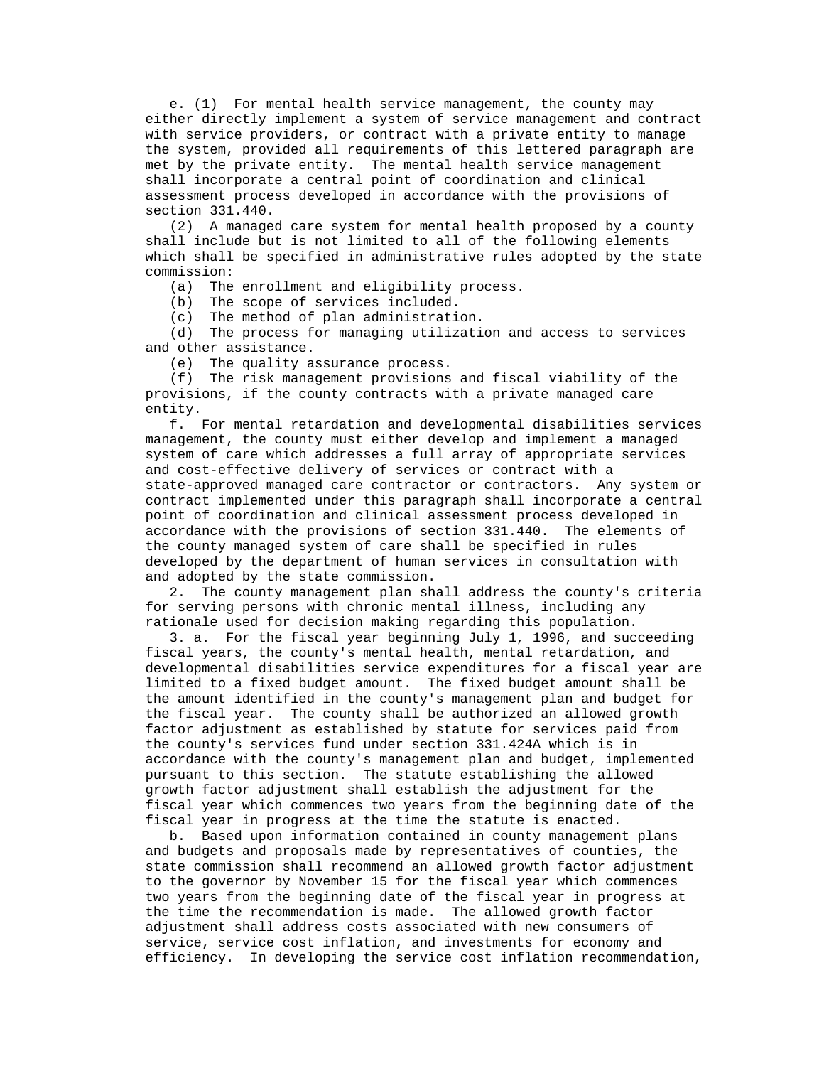e. (1) For mental health service management, the county may either directly implement a system of service management and contract with service providers, or contract with a private entity to manage the system, provided all requirements of this lettered paragraph are met by the private entity. The mental health service management shall incorporate a central point of coordination and clinical assessment process developed in accordance with the provisions of section 331.440.

(2) A managed care system for mental health proposed by a county shall include but is not limited to all of the following elements which shall be specified in administrative rules adopted by the state commission:

(a) The enrollment and eligibility process.

(b) The scope of services included.

(c) The method of plan administration.

(d) The process for managing utilization and access to services and other assistance.

(e) The quality assurance process.

(f) The risk management provisions and fiscal viability of the provisions, if the county contracts with a private managed care entity.

f. For mental retardation and developmental disabilities services management, the county must either develop and implement a managed system of care which addresses a full array of appropriate services and cost-effective delivery of services or contract with a state-approved managed care contractor or contractors. Any system or contract implemented under this paragraph shall incorporate a central point of coordination and clinical assessment process developed in accordance with the provisions of section 331.440. The elements of the county managed system of care shall be specified in rules developed by the department of human services in consultation with and adopted by the state commission.

2. The county management plan shall address the county's criteria for serving persons with chronic mental illness, including any rationale used for decision making regarding this population.

3. a. For the fiscal year beginning July 1, 1996, and succeeding fiscal years, the county's mental health, mental retardation, and developmental disabilities service expenditures for a fiscal year are limited to a fixed budget amount. The fixed budget amount shall be the amount identified in the county's management plan and budget for the fiscal year. The county shall be authorized an allowed growth factor adjustment as established by statute for services paid from the county's services fund under section 331.424A which is in accordance with the county's management plan and budget, implemented pursuant to this section. The statute establishing the allowed growth factor adjustment shall establish the adjustment for the fiscal year which commences two years from the beginning date of the fiscal year in progress at the time the statute is enacted.

b. Based upon information contained in county management plans and budgets and proposals made by representatives of counties, the state commission shall recommend an allowed growth factor adjustment to the governor by November 15 for the fiscal year which commences two years from the beginning date of the fiscal year in progress at the time the recommendation is made. The allowed growth factor adjustment shall address costs associated with new consumers of service, service cost inflation, and investments for economy and efficiency. In developing the service cost inflation recommendation,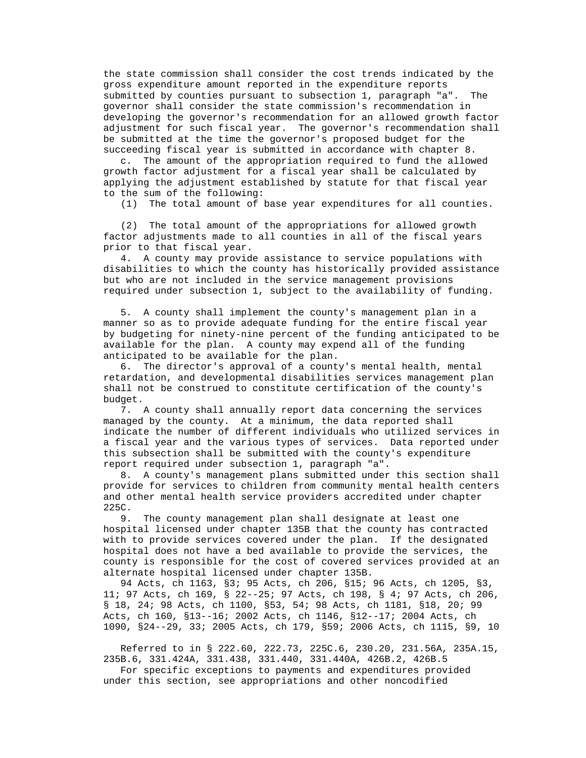the state commission shall consider the cost trends indicated by the gross expenditure amount reported in the expenditure reports submitted by counties pursuant to subsection 1, paragraph "a". The governor shall consider the state commission's recommendation in developing the governor's recommendation for an allowed growth factor adjustment for such fiscal year. The governor's recommendation shall be submitted at the time the governor's proposed budget for the succeeding fiscal year is submitted in accordance with chapter 8.

c. The amount of the appropriation required to fund the allowed growth factor adjustment for a fiscal year shall be calculated by applying the adjustment established by statute for that fiscal year to the sum of the following:

(1) The total amount of base year expenditures for all counties.

(2) The total amount of the appropriations for allowed growth factor adjustments made to all counties in all of the fiscal years prior to that fiscal year.

4. A county may provide assistance to service populations with disabilities to which the county has historically provided assistance but who are not included in the service management provisions required under subsection 1, subject to the availability of funding.

5. A county shall implement the county's management plan in a manner so as to provide adequate funding for the entire fiscal year by budgeting for ninety-nine percent of the funding anticipated to be available for the plan. A county may expend all of the funding anticipated to be available for the plan.

6. The director's approval of a county's mental health, mental retardation, and developmental disabilities services management plan shall not be construed to constitute certification of the county's budget.

7. A county shall annually report data concerning the services managed by the county. At a minimum, the data reported shall indicate the number of different individuals who utilized services in a fiscal year and the various types of services. Data reported under this subsection shall be submitted with the county's expenditure report required under subsection 1, paragraph "a".

8. A county's management plans submitted under this section shall provide for services to children from community mental health centers and other mental health service providers accredited under chapter 225C.

9. The county management plan shall designate at least one hospital licensed under chapter 135B that the county has contracted with to provide services covered under the plan. If the designated hospital does not have a bed available to provide the services, the county is responsible for the cost of covered services provided at an alternate hospital licensed under chapter 135B.

94 Acts, ch 1163, §3; 95 Acts, ch 206, §15; 96 Acts, ch 1205, §3, 11; 97 Acts, ch 169, § 22--25; 97 Acts, ch 198, § 4; 97 Acts, ch 206, § 18, 24; 98 Acts, ch 1100, §53, 54; 98 Acts, ch 1181, §18, 20; 99 Acts, ch 160, §13--16; 2002 Acts, ch 1146, §12--17; 2004 Acts, ch 1090, §24--29, 33; 2005 Acts, ch 179, §59; 2006 Acts, ch 1115, §9, 10

Referred to in § 222.60, 222.73, 225C.6, 230.20, 231.56A, 235A.15, 235B.6, 331.424A, 331.438, 331.440, 331.440A, 426B.2, 426B.5

For specific exceptions to payments and expenditures provided under this section, see appropriations and other noncodified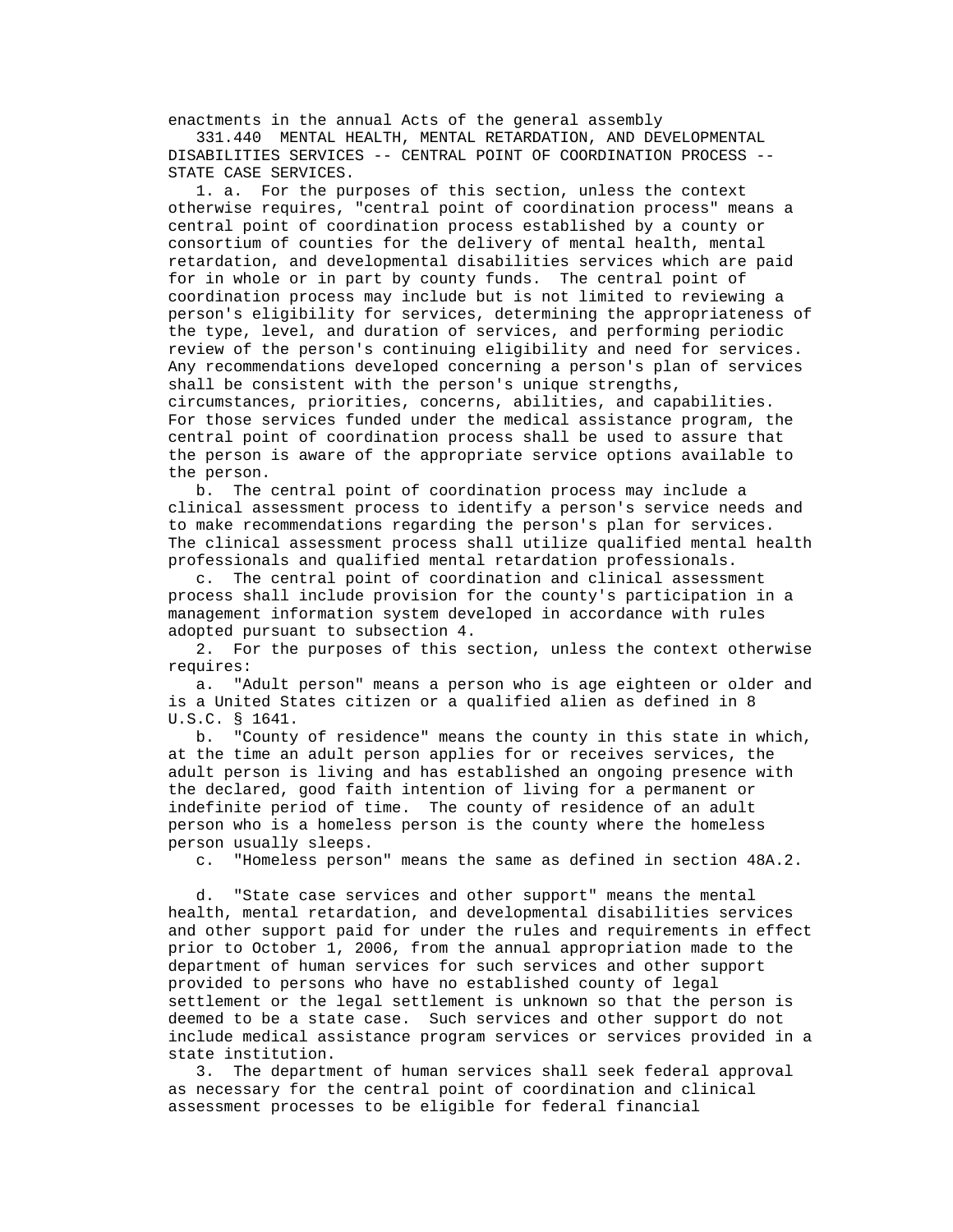enactments in the annual Acts of the general assembly

331.440 MENTAL HEALTH, MENTAL RETARDATION, AND DEVELOPMENTAL DISABILITIES SERVICES -- CENTRAL POINT OF COORDINATION PROCESS -- STATE CASE SERVICES.

1. a. For the purposes of this section, unless the context otherwise requires, "central point of coordination process" means a central point of coordination process established by a county or consortium of counties for the delivery of mental health, mental retardation, and developmental disabilities services which are paid for in whole or in part by county funds. The central point of coordination process may include but is not limited to reviewing a person's eligibility for services, determining the appropriateness of the type, level, and duration of services, and performing periodic review of the person's continuing eligibility and need for services. Any recommendations developed concerning a person's plan of services shall be consistent with the person's unique strengths, circumstances, priorities, concerns, abilities, and capabilities. For those services funded under the medical assistance program, the central point of coordination process shall be used to assure that the person is aware of the appropriate service options available to the person.

b. The central point of coordination process may include a clinical assessment process to identify a person's service needs and to make recommendations regarding the person's plan for services. The clinical assessment process shall utilize qualified mental health professionals and qualified mental retardation professionals.

c. The central point of coordination and clinical assessment process shall include provision for the county's participation in a management information system developed in accordance with rules adopted pursuant to subsection 4.

2. For the purposes of this section, unless the context otherwise requires:

a. "Adult person" means a person who is age eighteen or older and is a United States citizen or a qualified alien as defined in 8 U.S.C. § 1641.

b. "County of residence" means the county in this state in which, at the time an adult person applies for or receives services, the adult person is living and has established an ongoing presence with the declared, good faith intention of living for a permanent or indefinite period of time. The county of residence of an adult person who is a homeless person is the county where the homeless person usually sleeps.

c. "Homeless person" means the same as defined in section 48A.2.

d. "State case services and other support" means the mental health, mental retardation, and developmental disabilities services and other support paid for under the rules and requirements in effect prior to October 1, 2006, from the annual appropriation made to the department of human services for such services and other support provided to persons who have no established county of legal settlement or the legal settlement is unknown so that the person is deemed to be a state case. Such services and other support do not include medical assistance program services or services provided in a state institution.

3. The department of human services shall seek federal approval as necessary for the central point of coordination and clinical assessment processes to be eligible for federal financial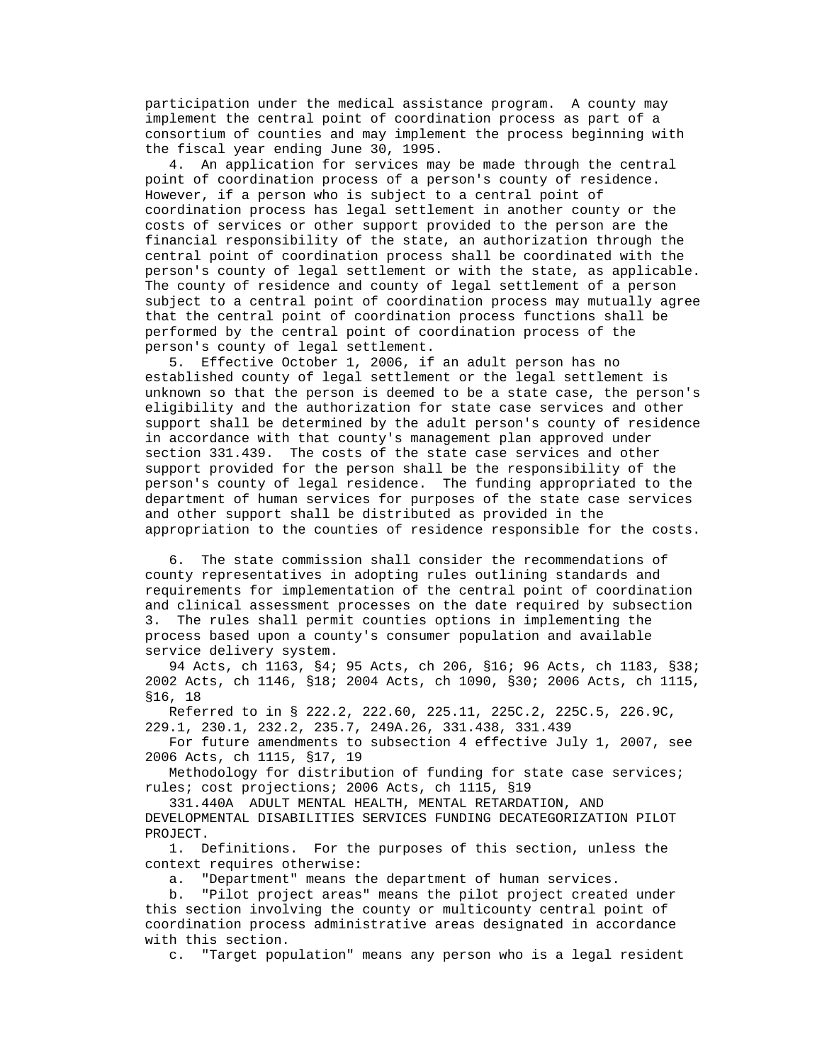participation under the medical assistance program. A county may implement the central point of coordination process as part of a consortium of counties and may implement the process beginning with the fiscal year ending June 30, 1995.

4. An application for services may be made through the central point of coordination process of a person's county of residence. However, if a person who is subject to a central point of coordination process has legal settlement in another county or the costs of services or other support provided to the person are the financial responsibility of the state, an authorization through the central point of coordination process shall be coordinated with the person's county of legal settlement or with the state, as applicable. The county of residence and county of legal settlement of a person subject to a central point of coordination process may mutually agree that the central point of coordination process functions shall be performed by the central point of coordination process of the person's county of legal settlement.

5. Effective October 1, 2006, if an adult person has no established county of legal settlement or the legal settlement is unknown so that the person is deemed to be a state case, the person's eligibility and the authorization for state case services and other support shall be determined by the adult person's county of residence in accordance with that county's management plan approved under section 331.439. The costs of the state case services and other support provided for the person shall be the responsibility of the person's county of legal residence. The funding appropriated to the department of human services for purposes of the state case services and other support shall be distributed as provided in the appropriation to the counties of residence responsible for the costs.

6. The state commission shall consider the recommendations of county representatives in adopting rules outlining standards and requirements for implementation of the central point of coordination and clinical assessment processes on the date required by subsection 3. The rules shall permit counties options in implementing the process based upon a county's consumer population and available service delivery system.

94 Acts, ch 1163, §4; 95 Acts, ch 206, §16; 96 Acts, ch 1183, §38; 2002 Acts, ch 1146, §18; 2004 Acts, ch 1090, §30; 2006 Acts, ch 1115, §16, 18

Referred to in § 222.2, 222.60, 225.11, 225C.2, 225C.5, 226.9C, 229.1, 230.1, 232.2, 235.7, 249A.26, 331.438, 331.439

For future amendments to subsection 4 effective July 1, 2007, see 2006 Acts, ch 1115, §17, 19

Methodology for distribution of funding for state case services; rules; cost projections; 2006 Acts, ch 1115, §19

331.440A ADULT MENTAL HEALTH, MENTAL RETARDATION, AND DEVELOPMENTAL DISABILITIES SERVICES FUNDING DECATEGORIZATION PILOT PROJECT.

1. Definitions. For the purposes of this section, unless the context requires otherwise:

a. "Department" means the department of human services.

b. "Pilot project areas" means the pilot project created under this section involving the county or multicounty central point of coordination process administrative areas designated in accordance with this section.

c. "Target population" means any person who is a legal resident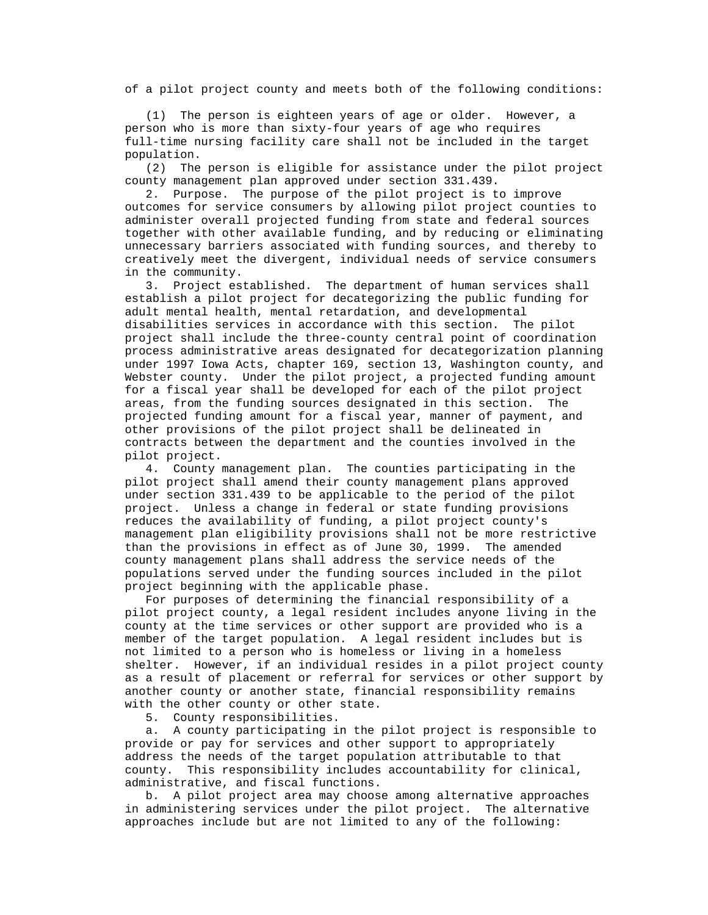of a pilot project county and meets both of the following conditions:

(1) The person is eighteen years of age or older. However, a person who is more than sixty-four years of age who requires full-time nursing facility care shall not be included in the target population.

(2) The person is eligible for assistance under the pilot project county management plan approved under section 331.439.

2. Purpose. The purpose of the pilot project is to improve outcomes for service consumers by allowing pilot project counties to administer overall projected funding from state and federal sources together with other available funding, and by reducing or eliminating unnecessary barriers associated with funding sources, and thereby to creatively meet the divergent, individual needs of service consumers in the community.

3. Project established. The department of human services shall establish a pilot project for decategorizing the public funding for adult mental health, mental retardation, and developmental disabilities services in accordance with this section. The pilot project shall include the three-county central point of coordination process administrative areas designated for decategorization planning under 1997 Iowa Acts, chapter 169, section 13, Washington county, and Webster county. Under the pilot project, a projected funding amount for a fiscal year shall be developed for each of the pilot project areas, from the funding sources designated in this section. The projected funding amount for a fiscal year, manner of payment, and other provisions of the pilot project shall be delineated in contracts between the department and the counties involved in the pilot project.

4. County management plan. The counties participating in the pilot project shall amend their county management plans approved under section 331.439 to be applicable to the period of the pilot project. Unless a change in federal or state funding provisions reduces the availability of funding, a pilot project county's management plan eligibility provisions shall not be more restrictive than the provisions in effect as of June 30, 1999. The amended county management plans shall address the service needs of the populations served under the funding sources included in the pilot project beginning with the applicable phase.

For purposes of determining the financial responsibility of a pilot project county, a legal resident includes anyone living in the county at the time services or other support are provided who is a member of the target population. A legal resident includes but is not limited to a person who is homeless or living in a homeless shelter. However, if an individual resides in a pilot project county as a result of placement or referral for services or other support by another county or another state, financial responsibility remains with the other county or other state.

5. County responsibilities.

a. A county participating in the pilot project is responsible to provide or pay for services and other support to appropriately address the needs of the target population attributable to that county. This responsibility includes accountability for clinical, administrative, and fiscal functions.

b. A pilot project area may choose among alternative approaches in administering services under the pilot project. The alternative approaches include but are not limited to any of the following: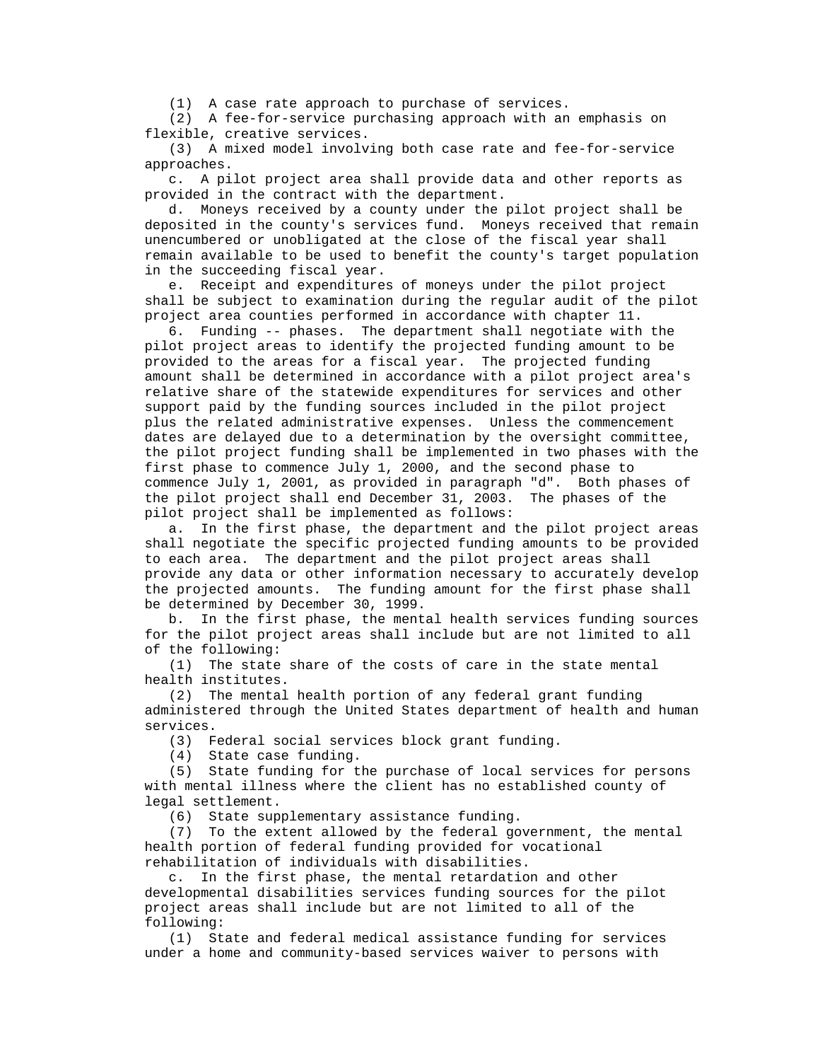(1) A case rate approach to purchase of services.
(2) A fee-for-service purchasing approach with an emphasis on flexible, creative services.
(3) A mixed model involving both case rate and fee-for-service approaches.

c. A pilot project area shall provide data and other reports as provided in the contract with the department.

d. Moneys received by a county under the pilot project shall be deposited in the county's services fund. Moneys received that remain unencumbered or unobligated at the close of the fiscal year shall remain available to be used to benefit the county's target population in the succeeding fiscal year.

e. Receipt and expenditures of moneys under the pilot project shall be subject to examination during the regular audit of the pilot project area counties performed in accordance with chapter 11.

6. Funding -- phases. The department shall negotiate with the pilot project areas to identify the projected funding amount to be provided to the areas for a fiscal year. The projected funding amount shall be determined in accordance with a pilot project area's relative share of the statewide expenditures for services and other support paid by the funding sources included in the pilot project plus the related administrative expenses. Unless the commencement dates are delayed due to a determination by the oversight committee, the pilot project funding shall be implemented in two phases with the first phase to commence July 1, 2000, and the second phase to commence July 1, 2001, as provided in paragraph "d". Both phases of the pilot project shall end December 31, 2003. The phases of the pilot project shall be implemented as follows:

a. In the first phase, the department and the pilot project areas shall negotiate the specific projected funding amounts to be provided to each area. The department and the pilot project areas shall provide any data or other information necessary to accurately develop the projected amounts. The funding amount for the first phase shall be determined by December 30, 1999.

b. In the first phase, the mental health services funding sources for the pilot project areas shall include but are not limited to all of the following:

(1) The state share of the costs of care in the state mental health institutes.
(2) The mental health portion of any federal grant funding administered through the United States department of health and human services.
(3) Federal social services block grant funding.
(4) State case funding.
(5) State funding for the purchase of local services for persons with mental illness where the client has no established county of legal settlement.
(6) State supplementary assistance funding.
(7) To the extent allowed by the federal government, the mental health portion of federal funding provided for vocational rehabilitation of individuals with disabilities.

c. In the first phase, the mental retardation and other developmental disabilities services funding sources for the pilot project areas shall include but are not limited to all of the following:

(1) State and federal medical assistance funding for services under a home and community-based services waiver to persons with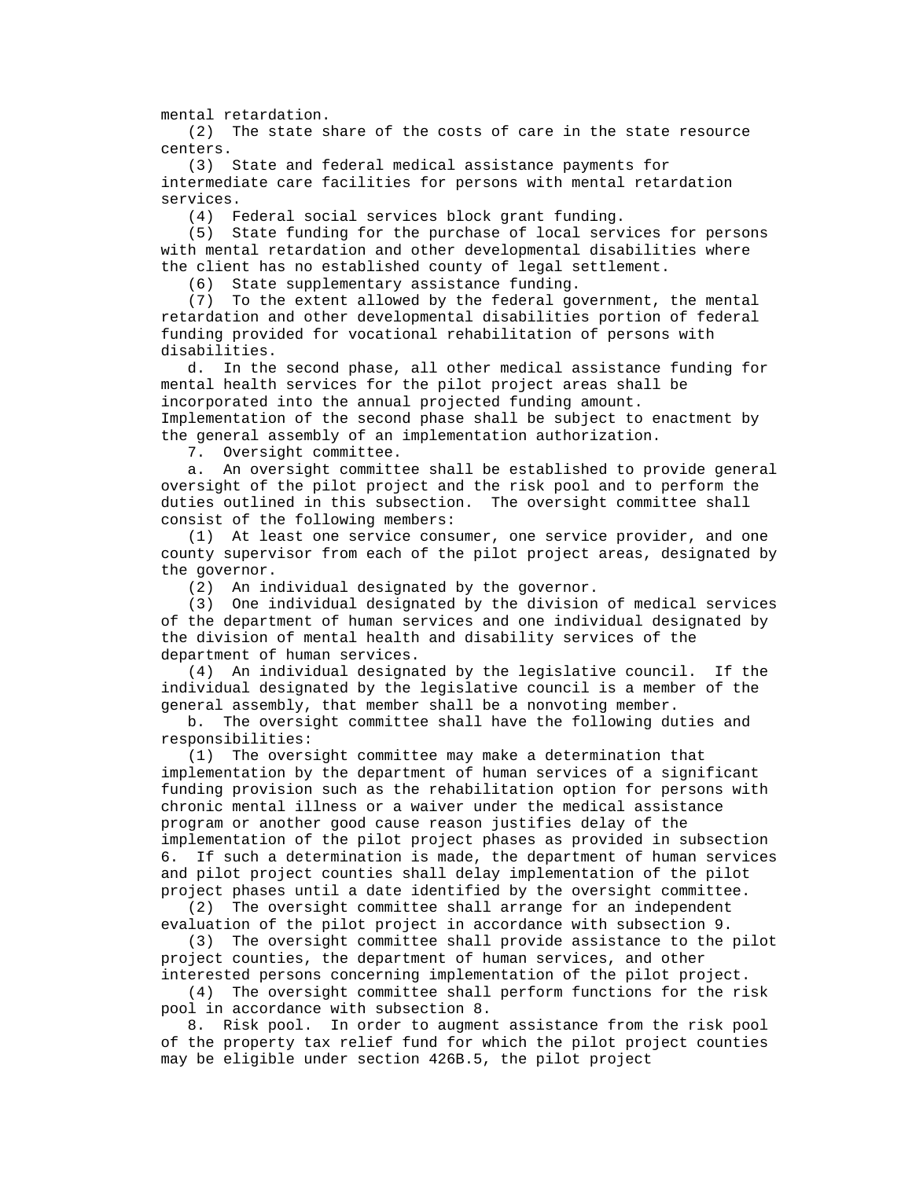mental retardation.

(2) The state share of the costs of care in the state resource centers.

(3) State and federal medical assistance payments for intermediate care facilities for persons with mental retardation services.

(4) Federal social services block grant funding.

(5) State funding for the purchase of local services for persons with mental retardation and other developmental disabilities where the client has no established county of legal settlement.

(6) State supplementary assistance funding.

(7) To the extent allowed by the federal government, the mental retardation and other developmental disabilities portion of federal funding provided for vocational rehabilitation of persons with disabilities.

d. In the second phase, all other medical assistance funding for mental health services for the pilot project areas shall be incorporated into the annual projected funding amount. Implementation of the second phase shall be subject to enactment by the general assembly of an implementation authorization.

7. Oversight committee.

a. An oversight committee shall be established to provide general oversight of the pilot project and the risk pool and to perform the duties outlined in this subsection. The oversight committee shall consist of the following members:

(1) At least one service consumer, one service provider, and one county supervisor from each of the pilot project areas, designated by the governor.

(2) An individual designated by the governor.

(3) One individual designated by the division of medical services of the department of human services and one individual designated by the division of mental health and disability services of the department of human services.

(4) An individual designated by the legislative council. If the individual designated by the legislative council is a member of the general assembly, that member shall be a nonvoting member.

b. The oversight committee shall have the following duties and responsibilities:

(1) The oversight committee may make a determination that implementation by the department of human services of a significant funding provision such as the rehabilitation option for persons with chronic mental illness or a waiver under the medical assistance program or another good cause reason justifies delay of the implementation of the pilot project phases as provided in subsection 6. If such a determination is made, the department of human services and pilot project counties shall delay implementation of the pilot project phases until a date identified by the oversight committee.

(2) The oversight committee shall arrange for an independent evaluation of the pilot project in accordance with subsection 9.

(3) The oversight committee shall provide assistance to the pilot project counties, the department of human services, and other interested persons concerning implementation of the pilot project.

(4) The oversight committee shall perform functions for the risk pool in accordance with subsection 8.

8. Risk pool. In order to augment assistance from the risk pool of the property tax relief fund for which the pilot project counties may be eligible under section 426B.5, the pilot project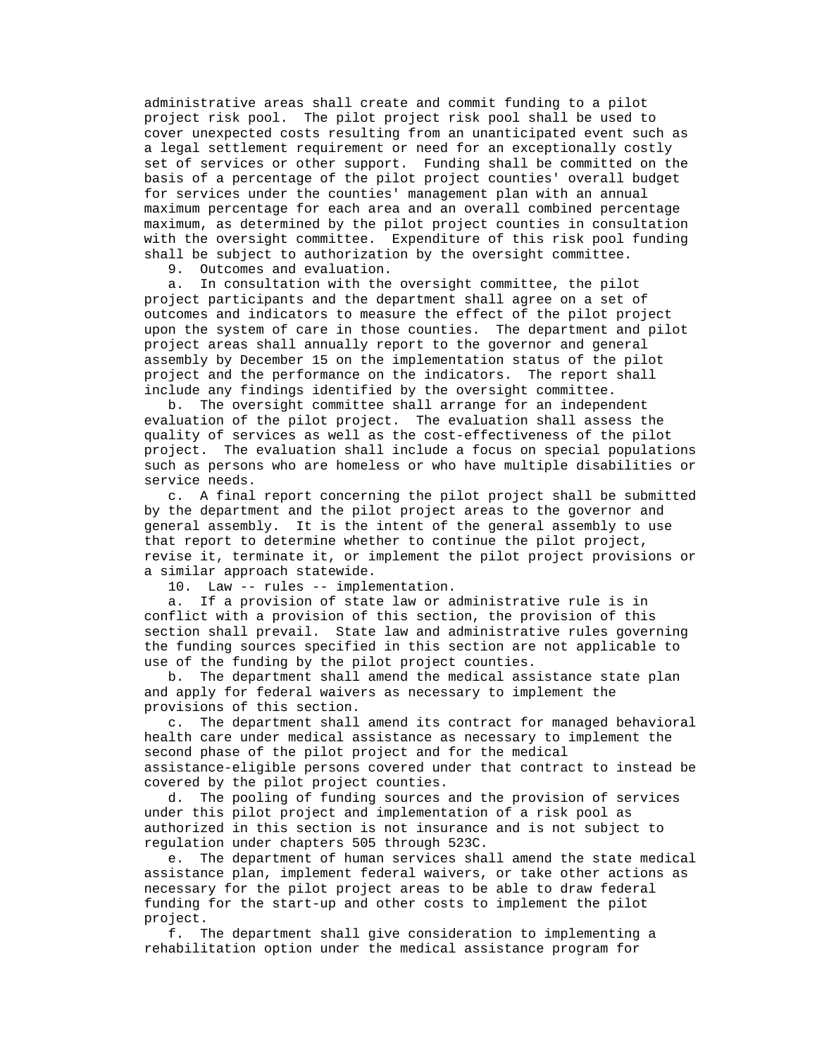administrative areas shall create and commit funding to a pilot project risk pool. The pilot project risk pool shall be used to cover unexpected costs resulting from an unanticipated event such as a legal settlement requirement or need for an exceptionally costly set of services or other support. Funding shall be committed on the basis of a percentage of the pilot project counties' overall budget for services under the counties' management plan with an annual maximum percentage for each area and an overall combined percentage maximum, as determined by the pilot project counties in consultation with the oversight committee. Expenditure of this risk pool funding shall be subject to authorization by the oversight committee.

9. Outcomes and evaluation.

a. In consultation with the oversight committee, the pilot project participants and the department shall agree on a set of outcomes and indicators to measure the effect of the pilot project upon the system of care in those counties. The department and pilot project areas shall annually report to the governor and general assembly by December 15 on the implementation status of the pilot project and the performance on the indicators. The report shall include any findings identified by the oversight committee.

b. The oversight committee shall arrange for an independent evaluation of the pilot project. The evaluation shall assess the quality of services as well as the cost-effectiveness of the pilot project. The evaluation shall include a focus on special populations such as persons who are homeless or who have multiple disabilities or service needs.

c. A final report concerning the pilot project shall be submitted by the department and the pilot project areas to the governor and general assembly. It is the intent of the general assembly to use that report to determine whether to continue the pilot project, revise it, terminate it, or implement the pilot project provisions or a similar approach statewide.

10. Law -- rules -- implementation.

a. If a provision of state law or administrative rule is in conflict with a provision of this section, the provision of this section shall prevail. State law and administrative rules governing the funding sources specified in this section are not applicable to use of the funding by the pilot project counties.

b. The department shall amend the medical assistance state plan and apply for federal waivers as necessary to implement the provisions of this section.

c. The department shall amend its contract for managed behavioral health care under medical assistance as necessary to implement the second phase of the pilot project and for the medical assistance-eligible persons covered under that contract to instead be covered by the pilot project counties.

d. The pooling of funding sources and the provision of services under this pilot project and implementation of a risk pool as authorized in this section is not insurance and is not subject to regulation under chapters 505 through 523C.

e. The department of human services shall amend the state medical assistance plan, implement federal waivers, or take other actions as necessary for the pilot project areas to be able to draw federal funding for the start-up and other costs to implement the pilot project.

f. The department shall give consideration to implementing a rehabilitation option under the medical assistance program for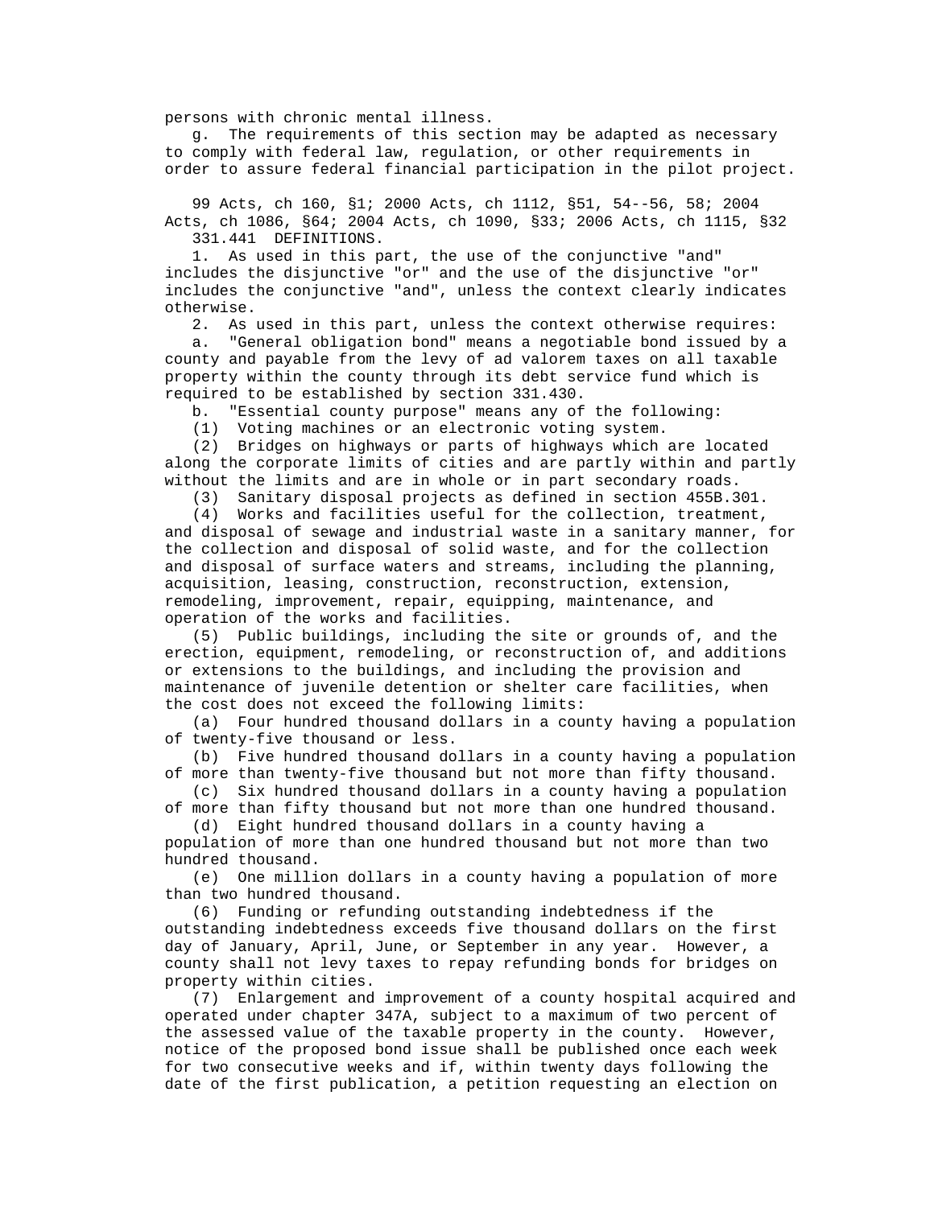persons with chronic mental illness.

g. The requirements of this section may be adapted as necessary to comply with federal law, regulation, or other requirements in order to assure federal financial participation in the pilot project.

99 Acts, ch 160, §1; 2000 Acts, ch 1112, §51, 54--56, 58; 2004 Acts, ch 1086, §64; 2004 Acts, ch 1090, §33; 2006 Acts, ch 1115, §32

331.441 DEFINITIONS.

1. As used in this part, the use of the conjunctive "and" includes the disjunctive "or" and the use of the disjunctive "or" includes the conjunctive "and", unless the context clearly indicates otherwise.

2. As used in this part, unless the context otherwise requires:

a. "General obligation bond" means a negotiable bond issued by a county and payable from the levy of ad valorem taxes on all taxable property within the county through its debt service fund which is required to be established by section 331.430.

b. "Essential county purpose" means any of the following:

(1) Voting machines or an electronic voting system.

(2) Bridges on highways or parts of highways which are located along the corporate limits of cities and are partly within and partly without the limits and are in whole or in part secondary roads.

(3) Sanitary disposal projects as defined in section 455B.301.

(4) Works and facilities useful for the collection, treatment, and disposal of sewage and industrial waste in a sanitary manner, for the collection and disposal of solid waste, and for the collection and disposal of surface waters and streams, including the planning, acquisition, leasing, construction, reconstruction, extension, remodeling, improvement, repair, equipping, maintenance, and operation of the works and facilities.

(5) Public buildings, including the site or grounds of, and the erection, equipment, remodeling, or reconstruction of, and additions or extensions to the buildings, and including the provision and maintenance of juvenile detention or shelter care facilities, when the cost does not exceed the following limits:

(a) Four hundred thousand dollars in a county having a population of twenty-five thousand or less.

(b) Five hundred thousand dollars in a county having a population of more than twenty-five thousand but not more than fifty thousand.

(c) Six hundred thousand dollars in a county having a population of more than fifty thousand but not more than one hundred thousand.

(d) Eight hundred thousand dollars in a county having a population of more than one hundred thousand but not more than two hundred thousand.

(e) One million dollars in a county having a population of more than two hundred thousand.

(6) Funding or refunding outstanding indebtedness if the outstanding indebtedness exceeds five thousand dollars on the first day of January, April, June, or September in any year. However, a county shall not levy taxes to repay refunding bonds for bridges on property within cities.

(7) Enlargement and improvement of a county hospital acquired and operated under chapter 347A, subject to a maximum of two percent of the assessed value of the taxable property in the county. However, notice of the proposed bond issue shall be published once each week for two consecutive weeks and if, within twenty days following the date of the first publication, a petition requesting an election on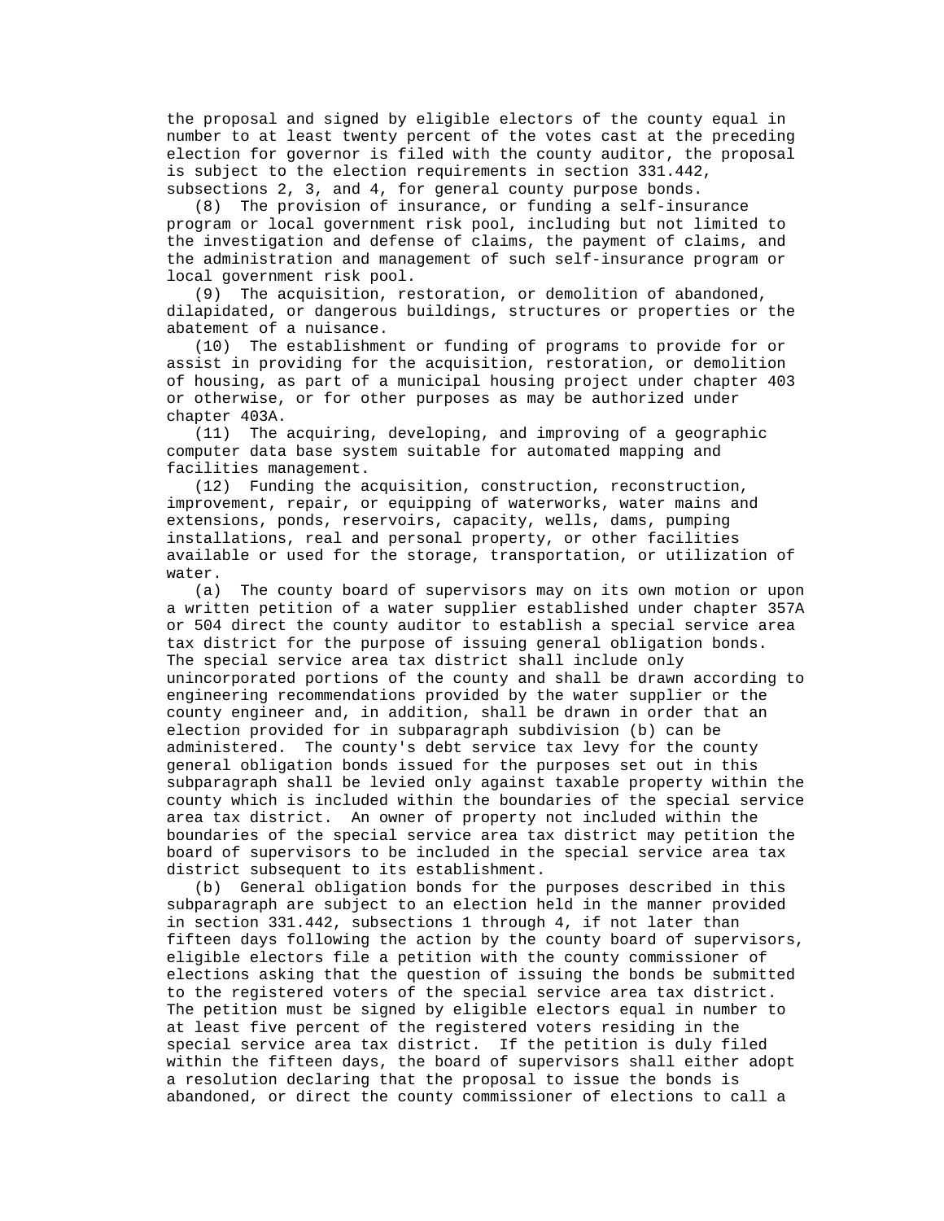the proposal and signed by eligible electors of the county equal in number to at least twenty percent of the votes cast at the preceding election for governor is filed with the county auditor, the proposal is subject to the election requirements in section 331.442, subsections 2, 3, and 4, for general county purpose bonds.

(8) The provision of insurance, or funding a self-insurance program or local government risk pool, including but not limited to the investigation and defense of claims, the payment of claims, and the administration and management of such self-insurance program or local government risk pool.

(9) The acquisition, restoration, or demolition of abandoned, dilapidated, or dangerous buildings, structures or properties or the abatement of a nuisance.

(10) The establishment or funding of programs to provide for or assist in providing for the acquisition, restoration, or demolition of housing, as part of a municipal housing project under chapter 403 or otherwise, or for other purposes as may be authorized under chapter 403A.

(11) The acquiring, developing, and improving of a geographic computer data base system suitable for automated mapping and facilities management.

(12) Funding the acquisition, construction, reconstruction, improvement, repair, or equipping of waterworks, water mains and extensions, ponds, reservoirs, capacity, wells, dams, pumping installations, real and personal property, or other facilities available or used for the storage, transportation, or utilization of water.

(a) The county board of supervisors may on its own motion or upon a written petition of a water supplier established under chapter 357A or 504 direct the county auditor to establish a special service area tax district for the purpose of issuing general obligation bonds. The special service area tax district shall include only unincorporated portions of the county and shall be drawn according to engineering recommendations provided by the water supplier or the county engineer and, in addition, shall be drawn in order that an election provided for in subparagraph subdivision (b) can be administered. The county's debt service tax levy for the county general obligation bonds issued for the purposes set out in this subparagraph shall be levied only against taxable property within the county which is included within the boundaries of the special service area tax district. An owner of property not included within the boundaries of the special service area tax district may petition the board of supervisors to be included in the special service area tax district subsequent to its establishment.

(b) General obligation bonds for the purposes described in this subparagraph are subject to an election held in the manner provided in section 331.442, subsections 1 through 4, if not later than fifteen days following the action by the county board of supervisors, eligible electors file a petition with the county commissioner of elections asking that the question of issuing the bonds be submitted to the registered voters of the special service area tax district. The petition must be signed by eligible electors equal in number to at least five percent of the registered voters residing in the special service area tax district. If the petition is duly filed within the fifteen days, the board of supervisors shall either adopt a resolution declaring that the proposal to issue the bonds is abandoned, or direct the county commissioner of elections to call a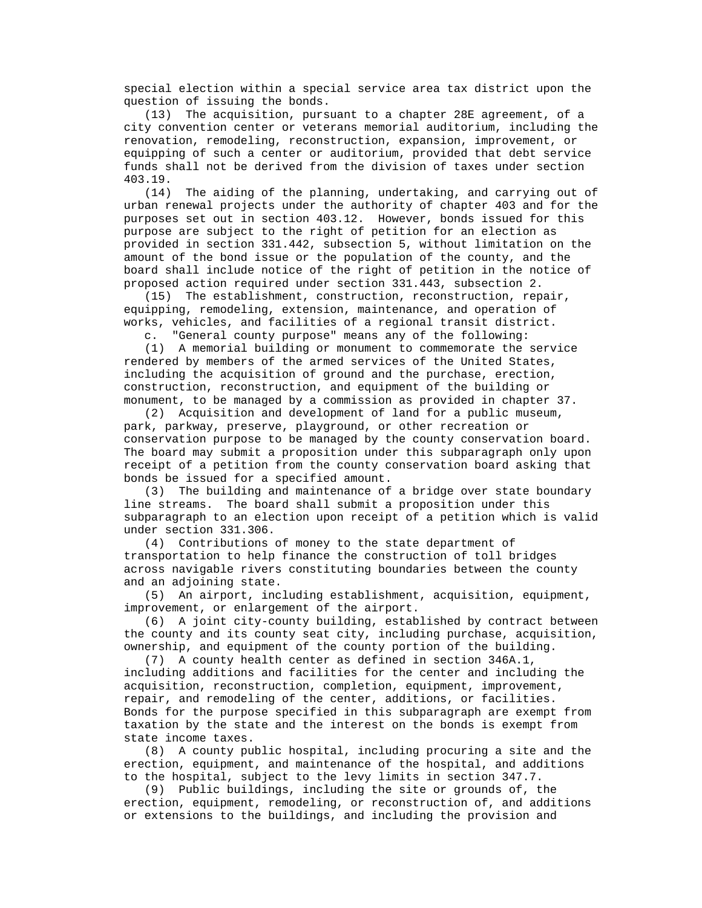special election within a special service area tax district upon the question of issuing the bonds.

(13) The acquisition, pursuant to a chapter 28E agreement, of a city convention center or veterans memorial auditorium, including the renovation, remodeling, reconstruction, expansion, improvement, or equipping of such a center or auditorium, provided that debt service funds shall not be derived from the division of taxes under section 403.19.

(14) The aiding of the planning, undertaking, and carrying out of urban renewal projects under the authority of chapter 403 and for the purposes set out in section 403.12. However, bonds issued for this purpose are subject to the right of petition for an election as provided in section 331.442, subsection 5, without limitation on the amount of the bond issue or the population of the county, and the board shall include notice of the right of petition in the notice of proposed action required under section 331.443, subsection 2.

(15) The establishment, construction, reconstruction, repair, equipping, remodeling, extension, maintenance, and operation of works, vehicles, and facilities of a regional transit district.

c. "General county purpose" means any of the following:

(1) A memorial building or monument to commemorate the service rendered by members of the armed services of the United States, including the acquisition of ground and the purchase, erection, construction, reconstruction, and equipment of the building or monument, to be managed by a commission as provided in chapter 37.

(2) Acquisition and development of land for a public museum, park, parkway, preserve, playground, or other recreation or conservation purpose to be managed by the county conservation board. The board may submit a proposition under this subparagraph only upon receipt of a petition from the county conservation board asking that bonds be issued for a specified amount.

(3) The building and maintenance of a bridge over state boundary line streams. The board shall submit a proposition under this subparagraph to an election upon receipt of a petition which is valid under section 331.306.

(4) Contributions of money to the state department of transportation to help finance the construction of toll bridges across navigable rivers constituting boundaries between the county and an adjoining state.

(5) An airport, including establishment, acquisition, equipment, improvement, or enlargement of the airport.

(6) A joint city-county building, established by contract between the county and its county seat city, including purchase, acquisition, ownership, and equipment of the county portion of the building.

(7) A county health center as defined in section 346A.1, including additions and facilities for the center and including the acquisition, reconstruction, completion, equipment, improvement, repair, and remodeling of the center, additions, or facilities. Bonds for the purpose specified in this subparagraph are exempt from taxation by the state and the interest on the bonds is exempt from state income taxes.

(8) A county public hospital, including procuring a site and the erection, equipment, and maintenance of the hospital, and additions to the hospital, subject to the levy limits in section 347.7.

(9) Public buildings, including the site or grounds of, the erection, equipment, remodeling, or reconstruction of, and additions or extensions to the buildings, and including the provision and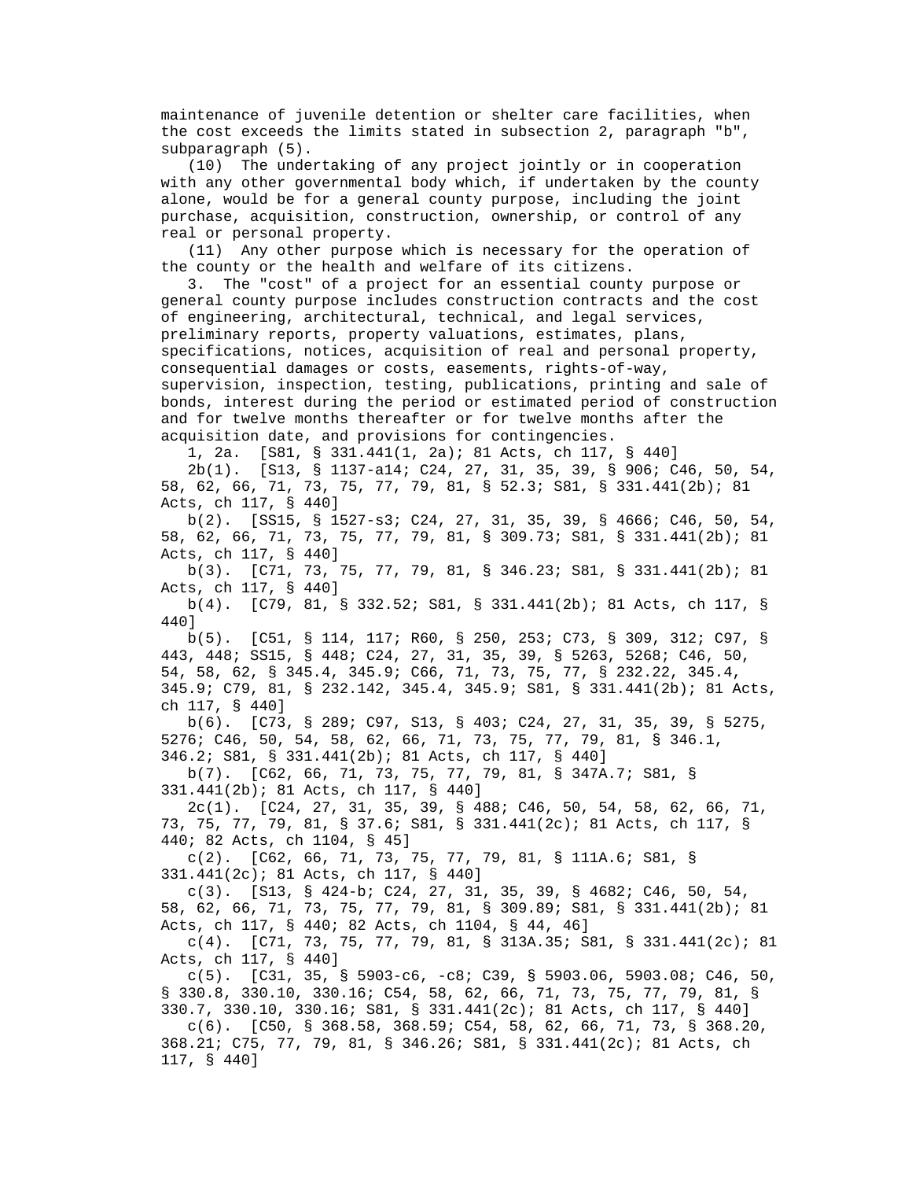maintenance of juvenile detention or shelter care facilities, when the cost exceeds the limits stated in subsection 2, paragraph "b", subparagraph (5).

(10) The undertaking of any project jointly or in cooperation with any other governmental body which, if undertaken by the county alone, would be for a general county purpose, including the joint purchase, acquisition, construction, ownership, or control of any real or personal property.

(11) Any other purpose which is necessary for the operation of the county or the health and welfare of its citizens.

3. The "cost" of a project for an essential county purpose or general county purpose includes construction contracts and the cost of engineering, architectural, technical, and legal services, preliminary reports, property valuations, estimates, plans, specifications, notices, acquisition of real and personal property, consequential damages or costs, easements, rights-of-way, supervision, inspection, testing, publications, printing and sale of bonds, interest during the period or estimated period of construction and for twelve months thereafter or for twelve months after the acquisition date, and provisions for contingencies.

1, 2a. [S81, § 331.441(1, 2a); 81 Acts, ch 117, § 440]

2b(1). [S13, § 1137-a14; C24, 27, 31, 35, 39, § 906; C46, 50, 54, 58, 62, 66, 71, 73, 75, 77, 79, 81, § 52.3; S81, § 331.441(2b); 81 Acts, ch 117, § 440]

b(2). [SS15, § 1527-s3; C24, 27, 31, 35, 39, § 4666; C46, 50, 54, 58, 62, 66, 71, 73, 75, 77, 79, 81, § 309.73; S81, § 331.441(2b); 81 Acts, ch 117, § 440]

b(3). [C71, 73, 75, 77, 79, 81, § 346.23; S81, § 331.441(2b); 81 Acts, ch 117, § 440]

b(4). [C79, 81, § 332.52; S81, § 331.441(2b); 81 Acts, ch 117, § 440]

b(5). [C51, § 114, 117; R60, § 250, 253; C73, § 309, 312; C97, § 443, 448; SS15, § 448; C24, 27, 31, 35, 39, § 5263, 5268; C46, 50, 54, 58, 62, § 345.4, 345.9; C66, 71, 73, 75, 77, § 232.22, 345.4, 345.9; C79, 81, § 232.142, 345.4, 345.9; S81, § 331.441(2b); 81 Acts, ch 117, § 440]

b(6). [C73, § 289; C97, S13, § 403; C24, 27, 31, 35, 39, § 5275, 5276; C46, 50, 54, 58, 62, 66, 71, 73, 75, 77, 79, 81, § 346.1, 346.2; S81, § 331.441(2b); 81 Acts, ch 117, § 440]

b(7). [C62, 66, 71, 73, 75, 77, 79, 81, § 347A.7; S81, § 331.441(2b); 81 Acts, ch 117, § 440]

2c(1). [C24, 27, 31, 35, 39, § 488; C46, 50, 54, 58, 62, 66, 71, 73, 75, 77, 79, 81, § 37.6; S81, § 331.441(2c); 81 Acts, ch 117, § 440; 82 Acts, ch 1104, § 45]

c(2). [C62, 66, 71, 73, 75, 77, 79, 81, § 111A.6; S81, § 331.441(2c); 81 Acts, ch 117, § 440]

c(3). [S13, § 424-b; C24, 27, 31, 35, 39, § 4682; C46, 50, 54, 58, 62, 66, 71, 73, 75, 77, 79, 81, § 309.89; S81, § 331.441(2b); 81 Acts, ch 117, § 440; 82 Acts, ch 1104, § 44, 46]

c(4). [C71, 73, 75, 77, 79, 81, § 313A.35; S81, § 331.441(2c); 81 Acts, ch 117, § 440]

c(5). [C31, 35, § 5903-c6, -c8; C39, § 5903.06, 5903.08; C46, 50, § 330.8, 330.10, 330.16; C54, 58, 62, 66, 71, 73, 75, 77, 79, 81, § 330.7, 330.10, 330.16; S81, § 331.441(2c); 81 Acts, ch 117, § 440]

c(6). [C50, § 368.58, 368.59; C54, 58, 62, 66, 71, 73, § 368.20, 368.21; C75, 77, 79, 81, § 346.26; S81, § 331.441(2c); 81 Acts, ch 117, § 440]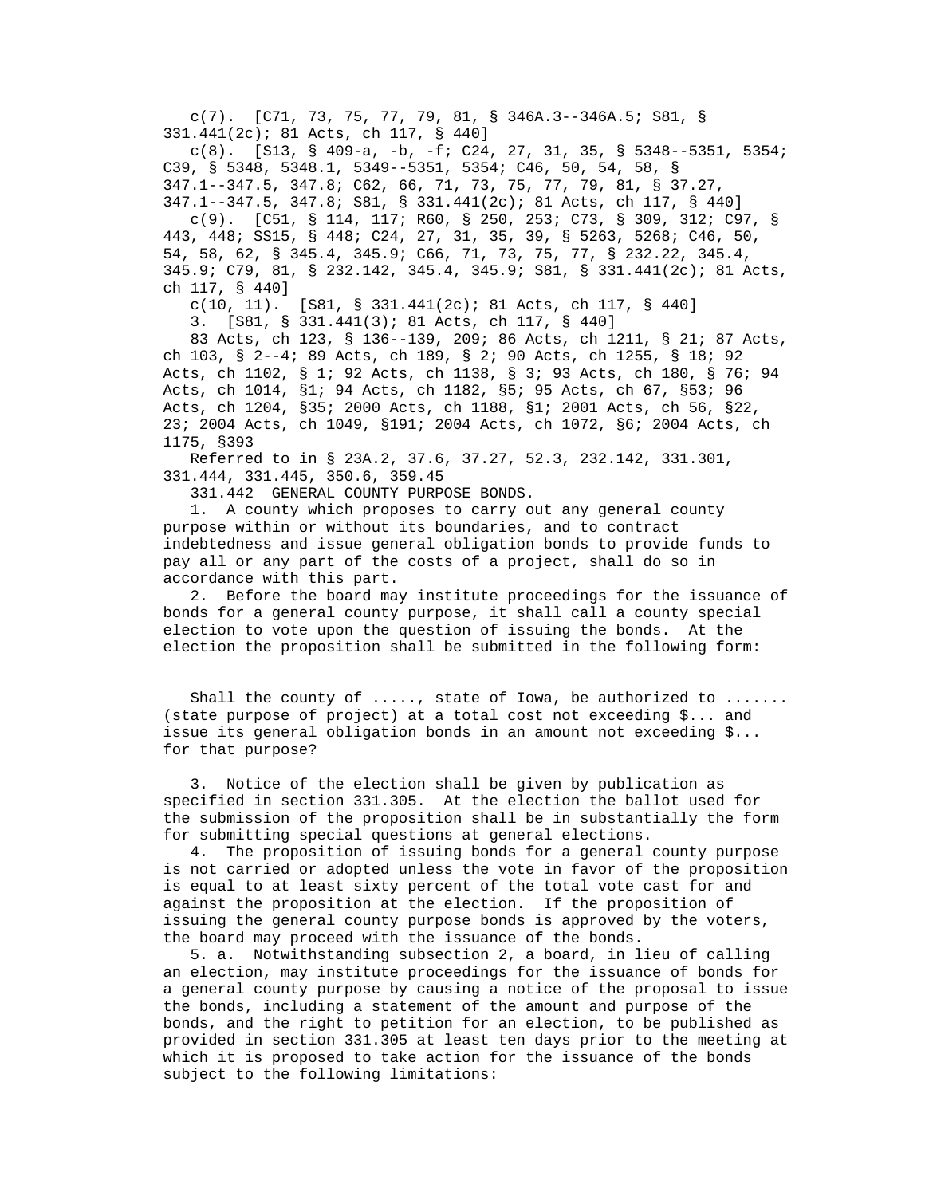c(7). [C71, 73, 75, 77, 79, 81, § 346A.3--346A.5; S81, § 331.441(2c); 81 Acts, ch 117, § 440]

c(8). [S13, § 409-a, -b, -f; C24, 27, 31, 35, § 5348--5351, 5354; C39, § 5348, 5348.1, 5349--5351, 5354; C46, 50, 54, 58, § 347.1--347.5, 347.8; C62, 66, 71, 73, 75, 77, 79, 81, § 37.27, 347.1--347.5, 347.8; S81, § 331.441(2c); 81 Acts, ch 117, § 440]

c(9). [C51, § 114, 117; R60, § 250, 253; C73, § 309, 312; C97, § 443, 448; SS15, § 448; C24, 27, 31, 35, 39, § 5263, 5268; C46, 50, 54, 58, 62, § 345.4, 345.9; C66, 71, 73, 75, 77, § 232.22, 345.4, 345.9; C79, 81, § 232.142, 345.4, 345.9; S81, § 331.441(2c); 81 Acts, ch 117, § 440]

c(10, 11). [S81, § 331.441(2c); 81 Acts, ch 117, § 440]

3. [S81, § 331.441(3); 81 Acts, ch 117, § 440]

83 Acts, ch 123, § 136--139, 209; 86 Acts, ch 1211, § 21; 87 Acts, ch 103, § 2--4; 89 Acts, ch 189, § 2; 90 Acts, ch 1255, § 18; 92 Acts, ch 1102, § 1; 92 Acts, ch 1138, § 3; 93 Acts, ch 180, § 76; 94 Acts, ch 1014, §1; 94 Acts, ch 1182, §5; 95 Acts, ch 67, §53; 96 Acts, ch 1204, §35; 2000 Acts, ch 1188, §1; 2001 Acts, ch 56, §22, 23; 2004 Acts, ch 1049, §191; 2004 Acts, ch 1072, §6; 2004 Acts, ch 1175, §393

Referred to in § 23A.2, 37.6, 37.27, 52.3, 232.142, 331.301, 331.444, 331.445, 350.6, 359.45

331.442 GENERAL COUNTY PURPOSE BONDS.

1. A county which proposes to carry out any general county purpose within or without its boundaries, and to contract indebtedness and issue general obligation bonds to provide funds to pay all or any part of the costs of a project, shall do so in accordance with this part.

2. Before the board may institute proceedings for the issuance of bonds for a general county purpose, it shall call a county special election to vote upon the question of issuing the bonds. At the election the proposition shall be submitted in the following form:

Shall the county of ....., state of Iowa, be authorized to ....... (state purpose of project) at a total cost not exceeding $... and issue its general obligation bonds in an amount not exceeding $... for that purpose?

3. Notice of the election shall be given by publication as specified in section 331.305. At the election the ballot used for the submission of the proposition shall be in substantially the form for submitting special questions at general elections.

4. The proposition of issuing bonds for a general county purpose is not carried or adopted unless the vote in favor of the proposition is equal to at least sixty percent of the total vote cast for and against the proposition at the election. If the proposition of issuing the general county purpose bonds is approved by the voters, the board may proceed with the issuance of the bonds.

5. a. Notwithstanding subsection 2, a board, in lieu of calling an election, may institute proceedings for the issuance of bonds for a general county purpose by causing a notice of the proposal to issue the bonds, including a statement of the amount and purpose of the bonds, and the right to petition for an election, to be published as provided in section 331.305 at least ten days prior to the meeting at which it is proposed to take action for the issuance of the bonds subject to the following limitations: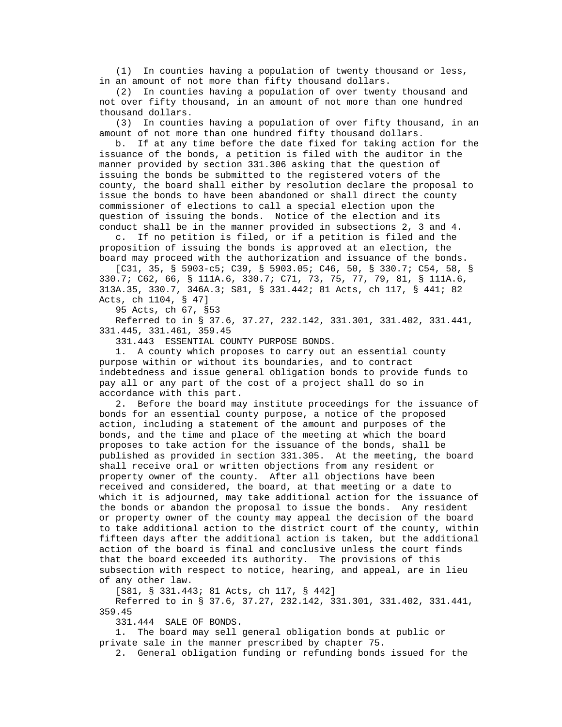(1) In counties having a population of twenty thousand or less, in an amount of not more than fifty thousand dollars.

(2) In counties having a population of over twenty thousand and not over fifty thousand, in an amount of not more than one hundred thousand dollars.

(3) In counties having a population of over fifty thousand, in an amount of not more than one hundred fifty thousand dollars.

b. If at any time before the date fixed for taking action for the issuance of the bonds, a petition is filed with the auditor in the manner provided by section 331.306 asking that the question of issuing the bonds be submitted to the registered voters of the county, the board shall either by resolution declare the proposal to issue the bonds to have been abandoned or shall direct the county commissioner of elections to call a special election upon the question of issuing the bonds. Notice of the election and its conduct shall be in the manner provided in subsections 2, 3 and 4.

c. If no petition is filed, or if a petition is filed and the proposition of issuing the bonds is approved at an election, the board may proceed with the authorization and issuance of the bonds.

[C31, 35, § 5903-c5; C39, § 5903.05; C46, 50, § 330.7; C54, 58, § 330.7; C62, 66, § 111A.6, 330.7; C71, 73, 75, 77, 79, 81, § 111A.6, 313A.35, 330.7, 346A.3; S81, § 331.442; 81 Acts, ch 117, § 441; 82 Acts, ch 1104, § 47]

95 Acts, ch 67, §53

Referred to in § 37.6, 37.27, 232.142, 331.301, 331.402, 331.441, 331.445, 331.461, 359.45

331.443 ESSENTIAL COUNTY PURPOSE BONDS.

1. A county which proposes to carry out an essential county purpose within or without its boundaries, and to contract indebtedness and issue general obligation bonds to provide funds to pay all or any part of the cost of a project shall do so in accordance with this part.

2. Before the board may institute proceedings for the issuance of bonds for an essential county purpose, a notice of the proposed action, including a statement of the amount and purposes of the bonds, and the time and place of the meeting at which the board proposes to take action for the issuance of the bonds, shall be published as provided in section 331.305. At the meeting, the board shall receive oral or written objections from any resident or property owner of the county. After all objections have been received and considered, the board, at that meeting or a date to which it is adjourned, may take additional action for the issuance of the bonds or abandon the proposal to issue the bonds. Any resident or property owner of the county may appeal the decision of the board to take additional action to the district court of the county, within fifteen days after the additional action is taken, but the additional action of the board is final and conclusive unless the court finds that the board exceeded its authority. The provisions of this subsection with respect to notice, hearing, and appeal, are in lieu of any other law.

[S81, § 331.443; 81 Acts, ch 117, § 442]

Referred to in § 37.6, 37.27, 232.142, 331.301, 331.402, 331.441, 359.45

331.444 SALE OF BONDS.

1. The board may sell general obligation bonds at public or private sale in the manner prescribed by chapter 75.

2. General obligation funding or refunding bonds issued for the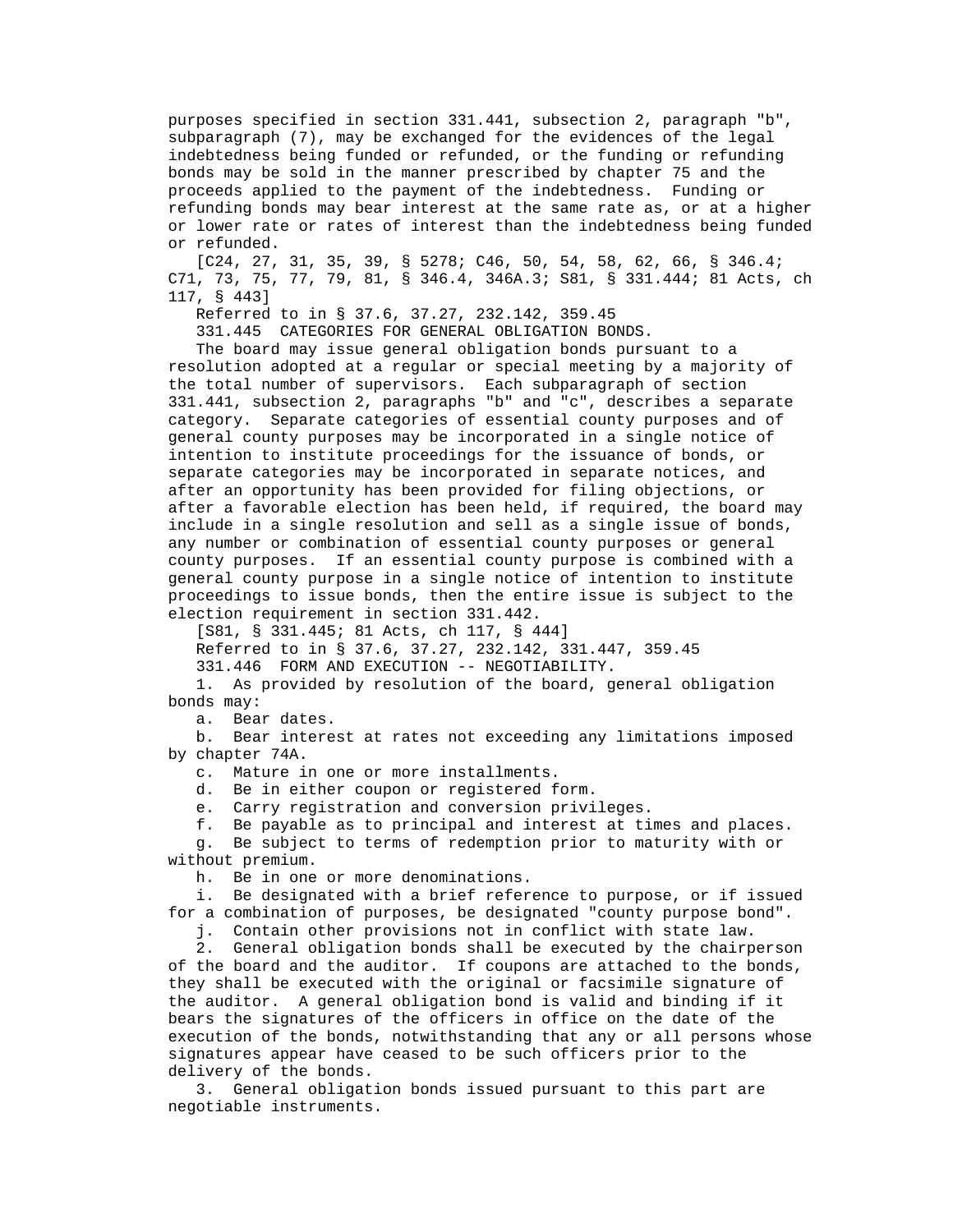purposes specified in section 331.441, subsection 2, paragraph "b", subparagraph (7), may be exchanged for the evidences of the legal indebtedness being funded or refunded, or the funding or refunding bonds may be sold in the manner prescribed by chapter 75 and the proceeds applied to the payment of the indebtedness. Funding or refunding bonds may bear interest at the same rate as, or at a higher or lower rate or rates of interest than the indebtedness being funded or refunded.

[C24, 27, 31, 35, 39, § 5278; C46, 50, 54, 58, 62, 66, § 346.4; C71, 73, 75, 77, 79, 81, § 346.4, 346A.3; S81, § 331.444; 81 Acts, ch 117, § 443]

Referred to in § 37.6, 37.27, 232.142, 359.45

331.445 CATEGORIES FOR GENERAL OBLIGATION BONDS.

The board may issue general obligation bonds pursuant to a resolution adopted at a regular or special meeting by a majority of the total number of supervisors. Each subparagraph of section 331.441, subsection 2, paragraphs "b" and "c", describes a separate category. Separate categories of essential county purposes and of general county purposes may be incorporated in a single notice of intention to institute proceedings for the issuance of bonds, or separate categories may be incorporated in separate notices, and after an opportunity has been provided for filing objections, or after a favorable election has been held, if required, the board may include in a single resolution and sell as a single issue of bonds, any number or combination of essential county purposes or general county purposes. If an essential county purpose is combined with a general county purpose in a single notice of intention to institute proceedings to issue bonds, then the entire issue is subject to the election requirement in section 331.442.

[S81, § 331.445; 81 Acts, ch 117, § 444]

Referred to in § 37.6, 37.27, 232.142, 331.447, 359.45

331.446 FORM AND EXECUTION -- NEGOTIABILITY.

1. As provided by resolution of the board, general obligation bonds may:

a. Bear dates.

b. Bear interest at rates not exceeding any limitations imposed by chapter 74A.

c. Mature in one or more installments.

d. Be in either coupon or registered form.

e. Carry registration and conversion privileges.

f. Be payable as to principal and interest at times and places.

g. Be subject to terms of redemption prior to maturity with or without premium.

h. Be in one or more denominations.

i. Be designated with a brief reference to purpose, or if issued for a combination of purposes, be designated "county purpose bond".

j. Contain other provisions not in conflict with state law.

2. General obligation bonds shall be executed by the chairperson of the board and the auditor. If coupons are attached to the bonds, they shall be executed with the original or facsimile signature of the auditor. A general obligation bond is valid and binding if it bears the signatures of the officers in office on the date of the execution of the bonds, notwithstanding that any or all persons whose signatures appear have ceased to be such officers prior to the delivery of the bonds.

3. General obligation bonds issued pursuant to this part are negotiable instruments.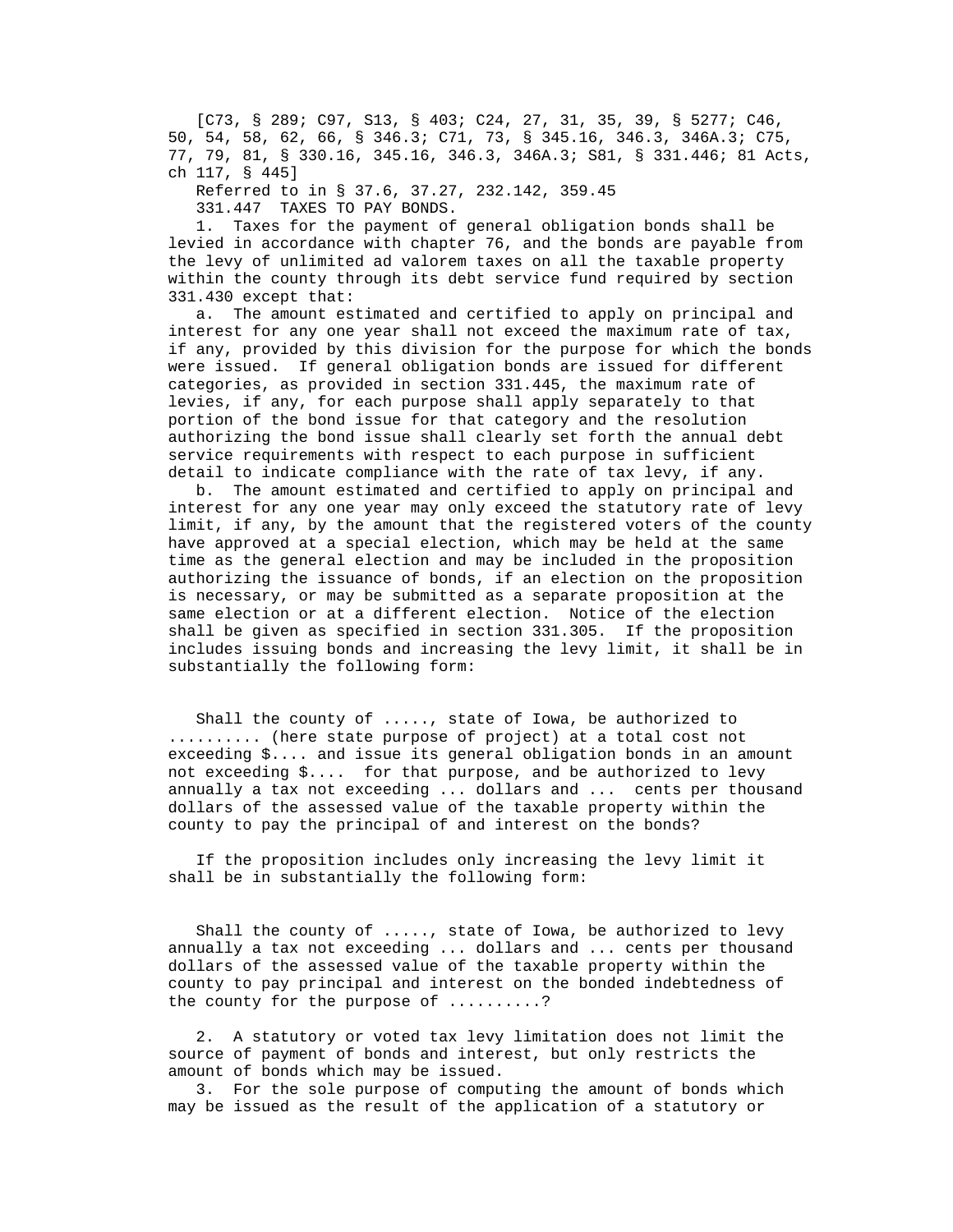[C73, § 289; C97, S13, § 403; C24, 27, 31, 35, 39, § 5277; C46, 50, 54, 58, 62, 66, § 346.3; C71, 73, § 345.16, 346.3, 346A.3; C75, 77, 79, 81, § 330.16, 345.16, 346.3, 346A.3; S81, § 331.446; 81 Acts, ch 117, § 445]

Referred to in § 37.6, 37.27, 232.142, 359.45

331.447 TAXES TO PAY BONDS.

1. Taxes for the payment of general obligation bonds shall be levied in accordance with chapter 76, and the bonds are payable from the levy of unlimited ad valorem taxes on all the taxable property within the county through its debt service fund required by section 331.430 except that:

a. The amount estimated and certified to apply on principal and interest for any one year shall not exceed the maximum rate of tax, if any, provided by this division for the purpose for which the bonds were issued. If general obligation bonds are issued for different categories, as provided in section 331.445, the maximum rate of levies, if any, for each purpose shall apply separately to that portion of the bond issue for that category and the resolution authorizing the bond issue shall clearly set forth the annual debt service requirements with respect to each purpose in sufficient detail to indicate compliance with the rate of tax levy, if any.

b. The amount estimated and certified to apply on principal and interest for any one year may only exceed the statutory rate of levy limit, if any, by the amount that the registered voters of the county have approved at a special election, which may be held at the same time as the general election and may be included in the proposition authorizing the issuance of bonds, if an election on the proposition is necessary, or may be submitted as a separate proposition at the same election or at a different election. Notice of the election shall be given as specified in section 331.305. If the proposition includes issuing bonds and increasing the levy limit, it shall be in substantially the following form:

Shall the county of ....., state of Iowa, be authorized to .......... (here state purpose of project) at a total cost not exceeding $.... and issue its general obligation bonds in an amount not exceeding $.... for that purpose, and be authorized to levy annually a tax not exceeding ... dollars and ... cents per thousand dollars of the assessed value of the taxable property within the county to pay the principal of and interest on the bonds?

If the proposition includes only increasing the levy limit it shall be in substantially the following form:

Shall the county of ....., state of Iowa, be authorized to levy annually a tax not exceeding ... dollars and ... cents per thousand dollars of the assessed value of the taxable property within the county to pay principal and interest on the bonded indebtedness of the county for the purpose of ..........?

2. A statutory or voted tax levy limitation does not limit the source of payment of bonds and interest, but only restricts the amount of bonds which may be issued.

3. For the sole purpose of computing the amount of bonds which may be issued as the result of the application of a statutory or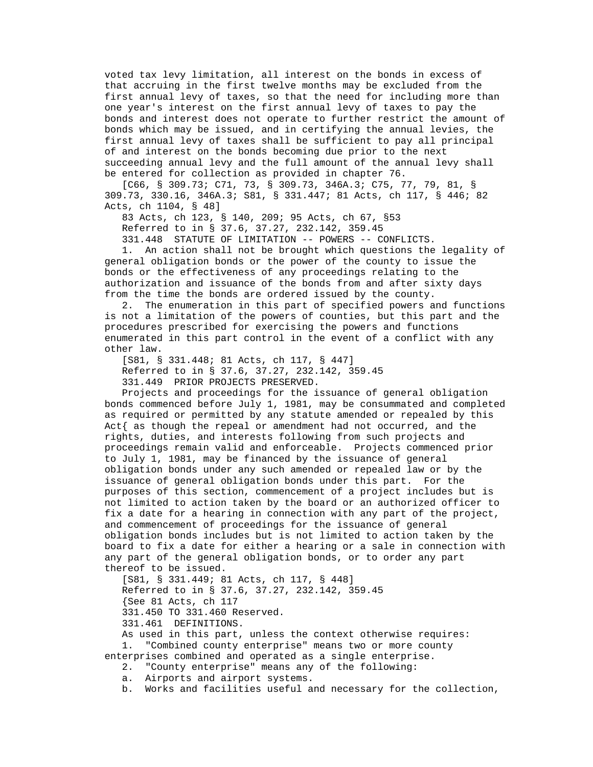voted tax levy limitation, all interest on the bonds in excess of that accruing in the first twelve months may be excluded from the first annual levy of taxes, so that the need for including more than one year's interest on the first annual levy of taxes to pay the bonds and interest does not operate to further restrict the amount of bonds which may be issued, and in certifying the annual levies, the first annual levy of taxes shall be sufficient to pay all principal of and interest on the bonds becoming due prior to the next succeeding annual levy and the full amount of the annual levy shall be entered for collection as provided in chapter 76.

[C66, § 309.73; C71, 73, § 309.73, 346A.3; C75, 77, 79, 81, § 309.73, 330.16, 346A.3; S81, § 331.447; 81 Acts, ch 117, § 446; 82 Acts, ch 1104, § 48]

83 Acts, ch 123, § 140, 209; 95 Acts, ch 67, §53

Referred to in § 37.6, 37.27, 232.142, 359.45

331.448 STATUTE OF LIMITATION -- POWERS -- CONFLICTS.

1. An action shall not be brought which questions the legality of general obligation bonds or the power of the county to issue the bonds or the effectiveness of any proceedings relating to the authorization and issuance of the bonds from and after sixty days from the time the bonds are ordered issued by the county.

2. The enumeration in this part of specified powers and functions is not a limitation of the powers of counties, but this part and the procedures prescribed for exercising the powers and functions enumerated in this part control in the event of a conflict with any other law.

[S81, § 331.448; 81 Acts, ch 117, § 447]

Referred to in § 37.6, 37.27, 232.142, 359.45

331.449 PRIOR PROJECTS PRESERVED.

Projects and proceedings for the issuance of general obligation bonds commenced before July 1, 1981, may be consummated and completed as required or permitted by any statute amended or repealed by this Act{ as though the repeal or amendment had not occurred, and the rights, duties, and interests following from such projects and proceedings remain valid and enforceable. Projects commenced prior to July 1, 1981, may be financed by the issuance of general obligation bonds under any such amended or repealed law or by the issuance of general obligation bonds under this part. For the purposes of this section, commencement of a project includes but is not limited to action taken by the board or an authorized officer to fix a date for a hearing in connection with any part of the project, and commencement of proceedings for the issuance of general obligation bonds includes but is not limited to action taken by the board to fix a date for either a hearing or a sale in connection with any part of the general obligation bonds, or to order any part thereof to be issued.

[S81, § 331.449; 81 Acts, ch 117, § 448]

Referred to in § 37.6, 37.27, 232.142, 359.45

{See 81 Acts, ch 117

331.450 TO 331.460 Reserved.

331.461 DEFINITIONS.

As used in this part, unless the context otherwise requires:

1. "Combined county enterprise" means two or more county enterprises combined and operated as a single enterprise.

2. "County enterprise" means any of the following:

a. Airports and airport systems.

b. Works and facilities useful and necessary for the collection,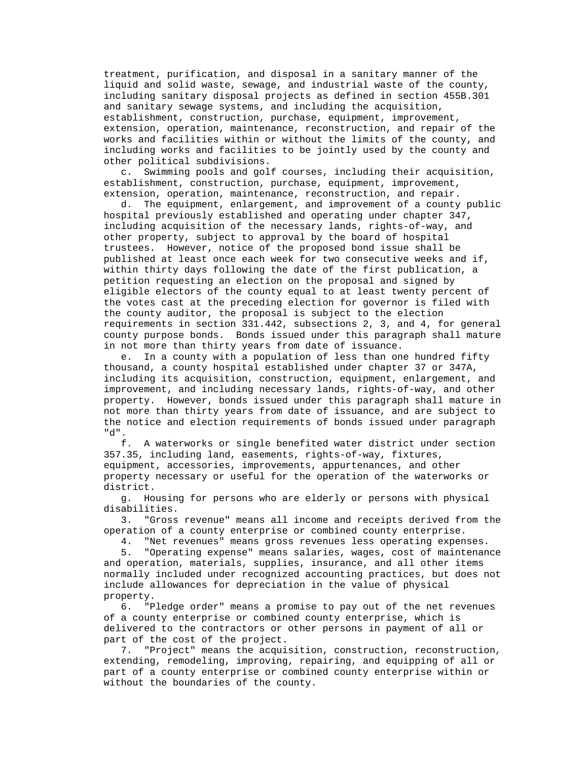treatment, purification, and disposal in a sanitary manner of the liquid and solid waste, sewage, and industrial waste of the county, including sanitary disposal projects as defined in section 455B.301 and sanitary sewage systems, and including the acquisition, establishment, construction, purchase, equipment, improvement, extension, operation, maintenance, reconstruction, and repair of the works and facilities within or without the limits of the county, and including works and facilities to be jointly used by the county and other political subdivisions.

c. Swimming pools and golf courses, including their acquisition, establishment, construction, purchase, equipment, improvement, extension, operation, maintenance, reconstruction, and repair.

d. The equipment, enlargement, and improvement of a county public hospital previously established and operating under chapter 347, including acquisition of the necessary lands, rights-of-way, and other property, subject to approval by the board of hospital trustees. However, notice of the proposed bond issue shall be published at least once each week for two consecutive weeks and if, within thirty days following the date of the first publication, a petition requesting an election on the proposal and signed by eligible electors of the county equal to at least twenty percent of the votes cast at the preceding election for governor is filed with the county auditor, the proposal is subject to the election requirements in section 331.442, subsections 2, 3, and 4, for general county purpose bonds. Bonds issued under this paragraph shall mature in not more than thirty years from date of issuance.

e. In a county with a population of less than one hundred fifty thousand, a county hospital established under chapter 37 or 347A, including its acquisition, construction, equipment, enlargement, and improvement, and including necessary lands, rights-of-way, and other property. However, bonds issued under this paragraph shall mature in not more than thirty years from date of issuance, and are subject to the notice and election requirements of bonds issued under paragraph "d".

f. A waterworks or single benefited water district under section 357.35, including land, easements, rights-of-way, fixtures, equipment, accessories, improvements, appurtenances, and other property necessary or useful for the operation of the waterworks or district.

g. Housing for persons who are elderly or persons with physical disabilities.

3. "Gross revenue" means all income and receipts derived from the operation of a county enterprise or combined county enterprise.

4. "Net revenues" means gross revenues less operating expenses.

5. "Operating expense" means salaries, wages, cost of maintenance and operation, materials, supplies, insurance, and all other items normally included under recognized accounting practices, but does not include allowances for depreciation in the value of physical property.

6. "Pledge order" means a promise to pay out of the net revenues of a county enterprise or combined county enterprise, which is delivered to the contractors or other persons in payment of all or part of the cost of the project.

7. "Project" means the acquisition, construction, reconstruction, extending, remodeling, improving, repairing, and equipping of all or part of a county enterprise or combined county enterprise within or without the boundaries of the county.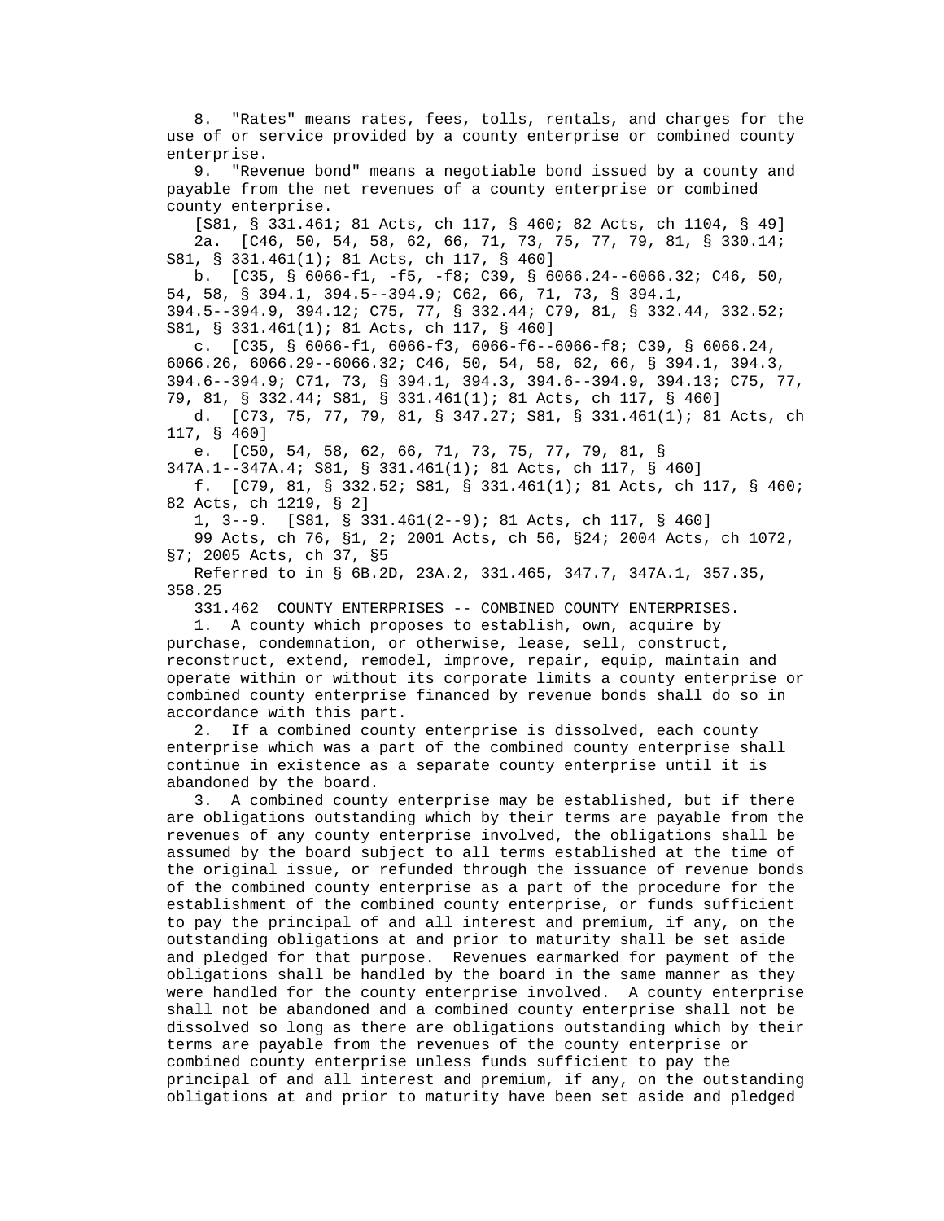8. "Rates" means rates, fees, tolls, rentals, and charges for the use of or service provided by a county enterprise or combined county enterprise.

9. "Revenue bond" means a negotiable bond issued by a county and payable from the net revenues of a county enterprise or combined county enterprise.

[S81, § 331.461; 81 Acts, ch 117, § 460; 82 Acts, ch 1104, § 49]

2a. [C46, 50, 54, 58, 62, 66, 71, 73, 75, 77, 79, 81, § 330.14; S81, § 331.461(1); 81 Acts, ch 117, § 460]

b. [C35, § 6066-f1, -f5, -f8; C39, § 6066.24--6066.32; C46, 50, 54, 58, § 394.1, 394.5--394.9; C62, 66, 71, 73, § 394.1, 394.5--394.9, 394.12; C75, 77, § 332.44; C79, 81, § 332.44, 332.52; S81, § 331.461(1); 81 Acts, ch 117, § 460]

c. [C35, § 6066-f1, 6066-f3, 6066-f6--6066-f8; C39, § 6066.24, 6066.26, 6066.29--6066.32; C46, 50, 54, 58, 62, 66, § 394.1, 394.3, 394.6--394.9; C71, 73, § 394.1, 394.3, 394.6--394.9, 394.13; C75, 77, 79, 81, § 332.44; S81, § 331.461(1); 81 Acts, ch 117, § 460]

d. [C73, 75, 77, 79, 81, § 347.27; S81, § 331.461(1); 81 Acts, ch 117, § 460]

e. [C50, 54, 58, 62, 66, 71, 73, 75, 77, 79, 81, § 347A.1--347A.4; S81, § 331.461(1); 81 Acts, ch 117, § 460]

f. [C79, 81, § 332.52; S81, § 331.461(1); 81 Acts, ch 117, § 460; 82 Acts, ch 1219, § 2]

1, 3--9. [S81, § 331.461(2--9); 81 Acts, ch 117, § 460]

99 Acts, ch 76, §1, 2; 2001 Acts, ch 56, §24; 2004 Acts, ch 1072, §7; 2005 Acts, ch 37, §5

Referred to in § 6B.2D, 23A.2, 331.465, 347.7, 347A.1, 357.35, 358.25

331.462 COUNTY ENTERPRISES -- COMBINED COUNTY ENTERPRISES.

1. A county which proposes to establish, own, acquire by purchase, condemnation, or otherwise, lease, sell, construct, reconstruct, extend, remodel, improve, repair, equip, maintain and operate within or without its corporate limits a county enterprise or combined county enterprise financed by revenue bonds shall do so in accordance with this part.

2. If a combined county enterprise is dissolved, each county enterprise which was a part of the combined county enterprise shall continue in existence as a separate county enterprise until it is abandoned by the board.

3. A combined county enterprise may be established, but if there are obligations outstanding which by their terms are payable from the revenues of any county enterprise involved, the obligations shall be assumed by the board subject to all terms established at the time of the original issue, or refunded through the issuance of revenue bonds of the combined county enterprise as a part of the procedure for the establishment of the combined county enterprise, or funds sufficient to pay the principal of and all interest and premium, if any, on the outstanding obligations at and prior to maturity shall be set aside and pledged for that purpose. Revenues earmarked for payment of the obligations shall be handled by the board in the same manner as they were handled for the county enterprise involved. A county enterprise shall not be abandoned and a combined county enterprise shall not be dissolved so long as there are obligations outstanding which by their terms are payable from the revenues of the county enterprise or combined county enterprise unless funds sufficient to pay the principal of and all interest and premium, if any, on the outstanding obligations at and prior to maturity have been set aside and pledged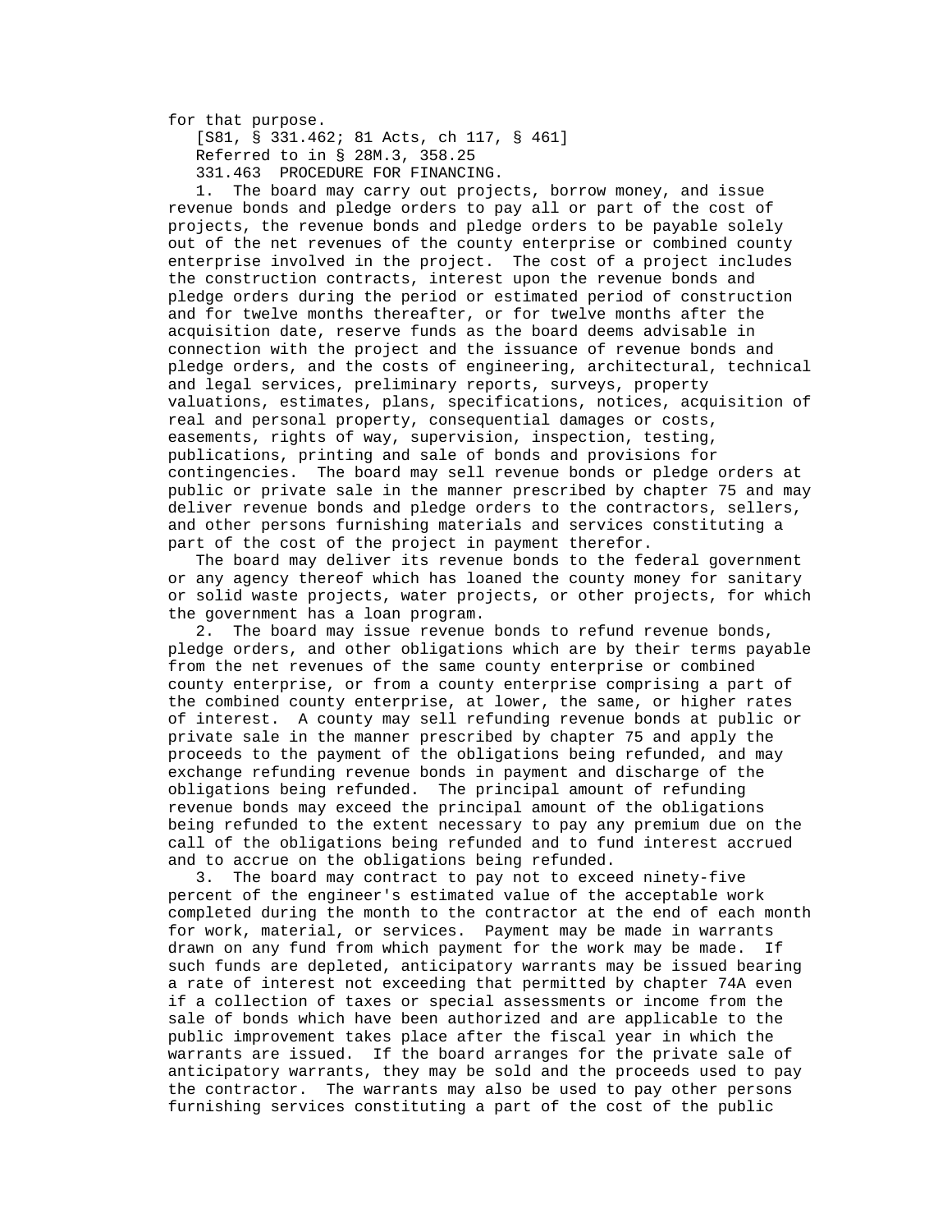for that purpose.

[S81, § 331.462; 81 Acts, ch 117, § 461]

Referred to in § 28M.3, 358.25

331.463 PROCEDURE FOR FINANCING.

1. The board may carry out projects, borrow money, and issue revenue bonds and pledge orders to pay all or part of the cost of projects, the revenue bonds and pledge orders to be payable solely out of the net revenues of the county enterprise or combined county enterprise involved in the project. The cost of a project includes the construction contracts, interest upon the revenue bonds and pledge orders during the period or estimated period of construction and for twelve months thereafter, or for twelve months after the acquisition date, reserve funds as the board deems advisable in connection with the project and the issuance of revenue bonds and pledge orders, and the costs of engineering, architectural, technical and legal services, preliminary reports, surveys, property valuations, estimates, plans, specifications, notices, acquisition of real and personal property, consequential damages or costs, easements, rights of way, supervision, inspection, testing, publications, printing and sale of bonds and provisions for contingencies. The board may sell revenue bonds or pledge orders at public or private sale in the manner prescribed by chapter 75 and may deliver revenue bonds and pledge orders to the contractors, sellers, and other persons furnishing materials and services constituting a part of the cost of the project in payment therefor.

The board may deliver its revenue bonds to the federal government or any agency thereof which has loaned the county money for sanitary or solid waste projects, water projects, or other projects, for which the government has a loan program.

2. The board may issue revenue bonds to refund revenue bonds, pledge orders, and other obligations which are by their terms payable from the net revenues of the same county enterprise or combined county enterprise, or from a county enterprise comprising a part of the combined county enterprise, at lower, the same, or higher rates of interest. A county may sell refunding revenue bonds at public or private sale in the manner prescribed by chapter 75 and apply the proceeds to the payment of the obligations being refunded, and may exchange refunding revenue bonds in payment and discharge of the obligations being refunded. The principal amount of refunding revenue bonds may exceed the principal amount of the obligations being refunded to the extent necessary to pay any premium due on the call of the obligations being refunded and to fund interest accrued and to accrue on the obligations being refunded.

3. The board may contract to pay not to exceed ninety-five percent of the engineer's estimated value of the acceptable work completed during the month to the contractor at the end of each month for work, material, or services. Payment may be made in warrants drawn on any fund from which payment for the work may be made. If such funds are depleted, anticipatory warrants may be issued bearing a rate of interest not exceeding that permitted by chapter 74A even if a collection of taxes or special assessments or income from the sale of bonds which have been authorized and are applicable to the public improvement takes place after the fiscal year in which the warrants are issued. If the board arranges for the private sale of anticipatory warrants, they may be sold and the proceeds used to pay the contractor. The warrants may also be used to pay other persons furnishing services constituting a part of the cost of the public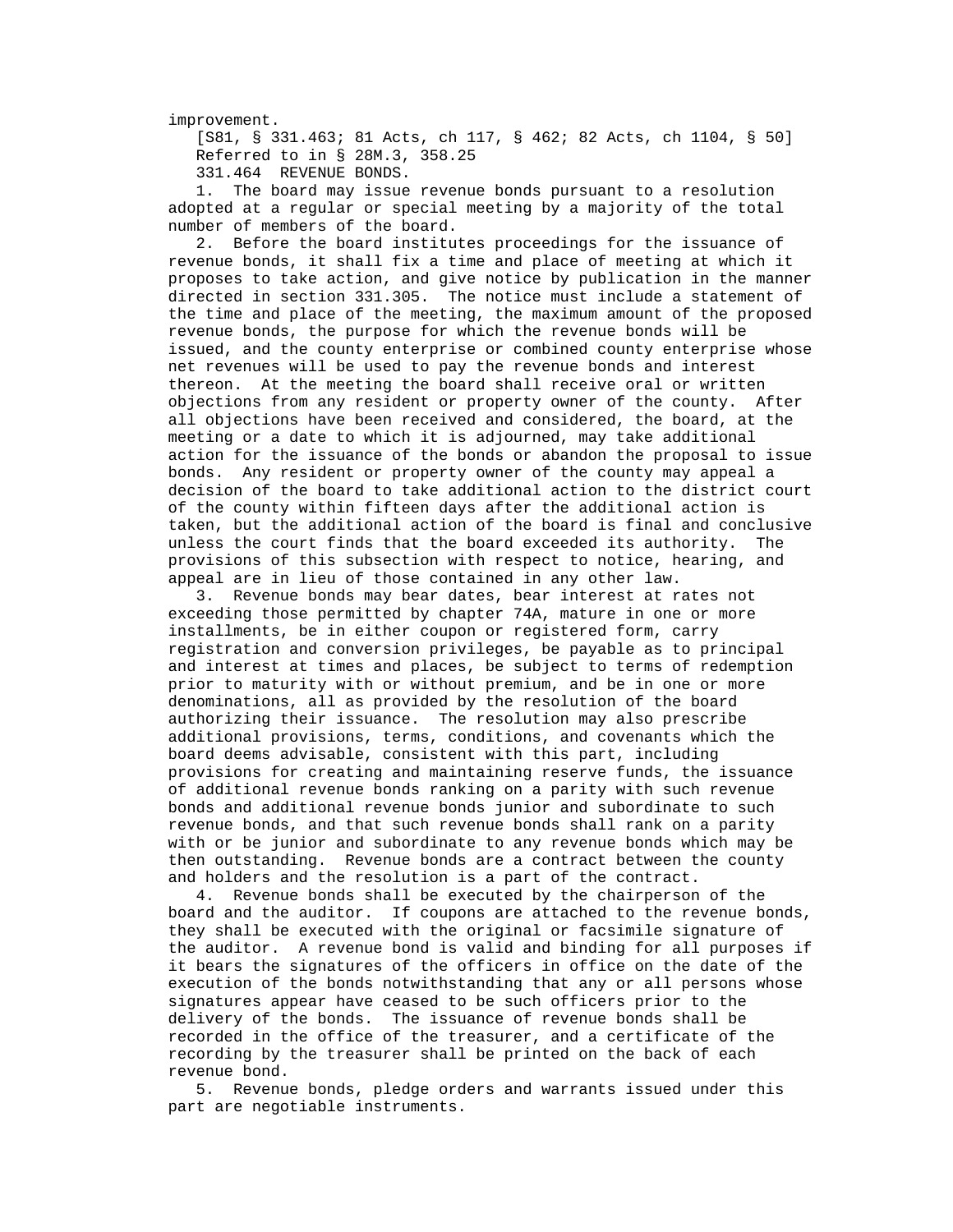improvement.

[S81, § 331.463; 81 Acts, ch 117, § 462; 82 Acts, ch 1104, § 50]

Referred to in § 28M.3, 358.25

331.464 REVENUE BONDS.

1. The board may issue revenue bonds pursuant to a resolution adopted at a regular or special meeting by a majority of the total number of members of the board.

2. Before the board institutes proceedings for the issuance of revenue bonds, it shall fix a time and place of meeting at which it proposes to take action, and give notice by publication in the manner directed in section 331.305. The notice must include a statement of the time and place of the meeting, the maximum amount of the proposed revenue bonds, the purpose for which the revenue bonds will be issued, and the county enterprise or combined county enterprise whose net revenues will be used to pay the revenue bonds and interest thereon. At the meeting the board shall receive oral or written objections from any resident or property owner of the county. After all objections have been received and considered, the board, at the meeting or a date to which it is adjourned, may take additional action for the issuance of the bonds or abandon the proposal to issue bonds. Any resident or property owner of the county may appeal a decision of the board to take additional action to the district court of the county within fifteen days after the additional action is taken, but the additional action of the board is final and conclusive unless the court finds that the board exceeded its authority. The provisions of this subsection with respect to notice, hearing, and appeal are in lieu of those contained in any other law.

3. Revenue bonds may bear dates, bear interest at rates not exceeding those permitted by chapter 74A, mature in one or more installments, be in either coupon or registered form, carry registration and conversion privileges, be payable as to principal and interest at times and places, be subject to terms of redemption prior to maturity with or without premium, and be in one or more denominations, all as provided by the resolution of the board authorizing their issuance. The resolution may also prescribe additional provisions, terms, conditions, and covenants which the board deems advisable, consistent with this part, including provisions for creating and maintaining reserve funds, the issuance of additional revenue bonds ranking on a parity with such revenue bonds and additional revenue bonds junior and subordinate to such revenue bonds, and that such revenue bonds shall rank on a parity with or be junior and subordinate to any revenue bonds which may be then outstanding. Revenue bonds are a contract between the county and holders and the resolution is a part of the contract.

4. Revenue bonds shall be executed by the chairperson of the board and the auditor. If coupons are attached to the revenue bonds, they shall be executed with the original or facsimile signature of the auditor. A revenue bond is valid and binding for all purposes if it bears the signatures of the officers in office on the date of the execution of the bonds notwithstanding that any or all persons whose signatures appear have ceased to be such officers prior to the delivery of the bonds. The issuance of revenue bonds shall be recorded in the office of the treasurer, and a certificate of the recording by the treasurer shall be printed on the back of each revenue bond.

5. Revenue bonds, pledge orders and warrants issued under this part are negotiable instruments.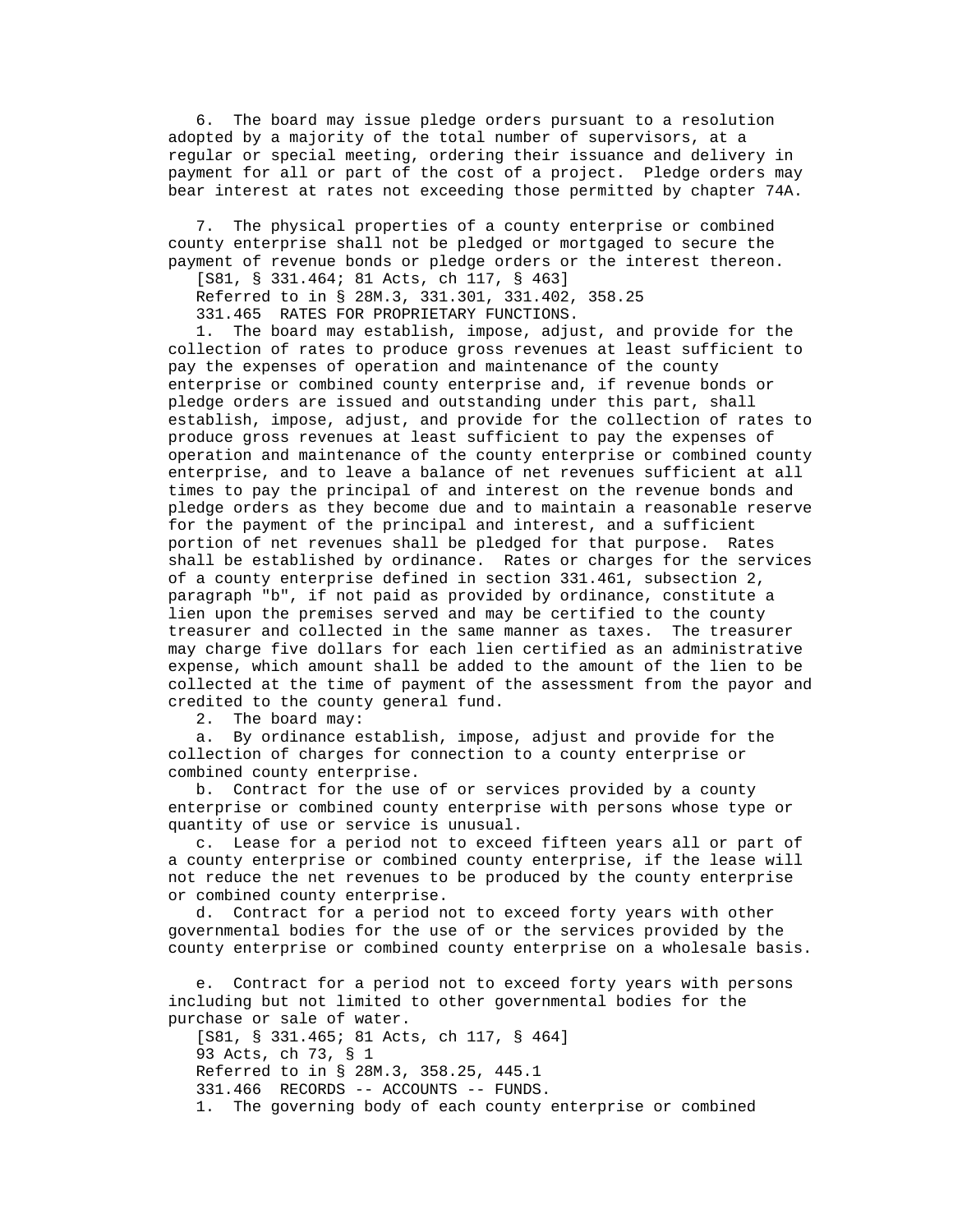6. The board may issue pledge orders pursuant to a resolution adopted by a majority of the total number of supervisors, at a regular or special meeting, ordering their issuance and delivery in payment for all or part of the cost of a project. Pledge orders may bear interest at rates not exceeding those permitted by chapter 74A.

7. The physical properties of a county enterprise or combined county enterprise shall not be pledged or mortgaged to secure the payment of revenue bonds or pledge orders or the interest thereon.

[S81, § 331.464; 81 Acts, ch 117, § 463]

Referred to in § 28M.3, 331.301, 331.402, 358.25

331.465 RATES FOR PROPRIETARY FUNCTIONS.

1. The board may establish, impose, adjust, and provide for the collection of rates to produce gross revenues at least sufficient to pay the expenses of operation and maintenance of the county enterprise or combined county enterprise and, if revenue bonds or pledge orders are issued and outstanding under this part, shall establish, impose, adjust, and provide for the collection of rates to produce gross revenues at least sufficient to pay the expenses of operation and maintenance of the county enterprise or combined county enterprise, and to leave a balance of net revenues sufficient at all times to pay the principal of and interest on the revenue bonds and pledge orders as they become due and to maintain a reasonable reserve for the payment of the principal and interest, and a sufficient portion of net revenues shall be pledged for that purpose. Rates shall be established by ordinance. Rates or charges for the services of a county enterprise defined in section 331.461, subsection 2, paragraph "b", if not paid as provided by ordinance, constitute a lien upon the premises served and may be certified to the county treasurer and collected in the same manner as taxes. The treasurer may charge five dollars for each lien certified as an administrative expense, which amount shall be added to the amount of the lien to be collected at the time of payment of the assessment from the payor and credited to the county general fund.

2. The board may:

a. By ordinance establish, impose, adjust and provide for the collection of charges for connection to a county enterprise or combined county enterprise.

b. Contract for the use of or services provided by a county enterprise or combined county enterprise with persons whose type or quantity of use or service is unusual.

c. Lease for a period not to exceed fifteen years all or part of a county enterprise or combined county enterprise, if the lease will not reduce the net revenues to be produced by the county enterprise or combined county enterprise.

d. Contract for a period not to exceed forty years with other governmental bodies for the use of or the services provided by the county enterprise or combined county enterprise on a wholesale basis.

e. Contract for a period not to exceed forty years with persons including but not limited to other governmental bodies for the purchase or sale of water.

[S81, § 331.465; 81 Acts, ch 117, § 464]

93 Acts, ch 73, § 1

Referred to in § 28M.3, 358.25, 445.1

331.466 RECORDS -- ACCOUNTS -- FUNDS.

1. The governing body of each county enterprise or combined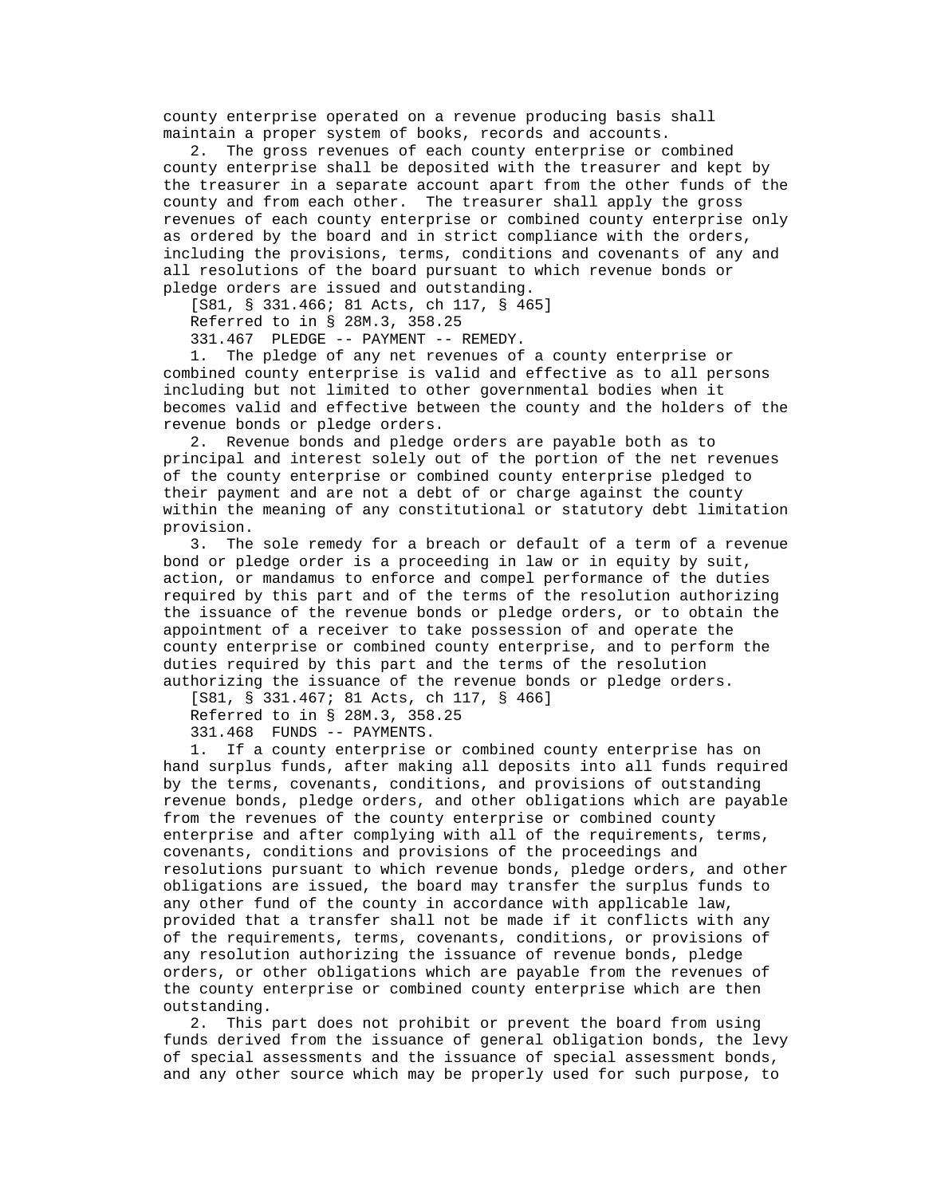county enterprise operated on a revenue producing basis shall maintain a proper system of books, records and accounts.

2. The gross revenues of each county enterprise or combined county enterprise shall be deposited with the treasurer and kept by the treasurer in a separate account apart from the other funds of the county and from each other. The treasurer shall apply the gross revenues of each county enterprise or combined county enterprise only as ordered by the board and in strict compliance with the orders, including the provisions, terms, conditions and covenants of any and all resolutions of the board pursuant to which revenue bonds or pledge orders are issued and outstanding.

[S81, § 331.466; 81 Acts, ch 117, § 465]

Referred to in § 28M.3, 358.25

331.467 PLEDGE -- PAYMENT -- REMEDY.

1. The pledge of any net revenues of a county enterprise or combined county enterprise is valid and effective as to all persons including but not limited to other governmental bodies when it becomes valid and effective between the county and the holders of the revenue bonds or pledge orders.

2. Revenue bonds and pledge orders are payable both as to principal and interest solely out of the portion of the net revenues of the county enterprise or combined county enterprise pledged to their payment and are not a debt of or charge against the county within the meaning of any constitutional or statutory debt limitation provision.

3. The sole remedy for a breach or default of a term of a revenue bond or pledge order is a proceeding in law or in equity by suit, action, or mandamus to enforce and compel performance of the duties required by this part and of the terms of the resolution authorizing the issuance of the revenue bonds or pledge orders, or to obtain the appointment of a receiver to take possession of and operate the county enterprise or combined county enterprise, and to perform the duties required by this part and the terms of the resolution authorizing the issuance of the revenue bonds or pledge orders.

[S81, § 331.467; 81 Acts, ch 117, § 466]

Referred to in § 28M.3, 358.25

331.468 FUNDS -- PAYMENTS.

1. If a county enterprise or combined county enterprise has on hand surplus funds, after making all deposits into all funds required by the terms, covenants, conditions, and provisions of outstanding revenue bonds, pledge orders, and other obligations which are payable from the revenues of the county enterprise or combined county enterprise and after complying with all of the requirements, terms, covenants, conditions and provisions of the proceedings and resolutions pursuant to which revenue bonds, pledge orders, and other obligations are issued, the board may transfer the surplus funds to any other fund of the county in accordance with applicable law, provided that a transfer shall not be made if it conflicts with any of the requirements, terms, covenants, conditions, or provisions of any resolution authorizing the issuance of revenue bonds, pledge orders, or other obligations which are payable from the revenues of the county enterprise or combined county enterprise which are then outstanding.

2. This part does not prohibit or prevent the board from using funds derived from the issuance of general obligation bonds, the levy of special assessments and the issuance of special assessment bonds, and any other source which may be properly used for such purpose, to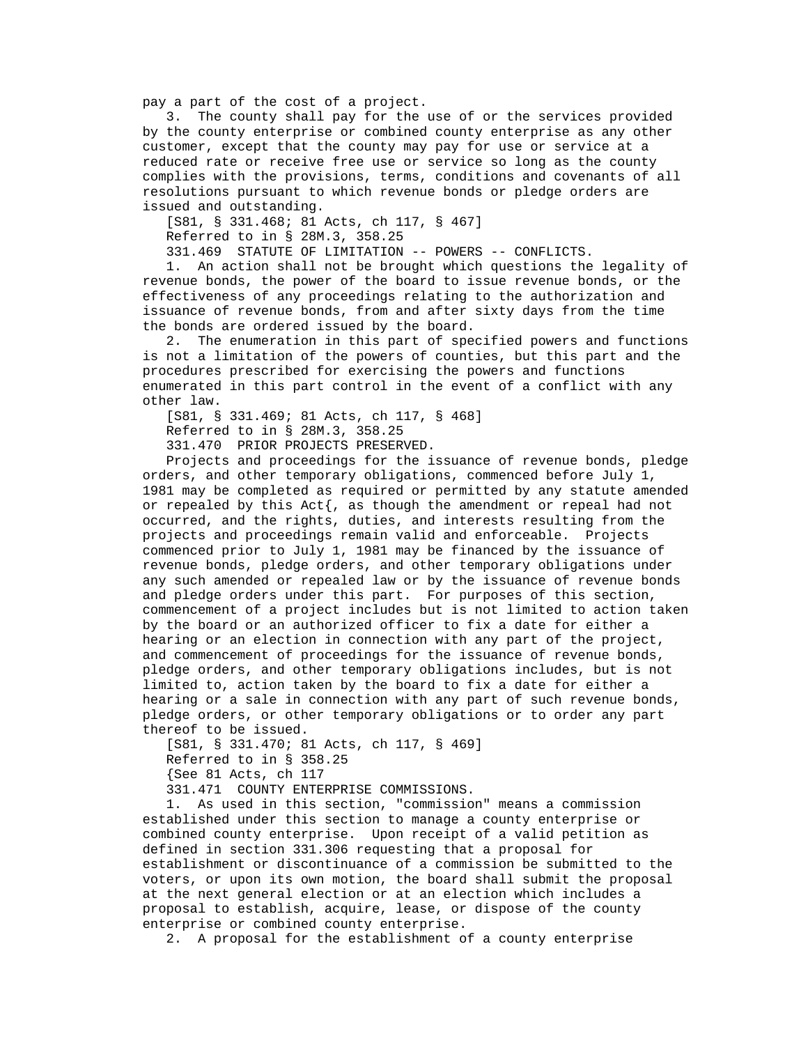pay a part of the cost of a project.

3. The county shall pay for the use of or the services provided by the county enterprise or combined county enterprise as any other customer, except that the county may pay for use or service at a reduced rate or receive free use or service so long as the county complies with the provisions, terms, conditions and covenants of all resolutions pursuant to which revenue bonds or pledge orders are issued and outstanding.

[S81, § 331.468; 81 Acts, ch 117, § 467]

Referred to in § 28M.3, 358.25

331.469 STATUTE OF LIMITATION -- POWERS -- CONFLICTS.

1. An action shall not be brought which questions the legality of revenue bonds, the power of the board to issue revenue bonds, or the effectiveness of any proceedings relating to the authorization and issuance of revenue bonds, from and after sixty days from the time the bonds are ordered issued by the board.

2. The enumeration in this part of specified powers and functions is not a limitation of the powers of counties, but this part and the procedures prescribed for exercising the powers and functions enumerated in this part control in the event of a conflict with any other law.

[S81, § 331.469; 81 Acts, ch 117, § 468]

Referred to in § 28M.3, 358.25

331.470 PRIOR PROJECTS PRESERVED.

Projects and proceedings for the issuance of revenue bonds, pledge orders, and other temporary obligations, commenced before July 1, 1981 may be completed as required or permitted by any statute amended or repealed by this Act{, as though the amendment or repeal had not occurred, and the rights, duties, and interests resulting from the projects and proceedings remain valid and enforceable. Projects commenced prior to July 1, 1981 may be financed by the issuance of revenue bonds, pledge orders, and other temporary obligations under any such amended or repealed law or by the issuance of revenue bonds and pledge orders under this part. For purposes of this section, commencement of a project includes but is not limited to action taken by the board or an authorized officer to fix a date for either a hearing or an election in connection with any part of the project, and commencement of proceedings for the issuance of revenue bonds, pledge orders, and other temporary obligations includes, but is not limited to, action taken by the board to fix a date for either a hearing or a sale in connection with any part of such revenue bonds, pledge orders, or other temporary obligations or to order any part thereof to be issued.

[S81, § 331.470; 81 Acts, ch 117, § 469]

Referred to in § 358.25

{See 81 Acts, ch 117

331.471 COUNTY ENTERPRISE COMMISSIONS.

1. As used in this section, "commission" means a commission established under this section to manage a county enterprise or combined county enterprise. Upon receipt of a valid petition as defined in section 331.306 requesting that a proposal for establishment or discontinuance of a commission be submitted to the voters, or upon its own motion, the board shall submit the proposal at the next general election or at an election which includes a proposal to establish, acquire, lease, or dispose of the county enterprise or combined county enterprise.

2. A proposal for the establishment of a county enterprise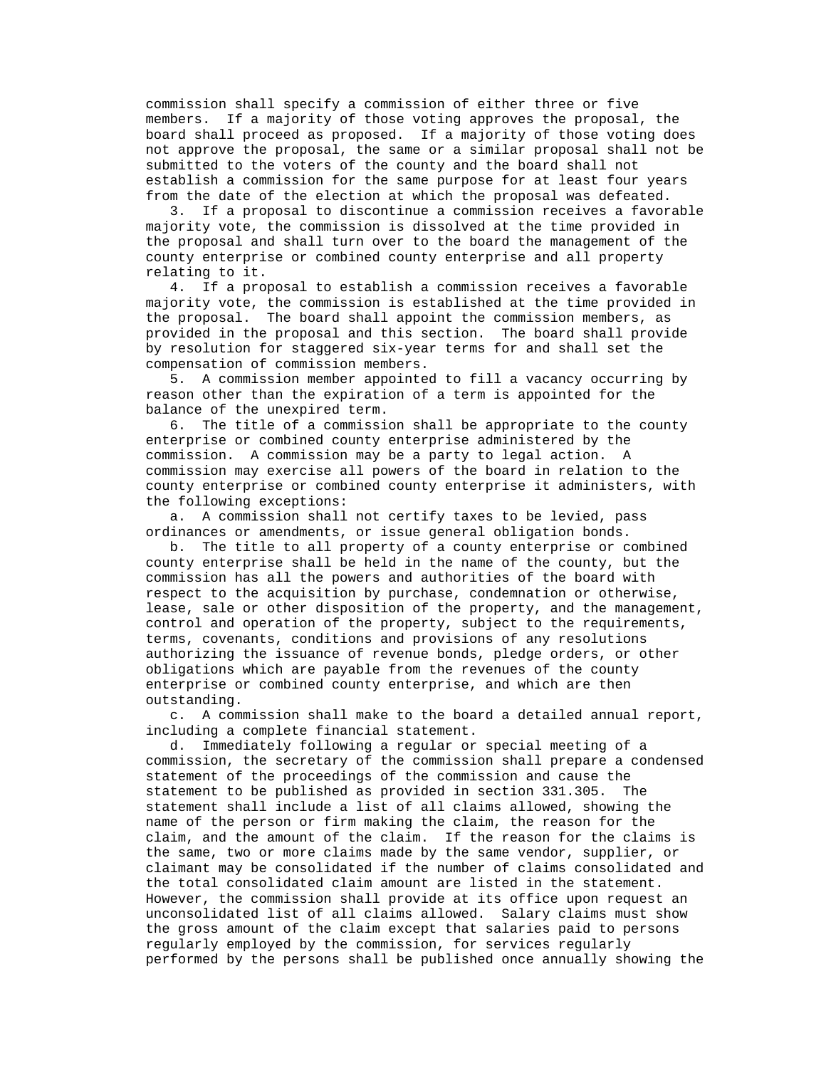commission shall specify a commission of either three or five members. If a majority of those voting approves the proposal, the board shall proceed as proposed. If a majority of those voting does not approve the proposal, the same or a similar proposal shall not be submitted to the voters of the county and the board shall not establish a commission for the same purpose for at least four years from the date of the election at which the proposal was defeated.

3. If a proposal to discontinue a commission receives a favorable majority vote, the commission is dissolved at the time provided in the proposal and shall turn over to the board the management of the county enterprise or combined county enterprise and all property relating to it.

4. If a proposal to establish a commission receives a favorable majority vote, the commission is established at the time provided in the proposal. The board shall appoint the commission members, as provided in the proposal and this section. The board shall provide by resolution for staggered six-year terms for and shall set the compensation of commission members.

5. A commission member appointed to fill a vacancy occurring by reason other than the expiration of a term is appointed for the balance of the unexpired term.

6. The title of a commission shall be appropriate to the county enterprise or combined county enterprise administered by the commission. A commission may be a party to legal action. A commission may exercise all powers of the board in relation to the county enterprise or combined county enterprise it administers, with the following exceptions:

a. A commission shall not certify taxes to be levied, pass ordinances or amendments, or issue general obligation bonds.

b. The title to all property of a county enterprise or combined county enterprise shall be held in the name of the county, but the commission has all the powers and authorities of the board with respect to the acquisition by purchase, condemnation or otherwise, lease, sale or other disposition of the property, and the management, control and operation of the property, subject to the requirements, terms, covenants, conditions and provisions of any resolutions authorizing the issuance of revenue bonds, pledge orders, or other obligations which are payable from the revenues of the county enterprise or combined county enterprise, and which are then outstanding.

c. A commission shall make to the board a detailed annual report, including a complete financial statement.

d. Immediately following a regular or special meeting of a commission, the secretary of the commission shall prepare a condensed statement of the proceedings of the commission and cause the statement to be published as provided in section 331.305. The statement shall include a list of all claims allowed, showing the name of the person or firm making the claim, the reason for the claim, and the amount of the claim. If the reason for the claims is the same, two or more claims made by the same vendor, supplier, or claimant may be consolidated if the number of claims consolidated and the total consolidated claim amount are listed in the statement. However, the commission shall provide at its office upon request an unconsolidated list of all claims allowed. Salary claims must show the gross amount of the claim except that salaries paid to persons regularly employed by the commission, for services regularly performed by the persons shall be published once annually showing the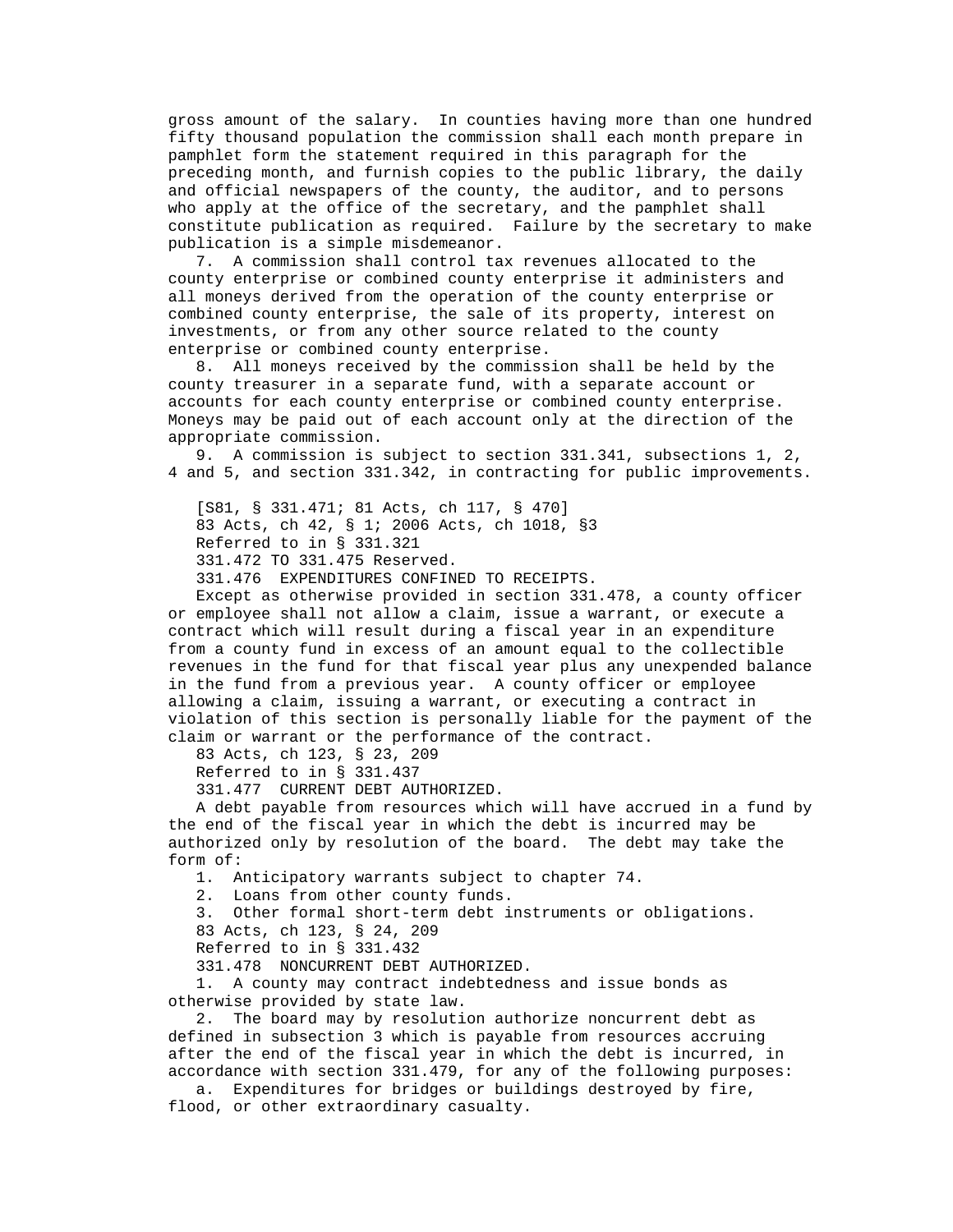gross amount of the salary. In counties having more than one hundred fifty thousand population the commission shall each month prepare in pamphlet form the statement required in this paragraph for the preceding month, and furnish copies to the public library, the daily and official newspapers of the county, the auditor, and to persons who apply at the office of the secretary, and the pamphlet shall constitute publication as required. Failure by the secretary to make publication is a simple misdemeanor.

7. A commission shall control tax revenues allocated to the county enterprise or combined county enterprise it administers and all moneys derived from the operation of the county enterprise or combined county enterprise, the sale of its property, interest on investments, or from any other source related to the county enterprise or combined county enterprise.

8. All moneys received by the commission shall be held by the county treasurer in a separate fund, with a separate account or accounts for each county enterprise or combined county enterprise. Moneys may be paid out of each account only at the direction of the appropriate commission.

9. A commission is subject to section 331.341, subsections 1, 2, 4 and 5, and section 331.342, in contracting for public improvements.

[S81, § 331.471; 81 Acts, ch 117, § 470]

83 Acts, ch 42, § 1; 2006 Acts, ch 1018, §3

Referred to in § 331.321

331.472 TO 331.475 Reserved.

331.476 EXPENDITURES CONFINED TO RECEIPTS.

Except as otherwise provided in section 331.478, a county officer or employee shall not allow a claim, issue a warrant, or execute a contract which will result during a fiscal year in an expenditure from a county fund in excess of an amount equal to the collectible revenues in the fund for that fiscal year plus any unexpended balance in the fund from a previous year. A county officer or employee allowing a claim, issuing a warrant, or executing a contract in violation of this section is personally liable for the payment of the claim or warrant or the performance of the contract.

83 Acts, ch 123, § 23, 209

Referred to in § 331.437

331.477 CURRENT DEBT AUTHORIZED.

A debt payable from resources which will have accrued in a fund by the end of the fiscal year in which the debt is incurred may be authorized only by resolution of the board. The debt may take the form of:

1. Anticipatory warrants subject to chapter 74.
2. Loans from other county funds.
3. Other formal short-term debt instruments or obligations.

83 Acts, ch 123, § 24, 209

Referred to in § 331.432

331.478 NONCURRENT DEBT AUTHORIZED.

1. A county may contract indebtedness and issue bonds as otherwise provided by state law.

2. The board may by resolution authorize noncurrent debt as defined in subsection 3 which is payable from resources accruing after the end of the fiscal year in which the debt is incurred, in accordance with section 331.479, for any of the following purposes:

a. Expenditures for bridges or buildings destroyed by fire, flood, or other extraordinary casualty.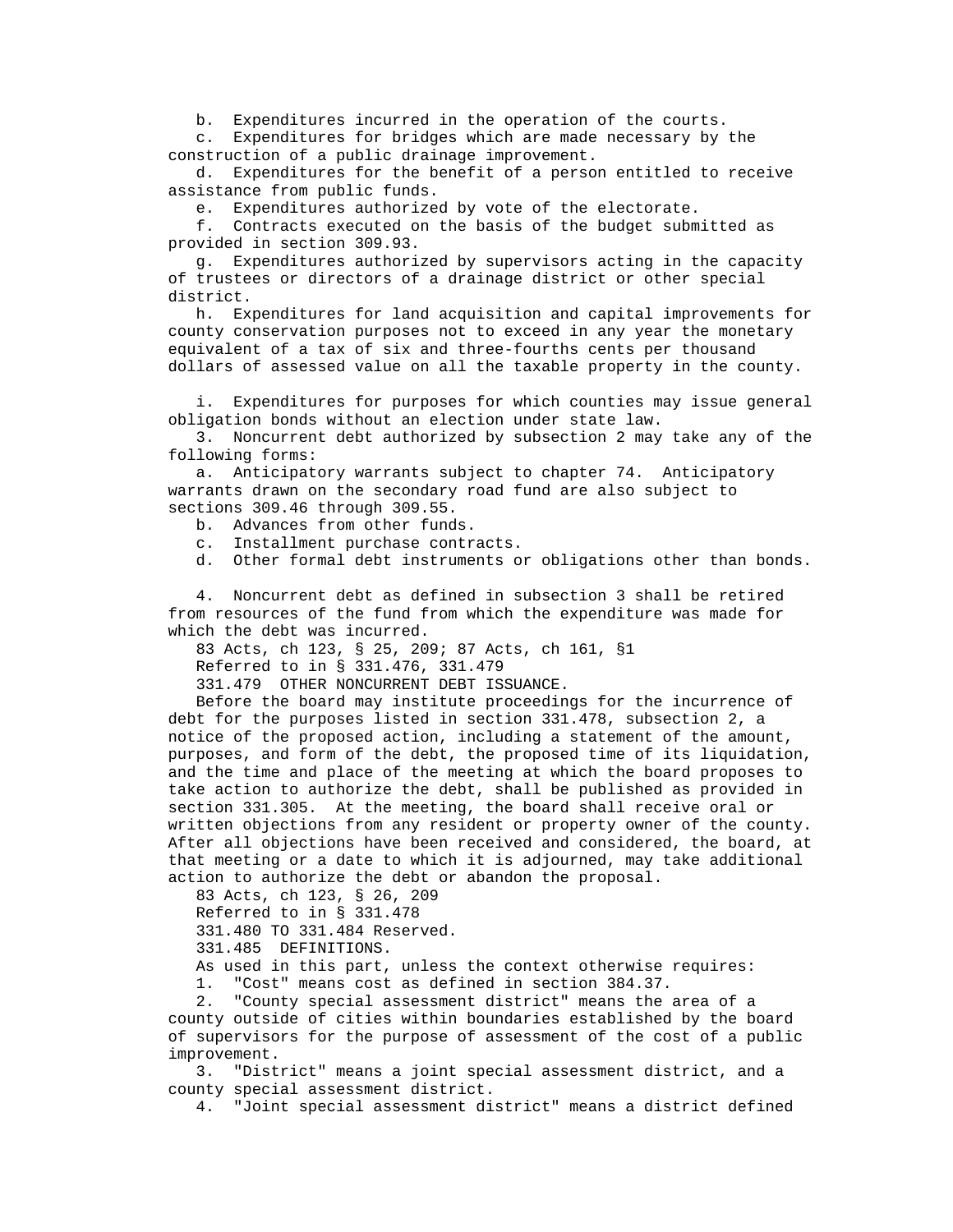b. Expenditures incurred in the operation of the courts.

c. Expenditures for bridges which are made necessary by the construction of a public drainage improvement.

d. Expenditures for the benefit of a person entitled to receive assistance from public funds.

e. Expenditures authorized by vote of the electorate.

f. Contracts executed on the basis of the budget submitted as provided in section 309.93.

g. Expenditures authorized by supervisors acting in the capacity of trustees or directors of a drainage district or other special district.

h. Expenditures for land acquisition and capital improvements for county conservation purposes not to exceed in any year the monetary equivalent of a tax of six and three-fourths cents per thousand dollars of assessed value on all the taxable property in the county.

i. Expenditures for purposes for which counties may issue general obligation bonds without an election under state law.

3. Noncurrent debt authorized by subsection 2 may take any of the following forms:

a. Anticipatory warrants subject to chapter 74. Anticipatory warrants drawn on the secondary road fund are also subject to sections 309.46 through 309.55.

b. Advances from other funds.

c. Installment purchase contracts.

d. Other formal debt instruments or obligations other than bonds.

4. Noncurrent debt as defined in subsection 3 shall be retired from resources of the fund from which the expenditure was made for which the debt was incurred.

83 Acts, ch 123, § 25, 209; 87 Acts, ch 161, §1

Referred to in § 331.476, 331.479

331.479 OTHER NONCURRENT DEBT ISSUANCE.

Before the board may institute proceedings for the incurrence of debt for the purposes listed in section 331.478, subsection 2, a notice of the proposed action, including a statement of the amount, purposes, and form of the debt, the proposed time of its liquidation, and the time and place of the meeting at which the board proposes to take action to authorize the debt, shall be published as provided in section 331.305. At the meeting, the board shall receive oral or written objections from any resident or property owner of the county. After all objections have been received and considered, the board, at that meeting or a date to which it is adjourned, may take additional action to authorize the debt or abandon the proposal.

83 Acts, ch 123, § 26, 209

Referred to in § 331.478

331.480 TO 331.484 Reserved.

331.485 DEFINITIONS.

As used in this part, unless the context otherwise requires:

1. "Cost" means cost as defined in section 384.37.

2. "County special assessment district" means the area of a county outside of cities within boundaries established by the board of supervisors for the purpose of assessment of the cost of a public improvement.

3. "District" means a joint special assessment district, and a county special assessment district.

4. "Joint special assessment district" means a district defined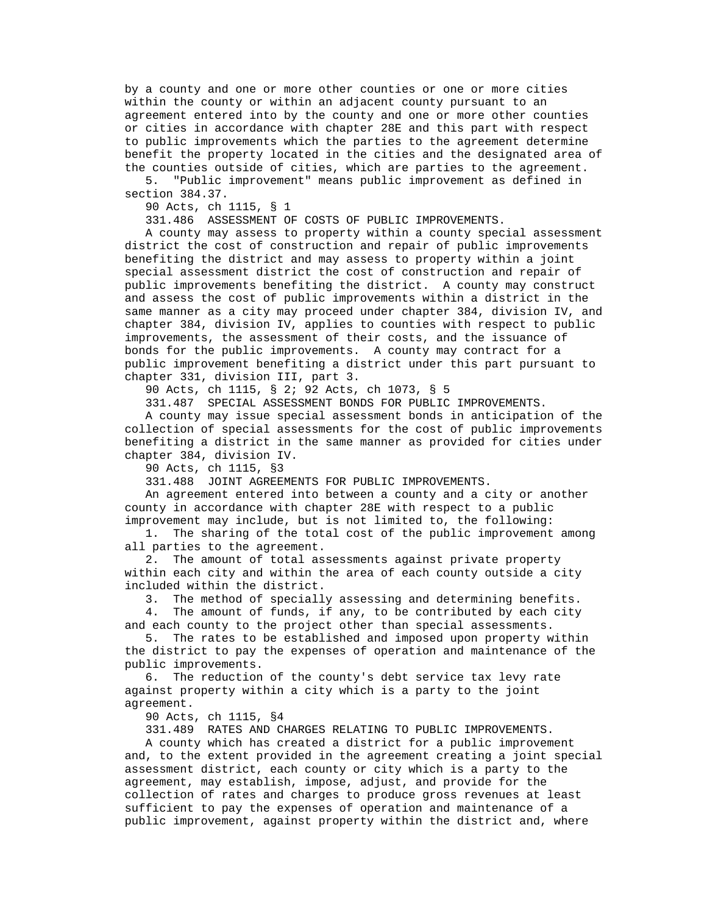by a county and one or more other counties or one or more cities within the county or within an adjacent county pursuant to an agreement entered into by the county and one or more other counties or cities in accordance with chapter 28E and this part with respect to public improvements which the parties to the agreement determine benefit the property located in the cities and the designated area of the counties outside of cities, which are parties to the agreement.

5. "Public improvement" means public improvement as defined in section 384.37.

90 Acts, ch 1115, § 1

331.486 ASSESSMENT OF COSTS OF PUBLIC IMPROVEMENTS.

A county may assess to property within a county special assessment district the cost of construction and repair of public improvements benefiting the district and may assess to property within a joint special assessment district the cost of construction and repair of public improvements benefiting the district. A county may construct and assess the cost of public improvements within a district in the same manner as a city may proceed under chapter 384, division IV, and chapter 384, division IV, applies to counties with respect to public improvements, the assessment of their costs, and the issuance of bonds for the public improvements. A county may contract for a public improvement benefiting a district under this part pursuant to chapter 331, division III, part 3.

90 Acts, ch 1115, § 2; 92 Acts, ch 1073, § 5

331.487 SPECIAL ASSESSMENT BONDS FOR PUBLIC IMPROVEMENTS.

A county may issue special assessment bonds in anticipation of the collection of special assessments for the cost of public improvements benefiting a district in the same manner as provided for cities under chapter 384, division IV.

90 Acts, ch 1115, §3

331.488 JOINT AGREEMENTS FOR PUBLIC IMPROVEMENTS.

An agreement entered into between a county and a city or another county in accordance with chapter 28E with respect to a public improvement may include, but is not limited to, the following:

1. The sharing of the total cost of the public improvement among all parties to the agreement.

2. The amount of total assessments against private property within each city and within the area of each county outside a city included within the district.

3. The method of specially assessing and determining benefits.

4. The amount of funds, if any, to be contributed by each city and each county to the project other than special assessments.

5. The rates to be established and imposed upon property within the district to pay the expenses of operation and maintenance of the public improvements.

6. The reduction of the county's debt service tax levy rate against property within a city which is a party to the joint agreement.

90 Acts, ch 1115, §4

331.489 RATES AND CHARGES RELATING TO PUBLIC IMPROVEMENTS.

A county which has created a district for a public improvement and, to the extent provided in the agreement creating a joint special assessment district, each county or city which is a party to the agreement, may establish, impose, adjust, and provide for the collection of rates and charges to produce gross revenues at least sufficient to pay the expenses of operation and maintenance of a public improvement, against property within the district and, where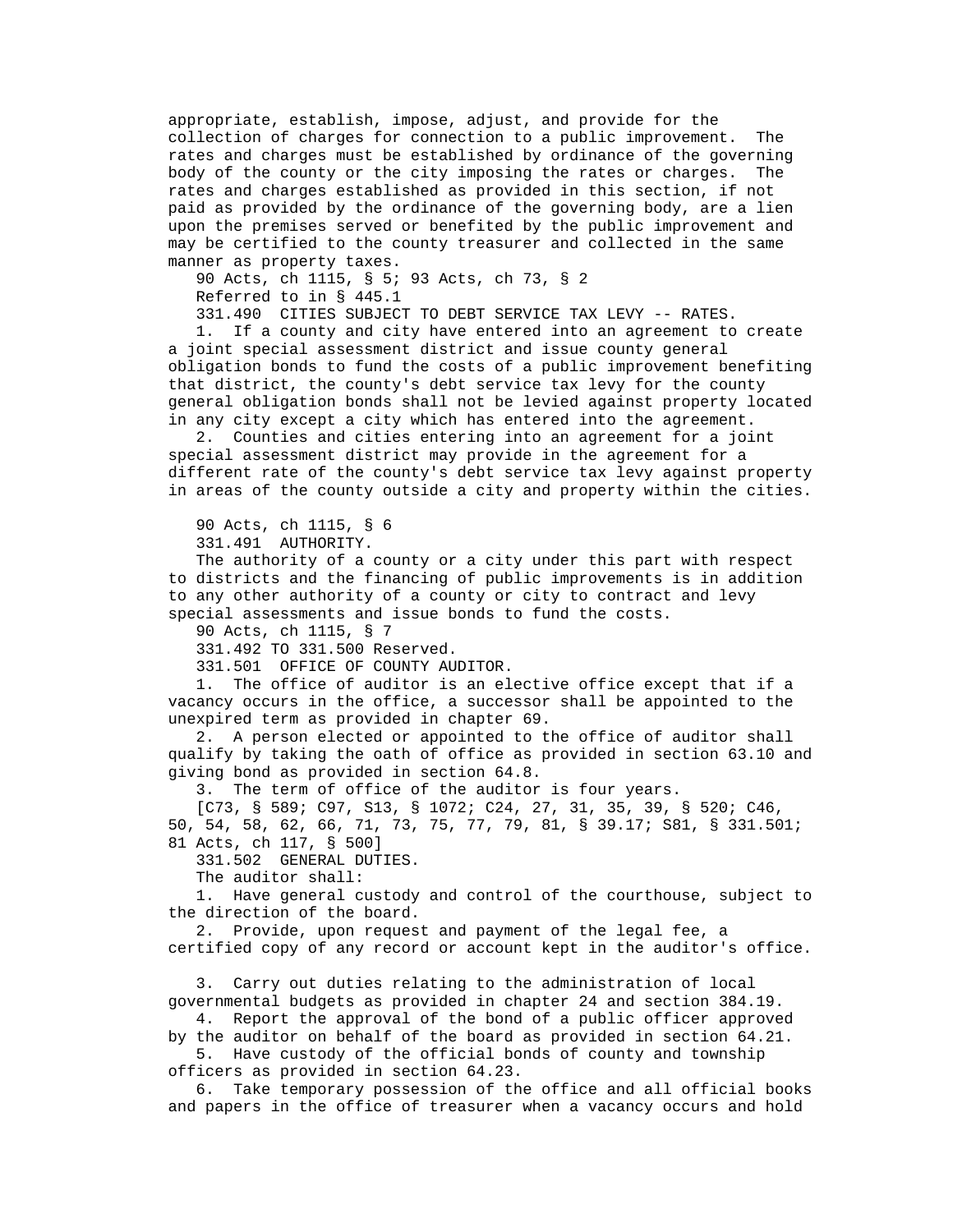appropriate, establish, impose, adjust, and provide for the collection of charges for connection to a public improvement. The rates and charges must be established by ordinance of the governing body of the county or the city imposing the rates or charges. The rates and charges established as provided in this section, if not paid as provided by the ordinance of the governing body, are a lien upon the premises served or benefited by the public improvement and may be certified to the county treasurer and collected in the same manner as property taxes.

90 Acts, ch 1115, § 5; 93 Acts, ch 73, § 2

Referred to in § 445.1

331.490 CITIES SUBJECT TO DEBT SERVICE TAX LEVY -- RATES.

1. If a county and city have entered into an agreement to create a joint special assessment district and issue county general obligation bonds to fund the costs of a public improvement benefiting that district, the county's debt service tax levy for the county general obligation bonds shall not be levied against property located in any city except a city which has entered into the agreement.

2. Counties and cities entering into an agreement for a joint special assessment district may provide in the agreement for a different rate of the county's debt service tax levy against property in areas of the county outside a city and property within the cities.

90 Acts, ch 1115, § 6

331.491 AUTHORITY.

The authority of a county or a city under this part with respect to districts and the financing of public improvements is in addition to any other authority of a county or city to contract and levy special assessments and issue bonds to fund the costs.

90 Acts, ch 1115, § 7

331.492 TO 331.500 Reserved.

331.501 OFFICE OF COUNTY AUDITOR.

1. The office of auditor is an elective office except that if a vacancy occurs in the office, a successor shall be appointed to the unexpired term as provided in chapter 69.

2. A person elected or appointed to the office of auditor shall qualify by taking the oath of office as provided in section 63.10 and giving bond as provided in section 64.8.

3. The term of office of the auditor is four years.

[C73, § 589; C97, S13, § 1072; C24, 27, 31, 35, 39, § 520; C46, 50, 54, 58, 62, 66, 71, 73, 75, 77, 79, 81, § 39.17; S81, § 331.501; 81 Acts, ch 117, § 500]

331.502 GENERAL DUTIES.

The auditor shall:

1. Have general custody and control of the courthouse, subject to the direction of the board.

2. Provide, upon request and payment of the legal fee, a certified copy of any record or account kept in the auditor's office.

3. Carry out duties relating to the administration of local governmental budgets as provided in chapter 24 and section 384.19.

4. Report the approval of the bond of a public officer approved by the auditor on behalf of the board as provided in section 64.21.

5. Have custody of the official bonds of county and township officers as provided in section 64.23.

6. Take temporary possession of the office and all official books and papers in the office of treasurer when a vacancy occurs and hold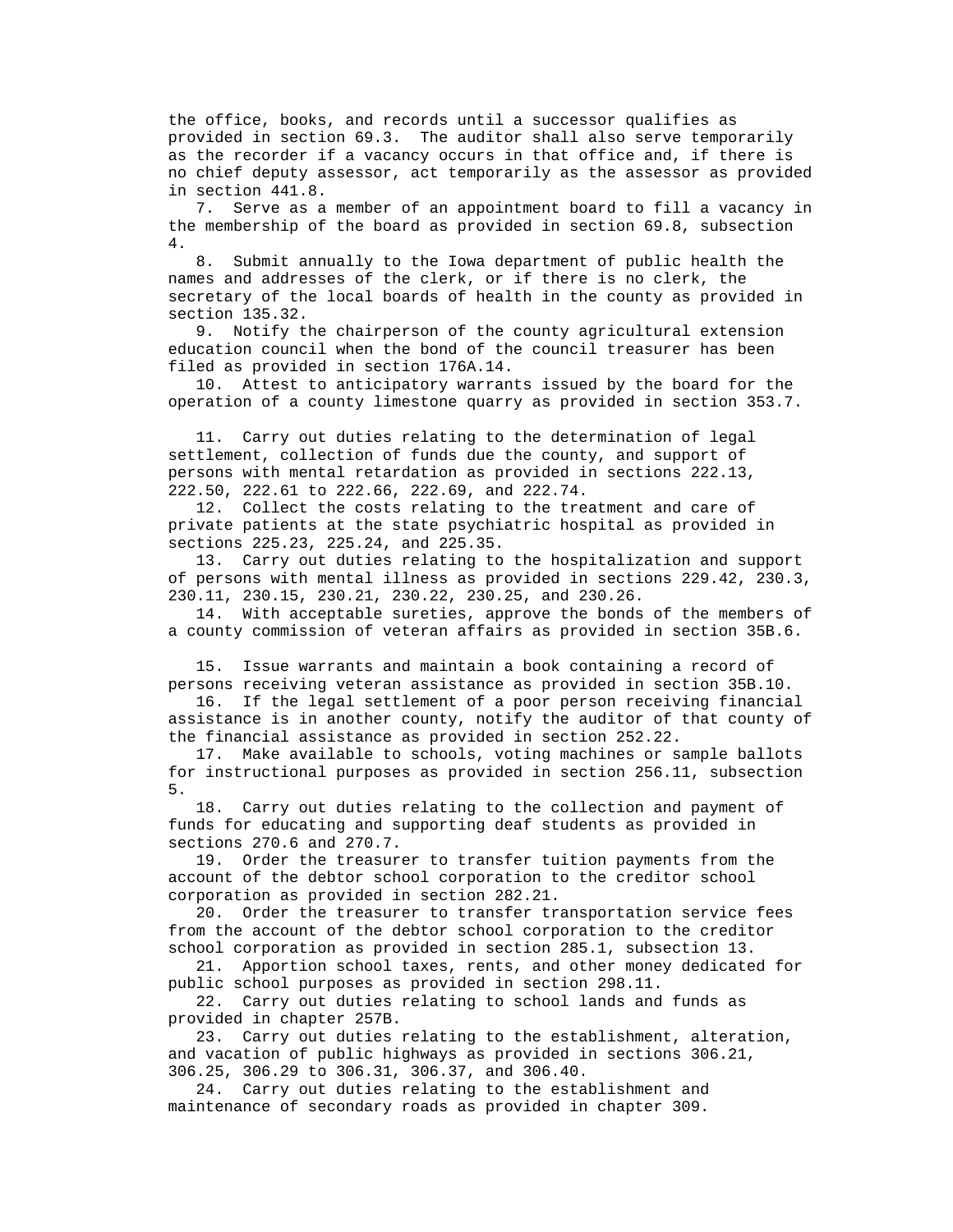the office, books, and records until a successor qualifies as provided in section 69.3. The auditor shall also serve temporarily as the recorder if a vacancy occurs in that office and, if there is no chief deputy assessor, act temporarily as the assessor as provided in section 441.8.

7. Serve as a member of an appointment board to fill a vacancy in the membership of the board as provided in section 69.8, subsection 4.

8. Submit annually to the Iowa department of public health the names and addresses of the clerk, or if there is no clerk, the secretary of the local boards of health in the county as provided in section 135.32.

9. Notify the chairperson of the county agricultural extension education council when the bond of the council treasurer has been filed as provided in section 176A.14.

10. Attest to anticipatory warrants issued by the board for the operation of a county limestone quarry as provided in section 353.7.

11. Carry out duties relating to the determination of legal settlement, collection of funds due the county, and support of persons with mental retardation as provided in sections 222.13, 222.50, 222.61 to 222.66, 222.69, and 222.74.

12. Collect the costs relating to the treatment and care of private patients at the state psychiatric hospital as provided in sections 225.23, 225.24, and 225.35.

13. Carry out duties relating to the hospitalization and support of persons with mental illness as provided in sections 229.42, 230.3, 230.11, 230.15, 230.21, 230.22, 230.25, and 230.26.

14. With acceptable sureties, approve the bonds of the members of a county commission of veteran affairs as provided in section 35B.6.

15. Issue warrants and maintain a book containing a record of persons receiving veteran assistance as provided in section 35B.10.

16. If the legal settlement of a poor person receiving financial assistance is in another county, notify the auditor of that county of the financial assistance as provided in section 252.22.

17. Make available to schools, voting machines or sample ballots for instructional purposes as provided in section 256.11, subsection 5.

18. Carry out duties relating to the collection and payment of funds for educating and supporting deaf students as provided in sections 270.6 and 270.7.

19. Order the treasurer to transfer tuition payments from the account of the debtor school corporation to the creditor school corporation as provided in section 282.21.

20. Order the treasurer to transfer transportation service fees from the account of the debtor school corporation to the creditor school corporation as provided in section 285.1, subsection 13.

21. Apportion school taxes, rents, and other money dedicated for public school purposes as provided in section 298.11.

22. Carry out duties relating to school lands and funds as provided in chapter 257B.

23. Carry out duties relating to the establishment, alteration, and vacation of public highways as provided in sections 306.21, 306.25, 306.29 to 306.31, 306.37, and 306.40.

24. Carry out duties relating to the establishment and maintenance of secondary roads as provided in chapter 309.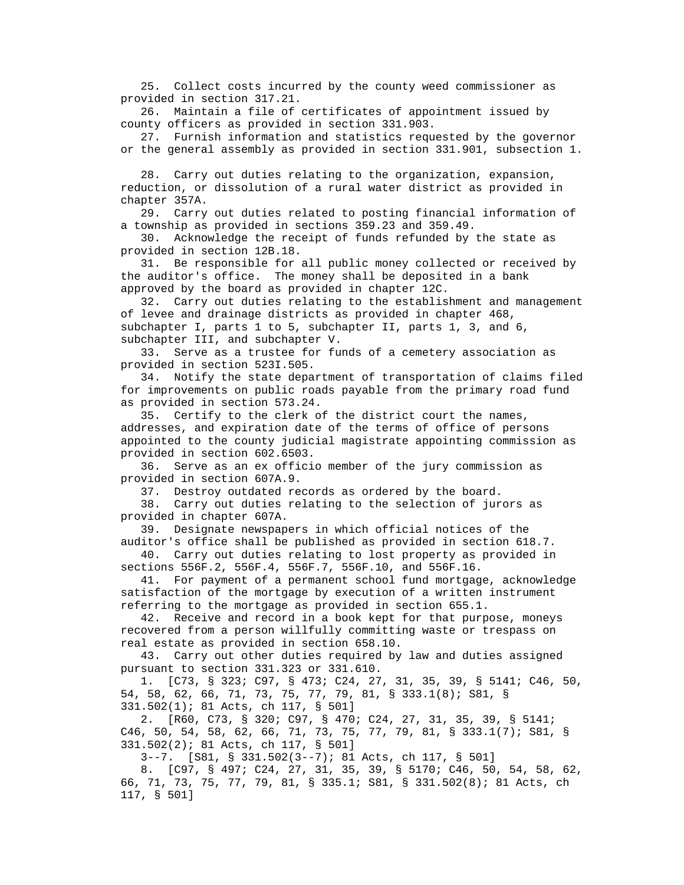25. Collect costs incurred by the county weed commissioner as provided in section 317.21.

26. Maintain a file of certificates of appointment issued by county officers as provided in section 331.903.

27. Furnish information and statistics requested by the governor or the general assembly as provided in section 331.901, subsection 1.

28. Carry out duties relating to the organization, expansion, reduction, or dissolution of a rural water district as provided in chapter 357A.

29. Carry out duties related to posting financial information of a township as provided in sections 359.23 and 359.49.

30. Acknowledge the receipt of funds refunded by the state as provided in section 12B.18.

31. Be responsible for all public money collected or received by the auditor's office. The money shall be deposited in a bank approved by the board as provided in chapter 12C.

32. Carry out duties relating to the establishment and management of levee and drainage districts as provided in chapter 468, subchapter I, parts 1 to 5, subchapter II, parts 1, 3, and 6, subchapter III, and subchapter V.

33. Serve as a trustee for funds of a cemetery association as provided in section 523I.505.

34. Notify the state department of transportation of claims filed for improvements on public roads payable from the primary road fund as provided in section 573.24.

35. Certify to the clerk of the district court the names, addresses, and expiration date of the terms of office of persons appointed to the county judicial magistrate appointing commission as provided in section 602.6503.

36. Serve as an ex officio member of the jury commission as provided in section 607A.9.

37. Destroy outdated records as ordered by the board.

38. Carry out duties relating to the selection of jurors as provided in chapter 607A.

39. Designate newspapers in which official notices of the auditor's office shall be published as provided in section 618.7.

40. Carry out duties relating to lost property as provided in sections 556F.2, 556F.4, 556F.7, 556F.10, and 556F.16.

41. For payment of a permanent school fund mortgage, acknowledge satisfaction of the mortgage by execution of a written instrument referring to the mortgage as provided in section 655.1.

42. Receive and record in a book kept for that purpose, moneys recovered from a person willfully committing waste or trespass on real estate as provided in section 658.10.

43. Carry out other duties required by law and duties assigned pursuant to section 331.323 or 331.610.

1. [C73, § 323; C97, § 473; C24, 27, 31, 35, 39, § 5141; C46, 50, 54, 58, 62, 66, 71, 73, 75, 77, 79, 81, § 333.1(8); S81, § 331.502(1); 81 Acts, ch 117, § 501]

2. [R60, C73, § 320; C97, § 470; C24, 27, 31, 35, 39, § 5141; C46, 50, 54, 58, 62, 66, 71, 73, 75, 77, 79, 81, § 333.1(7); S81, § 331.502(2); 81 Acts, ch 117, § 501]

3--7. [S81, § 331.502(3--7); 81 Acts, ch 117, § 501]

8. [C97, § 497; C24, 27, 31, 35, 39, § 5170; C46, 50, 54, 58, 62, 66, 71, 73, 75, 77, 79, 81, § 335.1; S81, § 331.502(8); 81 Acts, ch 117, § 501]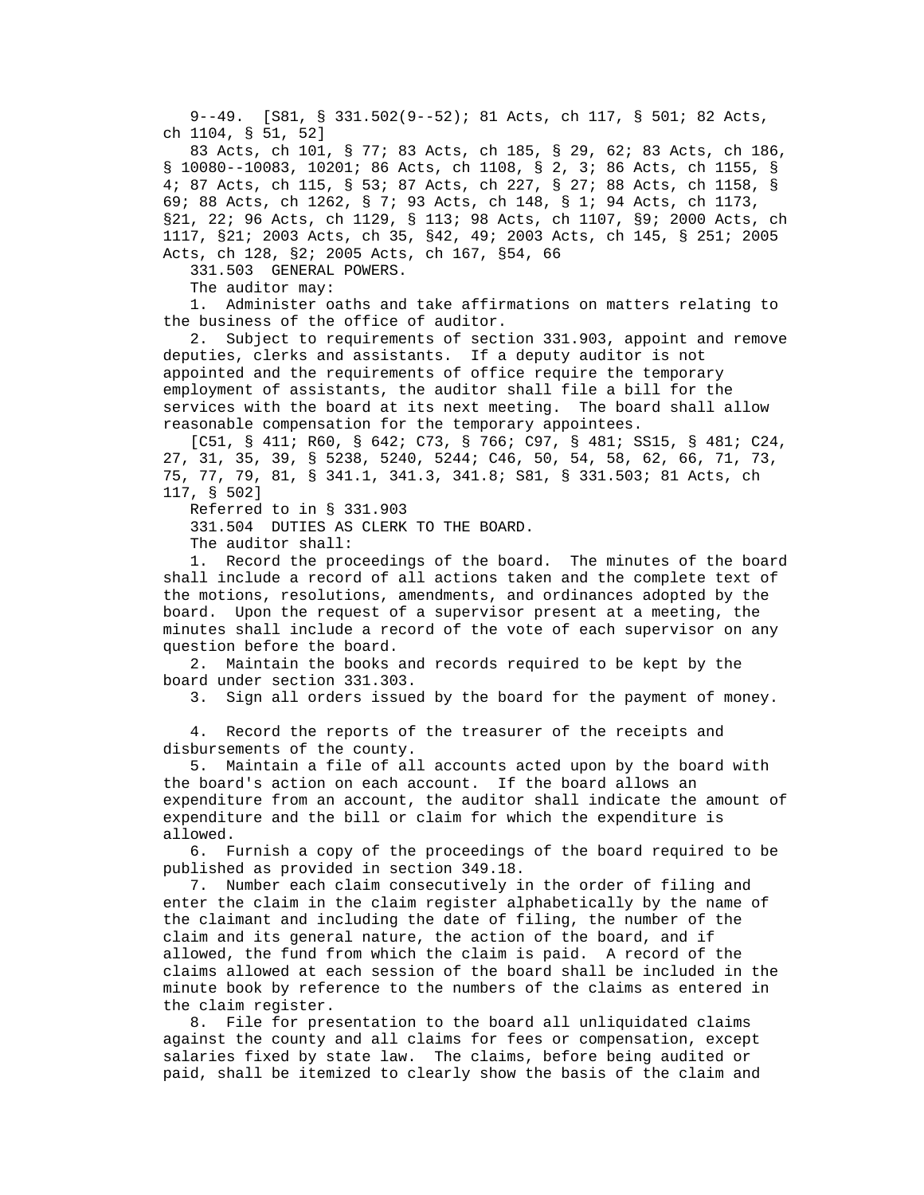9--49. [S81, § 331.502(9--52); 81 Acts, ch 117, § 501; 82 Acts, ch 1104, § 51, 52]

83 Acts, ch 101, § 77; 83 Acts, ch 185, § 29, 62; 83 Acts, ch 186, § 10080--10083, 10201; 86 Acts, ch 1108, § 2, 3; 86 Acts, ch 1155, § 4; 87 Acts, ch 115, § 53; 87 Acts, ch 227, § 27; 88 Acts, ch 1158, § 69; 88 Acts, ch 1262, § 7; 93 Acts, ch 148, § 1; 94 Acts, ch 1173, §21, 22; 96 Acts, ch 1129, § 113; 98 Acts, ch 1107, §9; 2000 Acts, ch 1117, §21; 2003 Acts, ch 35, §42, 49; 2003 Acts, ch 145, § 251; 2005 Acts, ch 128, §2; 2005 Acts, ch 167, §54, 66

331.503 GENERAL POWERS.

The auditor may:

1. Administer oaths and take affirmations on matters relating to the business of the office of auditor.

2. Subject to requirements of section 331.903, appoint and remove deputies, clerks and assistants. If a deputy auditor is not appointed and the requirements of office require the temporary employment of assistants, the auditor shall file a bill for the services with the board at its next meeting. The board shall allow reasonable compensation for the temporary appointees.

[C51, § 411; R60, § 642; C73, § 766; C97, § 481; SS15, § 481; C24, 27, 31, 35, 39, § 5238, 5240, 5244; C46, 50, 54, 58, 62, 66, 71, 73, 75, 77, 79, 81, § 341.1, 341.3, 341.8; S81, § 331.503; 81 Acts, ch 117, § 502]

Referred to in § 331.903

331.504 DUTIES AS CLERK TO THE BOARD.

The auditor shall:

1. Record the proceedings of the board. The minutes of the board shall include a record of all actions taken and the complete text of the motions, resolutions, amendments, and ordinances adopted by the board. Upon the request of a supervisor present at a meeting, the minutes shall include a record of the vote of each supervisor on any question before the board.

2. Maintain the books and records required to be kept by the board under section 331.303.

3. Sign all orders issued by the board for the payment of money.

4. Record the reports of the treasurer of the receipts and disbursements of the county.

5. Maintain a file of all accounts acted upon by the board with the board's action on each account. If the board allows an expenditure from an account, the auditor shall indicate the amount of expenditure and the bill or claim for which the expenditure is allowed.

6. Furnish a copy of the proceedings of the board required to be published as provided in section 349.18.

7. Number each claim consecutively in the order of filing and enter the claim in the claim register alphabetically by the name of the claimant and including the date of filing, the number of the claim and its general nature, the action of the board, and if allowed, the fund from which the claim is paid. A record of the claims allowed at each session of the board shall be included in the minute book by reference to the numbers of the claims as entered in the claim register.

8. File for presentation to the board all unliquidated claims against the county and all claims for fees or compensation, except salaries fixed by state law. The claims, before being audited or paid, shall be itemized to clearly show the basis of the claim and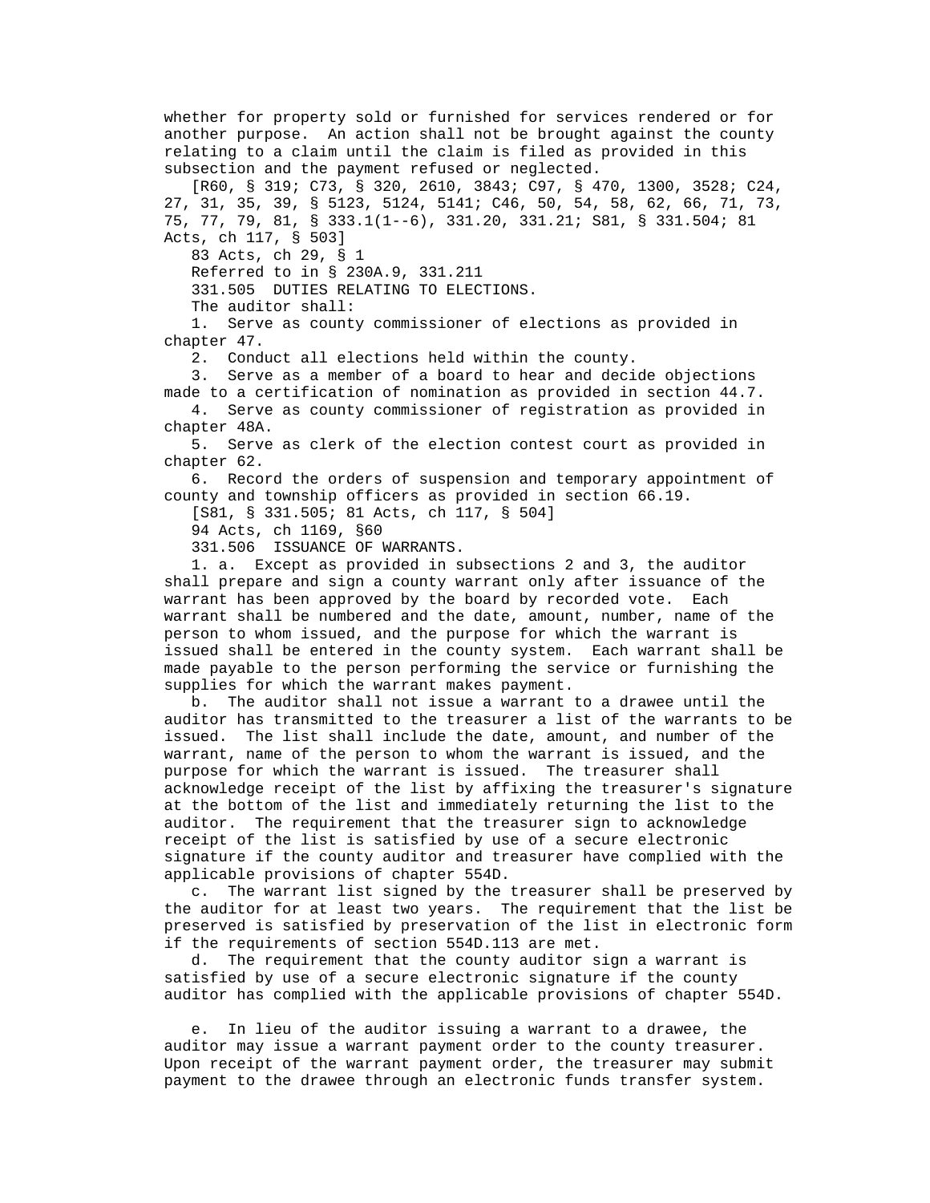whether for property sold or furnished for services rendered or for another purpose. An action shall not be brought against the county relating to a claim until the claim is filed as provided in this subsection and the payment refused or neglected.

[R60, § 319; C73, § 320, 2610, 3843; C97, § 470, 1300, 3528; C24, 27, 31, 35, 39, § 5123, 5124, 5141; C46, 50, 54, 58, 62, 66, 71, 73, 75, 77, 79, 81, § 333.1(1--6), 331.20, 331.21; S81, § 331.504; 81 Acts, ch 117, § 503]

83 Acts, ch 29, § 1

Referred to in § 230A.9, 331.211

331.505 DUTIES RELATING TO ELECTIONS.

The auditor shall:

1. Serve as county commissioner of elections as provided in chapter 47.

2. Conduct all elections held within the county.

3. Serve as a member of a board to hear and decide objections made to a certification of nomination as provided in section 44.7.

4. Serve as county commissioner of registration as provided in chapter 48A.

5. Serve as clerk of the election contest court as provided in chapter 62.

6. Record the orders of suspension and temporary appointment of county and township officers as provided in section 66.19.

[S81, § 331.505; 81 Acts, ch 117, § 504]

94 Acts, ch 1169, §60

331.506 ISSUANCE OF WARRANTS.

1. a. Except as provided in subsections 2 and 3, the auditor shall prepare and sign a county warrant only after issuance of the warrant has been approved by the board by recorded vote. Each warrant shall be numbered and the date, amount, number, name of the person to whom issued, and the purpose for which the warrant is issued shall be entered in the county system. Each warrant shall be made payable to the person performing the service or furnishing the supplies for which the warrant makes payment.

b. The auditor shall not issue a warrant to a drawee until the auditor has transmitted to the treasurer a list of the warrants to be issued. The list shall include the date, amount, and number of the warrant, name of the person to whom the warrant is issued, and the purpose for which the warrant is issued. The treasurer shall acknowledge receipt of the list by affixing the treasurer's signature at the bottom of the list and immediately returning the list to the auditor. The requirement that the treasurer sign to acknowledge receipt of the list is satisfied by use of a secure electronic signature if the county auditor and treasurer have complied with the applicable provisions of chapter 554D.

c. The warrant list signed by the treasurer shall be preserved by the auditor for at least two years. The requirement that the list be preserved is satisfied by preservation of the list in electronic form if the requirements of section 554D.113 are met.

d. The requirement that the county auditor sign a warrant is satisfied by use of a secure electronic signature if the county auditor has complied with the applicable provisions of chapter 554D.

e. In lieu of the auditor issuing a warrant to a drawee, the auditor may issue a warrant payment order to the county treasurer. Upon receipt of the warrant payment order, the treasurer may submit payment to the drawee through an electronic funds transfer system.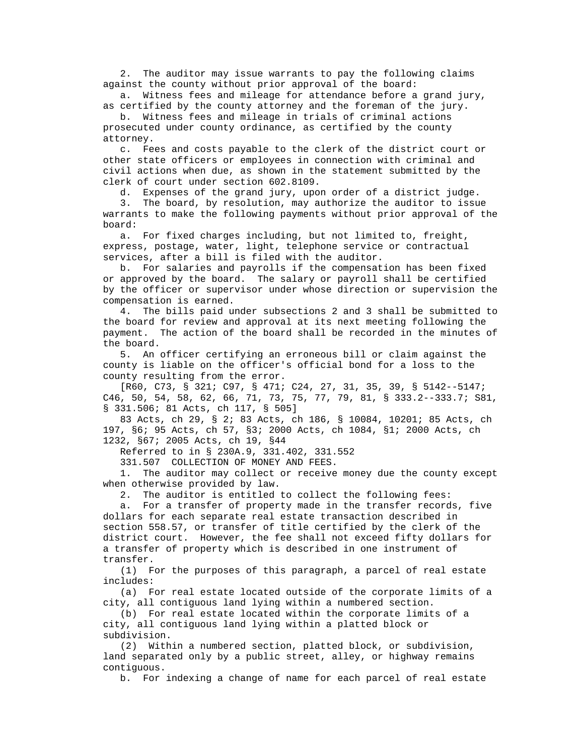2. The auditor may issue warrants to pay the following claims against the county without prior approval of the board:

a. Witness fees and mileage for attendance before a grand jury, as certified by the county attorney and the foreman of the jury.

b. Witness fees and mileage in trials of criminal actions prosecuted under county ordinance, as certified by the county attorney.

c. Fees and costs payable to the clerk of the district court or other state officers or employees in connection with criminal and civil actions when due, as shown in the statement submitted by the clerk of court under section 602.8109.

d. Expenses of the grand jury, upon order of a district judge.

3. The board, by resolution, may authorize the auditor to issue warrants to make the following payments without prior approval of the board:

a. For fixed charges including, but not limited to, freight, express, postage, water, light, telephone service or contractual services, after a bill is filed with the auditor.

b. For salaries and payrolls if the compensation has been fixed or approved by the board. The salary or payroll shall be certified by the officer or supervisor under whose direction or supervision the compensation is earned.

4. The bills paid under subsections 2 and 3 shall be submitted to the board for review and approval at its next meeting following the payment. The action of the board shall be recorded in the minutes of the board.

5. An officer certifying an erroneous bill or claim against the county is liable on the officer's official bond for a loss to the county resulting from the error.

[R60, C73, § 321; C97, § 471; C24, 27, 31, 35, 39, § 5142--5147; C46, 50, 54, 58, 62, 66, 71, 73, 75, 77, 79, 81, § 333.2--333.7; S81, § 331.506; 81 Acts, ch 117, § 505]

83 Acts, ch 29, § 2; 83 Acts, ch 186, § 10084, 10201; 85 Acts, ch 197, §6; 95 Acts, ch 57, §3; 2000 Acts, ch 1084, §1; 2000 Acts, ch 1232, §67; 2005 Acts, ch 19, §44

Referred to in § 230A.9, 331.402, 331.552

331.507 COLLECTION OF MONEY AND FEES.

1. The auditor may collect or receive money due the county except when otherwise provided by law.

2. The auditor is entitled to collect the following fees:

a. For a transfer of property made in the transfer records, five dollars for each separate real estate transaction described in section 558.57, or transfer of title certified by the clerk of the district court. However, the fee shall not exceed fifty dollars for a transfer of property which is described in one instrument of transfer.

(1) For the purposes of this paragraph, a parcel of real estate includes:

(a) For real estate located outside of the corporate limits of a city, all contiguous land lying within a numbered section.

(b) For real estate located within the corporate limits of a city, all contiguous land lying within a platted block or subdivision.

(2) Within a numbered section, platted block, or subdivision, land separated only by a public street, alley, or highway remains contiguous.

b. For indexing a change of name for each parcel of real estate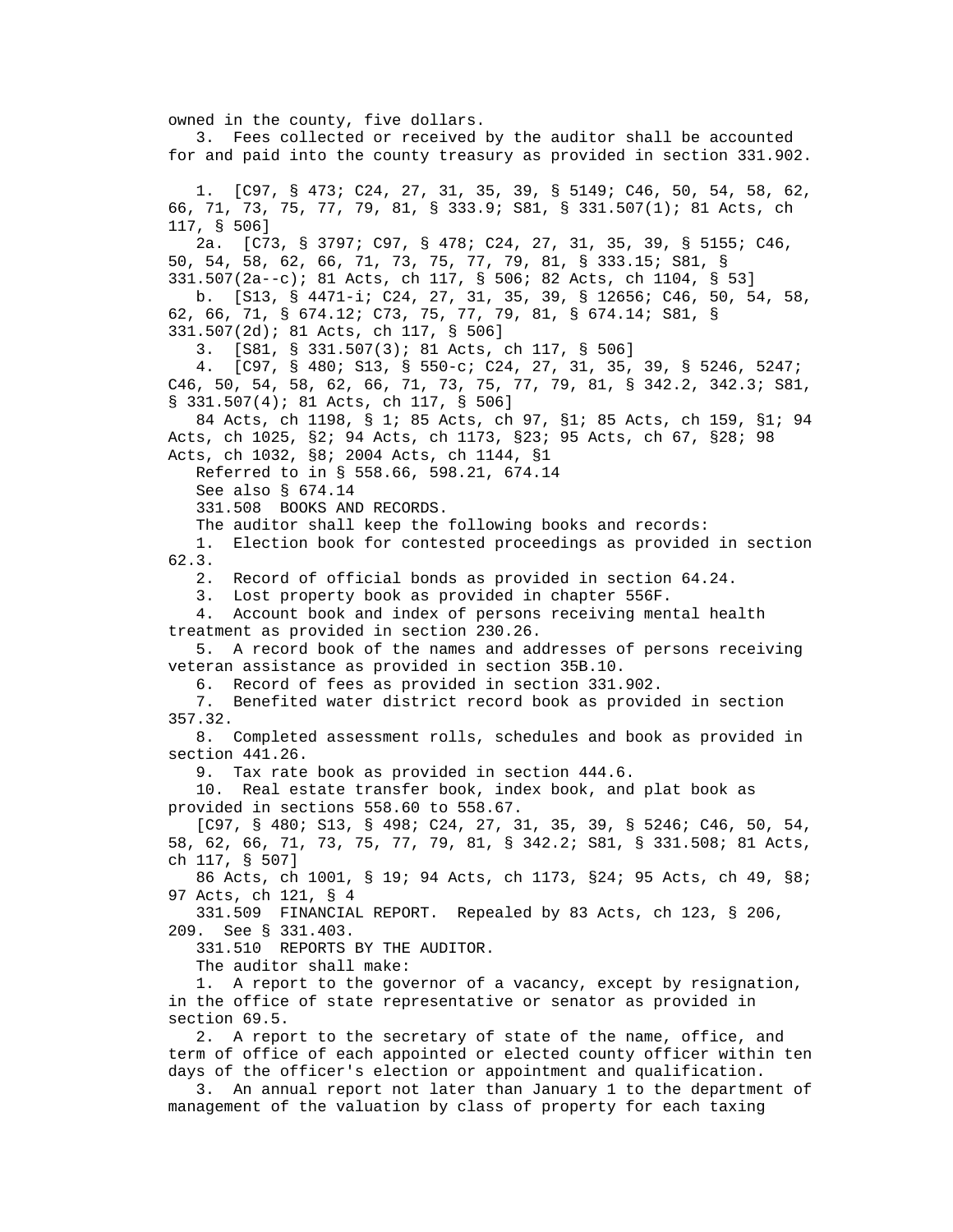owned in the county, five dollars.

3. Fees collected or received by the auditor shall be accounted for and paid into the county treasury as provided in section 331.902.

1. [C97, § 473; C24, 27, 31, 35, 39, § 5149; C46, 50, 54, 58, 62, 66, 71, 73, 75, 77, 79, 81, § 333.9; S81, § 331.507(1); 81 Acts, ch 117, § 506]

2a. [C73, § 3797; C97, § 478; C24, 27, 31, 35, 39, § 5155; C46, 50, 54, 58, 62, 66, 71, 73, 75, 77, 79, 81, § 333.15; S81, § 331.507(2a--c); 81 Acts, ch 117, § 506; 82 Acts, ch 1104, § 53]

b. [S13, § 4471-i; C24, 27, 31, 35, 39, § 12656; C46, 50, 54, 58, 62, 66, 71, § 674.12; C73, 75, 77, 79, 81, § 674.14; S81, § 331.507(2d); 81 Acts, ch 117, § 506]

3. [S81, § 331.507(3); 81 Acts, ch 117, § 506]

4. [C97, § 480; S13, § 550-c; C24, 27, 31, 35, 39, § 5246, 5247; C46, 50, 54, 58, 62, 66, 71, 73, 75, 77, 79, 81, § 342.2, 342.3; S81, § 331.507(4); 81 Acts, ch 117, § 506]

84 Acts, ch 1198, § 1; 85 Acts, ch 97, §1; 85 Acts, ch 159, §1; 94 Acts, ch 1025, §2; 94 Acts, ch 1173, §23; 95 Acts, ch 67, §28; 98 Acts, ch 1032, §8; 2004 Acts, ch 1144, §1

Referred to in § 558.66, 598.21, 674.14

See also § 674.14

331.508 BOOKS AND RECORDS.

The auditor shall keep the following books and records:

1. Election book for contested proceedings as provided in section 62.3.
2. Record of official bonds as provided in section 64.24.
3. Lost property book as provided in chapter 556F.
4. Account book and index of persons receiving mental health treatment as provided in section 230.26.
5. A record book of the names and addresses of persons receiving veteran assistance as provided in section 35B.10.
6. Record of fees as provided in section 331.902.
7. Benefited water district record book as provided in section 357.32.
8. Completed assessment rolls, schedules and book as provided in section 441.26.
9. Tax rate book as provided in section 444.6.
10. Real estate transfer book, index book, and plat book as provided in sections 558.60 to 558.67.

[C97, § 480; S13, § 498; C24, 27, 31, 35, 39, § 5246; C46, 50, 54, 58, 62, 66, 71, 73, 75, 77, 79, 81, § 342.2; S81, § 331.508; 81 Acts, ch 117, § 507]

86 Acts, ch 1001, § 19; 94 Acts, ch 1173, §24; 95 Acts, ch 49, §8; 97 Acts, ch 121, § 4

331.509 FINANCIAL REPORT. Repealed by 83 Acts, ch 123, § 206, 209. See § 331.403.

331.510 REPORTS BY THE AUDITOR.

The auditor shall make:

1. A report to the governor of a vacancy, except by resignation, in the office of state representative or senator as provided in section 69.5.
2. A report to the secretary of state of the name, office, and term of office of each appointed or elected county officer within ten days of the officer's election or appointment and qualification.
3. An annual report not later than January 1 to the department of management of the valuation by class of property for each taxing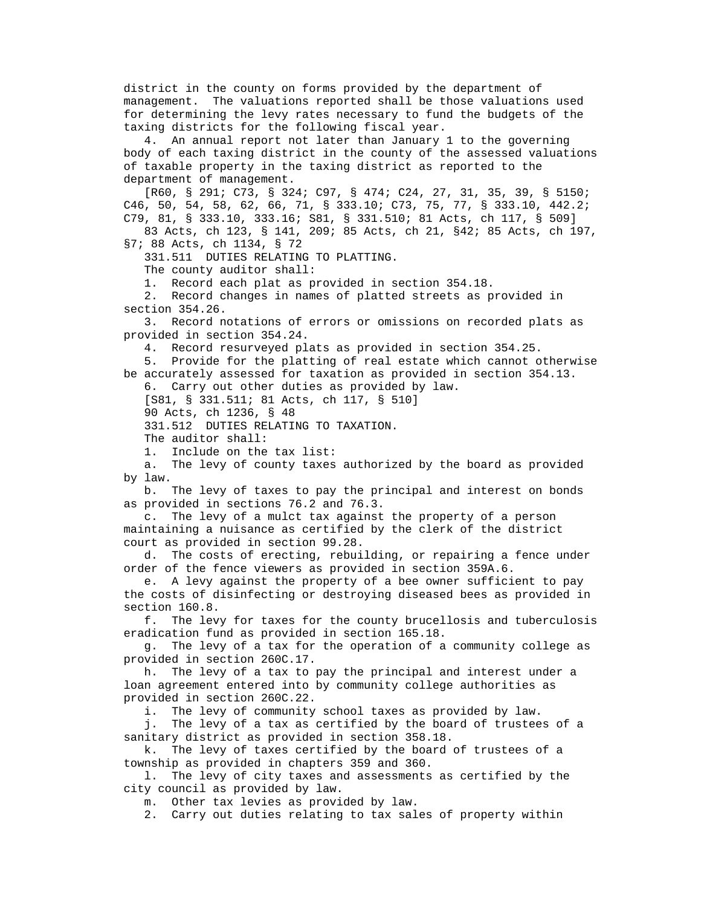district in the county on forms provided by the department of management. The valuations reported shall be those valuations used for determining the levy rates necessary to fund the budgets of the taxing districts for the following fiscal year.

4. An annual report not later than January 1 to the governing body of each taxing district in the county of the assessed valuations of taxable property in the taxing district as reported to the department of management.

[R60, § 291; C73, § 324; C97, § 474; C24, 27, 31, 35, 39, § 5150; C46, 50, 54, 58, 62, 66, 71, § 333.10; C73, 75, 77, § 333.10, 442.2; C79, 81, § 333.10, 333.16; S81, § 331.510; 81 Acts, ch 117, § 509]

83 Acts, ch 123, § 141, 209; 85 Acts, ch 21, §42; 85 Acts, ch 197, §7; 88 Acts, ch 1134, § 72

331.511 DUTIES RELATING TO PLATTING.

The county auditor shall:

1. Record each plat as provided in section 354.18.

2. Record changes in names of platted streets as provided in section 354.26.

3. Record notations of errors or omissions on recorded plats as provided in section 354.24.

4. Record resurveyed plats as provided in section 354.25.

5. Provide for the platting of real estate which cannot otherwise be accurately assessed for taxation as provided in section 354.13.

6. Carry out other duties as provided by law.

[S81, § 331.511; 81 Acts, ch 117, § 510]

90 Acts, ch 1236, § 48

331.512 DUTIES RELATING TO TAXATION.

The auditor shall:

1. Include on the tax list:

a. The levy of county taxes authorized by the board as provided by law.

b. The levy of taxes to pay the principal and interest on bonds as provided in sections 76.2 and 76.3.

c. The levy of a mulct tax against the property of a person maintaining a nuisance as certified by the clerk of the district court as provided in section 99.28.

d. The costs of erecting, rebuilding, or repairing a fence under order of the fence viewers as provided in section 359A.6.

e. A levy against the property of a bee owner sufficient to pay the costs of disinfecting or destroying diseased bees as provided in section 160.8.

f. The levy for taxes for the county brucellosis and tuberculosis eradication fund as provided in section 165.18.

g. The levy of a tax for the operation of a community college as provided in section 260C.17.

h. The levy of a tax to pay the principal and interest under a loan agreement entered into by community college authorities as provided in section 260C.22.

i. The levy of community school taxes as provided by law.

j. The levy of a tax as certified by the board of trustees of a sanitary district as provided in section 358.18.

k. The levy of taxes certified by the board of trustees of a township as provided in chapters 359 and 360.

l. The levy of city taxes and assessments as certified by the city council as provided by law.

m. Other tax levies as provided by law.

2. Carry out duties relating to tax sales of property within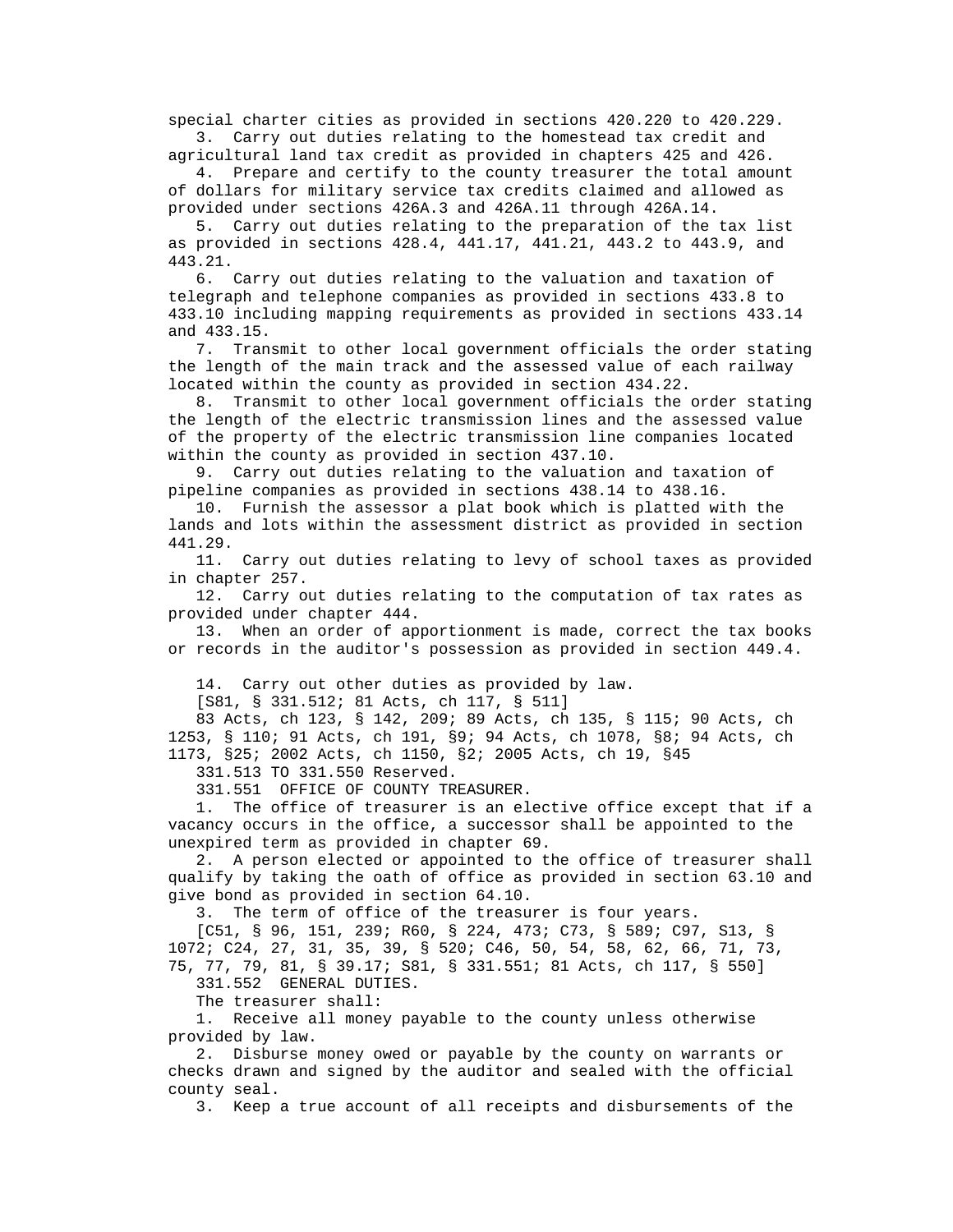special charter cities as provided in sections 420.220 to 420.229.

3. Carry out duties relating to the homestead tax credit and agricultural land tax credit as provided in chapters 425 and 426.

4. Prepare and certify to the county treasurer the total amount of dollars for military service tax credits claimed and allowed as provided under sections 426A.3 and 426A.11 through 426A.14.

5. Carry out duties relating to the preparation of the tax list as provided in sections 428.4, 441.17, 441.21, 443.2 to 443.9, and 443.21.

6. Carry out duties relating to the valuation and taxation of telegraph and telephone companies as provided in sections 433.8 to 433.10 including mapping requirements as provided in sections 433.14 and 433.15.

7. Transmit to other local government officials the order stating the length of the main track and the assessed value of each railway located within the county as provided in section 434.22.

8. Transmit to other local government officials the order stating the length of the electric transmission lines and the assessed value of the property of the electric transmission line companies located within the county as provided in section 437.10.

9. Carry out duties relating to the valuation and taxation of pipeline companies as provided in sections 438.14 to 438.16.

10. Furnish the assessor a plat book which is platted with the lands and lots within the assessment district as provided in section 441.29.

11. Carry out duties relating to levy of school taxes as provided in chapter 257.

12. Carry out duties relating to the computation of tax rates as provided under chapter 444.

13. When an order of apportionment is made, correct the tax books or records in the auditor's possession as provided in section 449.4.

14. Carry out other duties as provided by law.

[S81, § 331.512; 81 Acts, ch 117, § 511]

83 Acts, ch 123, § 142, 209; 89 Acts, ch 135, § 115; 90 Acts, ch 1253, § 110; 91 Acts, ch 191, §9; 94 Acts, ch 1078, §8; 94 Acts, ch 1173, §25; 2002 Acts, ch 1150, §2; 2005 Acts, ch 19, §45

331.513 TO 331.550 Reserved.

331.551 OFFICE OF COUNTY TREASURER.

1. The office of treasurer is an elective office except that if a vacancy occurs in the office, a successor shall be appointed to the unexpired term as provided in chapter 69.

2. A person elected or appointed to the office of treasurer shall qualify by taking the oath of office as provided in section 63.10 and give bond as provided in section 64.10.

3. The term of office of the treasurer is four years.

[C51, § 96, 151, 239; R60, § 224, 473; C73, § 589; C97, S13, § 1072; C24, 27, 31, 35, 39, § 520; C46, 50, 54, 58, 62, 66, 71, 73, 75, 77, 79, 81, § 39.17; S81, § 331.551; 81 Acts, ch 117, § 550]

331.552 GENERAL DUTIES.

The treasurer shall:

1. Receive all money payable to the county unless otherwise provided by law.

2. Disburse money owed or payable by the county on warrants or checks drawn and signed by the auditor and sealed with the official county seal.

3. Keep a true account of all receipts and disbursements of the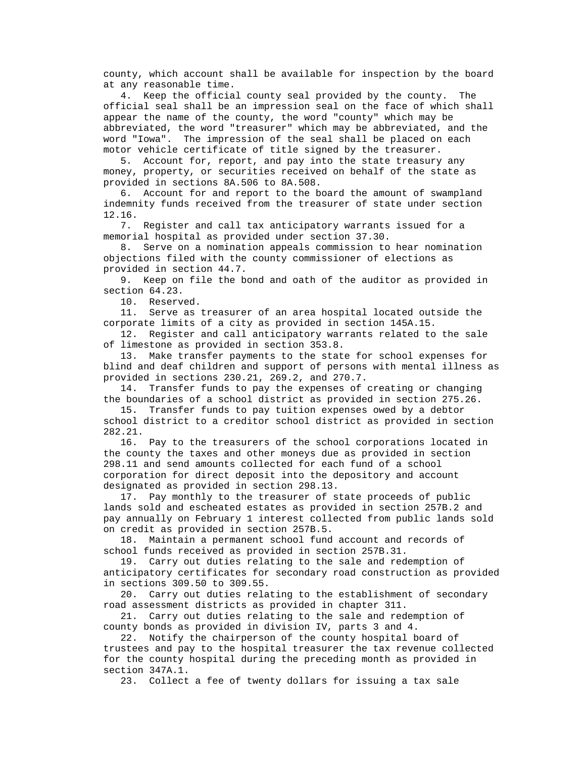county, which account shall be available for inspection by the board at any reasonable time.

4. Keep the official county seal provided by the county. The official seal shall be an impression seal on the face of which shall appear the name of the county, the word "county" which may be abbreviated, the word "treasurer" which may be abbreviated, and the word "Iowa". The impression of the seal shall be placed on each motor vehicle certificate of title signed by the treasurer.

5. Account for, report, and pay into the state treasury any money, property, or securities received on behalf of the state as provided in sections 8A.506 to 8A.508.

6. Account for and report to the board the amount of swampland indemnity funds received from the treasurer of state under section 12.16.

7. Register and call tax anticipatory warrants issued for a memorial hospital as provided under section 37.30.

8. Serve on a nomination appeals commission to hear nomination objections filed with the county commissioner of elections as provided in section 44.7.

9. Keep on file the bond and oath of the auditor as provided in section 64.23.

10. Reserved.

11. Serve as treasurer of an area hospital located outside the corporate limits of a city as provided in section 145A.15.

12. Register and call anticipatory warrants related to the sale of limestone as provided in section 353.8.

13. Make transfer payments to the state for school expenses for blind and deaf children and support of persons with mental illness as provided in sections 230.21, 269.2, and 270.7.

14. Transfer funds to pay the expenses of creating or changing the boundaries of a school district as provided in section 275.26.

15. Transfer funds to pay tuition expenses owed by a debtor school district to a creditor school district as provided in section 282.21.

16. Pay to the treasurers of the school corporations located in the county the taxes and other moneys due as provided in section 298.11 and send amounts collected for each fund of a school corporation for direct deposit into the depository and account designated as provided in section 298.13.

17. Pay monthly to the treasurer of state proceeds of public lands sold and escheated estates as provided in section 257B.2 and pay annually on February 1 interest collected from public lands sold on credit as provided in section 257B.5.

18. Maintain a permanent school fund account and records of school funds received as provided in section 257B.31.

19. Carry out duties relating to the sale and redemption of anticipatory certificates for secondary road construction as provided in sections 309.50 to 309.55.

20. Carry out duties relating to the establishment of secondary road assessment districts as provided in chapter 311.

21. Carry out duties relating to the sale and redemption of county bonds as provided in division IV, parts 3 and 4.

22. Notify the chairperson of the county hospital board of trustees and pay to the hospital treasurer the tax revenue collected for the county hospital during the preceding month as provided in section 347A.1.

23. Collect a fee of twenty dollars for issuing a tax sale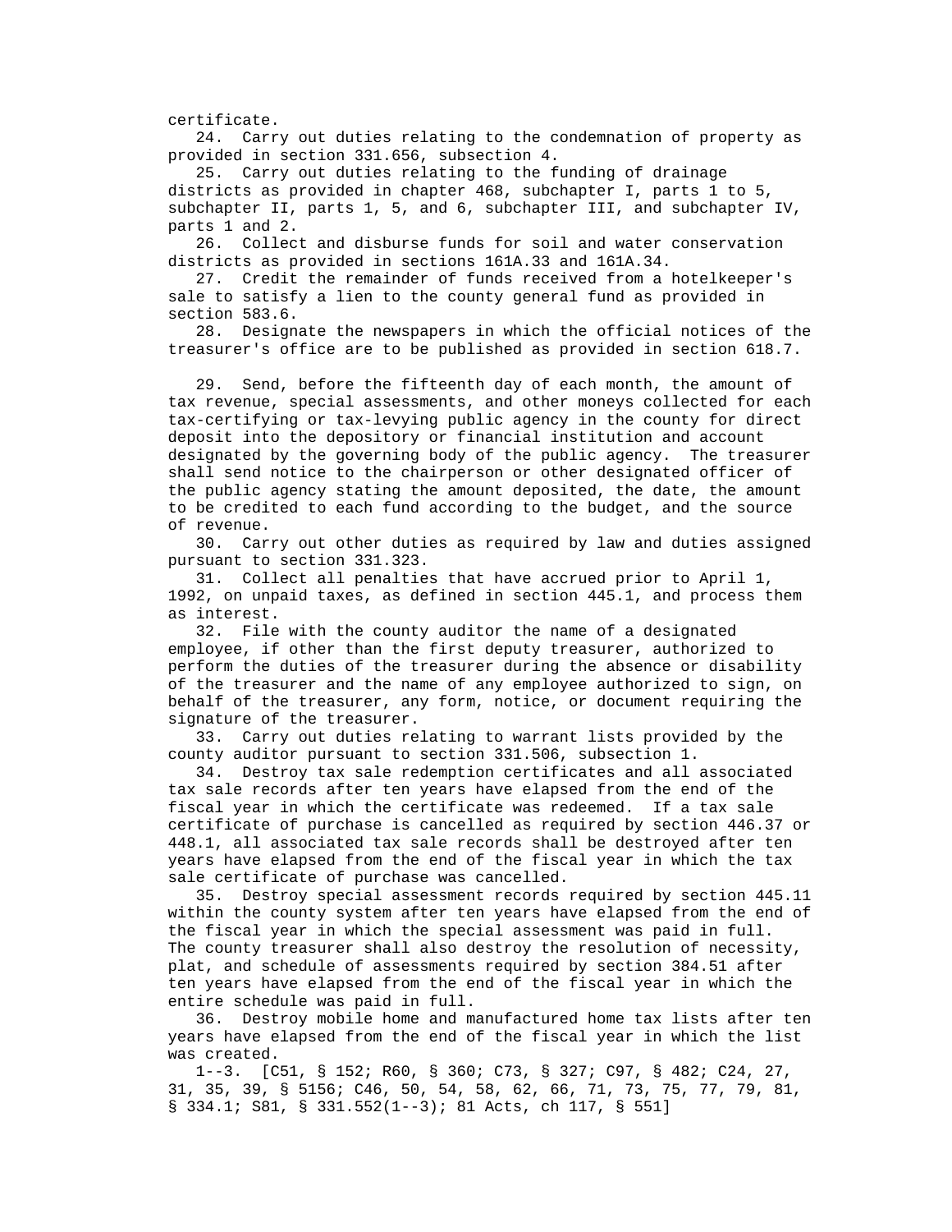certificate.

24. Carry out duties relating to the condemnation of property as provided in section 331.656, subsection 4.

25. Carry out duties relating to the funding of drainage districts as provided in chapter 468, subchapter I, parts 1 to 5, subchapter II, parts 1, 5, and 6, subchapter III, and subchapter IV, parts 1 and 2.

26. Collect and disburse funds for soil and water conservation districts as provided in sections 161A.33 and 161A.34.

27. Credit the remainder of funds received from a hotelkeeper's sale to satisfy a lien to the county general fund as provided in section 583.6.

28. Designate the newspapers in which the official notices of the treasurer's office are to be published as provided in section 618.7.

29. Send, before the fifteenth day of each month, the amount of tax revenue, special assessments, and other moneys collected for each tax-certifying or tax-levying public agency in the county for direct deposit into the depository or financial institution and account designated by the governing body of the public agency. The treasurer shall send notice to the chairperson or other designated officer of the public agency stating the amount deposited, the date, the amount to be credited to each fund according to the budget, and the source of revenue.

30. Carry out other duties as required by law and duties assigned pursuant to section 331.323.

31. Collect all penalties that have accrued prior to April 1, 1992, on unpaid taxes, as defined in section 445.1, and process them as interest.

32. File with the county auditor the name of a designated employee, if other than the first deputy treasurer, authorized to perform the duties of the treasurer during the absence or disability of the treasurer and the name of any employee authorized to sign, on behalf of the treasurer, any form, notice, or document requiring the signature of the treasurer.

33. Carry out duties relating to warrant lists provided by the county auditor pursuant to section 331.506, subsection 1.

34. Destroy tax sale redemption certificates and all associated tax sale records after ten years have elapsed from the end of the fiscal year in which the certificate was redeemed. If a tax sale certificate of purchase is cancelled as required by section 446.37 or 448.1, all associated tax sale records shall be destroyed after ten years have elapsed from the end of the fiscal year in which the tax sale certificate of purchase was cancelled.

35. Destroy special assessment records required by section 445.11 within the county system after ten years have elapsed from the end of the fiscal year in which the special assessment was paid in full. The county treasurer shall also destroy the resolution of necessity, plat, and schedule of assessments required by section 384.51 after ten years have elapsed from the end of the fiscal year in which the entire schedule was paid in full.

36. Destroy mobile home and manufactured home tax lists after ten years have elapsed from the end of the fiscal year in which the list was created.

1--3. [C51, § 152; R60, § 360; C73, § 327; C97, § 482; C24, 27, 31, 35, 39, § 5156; C46, 50, 54, 58, 62, 66, 71, 73, 75, 77, 79, 81, § 334.1; S81, § 331.552(1--3); 81 Acts, ch 117, § 551]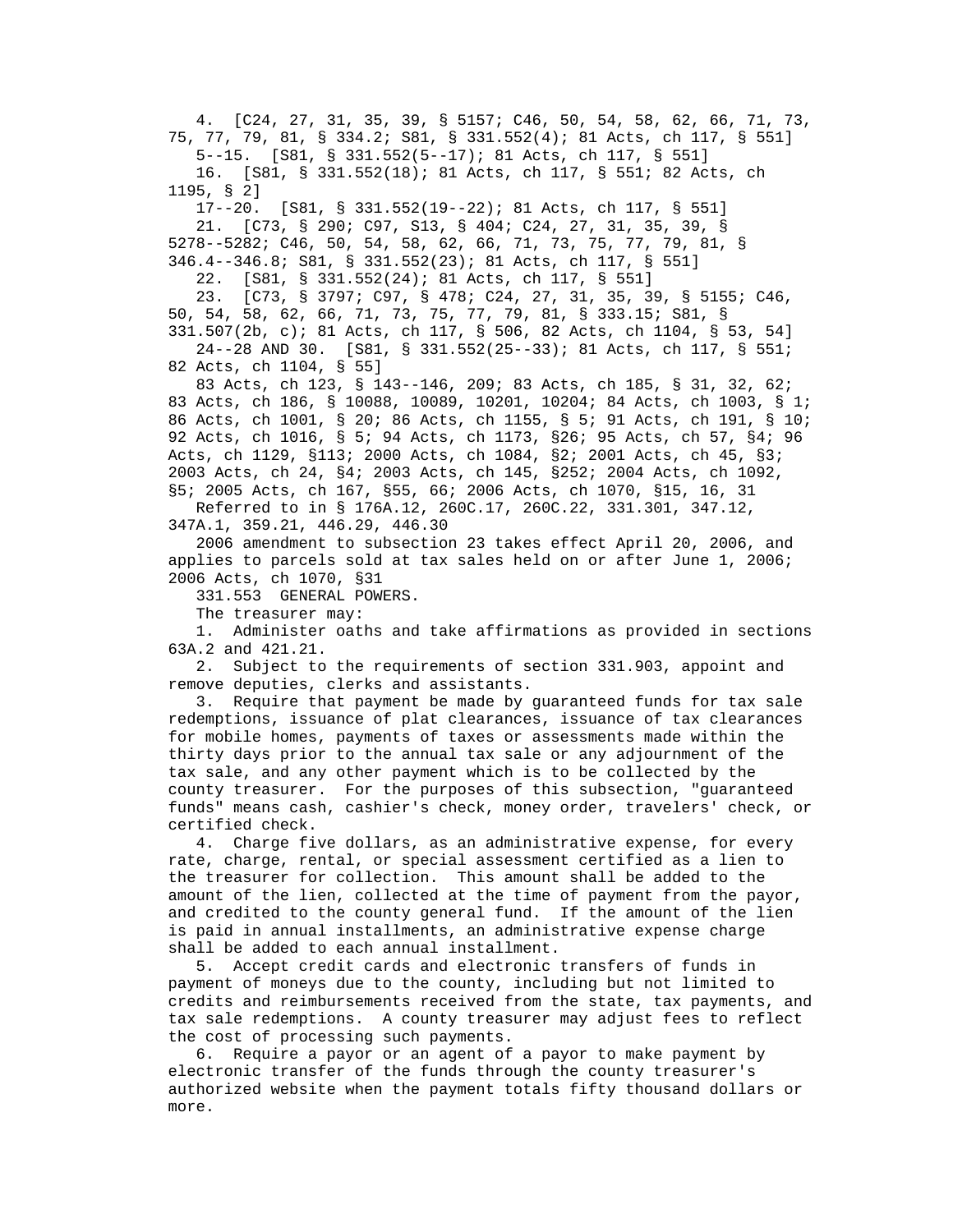4. [C24, 27, 31, 35, 39, § 5157; C46, 50, 54, 58, 62, 66, 71, 73, 75, 77, 79, 81, § 334.2; S81, § 331.552(4); 81 Acts, ch 117, § 551]

5--15. [S81, § 331.552(5--17); 81 Acts, ch 117, § 551]

16. [S81, § 331.552(18); 81 Acts, ch 117, § 551; 82 Acts, ch 1195, § 2]

17--20. [S81, § 331.552(19--22); 81 Acts, ch 117, § 551]

21. [C73, § 290; C97, S13, § 404; C24, 27, 31, 35, 39, § 5278--5282; C46, 50, 54, 58, 62, 66, 71, 73, 75, 77, 79, 81, § 346.4--346.8; S81, § 331.552(23); 81 Acts, ch 117, § 551]

22. [S81, § 331.552(24); 81 Acts, ch 117, § 551]

23. [C73, § 3797; C97, § 478; C24, 27, 31, 35, 39, § 5155; C46, 50, 54, 58, 62, 66, 71, 73, 75, 77, 79, 81, § 333.15; S81, § 331.507(2b, c); 81 Acts, ch 117, § 506, 82 Acts, ch 1104, § 53, 54]

24--28 AND 30. [S81, § 331.552(25--33); 81 Acts, ch 117, § 551; 82 Acts, ch 1104, § 55]

83 Acts, ch 123, § 143--146, 209; 83 Acts, ch 185, § 31, 32, 62; 83 Acts, ch 186, § 10088, 10089, 10201, 10204; 84 Acts, ch 1003, § 1; 86 Acts, ch 1001, § 20; 86 Acts, ch 1155, § 5; 91 Acts, ch 191, § 10; 92 Acts, ch 1016, § 5; 94 Acts, ch 1173, §26; 95 Acts, ch 57, §4; 96 Acts, ch 1129, §113; 2000 Acts, ch 1084, §2; 2001 Acts, ch 45, §3; 2003 Acts, ch 24, §4; 2003 Acts, ch 145, §252; 2004 Acts, ch 1092, §5; 2005 Acts, ch 167, §55, 66; 2006 Acts, ch 1070, §15, 16, 31

Referred to in § 176A.12, 260C.17, 260C.22, 331.301, 347.12, 347A.1, 359.21, 446.29, 446.30

2006 amendment to subsection 23 takes effect April 20, 2006, and applies to parcels sold at tax sales held on or after June 1, 2006; 2006 Acts, ch 1070, §31

331.553 GENERAL POWERS.

The treasurer may:

1. Administer oaths and take affirmations as provided in sections 63A.2 and 421.21.

2. Subject to the requirements of section 331.903, appoint and remove deputies, clerks and assistants.

3. Require that payment be made by guaranteed funds for tax sale redemptions, issuance of plat clearances, issuance of tax clearances for mobile homes, payments of taxes or assessments made within the thirty days prior to the annual tax sale or any adjournment of the tax sale, and any other payment which is to be collected by the county treasurer. For the purposes of this subsection, "guaranteed funds" means cash, cashier's check, money order, travelers' check, or certified check.

4. Charge five dollars, as an administrative expense, for every rate, charge, rental, or special assessment certified as a lien to the treasurer for collection. This amount shall be added to the amount of the lien, collected at the time of payment from the payor, and credited to the county general fund. If the amount of the lien is paid in annual installments, an administrative expense charge shall be added to each annual installment.

5. Accept credit cards and electronic transfers of funds in payment of moneys due to the county, including but not limited to credits and reimbursements received from the state, tax payments, and tax sale redemptions. A county treasurer may adjust fees to reflect the cost of processing such payments.

6. Require a payor or an agent of a payor to make payment by electronic transfer of the funds through the county treasurer's authorized website when the payment totals fifty thousand dollars or more.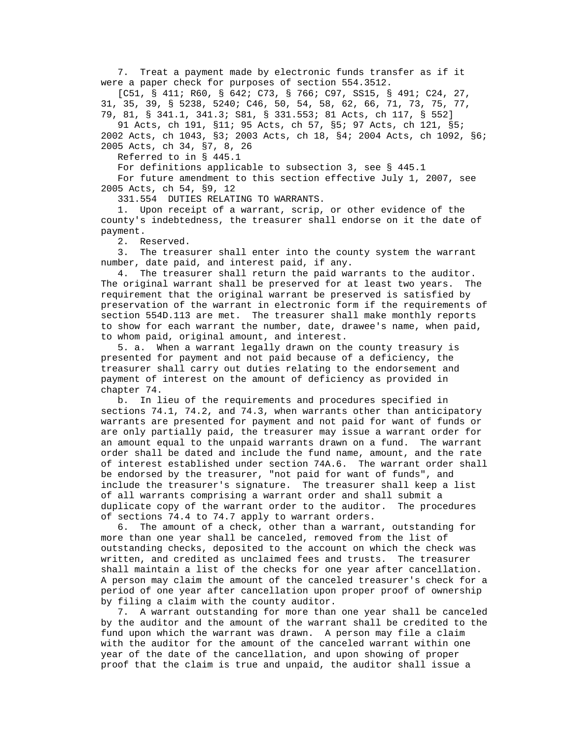7. Treat a payment made by electronic funds transfer as if it were a paper check for purposes of section 554.3512.

[C51, § 411; R60, § 642; C73, § 766; C97, SS15, § 491; C24, 27, 31, 35, 39, § 5238, 5240; C46, 50, 54, 58, 62, 66, 71, 73, 75, 77, 79, 81, § 341.1, 341.3; S81, § 331.553; 81 Acts, ch 117, § 552]

91 Acts, ch 191, §11; 95 Acts, ch 57, §5; 97 Acts, ch 121, §5; 2002 Acts, ch 1043, §3; 2003 Acts, ch 18, §4; 2004 Acts, ch 1092, §6; 2005 Acts, ch 34, §7, 8, 26

Referred to in § 445.1

For definitions applicable to subsection 3, see § 445.1

For future amendment to this section effective July 1, 2007, see 2005 Acts, ch 54, §9, 12

331.554 DUTIES RELATING TO WARRANTS.

1. Upon receipt of a warrant, scrip, or other evidence of the county's indebtedness, the treasurer shall endorse on it the date of payment.

2. Reserved.

3. The treasurer shall enter into the county system the warrant number, date paid, and interest paid, if any.

4. The treasurer shall return the paid warrants to the auditor. The original warrant shall be preserved for at least two years. The requirement that the original warrant be preserved is satisfied by preservation of the warrant in electronic form if the requirements of section 554D.113 are met. The treasurer shall make monthly reports to show for each warrant the number, date, drawee's name, when paid, to whom paid, original amount, and interest.

5. a. When a warrant legally drawn on the county treasury is presented for payment and not paid because of a deficiency, the treasurer shall carry out duties relating to the endorsement and payment of interest on the amount of deficiency as provided in chapter 74.

b. In lieu of the requirements and procedures specified in sections 74.1, 74.2, and 74.3, when warrants other than anticipatory warrants are presented for payment and not paid for want of funds or are only partially paid, the treasurer may issue a warrant order for an amount equal to the unpaid warrants drawn on a fund. The warrant order shall be dated and include the fund name, amount, and the rate of interest established under section 74A.6. The warrant order shall be endorsed by the treasurer, "not paid for want of funds", and include the treasurer's signature. The treasurer shall keep a list of all warrants comprising a warrant order and shall submit a duplicate copy of the warrant order to the auditor. The procedures of sections 74.4 to 74.7 apply to warrant orders.

6. The amount of a check, other than a warrant, outstanding for more than one year shall be canceled, removed from the list of outstanding checks, deposited to the account on which the check was written, and credited as unclaimed fees and trusts. The treasurer shall maintain a list of the checks for one year after cancellation. A person may claim the amount of the canceled treasurer's check for a period of one year after cancellation upon proper proof of ownership by filing a claim with the county auditor.

7. A warrant outstanding for more than one year shall be canceled by the auditor and the amount of the warrant shall be credited to the fund upon which the warrant was drawn. A person may file a claim with the auditor for the amount of the canceled warrant within one year of the date of the cancellation, and upon showing of proper proof that the claim is true and unpaid, the auditor shall issue a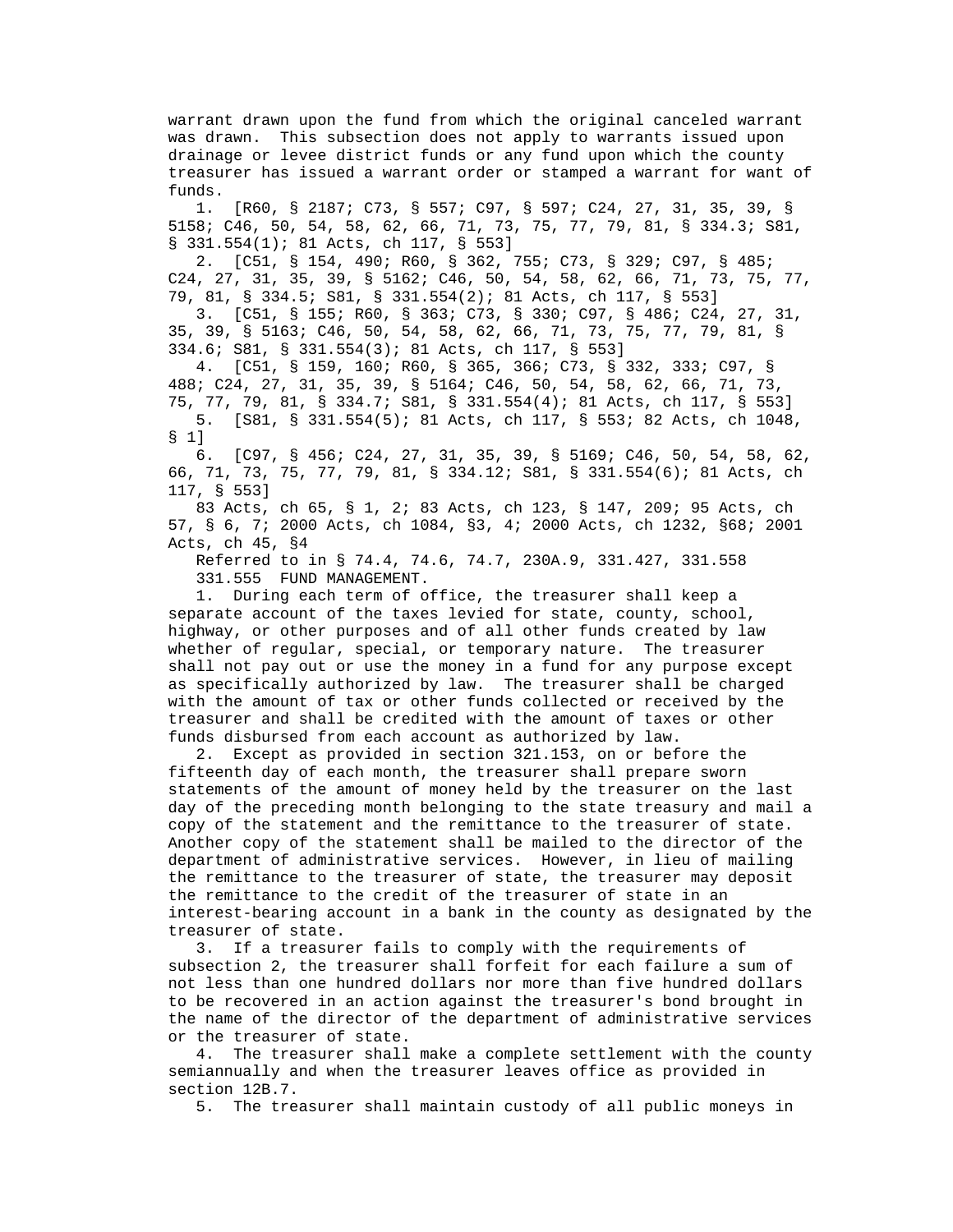warrant drawn upon the fund from which the original canceled warrant was drawn. This subsection does not apply to warrants issued upon drainage or levee district funds or any fund upon which the county treasurer has issued a warrant order or stamped a warrant for want of funds.

1. [R60, § 2187; C73, § 557; C97, § 597; C24, 27, 31, 35, 39, § 5158; C46, 50, 54, 58, 62, 66, 71, 73, 75, 77, 79, 81, § 334.3; S81, § 331.554(1); 81 Acts, ch 117, § 553]

2. [C51, § 154, 490; R60, § 362, 755; C73, § 329; C97, § 485; C24, 27, 31, 35, 39, § 5162; C46, 50, 54, 58, 62, 66, 71, 73, 75, 77, 79, 81, § 334.5; S81, § 331.554(2); 81 Acts, ch 117, § 553]

3. [C51, § 155; R60, § 363; C73, § 330; C97, § 486; C24, 27, 31, 35, 39, § 5163; C46, 50, 54, 58, 62, 66, 71, 73, 75, 77, 79, 81, § 334.6; S81, § 331.554(3); 81 Acts, ch 117, § 553]

4. [C51, § 159, 160; R60, § 365, 366; C73, § 332, 333; C97, § 488; C24, 27, 31, 35, 39, § 5164; C46, 50, 54, 58, 62, 66, 71, 73, 75, 77, 79, 81, § 334.7; S81, § 331.554(4); 81 Acts, ch 117, § 553]

5. [S81, § 331.554(5); 81 Acts, ch 117, § 553; 82 Acts, ch 1048, § 1]

6. [C97, § 456; C24, 27, 31, 35, 39, § 5169; C46, 50, 54, 58, 62, 66, 71, 73, 75, 77, 79, 81, § 334.12; S81, § 331.554(6); 81 Acts, ch 117, § 553]

83 Acts, ch 65, § 1, 2; 83 Acts, ch 123, § 147, 209; 95 Acts, ch 57, § 6, 7; 2000 Acts, ch 1084, §3, 4; 2000 Acts, ch 1232, §68; 2001 Acts, ch 45, §4

Referred to in § 74.4, 74.6, 74.7, 230A.9, 331.427, 331.558

331.555 FUND MANAGEMENT.

1. During each term of office, the treasurer shall keep a separate account of the taxes levied for state, county, school, highway, or other purposes and of all other funds created by law whether of regular, special, or temporary nature. The treasurer shall not pay out or use the money in a fund for any purpose except as specifically authorized by law. The treasurer shall be charged with the amount of tax or other funds collected or received by the treasurer and shall be credited with the amount of taxes or other funds disbursed from each account as authorized by law.

2. Except as provided in section 321.153, on or before the fifteenth day of each month, the treasurer shall prepare sworn statements of the amount of money held by the treasurer on the last day of the preceding month belonging to the state treasury and mail a copy of the statement and the remittance to the treasurer of state. Another copy of the statement shall be mailed to the director of the department of administrative services. However, in lieu of mailing the remittance to the treasurer of state, the treasurer may deposit the remittance to the credit of the treasurer of state in an interest-bearing account in a bank in the county as designated by the treasurer of state.

3. If a treasurer fails to comply with the requirements of subsection 2, the treasurer shall forfeit for each failure a sum of not less than one hundred dollars nor more than five hundred dollars to be recovered in an action against the treasurer's bond brought in the name of the director of the department of administrative services or the treasurer of state.

4. The treasurer shall make a complete settlement with the county semiannually and when the treasurer leaves office as provided in section 12B.7.

5. The treasurer shall maintain custody of all public moneys in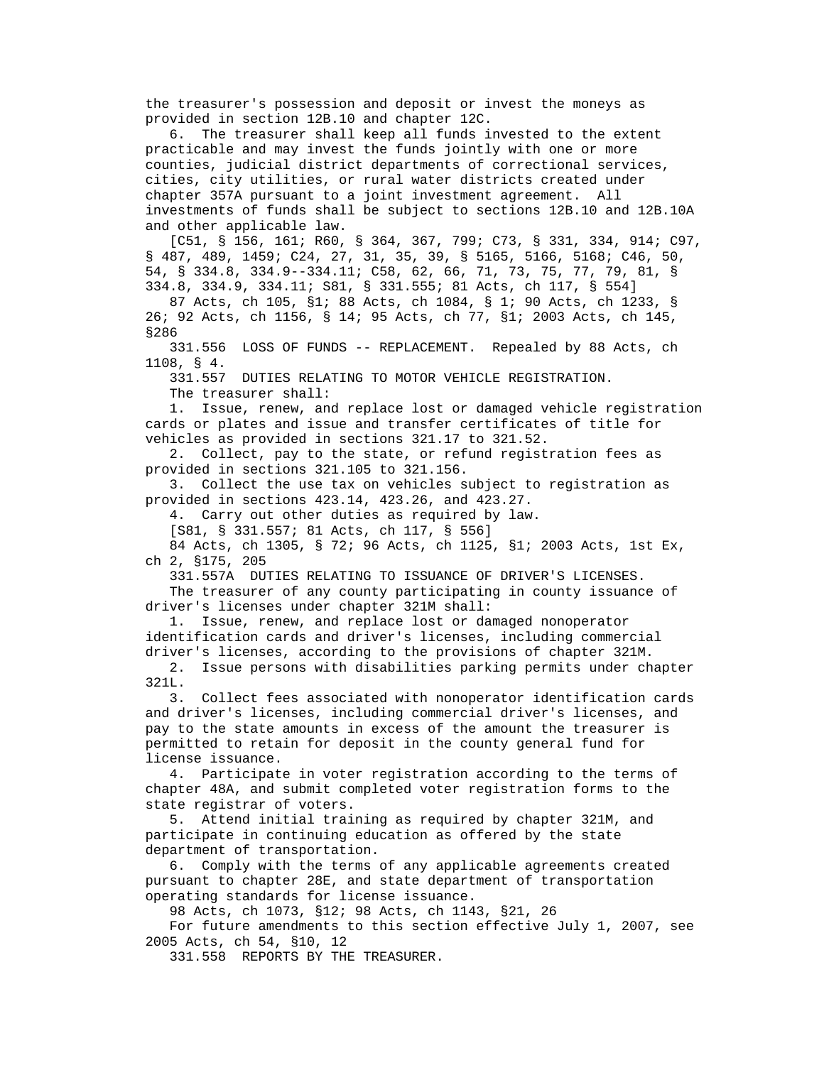the treasurer's possession and deposit or invest the moneys as provided in section 12B.10 and chapter 12C.

6. The treasurer shall keep all funds invested to the extent practicable and may invest the funds jointly with one or more counties, judicial district departments of correctional services, cities, city utilities, or rural water districts created under chapter 357A pursuant to a joint investment agreement. All investments of funds shall be subject to sections 12B.10 and 12B.10A and other applicable law.

[C51, § 156, 161; R60, § 364, 367, 799; C73, § 331, 334, 914; C97, § 487, 489, 1459; C24, 27, 31, 35, 39, § 5165, 5166, 5168; C46, 50, 54, § 334.8, 334.9--334.11; C58, 62, 66, 71, 73, 75, 77, 79, 81, § 334.8, 334.9, 334.11; S81, § 331.555; 81 Acts, ch 117, § 554]

87 Acts, ch 105, §1; 88 Acts, ch 1084, § 1; 90 Acts, ch 1233, § 26; 92 Acts, ch 1156, § 14; 95 Acts, ch 77, §1; 2003 Acts, ch 145, §286

331.556 LOSS OF FUNDS -- REPLACEMENT. Repealed by 88 Acts, ch 1108, § 4.

331.557 DUTIES RELATING TO MOTOR VEHICLE REGISTRATION.

The treasurer shall:

1. Issue, renew, and replace lost or damaged vehicle registration cards or plates and issue and transfer certificates of title for vehicles as provided in sections 321.17 to 321.52.

2. Collect, pay to the state, or refund registration fees as provided in sections 321.105 to 321.156.

3. Collect the use tax on vehicles subject to registration as provided in sections 423.14, 423.26, and 423.27.

4. Carry out other duties as required by law.

[S81, § 331.557; 81 Acts, ch 117, § 556]

84 Acts, ch 1305, § 72; 96 Acts, ch 1125, §1; 2003 Acts, 1st Ex, ch 2, §175, 205

331.557A DUTIES RELATING TO ISSUANCE OF DRIVER'S LICENSES.

The treasurer of any county participating in county issuance of driver's licenses under chapter 321M shall:

1. Issue, renew, and replace lost or damaged nonoperator identification cards and driver's licenses, including commercial driver's licenses, according to the provisions of chapter 321M.

2. Issue persons with disabilities parking permits under chapter 321L.

3. Collect fees associated with nonoperator identification cards and driver's licenses, including commercial driver's licenses, and pay to the state amounts in excess of the amount the treasurer is permitted to retain for deposit in the county general fund for license issuance.

4. Participate in voter registration according to the terms of chapter 48A, and submit completed voter registration forms to the state registrar of voters.

5. Attend initial training as required by chapter 321M, and participate in continuing education as offered by the state department of transportation.

6. Comply with the terms of any applicable agreements created pursuant to chapter 28E, and state department of transportation operating standards for license issuance.

98 Acts, ch 1073, §12; 98 Acts, ch 1143, §21, 26

For future amendments to this section effective July 1, 2007, see 2005 Acts, ch 54, §10, 12

331.558 REPORTS BY THE TREASURER.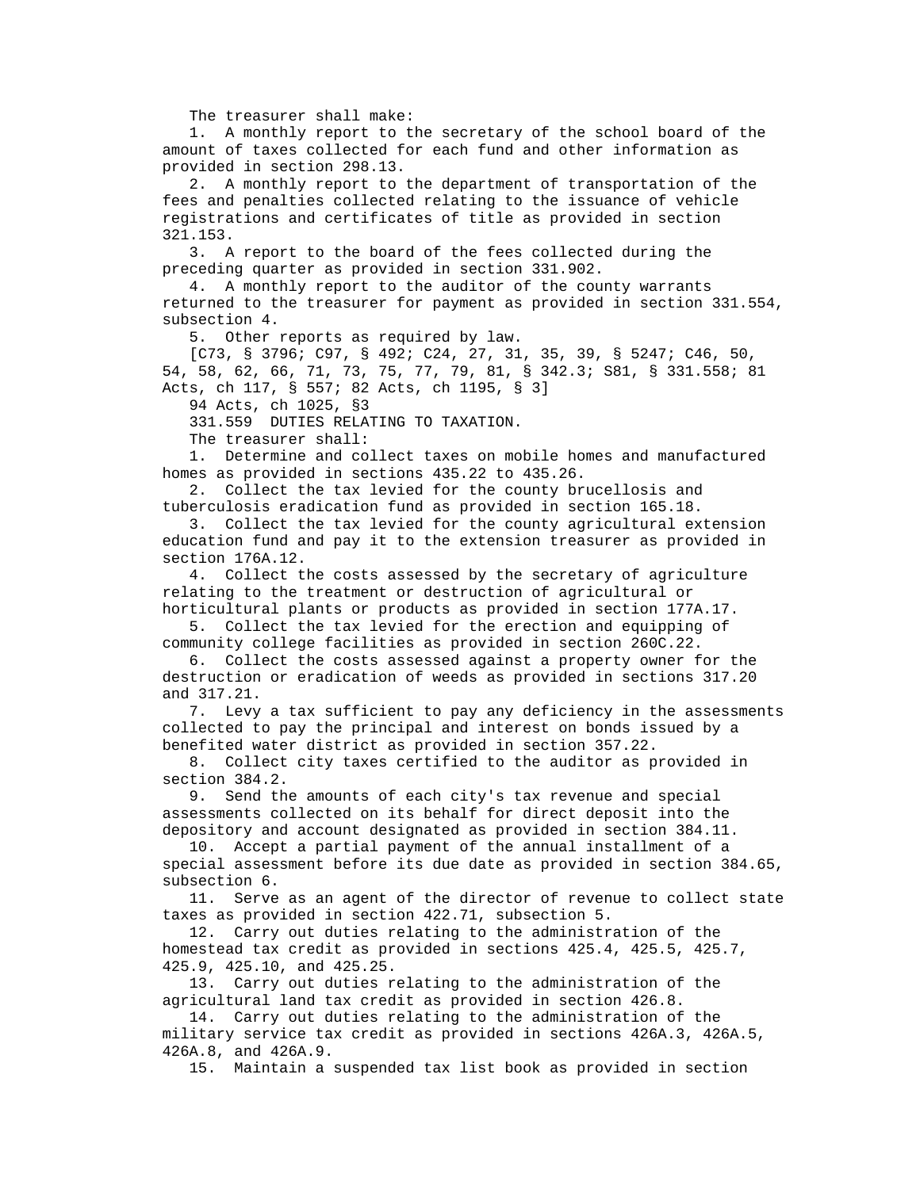The treasurer shall make:

1. A monthly report to the secretary of the school board of the amount of taxes collected for each fund and other information as provided in section 298.13.

2. A monthly report to the department of transportation of the fees and penalties collected relating to the issuance of vehicle registrations and certificates of title as provided in section 321.153.

3. A report to the board of the fees collected during the preceding quarter as provided in section 331.902.

4. A monthly report to the auditor of the county warrants returned to the treasurer for payment as provided in section 331.554, subsection 4.

5. Other reports as required by law.

[C73, § 3796; C97, § 492; C24, 27, 31, 35, 39, § 5247; C46, 50, 54, 58, 62, 66, 71, 73, 75, 77, 79, 81, § 342.3; S81, § 331.558; 81 Acts, ch 117, § 557; 82 Acts, ch 1195, § 3]

94 Acts, ch 1025, §3

331.559 DUTIES RELATING TO TAXATION.

The treasurer shall:

1. Determine and collect taxes on mobile homes and manufactured homes as provided in sections 435.22 to 435.26.

2. Collect the tax levied for the county brucellosis and tuberculosis eradication fund as provided in section 165.18.

3. Collect the tax levied for the county agricultural extension education fund and pay it to the extension treasurer as provided in section 176A.12.

4. Collect the costs assessed by the secretary of agriculture relating to the treatment or destruction of agricultural or horticultural plants or products as provided in section 177A.17.

5. Collect the tax levied for the erection and equipping of community college facilities as provided in section 260C.22.

6. Collect the costs assessed against a property owner for the destruction or eradication of weeds as provided in sections 317.20 and 317.21.

7. Levy a tax sufficient to pay any deficiency in the assessments collected to pay the principal and interest on bonds issued by a benefited water district as provided in section 357.22.

8. Collect city taxes certified to the auditor as provided in section 384.2.

9. Send the amounts of each city's tax revenue and special assessments collected on its behalf for direct deposit into the depository and account designated as provided in section 384.11.

10. Accept a partial payment of the annual installment of a special assessment before its due date as provided in section 384.65, subsection 6.

11. Serve as an agent of the director of revenue to collect state taxes as provided in section 422.71, subsection 5.

12. Carry out duties relating to the administration of the homestead tax credit as provided in sections 425.4, 425.5, 425.7, 425.9, 425.10, and 425.25.

13. Carry out duties relating to the administration of the agricultural land tax credit as provided in section 426.8.

14. Carry out duties relating to the administration of the military service tax credit as provided in sections 426A.3, 426A.5, 426A.8, and 426A.9.

15. Maintain a suspended tax list book as provided in section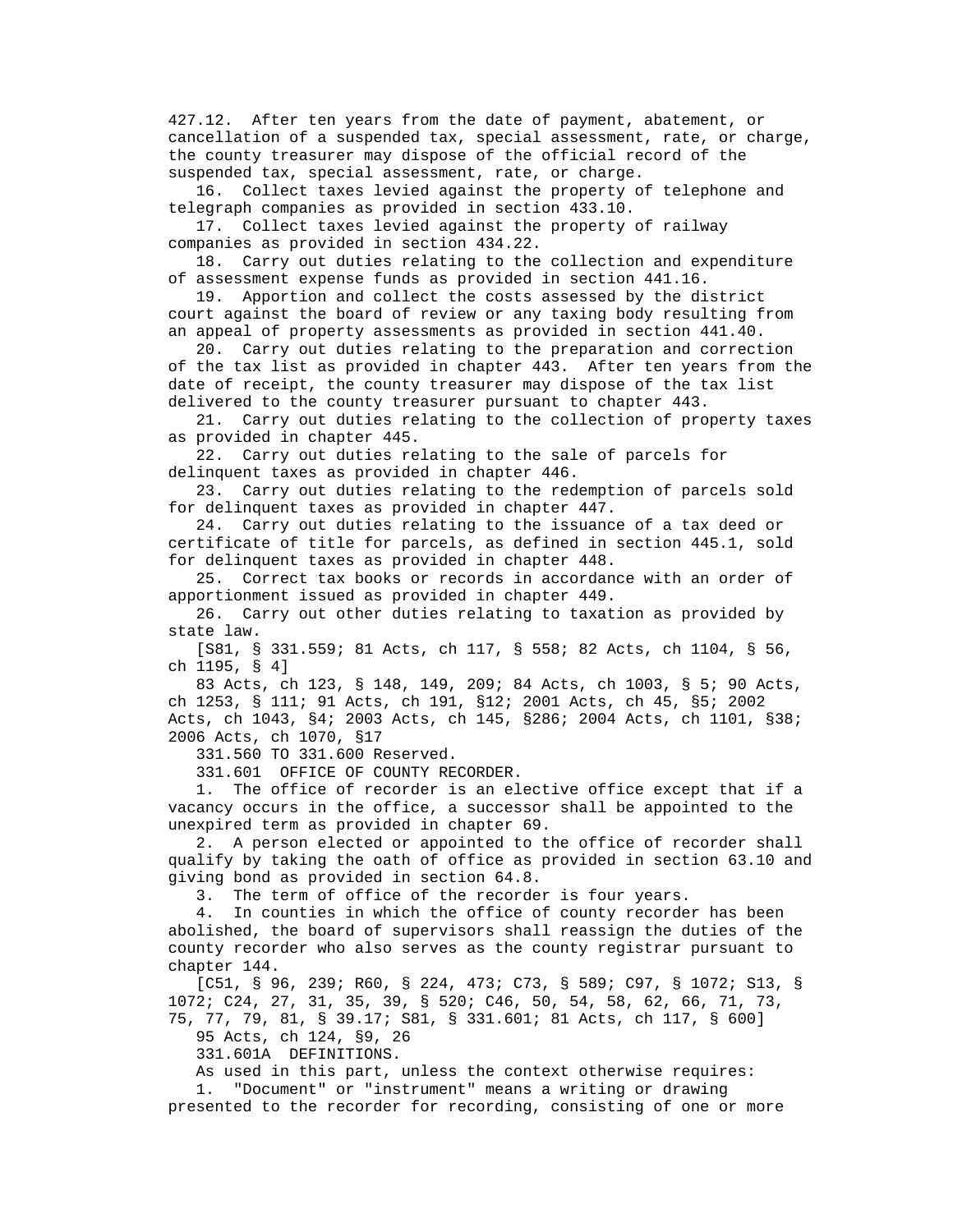427.12. After ten years from the date of payment, abatement, or cancellation of a suspended tax, special assessment, rate, or charge, the county treasurer may dispose of the official record of the suspended tax, special assessment, rate, or charge.

16. Collect taxes levied against the property of telephone and telegraph companies as provided in section 433.10.

17. Collect taxes levied against the property of railway companies as provided in section 434.22.

18. Carry out duties relating to the collection and expenditure of assessment expense funds as provided in section 441.16.

19. Apportion and collect the costs assessed by the district court against the board of review or any taxing body resulting from an appeal of property assessments as provided in section 441.40.

20. Carry out duties relating to the preparation and correction of the tax list as provided in chapter 443. After ten years from the date of receipt, the county treasurer may dispose of the tax list delivered to the county treasurer pursuant to chapter 443.

21. Carry out duties relating to the collection of property taxes as provided in chapter 445.

22. Carry out duties relating to the sale of parcels for delinquent taxes as provided in chapter 446.

23. Carry out duties relating to the redemption of parcels sold for delinquent taxes as provided in chapter 447.

24. Carry out duties relating to the issuance of a tax deed or certificate of title for parcels, as defined in section 445.1, sold for delinquent taxes as provided in chapter 448.

25. Correct tax books or records in accordance with an order of apportionment issued as provided in chapter 449.

26. Carry out other duties relating to taxation as provided by state law.

[S81, § 331.559; 81 Acts, ch 117, § 558; 82 Acts, ch 1104, § 56, ch 1195, § 4]

83 Acts, ch 123, § 148, 149, 209; 84 Acts, ch 1003, § 5; 90 Acts, ch 1253, § 111; 91 Acts, ch 191, §12; 2001 Acts, ch 45, §5; 2002 Acts, ch 1043, §4; 2003 Acts, ch 145, §286; 2004 Acts, ch 1101, §38; 2006 Acts, ch 1070, §17

331.560 TO 331.600 Reserved.

331.601 OFFICE OF COUNTY RECORDER.

1. The office of recorder is an elective office except that if a vacancy occurs in the office, a successor shall be appointed to the unexpired term as provided in chapter 69.

2. A person elected or appointed to the office of recorder shall qualify by taking the oath of office as provided in section 63.10 and giving bond as provided in section 64.8.

3. The term of office of the recorder is four years.

4. In counties in which the office of county recorder has been abolished, the board of supervisors shall reassign the duties of the county recorder who also serves as the county registrar pursuant to chapter 144.

[C51, § 96, 239; R60, § 224, 473; C73, § 589; C97, § 1072; S13, § 1072; C24, 27, 31, 35, 39, § 520; C46, 50, 54, 58, 62, 66, 71, 73, 75, 77, 79, 81, § 39.17; S81, § 331.601; 81 Acts, ch 117, § 600]

95 Acts, ch 124, §9, 26

331.601A DEFINITIONS.

As used in this part, unless the context otherwise requires:

1. "Document" or "instrument" means a writing or drawing presented to the recorder for recording, consisting of one or more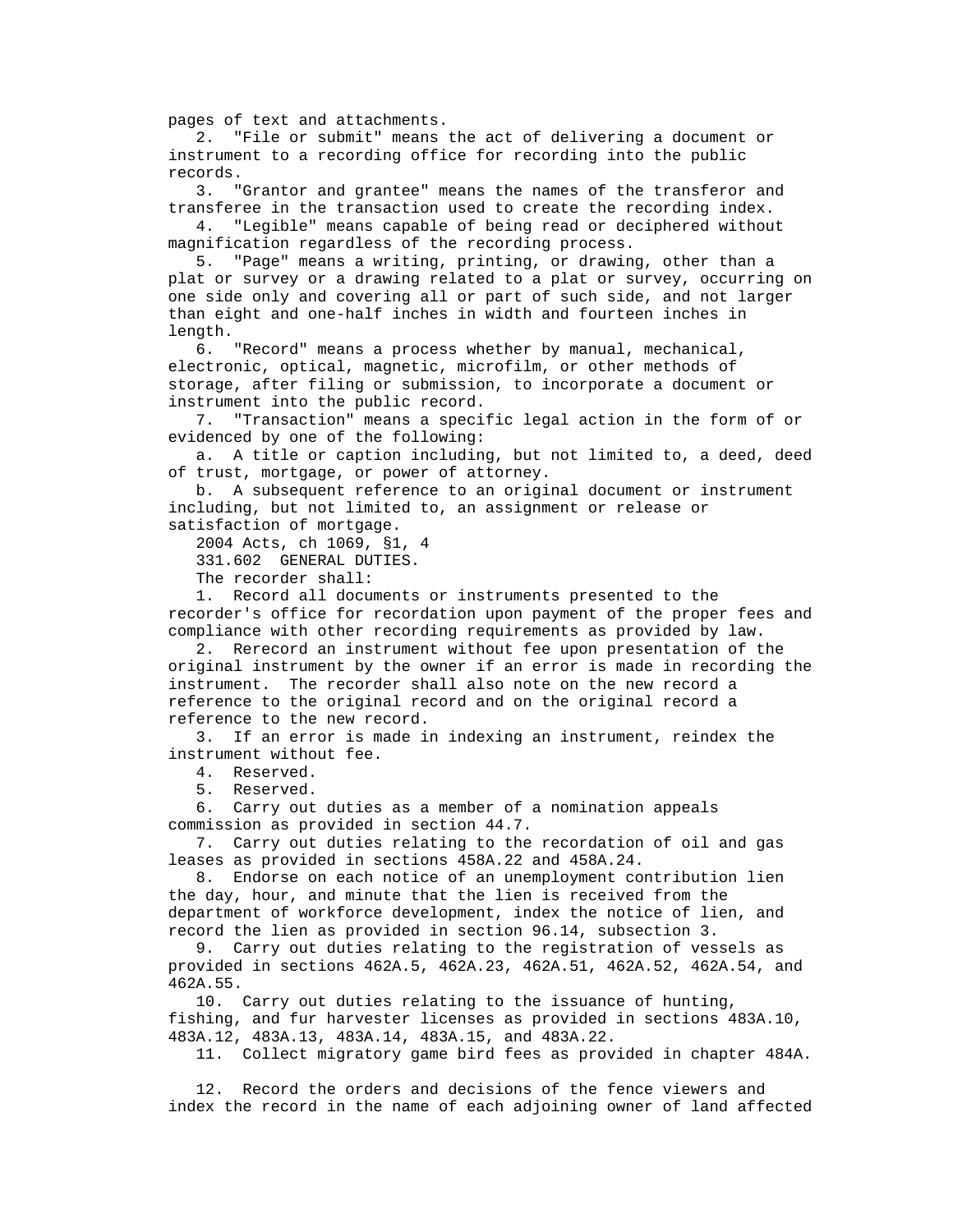pages of text and attachments.

2. "File or submit" means the act of delivering a document or instrument to a recording office for recording into the public records.

3. "Grantor and grantee" means the names of the transferor and transferee in the transaction used to create the recording index.

4. "Legible" means capable of being read or deciphered without magnification regardless of the recording process.

5. "Page" means a writing, printing, or drawing, other than a plat or survey or a drawing related to a plat or survey, occurring on one side only and covering all or part of such side, and not larger than eight and one-half inches in width and fourteen inches in length.

6. "Record" means a process whether by manual, mechanical, electronic, optical, magnetic, microfilm, or other methods of storage, after filing or submission, to incorporate a document or instrument into the public record.

7. "Transaction" means a specific legal action in the form of or evidenced by one of the following:

a. A title or caption including, but not limited to, a deed, deed of trust, mortgage, or power of attorney.

b. A subsequent reference to an original document or instrument including, but not limited to, an assignment or release or satisfaction of mortgage.

2004 Acts, ch 1069, §1, 4

331.602 GENERAL DUTIES.

The recorder shall:

1. Record all documents or instruments presented to the recorder's office for recordation upon payment of the proper fees and compliance with other recording requirements as provided by law.

2. Rerecord an instrument without fee upon presentation of the original instrument by the owner if an error is made in recording the instrument. The recorder shall also note on the new record a reference to the original record and on the original record a reference to the new record.

3. If an error is made in indexing an instrument, reindex the instrument without fee.

4. Reserved.

5. Reserved.

6. Carry out duties as a member of a nomination appeals commission as provided in section 44.7.

7. Carry out duties relating to the recordation of oil and gas leases as provided in sections 458A.22 and 458A.24.

8. Endorse on each notice of an unemployment contribution lien the day, hour, and minute that the lien is received from the department of workforce development, index the notice of lien, and record the lien as provided in section 96.14, subsection 3.

9. Carry out duties relating to the registration of vessels as provided in sections 462A.5, 462A.23, 462A.51, 462A.52, 462A.54, and 462A.55.

10. Carry out duties relating to the issuance of hunting, fishing, and fur harvester licenses as provided in sections 483A.10, 483A.12, 483A.13, 483A.14, 483A.15, and 483A.22.

11. Collect migratory game bird fees as provided in chapter 484A.

12. Record the orders and decisions of the fence viewers and index the record in the name of each adjoining owner of land affected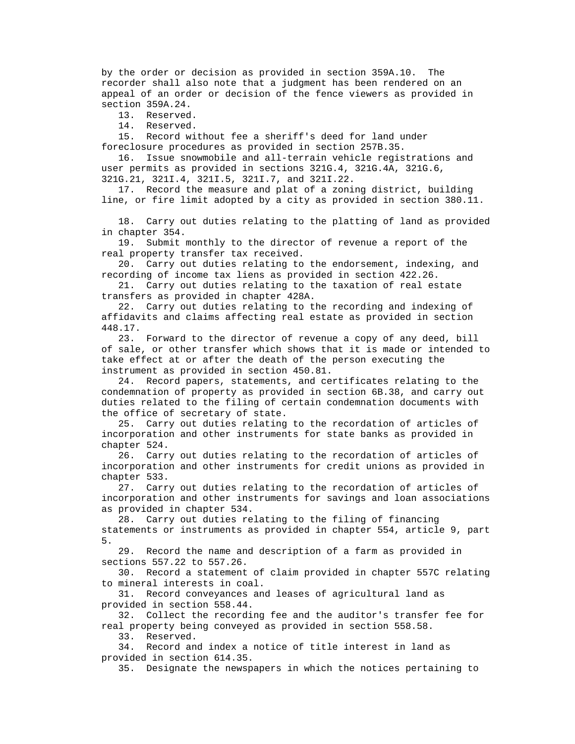by the order or decision as provided in section 359A.10. The recorder shall also note that a judgment has been rendered on an appeal of an order or decision of the fence viewers as provided in section 359A.24.

13. Reserved.

14. Reserved.

15. Record without fee a sheriff's deed for land under foreclosure procedures as provided in section 257B.35.

16. Issue snowmobile and all-terrain vehicle registrations and user permits as provided in sections 321G.4, 321G.4A, 321G.6, 321G.21, 321I.4, 321I.5, 321I.7, and 321I.22.

17. Record the measure and plat of a zoning district, building line, or fire limit adopted by a city as provided in section 380.11.

18. Carry out duties relating to the platting of land as provided in chapter 354.

19. Submit monthly to the director of revenue a report of the real property transfer tax received.

20. Carry out duties relating to the endorsement, indexing, and recording of income tax liens as provided in section 422.26.

21. Carry out duties relating to the taxation of real estate transfers as provided in chapter 428A.

22. Carry out duties relating to the recording and indexing of affidavits and claims affecting real estate as provided in section 448.17.

23. Forward to the director of revenue a copy of any deed, bill of sale, or other transfer which shows that it is made or intended to take effect at or after the death of the person executing the instrument as provided in section 450.81.

24. Record papers, statements, and certificates relating to the condemnation of property as provided in section 6B.38, and carry out duties related to the filing of certain condemnation documents with the office of secretary of state.

25. Carry out duties relating to the recordation of articles of incorporation and other instruments for state banks as provided in chapter 524.

26. Carry out duties relating to the recordation of articles of incorporation and other instruments for credit unions as provided in chapter 533.

27. Carry out duties relating to the recordation of articles of incorporation and other instruments for savings and loan associations as provided in chapter 534.

28. Carry out duties relating to the filing of financing statements or instruments as provided in chapter 554, article 9, part 5.

29. Record the name and description of a farm as provided in sections 557.22 to 557.26.

30. Record a statement of claim provided in chapter 557C relating to mineral interests in coal.

31. Record conveyances and leases of agricultural land as provided in section 558.44.

32. Collect the recording fee and the auditor's transfer fee for real property being conveyed as provided in section 558.58.

33. Reserved.

34. Record and index a notice of title interest in land as provided in section 614.35.

35. Designate the newspapers in which the notices pertaining to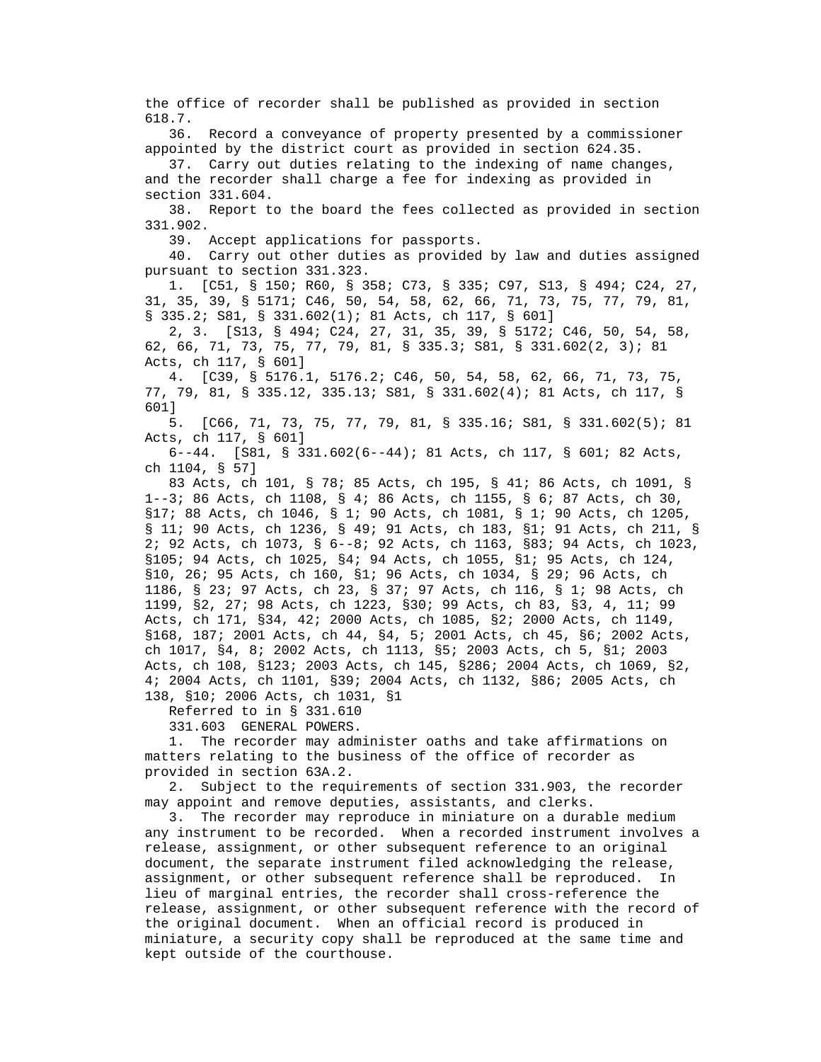the office of recorder shall be published as provided in section 618.7.

36. Record a conveyance of property presented by a commissioner appointed by the district court as provided in section 624.35.

37. Carry out duties relating to the indexing of name changes, and the recorder shall charge a fee for indexing as provided in section 331.604.

38. Report to the board the fees collected as provided in section 331.902.

39. Accept applications for passports.

40. Carry out other duties as provided by law and duties assigned pursuant to section 331.323.

1. [C51, § 150; R60, § 358; C73, § 335; C97, S13, § 494; C24, 27, 31, 35, 39, § 5171; C46, 50, 54, 58, 62, 66, 71, 73, 75, 77, 79, 81, § 335.2; S81, § 331.602(1); 81 Acts, ch 117, § 601]

2, 3. [S13, § 494; C24, 27, 31, 35, 39, § 5172; C46, 50, 54, 58, 62, 66, 71, 73, 75, 77, 79, 81, § 335.3; S81, § 331.602(2, 3); 81 Acts, ch 117, § 601]

4. [C39, § 5176.1, 5176.2; C46, 50, 54, 58, 62, 66, 71, 73, 75, 77, 79, 81, § 335.12, 335.13; S81, § 331.602(4); 81 Acts, ch 117, § 601]

5. [C66, 71, 73, 75, 77, 79, 81, § 335.16; S81, § 331.602(5); 81 Acts, ch 117, § 601]

6--44. [S81, § 331.602(6--44); 81 Acts, ch 117, § 601; 82 Acts, ch 1104, § 57]

83 Acts, ch 101, § 78; 85 Acts, ch 195, § 41; 86 Acts, ch 1091, § 1--3; 86 Acts, ch 1108, § 4; 86 Acts, ch 1155, § 6; 87 Acts, ch 30, §17; 88 Acts, ch 1046, § 1; 90 Acts, ch 1081, § 1; 90 Acts, ch 1205, § 11; 90 Acts, ch 1236, § 49; 91 Acts, ch 183, §1; 91 Acts, ch 211, § 2; 92 Acts, ch 1073, § 6--8; 92 Acts, ch 1163, §83; 94 Acts, ch 1023, §105; 94 Acts, ch 1025, §4; 94 Acts, ch 1055, §1; 95 Acts, ch 124, §10, 26; 95 Acts, ch 160, §1; 96 Acts, ch 1034, § 29; 96 Acts, ch 1186, § 23; 97 Acts, ch 23, § 37; 97 Acts, ch 116, § 1; 98 Acts, ch 1199, §2, 27; 98 Acts, ch 1223, §30; 99 Acts, ch 83, §3, 4, 11; 99 Acts, ch 171, §34, 42; 2000 Acts, ch 1085, §2; 2000 Acts, ch 1149, §168, 187; 2001 Acts, ch 44, §4, 5; 2001 Acts, ch 45, §6; 2002 Acts, ch 1017, §4, 8; 2002 Acts, ch 1113, §5; 2003 Acts, ch 5, §1; 2003 Acts, ch 108, §123; 2003 Acts, ch 145, §286; 2004 Acts, ch 1069, §2, 4; 2004 Acts, ch 1101, §39; 2004 Acts, ch 1132, §86; 2005 Acts, ch 138, §10; 2006 Acts, ch 1031, §1

Referred to in § 331.610

331.603 GENERAL POWERS.

1. The recorder may administer oaths and take affirmations on matters relating to the business of the office of recorder as provided in section 63A.2.

2. Subject to the requirements of section 331.903, the recorder may appoint and remove deputies, assistants, and clerks.

3. The recorder may reproduce in miniature on a durable medium any instrument to be recorded. When a recorded instrument involves a release, assignment, or other subsequent reference to an original document, the separate instrument filed acknowledging the release, assignment, or other subsequent reference shall be reproduced. In lieu of marginal entries, the recorder shall cross-reference the release, assignment, or other subsequent reference with the record of the original document. When an official record is produced in miniature, a security copy shall be reproduced at the same time and kept outside of the courthouse.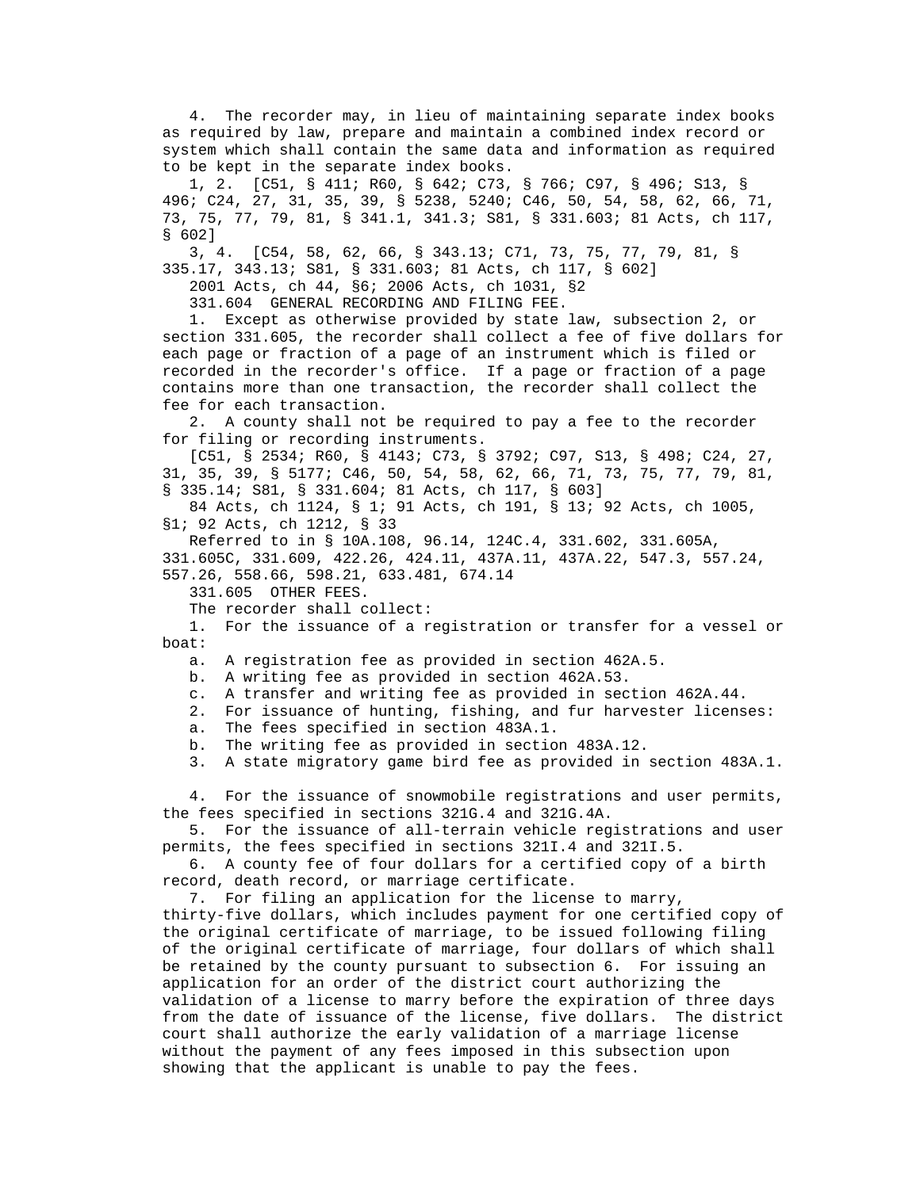4. The recorder may, in lieu of maintaining separate index books as required by law, prepare and maintain a combined index record or system which shall contain the same data and information as required to be kept in the separate index books.

1, 2. [C51, § 411; R60, § 642; C73, § 766; C97, § 496; S13, § 496; C24, 27, 31, 35, 39, § 5238, 5240; C46, 50, 54, 58, 62, 66, 71, 73, 75, 77, 79, 81, § 341.1, 341.3; S81, § 331.603; 81 Acts, ch 117, § 602]

3, 4. [C54, 58, 62, 66, § 343.13; C71, 73, 75, 77, 79, 81, § 335.17, 343.13; S81, § 331.603; 81 Acts, ch 117, § 602]

2001 Acts, ch 44, §6; 2006 Acts, ch 1031, §2

331.604 GENERAL RECORDING AND FILING FEE.

1. Except as otherwise provided by state law, subsection 2, or section 331.605, the recorder shall collect a fee of five dollars for each page or fraction of a page of an instrument which is filed or recorded in the recorder's office. If a page or fraction of a page contains more than one transaction, the recorder shall collect the fee for each transaction.

2. A county shall not be required to pay a fee to the recorder for filing or recording instruments.

[C51, § 2534; R60, § 4143; C73, § 3792; C97, S13, § 498; C24, 27, 31, 35, 39, § 5177; C46, 50, 54, 58, 62, 66, 71, 73, 75, 77, 79, 81, § 335.14; S81, § 331.604; 81 Acts, ch 117, § 603]

84 Acts, ch 1124, § 1; 91 Acts, ch 191, § 13; 92 Acts, ch 1005, §1; 92 Acts, ch 1212, § 33

Referred to in § 10A.108, 96.14, 124C.4, 331.602, 331.605A, 331.605C, 331.609, 422.26, 424.11, 437A.11, 437A.22, 547.3, 557.24, 557.26, 558.66, 598.21, 633.481, 674.14

331.605 OTHER FEES.

The recorder shall collect:

1. For the issuance of a registration or transfer for a vessel or boat:

a. A registration fee as provided in section 462A.5.

b. A writing fee as provided in section 462A.53.

c. A transfer and writing fee as provided in section 462A.44.

2. For issuance of hunting, fishing, and fur harvester licenses:

a. The fees specified in section 483A.1.

b. The writing fee as provided in section 483A.12.

3. A state migratory game bird fee as provided in section 483A.1.

4. For the issuance of snowmobile registrations and user permits, the fees specified in sections 321G.4 and 321G.4A.

5. For the issuance of all-terrain vehicle registrations and user permits, the fees specified in sections 321I.4 and 321I.5.

6. A county fee of four dollars for a certified copy of a birth record, death record, or marriage certificate.

7. For filing an application for the license to marry, thirty-five dollars, which includes payment for one certified copy of the original certificate of marriage, to be issued following filing of the original certificate of marriage, four dollars of which shall be retained by the county pursuant to subsection 6. For issuing an application for an order of the district court authorizing the validation of a license to marry before the expiration of three days from the date of issuance of the license, five dollars. The district court shall authorize the early validation of a marriage license without the payment of any fees imposed in this subsection upon showing that the applicant is unable to pay the fees.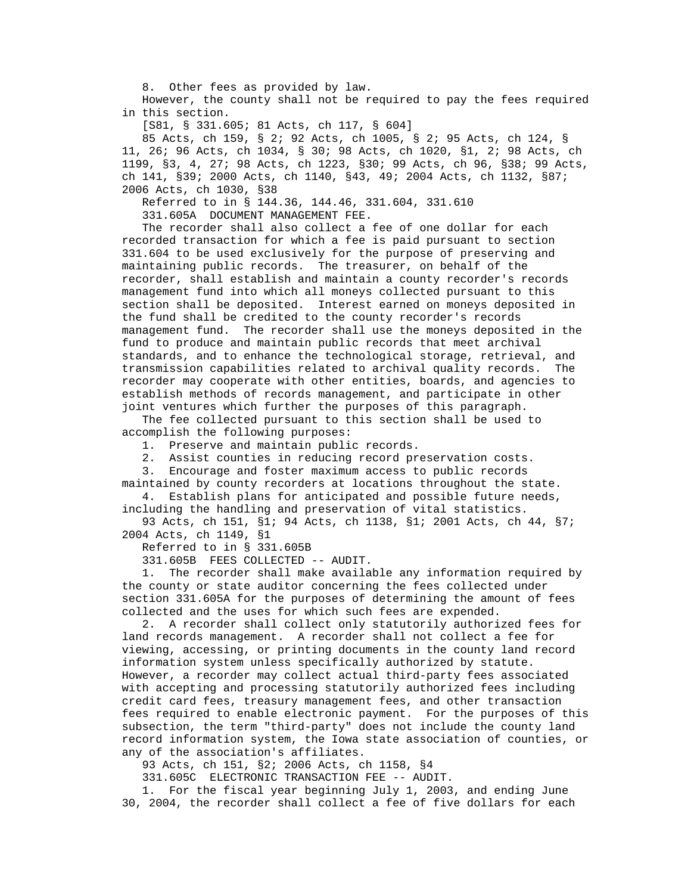8. Other fees as provided by law.

However, the county shall not be required to pay the fees required in this section.

[S81, § 331.605; 81 Acts, ch 117, § 604]

85 Acts, ch 159, § 2; 92 Acts, ch 1005, § 2; 95 Acts, ch 124, § 11, 26; 96 Acts, ch 1034, § 30; 98 Acts, ch 1020, §1, 2; 98 Acts, ch 1199, §3, 4, 27; 98 Acts, ch 1223, §30; 99 Acts, ch 96, §38; 99 Acts, ch 141, §39; 2000 Acts, ch 1140, §43, 49; 2004 Acts, ch 1132, §87; 2006 Acts, ch 1030, §38

Referred to in § 144.36, 144.46, 331.604, 331.610

331.605A DOCUMENT MANAGEMENT FEE.

The recorder shall also collect a fee of one dollar for each recorded transaction for which a fee is paid pursuant to section 331.604 to be used exclusively for the purpose of preserving and maintaining public records. The treasurer, on behalf of the recorder, shall establish and maintain a county recorder's records management fund into which all moneys collected pursuant to this section shall be deposited. Interest earned on moneys deposited in the fund shall be credited to the county recorder's records management fund. The recorder shall use the moneys deposited in the fund to produce and maintain public records that meet archival standards, and to enhance the technological storage, retrieval, and transmission capabilities related to archival quality records. The recorder may cooperate with other entities, boards, and agencies to establish methods of records management, and participate in other joint ventures which further the purposes of this paragraph.

The fee collected pursuant to this section shall be used to accomplish the following purposes:

1. Preserve and maintain public records.
2. Assist counties in reducing record preservation costs.
3. Encourage and foster maximum access to public records maintained by county recorders at locations throughout the state.
4. Establish plans for anticipated and possible future needs, including the handling and preservation of vital statistics.

93 Acts, ch 151, §1; 94 Acts, ch 1138, §1; 2001 Acts, ch 44, §7; 2004 Acts, ch 1149, §1

Referred to in § 331.605B

331.605B FEES COLLECTED -- AUDIT.

1. The recorder shall make available any information required by the county or state auditor concerning the fees collected under section 331.605A for the purposes of determining the amount of fees collected and the uses for which such fees are expended.
2. A recorder shall collect only statutorily authorized fees for land records management. A recorder shall not collect a fee for viewing, accessing, or printing documents in the county land record information system unless specifically authorized by statute. However, a recorder may collect actual third-party fees associated with accepting and processing statutorily authorized fees including credit card fees, treasury management fees, and other transaction fees required to enable electronic payment. For the purposes of this subsection, the term "third-party" does not include the county land record information system, the Iowa state association of counties, or any of the association's affiliates.

93 Acts, ch 151, §2; 2006 Acts, ch 1158, §4

331.605C ELECTRONIC TRANSACTION FEE -- AUDIT.

1. For the fiscal year beginning July 1, 2003, and ending June 30, 2004, the recorder shall collect a fee of five dollars for each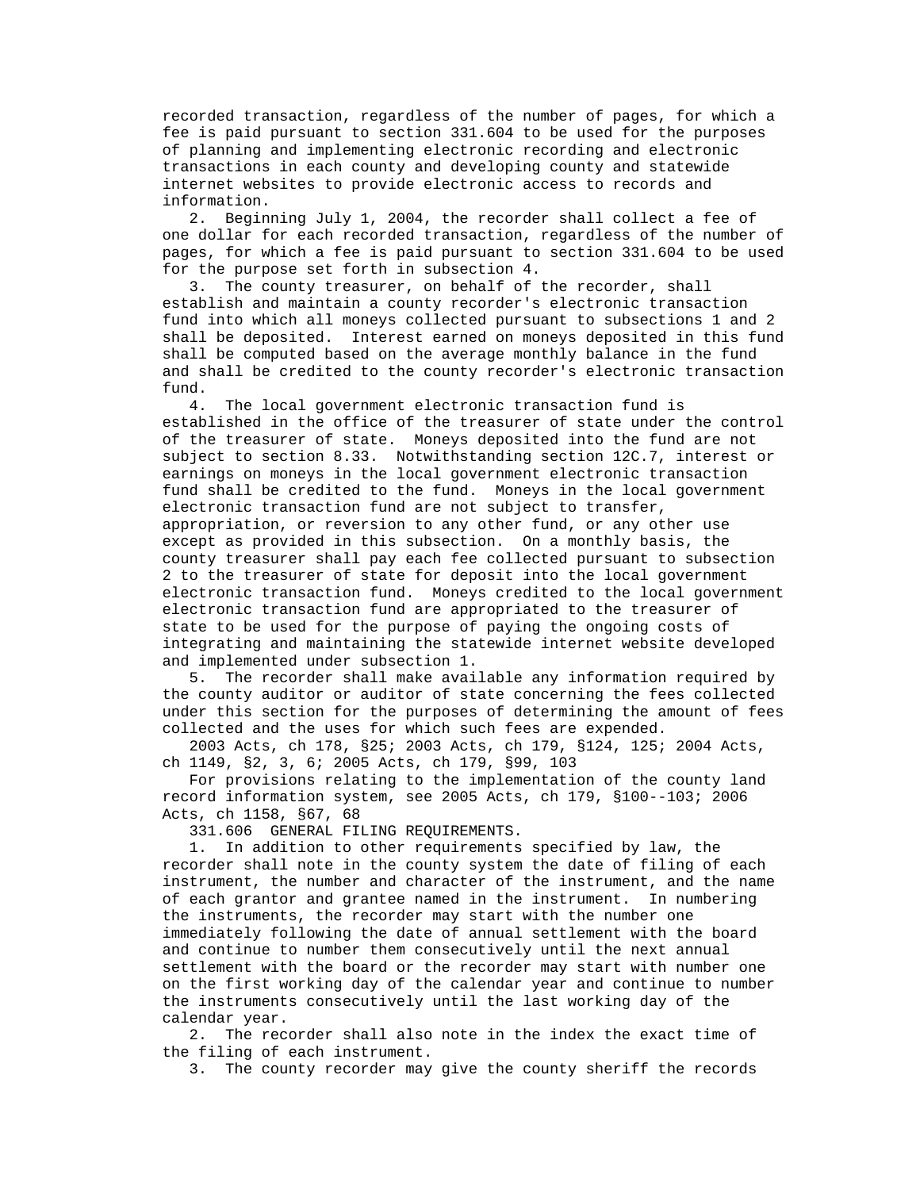recorded transaction, regardless of the number of pages, for which a fee is paid pursuant to section 331.604 to be used for the purposes of planning and implementing electronic recording and electronic transactions in each county and developing county and statewide internet websites to provide electronic access to records and information.

2. Beginning July 1, 2004, the recorder shall collect a fee of one dollar for each recorded transaction, regardless of the number of pages, for which a fee is paid pursuant to section 331.604 to be used for the purpose set forth in subsection 4.

3. The county treasurer, on behalf of the recorder, shall establish and maintain a county recorder's electronic transaction fund into which all moneys collected pursuant to subsections 1 and 2 shall be deposited. Interest earned on moneys deposited in this fund shall be computed based on the average monthly balance in the fund and shall be credited to the county recorder's electronic transaction fund.

4. The local government electronic transaction fund is established in the office of the treasurer of state under the control of the treasurer of state. Moneys deposited into the fund are not subject to section 8.33. Notwithstanding section 12C.7, interest or earnings on moneys in the local government electronic transaction fund shall be credited to the fund. Moneys in the local government electronic transaction fund are not subject to transfer, appropriation, or reversion to any other fund, or any other use except as provided in this subsection. On a monthly basis, the county treasurer shall pay each fee collected pursuant to subsection 2 to the treasurer of state for deposit into the local government electronic transaction fund. Moneys credited to the local government electronic transaction fund are appropriated to the treasurer of state to be used for the purpose of paying the ongoing costs of integrating and maintaining the statewide internet website developed and implemented under subsection 1.

5. The recorder shall make available any information required by the county auditor or auditor of state concerning the fees collected under this section for the purposes of determining the amount of fees collected and the uses for which such fees are expended.

2003 Acts, ch 178, §25; 2003 Acts, ch 179, §124, 125; 2004 Acts, ch 1149, §2, 3, 6; 2005 Acts, ch 179, §99, 103

For provisions relating to the implementation of the county land record information system, see 2005 Acts, ch 179, §100--103; 2006 Acts, ch 1158, §67, 68

331.606 GENERAL FILING REQUIREMENTS.

1. In addition to other requirements specified by law, the recorder shall note in the county system the date of filing of each instrument, the number and character of the instrument, and the name of each grantor and grantee named in the instrument. In numbering the instruments, the recorder may start with the number one immediately following the date of annual settlement with the board and continue to number them consecutively until the next annual settlement with the board or the recorder may start with number one on the first working day of the calendar year and continue to number the instruments consecutively until the last working day of the calendar year.

2. The recorder shall also note in the index the exact time of the filing of each instrument.

3. The county recorder may give the county sheriff the records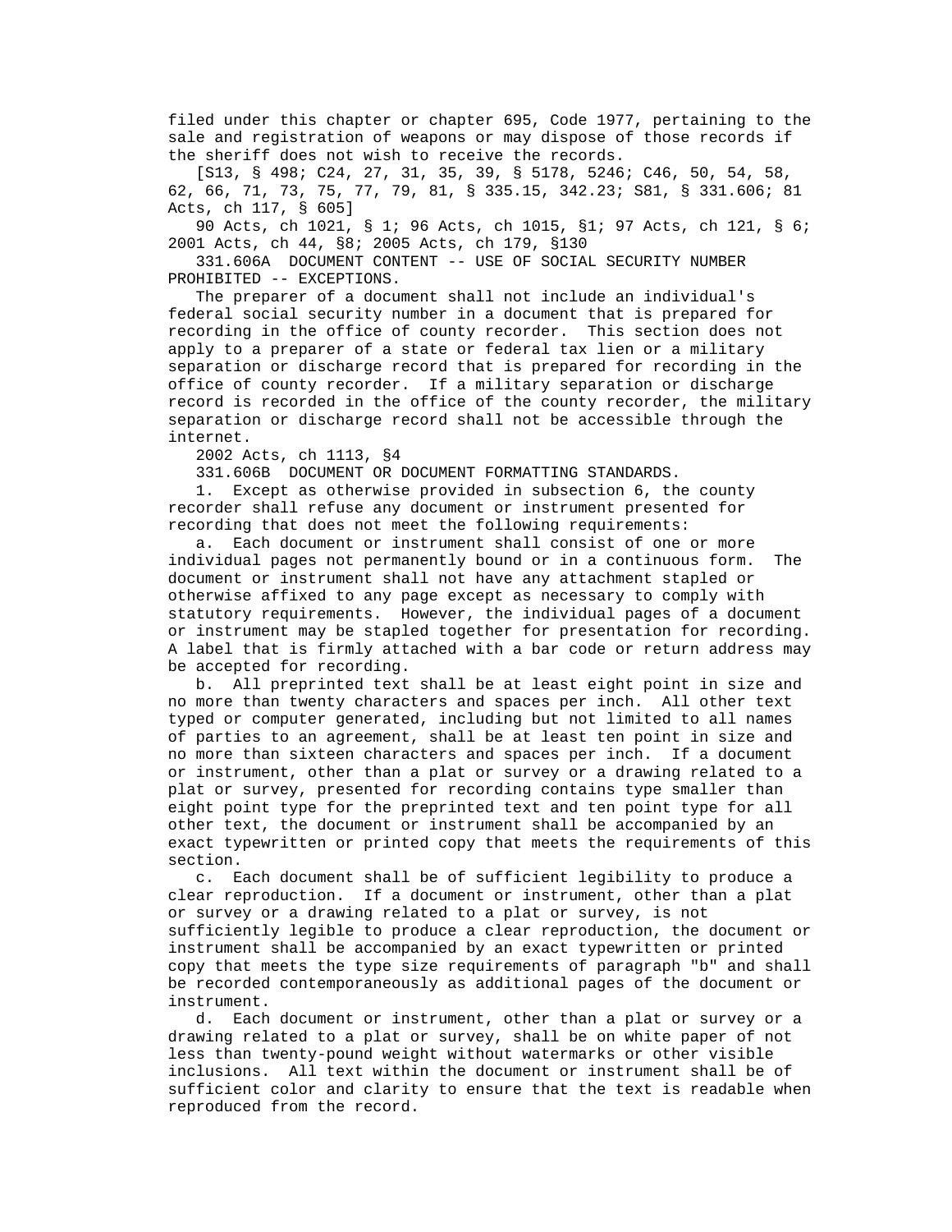filed under this chapter or chapter 695, Code 1977, pertaining to the sale and registration of weapons or may dispose of those records if the sheriff does not wish to receive the records.

[S13, § 498; C24, 27, 31, 35, 39, § 5178, 5246; C46, 50, 54, 58, 62, 66, 71, 73, 75, 77, 79, 81, § 335.15, 342.23; S81, § 331.606; 81 Acts, ch 117, § 605]

90 Acts, ch 1021, § 1; 96 Acts, ch 1015, §1; 97 Acts, ch 121, § 6; 2001 Acts, ch 44, §8; 2005 Acts, ch 179, §130

331.606A DOCUMENT CONTENT -- USE OF SOCIAL SECURITY NUMBER PROHIBITED -- EXCEPTIONS.

The preparer of a document shall not include an individual's federal social security number in a document that is prepared for recording in the office of county recorder. This section does not apply to a preparer of a state or federal tax lien or a military separation or discharge record that is prepared for recording in the office of county recorder. If a military separation or discharge record is recorded in the office of the county recorder, the military separation or discharge record shall not be accessible through the internet.

2002 Acts, ch 1113, §4

331.606B DOCUMENT OR DOCUMENT FORMATTING STANDARDS.

1. Except as otherwise provided in subsection 6, the county recorder shall refuse any document or instrument presented for recording that does not meet the following requirements:

a. Each document or instrument shall consist of one or more individual pages not permanently bound or in a continuous form. The document or instrument shall not have any attachment stapled or otherwise affixed to any page except as necessary to comply with statutory requirements. However, the individual pages of a document or instrument may be stapled together for presentation for recording. A label that is firmly attached with a bar code or return address may be accepted for recording.

b. All preprinted text shall be at least eight point in size and no more than twenty characters and spaces per inch. All other text typed or computer generated, including but not limited to all names of parties to an agreement, shall be at least ten point in size and no more than sixteen characters and spaces per inch. If a document or instrument, other than a plat or survey or a drawing related to a plat or survey, presented for recording contains type smaller than eight point type for the preprinted text and ten point type for all other text, the document or instrument shall be accompanied by an exact typewritten or printed copy that meets the requirements of this section.

c. Each document shall be of sufficient legibility to produce a clear reproduction. If a document or instrument, other than a plat or survey or a drawing related to a plat or survey, is not sufficiently legible to produce a clear reproduction, the document or instrument shall be accompanied by an exact typewritten or printed copy that meets the type size requirements of paragraph "b" and shall be recorded contemporaneously as additional pages of the document or instrument.

d. Each document or instrument, other than a plat or survey or a drawing related to a plat or survey, shall be on white paper of not less than twenty-pound weight without watermarks or other visible inclusions. All text within the document or instrument shall be of sufficient color and clarity to ensure that the text is readable when reproduced from the record.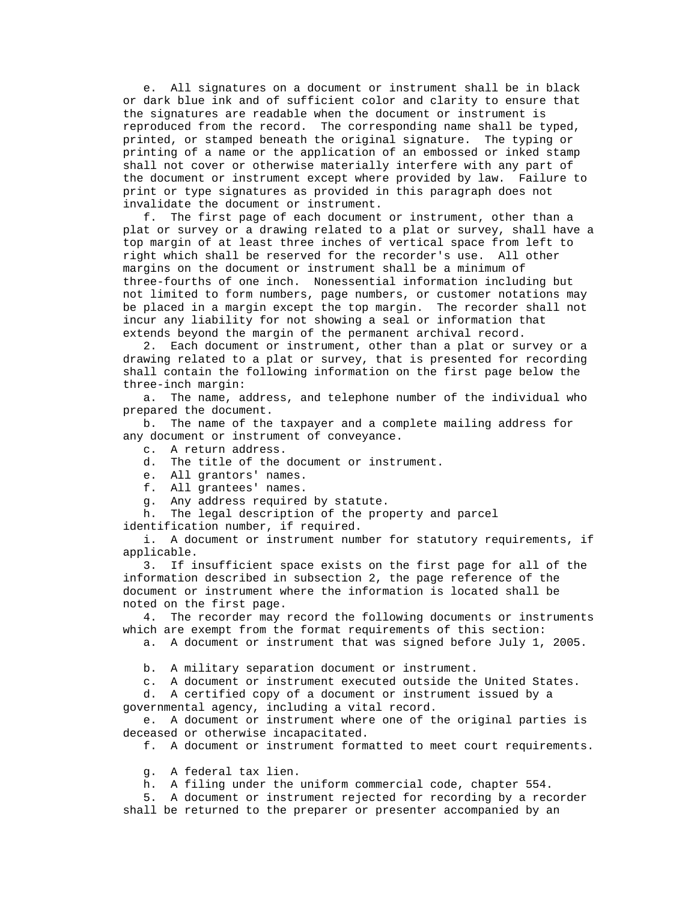e. All signatures on a document or instrument shall be in black or dark blue ink and of sufficient color and clarity to ensure that the signatures are readable when the document or instrument is reproduced from the record. The corresponding name shall be typed, printed, or stamped beneath the original signature. The typing or printing of a name or the application of an embossed or inked stamp shall not cover or otherwise materially interfere with any part of the document or instrument except where provided by law. Failure to print or type signatures as provided in this paragraph does not invalidate the document or instrument.

f. The first page of each document or instrument, other than a plat or survey or a drawing related to a plat or survey, shall have a top margin of at least three inches of vertical space from left to right which shall be reserved for the recorder's use. All other margins on the document or instrument shall be a minimum of three-fourths of one inch. Nonessential information including but not limited to form numbers, page numbers, or customer notations may be placed in a margin except the top margin. The recorder shall not incur any liability for not showing a seal or information that extends beyond the margin of the permanent archival record.

2. Each document or instrument, other than a plat or survey or a drawing related to a plat or survey, that is presented for recording shall contain the following information on the first page below the three-inch margin:

a. The name, address, and telephone number of the individual who prepared the document.

b. The name of the taxpayer and a complete mailing address for any document or instrument of conveyance.

c. A return address.

d. The title of the document or instrument.

e. All grantors' names.

f. All grantees' names.

g. Any address required by statute.

h. The legal description of the property and parcel identification number, if required.

i. A document or instrument number for statutory requirements, if applicable.

3. If insufficient space exists on the first page for all of the information described in subsection 2, the page reference of the document or instrument where the information is located shall be noted on the first page.

4. The recorder may record the following documents or instruments which are exempt from the format requirements of this section:

a. A document or instrument that was signed before July 1, 2005.

b. A military separation document or instrument.

c. A document or instrument executed outside the United States.

d. A certified copy of a document or instrument issued by a governmental agency, including a vital record.

e. A document or instrument where one of the original parties is deceased or otherwise incapacitated.

f. A document or instrument formatted to meet court requirements.

g. A federal tax lien.

h. A filing under the uniform commercial code, chapter 554.

5. A document or instrument rejected for recording by a recorder shall be returned to the preparer or presenter accompanied by an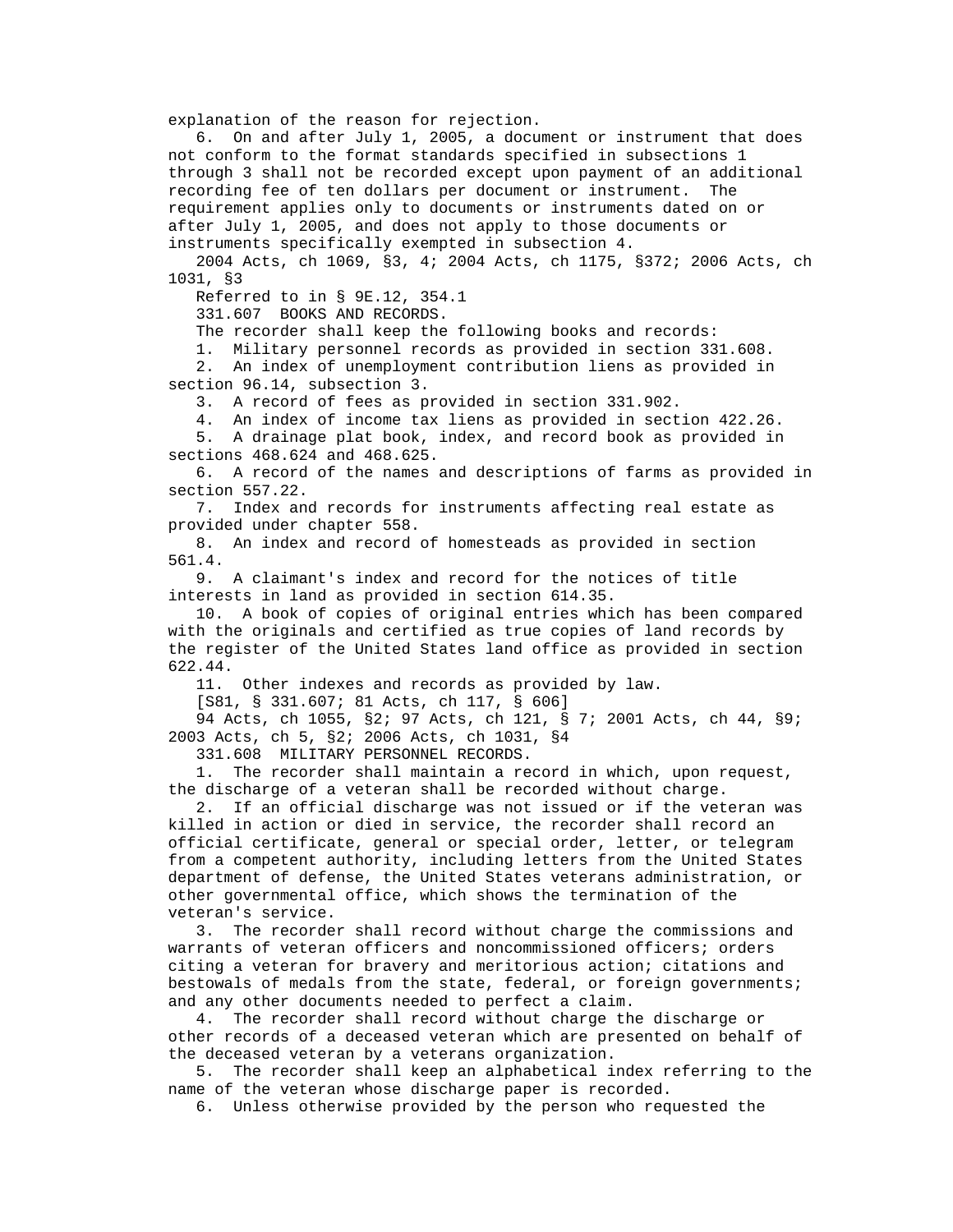explanation of the reason for rejection.

6. On and after July 1, 2005, a document or instrument that does not conform to the format standards specified in subsections 1 through 3 shall not be recorded except upon payment of an additional recording fee of ten dollars per document or instrument. The requirement applies only to documents or instruments dated on or after July 1, 2005, and does not apply to those documents or instruments specifically exempted in subsection 4.

2004 Acts, ch 1069, §3, 4; 2004 Acts, ch 1175, §372; 2006 Acts, ch 1031, §3

Referred to in § 9E.12, 354.1

331.607 BOOKS AND RECORDS.

The recorder shall keep the following books and records:

1. Military personnel records as provided in section 331.608.
2. An index of unemployment contribution liens as provided in section 96.14, subsection 3.
3. A record of fees as provided in section 331.902.
4. An index of income tax liens as provided in section 422.26.
5. A drainage plat book, index, and record book as provided in sections 468.624 and 468.625.
6. A record of the names and descriptions of farms as provided in section 557.22.
7. Index and records for instruments affecting real estate as provided under chapter 558.
8. An index and record of homesteads as provided in section 561.4.
9. A claimant's index and record for the notices of title interests in land as provided in section 614.35.
10. A book of copies of original entries which has been compared with the originals and certified as true copies of land records by the register of the United States land office as provided in section 622.44.
11. Other indexes and records as provided by law.

[S81, § 331.607; 81 Acts, ch 117, § 606]

94 Acts, ch 1055, §2; 97 Acts, ch 121, § 7; 2001 Acts, ch 44, §9; 2003 Acts, ch 5, §2; 2006 Acts, ch 1031, §4

331.608 MILITARY PERSONNEL RECORDS.

1. The recorder shall maintain a record in which, upon request, the discharge of a veteran shall be recorded without charge.
2. If an official discharge was not issued or if the veteran was killed in action or died in service, the recorder shall record an official certificate, general or special order, letter, or telegram from a competent authority, including letters from the United States department of defense, the United States veterans administration, or other governmental office, which shows the termination of the veteran's service.
3. The recorder shall record without charge the commissions and warrants of veteran officers and noncommissioned officers; orders citing a veteran for bravery and meritorious action; citations and bestowals of medals from the state, federal, or foreign governments; and any other documents needed to perfect a claim.
4. The recorder shall record without charge the discharge or other records of a deceased veteran which are presented on behalf of the deceased veteran by a veterans organization.
5. The recorder shall keep an alphabetical index referring to the name of the veteran whose discharge paper is recorded.
6. Unless otherwise provided by the person who requested the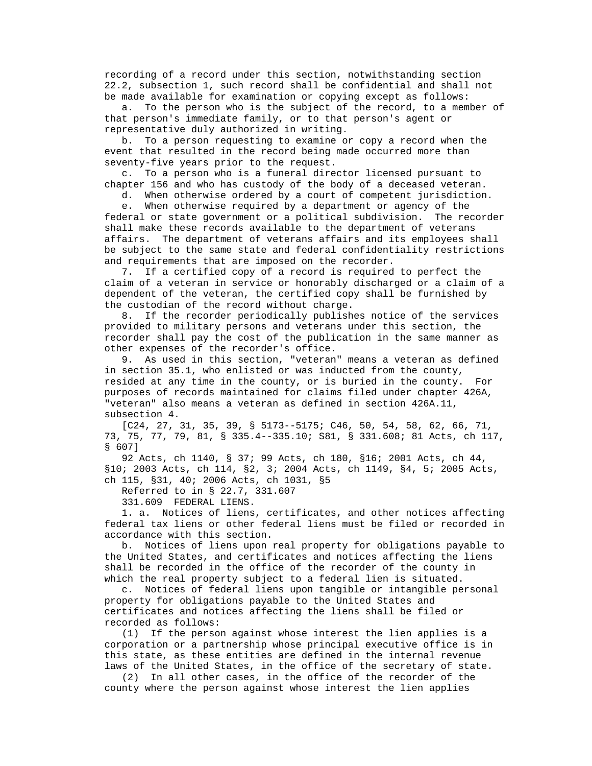recording of a record under this section, notwithstanding section 22.2, subsection 1, such record shall be confidential and shall not be made available for examination or copying except as follows:

a. To the person who is the subject of the record, to a member of that person's immediate family, or to that person's agent or representative duly authorized in writing.

b. To a person requesting to examine or copy a record when the event that resulted in the record being made occurred more than seventy-five years prior to the request.

c. To a person who is a funeral director licensed pursuant to chapter 156 and who has custody of the body of a deceased veteran.

d. When otherwise ordered by a court of competent jurisdiction.

e. When otherwise required by a department or agency of the federal or state government or a political subdivision. The recorder shall make these records available to the department of veterans affairs. The department of veterans affairs and its employees shall be subject to the same state and federal confidentiality restrictions and requirements that are imposed on the recorder.

7. If a certified copy of a record is required to perfect the claim of a veteran in service or honorably discharged or a claim of a dependent of the veteran, the certified copy shall be furnished by the custodian of the record without charge.

8. If the recorder periodically publishes notice of the services provided to military persons and veterans under this section, the recorder shall pay the cost of the publication in the same manner as other expenses of the recorder's office.

9. As used in this section, "veteran" means a veteran as defined in section 35.1, who enlisted or was inducted from the county, resided at any time in the county, or is buried in the county. For purposes of records maintained for claims filed under chapter 426A, "veteran" also means a veteran as defined in section 426A.11, subsection 4.

[C24, 27, 31, 35, 39, § 5173--5175; C46, 50, 54, 58, 62, 66, 71, 73, 75, 77, 79, 81, § 335.4--335.10; S81, § 331.608; 81 Acts, ch 117, § 607]

92 Acts, ch 1140, § 37; 99 Acts, ch 180, §16; 2001 Acts, ch 44, §10; 2003 Acts, ch 114, §2, 3; 2004 Acts, ch 1149, §4, 5; 2005 Acts, ch 115, §31, 40; 2006 Acts, ch 1031, §5

Referred to in § 22.7, 331.607

331.609 FEDERAL LIENS.

1. a. Notices of liens, certificates, and other notices affecting federal tax liens or other federal liens must be filed or recorded in accordance with this section.

b. Notices of liens upon real property for obligations payable to the United States, and certificates and notices affecting the liens shall be recorded in the office of the recorder of the county in which the real property subject to a federal lien is situated.

c. Notices of federal liens upon tangible or intangible personal property for obligations payable to the United States and certificates and notices affecting the liens shall be filed or recorded as follows:

(1) If the person against whose interest the lien applies is a corporation or a partnership whose principal executive office is in this state, as these entities are defined in the internal revenue laws of the United States, in the office of the secretary of state.

(2) In all other cases, in the office of the recorder of the county where the person against whose interest the lien applies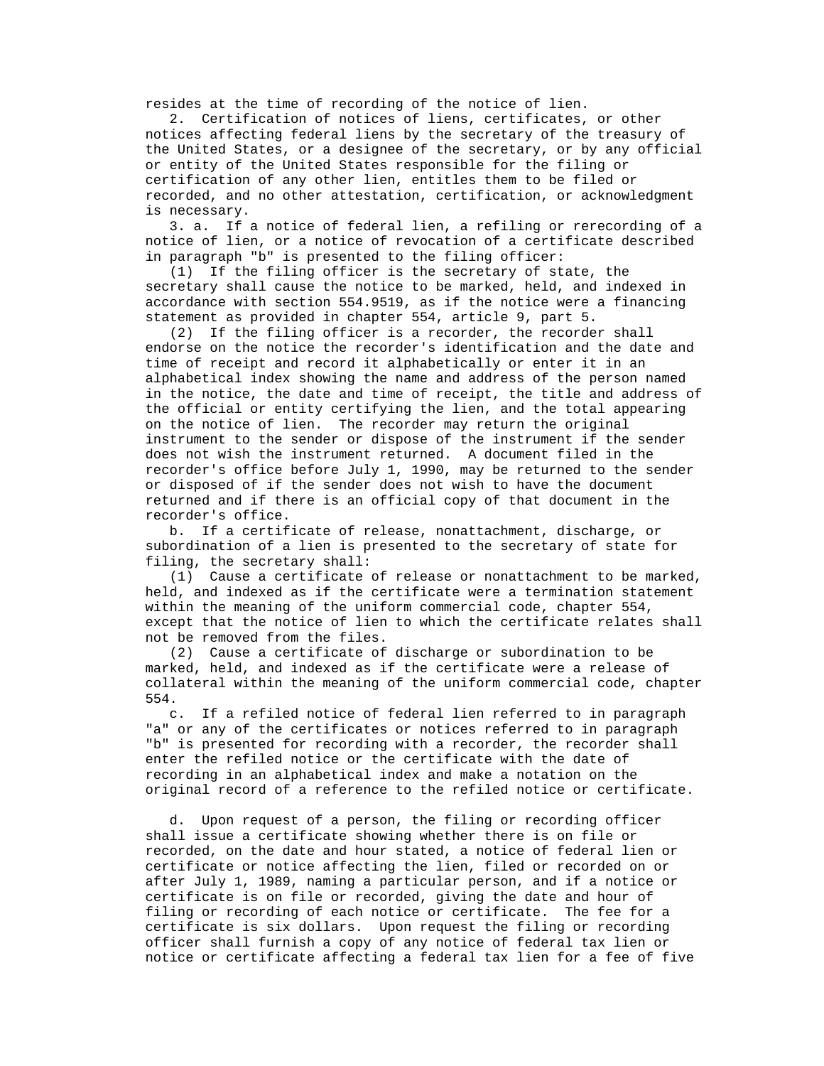resides at the time of recording of the notice of lien.

2. Certification of notices of liens, certificates, or other notices affecting federal liens by the secretary of the treasury of the United States, or a designee of the secretary, or by any official or entity of the United States responsible for the filing or certification of any other lien, entitles them to be filed or recorded, and no other attestation, certification, or acknowledgment is necessary.

3. a. If a notice of federal lien, a refiling or rerecording of a notice of lien, or a notice of revocation of a certificate described in paragraph "b" is presented to the filing officer:

(1) If the filing officer is the secretary of state, the secretary shall cause the notice to be marked, held, and indexed in accordance with section 554.9519, as if the notice were a financing statement as provided in chapter 554, article 9, part 5.

(2) If the filing officer is a recorder, the recorder shall endorse on the notice the recorder's identification and the date and time of receipt and record it alphabetically or enter it in an alphabetical index showing the name and address of the person named in the notice, the date and time of receipt, the title and address of the official or entity certifying the lien, and the total appearing on the notice of lien. The recorder may return the original instrument to the sender or dispose of the instrument if the sender does not wish the instrument returned. A document filed in the recorder's office before July 1, 1990, may be returned to the sender or disposed of if the sender does not wish to have the document returned and if there is an official copy of that document in the recorder's office.

b. If a certificate of release, nonattachment, discharge, or subordination of a lien is presented to the secretary of state for filing, the secretary shall:

(1) Cause a certificate of release or nonattachment to be marked, held, and indexed as if the certificate were a termination statement within the meaning of the uniform commercial code, chapter 554, except that the notice of lien to which the certificate relates shall not be removed from the files.

(2) Cause a certificate of discharge or subordination to be marked, held, and indexed as if the certificate were a release of collateral within the meaning of the uniform commercial code, chapter 554.

c. If a refiled notice of federal lien referred to in paragraph "a" or any of the certificates or notices referred to in paragraph "b" is presented for recording with a recorder, the recorder shall enter the refiled notice or the certificate with the date of recording in an alphabetical index and make a notation on the original record of a reference to the refiled notice or certificate.

d. Upon request of a person, the filing or recording officer shall issue a certificate showing whether there is on file or recorded, on the date and hour stated, a notice of federal lien or certificate or notice affecting the lien, filed or recorded on or after July 1, 1989, naming a particular person, and if a notice or certificate is on file or recorded, giving the date and hour of filing or recording of each notice or certificate. The fee for a certificate is six dollars. Upon request the filing or recording officer shall furnish a copy of any notice of federal tax lien or notice or certificate affecting a federal tax lien for a fee of five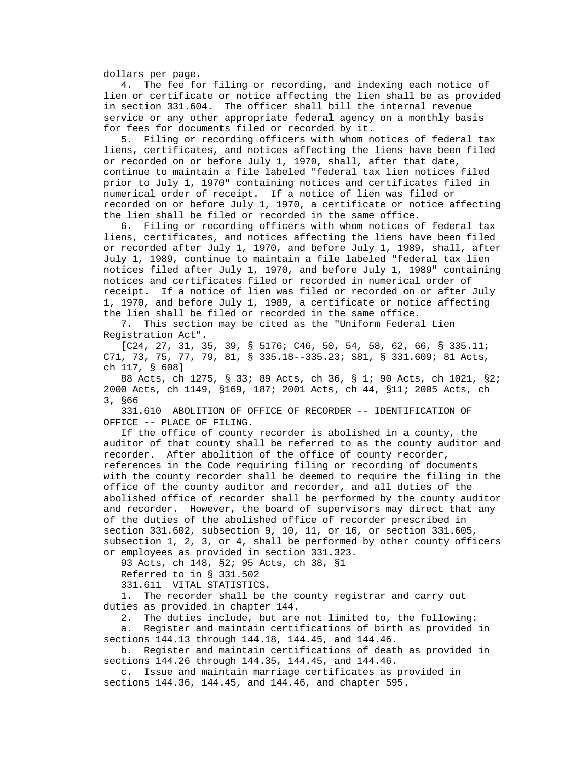dollars per page.

4. The fee for filing or recording, and indexing each notice of lien or certificate or notice affecting the lien shall be as provided in section 331.604. The officer shall bill the internal revenue service or any other appropriate federal agency on a monthly basis for fees for documents filed or recorded by it.

5. Filing or recording officers with whom notices of federal tax liens, certificates, and notices affecting the liens have been filed or recorded on or before July 1, 1970, shall, after that date, continue to maintain a file labeled "federal tax lien notices filed prior to July 1, 1970" containing notices and certificates filed in numerical order of receipt. If a notice of lien was filed or recorded on or before July 1, 1970, a certificate or notice affecting the lien shall be filed or recorded in the same office.

6. Filing or recording officers with whom notices of federal tax liens, certificates, and notices affecting the liens have been filed or recorded after July 1, 1970, and before July 1, 1989, shall, after July 1, 1989, continue to maintain a file labeled "federal tax lien notices filed after July 1, 1970, and before July 1, 1989" containing notices and certificates filed or recorded in numerical order of receipt. If a notice of lien was filed or recorded on or after July 1, 1970, and before July 1, 1989, a certificate or notice affecting the lien shall be filed or recorded in the same office.

7. This section may be cited as the "Uniform Federal Lien Registration Act".

[C24, 27, 31, 35, 39, § 5176; C46, 50, 54, 58, 62, 66, § 335.11; C71, 73, 75, 77, 79, 81, § 335.18--335.23; S81, § 331.609; 81 Acts, ch 117, § 608]

88 Acts, ch 1275, § 33; 89 Acts, ch 36, § 1; 90 Acts, ch 1021, §2; 2000 Acts, ch 1149, §169, 187; 2001 Acts, ch 44, §11; 2005 Acts, ch 3, §66

331.610 ABOLITION OF OFFICE OF RECORDER -- IDENTIFICATION OF OFFICE -- PLACE OF FILING.

If the office of county recorder is abolished in a county, the auditor of that county shall be referred to as the county auditor and recorder. After abolition of the office of county recorder, references in the Code requiring filing or recording of documents with the county recorder shall be deemed to require the filing in the office of the county auditor and recorder, and all duties of the abolished office of recorder shall be performed by the county auditor and recorder. However, the board of supervisors may direct that any of the duties of the abolished office of recorder prescribed in section 331.602, subsection 9, 10, 11, or 16, or section 331.605, subsection 1, 2, 3, or 4, shall be performed by other county officers or employees as provided in section 331.323.

93 Acts, ch 148, §2; 95 Acts, ch 38, §1

Referred to in § 331.502

331.611 VITAL STATISTICS.

1. The recorder shall be the county registrar and carry out duties as provided in chapter 144.

2. The duties include, but are not limited to, the following:

a. Register and maintain certifications of birth as provided in sections 144.13 through 144.18, 144.45, and 144.46.

b. Register and maintain certifications of death as provided in sections 144.26 through 144.35, 144.45, and 144.46.

c. Issue and maintain marriage certificates as provided in sections 144.36, 144.45, and 144.46, and chapter 595.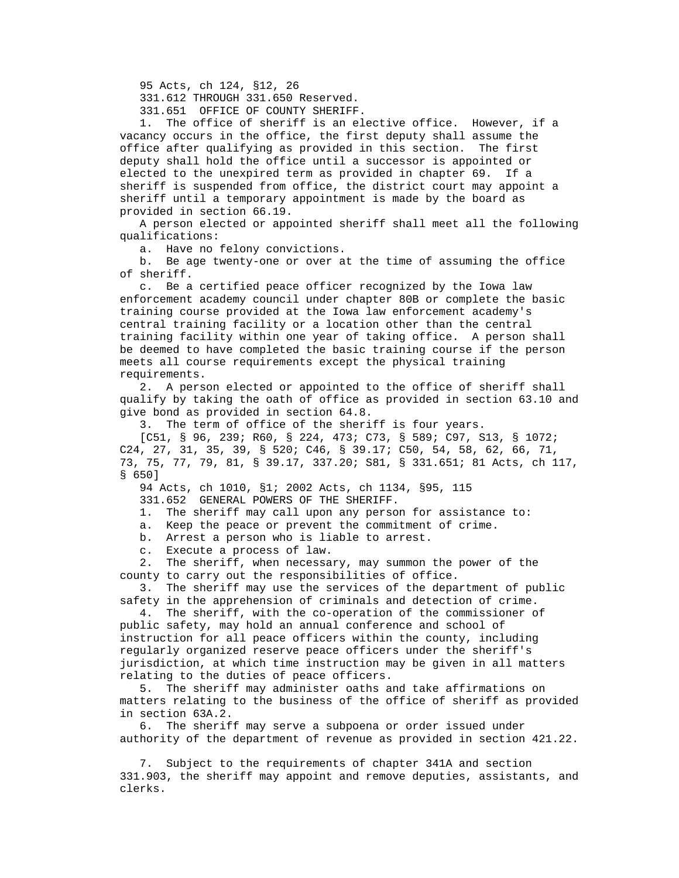95 Acts, ch 124, §12, 26

331.612 THROUGH 331.650 Reserved.

331.651 OFFICE OF COUNTY SHERIFF.

1. The office of sheriff is an elective office. However, if a vacancy occurs in the office, the first deputy shall assume the office after qualifying as provided in this section. The first deputy shall hold the office until a successor is appointed or elected to the unexpired term as provided in chapter 69. If a sheriff is suspended from office, the district court may appoint a sheriff until a temporary appointment is made by the board as provided in section 66.19.

A person elected or appointed sheriff shall meet all the following qualifications:

a. Have no felony convictions.

b. Be age twenty-one or over at the time of assuming the office of sheriff.

c. Be a certified peace officer recognized by the Iowa law enforcement academy council under chapter 80B or complete the basic training course provided at the Iowa law enforcement academy's central training facility or a location other than the central training facility within one year of taking office. A person shall be deemed to have completed the basic training course if the person meets all course requirements except the physical training requirements.

2. A person elected or appointed to the office of sheriff shall qualify by taking the oath of office as provided in section 63.10 and give bond as provided in section 64.8.

3. The term of office of the sheriff is four years.

[C51, § 96, 239; R60, § 224, 473; C73, § 589; C97, S13, § 1072; C24, 27, 31, 35, 39, § 520; C46, § 39.17; C50, 54, 58, 62, 66, 71, 73, 75, 77, 79, 81, § 39.17, 337.20; S81, § 331.651; 81 Acts, ch 117, § 650]

94 Acts, ch 1010, §1; 2002 Acts, ch 1134, §95, 115

331.652 GENERAL POWERS OF THE SHERIFF.

1. The sheriff may call upon any person for assistance to:

a. Keep the peace or prevent the commitment of crime.

b. Arrest a person who is liable to arrest.

c. Execute a process of law.

2. The sheriff, when necessary, may summon the power of the county to carry out the responsibilities of office.

3. The sheriff may use the services of the department of public safety in the apprehension of criminals and detection of crime.

4. The sheriff, with the co-operation of the commissioner of public safety, may hold an annual conference and school of instruction for all peace officers within the county, including regularly organized reserve peace officers under the sheriff's jurisdiction, at which time instruction may be given in all matters relating to the duties of peace officers.

5. The sheriff may administer oaths and take affirmations on matters relating to the business of the office of sheriff as provided in section 63A.2.

6. The sheriff may serve a subpoena or order issued under authority of the department of revenue as provided in section 421.22.

7. Subject to the requirements of chapter 341A and section 331.903, the sheriff may appoint and remove deputies, assistants, and clerks.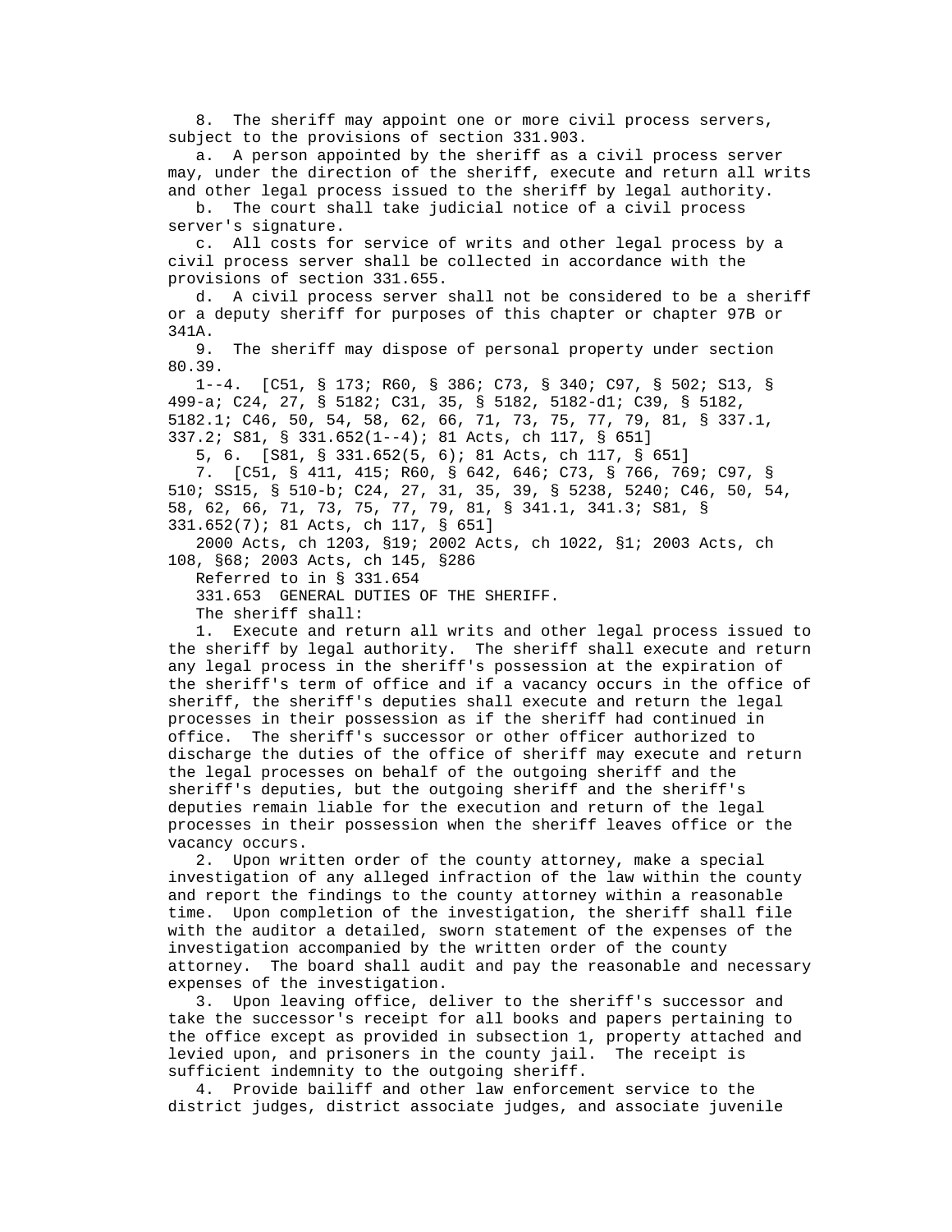8. The sheriff may appoint one or more civil process servers, subject to the provisions of section 331.903.

a. A person appointed by the sheriff as a civil process server may, under the direction of the sheriff, execute and return all writs and other legal process issued to the sheriff by legal authority.

b. The court shall take judicial notice of a civil process server's signature.

c. All costs for service of writs and other legal process by a civil process server shall be collected in accordance with the provisions of section 331.655.

d. A civil process server shall not be considered to be a sheriff or a deputy sheriff for purposes of this chapter or chapter 97B or 341A.

9. The sheriff may dispose of personal property under section 80.39.

1--4. [C51, § 173; R60, § 386; C73, § 340; C97, § 502; S13, § 499-a; C24, 27, § 5182; C31, 35, § 5182, 5182-d1; C39, § 5182, 5182.1; C46, 50, 54, 58, 62, 66, 71, 73, 75, 77, 79, 81, § 337.1, 337.2; S81, § 331.652(1--4); 81 Acts, ch 117, § 651]

5, 6. [S81, § 331.652(5, 6); 81 Acts, ch 117, § 651]

7. [C51, § 411, 415; R60, § 642, 646; C73, § 766, 769; C97, § 510; SS15, § 510-b; C24, 27, 31, 35, 39, § 5238, 5240; C46, 50, 54, 58, 62, 66, 71, 73, 75, 77, 79, 81, § 341.1, 341.3; S81, § 331.652(7); 81 Acts, ch 117, § 651]

2000 Acts, ch 1203, §19; 2002 Acts, ch 1022, §1; 2003 Acts, ch 108, §68; 2003 Acts, ch 145, §286

Referred to in § 331.654

331.653 GENERAL DUTIES OF THE SHERIFF.

The sheriff shall:

1. Execute and return all writs and other legal process issued to the sheriff by legal authority. The sheriff shall execute and return any legal process in the sheriff's possession at the expiration of the sheriff's term of office and if a vacancy occurs in the office of sheriff, the sheriff's deputies shall execute and return the legal processes in their possession as if the sheriff had continued in office. The sheriff's successor or other officer authorized to discharge the duties of the office of sheriff may execute and return the legal processes on behalf of the outgoing sheriff and the sheriff's deputies, but the outgoing sheriff and the sheriff's deputies remain liable for the execution and return of the legal processes in their possession when the sheriff leaves office or the vacancy occurs.

2. Upon written order of the county attorney, make a special investigation of any alleged infraction of the law within the county and report the findings to the county attorney within a reasonable time. Upon completion of the investigation, the sheriff shall file with the auditor a detailed, sworn statement of the expenses of the investigation accompanied by the written order of the county attorney. The board shall audit and pay the reasonable and necessary expenses of the investigation.

3. Upon leaving office, deliver to the sheriff's successor and take the successor's receipt for all books and papers pertaining to the office except as provided in subsection 1, property attached and levied upon, and prisoners in the county jail. The receipt is sufficient indemnity to the outgoing sheriff.

4. Provide bailiff and other law enforcement service to the district judges, district associate judges, and associate juvenile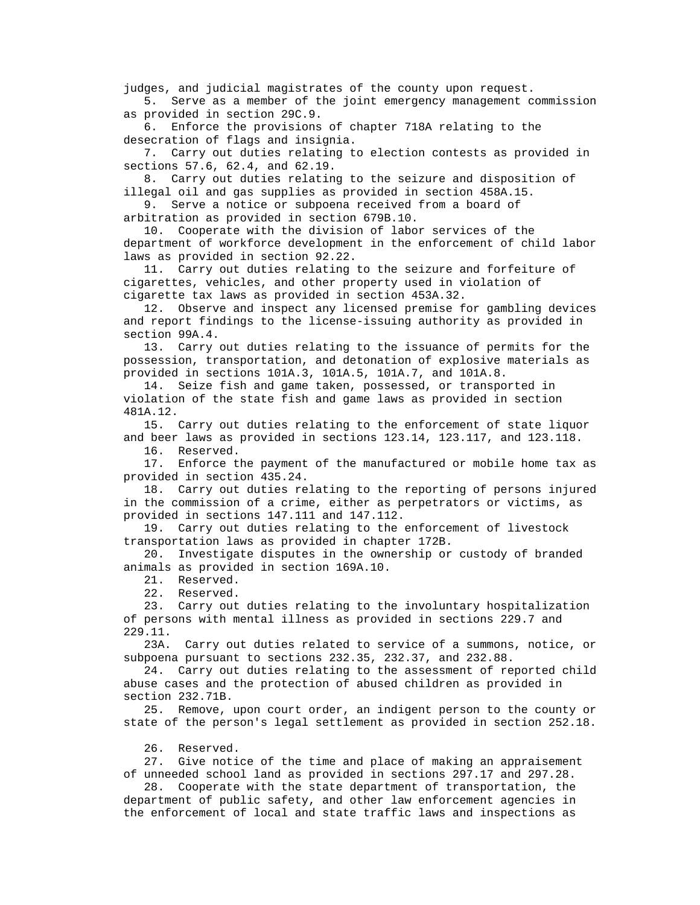judges, and judicial magistrates of the county upon request.

5. Serve as a member of the joint emergency management commission as provided in section 29C.9.

6. Enforce the provisions of chapter 718A relating to the desecration of flags and insignia.

7. Carry out duties relating to election contests as provided in sections 57.6, 62.4, and 62.19.

8. Carry out duties relating to the seizure and disposition of illegal oil and gas supplies as provided in section 458A.15.

9. Serve a notice or subpoena received from a board of arbitration as provided in section 679B.10.

10. Cooperate with the division of labor services of the department of workforce development in the enforcement of child labor laws as provided in section 92.22.

11. Carry out duties relating to the seizure and forfeiture of cigarettes, vehicles, and other property used in violation of cigarette tax laws as provided in section 453A.32.

12. Observe and inspect any licensed premise for gambling devices and report findings to the license-issuing authority as provided in section 99A.4.

13. Carry out duties relating to the issuance of permits for the possession, transportation, and detonation of explosive materials as provided in sections 101A.3, 101A.5, 101A.7, and 101A.8.

14. Seize fish and game taken, possessed, or transported in violation of the state fish and game laws as provided in section 481A.12.

15. Carry out duties relating to the enforcement of state liquor and beer laws as provided in sections 123.14, 123.117, and 123.118.

16. Reserved.

17. Enforce the payment of the manufactured or mobile home tax as provided in section 435.24.

18. Carry out duties relating to the reporting of persons injured in the commission of a crime, either as perpetrators or victims, as provided in sections 147.111 and 147.112.

19. Carry out duties relating to the enforcement of livestock transportation laws as provided in chapter 172B.

20. Investigate disputes in the ownership or custody of branded animals as provided in section 169A.10.

21. Reserved.

22. Reserved.

23. Carry out duties relating to the involuntary hospitalization of persons with mental illness as provided in sections 229.7 and 229.11.

23A. Carry out duties related to service of a summons, notice, or subpoena pursuant to sections 232.35, 232.37, and 232.88.

24. Carry out duties relating to the assessment of reported child abuse cases and the protection of abused children as provided in section 232.71B.

25. Remove, upon court order, an indigent person to the county or state of the person's legal settlement as provided in section 252.18.

26. Reserved.

27. Give notice of the time and place of making an appraisement of unneeded school land as provided in sections 297.17 and 297.28.

28. Cooperate with the state department of transportation, the department of public safety, and other law enforcement agencies in the enforcement of local and state traffic laws and inspections as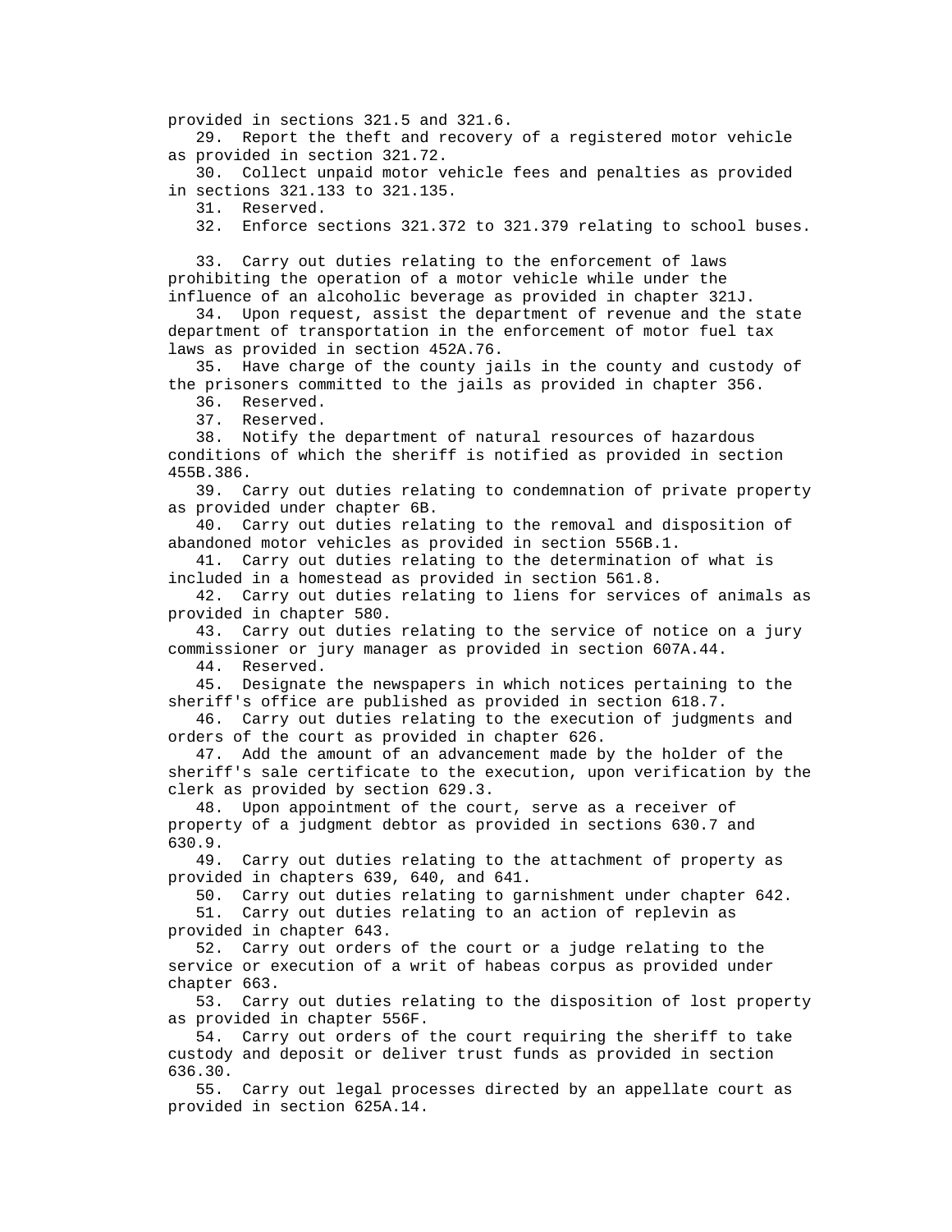provided in sections 321.5 and 321.6.

29. Report the theft and recovery of a registered motor vehicle as provided in section 321.72.

30. Collect unpaid motor vehicle fees and penalties as provided in sections 321.133 to 321.135.

31. Reserved.

32. Enforce sections 321.372 to 321.379 relating to school buses.

33. Carry out duties relating to the enforcement of laws prohibiting the operation of a motor vehicle while under the influence of an alcoholic beverage as provided in chapter 321J.

34. Upon request, assist the department of revenue and the state department of transportation in the enforcement of motor fuel tax laws as provided in section 452A.76.

35. Have charge of the county jails in the county and custody of the prisoners committed to the jails as provided in chapter 356.

36. Reserved.

37. Reserved.

38. Notify the department of natural resources of hazardous conditions of which the sheriff is notified as provided in section 455B.386.

39. Carry out duties relating to condemnation of private property as provided under chapter 6B.

40. Carry out duties relating to the removal and disposition of abandoned motor vehicles as provided in section 556B.1.

41. Carry out duties relating to the determination of what is included in a homestead as provided in section 561.8.

42. Carry out duties relating to liens for services of animals as provided in chapter 580.

43. Carry out duties relating to the service of notice on a jury commissioner or jury manager as provided in section 607A.44.

44. Reserved.

45. Designate the newspapers in which notices pertaining to the sheriff's office are published as provided in section 618.7.

46. Carry out duties relating to the execution of judgments and orders of the court as provided in chapter 626.

47. Add the amount of an advancement made by the holder of the sheriff's sale certificate to the execution, upon verification by the clerk as provided by section 629.3.

48. Upon appointment of the court, serve as a receiver of property of a judgment debtor as provided in sections 630.7 and 630.9.

49. Carry out duties relating to the attachment of property as provided in chapters 639, 640, and 641.

50. Carry out duties relating to garnishment under chapter 642.

51. Carry out duties relating to an action of replevin as provided in chapter 643.

52. Carry out orders of the court or a judge relating to the service or execution of a writ of habeas corpus as provided under chapter 663.

53. Carry out duties relating to the disposition of lost property as provided in chapter 556F.

54. Carry out orders of the court requiring the sheriff to take custody and deposit or deliver trust funds as provided in section 636.30.

55. Carry out legal processes directed by an appellate court as provided in section 625A.14.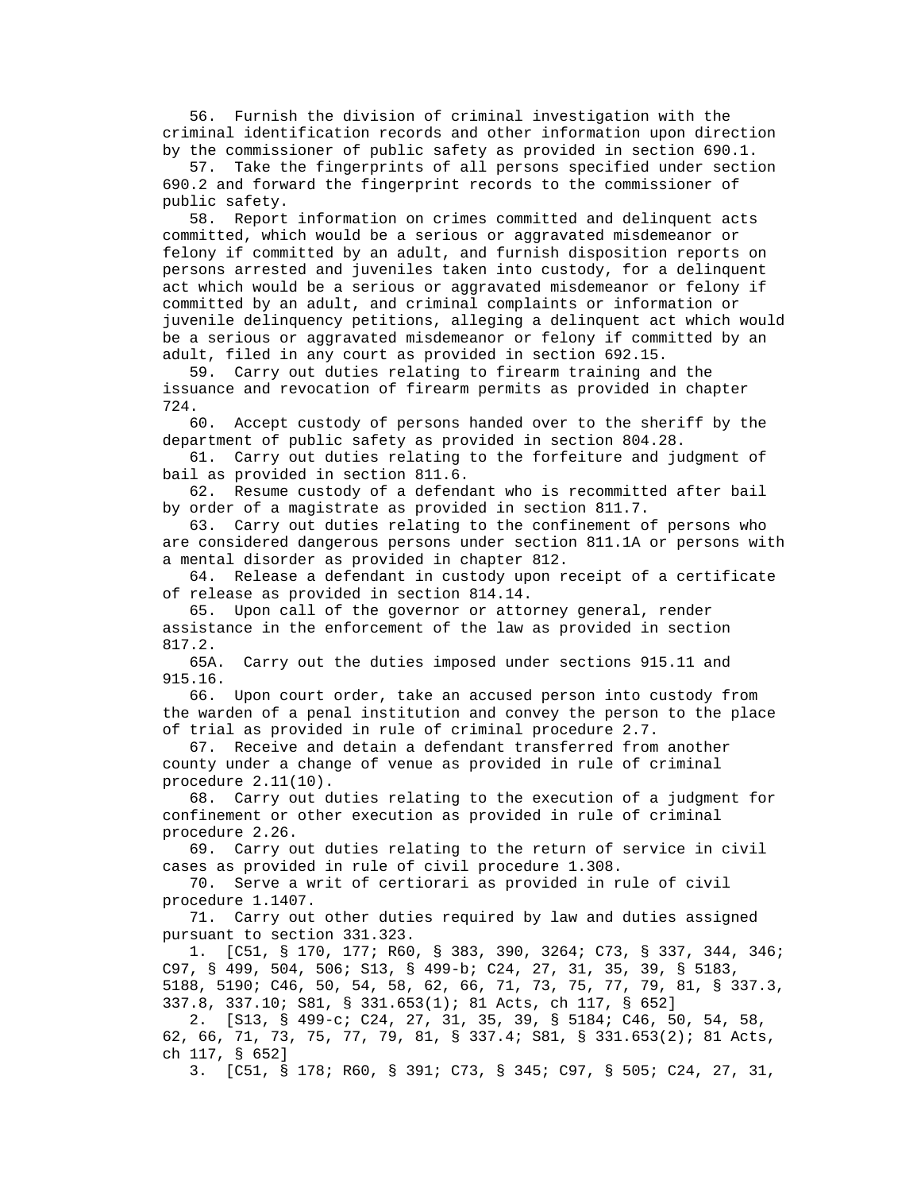56. Furnish the division of criminal investigation with the criminal identification records and other information upon direction by the commissioner of public safety as provided in section 690.1.

57. Take the fingerprints of all persons specified under section 690.2 and forward the fingerprint records to the commissioner of public safety.

58. Report information on crimes committed and delinquent acts committed, which would be a serious or aggravated misdemeanor or felony if committed by an adult, and furnish disposition reports on persons arrested and juveniles taken into custody, for a delinquent act which would be a serious or aggravated misdemeanor or felony if committed by an adult, and criminal complaints or information or juvenile delinquency petitions, alleging a delinquent act which would be a serious or aggravated misdemeanor or felony if committed by an adult, filed in any court as provided in section 692.15.

59. Carry out duties relating to firearm training and the issuance and revocation of firearm permits as provided in chapter 724.

60. Accept custody of persons handed over to the sheriff by the department of public safety as provided in section 804.28.

61. Carry out duties relating to the forfeiture and judgment of bail as provided in section 811.6.

62. Resume custody of a defendant who is recommitted after bail by order of a magistrate as provided in section 811.7.

63. Carry out duties relating to the confinement of persons who are considered dangerous persons under section 811.1A or persons with a mental disorder as provided in chapter 812.

64. Release a defendant in custody upon receipt of a certificate of release as provided in section 814.14.

65. Upon call of the governor or attorney general, render assistance in the enforcement of the law as provided in section 817.2.

65A. Carry out the duties imposed under sections 915.11 and 915.16.

66. Upon court order, take an accused person into custody from the warden of a penal institution and convey the person to the place of trial as provided in rule of criminal procedure 2.7.

67. Receive and detain a defendant transferred from another county under a change of venue as provided in rule of criminal procedure 2.11(10).

68. Carry out duties relating to the execution of a judgment for confinement or other execution as provided in rule of criminal procedure 2.26.

69. Carry out duties relating to the return of service in civil cases as provided in rule of civil procedure 1.308.

70. Serve a writ of certiorari as provided in rule of civil procedure 1.1407.

71. Carry out other duties required by law and duties assigned pursuant to section 331.323.

1. [C51, § 170, 177; R60, § 383, 390, 3264; C73, § 337, 344, 346; C97, § 499, 504, 506; S13, § 499-b; C24, 27, 31, 35, 39, § 5183, 5188, 5190; C46, 50, 54, 58, 62, 66, 71, 73, 75, 77, 79, 81, § 337.3, 337.8, 337.10; S81, § 331.653(1); 81 Acts, ch 117, § 652]

2. [S13, § 499-c; C24, 27, 31, 35, 39, § 5184; C46, 50, 54, 58, 62, 66, 71, 73, 75, 77, 79, 81, § 337.4; S81, § 331.653(2); 81 Acts, ch 117, § 652]

3. [C51, § 178; R60, § 391; C73, § 345; C97, § 505; C24, 27, 31,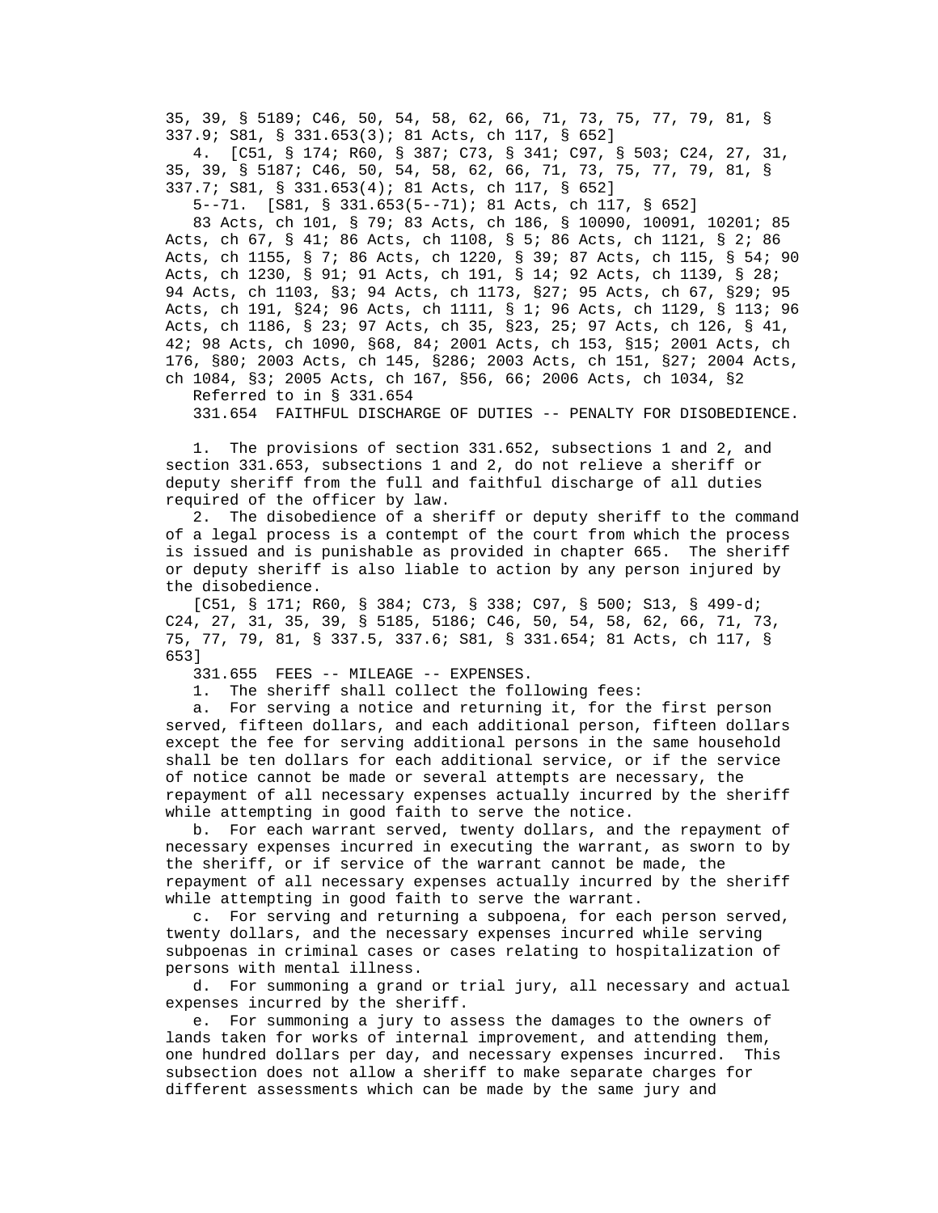35, 39, § 5189; C46, 50, 54, 58, 62, 66, 71, 73, 75, 77, 79, 81, § 337.9; S81, § 331.653(3); 81 Acts, ch 117, § 652]

4. [C51, § 174; R60, § 387; C73, § 341; C97, § 503; C24, 27, 31, 35, 39, § 5187; C46, 50, 54, 58, 62, 66, 71, 73, 75, 77, 79, 81, § 337.7; S81, § 331.653(4); 81 Acts, ch 117, § 652]

5--71. [S81, § 331.653(5--71); 81 Acts, ch 117, § 652]

83 Acts, ch 101, § 79; 83 Acts, ch 186, § 10090, 10091, 10201; 85 Acts, ch 67, § 41; 86 Acts, ch 1108, § 5; 86 Acts, ch 1121, § 2; 86 Acts, ch 1155, § 7; 86 Acts, ch 1220, § 39; 87 Acts, ch 115, § 54; 90 Acts, ch 1230, § 91; 91 Acts, ch 191, § 14; 92 Acts, ch 1139, § 28; 94 Acts, ch 1103, §3; 94 Acts, ch 1173, §27; 95 Acts, ch 67, §29; 95 Acts, ch 191, §24; 96 Acts, ch 1111, § 1; 96 Acts, ch 1129, § 113; 96 Acts, ch 1186, § 23; 97 Acts, ch 35, §23, 25; 97 Acts, ch 126, § 41, 42; 98 Acts, ch 1090, §68, 84; 2001 Acts, ch 153, §15; 2001 Acts, ch 176, §80; 2003 Acts, ch 145, §286; 2003 Acts, ch 151, §27; 2004 Acts, ch 1084, §3; 2005 Acts, ch 167, §56, 66; 2006 Acts, ch 1034, §2

Referred to in § 331.654

331.654 FAITHFUL DISCHARGE OF DUTIES -- PENALTY FOR DISOBEDIENCE.

1. The provisions of section 331.652, subsections 1 and 2, and section 331.653, subsections 1 and 2, do not relieve a sheriff or deputy sheriff from the full and faithful discharge of all duties required of the officer by law.

2. The disobedience of a sheriff or deputy sheriff to the command of a legal process is a contempt of the court from which the process is issued and is punishable as provided in chapter 665. The sheriff or deputy sheriff is also liable to action by any person injured by the disobedience.

[C51, § 171; R60, § 384; C73, § 338; C97, § 500; S13, § 499-d; C24, 27, 31, 35, 39, § 5185, 5186; C46, 50, 54, 58, 62, 66, 71, 73, 75, 77, 79, 81, § 337.5, 337.6; S81, § 331.654; 81 Acts, ch 117, § 653]

331.655 FEES -- MILEAGE -- EXPENSES.

1. The sheriff shall collect the following fees:

a. For serving a notice and returning it, for the first person served, fifteen dollars, and each additional person, fifteen dollars except the fee for serving additional persons in the same household shall be ten dollars for each additional service, or if the service of notice cannot be made or several attempts are necessary, the repayment of all necessary expenses actually incurred by the sheriff while attempting in good faith to serve the notice.

b. For each warrant served, twenty dollars, and the repayment of necessary expenses incurred in executing the warrant, as sworn to by the sheriff, or if service of the warrant cannot be made, the repayment of all necessary expenses actually incurred by the sheriff while attempting in good faith to serve the warrant.

c. For serving and returning a subpoena, for each person served, twenty dollars, and the necessary expenses incurred while serving subpoenas in criminal cases or cases relating to hospitalization of persons with mental illness.

d. For summoning a grand or trial jury, all necessary and actual expenses incurred by the sheriff.

e. For summoning a jury to assess the damages to the owners of lands taken for works of internal improvement, and attending them, one hundred dollars per day, and necessary expenses incurred. This subsection does not allow a sheriff to make separate charges for different assessments which can be made by the same jury and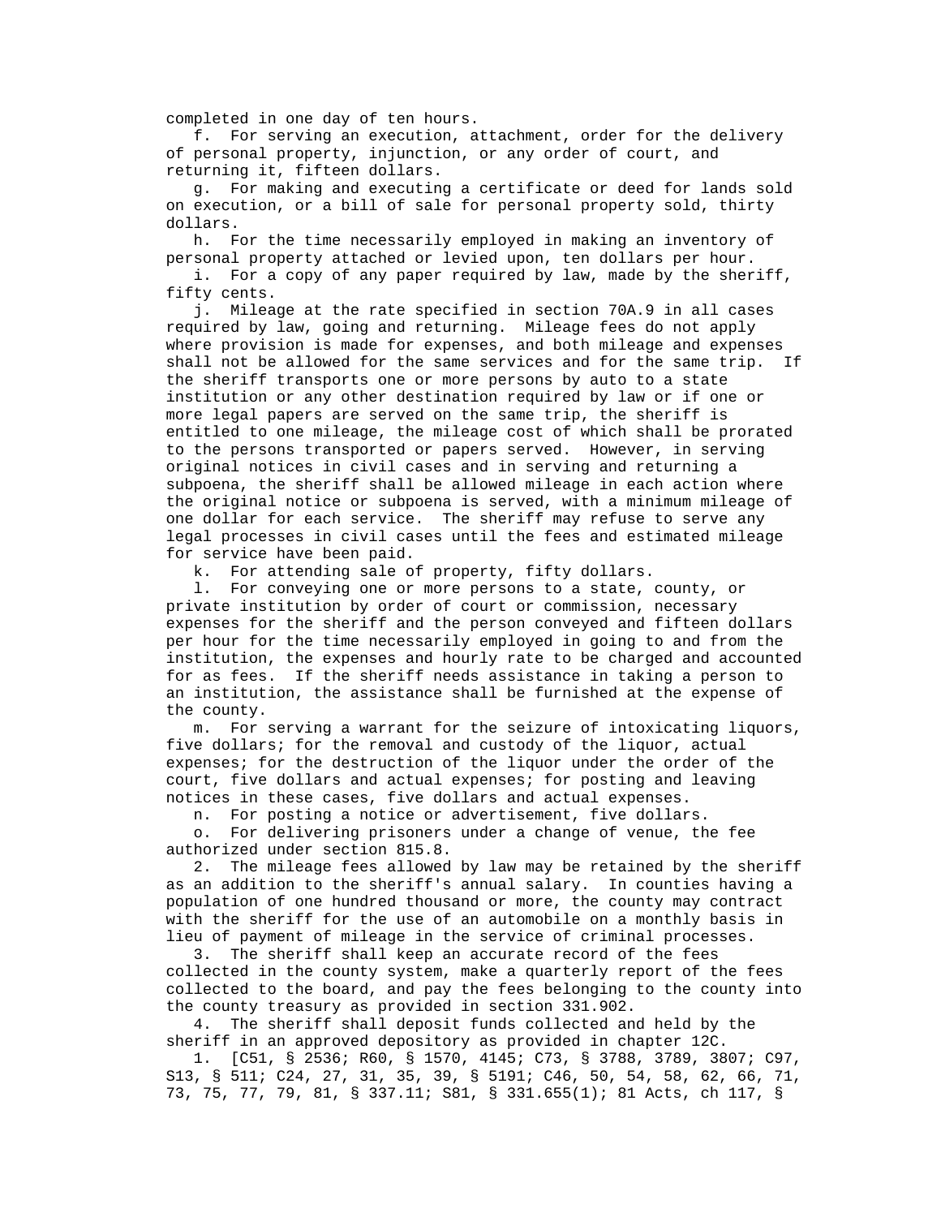completed in one day of ten hours.

f. For serving an execution, attachment, order for the delivery of personal property, injunction, or any order of court, and returning it, fifteen dollars.

g. For making and executing a certificate or deed for lands sold on execution, or a bill of sale for personal property sold, thirty dollars.

h. For the time necessarily employed in making an inventory of personal property attached or levied upon, ten dollars per hour.

i. For a copy of any paper required by law, made by the sheriff, fifty cents.

j. Mileage at the rate specified in section 70A.9 in all cases required by law, going and returning. Mileage fees do not apply where provision is made for expenses, and both mileage and expenses shall not be allowed for the same services and for the same trip. If the sheriff transports one or more persons by auto to a state institution or any other destination required by law or if one or more legal papers are served on the same trip, the sheriff is entitled to one mileage, the mileage cost of which shall be prorated to the persons transported or papers served. However, in serving original notices in civil cases and in serving and returning a subpoena, the sheriff shall be allowed mileage in each action where the original notice or subpoena is served, with a minimum mileage of one dollar for each service. The sheriff may refuse to serve any legal processes in civil cases until the fees and estimated mileage for service have been paid.

k. For attending sale of property, fifty dollars.

l. For conveying one or more persons to a state, county, or private institution by order of court or commission, necessary expenses for the sheriff and the person conveyed and fifteen dollars per hour for the time necessarily employed in going to and from the institution, the expenses and hourly rate to be charged and accounted for as fees. If the sheriff needs assistance in taking a person to an institution, the assistance shall be furnished at the expense of the county.

m. For serving a warrant for the seizure of intoxicating liquors, five dollars; for the removal and custody of the liquor, actual expenses; for the destruction of the liquor under the order of the court, five dollars and actual expenses; for posting and leaving notices in these cases, five dollars and actual expenses.

n. For posting a notice or advertisement, five dollars.

o. For delivering prisoners under a change of venue, the fee authorized under section 815.8.

2. The mileage fees allowed by law may be retained by the sheriff as an addition to the sheriff's annual salary. In counties having a population of one hundred thousand or more, the county may contract with the sheriff for the use of an automobile on a monthly basis in lieu of payment of mileage in the service of criminal processes.

3. The sheriff shall keep an accurate record of the fees collected in the county system, make a quarterly report of the fees collected to the board, and pay the fees belonging to the county into the county treasury as provided in section 331.902.

4. The sheriff shall deposit funds collected and held by the sheriff in an approved depository as provided in chapter 12C.

1. [C51, § 2536; R60, § 1570, 4145; C73, § 3788, 3789, 3807; C97, S13, § 511; C24, 27, 31, 35, 39, § 5191; C46, 50, 54, 58, 62, 66, 71, 73, 75, 77, 79, 81, § 337.11; S81, § 331.655(1); 81 Acts, ch 117, §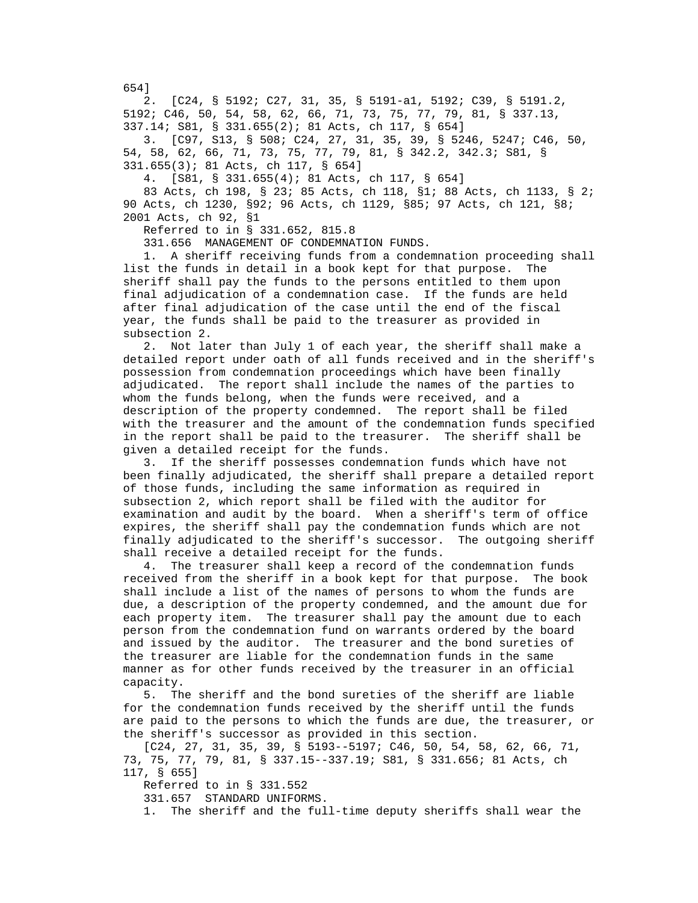654]

2. [C24, § 5192; C27, 31, 35, § 5191-a1, 5192; C39, § 5191.2, 5192; C46, 50, 54, 58, 62, 66, 71, 73, 75, 77, 79, 81, § 337.13, 337.14; S81, § 331.655(2); 81 Acts, ch 117, § 654]

3. [C97, S13, § 508; C24, 27, 31, 35, 39, § 5246, 5247; C46, 50, 54, 58, 62, 66, 71, 73, 75, 77, 79, 81, § 342.2, 342.3; S81, § 331.655(3); 81 Acts, ch 117, § 654]

4. [S81, § 331.655(4); 81 Acts, ch 117, § 654]

83 Acts, ch 198, § 23; 85 Acts, ch 118, §1; 88 Acts, ch 1133, § 2; 90 Acts, ch 1230, §92; 96 Acts, ch 1129, §85; 97 Acts, ch 121, §8; 2001 Acts, ch 92, §1

Referred to in § 331.652, 815.8

331.656 MANAGEMENT OF CONDEMNATION FUNDS.

1. A sheriff receiving funds from a condemnation proceeding shall list the funds in detail in a book kept for that purpose. The sheriff shall pay the funds to the persons entitled to them upon final adjudication of a condemnation case. If the funds are held after final adjudication of the case until the end of the fiscal year, the funds shall be paid to the treasurer as provided in subsection 2.

2. Not later than July 1 of each year, the sheriff shall make a detailed report under oath of all funds received and in the sheriff's possession from condemnation proceedings which have been finally adjudicated. The report shall include the names of the parties to whom the funds belong, when the funds were received, and a description of the property condemned. The report shall be filed with the treasurer and the amount of the condemnation funds specified in the report shall be paid to the treasurer. The sheriff shall be given a detailed receipt for the funds.

3. If the sheriff possesses condemnation funds which have not been finally adjudicated, the sheriff shall prepare a detailed report of those funds, including the same information as required in subsection 2, which report shall be filed with the auditor for examination and audit by the board. When a sheriff's term of office expires, the sheriff shall pay the condemnation funds which are not finally adjudicated to the sheriff's successor. The outgoing sheriff shall receive a detailed receipt for the funds.

4. The treasurer shall keep a record of the condemnation funds received from the sheriff in a book kept for that purpose. The book shall include a list of the names of persons to whom the funds are due, a description of the property condemned, and the amount due for each property item. The treasurer shall pay the amount due to each person from the condemnation fund on warrants ordered by the board and issued by the auditor. The treasurer and the bond sureties of the treasurer are liable for the condemnation funds in the same manner as for other funds received by the treasurer in an official capacity.

5. The sheriff and the bond sureties of the sheriff are liable for the condemnation funds received by the sheriff until the funds are paid to the persons to which the funds are due, the treasurer, or the sheriff's successor as provided in this section.

[C24, 27, 31, 35, 39, § 5193--5197; C46, 50, 54, 58, 62, 66, 71, 73, 75, 77, 79, 81, § 337.15--337.19; S81, § 331.656; 81 Acts, ch 117, § 655]

Referred to in § 331.552

331.657 STANDARD UNIFORMS.

1. The sheriff and the full-time deputy sheriffs shall wear the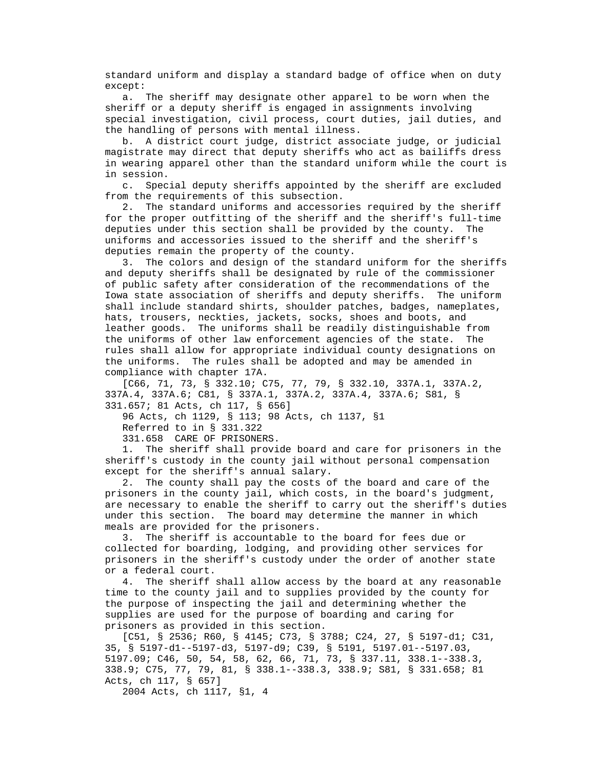standard uniform and display a standard badge of office when on duty except:

a. The sheriff may designate other apparel to be worn when the sheriff or a deputy sheriff is engaged in assignments involving special investigation, civil process, court duties, jail duties, and the handling of persons with mental illness.

b. A district court judge, district associate judge, or judicial magistrate may direct that deputy sheriffs who act as bailiffs dress in wearing apparel other than the standard uniform while the court is in session.

c. Special deputy sheriffs appointed by the sheriff are excluded from the requirements of this subsection.

2. The standard uniforms and accessories required by the sheriff for the proper outfitting of the sheriff and the sheriff's full-time deputies under this section shall be provided by the county. The uniforms and accessories issued to the sheriff and the sheriff's deputies remain the property of the county.

3. The colors and design of the standard uniform for the sheriffs and deputy sheriffs shall be designated by rule of the commissioner of public safety after consideration of the recommendations of the Iowa state association of sheriffs and deputy sheriffs. The uniform shall include standard shirts, shoulder patches, badges, nameplates, hats, trousers, neckties, jackets, socks, shoes and boots, and leather goods. The uniforms shall be readily distinguishable from the uniforms of other law enforcement agencies of the state. The rules shall allow for appropriate individual county designations on the uniforms. The rules shall be adopted and may be amended in compliance with chapter 17A.

[C66, 71, 73, § 332.10; C75, 77, 79, § 332.10, 337A.1, 337A.2, 337A.4, 337A.6; C81, § 337A.1, 337A.2, 337A.4, 337A.6; S81, § 331.657; 81 Acts, ch 117, § 656]

96 Acts, ch 1129, § 113; 98 Acts, ch 1137, §1

Referred to in § 331.322

331.658 CARE OF PRISONERS.

1. The sheriff shall provide board and care for prisoners in the sheriff's custody in the county jail without personal compensation except for the sheriff's annual salary.

2. The county shall pay the costs of the board and care of the prisoners in the county jail, which costs, in the board's judgment, are necessary to enable the sheriff to carry out the sheriff's duties under this section. The board may determine the manner in which meals are provided for the prisoners.

3. The sheriff is accountable to the board for fees due or collected for boarding, lodging, and providing other services for prisoners in the sheriff's custody under the order of another state or a federal court.

4. The sheriff shall allow access by the board at any reasonable time to the county jail and to supplies provided by the county for the purpose of inspecting the jail and determining whether the supplies are used for the purpose of boarding and caring for prisoners as provided in this section.

[C51, § 2536; R60, § 4145; C73, § 3788; C24, 27, § 5197-d1; C31, 35, § 5197-d1--5197-d3, 5197-d9; C39, § 5191, 5197.01--5197.03, 5197.09; C46, 50, 54, 58, 62, 66, 71, 73, § 337.11, 338.1--338.3, 338.9; C75, 77, 79, 81, § 338.1--338.3, 338.9; S81, § 331.658; 81 Acts, ch 117, § 657]

2004 Acts, ch 1117, §1, 4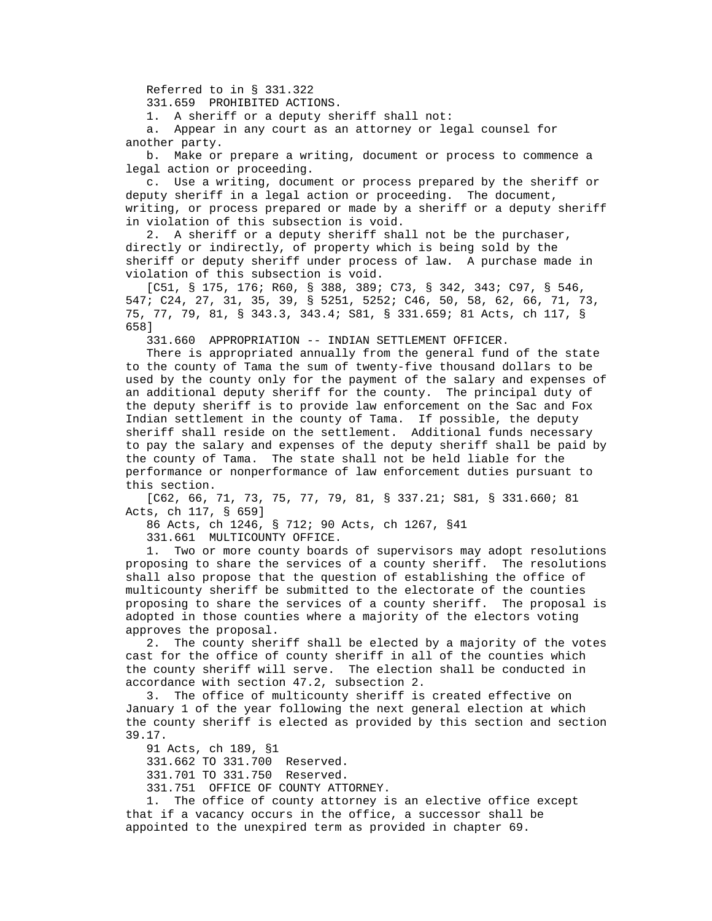Referred to in § 331.322

331.659 PROHIBITED ACTIONS.

1. A sheriff or a deputy sheriff shall not:

a. Appear in any court as an attorney or legal counsel for another party.

b. Make or prepare a writing, document or process to commence a legal action or proceeding.

c. Use a writing, document or process prepared by the sheriff or deputy sheriff in a legal action or proceeding. The document, writing, or process prepared or made by a sheriff or a deputy sheriff in violation of this subsection is void.

2. A sheriff or a deputy sheriff shall not be the purchaser, directly or indirectly, of property which is being sold by the sheriff or deputy sheriff under process of law. A purchase made in violation of this subsection is void.

[C51, § 175, 176; R60, § 388, 389; C73, § 342, 343; C97, § 546, 547; C24, 27, 31, 35, 39, § 5251, 5252; C46, 50, 58, 62, 66, 71, 73, 75, 77, 79, 81, § 343.3, 343.4; S81, § 331.659; 81 Acts, ch 117, § 658]

331.660 APPROPRIATION -- INDIAN SETTLEMENT OFFICER.

There is appropriated annually from the general fund of the state to the county of Tama the sum of twenty-five thousand dollars to be used by the county only for the payment of the salary and expenses of an additional deputy sheriff for the county. The principal duty of the deputy sheriff is to provide law enforcement on the Sac and Fox Indian settlement in the county of Tama. If possible, the deputy sheriff shall reside on the settlement. Additional funds necessary to pay the salary and expenses of the deputy sheriff shall be paid by the county of Tama. The state shall not be held liable for the performance or nonperformance of law enforcement duties pursuant to this section.

[C62, 66, 71, 73, 75, 77, 79, 81, § 337.21; S81, § 331.660; 81 Acts, ch 117, § 659]

86 Acts, ch 1246, § 712; 90 Acts, ch 1267, §41

331.661 MULTICOUNTY OFFICE.

1. Two or more county boards of supervisors may adopt resolutions proposing to share the services of a county sheriff. The resolutions shall also propose that the question of establishing the office of multicounty sheriff be submitted to the electorate of the counties proposing to share the services of a county sheriff. The proposal is adopted in those counties where a majority of the electors voting approves the proposal.

2. The county sheriff shall be elected by a majority of the votes cast for the office of county sheriff in all of the counties which the county sheriff will serve. The election shall be conducted in accordance with section 47.2, subsection 2.

3. The office of multicounty sheriff is created effective on January 1 of the year following the next general election at which the county sheriff is elected as provided by this section and section 39.17.

91 Acts, ch 189, §1

331.662 TO 331.700 Reserved.

331.701 TO 331.750 Reserved.

331.751 OFFICE OF COUNTY ATTORNEY.

1. The office of county attorney is an elective office except that if a vacancy occurs in the office, a successor shall be appointed to the unexpired term as provided in chapter 69.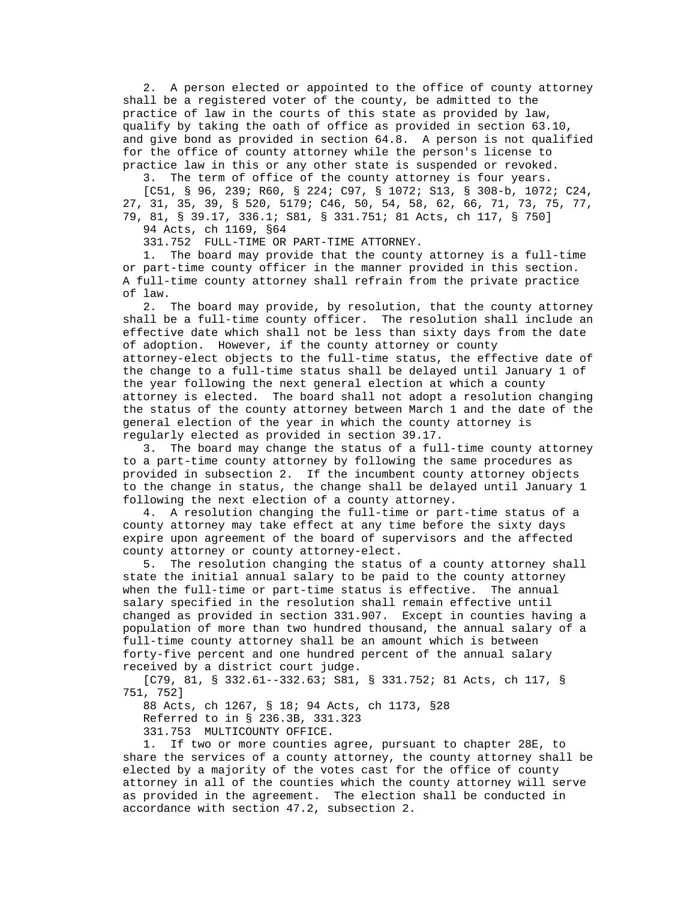2. A person elected or appointed to the office of county attorney shall be a registered voter of the county, be admitted to the practice of law in the courts of this state as provided by law, qualify by taking the oath of office as provided in section 63.10, and give bond as provided in section 64.8. A person is not qualified for the office of county attorney while the person's license to practice law in this or any other state is suspended or revoked.

3. The term of office of the county attorney is four years.

[C51, § 96, 239; R60, § 224; C97, § 1072; S13, § 308-b, 1072; C24, 27, 31, 35, 39, § 520, 5179; C46, 50, 54, 58, 62, 66, 71, 73, 75, 77, 79, 81, § 39.17, 336.1; S81, § 331.751; 81 Acts, ch 117, § 750]

94 Acts, ch 1169, §64

331.752 FULL-TIME OR PART-TIME ATTORNEY.

1. The board may provide that the county attorney is a full-time or part-time county officer in the manner provided in this section. A full-time county attorney shall refrain from the private practice of law.

2. The board may provide, by resolution, that the county attorney shall be a full-time county officer. The resolution shall include an effective date which shall not be less than sixty days from the date of adoption. However, if the county attorney or county attorney-elect objects to the full-time status, the effective date of the change to a full-time status shall be delayed until January 1 of the year following the next general election at which a county attorney is elected. The board shall not adopt a resolution changing the status of the county attorney between March 1 and the date of the general election of the year in which the county attorney is regularly elected as provided in section 39.17.

3. The board may change the status of a full-time county attorney to a part-time county attorney by following the same procedures as provided in subsection 2. If the incumbent county attorney objects to the change in status, the change shall be delayed until January 1 following the next election of a county attorney.

4. A resolution changing the full-time or part-time status of a county attorney may take effect at any time before the sixty days expire upon agreement of the board of supervisors and the affected county attorney or county attorney-elect.

5. The resolution changing the status of a county attorney shall state the initial annual salary to be paid to the county attorney when the full-time or part-time status is effective. The annual salary specified in the resolution shall remain effective until changed as provided in section 331.907. Except in counties having a population of more than two hundred thousand, the annual salary of a full-time county attorney shall be an amount which is between forty-five percent and one hundred percent of the annual salary received by a district court judge.

[C79, 81, § 332.61--332.63; S81, § 331.752; 81 Acts, ch 117, § 751, 752]

88 Acts, ch 1267, § 18; 94 Acts, ch 1173, §28

Referred to in § 236.3B, 331.323

331.753 MULTICOUNTY OFFICE.

1. If two or more counties agree, pursuant to chapter 28E, to share the services of a county attorney, the county attorney shall be elected by a majority of the votes cast for the office of county attorney in all of the counties which the county attorney will serve as provided in the agreement. The election shall be conducted in accordance with section 47.2, subsection 2.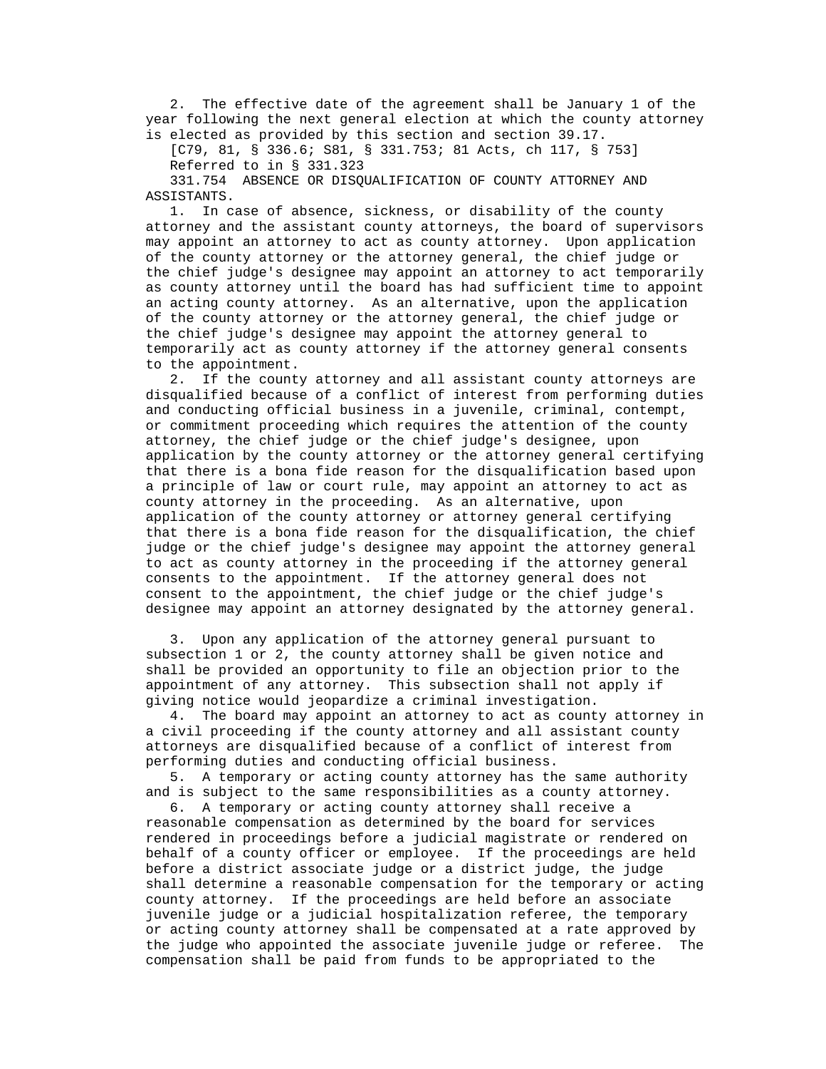2. The effective date of the agreement shall be January 1 of the year following the next general election at which the county attorney is elected as provided by this section and section 39.17.

[C79, 81, § 336.6; S81, § 331.753; 81 Acts, ch 117, § 753]

Referred to in § 331.323

331.754 ABSENCE OR DISQUALIFICATION OF COUNTY ATTORNEY AND ASSISTANTS.

1. In case of absence, sickness, or disability of the county attorney and the assistant county attorneys, the board of supervisors may appoint an attorney to act as county attorney. Upon application of the county attorney or the attorney general, the chief judge or the chief judge's designee may appoint an attorney to act temporarily as county attorney until the board has had sufficient time to appoint an acting county attorney. As an alternative, upon the application of the county attorney or the attorney general, the chief judge or the chief judge's designee may appoint the attorney general to temporarily act as county attorney if the attorney general consents to the appointment.

2. If the county attorney and all assistant county attorneys are disqualified because of a conflict of interest from performing duties and conducting official business in a juvenile, criminal, contempt, or commitment proceeding which requires the attention of the county attorney, the chief judge or the chief judge's designee, upon application by the county attorney or the attorney general certifying that there is a bona fide reason for the disqualification based upon a principle of law or court rule, may appoint an attorney to act as county attorney in the proceeding. As an alternative, upon application of the county attorney or attorney general certifying that there is a bona fide reason for the disqualification, the chief judge or the chief judge's designee may appoint the attorney general to act as county attorney in the proceeding if the attorney general consents to the appointment. If the attorney general does not consent to the appointment, the chief judge or the chief judge's designee may appoint an attorney designated by the attorney general.

3. Upon any application of the attorney general pursuant to subsection 1 or 2, the county attorney shall be given notice and shall be provided an opportunity to file an objection prior to the appointment of any attorney. This subsection shall not apply if giving notice would jeopardize a criminal investigation.

4. The board may appoint an attorney to act as county attorney in a civil proceeding if the county attorney and all assistant county attorneys are disqualified because of a conflict of interest from performing duties and conducting official business.

5. A temporary or acting county attorney has the same authority and is subject to the same responsibilities as a county attorney.

6. A temporary or acting county attorney shall receive a reasonable compensation as determined by the board for services rendered in proceedings before a judicial magistrate or rendered on behalf of a county officer or employee. If the proceedings are held before a district associate judge or a district judge, the judge shall determine a reasonable compensation for the temporary or acting county attorney. If the proceedings are held before an associate juvenile judge or a judicial hospitalization referee, the temporary or acting county attorney shall be compensated at a rate approved by the judge who appointed the associate juvenile judge or referee. The compensation shall be paid from funds to be appropriated to the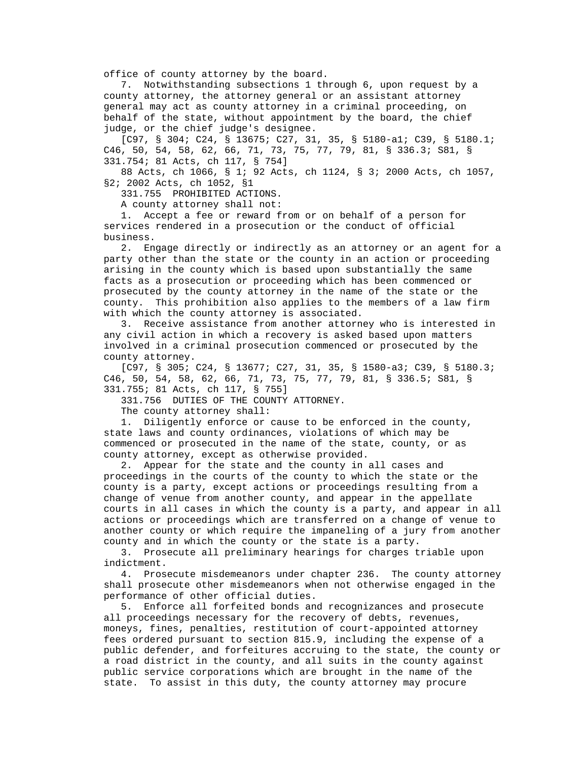office of county attorney by the board.

7. Notwithstanding subsections 1 through 6, upon request by a county attorney, the attorney general or an assistant attorney general may act as county attorney in a criminal proceeding, on behalf of the state, without appointment by the board, the chief judge, or the chief judge's designee.

[C97, § 304; C24, § 13675; C27, 31, 35, § 5180-a1; C39, § 5180.1; C46, 50, 54, 58, 62, 66, 71, 73, 75, 77, 79, 81, § 336.3; S81, § 331.754; 81 Acts, ch 117, § 754]

88 Acts, ch 1066, § 1; 92 Acts, ch 1124, § 3; 2000 Acts, ch 1057, §2; 2002 Acts, ch 1052, §1

331.755 PROHIBITED ACTIONS.

A county attorney shall not:

1. Accept a fee or reward from or on behalf of a person for services rendered in a prosecution or the conduct of official business.

2. Engage directly or indirectly as an attorney or an agent for a party other than the state or the county in an action or proceeding arising in the county which is based upon substantially the same facts as a prosecution or proceeding which has been commenced or prosecuted by the county attorney in the name of the state or the county. This prohibition also applies to the members of a law firm with which the county attorney is associated.

3. Receive assistance from another attorney who is interested in any civil action in which a recovery is asked based upon matters involved in a criminal prosecution commenced or prosecuted by the county attorney.

[C97, § 305; C24, § 13677; C27, 31, 35, § 1580-a3; C39, § 5180.3; C46, 50, 54, 58, 62, 66, 71, 73, 75, 77, 79, 81, § 336.5; S81, § 331.755; 81 Acts, ch 117, § 755]

331.756 DUTIES OF THE COUNTY ATTORNEY.

The county attorney shall:

1. Diligently enforce or cause to be enforced in the county, state laws and county ordinances, violations of which may be commenced or prosecuted in the name of the state, county, or as county attorney, except as otherwise provided.

2. Appear for the state and the county in all cases and proceedings in the courts of the county to which the state or the county is a party, except actions or proceedings resulting from a change of venue from another county, and appear in the appellate courts in all cases in which the county is a party, and appear in all actions or proceedings which are transferred on a change of venue to another county or which require the impaneling of a jury from another county and in which the county or the state is a party.

3. Prosecute all preliminary hearings for charges triable upon indictment.

4. Prosecute misdemeanors under chapter 236. The county attorney shall prosecute other misdemeanors when not otherwise engaged in the performance of other official duties.

5. Enforce all forfeited bonds and recognizances and prosecute all proceedings necessary for the recovery of debts, revenues, moneys, fines, penalties, restitution of court-appointed attorney fees ordered pursuant to section 815.9, including the expense of a public defender, and forfeitures accruing to the state, the county or a road district in the county, and all suits in the county against public service corporations which are brought in the name of the state. To assist in this duty, the county attorney may procure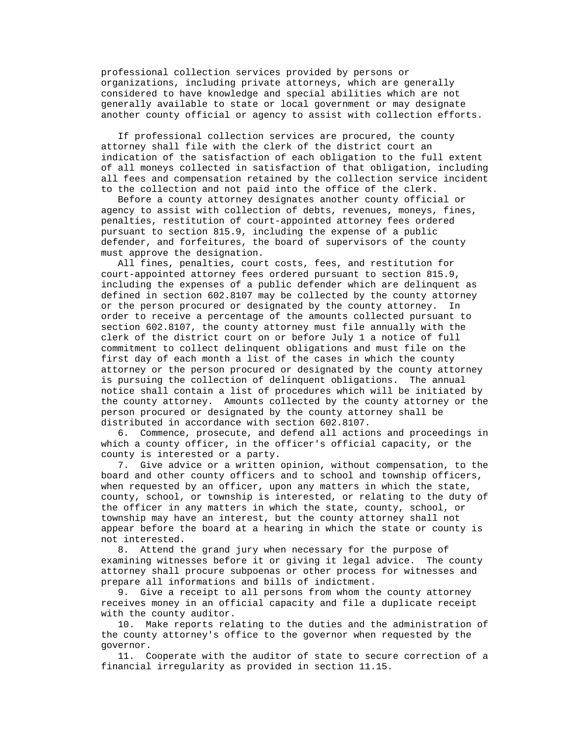professional collection services provided by persons or organizations, including private attorneys, which are generally considered to have knowledge and special abilities which are not generally available to state or local government or may designate another county official or agency to assist with collection efforts.

If professional collection services are procured, the county attorney shall file with the clerk of the district court an indication of the satisfaction of each obligation to the full extent of all moneys collected in satisfaction of that obligation, including all fees and compensation retained by the collection service incident to the collection and not paid into the office of the clerk.

Before a county attorney designates another county official or agency to assist with collection of debts, revenues, moneys, fines, penalties, restitution of court-appointed attorney fees ordered pursuant to section 815.9, including the expense of a public defender, and forfeitures, the board of supervisors of the county must approve the designation.

All fines, penalties, court costs, fees, and restitution for court-appointed attorney fees ordered pursuant to section 815.9, including the expenses of a public defender which are delinquent as defined in section 602.8107 may be collected by the county attorney or the person procured or designated by the county attorney. In order to receive a percentage of the amounts collected pursuant to section 602.8107, the county attorney must file annually with the clerk of the district court on or before July 1 a notice of full commitment to collect delinquent obligations and must file on the first day of each month a list of the cases in which the county attorney or the person procured or designated by the county attorney is pursuing the collection of delinquent obligations. The annual notice shall contain a list of procedures which will be initiated by the county attorney. Amounts collected by the county attorney or the person procured or designated by the county attorney shall be distributed in accordance with section 602.8107.

6. Commence, prosecute, and defend all actions and proceedings in which a county officer, in the officer's official capacity, or the county is interested or a party.

7. Give advice or a written opinion, without compensation, to the board and other county officers and to school and township officers, when requested by an officer, upon any matters in which the state, county, school, or township is interested, or relating to the duty of the officer in any matters in which the state, county, school, or township may have an interest, but the county attorney shall not appear before the board at a hearing in which the state or county is not interested.

8. Attend the grand jury when necessary for the purpose of examining witnesses before it or giving it legal advice. The county attorney shall procure subpoenas or other process for witnesses and prepare all informations and bills of indictment.

9. Give a receipt to all persons from whom the county attorney receives money in an official capacity and file a duplicate receipt with the county auditor.

10. Make reports relating to the duties and the administration of the county attorney's office to the governor when requested by the governor.

11. Cooperate with the auditor of state to secure correction of a financial irregularity as provided in section 11.15.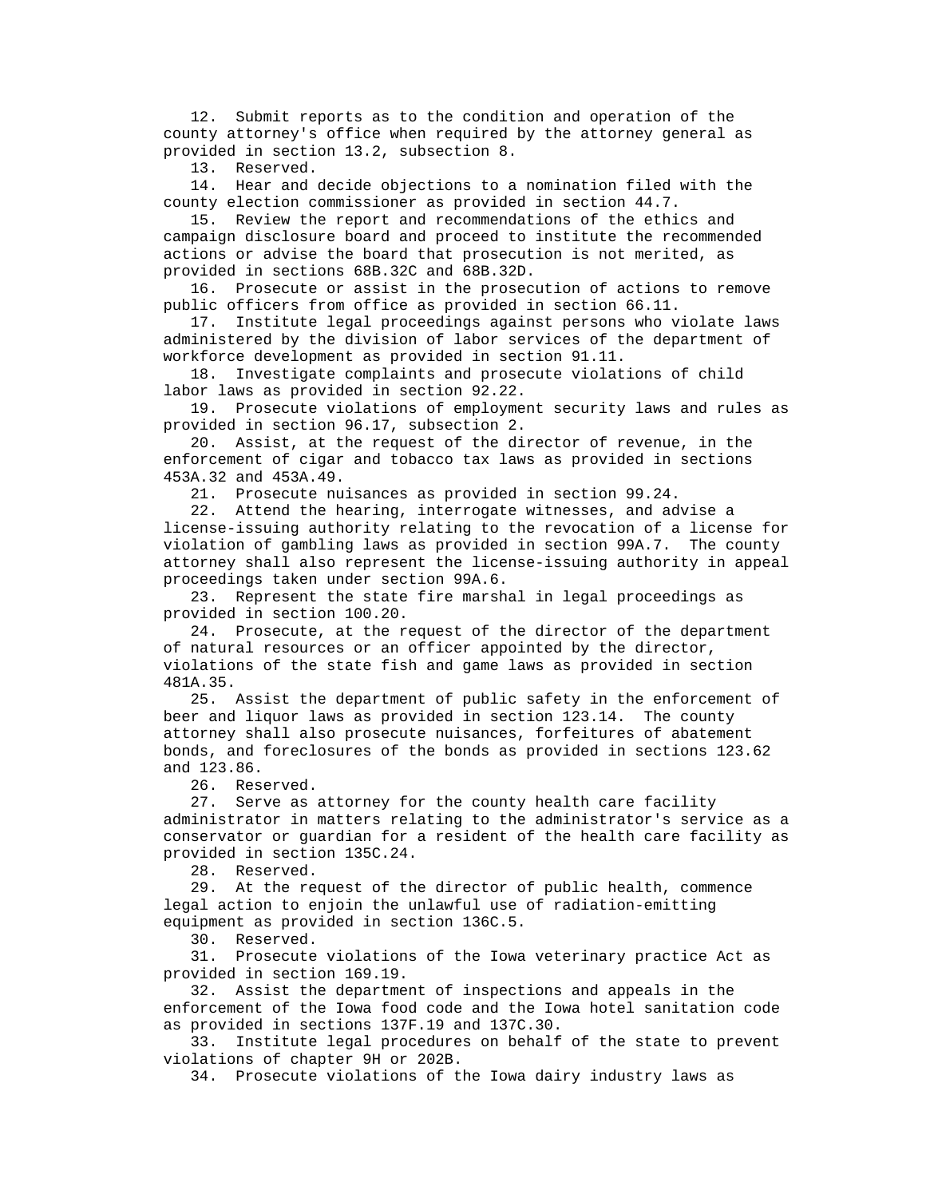12. Submit reports as to the condition and operation of the county attorney's office when required by the attorney general as provided in section 13.2, subsection 8.

13. Reserved.

14. Hear and decide objections to a nomination filed with the county election commissioner as provided in section 44.7.

15. Review the report and recommendations of the ethics and campaign disclosure board and proceed to institute the recommended actions or advise the board that prosecution is not merited, as provided in sections 68B.32C and 68B.32D.

16. Prosecute or assist in the prosecution of actions to remove public officers from office as provided in section 66.11.

17. Institute legal proceedings against persons who violate laws administered by the division of labor services of the department of workforce development as provided in section 91.11.

18. Investigate complaints and prosecute violations of child labor laws as provided in section 92.22.

19. Prosecute violations of employment security laws and rules as provided in section 96.17, subsection 2.

20. Assist, at the request of the director of revenue, in the enforcement of cigar and tobacco tax laws as provided in sections 453A.32 and 453A.49.

21. Prosecute nuisances as provided in section 99.24.

22. Attend the hearing, interrogate witnesses, and advise a license-issuing authority relating to the revocation of a license for violation of gambling laws as provided in section 99A.7. The county attorney shall also represent the license-issuing authority in appeal proceedings taken under section 99A.6.

23. Represent the state fire marshal in legal proceedings as provided in section 100.20.

24. Prosecute, at the request of the director of the department of natural resources or an officer appointed by the director, violations of the state fish and game laws as provided in section 481A.35.

25. Assist the department of public safety in the enforcement of beer and liquor laws as provided in section 123.14. The county attorney shall also prosecute nuisances, forfeitures of abatement bonds, and foreclosures of the bonds as provided in sections 123.62 and 123.86.

26. Reserved.

27. Serve as attorney for the county health care facility administrator in matters relating to the administrator's service as a conservator or guardian for a resident of the health care facility as provided in section 135C.24.

28. Reserved.

29. At the request of the director of public health, commence legal action to enjoin the unlawful use of radiation-emitting equipment as provided in section 136C.5.

30. Reserved.

31. Prosecute violations of the Iowa veterinary practice Act as provided in section 169.19.

32. Assist the department of inspections and appeals in the enforcement of the Iowa food code and the Iowa hotel sanitation code as provided in sections 137F.19 and 137C.30.

33. Institute legal procedures on behalf of the state to prevent violations of chapter 9H or 202B.

34. Prosecute violations of the Iowa dairy industry laws as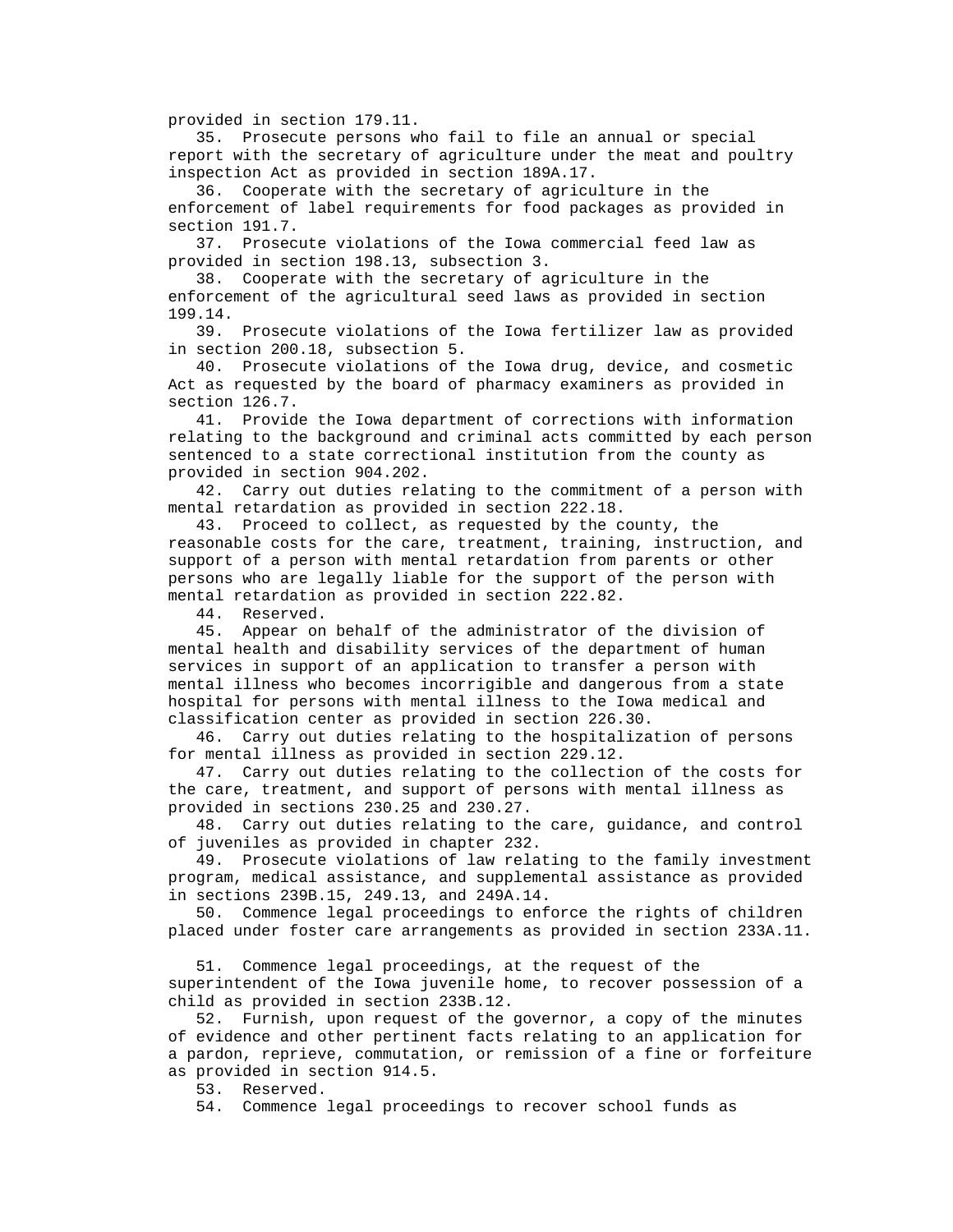provided in section 179.11.

35. Prosecute persons who fail to file an annual or special report with the secretary of agriculture under the meat and poultry inspection Act as provided in section 189A.17.

36. Cooperate with the secretary of agriculture in the enforcement of label requirements for food packages as provided in section 191.7.

37. Prosecute violations of the Iowa commercial feed law as provided in section 198.13, subsection 3.

38. Cooperate with the secretary of agriculture in the enforcement of the agricultural seed laws as provided in section 199.14.

39. Prosecute violations of the Iowa fertilizer law as provided in section 200.18, subsection 5.

40. Prosecute violations of the Iowa drug, device, and cosmetic Act as requested by the board of pharmacy examiners as provided in section 126.7.

41. Provide the Iowa department of corrections with information relating to the background and criminal acts committed by each person sentenced to a state correctional institution from the county as provided in section 904.202.

42. Carry out duties relating to the commitment of a person with mental retardation as provided in section 222.18.

43. Proceed to collect, as requested by the county, the reasonable costs for the care, treatment, training, instruction, and support of a person with mental retardation from parents or other persons who are legally liable for the support of the person with mental retardation as provided in section 222.82.

44. Reserved.

45. Appear on behalf of the administrator of the division of mental health and disability services of the department of human services in support of an application to transfer a person with mental illness who becomes incorrigible and dangerous from a state hospital for persons with mental illness to the Iowa medical and classification center as provided in section 226.30.

46. Carry out duties relating to the hospitalization of persons for mental illness as provided in section 229.12.

47. Carry out duties relating to the collection of the costs for the care, treatment, and support of persons with mental illness as provided in sections 230.25 and 230.27.

48. Carry out duties relating to the care, guidance, and control of juveniles as provided in chapter 232.

49. Prosecute violations of law relating to the family investment program, medical assistance, and supplemental assistance as provided in sections 239B.15, 249.13, and 249A.14.

50. Commence legal proceedings to enforce the rights of children placed under foster care arrangements as provided in section 233A.11.

51. Commence legal proceedings, at the request of the superintendent of the Iowa juvenile home, to recover possession of a child as provided in section 233B.12.

52. Furnish, upon request of the governor, a copy of the minutes of evidence and other pertinent facts relating to an application for a pardon, reprieve, commutation, or remission of a fine or forfeiture as provided in section 914.5.

53. Reserved.

54. Commence legal proceedings to recover school funds as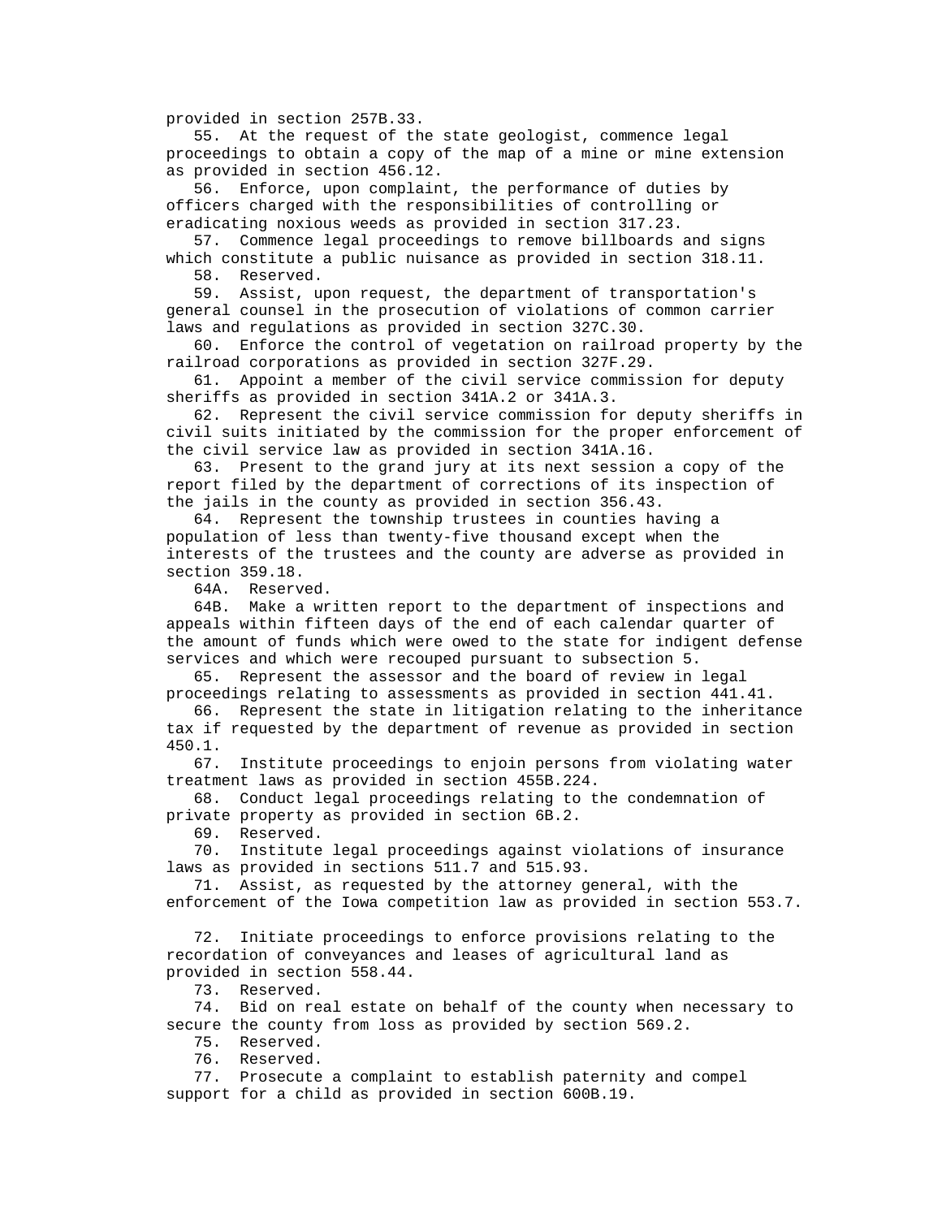provided in section 257B.33.

55. At the request of the state geologist, commence legal proceedings to obtain a copy of the map of a mine or mine extension as provided in section 456.12.

56. Enforce, upon complaint, the performance of duties by officers charged with the responsibilities of controlling or eradicating noxious weeds as provided in section 317.23.

57. Commence legal proceedings to remove billboards and signs which constitute a public nuisance as provided in section 318.11.

58. Reserved.

59. Assist, upon request, the department of transportation's general counsel in the prosecution of violations of common carrier laws and regulations as provided in section 327C.30.

60. Enforce the control of vegetation on railroad property by the railroad corporations as provided in section 327F.29.

61. Appoint a member of the civil service commission for deputy sheriffs as provided in section 341A.2 or 341A.3.

62. Represent the civil service commission for deputy sheriffs in civil suits initiated by the commission for the proper enforcement of the civil service law as provided in section 341A.16.

63. Present to the grand jury at its next session a copy of the report filed by the department of corrections of its inspection of the jails in the county as provided in section 356.43.

64. Represent the township trustees in counties having a population of less than twenty-five thousand except when the interests of the trustees and the county are adverse as provided in section 359.18.

64A. Reserved.

64B. Make a written report to the department of inspections and appeals within fifteen days of the end of each calendar quarter of the amount of funds which were owed to the state for indigent defense services and which were recouped pursuant to subsection 5.

65. Represent the assessor and the board of review in legal proceedings relating to assessments as provided in section 441.41.

66. Represent the state in litigation relating to the inheritance tax if requested by the department of revenue as provided in section 450.1.

67. Institute proceedings to enjoin persons from violating water treatment laws as provided in section 455B.224.

68. Conduct legal proceedings relating to the condemnation of private property as provided in section 6B.2.

69. Reserved.

70. Institute legal proceedings against violations of insurance laws as provided in sections 511.7 and 515.93.

71. Assist, as requested by the attorney general, with the enforcement of the Iowa competition law as provided in section 553.7.

72. Initiate proceedings to enforce provisions relating to the recordation of conveyances and leases of agricultural land as provided in section 558.44.

73. Reserved.

74. Bid on real estate on behalf of the county when necessary to secure the county from loss as provided by section 569.2.

75. Reserved.

76. Reserved.

77. Prosecute a complaint to establish paternity and compel support for a child as provided in section 600B.19.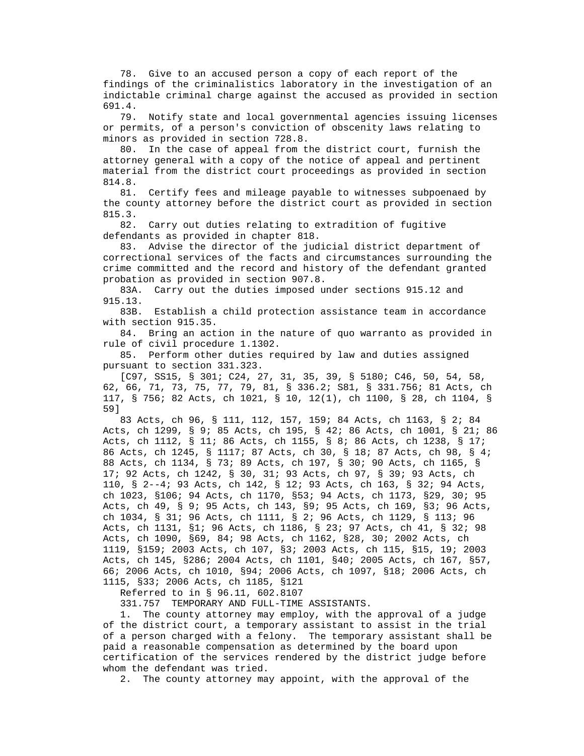78. Give to an accused person a copy of each report of the findings of the criminalistics laboratory in the investigation of an indictable criminal charge against the accused as provided in section 691.4.

79. Notify state and local governmental agencies issuing licenses or permits, of a person's conviction of obscenity laws relating to minors as provided in section 728.8.

80. In the case of appeal from the district court, furnish the attorney general with a copy of the notice of appeal and pertinent material from the district court proceedings as provided in section 814.8.

81. Certify fees and mileage payable to witnesses subpoenaed by the county attorney before the district court as provided in section 815.3.

82. Carry out duties relating to extradition of fugitive defendants as provided in chapter 818.

83. Advise the director of the judicial district department of correctional services of the facts and circumstances surrounding the crime committed and the record and history of the defendant granted probation as provided in section 907.8.

83A. Carry out the duties imposed under sections 915.12 and 915.13.

83B. Establish a child protection assistance team in accordance with section 915.35.

84. Bring an action in the nature of quo warranto as provided in rule of civil procedure 1.1302.

85. Perform other duties required by law and duties assigned pursuant to section 331.323.

[C97, SS15, § 301; C24, 27, 31, 35, 39, § 5180; C46, 50, 54, 58, 62, 66, 71, 73, 75, 77, 79, 81, § 336.2; S81, § 331.756; 81 Acts, ch 117, § 756; 82 Acts, ch 1021, § 10, 12(1), ch 1100, § 28, ch 1104, § 59]

83 Acts, ch 96, § 111, 112, 157, 159; 84 Acts, ch 1163, § 2; 84 Acts, ch 1299, § 9; 85 Acts, ch 195, § 42; 86 Acts, ch 1001, § 21; 86 Acts, ch 1112, § 11; 86 Acts, ch 1155, § 8; 86 Acts, ch 1238, § 17; 86 Acts, ch 1245, § 1117; 87 Acts, ch 30, § 18; 87 Acts, ch 98, § 4; 88 Acts, ch 1134, § 73; 89 Acts, ch 197, § 30; 90 Acts, ch 1165, § 17; 92 Acts, ch 1242, § 30, 31; 93 Acts, ch 97, § 39; 93 Acts, ch 110, § 2--4; 93 Acts, ch 142, § 12; 93 Acts, ch 163, § 32; 94 Acts, ch 1023, §106; 94 Acts, ch 1170, §53; 94 Acts, ch 1173, §29, 30; 95 Acts, ch 49, § 9; 95 Acts, ch 143, §9; 95 Acts, ch 169, §3; 96 Acts, ch 1034, § 31; 96 Acts, ch 1111, § 2; 96 Acts, ch 1129, § 113; 96 Acts, ch 1131, §1; 96 Acts, ch 1186, § 23; 97 Acts, ch 41, § 32; 98 Acts, ch 1090, §69, 84; 98 Acts, ch 1162, §28, 30; 2002 Acts, ch 1119, §159; 2003 Acts, ch 107, §3; 2003 Acts, ch 115, §15, 19; 2003 Acts, ch 145, §286; 2004 Acts, ch 1101, §40; 2005 Acts, ch 167, §57, 66; 2006 Acts, ch 1010, §94; 2006 Acts, ch 1097, §18; 2006 Acts, ch 1115, §33; 2006 Acts, ch 1185, §121

Referred to in § 96.11, 602.8107

331.757 TEMPORARY AND FULL-TIME ASSISTANTS.

1. The county attorney may employ, with the approval of a judge of the district court, a temporary assistant to assist in the trial of a person charged with a felony. The temporary assistant shall be paid a reasonable compensation as determined by the board upon certification of the services rendered by the district judge before whom the defendant was tried.

2. The county attorney may appoint, with the approval of the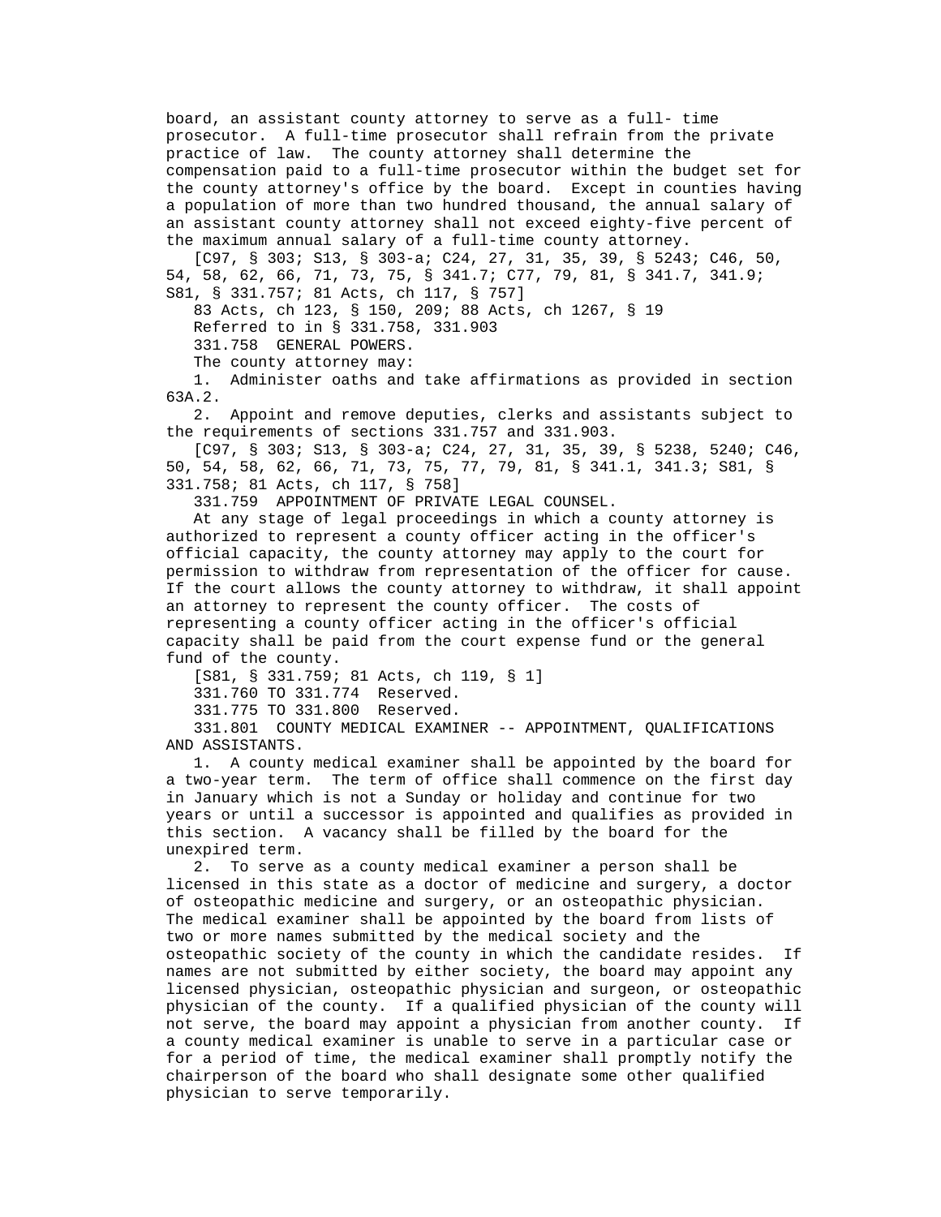board, an assistant county attorney to serve as a full- time prosecutor. A full-time prosecutor shall refrain from the private practice of law. The county attorney shall determine the compensation paid to a full-time prosecutor within the budget set for the county attorney's office by the board. Except in counties having a population of more than two hundred thousand, the annual salary of an assistant county attorney shall not exceed eighty-five percent of the maximum annual salary of a full-time county attorney.

[C97, § 303; S13, § 303-a; C24, 27, 31, 35, 39, § 5243; C46, 50, 54, 58, 62, 66, 71, 73, 75, § 341.7; C77, 79, 81, § 341.7, 341.9; S81, § 331.757; 81 Acts, ch 117, § 757]

83 Acts, ch 123, § 150, 209; 88 Acts, ch 1267, § 19

Referred to in § 331.758, 331.903

331.758 GENERAL POWERS.

The county attorney may:

1. Administer oaths and take affirmations as provided in section 63A.2.

2. Appoint and remove deputies, clerks and assistants subject to the requirements of sections 331.757 and 331.903.

[C97, § 303; S13, § 303-a; C24, 27, 31, 35, 39, § 5238, 5240; C46, 50, 54, 58, 62, 66, 71, 73, 75, 77, 79, 81, § 341.1, 341.3; S81, § 331.758; 81 Acts, ch 117, § 758]

331.759 APPOINTMENT OF PRIVATE LEGAL COUNSEL.

At any stage of legal proceedings in which a county attorney is authorized to represent a county officer acting in the officer's official capacity, the county attorney may apply to the court for permission to withdraw from representation of the officer for cause. If the court allows the county attorney to withdraw, it shall appoint an attorney to represent the county officer. The costs of representing a county officer acting in the officer's official capacity shall be paid from the court expense fund or the general fund of the county.

[S81, § 331.759; 81 Acts, ch 119, § 1]

331.760 TO 331.774 Reserved.

331.775 TO 331.800 Reserved.

331.801 COUNTY MEDICAL EXAMINER -- APPOINTMENT, QUALIFICATIONS AND ASSISTANTS.

1. A county medical examiner shall be appointed by the board for a two-year term. The term of office shall commence on the first day in January which is not a Sunday or holiday and continue for two years or until a successor is appointed and qualifies as provided in this section. A vacancy shall be filled by the board for the unexpired term.

2. To serve as a county medical examiner a person shall be licensed in this state as a doctor of medicine and surgery, a doctor of osteopathic medicine and surgery, or an osteopathic physician. The medical examiner shall be appointed by the board from lists of two or more names submitted by the medical society and the osteopathic society of the county in which the candidate resides. If names are not submitted by either society, the board may appoint any licensed physician, osteopathic physician and surgeon, or osteopathic physician of the county. If a qualified physician of the county will not serve, the board may appoint a physician from another county. If a county medical examiner is unable to serve in a particular case or for a period of time, the medical examiner shall promptly notify the chairperson of the board who shall designate some other qualified physician to serve temporarily.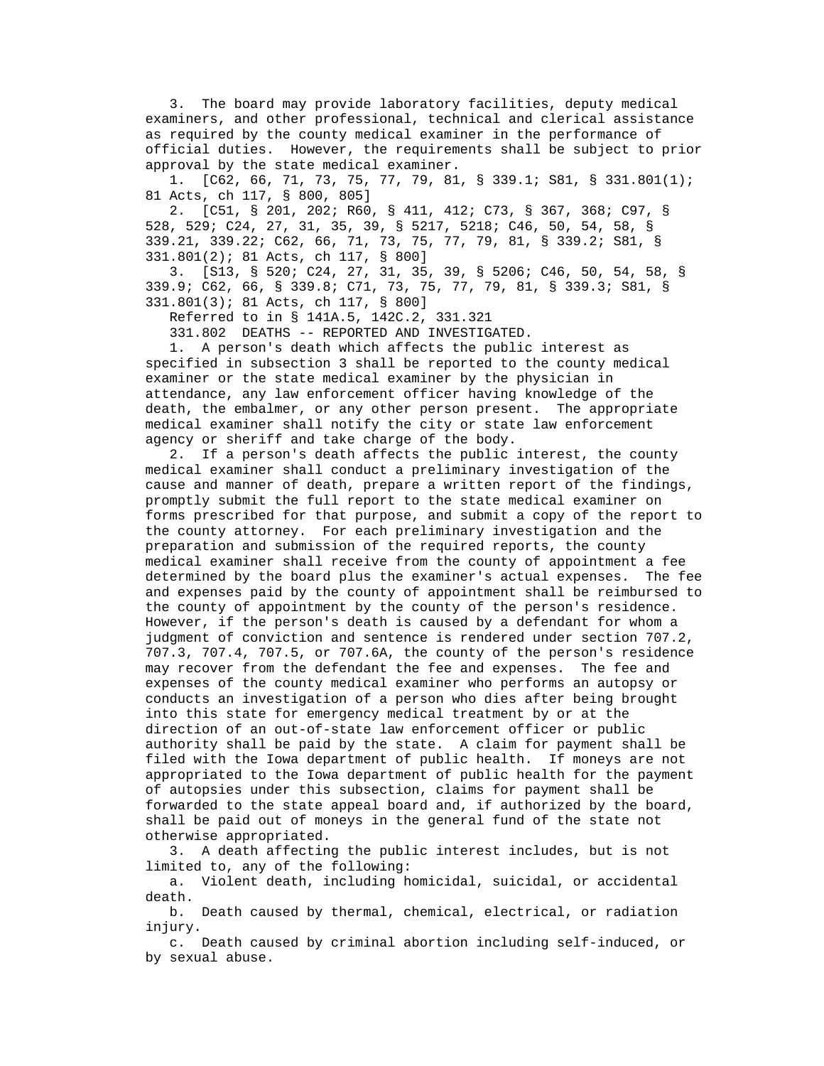3. The board may provide laboratory facilities, deputy medical examiners, and other professional, technical and clerical assistance as required by the county medical examiner in the performance of official duties. However, the requirements shall be subject to prior approval by the state medical examiner.

1. [C62, 66, 71, 73, 75, 77, 79, 81, § 339.1; S81, § 331.801(1); 81 Acts, ch 117, § 800, 805]

2. [C51, § 201, 202; R60, § 411, 412; C73, § 367, 368; C97, § 528, 529; C24, 27, 31, 35, 39, § 5217, 5218; C46, 50, 54, 58, § 339.21, 339.22; C62, 66, 71, 73, 75, 77, 79, 81, § 339.2; S81, § 331.801(2); 81 Acts, ch 117, § 800]

3. [S13, § 520; C24, 27, 31, 35, 39, § 5206; C46, 50, 54, 58, § 339.9; C62, 66, § 339.8; C71, 73, 75, 77, 79, 81, § 339.3; S81, § 331.801(3); 81 Acts, ch 117, § 800]

Referred to in § 141A.5, 142C.2, 331.321

331.802 DEATHS -- REPORTED AND INVESTIGATED.

1. A person's death which affects the public interest as specified in subsection 3 shall be reported to the county medical examiner or the state medical examiner by the physician in attendance, any law enforcement officer having knowledge of the death, the embalmer, or any other person present. The appropriate medical examiner shall notify the city or state law enforcement agency or sheriff and take charge of the body.

2. If a person's death affects the public interest, the county medical examiner shall conduct a preliminary investigation of the cause and manner of death, prepare a written report of the findings, promptly submit the full report to the state medical examiner on forms prescribed for that purpose, and submit a copy of the report to the county attorney. For each preliminary investigation and the preparation and submission of the required reports, the county medical examiner shall receive from the county of appointment a fee determined by the board plus the examiner's actual expenses. The fee and expenses paid by the county of appointment shall be reimbursed to the county of appointment by the county of the person's residence. However, if the person's death is caused by a defendant for whom a judgment of conviction and sentence is rendered under section 707.2, 707.3, 707.4, 707.5, or 707.6A, the county of the person's residence may recover from the defendant the fee and expenses. The fee and expenses of the county medical examiner who performs an autopsy or conducts an investigation of a person who dies after being brought into this state for emergency medical treatment by or at the direction of an out-of-state law enforcement officer or public authority shall be paid by the state. A claim for payment shall be filed with the Iowa department of public health. If moneys are not appropriated to the Iowa department of public health for the payment of autopsies under this subsection, claims for payment shall be forwarded to the state appeal board and, if authorized by the board, shall be paid out of moneys in the general fund of the state not otherwise appropriated.

3. A death affecting the public interest includes, but is not limited to, any of the following:

a. Violent death, including homicidal, suicidal, or accidental death.

b. Death caused by thermal, chemical, electrical, or radiation injury.

c. Death caused by criminal abortion including self-induced, or by sexual abuse.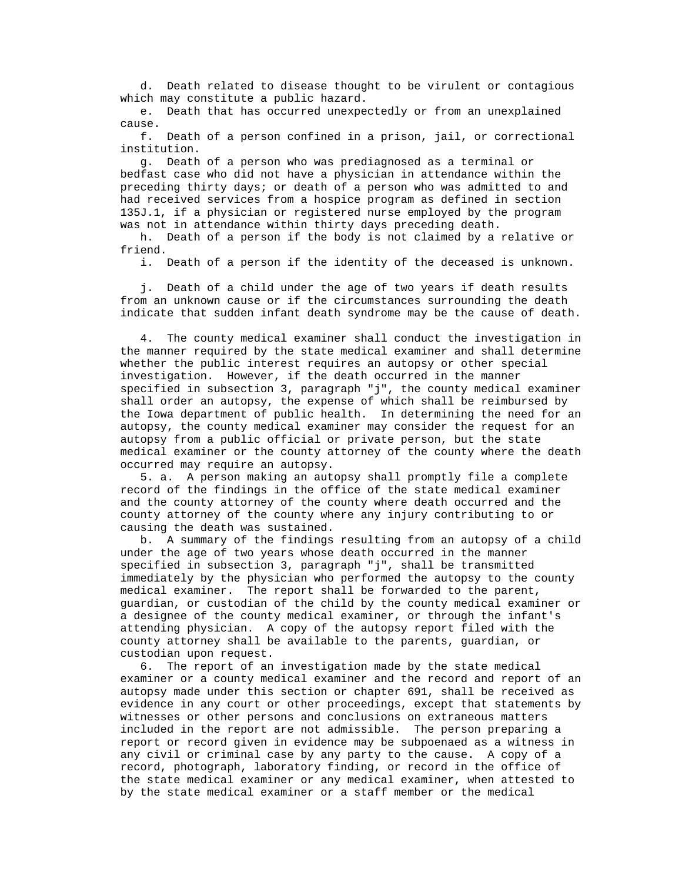d. Death related to disease thought to be virulent or contagious which may constitute a public hazard.

e. Death that has occurred unexpectedly or from an unexplained cause.

f. Death of a person confined in a prison, jail, or correctional institution.

g. Death of a person who was prediagnosed as a terminal or bedfast case who did not have a physician in attendance within the preceding thirty days; or death of a person who was admitted to and had received services from a hospice program as defined in section 135J.1, if a physician or registered nurse employed by the program was not in attendance within thirty days preceding death.

h. Death of a person if the body is not claimed by a relative or friend.

i. Death of a person if the identity of the deceased is unknown.

j. Death of a child under the age of two years if death results from an unknown cause or if the circumstances surrounding the death indicate that sudden infant death syndrome may be the cause of death.

4. The county medical examiner shall conduct the investigation in the manner required by the state medical examiner and shall determine whether the public interest requires an autopsy or other special investigation. However, if the death occurred in the manner specified in subsection 3, paragraph "j", the county medical examiner shall order an autopsy, the expense of which shall be reimbursed by the Iowa department of public health. In determining the need for an autopsy, the county medical examiner may consider the request for an autopsy from a public official or private person, but the state medical examiner or the county attorney of the county where the death occurred may require an autopsy.

5. a. A person making an autopsy shall promptly file a complete record of the findings in the office of the state medical examiner and the county attorney of the county where death occurred and the county attorney of the county where any injury contributing to or causing the death was sustained.

b. A summary of the findings resulting from an autopsy of a child under the age of two years whose death occurred in the manner specified in subsection 3, paragraph "j", shall be transmitted immediately by the physician who performed the autopsy to the county medical examiner. The report shall be forwarded to the parent, guardian, or custodian of the child by the county medical examiner or a designee of the county medical examiner, or through the infant's attending physician. A copy of the autopsy report filed with the county attorney shall be available to the parents, guardian, or custodian upon request.

6. The report of an investigation made by the state medical examiner or a county medical examiner and the record and report of an autopsy made under this section or chapter 691, shall be received as evidence in any court or other proceedings, except that statements by witnesses or other persons and conclusions on extraneous matters included in the report are not admissible. The person preparing a report or record given in evidence may be subpoenaed as a witness in any civil or criminal case by any party to the cause. A copy of a record, photograph, laboratory finding, or record in the office of the state medical examiner or any medical examiner, when attested to by the state medical examiner or a staff member or the medical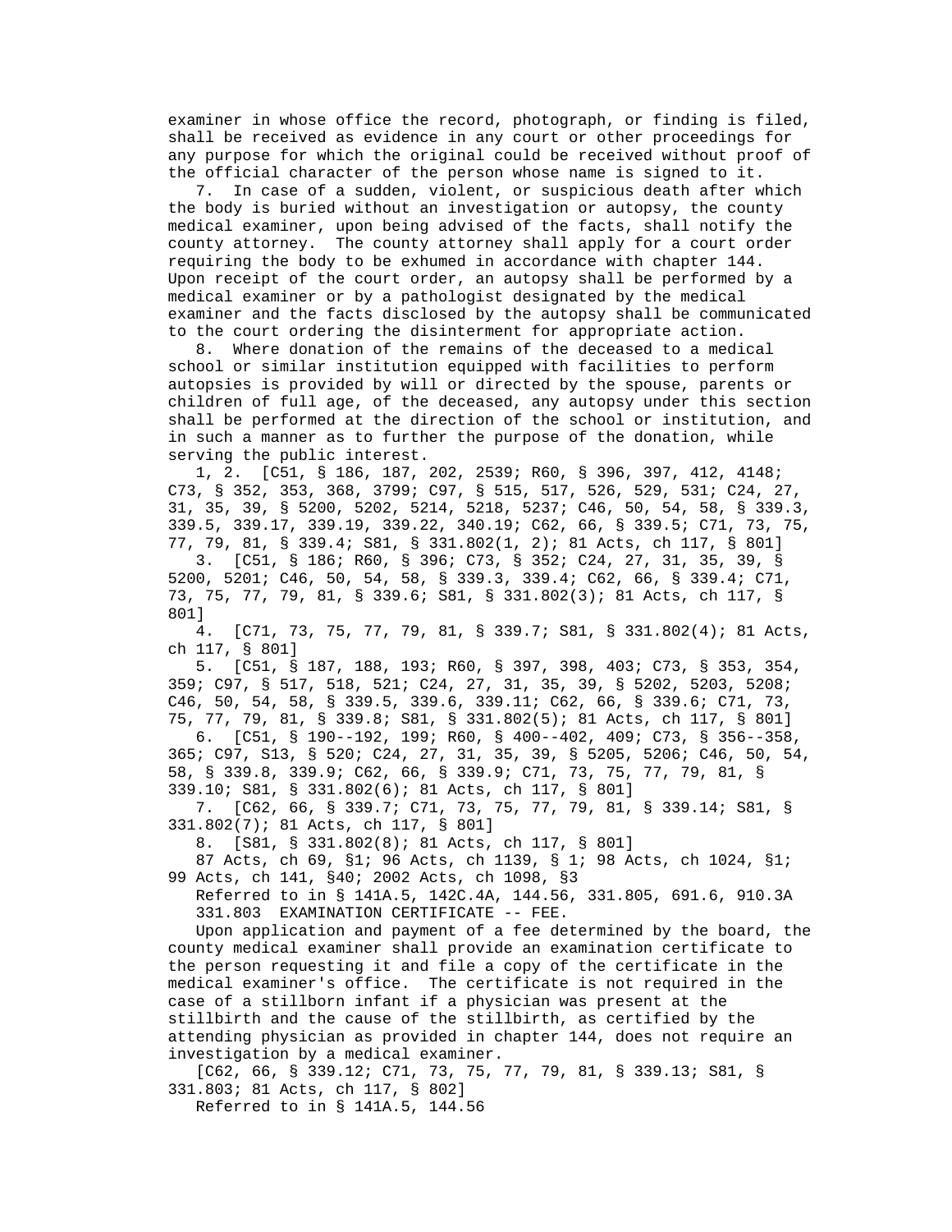examiner in whose office the record, photograph, or finding is filed, shall be received as evidence in any court or other proceedings for any purpose for which the original could be received without proof of the official character of the person whose name is signed to it.

7. In case of a sudden, violent, or suspicious death after which the body is buried without an investigation or autopsy, the county medical examiner, upon being advised of the facts, shall notify the county attorney. The county attorney shall apply for a court order requiring the body to be exhumed in accordance with chapter 144. Upon receipt of the court order, an autopsy shall be performed by a medical examiner or by a pathologist designated by the medical examiner and the facts disclosed by the autopsy shall be communicated to the court ordering the disinterment for appropriate action.

8. Where donation of the remains of the deceased to a medical school or similar institution equipped with facilities to perform autopsies is provided by will or directed by the spouse, parents or children of full age, of the deceased, any autopsy under this section shall be performed at the direction of the school or institution, and in such a manner as to further the purpose of the donation, while serving the public interest.

1, 2. [C51, § 186, 187, 202, 2539; R60, § 396, 397, 412, 4148; C73, § 352, 353, 368, 3799; C97, § 515, 517, 526, 529, 531; C24, 27, 31, 35, 39, § 5200, 5202, 5214, 5218, 5237; C46, 50, 54, 58, § 339.3, 339.5, 339.17, 339.19, 339.22, 340.19; C62, 66, § 339.5; C71, 73, 75, 77, 79, 81, § 339.4; S81, § 331.802(1, 2); 81 Acts, ch 117, § 801]

3. [C51, § 186; R60, § 396; C73, § 352; C24, 27, 31, 35, 39, § 5200, 5201; C46, 50, 54, 58, § 339.3, 339.4; C62, 66, § 339.4; C71, 73, 75, 77, 79, 81, § 339.6; S81, § 331.802(3); 81 Acts, ch 117, § 801]

4. [C71, 73, 75, 77, 79, 81, § 339.7; S81, § 331.802(4); 81 Acts, ch 117, § 801]

5. [C51, § 187, 188, 193; R60, § 397, 398, 403; C73, § 353, 354, 359; C97, § 517, 518, 521; C24, 27, 31, 35, 39, § 5202, 5203, 5208; C46, 50, 54, 58, § 339.5, 339.6, 339.11; C62, 66, § 339.6; C71, 73, 75, 77, 79, 81, § 339.8; S81, § 331.802(5); 81 Acts, ch 117, § 801]

6. [C51, § 190--192, 199; R60, § 400--402, 409; C73, § 356--358, 365; C97, S13, § 520; C24, 27, 31, 35, 39, § 5205, 5206; C46, 50, 54, 58, § 339.8, 339.9; C62, 66, § 339.9; C71, 73, 75, 77, 79, 81, § 339.10; S81, § 331.802(6); 81 Acts, ch 117, § 801]

7. [C62, 66, § 339.7; C71, 73, 75, 77, 79, 81, § 339.14; S81, § 331.802(7); 81 Acts, ch 117, § 801]

8. [S81, § 331.802(8); 81 Acts, ch 117, § 801]

87 Acts, ch 69, §1; 96 Acts, ch 1139, § 1; 98 Acts, ch 1024, §1; 99 Acts, ch 141, §40; 2002 Acts, ch 1098, §3

Referred to in § 141A.5, 142C.4A, 144.56, 331.805, 691.6, 910.3A

331.803 EXAMINATION CERTIFICATE -- FEE.

Upon application and payment of a fee determined by the board, the county medical examiner shall provide an examination certificate to the person requesting it and file a copy of the certificate in the medical examiner's office. The certificate is not required in the case of a stillborn infant if a physician was present at the stillbirth and the cause of the stillbirth, as certified by the attending physician as provided in chapter 144, does not require an investigation by a medical examiner.

[C62, 66, § 339.12; C71, 73, 75, 77, 79, 81, § 339.13; S81, § 331.803; 81 Acts, ch 117, § 802]

Referred to in § 141A.5, 144.56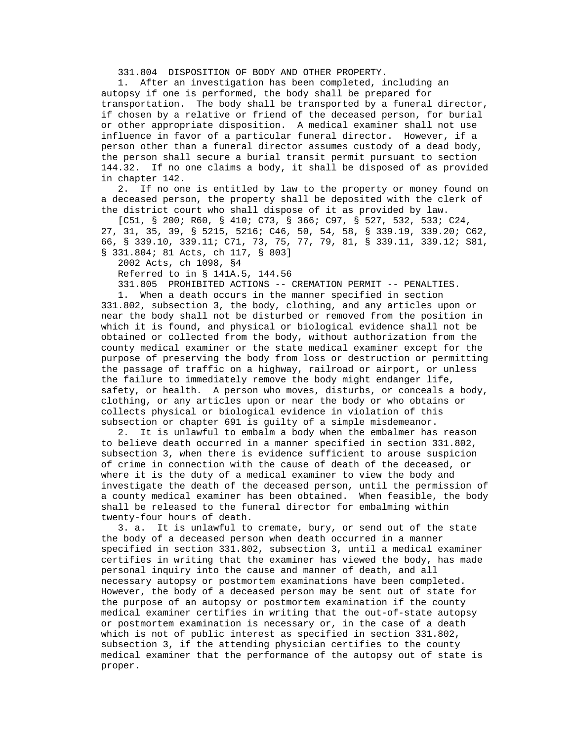331.804 DISPOSITION OF BODY AND OTHER PROPERTY.

1. After an investigation has been completed, including an autopsy if one is performed, the body shall be prepared for transportation. The body shall be transported by a funeral director, if chosen by a relative or friend of the deceased person, for burial or other appropriate disposition. A medical examiner shall not use influence in favor of a particular funeral director. However, if a person other than a funeral director assumes custody of a dead body, the person shall secure a burial transit permit pursuant to section 144.32. If no one claims a body, it shall be disposed of as provided in chapter 142.

2. If no one is entitled by law to the property or money found on a deceased person, the property shall be deposited with the clerk of the district court who shall dispose of it as provided by law.

[C51, § 200; R60, § 410; C73, § 366; C97, § 527, 532, 533; C24, 27, 31, 35, 39, § 5215, 5216; C46, 50, 54, 58, § 339.19, 339.20; C62, 66, § 339.10, 339.11; C71, 73, 75, 77, 79, 81, § 339.11, 339.12; S81, § 331.804; 81 Acts, ch 117, § 803]

2002 Acts, ch 1098, §4

Referred to in § 141A.5, 144.56

331.805 PROHIBITED ACTIONS -- CREMATION PERMIT -- PENALTIES.

1. When a death occurs in the manner specified in section 331.802, subsection 3, the body, clothing, and any articles upon or near the body shall not be disturbed or removed from the position in which it is found, and physical or biological evidence shall not be obtained or collected from the body, without authorization from the county medical examiner or the state medical examiner except for the purpose of preserving the body from loss or destruction or permitting the passage of traffic on a highway, railroad or airport, or unless the failure to immediately remove the body might endanger life, safety, or health. A person who moves, disturbs, or conceals a body, clothing, or any articles upon or near the body or who obtains or collects physical or biological evidence in violation of this subsection or chapter 691 is guilty of a simple misdemeanor.

2. It is unlawful to embalm a body when the embalmer has reason to believe death occurred in a manner specified in section 331.802, subsection 3, when there is evidence sufficient to arouse suspicion of crime in connection with the cause of death of the deceased, or where it is the duty of a medical examiner to view the body and investigate the death of the deceased person, until the permission of a county medical examiner has been obtained. When feasible, the body shall be released to the funeral director for embalming within twenty-four hours of death.

3. a. It is unlawful to cremate, bury, or send out of the state the body of a deceased person when death occurred in a manner specified in section 331.802, subsection 3, until a medical examiner certifies in writing that the examiner has viewed the body, has made personal inquiry into the cause and manner of death, and all necessary autopsy or postmortem examinations have been completed. However, the body of a deceased person may be sent out of state for the purpose of an autopsy or postmortem examination if the county medical examiner certifies in writing that the out-of-state autopsy or postmortem examination is necessary or, in the case of a death which is not of public interest as specified in section 331.802, subsection 3, if the attending physician certifies to the county medical examiner that the performance of the autopsy out of state is proper.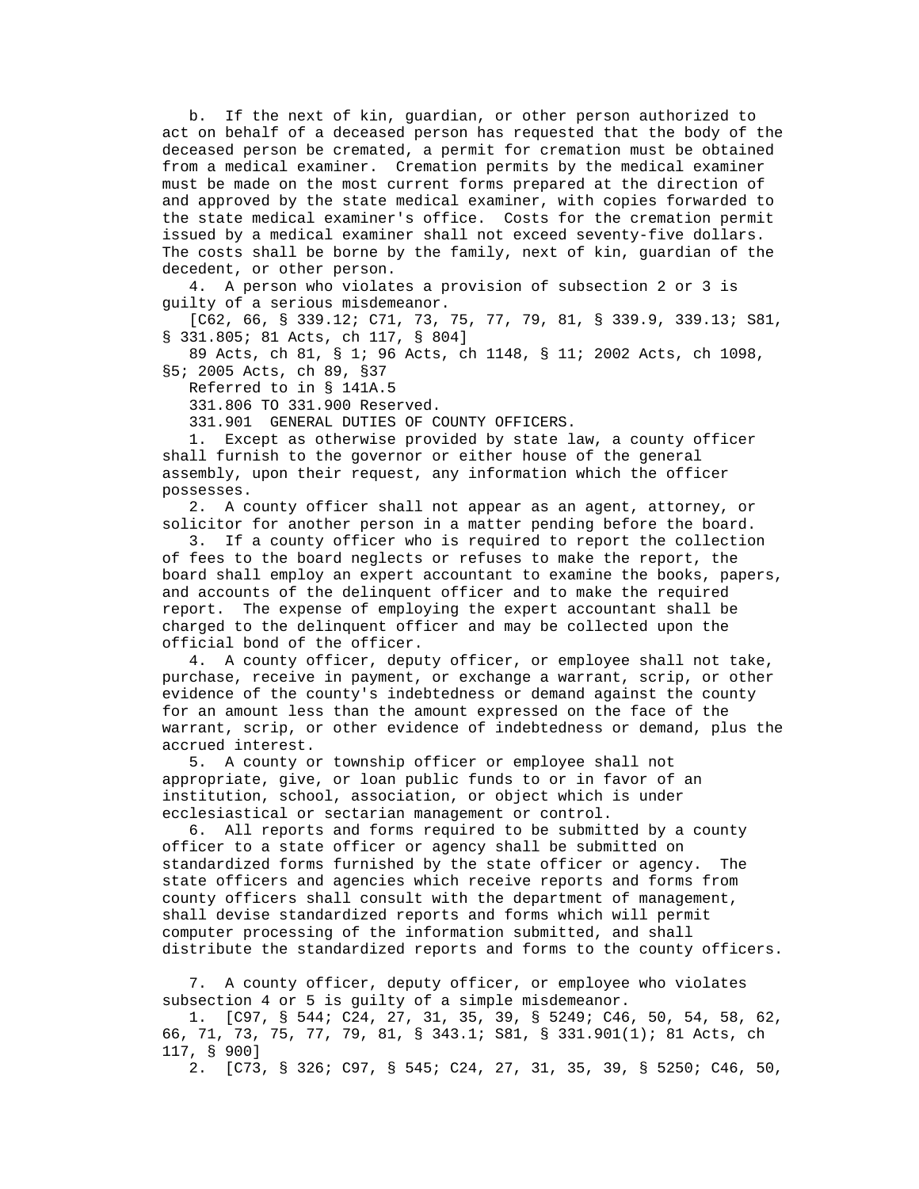b. If the next of kin, guardian, or other person authorized to act on behalf of a deceased person has requested that the body of the deceased person be cremated, a permit for cremation must be obtained from a medical examiner. Cremation permits by the medical examiner must be made on the most current forms prepared at the direction of and approved by the state medical examiner, with copies forwarded to the state medical examiner's office. Costs for the cremation permit issued by a medical examiner shall not exceed seventy-five dollars. The costs shall be borne by the family, next of kin, guardian of the decedent, or other person.

4. A person who violates a provision of subsection 2 or 3 is guilty of a serious misdemeanor.

[C62, 66, § 339.12; C71, 73, 75, 77, 79, 81, § 339.9, 339.13; S81, § 331.805; 81 Acts, ch 117, § 804]

89 Acts, ch 81, § 1; 96 Acts, ch 1148, § 11; 2002 Acts, ch 1098, §5; 2005 Acts, ch 89, §37

Referred to in § 141A.5

331.806 TO 331.900 Reserved.

331.901 GENERAL DUTIES OF COUNTY OFFICERS.

1. Except as otherwise provided by state law, a county officer shall furnish to the governor or either house of the general assembly, upon their request, any information which the officer possesses.

2. A county officer shall not appear as an agent, attorney, or solicitor for another person in a matter pending before the board.

3. If a county officer who is required to report the collection of fees to the board neglects or refuses to make the report, the board shall employ an expert accountant to examine the books, papers, and accounts of the delinquent officer and to make the required report. The expense of employing the expert accountant shall be charged to the delinquent officer and may be collected upon the official bond of the officer.

4. A county officer, deputy officer, or employee shall not take, purchase, receive in payment, or exchange a warrant, scrip, or other evidence of the county's indebtedness or demand against the county for an amount less than the amount expressed on the face of the warrant, scrip, or other evidence of indebtedness or demand, plus the accrued interest.

5. A county or township officer or employee shall not appropriate, give, or loan public funds to or in favor of an institution, school, association, or object which is under ecclesiastical or sectarian management or control.

6. All reports and forms required to be submitted by a county officer to a state officer or agency shall be submitted on standardized forms furnished by the state officer or agency. The state officers and agencies which receive reports and forms from county officers shall consult with the department of management, shall devise standardized reports and forms which will permit computer processing of the information submitted, and shall distribute the standardized reports and forms to the county officers.

7. A county officer, deputy officer, or employee who violates subsection 4 or 5 is guilty of a simple misdemeanor.

1. [C97, § 544; C24, 27, 31, 35, 39, § 5249; C46, 50, 54, 58, 62, 66, 71, 73, 75, 77, 79, 81, § 343.1; S81, § 331.901(1); 81 Acts, ch 117, § 900]

2. [C73, § 326; C97, § 545; C24, 27, 31, 35, 39, § 5250; C46, 50,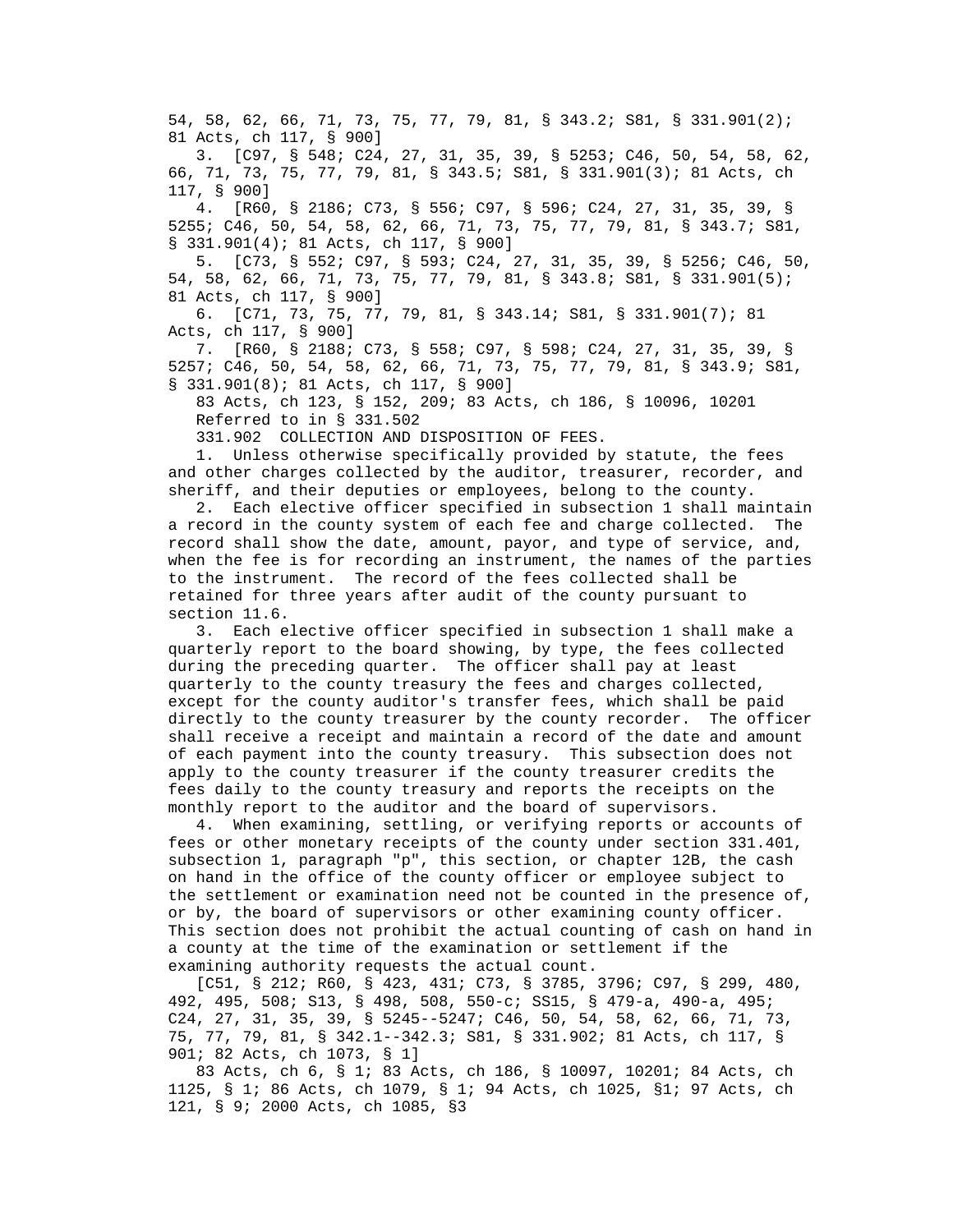54, 58, 62, 66, 71, 73, 75, 77, 79, 81, § 343.2; S81, § 331.901(2); 81 Acts, ch 117, § 900]

3. [C97, § 548; C24, 27, 31, 35, 39, § 5253; C46, 50, 54, 58, 62, 66, 71, 73, 75, 77, 79, 81, § 343.5; S81, § 331.901(3); 81 Acts, ch 117, § 900]

4. [R60, § 2186; C73, § 556; C97, § 596; C24, 27, 31, 35, 39, § 5255; C46, 50, 54, 58, 62, 66, 71, 73, 75, 77, 79, 81, § 343.7; S81, § 331.901(4); 81 Acts, ch 117, § 900]

5. [C73, § 552; C97, § 593; C24, 27, 31, 35, 39, § 5256; C46, 50, 54, 58, 62, 66, 71, 73, 75, 77, 79, 81, § 343.8; S81, § 331.901(5); 81 Acts, ch 117, § 900]

6. [C71, 73, 75, 77, 79, 81, § 343.14; S81, § 331.901(7); 81 Acts, ch 117, § 900]

7. [R60, § 2188; C73, § 558; C97, § 598; C24, 27, 31, 35, 39, § 5257; C46, 50, 54, 58, 62, 66, 71, 73, 75, 77, 79, 81, § 343.9; S81, § 331.901(8); 81 Acts, ch 117, § 900]

83 Acts, ch 123, § 152, 209; 83 Acts, ch 186, § 10096, 10201

Referred to in § 331.502

331.902 COLLECTION AND DISPOSITION OF FEES.

1. Unless otherwise specifically provided by statute, the fees and other charges collected by the auditor, treasurer, recorder, and sheriff, and their deputies or employees, belong to the county.

2. Each elective officer specified in subsection 1 shall maintain a record in the county system of each fee and charge collected. The record shall show the date, amount, payor, and type of service, and, when the fee is for recording an instrument, the names of the parties to the instrument. The record of the fees collected shall be retained for three years after audit of the county pursuant to section 11.6.

3. Each elective officer specified in subsection 1 shall make a quarterly report to the board showing, by type, the fees collected during the preceding quarter. The officer shall pay at least quarterly to the county treasury the fees and charges collected, except for the county auditor's transfer fees, which shall be paid directly to the county treasurer by the county recorder. The officer shall receive a receipt and maintain a record of the date and amount of each payment into the county treasury. This subsection does not apply to the county treasurer if the county treasurer credits the fees daily to the county treasury and reports the receipts on the monthly report to the auditor and the board of supervisors.

4. When examining, settling, or verifying reports or accounts of fees or other monetary receipts of the county under section 331.401, subsection 1, paragraph "p", this section, or chapter 12B, the cash on hand in the office of the county officer or employee subject to the settlement or examination need not be counted in the presence of, or by, the board of supervisors or other examining county officer. This section does not prohibit the actual counting of cash on hand in a county at the time of the examination or settlement if the examining authority requests the actual count.

[C51, § 212; R60, § 423, 431; C73, § 3785, 3796; C97, § 299, 480, 492, 495, 508; S13, § 498, 508, 550-c; SS15, § 479-a, 490-a, 495; C24, 27, 31, 35, 39, § 5245--5247; C46, 50, 54, 58, 62, 66, 71, 73, 75, 77, 79, 81, § 342.1--342.3; S81, § 331.902; 81 Acts, ch 117, § 901; 82 Acts, ch 1073, § 1]

83 Acts, ch 6, § 1; 83 Acts, ch 186, § 10097, 10201; 84 Acts, ch 1125, § 1; 86 Acts, ch 1079, § 1; 94 Acts, ch 1025, §1; 97 Acts, ch 121, § 9; 2000 Acts, ch 1085, §3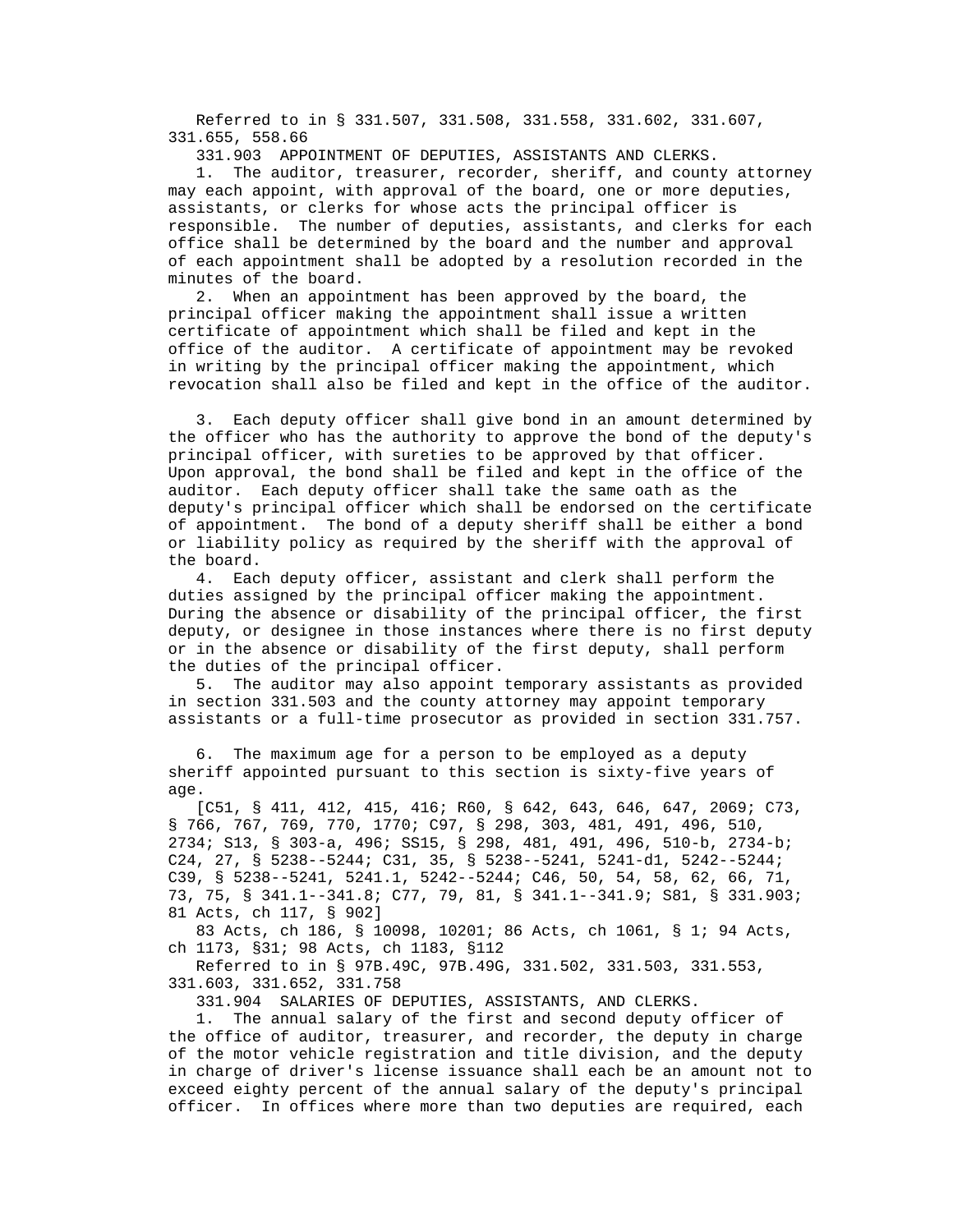Referred to in § 331.507, 331.508, 331.558, 331.602, 331.607, 331.655, 558.66

331.903 APPOINTMENT OF DEPUTIES, ASSISTANTS AND CLERKS.

1. The auditor, treasurer, recorder, sheriff, and county attorney may each appoint, with approval of the board, one or more deputies, assistants, or clerks for whose acts the principal officer is responsible. The number of deputies, assistants, and clerks for each office shall be determined by the board and the number and approval of each appointment shall be adopted by a resolution recorded in the minutes of the board.

2. When an appointment has been approved by the board, the principal officer making the appointment shall issue a written certificate of appointment which shall be filed and kept in the office of the auditor. A certificate of appointment may be revoked in writing by the principal officer making the appointment, which revocation shall also be filed and kept in the office of the auditor.

3. Each deputy officer shall give bond in an amount determined by the officer who has the authority to approve the bond of the deputy's principal officer, with sureties to be approved by that officer. Upon approval, the bond shall be filed and kept in the office of the auditor. Each deputy officer shall take the same oath as the deputy's principal officer which shall be endorsed on the certificate of appointment. The bond of a deputy sheriff shall be either a bond or liability policy as required by the sheriff with the approval of the board.

4. Each deputy officer, assistant and clerk shall perform the duties assigned by the principal officer making the appointment. During the absence or disability of the principal officer, the first deputy, or designee in those instances where there is no first deputy or in the absence or disability of the first deputy, shall perform the duties of the principal officer.

5. The auditor may also appoint temporary assistants as provided in section 331.503 and the county attorney may appoint temporary assistants or a full-time prosecutor as provided in section 331.757.

6. The maximum age for a person to be employed as a deputy sheriff appointed pursuant to this section is sixty-five years of age.

[C51, § 411, 412, 415, 416; R60, § 642, 643, 646, 647, 2069; C73, § 766, 767, 769, 770, 1770; C97, § 298, 303, 481, 491, 496, 510, 2734; S13, § 303-a, 496; SS15, § 298, 481, 491, 496, 510-b, 2734-b; C24, 27, § 5238--5244; C31, 35, § 5238--5241, 5241-d1, 5242--5244; C39, § 5238--5241, 5241.1, 5242--5244; C46, 50, 54, 58, 62, 66, 71, 73, 75, § 341.1--341.8; C77, 79, 81, § 341.1--341.9; S81, § 331.903; 81 Acts, ch 117, § 902]

83 Acts, ch 186, § 10098, 10201; 86 Acts, ch 1061, § 1; 94 Acts, ch 1173, §31; 98 Acts, ch 1183, §112

Referred to in § 97B.49C, 97B.49G, 331.502, 331.503, 331.553, 331.603, 331.652, 331.758

331.904 SALARIES OF DEPUTIES, ASSISTANTS, AND CLERKS.

1. The annual salary of the first and second deputy officer of the office of auditor, treasurer, and recorder, the deputy in charge of the motor vehicle registration and title division, and the deputy in charge of driver's license issuance shall each be an amount not to exceed eighty percent of the annual salary of the deputy's principal officer. In offices where more than two deputies are required, each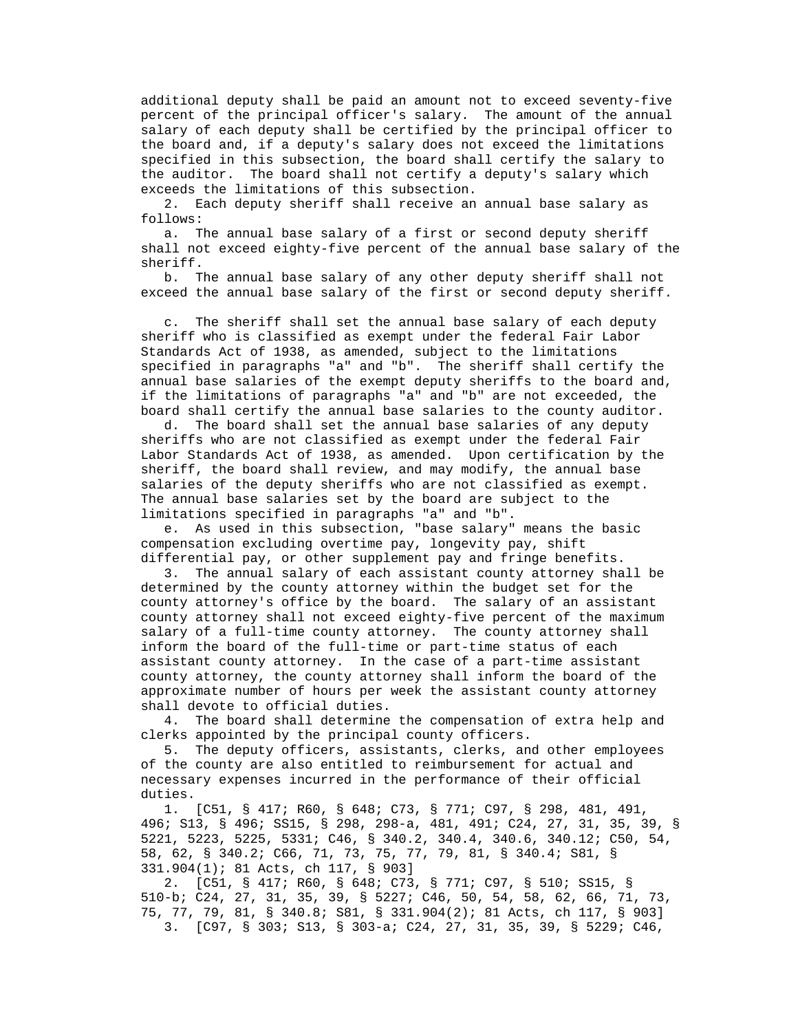additional deputy shall be paid an amount not to exceed seventy-five percent of the principal officer's salary. The amount of the annual salary of each deputy shall be certified by the principal officer to the board and, if a deputy's salary does not exceed the limitations specified in this subsection, the board shall certify the salary to the auditor. The board shall not certify a deputy's salary which exceeds the limitations of this subsection.

2. Each deputy sheriff shall receive an annual base salary as follows:

a. The annual base salary of a first or second deputy sheriff shall not exceed eighty-five percent of the annual base salary of the sheriff.

b. The annual base salary of any other deputy sheriff shall not exceed the annual base salary of the first or second deputy sheriff.

c. The sheriff shall set the annual base salary of each deputy sheriff who is classified as exempt under the federal Fair Labor Standards Act of 1938, as amended, subject to the limitations specified in paragraphs "a" and "b". The sheriff shall certify the annual base salaries of the exempt deputy sheriffs to the board and, if the limitations of paragraphs "a" and "b" are not exceeded, the board shall certify the annual base salaries to the county auditor.

d. The board shall set the annual base salaries of any deputy sheriffs who are not classified as exempt under the federal Fair Labor Standards Act of 1938, as amended. Upon certification by the sheriff, the board shall review, and may modify, the annual base salaries of the deputy sheriffs who are not classified as exempt. The annual base salaries set by the board are subject to the limitations specified in paragraphs "a" and "b".

e. As used in this subsection, "base salary" means the basic compensation excluding overtime pay, longevity pay, shift differential pay, or other supplement pay and fringe benefits.

3. The annual salary of each assistant county attorney shall be determined by the county attorney within the budget set for the county attorney's office by the board. The salary of an assistant county attorney shall not exceed eighty-five percent of the maximum salary of a full-time county attorney. The county attorney shall inform the board of the full-time or part-time status of each assistant county attorney. In the case of a part-time assistant county attorney, the county attorney shall inform the board of the approximate number of hours per week the assistant county attorney shall devote to official duties.

4. The board shall determine the compensation of extra help and clerks appointed by the principal county officers.

5. The deputy officers, assistants, clerks, and other employees of the county are also entitled to reimbursement for actual and necessary expenses incurred in the performance of their official duties.

1. [C51, § 417; R60, § 648; C73, § 771; C97, § 298, 481, 491, 496; S13, § 496; SS15, § 298, 298-a, 481, 491; C24, 27, 31, 35, 39, § 5221, 5223, 5225, 5331; C46, § 340.2, 340.4, 340.6, 340.12; C50, 54, 58, 62, § 340.2; C66, 71, 73, 75, 77, 79, 81, § 340.4; S81, § 331.904(1); 81 Acts, ch 117, § 903]

2. [C51, § 417; R60, § 648; C73, § 771; C97, § 510; SS15, § 510-b; C24, 27, 31, 35, 39, § 5227; C46, 50, 54, 58, 62, 66, 71, 73, 75, 77, 79, 81, § 340.8; S81, § 331.904(2); 81 Acts, ch 117, § 903]

3. [C97, § 303; S13, § 303-a; C24, 27, 31, 35, 39, § 5229; C46,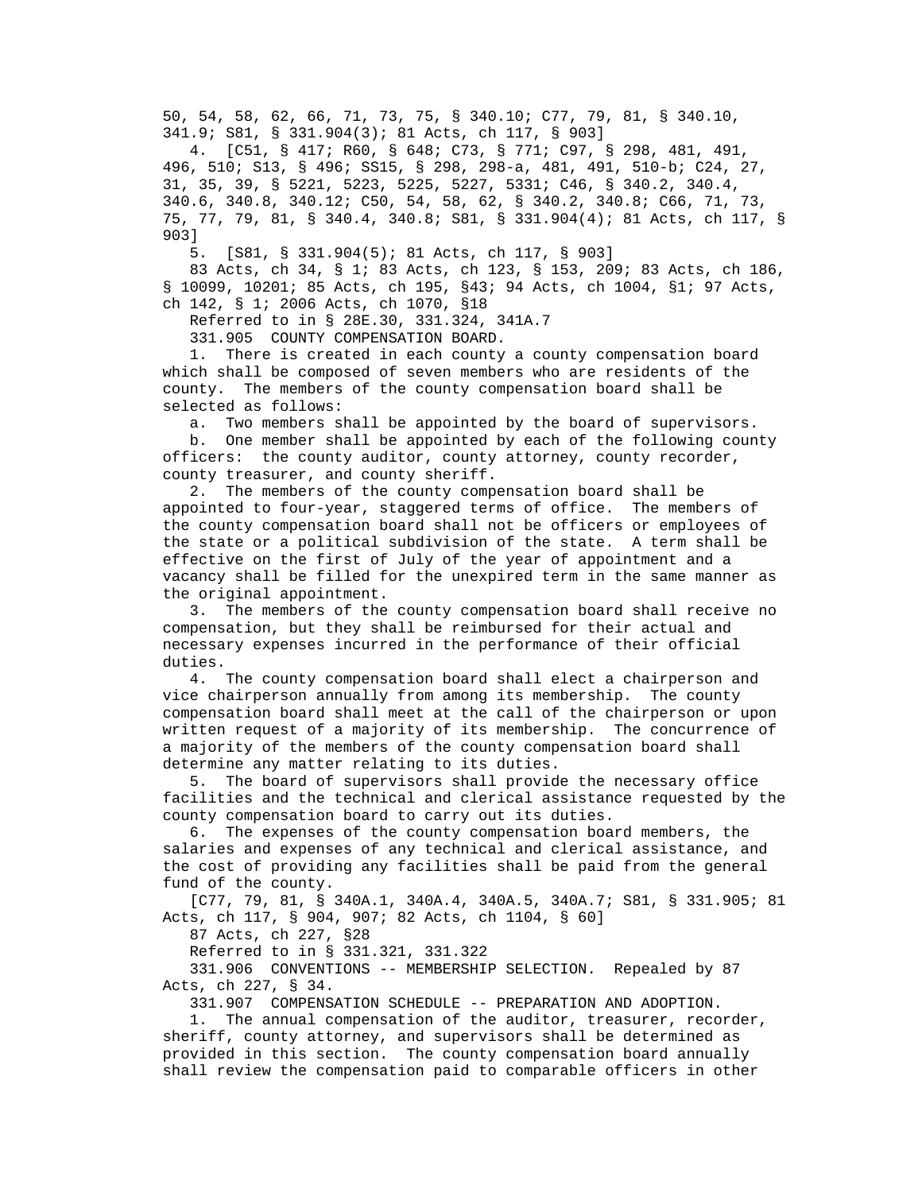50, 54, 58, 62, 66, 71, 73, 75, § 340.10; C77, 79, 81, § 340.10, 341.9; S81, § 331.904(3); 81 Acts, ch 117, § 903]

4. [C51, § 417; R60, § 648; C73, § 771; C97, § 298, 481, 491, 496, 510; S13, § 496; SS15, § 298, 298-a, 481, 491, 510-b; C24, 27, 31, 35, 39, § 5221, 5223, 5225, 5227, 5331; C46, § 340.2, 340.4, 340.6, 340.8, 340.12; C50, 54, 58, 62, § 340.2, 340.8; C66, 71, 73, 75, 77, 79, 81, § 340.4, 340.8; S81, § 331.904(4); 81 Acts, ch 117, § 903]

5. [S81, § 331.904(5); 81 Acts, ch 117, § 903]

83 Acts, ch 34, § 1; 83 Acts, ch 123, § 153, 209; 83 Acts, ch 186, § 10099, 10201; 85 Acts, ch 195, §43; 94 Acts, ch 1004, §1; 97 Acts, ch 142, § 1; 2006 Acts, ch 1070, §18

Referred to in § 28E.30, 331.324, 341A.7

331.905 COUNTY COMPENSATION BOARD.

1. There is created in each county a county compensation board which shall be composed of seven members who are residents of the county. The members of the county compensation board shall be selected as follows:

a. Two members shall be appointed by the board of supervisors.

b. One member shall be appointed by each of the following county officers: the county auditor, county attorney, county recorder, county treasurer, and county sheriff.

2. The members of the county compensation board shall be appointed to four-year, staggered terms of office. The members of the county compensation board shall not be officers or employees of the state or a political subdivision of the state. A term shall be effective on the first of July of the year of appointment and a vacancy shall be filled for the unexpired term in the same manner as the original appointment.

3. The members of the county compensation board shall receive no compensation, but they shall be reimbursed for their actual and necessary expenses incurred in the performance of their official duties.

4. The county compensation board shall elect a chairperson and vice chairperson annually from among its membership. The county compensation board shall meet at the call of the chairperson or upon written request of a majority of its membership. The concurrence of a majority of the members of the county compensation board shall determine any matter relating to its duties.

5. The board of supervisors shall provide the necessary office facilities and the technical and clerical assistance requested by the county compensation board to carry out its duties.

6. The expenses of the county compensation board members, the salaries and expenses of any technical and clerical assistance, and the cost of providing any facilities shall be paid from the general fund of the county.

[C77, 79, 81, § 340A.1, 340A.4, 340A.5, 340A.7; S81, § 331.905; 81 Acts, ch 117, § 904, 907; 82 Acts, ch 1104, § 60]

87 Acts, ch 227, §28

Referred to in § 331.321, 331.322

331.906 CONVENTIONS -- MEMBERSHIP SELECTION. Repealed by 87 Acts, ch 227, § 34.

331.907 COMPENSATION SCHEDULE -- PREPARATION AND ADOPTION.

1. The annual compensation of the auditor, treasurer, recorder, sheriff, county attorney, and supervisors shall be determined as provided in this section. The county compensation board annually shall review the compensation paid to comparable officers in other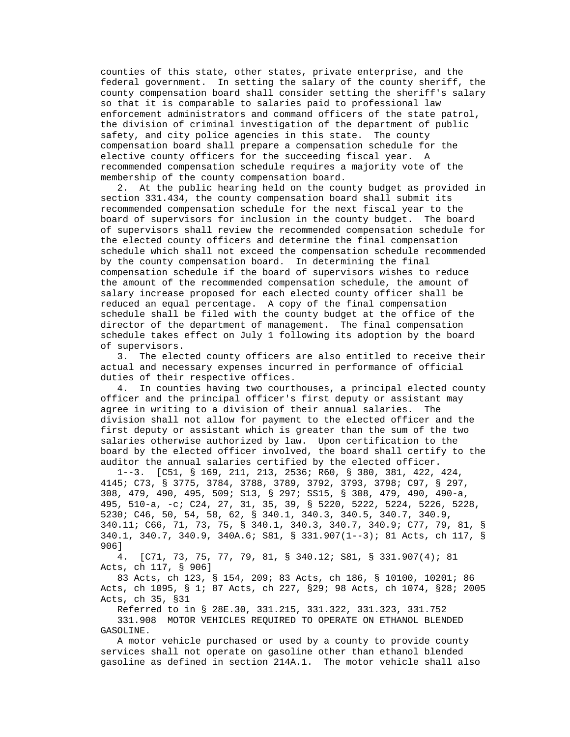counties of this state, other states, private enterprise, and the federal government. In setting the salary of the county sheriff, the county compensation board shall consider setting the sheriff's salary so that it is comparable to salaries paid to professional law enforcement administrators and command officers of the state patrol, the division of criminal investigation of the department of public safety, and city police agencies in this state. The county compensation board shall prepare a compensation schedule for the elective county officers for the succeeding fiscal year. A recommended compensation schedule requires a majority vote of the membership of the county compensation board.

2. At the public hearing held on the county budget as provided in section 331.434, the county compensation board shall submit its recommended compensation schedule for the next fiscal year to the board of supervisors for inclusion in the county budget. The board of supervisors shall review the recommended compensation schedule for the elected county officers and determine the final compensation schedule which shall not exceed the compensation schedule recommended by the county compensation board. In determining the final compensation schedule if the board of supervisors wishes to reduce the amount of the recommended compensation schedule, the amount of salary increase proposed for each elected county officer shall be reduced an equal percentage. A copy of the final compensation schedule shall be filed with the county budget at the office of the director of the department of management. The final compensation schedule takes effect on July 1 following its adoption by the board of supervisors.

3. The elected county officers are also entitled to receive their actual and necessary expenses incurred in performance of official duties of their respective offices.

4. In counties having two courthouses, a principal elected county officer and the principal officer's first deputy or assistant may agree in writing to a division of their annual salaries. The division shall not allow for payment to the elected officer and the first deputy or assistant which is greater than the sum of the two salaries otherwise authorized by law. Upon certification to the board by the elected officer involved, the board shall certify to the auditor the annual salaries certified by the elected officer.

1--3. [C51, § 169, 211, 213, 2536; R60, § 380, 381, 422, 424, 4145; C73, § 3775, 3784, 3788, 3789, 3792, 3793, 3798; C97, § 297, 308, 479, 490, 495, 509; S13, § 297; SS15, § 308, 479, 490, 490-a, 495, 510-a, -c; C24, 27, 31, 35, 39, § 5220, 5222, 5224, 5226, 5228, 5230; C46, 50, 54, 58, 62, § 340.1, 340.3, 340.5, 340.7, 340.9, 340.11; C66, 71, 73, 75, § 340.1, 340.3, 340.7, 340.9; C77, 79, 81, § 340.1, 340.7, 340.9, 340A.6; S81, § 331.907(1--3); 81 Acts, ch 117, § 906]

4. [C71, 73, 75, 77, 79, 81, § 340.12; S81, § 331.907(4); 81 Acts, ch 117, § 906]

83 Acts, ch 123, § 154, 209; 83 Acts, ch 186, § 10100, 10201; 86 Acts, ch 1095, § 1; 87 Acts, ch 227, §29; 98 Acts, ch 1074, §28; 2005 Acts, ch 35, §31

Referred to in § 28E.30, 331.215, 331.322, 331.323, 331.752

331.908 MOTOR VEHICLES REQUIRED TO OPERATE ON ETHANOL BLENDED GASOLINE.

A motor vehicle purchased or used by a county to provide county services shall not operate on gasoline other than ethanol blended gasoline as defined in section 214A.1. The motor vehicle shall also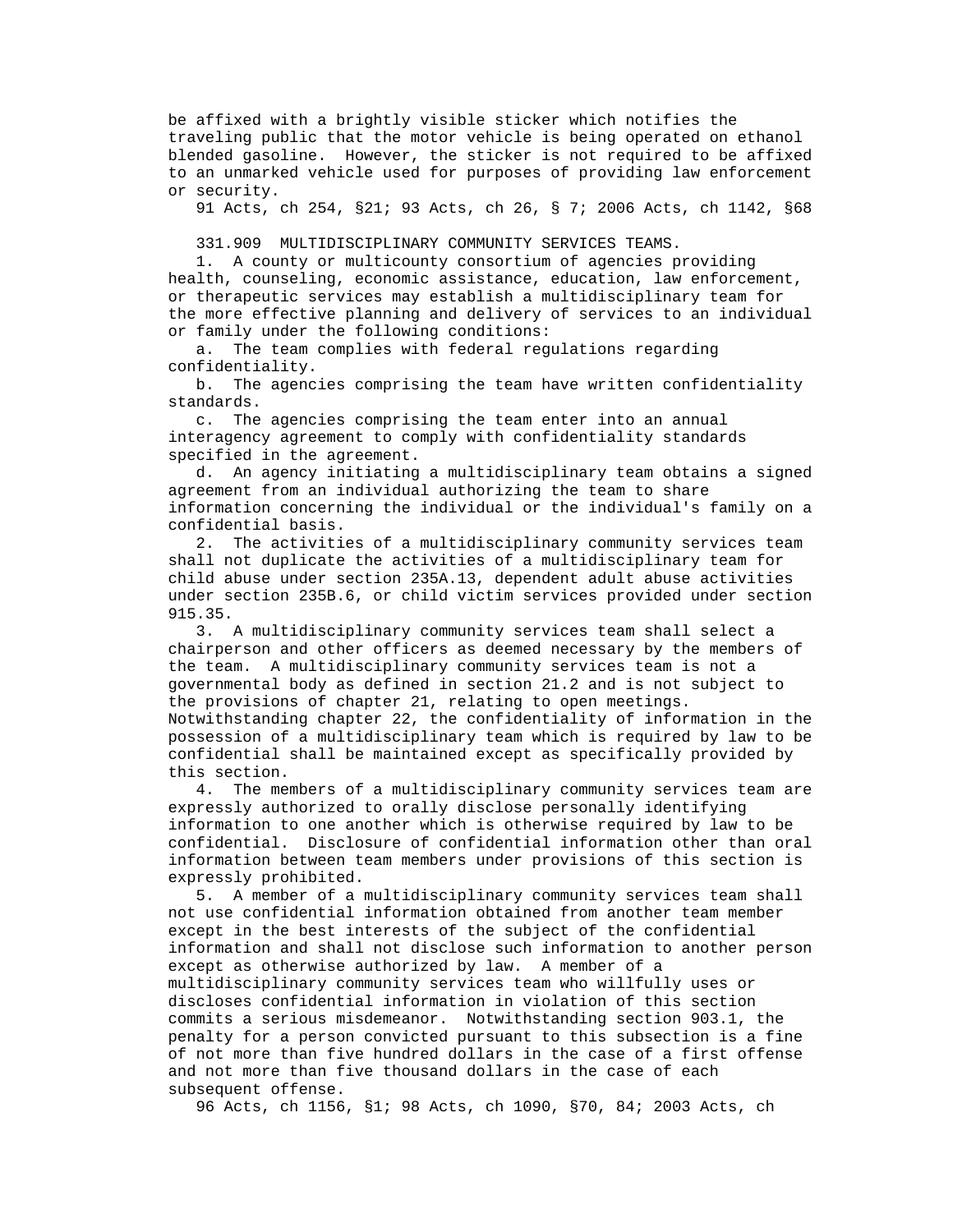be affixed with a brightly visible sticker which notifies the traveling public that the motor vehicle is being operated on ethanol blended gasoline. However, the sticker is not required to be affixed to an unmarked vehicle used for purposes of providing law enforcement or security.

91 Acts, ch 254, §21; 93 Acts, ch 26, § 7; 2006 Acts, ch 1142, §68

331.909 MULTIDISCIPLINARY COMMUNITY SERVICES TEAMS.

1. A county or multicounty consortium of agencies providing health, counseling, economic assistance, education, law enforcement, or therapeutic services may establish a multidisciplinary team for the more effective planning and delivery of services to an individual or family under the following conditions:

a. The team complies with federal regulations regarding confidentiality.

b. The agencies comprising the team have written confidentiality standards.

c. The agencies comprising the team enter into an annual interagency agreement to comply with confidentiality standards specified in the agreement.

d. An agency initiating a multidisciplinary team obtains a signed agreement from an individual authorizing the team to share information concerning the individual or the individual's family on a confidential basis.

2. The activities of a multidisciplinary community services team shall not duplicate the activities of a multidisciplinary team for child abuse under section 235A.13, dependent adult abuse activities under section 235B.6, or child victim services provided under section 915.35.

3. A multidisciplinary community services team shall select a chairperson and other officers as deemed necessary by the members of the team. A multidisciplinary community services team is not a governmental body as defined in section 21.2 and is not subject to the provisions of chapter 21, relating to open meetings. Notwithstanding chapter 22, the confidentiality of information in the possession of a multidisciplinary team which is required by law to be confidential shall be maintained except as specifically provided by this section.

4. The members of a multidisciplinary community services team are expressly authorized to orally disclose personally identifying information to one another which is otherwise required by law to be confidential. Disclosure of confidential information other than oral information between team members under provisions of this section is expressly prohibited.

5. A member of a multidisciplinary community services team shall not use confidential information obtained from another team member except in the best interests of the subject of the confidential information and shall not disclose such information to another person except as otherwise authorized by law. A member of a multidisciplinary community services team who willfully uses or discloses confidential information in violation of this section commits a serious misdemeanor. Notwithstanding section 903.1, the penalty for a person convicted pursuant to this subsection is a fine of not more than five hundred dollars in the case of a first offense and not more than five thousand dollars in the case of each subsequent offense.

96 Acts, ch 1156, §1; 98 Acts, ch 1090, §70, 84; 2003 Acts, ch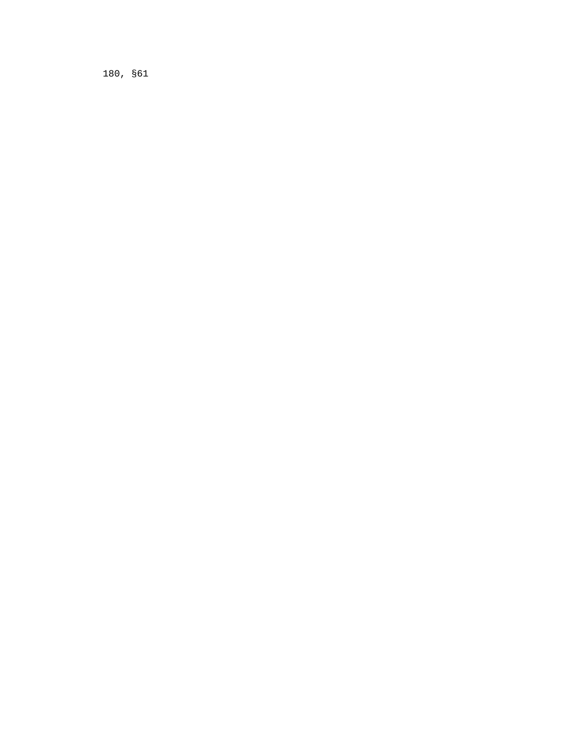180, §61